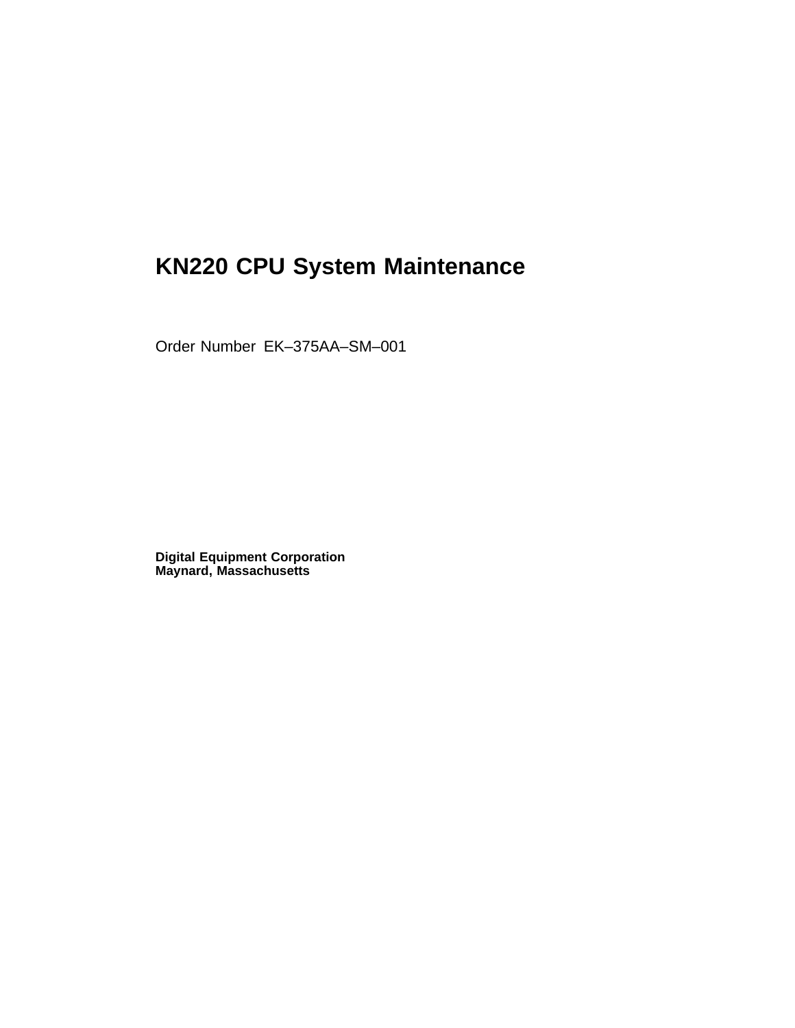# KN220 CPU System Maintenance

Order Number EK–375AA–SM–001

**Digital Equipment Corporation**
**Maynard, Massachusetts**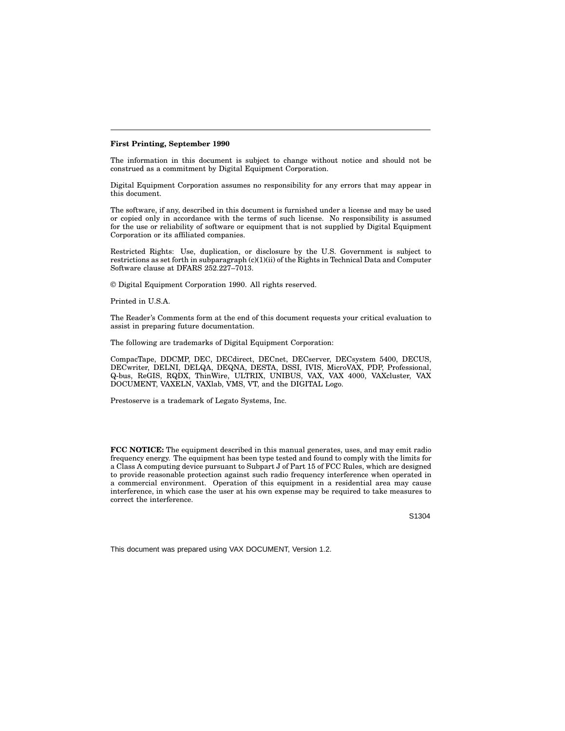**First Printing, September 1990**

The information in this document is subject to change without notice and should not be construed as a commitment by Digital Equipment Corporation.

Digital Equipment Corporation assumes no responsibility for any errors that may appear in this document.

The software, if any, described in this document is furnished under a license and may be used or copied only in accordance with the terms of such license. No responsibility is assumed for the use or reliability of software or equipment that is not supplied by Digital Equipment Corporation or its affiliated companies.

Restricted Rights: Use, duplication, or disclosure by the U.S. Government is subject to restrictions as set forth in subparagraph (c)(1)(ii) of the Rights in Technical Data and Computer Software clause at DFARS 252.227–7013.

© Digital Equipment Corporation 1990. All rights reserved.

Printed in U.S.A.

The Reader's Comments form at the end of this document requests your critical evaluation to assist in preparing future documentation.

The following are trademarks of Digital Equipment Corporation:

CompacTape, DDCMP, DEC, DECdirect, DECnet, DECserver, DECsystem 5400, DECUS, DECwriter, DELNI, DELQA, DEQNA, DESTA, DSSI, IVIS, MicroVAX, PDP, Professional, Q-bus, ReGIS, RQDX, ThinWire, ULTRIX, UNIBUS, VAX, VAX 4000, VAXcluster, VAX DOCUMENT, VAXELN, VAXlab, VMS, VT, and the DIGITAL Logo.

Prestoserve is a trademark of Legato Systems, Inc.

**FCC NOTICE:** The equipment described in this manual generates, uses, and may emit radio frequency energy. The equipment has been type tested and found to comply with the limits for a Class A computing device pursuant to Subpart J of Part 15 of FCC Rules, which are designed to provide reasonable protection against such radio frequency interference when operated in a commercial environment. Operation of this equipment in a residential area may cause interference, in which case the user at his own expense may be required to take measures to correct the interference.

S1304

This document was prepared using VAX DOCUMENT, Version 1.2.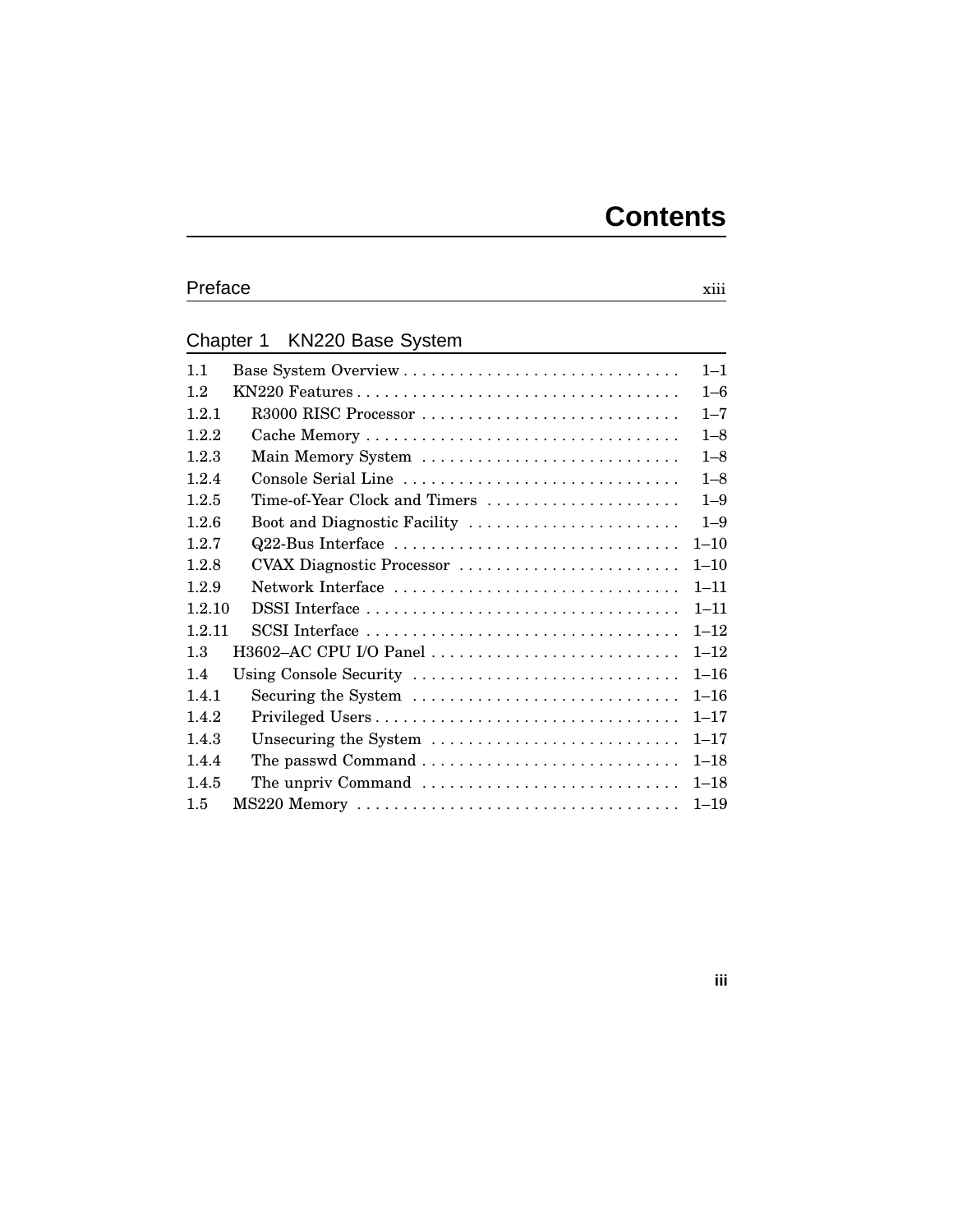# Contents

**Preface** xiii

## Chapter 1 KN220 Base System

| | | |
|---|---|---|
| 1.1 | Base System Overview | 1–1 |
| 1.2 | KN220 Features | 1–6 |
| 1.2.1 | R3000 RISC Processor | 1–7 |
| 1.2.2 | Cache Memory | 1–8 |
| 1.2.3 | Main Memory System | 1–8 |
| 1.2.4 | Console Serial Line | 1–8 |
| 1.2.5 | Time-of-Year Clock and Timers | 1–9 |
| 1.2.6 | Boot and Diagnostic Facility | 1–9 |
| 1.2.7 | Q22-Bus Interface | 1–10 |
| 1.2.8 | CVAX Diagnostic Processor | 1–10 |
| 1.2.9 | Network Interface | 1–11 |
| 1.2.10 | DSSI Interface | 1–11 |
| 1.2.11 | SCSI Interface | 1–12 |
| 1.3 | H3602–AC CPU I/O Panel | 1–12 |
| 1.4 | Using Console Security | 1–16 |
| 1.4.1 | Securing the System | 1–16 |
| 1.4.2 | Privileged Users | 1–17 |
| 1.4.3 | Unsecuring the System | 1–17 |
| 1.4.4 | The passwd Command | 1–18 |
| 1.4.5 | The unpriv Command | 1–18 |
| 1.5 | MS220 Memory | 1–19 |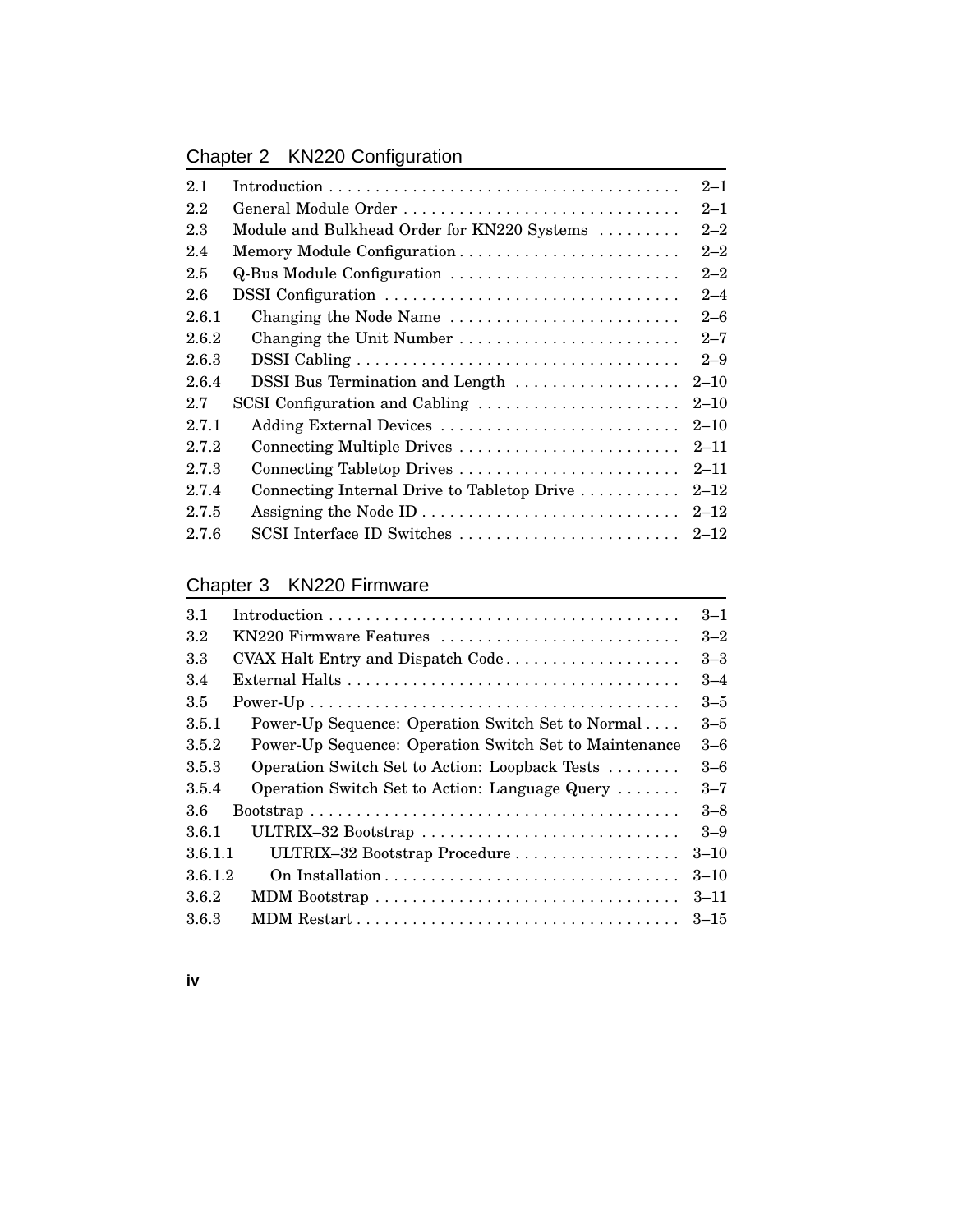## Chapter 2 KN220 Configuration

| | | |
|---|---|---|
| 2.1 | Introduction | 2–1 |
| 2.2 | General Module Order | 2–1 |
| 2.3 | Module and Bulkhead Order for KN220 Systems | 2–2 |
| 2.4 | Memory Module Configuration | 2–2 |
| 2.5 | Q-Bus Module Configuration | 2–2 |
| 2.6 | DSSI Configuration | 2–4 |
| 2.6.1 | Changing the Node Name | 2–6 |
| 2.6.2 | Changing the Unit Number | 2–7 |
| 2.6.3 | DSSI Cabling | 2–9 |
| 2.6.4 | DSSI Bus Termination and Length | 2–10 |
| 2.7 | SCSI Configuration and Cabling | 2–10 |
| 2.7.1 | Adding External Devices | 2–10 |
| 2.7.2 | Connecting Multiple Drives | 2–11 |
| 2.7.3 | Connecting Tabletop Drives | 2–11 |
| 2.7.4 | Connecting Internal Drive to Tabletop Drive | 2–12 |
| 2.7.5 | Assigning the Node ID | 2–12 |
| 2.7.6 | SCSI Interface ID Switches | 2–12 |

## Chapter 3 KN220 Firmware

| | | |
|---|---|---|
| 3.1 | Introduction | 3–1 |
| 3.2 | KN220 Firmware Features | 3–2 |
| 3.3 | CVAX Halt Entry and Dispatch Code | 3–3 |
| 3.4 | External Halts | 3–4 |
| 3.5 | Power-Up | 3–5 |
| 3.5.1 | Power-Up Sequence: Operation Switch Set to Normal | 3–5 |
| 3.5.2 | Power-Up Sequence: Operation Switch Set to Maintenance | 3–6 |
| 3.5.3 | Operation Switch Set to Action: Loopback Tests | 3–6 |
| 3.5.4 | Operation Switch Set to Action: Language Query | 3–7 |
| 3.6 | Bootstrap | 3–8 |
| 3.6.1 | ULTRIX–32 Bootstrap | 3–9 |
| 3.6.1.1 | ULTRIX–32 Bootstrap Procedure | 3–10 |
| 3.6.1.2 | On Installation | 3–10 |
| 3.6.2 | MDM Bootstrap | 3–11 |
| 3.6.3 | MDM Restart | 3–15 |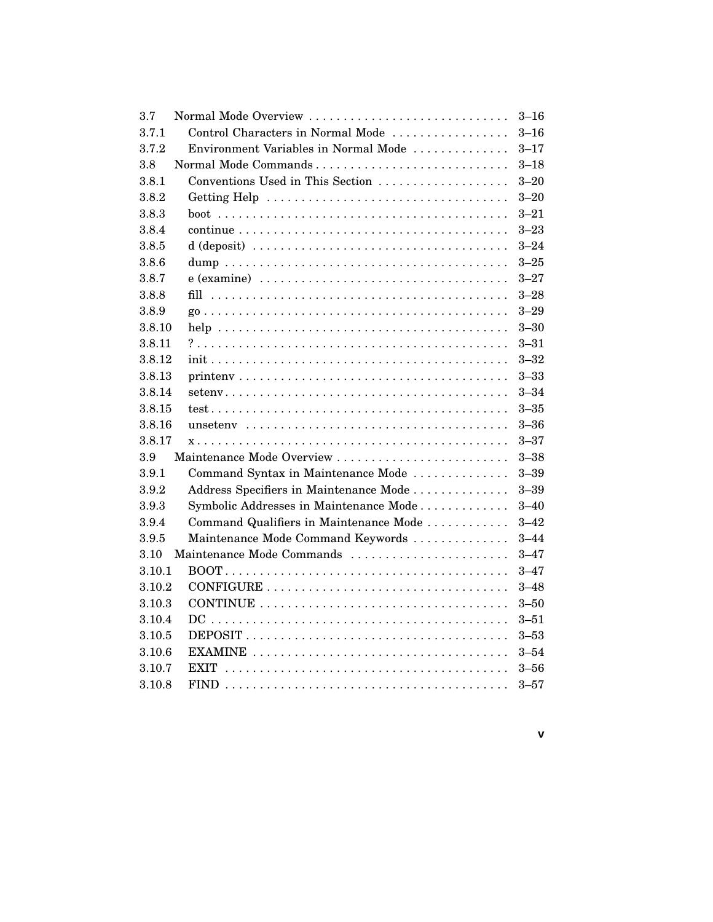| | | |
|---|---|---|
| 3.7 | Normal Mode Overview | 3–16 |
| 3.7.1 | Control Characters in Normal Mode | 3–16 |
| 3.7.2 | Environment Variables in Normal Mode | 3–17 |
| 3.8 | Normal Mode Commands | 3–18 |
| 3.8.1 | Conventions Used in This Section | 3–20 |
| 3.8.2 | Getting Help | 3–20 |
| 3.8.3 | boot | 3–21 |
| 3.8.4 | continue | 3–23 |
| 3.8.5 | d (deposit) | 3–24 |
| 3.8.6 | dump | 3–25 |
| 3.8.7 | e (examine) | 3–27 |
| 3.8.8 | fill | 3–28 |
| 3.8.9 | go | 3–29 |
| 3.8.10 | help | 3–30 |
| 3.8.11 | ? | 3–31 |
| 3.8.12 | init | 3–32 |
| 3.8.13 | printenv | 3–33 |
| 3.8.14 | setenv | 3–34 |
| 3.8.15 | test | 3–35 |
| 3.8.16 | unsetenv | 3–36 |
| 3.8.17 | x | 3–37 |
| 3.9 | Maintenance Mode Overview | 3–38 |
| 3.9.1 | Command Syntax in Maintenance Mode | 3–39 |
| 3.9.2 | Address Specifiers in Maintenance Mode | 3–39 |
| 3.9.3 | Symbolic Addresses in Maintenance Mode | 3–40 |
| 3.9.4 | Command Qualifiers in Maintenance Mode | 3–42 |
| 3.9.5 | Maintenance Mode Command Keywords | 3–44 |
| 3.10 | Maintenance Mode Commands | 3–47 |
| 3.10.1 | BOOT | 3–47 |
| 3.10.2 | CONFIGURE | 3–48 |
| 3.10.3 | CONTINUE | 3–50 |
| 3.10.4 | DC | 3–51 |
| 3.10.5 | DEPOSIT | 3–53 |
| 3.10.6 | EXAMINE | 3–54 |
| 3.10.7 | EXIT | 3–56 |
| 3.10.8 | FIND | 3–57 |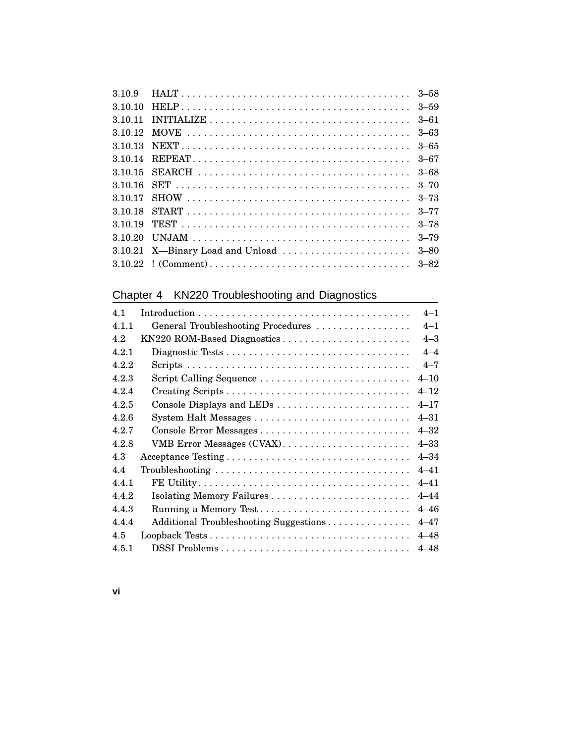| | | |
|---|---|---|
| 3.10.9 | HALT | 3–58 |
| 3.10.10 | HELP | 3–59 |
| 3.10.11 | INITIALIZE | 3–61 |
| 3.10.12 | MOVE | 3–63 |
| 3.10.13 | NEXT | 3–65 |
| 3.10.14 | REPEAT | 3–67 |
| 3.10.15 | SEARCH | 3–68 |
| 3.10.16 | SET | 3–70 |
| 3.10.17 | SHOW | 3–73 |
| 3.10.18 | START | 3–77 |
| 3.10.19 | TEST | 3–78 |
| 3.10.20 | UNJAM | 3–79 |
| 3.10.21 | X—Binary Load and Unload | 3–80 |
| 3.10.22 | ! (Comment) | 3–82 |

## Chapter 4 KN220 Troubleshooting and Diagnostics

| | | |
|---|---|---|
| 4.1 | Introduction | 4–1 |
| 4.1.1 | General Troubleshooting Procedures | 4–1 |
| 4.2 | KN220 ROM-Based Diagnostics | 4–3 |
| 4.2.1 | Diagnostic Tests | 4–4 |
| 4.2.2 | Scripts | 4–7 |
| 4.2.3 | Script Calling Sequence | 4–10 |
| 4.2.4 | Creating Scripts | 4–12 |
| 4.2.5 | Console Displays and LEDs | 4–17 |
| 4.2.6 | System Halt Messages | 4–31 |
| 4.2.7 | Console Error Messages | 4–32 |
| 4.2.8 | VMB Error Messages (CVAX) | 4–33 |
| 4.3 | Acceptance Testing | 4–34 |
| 4.4 | Troubleshooting | 4–41 |
| 4.4.1 | FE Utility | 4–41 |
| 4.4.2 | Isolating Memory Failures | 4–44 |
| 4.4.3 | Running a Memory Test | 4–46 |
| 4.4.4 | Additional Troubleshooting Suggestions | 4–47 |
| 4.5 | Loopback Tests | 4–48 |
| 4.5.1 | DSSI Problems | 4–48 |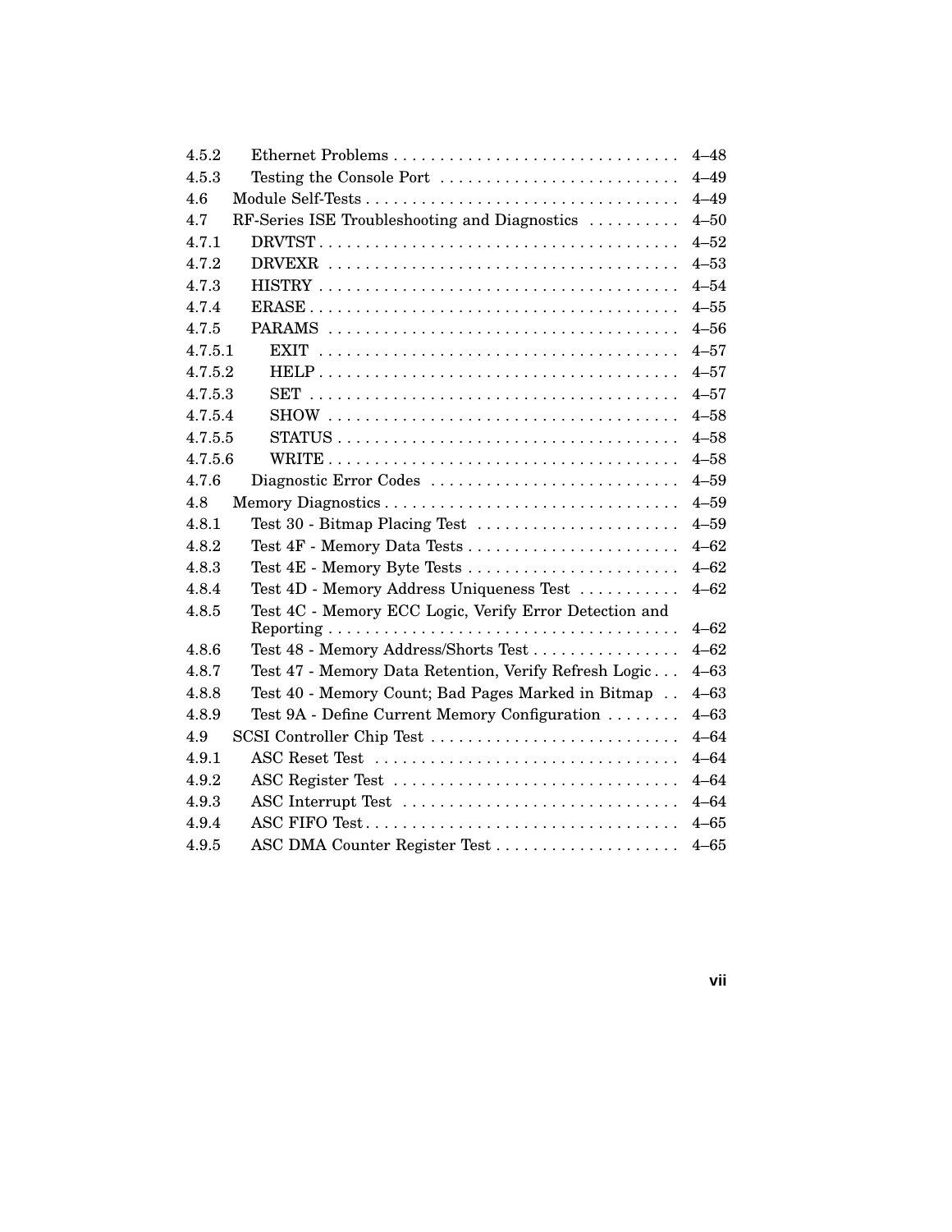| | | |
|---|---|---|
| 4.5.2 | Ethernet Problems | 4–48 |
| 4.5.3 | Testing the Console Port | 4–49 |
| 4.6 | Module Self-Tests | 4–49 |
| 4.7 | RF-Series ISE Troubleshooting and Diagnostics | 4–50 |
| 4.7.1 | DRVTST | 4–52 |
| 4.7.2 | DRVEXR | 4–53 |
| 4.7.3 | HISTRY | 4–54 |
| 4.7.4 | ERASE | 4–55 |
| 4.7.5 | PARAMS | 4–56 |
| 4.7.5.1 | EXIT | 4–57 |
| 4.7.5.2 | HELP | 4–57 |
| 4.7.5.3 | SET | 4–57 |
| 4.7.5.4 | SHOW | 4–58 |
| 4.7.5.5 | STATUS | 4–58 |
| 4.7.5.6 | WRITE | 4–58 |
| 4.7.6 | Diagnostic Error Codes | 4–59 |
| 4.8 | Memory Diagnostics | 4–59 |
| 4.8.1 | Test 30 - Bitmap Placing Test | 4–59 |
| 4.8.2 | Test 4F - Memory Data Tests | 4–62 |
| 4.8.3 | Test 4E - Memory Byte Tests | 4–62 |
| 4.8.4 | Test 4D - Memory Address Uniqueness Test | 4–62 |
| 4.8.5 | Test 4C - Memory ECC Logic, Verify Error Detection and Reporting | 4–62 |
| 4.8.6 | Test 48 - Memory Address/Shorts Test | 4–62 |
| 4.8.7 | Test 47 - Memory Data Retention, Verify Refresh Logic | 4–63 |
| 4.8.8 | Test 40 - Memory Count; Bad Pages Marked in Bitmap | 4–63 |
| 4.8.9 | Test 9A - Define Current Memory Configuration | 4–63 |
| 4.9 | SCSI Controller Chip Test | 4–64 |
| 4.9.1 | ASC Reset Test | 4–64 |
| 4.9.2 | ASC Register Test | 4–64 |
| 4.9.3 | ASC Interrupt Test | 4–64 |
| 4.9.4 | ASC FIFO Test | 4–65 |
| 4.9.5 | ASC DMA Counter Register Test | 4–65 |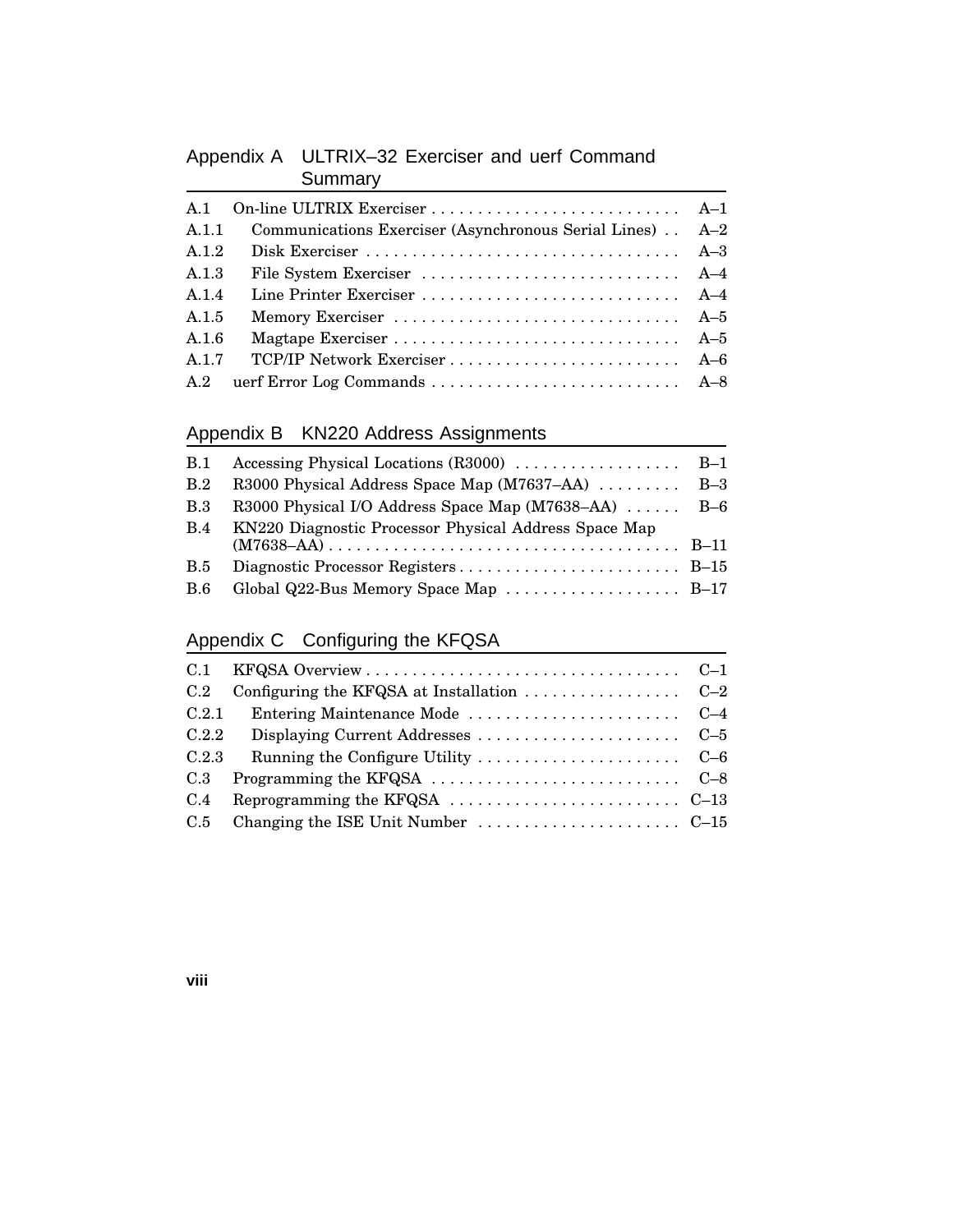## Appendix A ULTRIX–32 Exerciser and uerf Command Summary

| | | |
|---|---|---|
| A.1 | On-line ULTRIX Exerciser | A–1 |
| A.1.1 | Communications Exerciser (Asynchronous Serial Lines) | A–2 |
| A.1.2 | Disk Exerciser | A–3 |
| A.1.3 | File System Exerciser | A–4 |
| A.1.4 | Line Printer Exerciser | A–4 |
| A.1.5 | Memory Exerciser | A–5 |
| A.1.6 | Magtape Exerciser | A–5 |
| A.1.7 | TCP/IP Network Exerciser | A–6 |
| A.2 | uerf Error Log Commands | A–8 |

## Appendix B KN220 Address Assignments

| | | |
|---|---|---|
| B.1 | Accessing Physical Locations (R3000) | B–1 |
| B.2 | R3000 Physical Address Space Map (M7637–AA) | B–3 |
| B.3 | R3000 Physical I/O Address Space Map (M7638–AA) | B–6 |
| B.4 | KN220 Diagnostic Processor Physical Address Space Map (M7638–AA) | B–11 |
| B.5 | Diagnostic Processor Registers | B–15 |
| B.6 | Global Q22-Bus Memory Space Map | B–17 |

## Appendix C Configuring the KFQSA

| | | |
|---|---|---|
| C.1 | KFQSA Overview | C–1 |
| C.2 | Configuring the KFQSA at Installation | C–2 |
| C.2.1 | Entering Maintenance Mode | C–4 |
| C.2.2 | Displaying Current Addresses | C–5 |
| C.2.3 | Running the Configure Utility | C–6 |
| C.3 | Programming the KFQSA | C–8 |
| C.4 | Reprogramming the KFQSA | C–13 |
| C.5 | Changing the ISE Unit Number | C–15 |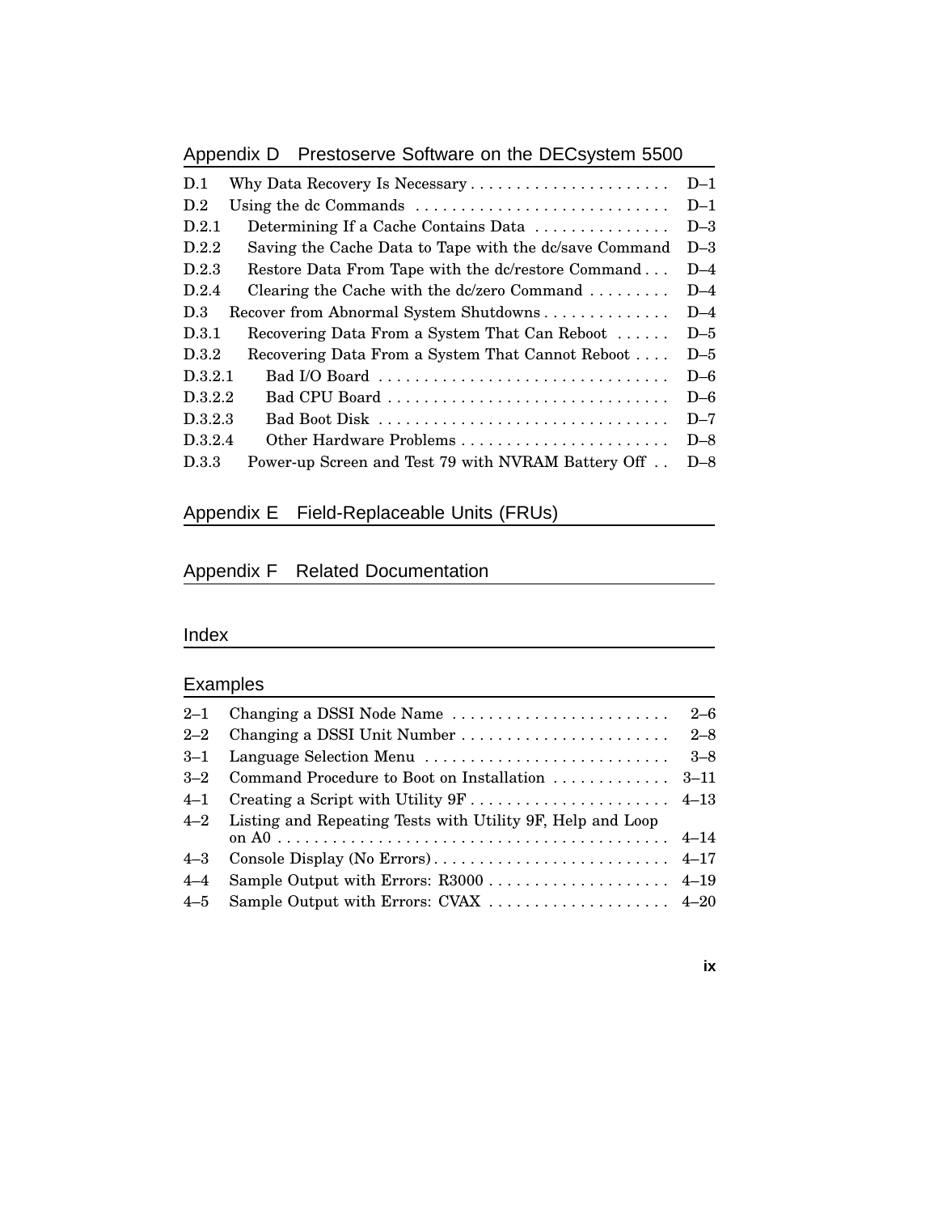## Appendix D Prestoserve Software on the DECsystem 5500

| | | |
|---|---|---|
| D.1 | Why Data Recovery Is Necessary | D–1 |
| D.2 | Using the dc Commands | D–1 |
| D.2.1 | Determining If a Cache Contains Data | D–3 |
| D.2.2 | Saving the Cache Data to Tape with the dc/save Command | D–3 |
| D.2.3 | Restore Data From Tape with the dc/restore Command | D–4 |
| D.2.4 | Clearing the Cache with the dc/zero Command | D–4 |
| D.3 | Recover from Abnormal System Shutdowns | D–4 |
| D.3.1 | Recovering Data From a System That Can Reboot | D–5 |
| D.3.2 | Recovering Data From a System That Cannot Reboot | D–5 |
| D.3.2.1 | Bad I/O Board | D–6 |
| D.3.2.2 | Bad CPU Board | D–6 |
| D.3.2.3 | Bad Boot Disk | D–7 |
| D.3.2.4 | Other Hardware Problems | D–8 |
| D.3.3 | Power-up Screen and Test 79 with NVRAM Battery Off | D–8 |

## Appendix E Field-Replaceable Units (FRUs)

## Appendix F Related Documentation

## Index

## Examples

| | | |
|---|---|---|
| 2–1 | Changing a DSSI Node Name | 2–6 |
| 2–2 | Changing a DSSI Unit Number | 2–8 |
| 3–1 | Language Selection Menu | 3–8 |
| 3–2 | Command Procedure to Boot on Installation | 3–11 |
| 4–1 | Creating a Script with Utility 9F | 4–13 |
| 4–2 | Listing and Repeating Tests with Utility 9F, Help and Loop on A0 | 4–14 |
| 4–3 | Console Display (No Errors) | 4–17 |
| 4–4 | Sample Output with Errors: R3000 | 4–19 |
| 4–5 | Sample Output with Errors: CVAX | 4–20 |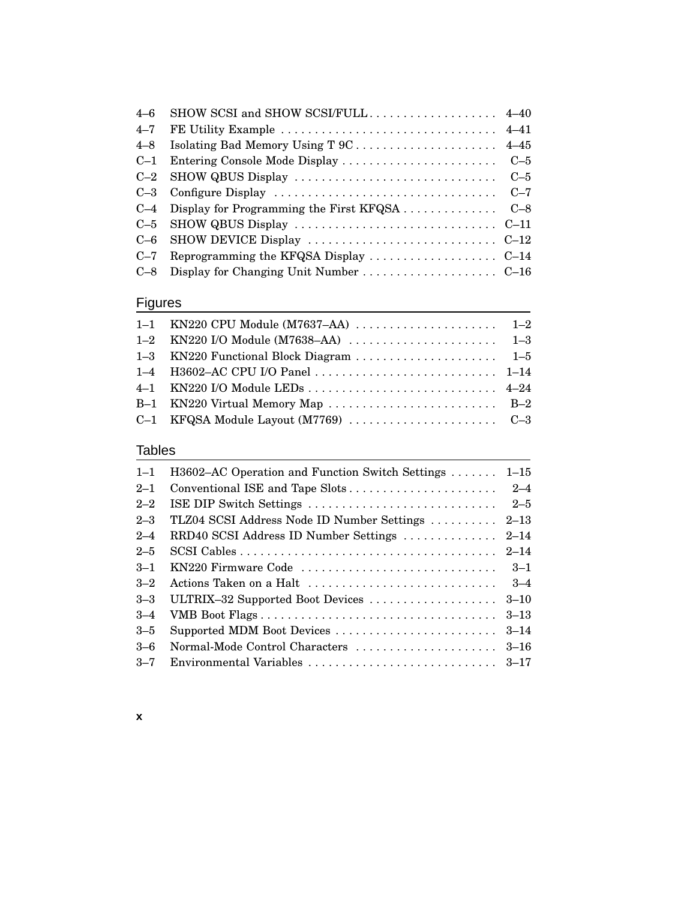| | | |
|---|---|---|
| 4–6 | SHOW SCSI and SHOW SCSI/FULL | 4–40 |
| 4–7 | FE Utility Example | 4–41 |
| 4–8 | Isolating Bad Memory Using T 9C | 4–45 |
| C–1 | Entering Console Mode Display | C–5 |
| C–2 | SHOW QBUS Display | C–5 |
| C–3 | Configure Display | C–7 |
| C–4 | Display for Programming the First KFQSA | C–8 |
| C–5 | SHOW QBUS Display | C–11 |
| C–6 | SHOW DEVICE Display | C–12 |
| C–7 | Reprogramming the KFQSA Display | C–14 |
| C–8 | Display for Changing Unit Number | C–16 |

## Figures

| | | |
|---|---|---|
| 1–1 | KN220 CPU Module (M7637–AA) | 1–2 |
| 1–2 | KN220 I/O Module (M7638–AA) | 1–3 |
| 1–3 | KN220 Functional Block Diagram | 1–5 |
| 1–4 | H3602–AC CPU I/O Panel | 1–14 |
| 4–1 | KN220 I/O Module LEDs | 4–24 |
| B–1 | KN220 Virtual Memory Map | B–2 |
| C–1 | KFQSA Module Layout (M7769) | C–3 |

## Tables

| | | |
|---|---|---|
| 1–1 | H3602–AC Operation and Function Switch Settings | 1–15 |
| 2–1 | Conventional ISE and Tape Slots | 2–4 |
| 2–2 | ISE DIP Switch Settings | 2–5 |
| 2–3 | TLZ04 SCSI Address Node ID Number Settings | 2–13 |
| 2–4 | RRD40 SCSI Address ID Number Settings | 2–14 |
| 2–5 | SCSI Cables | 2–14 |
| 3–1 | KN220 Firmware Code | 3–1 |
| 3–2 | Actions Taken on a Halt | 3–4 |
| 3–3 | ULTRIX–32 Supported Boot Devices | 3–10 |
| 3–4 | VMB Boot Flags | 3–13 |
| 3–5 | Supported MDM Boot Devices | 3–14 |
| 3–6 | Normal-Mode Control Characters | 3–16 |
| 3–7 | Environmental Variables | 3–17 |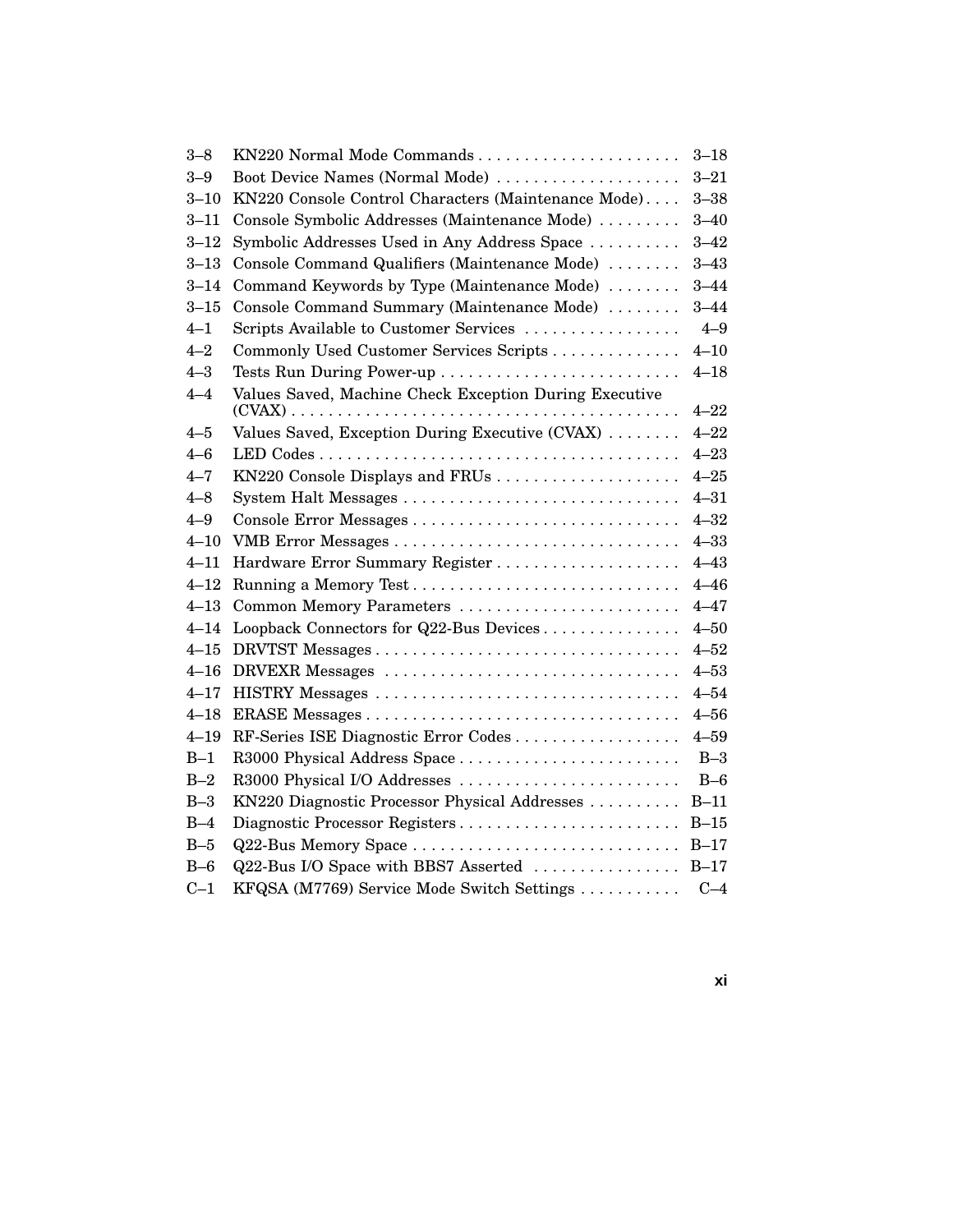| | | |
|---|---|---|
| 3–8 | KN220 Normal Mode Commands | 3–18 |
| 3–9 | Boot Device Names (Normal Mode) | 3–21 |
| 3–10 | KN220 Console Control Characters (Maintenance Mode) | 3–38 |
| 3–11 | Console Symbolic Addresses (Maintenance Mode) | 3–40 |
| 3–12 | Symbolic Addresses Used in Any Address Space | 3–42 |
| 3–13 | Console Command Qualifiers (Maintenance Mode) | 3–43 |
| 3–14 | Command Keywords by Type (Maintenance Mode) | 3–44 |
| 3–15 | Console Command Summary (Maintenance Mode) | 3–44 |
| 4–1 | Scripts Available to Customer Services | 4–9 |
| 4–2 | Commonly Used Customer Services Scripts | 4–10 |
| 4–3 | Tests Run During Power-up | 4–18 |
| 4–4 | Values Saved, Machine Check Exception During Executive (CVAX) | 4–22 |
| 4–5 | Values Saved, Exception During Executive (CVAX) | 4–22 |
| 4–6 | LED Codes | 4–23 |
| 4–7 | KN220 Console Displays and FRUs | 4–25 |
| 4–8 | System Halt Messages | 4–31 |
| 4–9 | Console Error Messages | 4–32 |
| 4–10 | VMB Error Messages | 4–33 |
| 4–11 | Hardware Error Summary Register | 4–43 |
| 4–12 | Running a Memory Test | 4–46 |
| 4–13 | Common Memory Parameters | 4–47 |
| 4–14 | Loopback Connectors for Q22-Bus Devices | 4–50 |
| 4–15 | DRVTST Messages | 4–52 |
| 4–16 | DRVEXR Messages | 4–53 |
| 4–17 | HISTRY Messages | 4–54 |
| 4–18 | ERASE Messages | 4–56 |
| 4–19 | RF-Series ISE Diagnostic Error Codes | 4–59 |
| B–1 | R3000 Physical Address Space | B–3 |
| B–2 | R3000 Physical I/O Addresses | B–6 |
| B–3 | KN220 Diagnostic Processor Physical Addresses | B–11 |
| B–4 | Diagnostic Processor Registers | B–15 |
| B–5 | Q22-Bus Memory Space | B–17 |
| B–6 | Q22-Bus I/O Space with BBS7 Asserted | B–17 |
| C–1 | KFQSA (M7769) Service Mode Switch Settings | C–4 |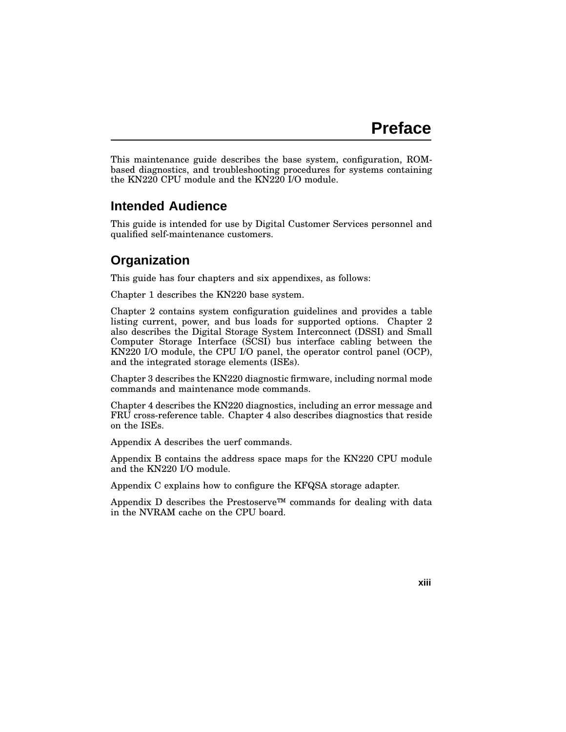# Preface

This maintenance guide describes the base system, configuration, ROM-based diagnostics, and troubleshooting procedures for systems containing the KN220 CPU module and the KN220 I/O module.

## Intended Audience

This guide is intended for use by Digital Customer Services personnel and qualified self-maintenance customers.

## Organization

This guide has four chapters and six appendixes, as follows:

Chapter 1 describes the KN220 base system.

Chapter 2 contains system configuration guidelines and provides a table listing current, power, and bus loads for supported options. Chapter 2 also describes the Digital Storage System Interconnect (DSSI) and Small Computer Storage Interface (SCSI) bus interface cabling between the KN220 I/O module, the CPU I/O panel, the operator control panel (OCP), and the integrated storage elements (ISEs).

Chapter 3 describes the KN220 diagnostic firmware, including normal mode commands and maintenance mode commands.

Chapter 4 describes the KN220 diagnostics, including an error message and FRU cross-reference table. Chapter 4 also describes diagnostics that reside on the ISEs.

Appendix A describes the uerf commands.

Appendix B contains the address space maps for the KN220 CPU module and the KN220 I/O module.

Appendix C explains how to configure the KFQSA storage adapter.

Appendix D describes the Prestoserve™ commands for dealing with data in the NVRAM cache on the CPU board.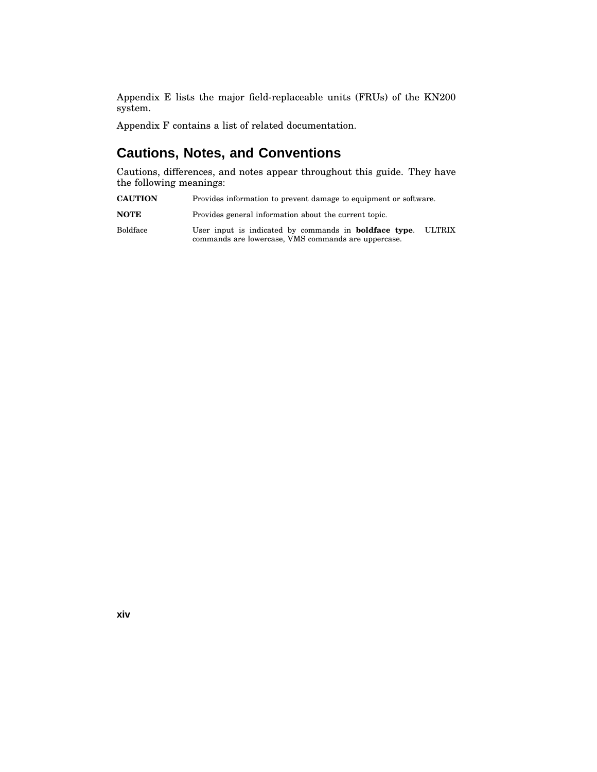Appendix E lists the major field-replaceable units (FRUs) of the KN200 system.

Appendix F contains a list of related documentation.

## Cautions, Notes, and Conventions

Cautions, differences, and notes appear throughout this guide. They have the following meanings:

| | |
|---|---|
| **CAUTION** | Provides information to prevent damage to equipment or software. |
| **NOTE** | Provides general information about the current topic. |
| Boldface | User input is indicated by commands in **boldface type**. ULTRIX commands are lowercase, VMS commands are uppercase. |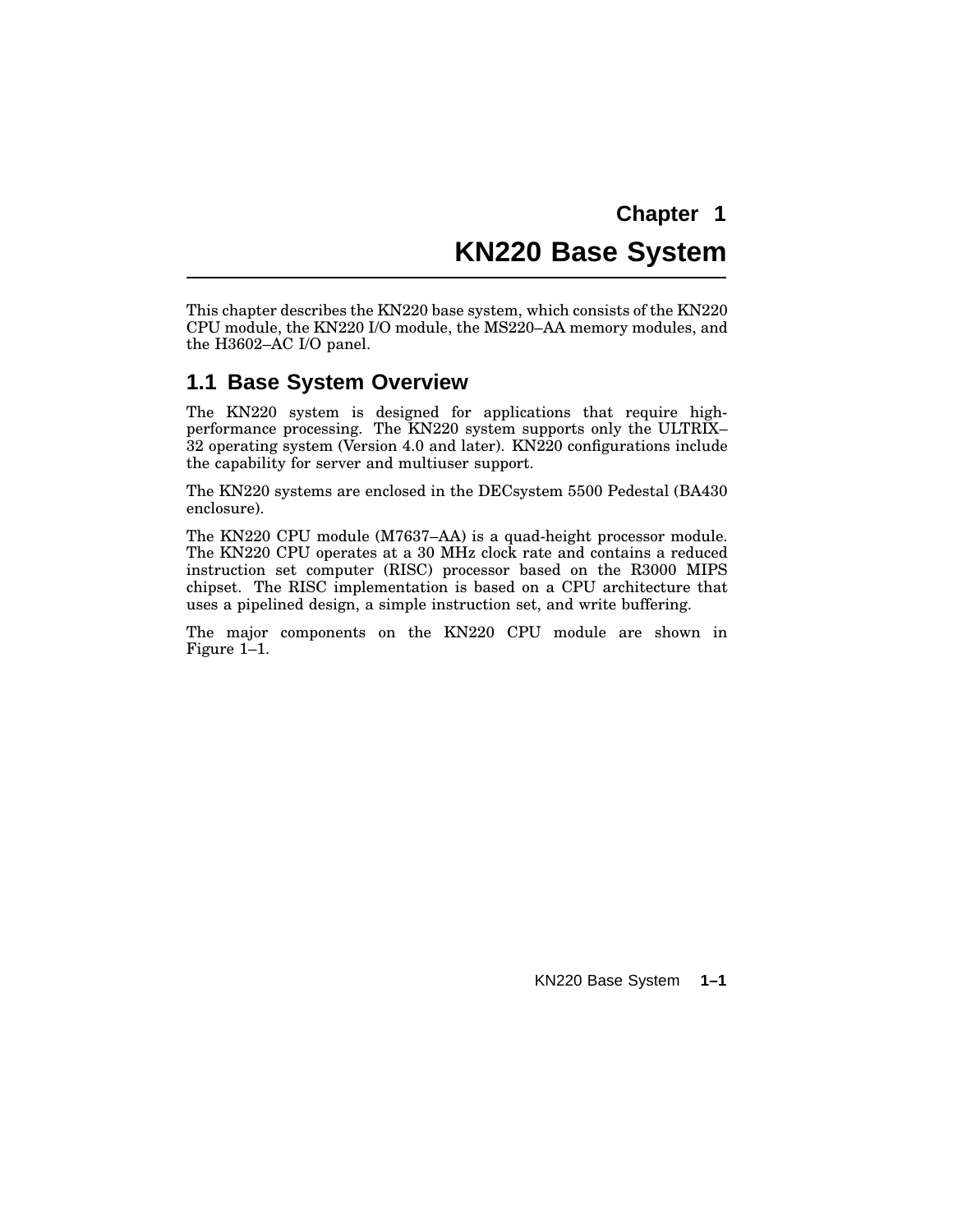# Chapter 1
# KN220 Base System

This chapter describes the KN220 base system, which consists of the KN220 CPU module, the KN220 I/O module, the MS220–AA memory modules, and the H3602–AC I/O panel.

## 1.1 Base System Overview

The KN220 system is designed for applications that require high-performance processing. The KN220 system supports only the ULTRIX–32 operating system (Version 4.0 and later). KN220 configurations include the capability for server and multiuser support.

The KN220 systems are enclosed in the DECsystem 5500 Pedestal (BA430 enclosure).

The KN220 CPU module (M7637–AA) is a quad-height processor module. The KN220 CPU operates at a 30 MHz clock rate and contains a reduced instruction set computer (RISC) processor based on the R3000 MIPS chipset. The RISC implementation is based on a CPU architecture that uses a pipelined design, a simple instruction set, and write buffering.

The major components on the KN220 CPU module are shown in Figure 1–1.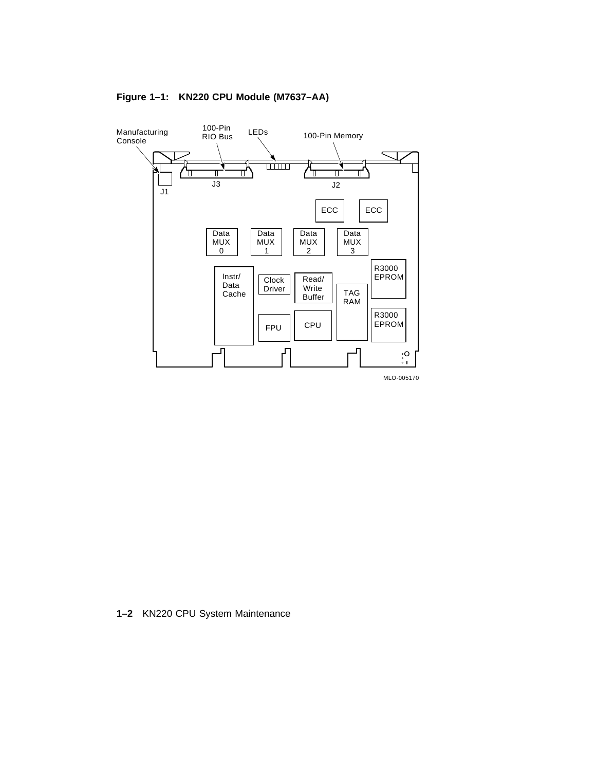**Figure 1–1: KN220 CPU Module (M7637–AA)**

Manufacturing Console

100-Pin RIO Bus

LEDs

100-Pin Memory

J1

J3

J2

ECC

ECC

Data MUX 0

Data MUX 1

Data MUX 2

Data MUX 3

Instr/ Data Cache

Clock Driver

Read/ Write Buffer

TAG RAM

R3000 EPROM

R3000 EPROM

FPU

CPU

MLO-005170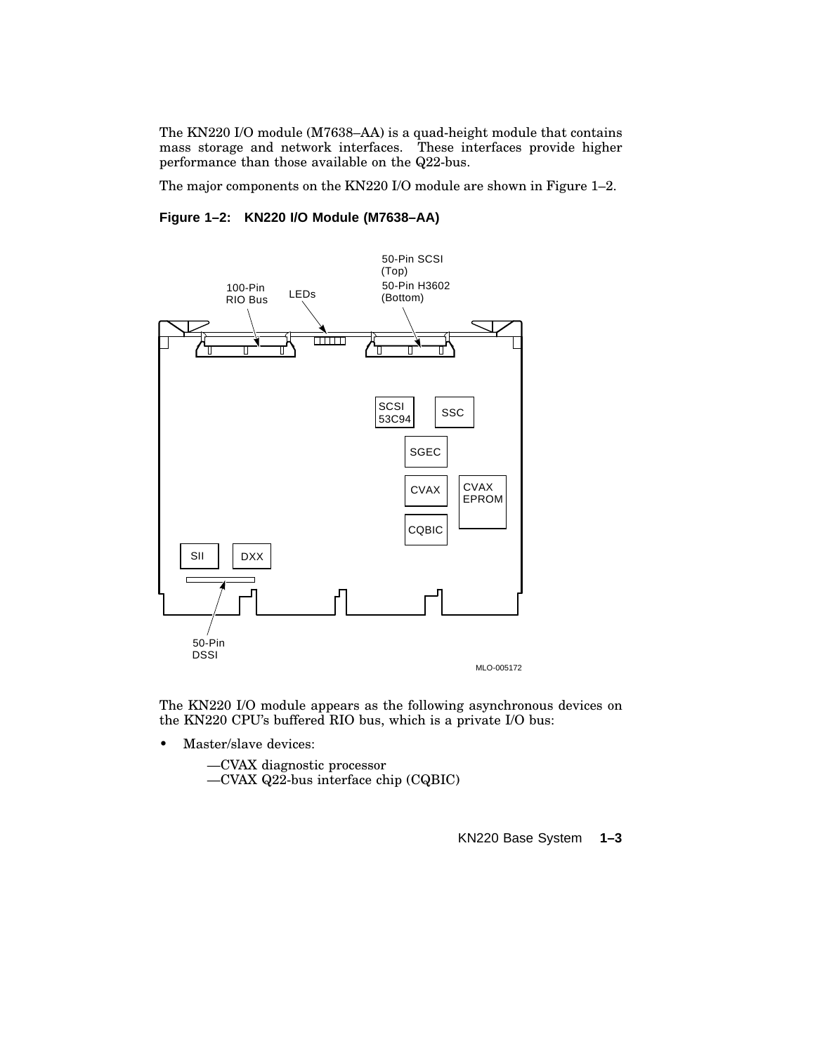The KN220 I/O module (M7638–AA) is a quad-height module that contains mass storage and network interfaces. These interfaces provide higher performance than those available on the Q22-bus.

The major components on the KN220 I/O module are shown in Figure 1–2.

**Figure 1–2: KN220 I/O Module (M7638–AA)**

The KN220 I/O module appears as the following asynchronous devices on the KN220 CPU's buffered RIO bus, which is a private I/O bus:

- Master/slave devices:
  - —CVAX diagnostic processor
  - —CVAX Q22-bus interface chip (CQBIC)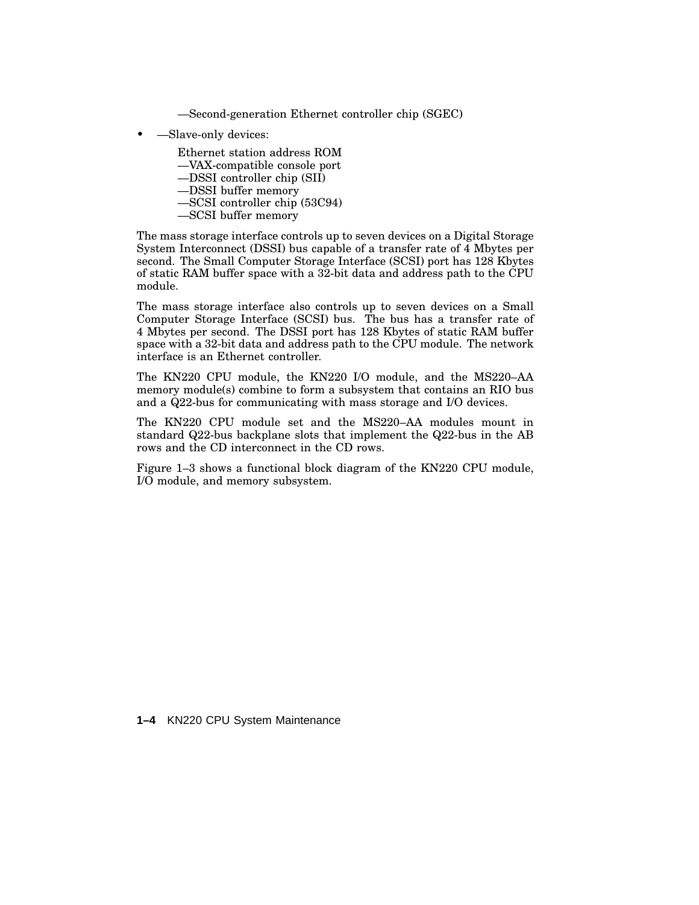—Second-generation Ethernet controller chip (SGEC)

- —Slave-only devices:

  Ethernet station address ROM
  —VAX-compatible console port
  —DSSI controller chip (SII)
  —DSSI buffer memory
  —SCSI controller chip (53C94)
  —SCSI buffer memory

The mass storage interface controls up to seven devices on a Digital Storage System Interconnect (DSSI) bus capable of a transfer rate of 4 Mbytes per second. The Small Computer Storage Interface (SCSI) port has 128 Kbytes of static RAM buffer space with a 32-bit data and address path to the CPU module.

The mass storage interface also controls up to seven devices on a Small Computer Storage Interface (SCSI) bus. The bus has a transfer rate of 4 Mbytes per second. The DSSI port has 128 Kbytes of static RAM buffer space with a 32-bit data and address path to the CPU module. The network interface is an Ethernet controller.

The KN220 CPU module, the KN220 I/O module, and the MS220–AA memory module(s) combine to form a subsystem that contains an RIO bus and a Q22-bus for communicating with mass storage and I/O devices.

The KN220 CPU module set and the MS220–AA modules mount in standard Q22-bus backplane slots that implement the Q22-bus in the AB rows and the CD interconnect in the CD rows.

Figure 1–3 shows a functional block diagram of the KN220 CPU module, I/O module, and memory subsystem.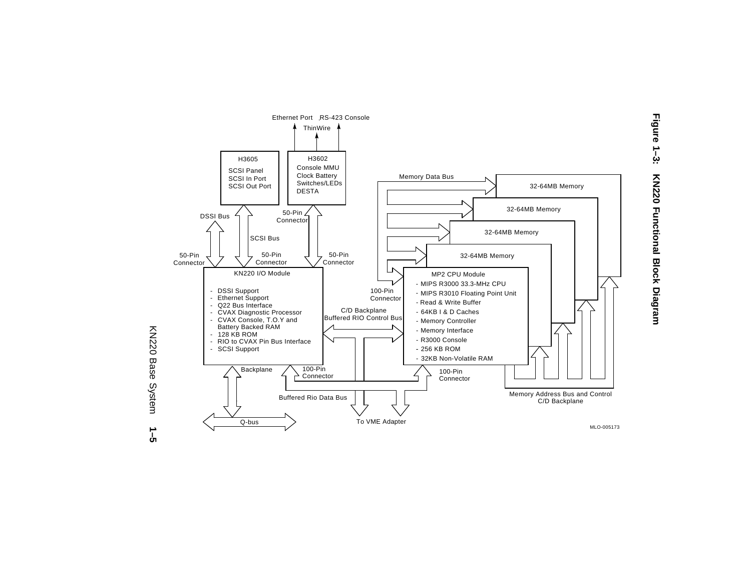**Figure 1–3: KN220 Functional Block Diagram**

Ethernet Port ThinWire RS-423 Console

H3605
SCSI Panel
SCSI In Port
SCSI Out Port

H3602
Console MMU
Clock Battery
Switches/LEDs
DESTA

DSSI Bus

SCSI Bus

50-Pin Connector

50-Pin Connector

50-Pin Connector

50-Pin Connector

KN220 I/O Module

- DSSI Support
- Ethernet Support
- Q22 Bus Interface
- CVAX Diagnostic Processor
- CVAX Console, T.O.Y and Battery Backed RAM
- 128 KB ROM
- RIO to CVAX Pin Bus Interface
- SCSI Support

Backplane

100-Pin Connector

Q-bus

Buffered Rio Data Bus

C/D Backplane
Buffered RIO Control Bus

To VME Adapter

100-Pin Connector

100-Pin Connector

Memory Data Bus

32-64MB Memory

32-64MB Memory

32-64MB Memory

32-64MB Memory

MP2 CPU Module

- MIPS R3000 33.3-MHz CPU
- MIPS R3010 Floating Point Unit
- Read & Write Buffer
- 64KB I & D Caches
- Memory Controller
- Memory Interface
- R3000 Console
- 256 KB ROM
- 32KB Non-Volatile RAM

Memory Address Bus and Control
C/D Backplane

MLO-005173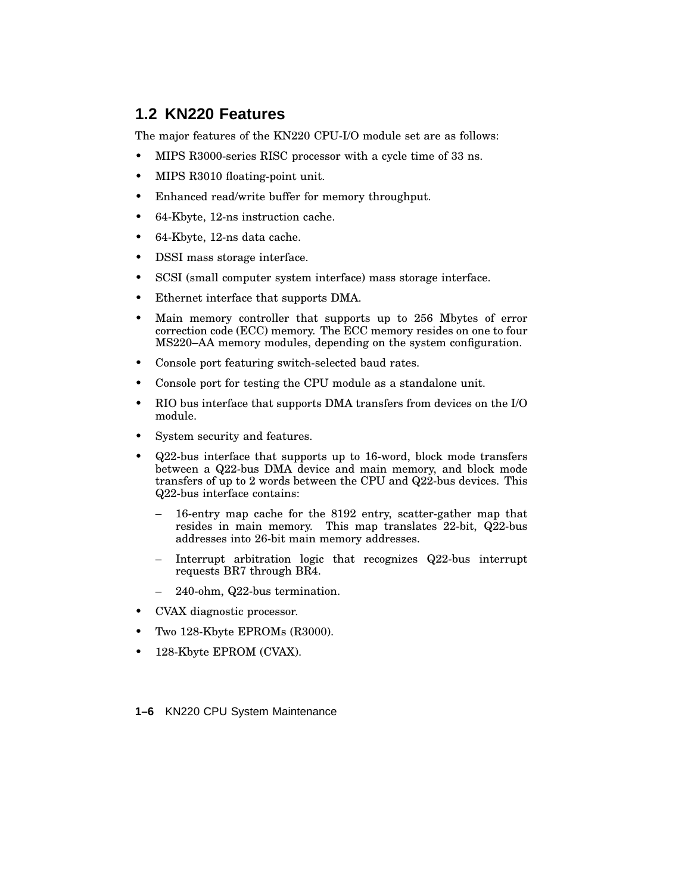## 1.2 KN220 Features

The major features of the KN220 CPU-I/O module set are as follows:

- MIPS R3000-series RISC processor with a cycle time of 33 ns.
- MIPS R3010 floating-point unit.
- Enhanced read/write buffer for memory throughput.
- 64-Kbyte, 12-ns instruction cache.
- 64-Kbyte, 12-ns data cache.
- DSSI mass storage interface.
- SCSI (small computer system interface) mass storage interface.
- Ethernet interface that supports DMA.
- Main memory controller that supports up to 256 Mbytes of error correction code (ECC) memory. The ECC memory resides on one to four MS220–AA memory modules, depending on the system configuration.
- Console port featuring switch-selected baud rates.
- Console port for testing the CPU module as a standalone unit.
- RIO bus interface that supports DMA transfers from devices on the I/O module.
- System security and features.
- Q22-bus interface that supports up to 16-word, block mode transfers between a Q22-bus DMA device and main memory, and block mode transfers of up to 2 words between the CPU and Q22-bus devices. This Q22-bus interface contains:
  - 16-entry map cache for the 8192 entry, scatter-gather map that resides in main memory. This map translates 22-bit, Q22-bus addresses into 26-bit main memory addresses.
  - Interrupt arbitration logic that recognizes Q22-bus interrupt requests BR7 through BR4.
  - 240-ohm, Q22-bus termination.
- CVAX diagnostic processor.
- Two 128-Kbyte EPROMs (R3000).
- 128-Kbyte EPROM (CVAX).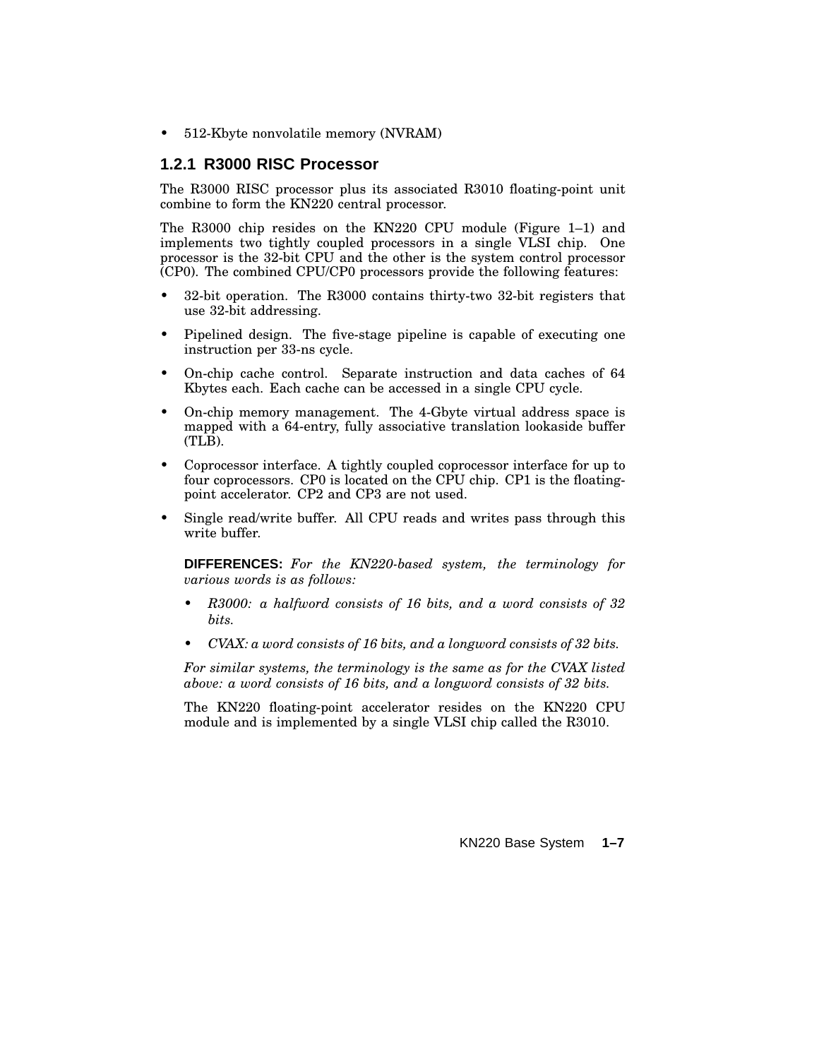- 512-Kbyte nonvolatile memory (NVRAM)

### 1.2.1 R3000 RISC Processor

The R3000 RISC processor plus its associated R3010 floating-point unit combine to form the KN220 central processor.

The R3000 chip resides on the KN220 CPU module (Figure 1–1) and implements two tightly coupled processors in a single VLSI chip. One processor is the 32-bit CPU and the other is the system control processor (CP0). The combined CPU/CP0 processors provide the following features:

- 32-bit operation. The R3000 contains thirty-two 32-bit registers that use 32-bit addressing.
- Pipelined design. The five-stage pipeline is capable of executing one instruction per 33-ns cycle.
- On-chip cache control. Separate instruction and data caches of 64 Kbytes each. Each cache can be accessed in a single CPU cycle.
- On-chip memory management. The 4-Gbyte virtual address space is mapped with a 64-entry, fully associative translation lookaside buffer (TLB).
- Coprocessor interface. A tightly coupled coprocessor interface for up to four coprocessors. CP0 is located on the CPU chip. CP1 is the floating-point accelerator. CP2 and CP3 are not used.
- Single read/write buffer. All CPU reads and writes pass through this write buffer.

**DIFFERENCES:** *For the KN220-based system, the terminology for various words is as follows:*

- *R3000: a halfword consists of 16 bits, and a word consists of 32 bits.*
- *CVAX: a word consists of 16 bits, and a longword consists of 32 bits.*

*For similar systems, the terminology is the same as for the CVAX listed above: a word consists of 16 bits, and a longword consists of 32 bits.*

The KN220 floating-point accelerator resides on the KN220 CPU module and is implemented by a single VLSI chip called the R3010.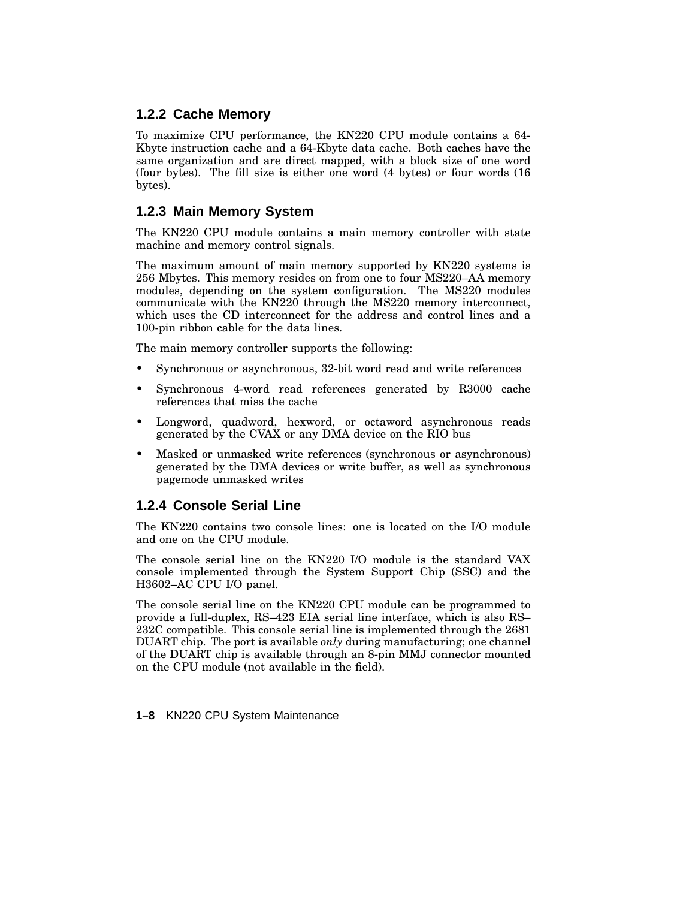### 1.2.2 Cache Memory

To maximize CPU performance, the KN220 CPU module contains a 64-Kbyte instruction cache and a 64-Kbyte data cache. Both caches have the same organization and are direct mapped, with a block size of one word (four bytes). The fill size is either one word (4 bytes) or four words (16 bytes).

### 1.2.3 Main Memory System

The KN220 CPU module contains a main memory controller with state machine and memory control signals.

The maximum amount of main memory supported by KN220 systems is 256 Mbytes. This memory resides on from one to four MS220–AA memory modules, depending on the system configuration. The MS220 modules communicate with the KN220 through the MS220 memory interconnect, which uses the CD interconnect for the address and control lines and a 100-pin ribbon cable for the data lines.

The main memory controller supports the following:

- Synchronous or asynchronous, 32-bit word read and write references
- Synchronous 4-word read references generated by R3000 cache references that miss the cache
- Longword, quadword, hexword, or octaword asynchronous reads generated by the CVAX or any DMA device on the RIO bus
- Masked or unmasked write references (synchronous or asynchronous) generated by the DMA devices or write buffer, as well as synchronous pagemode unmasked writes

### 1.2.4 Console Serial Line

The KN220 contains two console lines: one is located on the I/O module and one on the CPU module.

The console serial line on the KN220 I/O module is the standard VAX console implemented through the System Support Chip (SSC) and the H3602–AC CPU I/O panel.

The console serial line on the KN220 CPU module can be programmed to provide a full-duplex, RS–423 EIA serial line interface, which is also RS–232C compatible. This console serial line is implemented through the 2681 DUART chip. The port is available *only* during manufacturing; one channel of the DUART chip is available through an 8-pin MMJ connector mounted on the CPU module (not available in the field).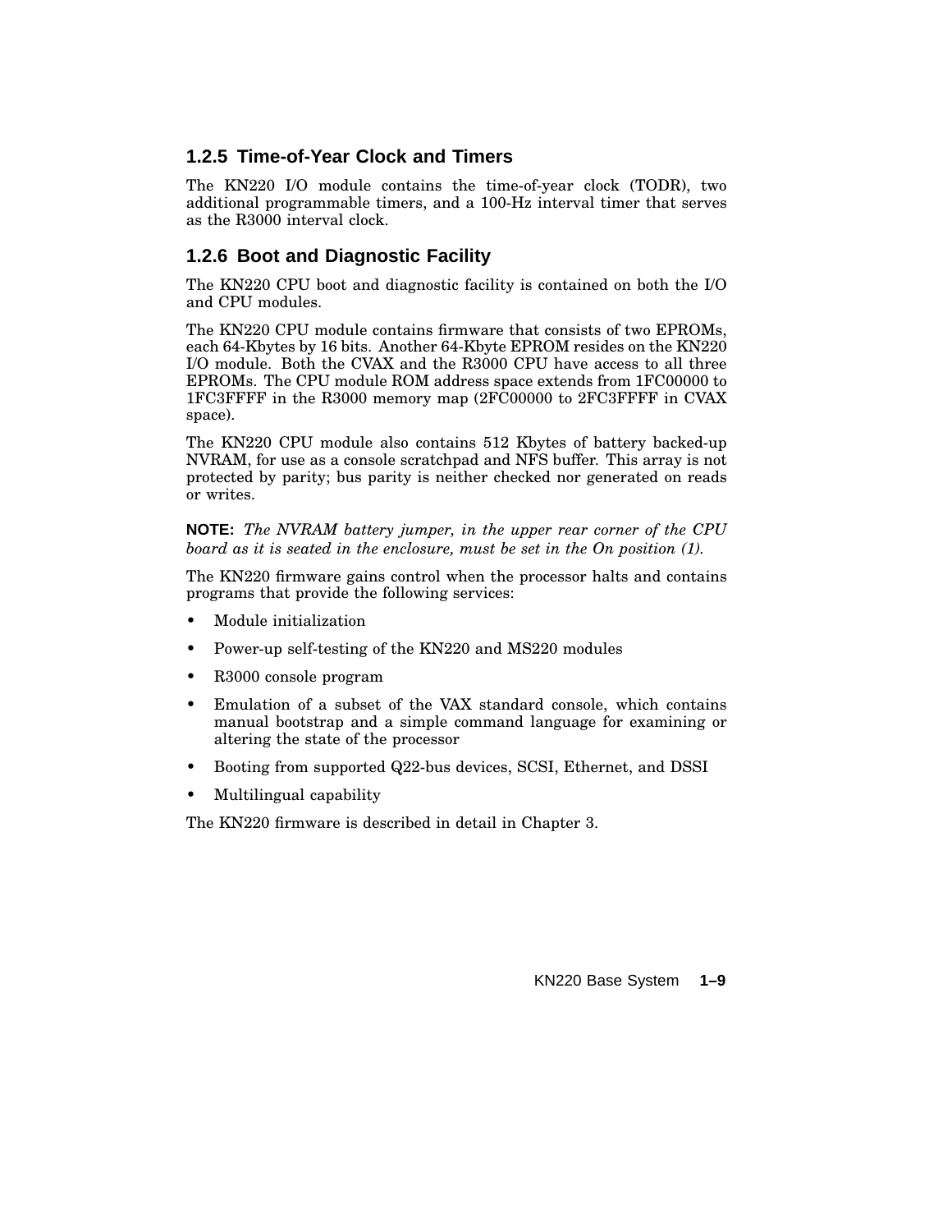### 1.2.5 Time-of-Year Clock and Timers

The KN220 I/O module contains the time-of-year clock (TODR), two additional programmable timers, and a 100-Hz interval timer that serves as the R3000 interval clock.

### 1.2.6 Boot and Diagnostic Facility

The KN220 CPU boot and diagnostic facility is contained on both the I/O and CPU modules.

The KN220 CPU module contains firmware that consists of two EPROMs, each 64-Kbytes by 16 bits. Another 64-Kbyte EPROM resides on the KN220 I/O module. Both the CVAX and the R3000 CPU have access to all three EPROMs. The CPU module ROM address space extends from 1FC00000 to 1FC3FFFF in the R3000 memory map (2FC00000 to 2FC3FFFF in CVAX space).

The KN220 CPU module also contains 512 Kbytes of battery backed-up NVRAM, for use as a console scratchpad and NFS buffer. This array is not protected by parity; bus parity is neither checked nor generated on reads or writes.

**NOTE:** *The NVRAM battery jumper, in the upper rear corner of the CPU board as it is seated in the enclosure, must be set in the On position (1).*

The KN220 firmware gains control when the processor halts and contains programs that provide the following services:

- Module initialization
- Power-up self-testing of the KN220 and MS220 modules
- R3000 console program
- Emulation of a subset of the VAX standard console, which contains manual bootstrap and a simple command language for examining or altering the state of the processor
- Booting from supported Q22-bus devices, SCSI, Ethernet, and DSSI
- Multilingual capability

The KN220 firmware is described in detail in Chapter 3.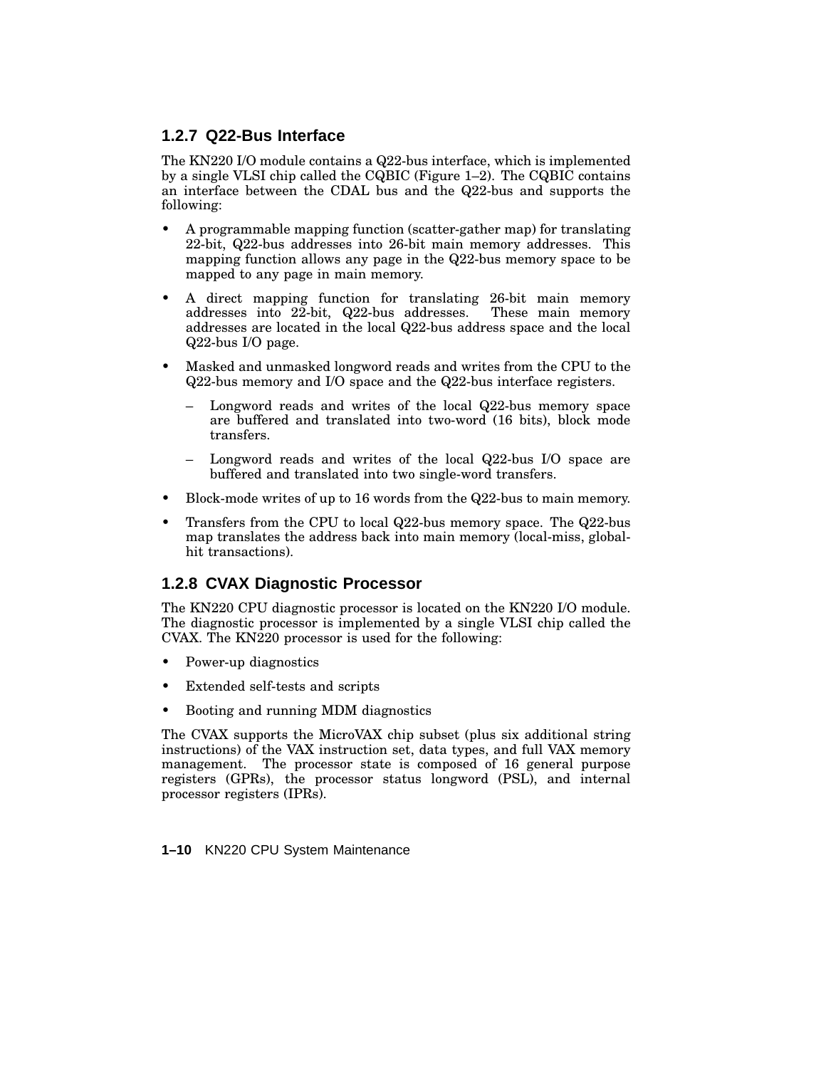### 1.2.7 Q22-Bus Interface

The KN220 I/O module contains a Q22-bus interface, which is implemented by a single VLSI chip called the CQBIC (Figure 1–2). The CQBIC contains an interface between the CDAL bus and the Q22-bus and supports the following:

- A programmable mapping function (scatter-gather map) for translating 22-bit, Q22-bus addresses into 26-bit main memory addresses. This mapping function allows any page in the Q22-bus memory space to be mapped to any page in main memory.
- A direct mapping function for translating 26-bit main memory addresses into 22-bit, Q22-bus addresses. These main memory addresses are located in the local Q22-bus address space and the local Q22-bus I/O page.
- Masked and unmasked longword reads and writes from the CPU to the Q22-bus memory and I/O space and the Q22-bus interface registers.
  - Longword reads and writes of the local Q22-bus memory space are buffered and translated into two-word (16 bits), block mode transfers.
  - Longword reads and writes of the local Q22-bus I/O space are buffered and translated into two single-word transfers.
- Block-mode writes of up to 16 words from the Q22-bus to main memory.
- Transfers from the CPU to local Q22-bus memory space. The Q22-bus map translates the address back into main memory (local-miss, global-hit transactions).

### 1.2.8 CVAX Diagnostic Processor

The KN220 CPU diagnostic processor is located on the KN220 I/O module. The diagnostic processor is implemented by a single VLSI chip called the CVAX. The KN220 processor is used for the following:

- Power-up diagnostics
- Extended self-tests and scripts
- Booting and running MDM diagnostics

The CVAX supports the MicroVAX chip subset (plus six additional string instructions) of the VAX instruction set, data types, and full VAX memory management. The processor state is composed of 16 general purpose registers (GPRs), the processor status longword (PSL), and internal processor registers (IPRs).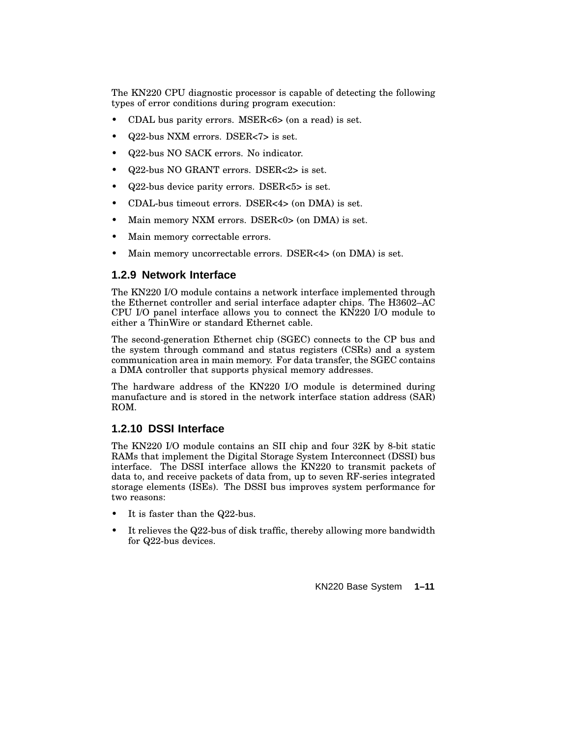The KN220 CPU diagnostic processor is capable of detecting the following types of error conditions during program execution:

- CDAL bus parity errors. MSER<6> (on a read) is set.
- Q22-bus NXM errors. DSER<7> is set.
- Q22-bus NO SACK errors. No indicator.
- Q22-bus NO GRANT errors. DSER<2> is set.
- Q22-bus device parity errors. DSER<5> is set.
- CDAL-bus timeout errors. DSER<4> (on DMA) is set.
- Main memory NXM errors. DSER<0> (on DMA) is set.
- Main memory correctable errors.
- Main memory uncorrectable errors. DSER<4> (on DMA) is set.

### 1.2.9 Network Interface

The KN220 I/O module contains a network interface implemented through the Ethernet controller and serial interface adapter chips. The H3602–AC CPU I/O panel interface allows you to connect the KN220 I/O module to either a ThinWire or standard Ethernet cable.

The second-generation Ethernet chip (SGEC) connects to the CP bus and the system through command and status registers (CSRs) and a system communication area in main memory. For data transfer, the SGEC contains a DMA controller that supports physical memory addresses.

The hardware address of the KN220 I/O module is determined during manufacture and is stored in the network interface station address (SAR) ROM.

### 1.2.10 DSSI Interface

The KN220 I/O module contains an SII chip and four 32K by 8-bit static RAMs that implement the Digital Storage System Interconnect (DSSI) bus interface. The DSSI interface allows the KN220 to transmit packets of data to, and receive packets of data from, up to seven RF-series integrated storage elements (ISEs). The DSSI bus improves system performance for two reasons:

- It is faster than the Q22-bus.
- It relieves the Q22-bus of disk traffic, thereby allowing more bandwidth for Q22-bus devices.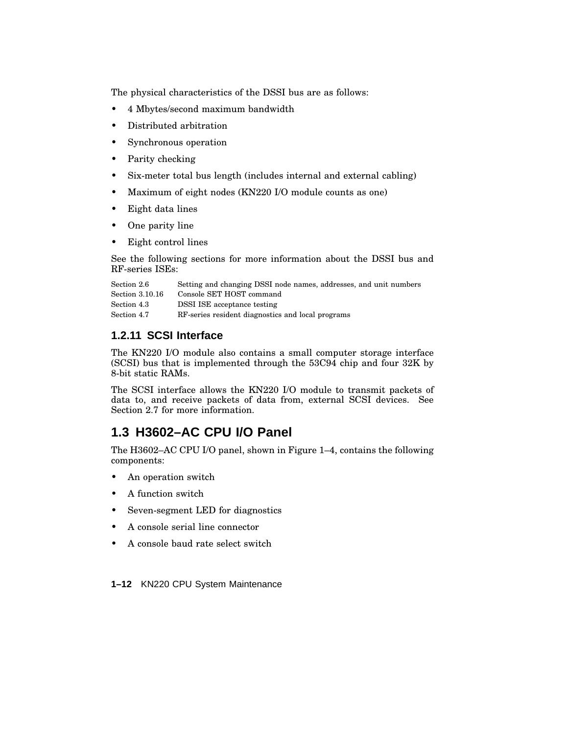The physical characteristics of the DSSI bus are as follows:

- 4 Mbytes/second maximum bandwidth
- Distributed arbitration
- Synchronous operation
- Parity checking
- Six-meter total bus length (includes internal and external cabling)
- Maximum of eight nodes (KN220 I/O module counts as one)
- Eight data lines
- One parity line
- Eight control lines

See the following sections for more information about the DSSI bus and RF-series ISEs:

| | |
|---|---|
| Section 2.6 | Setting and changing DSSI node names, addresses, and unit numbers |
| Section 3.10.16 | Console SET HOST command |
| Section 4.3 | DSSI ISE acceptance testing |
| Section 4.7 | RF-series resident diagnostics and local programs |

### 1.2.11 SCSI Interface

The KN220 I/O module also contains a small computer storage interface (SCSI) bus that is implemented through the 53C94 chip and four 32K by 8-bit static RAMs.

The SCSI interface allows the KN220 I/O module to transmit packets of data to, and receive packets of data from, external SCSI devices. See Section 2.7 for more information.

## 1.3 H3602–AC CPU I/O Panel

The H3602–AC CPU I/O panel, shown in Figure 1–4, contains the following components:

- An operation switch
- A function switch
- Seven-segment LED for diagnostics
- A console serial line connector
- A console baud rate select switch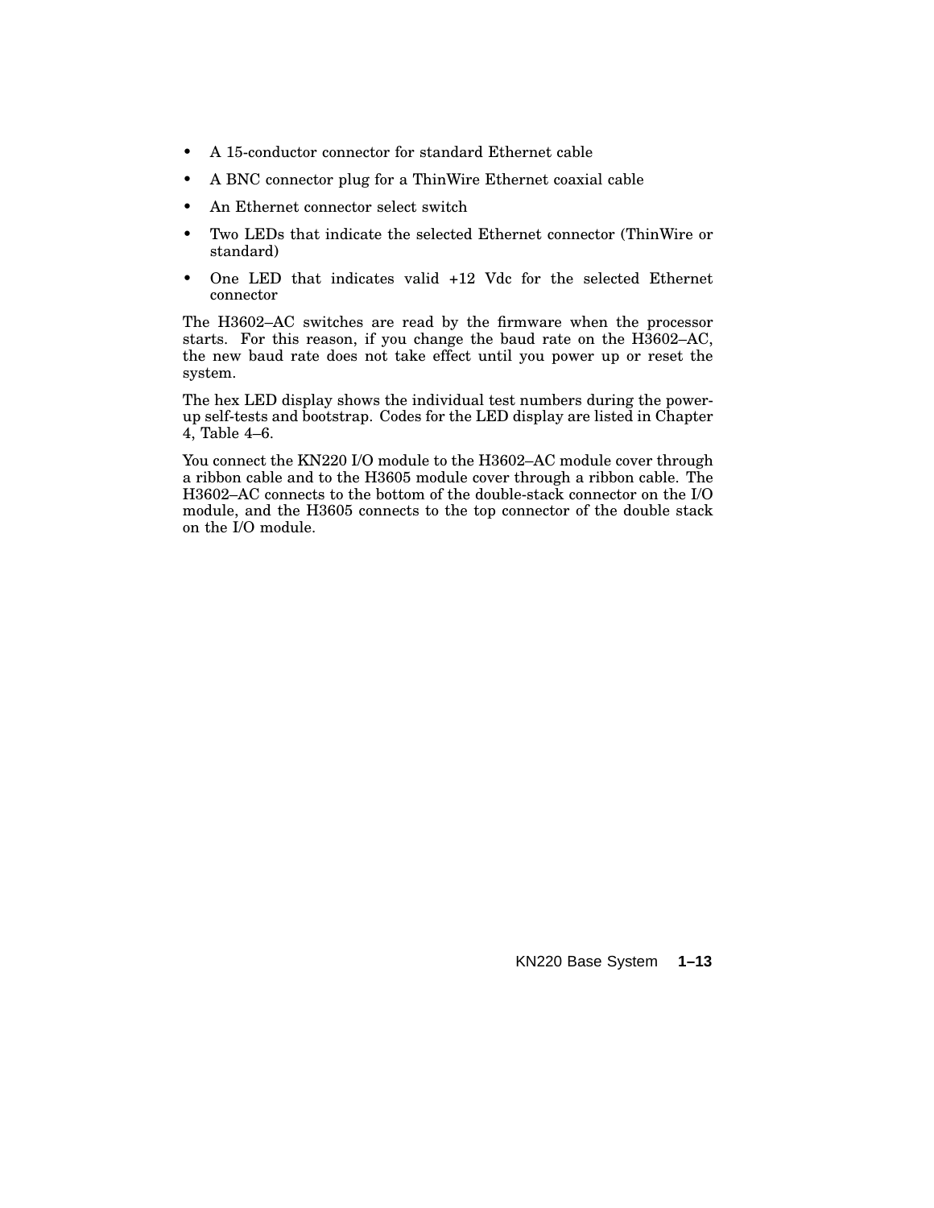- A 15-conductor connector for standard Ethernet cable
- A BNC connector plug for a ThinWire Ethernet coaxial cable
- An Ethernet connector select switch
- Two LEDs that indicate the selected Ethernet connector (ThinWire or standard)
- One LED that indicates valid +12 Vdc for the selected Ethernet connector

The H3602–AC switches are read by the firmware when the processor starts. For this reason, if you change the baud rate on the H3602–AC, the new baud rate does not take effect until you power up or reset the system.

The hex LED display shows the individual test numbers during the power-up self-tests and bootstrap. Codes for the LED display are listed in Chapter 4, Table 4–6.

You connect the KN220 I/O module to the H3602–AC module cover through a ribbon cable and to the H3605 module cover through a ribbon cable. The H3602–AC connects to the bottom of the double-stack connector on the I/O module, and the H3605 connects to the top connector of the double stack on the I/O module.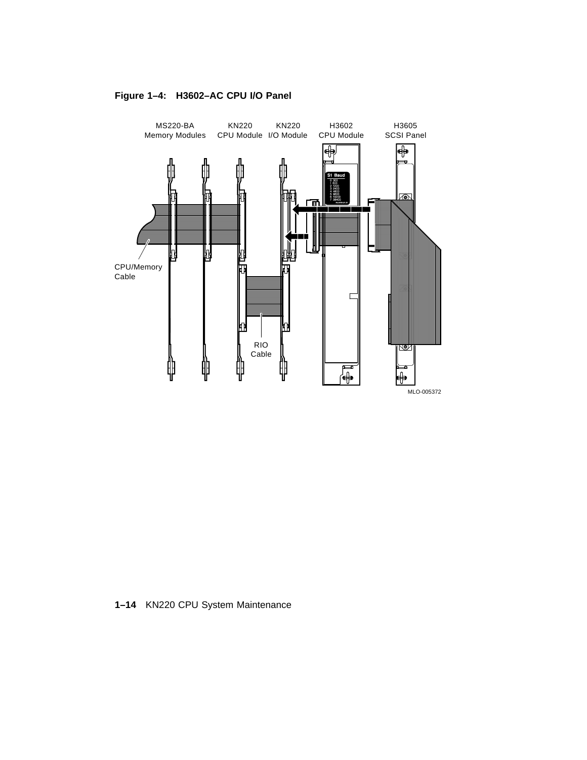**Figure 1–4: H3602–AC CPU I/O Panel**

MS220-BA Memory Modules

KN220 CPU Module

KN220 I/O Module

H3602 CPU Module

H3605 SCSI Panel

CPU/Memory Cable

RIO Cable

MLO-005372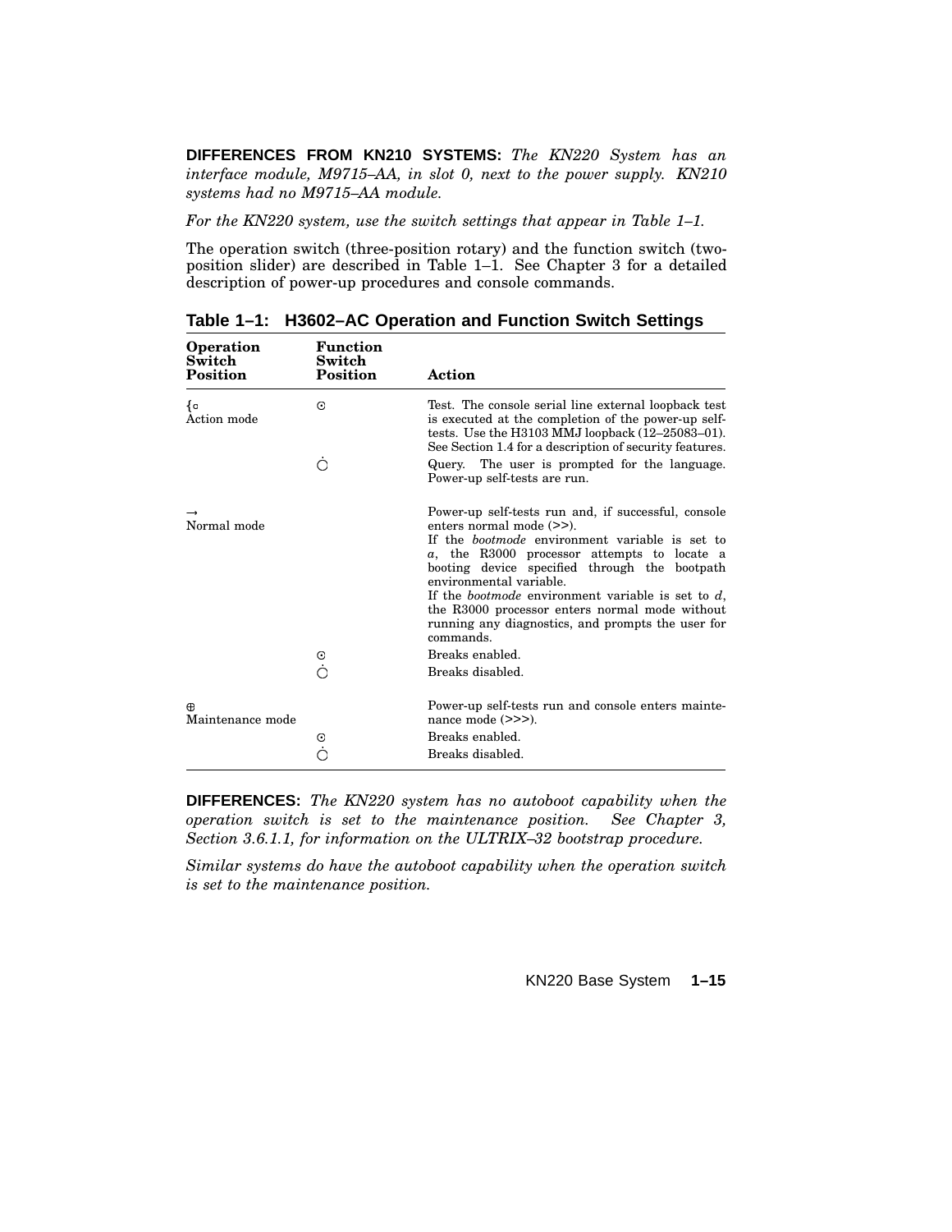**DIFFERENCES FROM KN210 SYSTEMS:** *The KN220 System has an interface module, M9715–AA, in slot 0, next to the power supply. KN210 systems had no M9715–AA module.*

*For the KN220 system, use the switch settings that appear in Table 1–1.*

The operation switch (three-position rotary) and the function switch (two-position slider) are described in Table 1–1. See Chapter 3 for a detailed description of power-up procedures and console commands.

**Table 1–1: H3602–AC Operation and Function Switch Settings**

| Operation Switch Position | Function Switch Position | Action |
|---|---|---|
| {ᴑ Action mode | ⊙ | Test. The console serial line external loopback test is executed at the completion of the power-up self-tests. Use the H3103 MMJ loopback (12–25083–01). See Section 1.4 for a description of security features. |
| | ○̇ | Query. The user is prompted for the language. Power-up self-tests are run. |
| → Normal mode | | Power-up self-tests run and, if successful, console enters normal mode (>>). If the *bootmode* environment variable is set to *a*, the R3000 processor attempts to locate a booting device specified through the bootpath environmental variable. If the *bootmode* environment variable is set to *d*, the R3000 processor enters normal mode without running any diagnostics, and prompts the user for commands. |
| | ⊙ | Breaks enabled. |
| | ○̇ | Breaks disabled. |
| ⊕ Maintenance mode | | Power-up self-tests run and console enters maintenance mode (>>>). |
| | ⊙ | Breaks enabled. |
| | ○̇ | Breaks disabled. |

**DIFFERENCES:** *The KN220 system has no autoboot capability when the operation switch is set to the maintenance position. See Chapter 3, Section 3.6.1.1, for information on the ULTRIX–32 bootstrap procedure.*

*Similar systems do have the autoboot capability when the operation switch is set to the maintenance position.*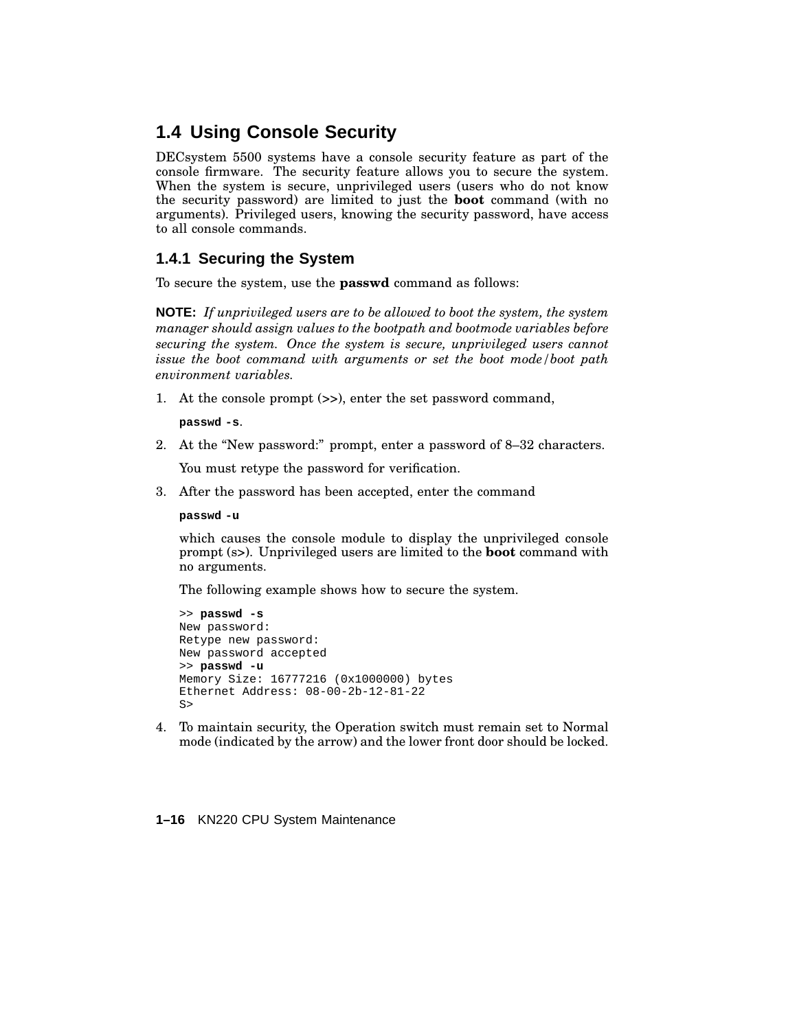## 1.4 Using Console Security

DECsystem 5500 systems have a console security feature as part of the console firmware. The security feature allows you to secure the system. When the system is secure, unprivileged users (users who do not know the security password) are limited to just the **boot** command (with no arguments). Privileged users, knowing the security password, have access to all console commands.

### 1.4.1 Securing the System

To secure the system, use the **passwd** command as follows:

**NOTE:** *If unprivileged users are to be allowed to boot the system, the system manager should assign values to the bootpath and bootmode variables before securing the system. Once the system is secure, unprivileged users cannot issue the boot command with arguments or set the boot mode/boot path environment variables.*

1. At the console prompt (>>), enter the set password command,

   **`passwd -s`**.

2. At the “New password:” prompt, enter a password of 8–32 characters.

   You must retype the password for verification.

3. After the password has been accepted, enter the command

   **`passwd -u`**

   which causes the console module to display the unprivileged console prompt (s>). Unprivileged users are limited to the **boot** command with no arguments.

   The following example shows how to secure the system.

   ```
   >> passwd -s
   New password:
   Retype new password:
   New password accepted
   >> passwd -u
   Memory Size: 16777216 (0x1000000) bytes
   Ethernet Address: 08-00-2b-12-81-22
   S>
   ```

4. To maintain security, the Operation switch must remain set to Normal mode (indicated by the arrow) and the lower front door should be locked.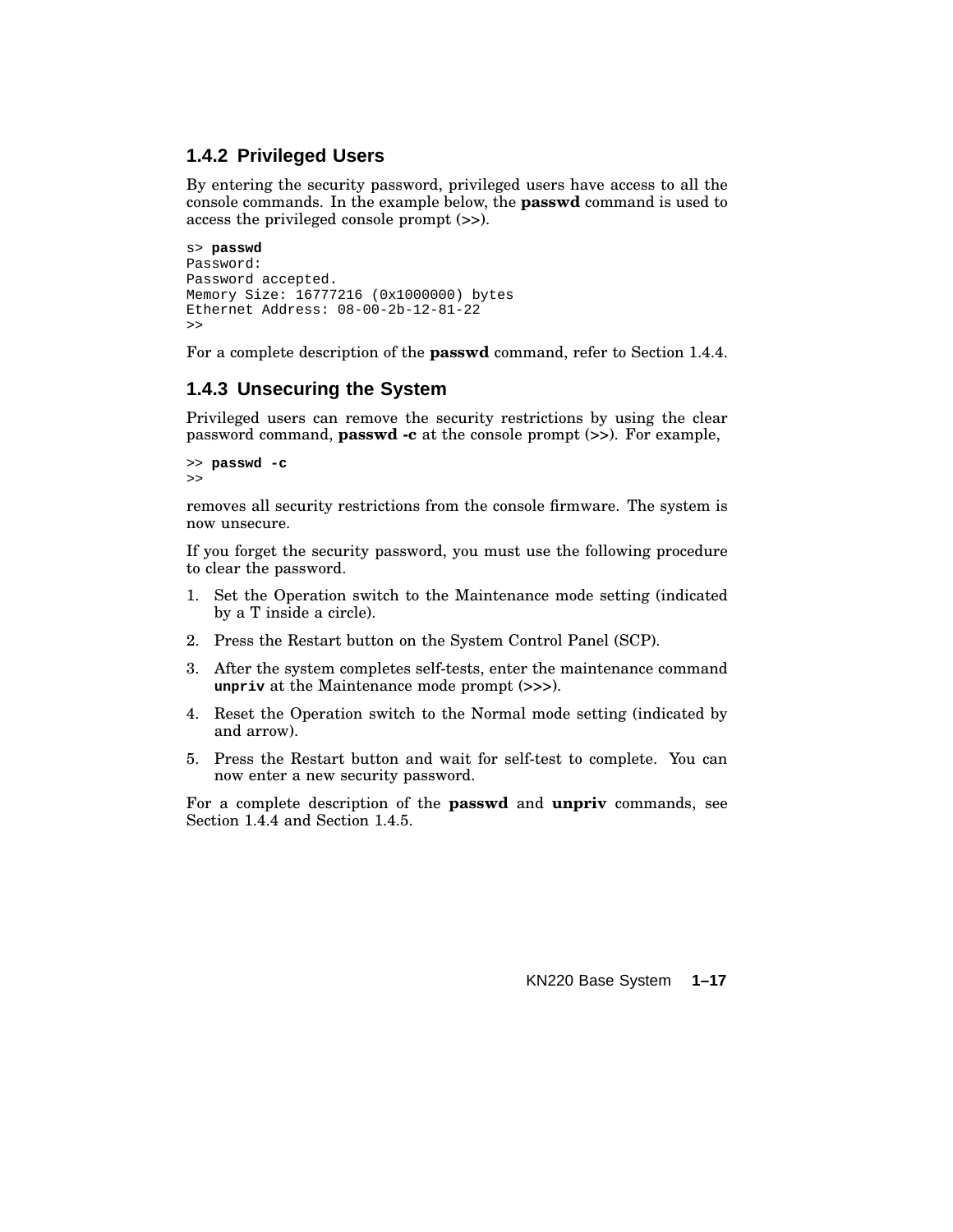### 1.4.2 Privileged Users

By entering the security password, privileged users have access to all the console commands. In the example below, the **passwd** command is used to access the privileged console prompt (>>).

```
s> passwd
Password:
Password accepted.
Memory Size: 16777216 (0x1000000) bytes
Ethernet Address: 08-00-2b-12-81-22
>>
```

For a complete description of the **passwd** command, refer to Section 1.4.4.

### 1.4.3 Unsecuring the System

Privileged users can remove the security restrictions by using the clear password command, **passwd -c** at the console prompt (>>). For example,

```
>> passwd -c
>>
```

removes all security restrictions from the console firmware. The system is now unsecure.

If you forget the security password, you must use the following procedure to clear the password.

1. Set the Operation switch to the Maintenance mode setting (indicated by a T inside a circle).
2. Press the Restart button on the System Control Panel (SCP).
3. After the system completes self-tests, enter the maintenance command **unpriv** at the Maintenance mode prompt (>>>).
4. Reset the Operation switch to the Normal mode setting (indicated by and arrow).
5. Press the Restart button and wait for self-test to complete. You can now enter a new security password.

For a complete description of the **passwd** and **unpriv** commands, see Section 1.4.4 and Section 1.4.5.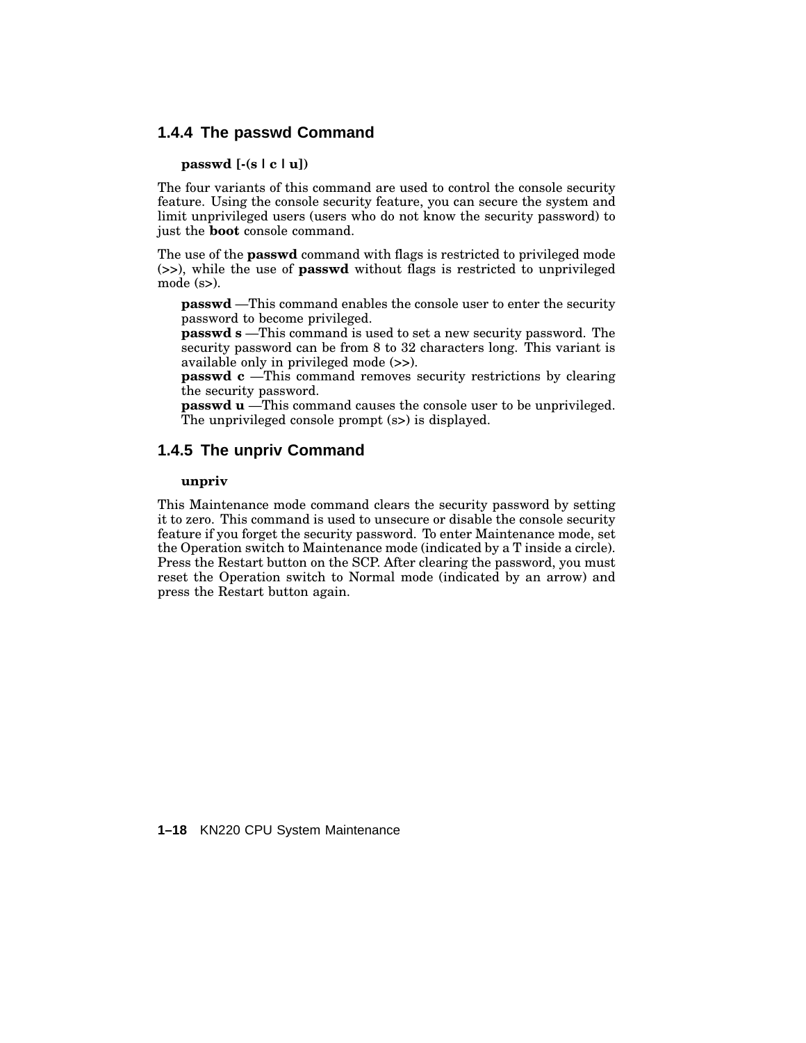### 1.4.4 The passwd Command

**passwd [-(s | c | u])**

The four variants of this command are used to control the console security feature. Using the console security feature, you can secure the system and limit unprivileged users (users who do not know the security password) to just the **boot** console command.

The use of the **passwd** command with flags is restricted to privileged mode (>>), while the use of **passwd** without flags is restricted to unprivileged mode (s>).

**passwd** —This command enables the console user to enter the security password to become privileged.
**passwd s** —This command is used to set a new security password. The security password can be from 8 to 32 characters long. This variant is available only in privileged mode (>>).
**passwd c** —This command removes security restrictions by clearing the security password.
**passwd u** —This command causes the console user to be unprivileged. The unprivileged console prompt (s>) is displayed.

### 1.4.5 The unpriv Command

**unpriv**

This Maintenance mode command clears the security password by setting it to zero. This command is used to unsecure or disable the console security feature if you forget the security password. To enter Maintenance mode, set the Operation switch to Maintenance mode (indicated by a T inside a circle). Press the Restart button on the SCP. After clearing the password, you must reset the Operation switch to Normal mode (indicated by an arrow) and press the Restart button again.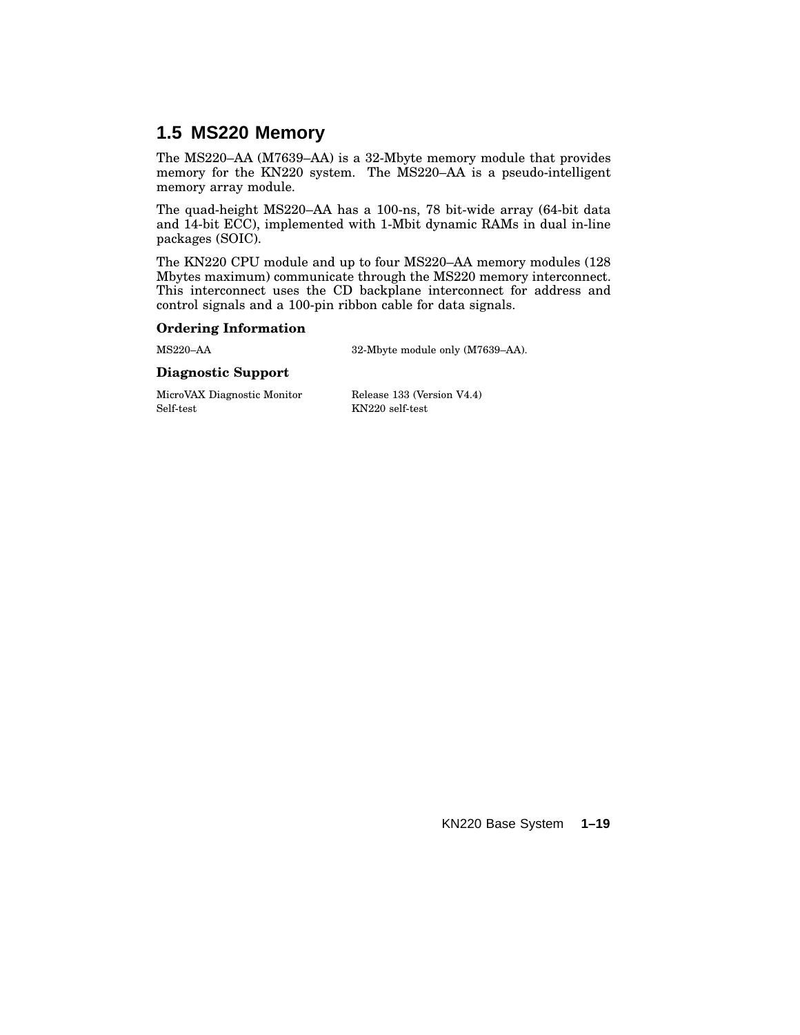## 1.5 MS220 Memory

The MS220–AA (M7639–AA) is a 32-Mbyte memory module that provides memory for the KN220 system. The MS220–AA is a pseudo-intelligent memory array module.

The quad-height MS220–AA has a 100-ns, 78 bit-wide array (64-bit data and 14-bit ECC), implemented with 1-Mbit dynamic RAMs in dual in-line packages (SOIC).

The KN220 CPU module and up to four MS220–AA memory modules (128 Mbytes maximum) communicate through the MS220 memory interconnect. This interconnect uses the CD backplane interconnect for address and control signals and a 100-pin ribbon cable for data signals.

### Ordering Information

| | |
|---|---|
| MS220–AA | 32-Mbyte module only (M7639–AA). |

### Diagnostic Support

| | |
|---|---|
| MicroVAX Diagnostic Monitor | Release 133 (Version V4.4) |
| Self-test | KN220 self-test |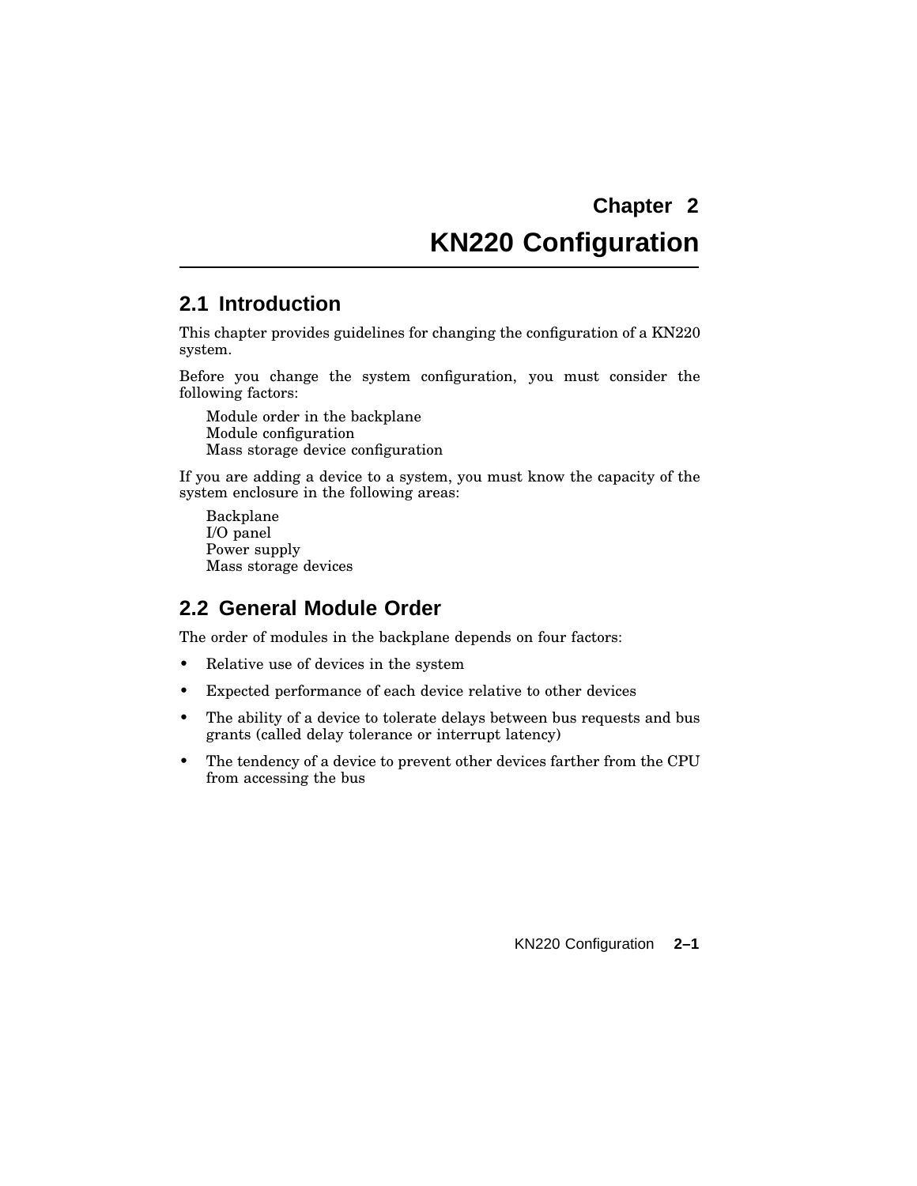# Chapter 2
# KN220 Configuration

## 2.1 Introduction

This chapter provides guidelines for changing the configuration of a KN220 system.

Before you change the system configuration, you must consider the following factors:

Module order in the backplane
Module configuration
Mass storage device configuration

If you are adding a device to a system, you must know the capacity of the system enclosure in the following areas:

Backplane
I/O panel
Power supply
Mass storage devices

## 2.2 General Module Order

The order of modules in the backplane depends on four factors:

- Relative use of devices in the system
- Expected performance of each device relative to other devices
- The ability of a device to tolerate delays between bus requests and bus grants (called delay tolerance or interrupt latency)
- The tendency of a device to prevent other devices farther from the CPU from accessing the bus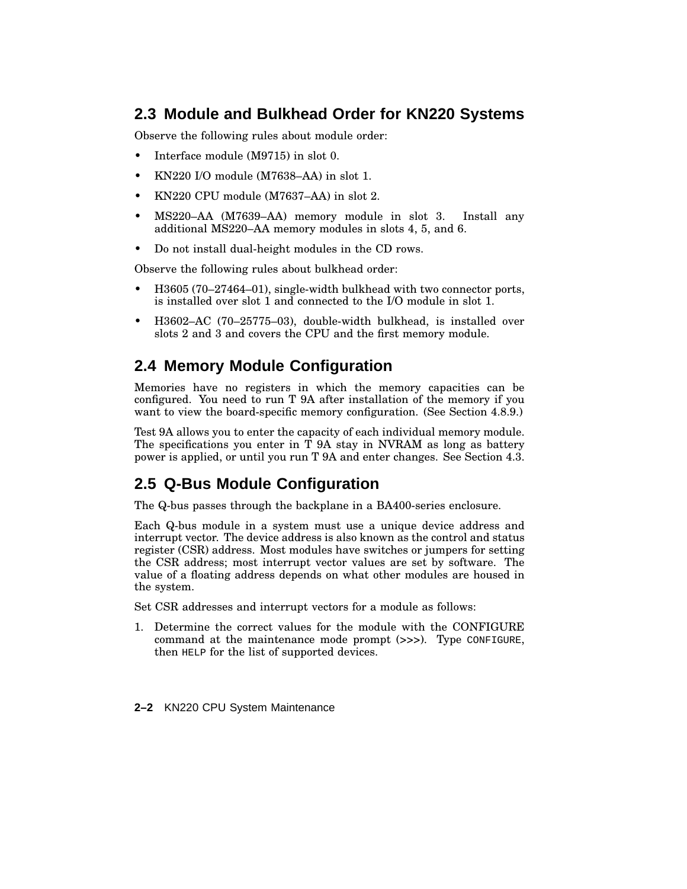## 2.3 Module and Bulkhead Order for KN220 Systems

Observe the following rules about module order:

- Interface module (M9715) in slot 0.
- KN220 I/O module (M7638–AA) in slot 1.
- KN220 CPU module (M7637–AA) in slot 2.
- MS220–AA (M7639–AA) memory module in slot 3. Install any additional MS220–AA memory modules in slots 4, 5, and 6.
- Do not install dual-height modules in the CD rows.

Observe the following rules about bulkhead order:

- H3605 (70–27464–01), single-width bulkhead with two connector ports, is installed over slot 1 and connected to the I/O module in slot 1.
- H3602–AC (70–25775–03), double-width bulkhead, is installed over slots 2 and 3 and covers the CPU and the first memory module.

## 2.4 Memory Module Configuration

Memories have no registers in which the memory capacities can be configured. You need to run T 9A after installation of the memory if you want to view the board-specific memory configuration. (See Section 4.8.9.)

Test 9A allows you to enter the capacity of each individual memory module. The specifications you enter in T 9A stay in NVRAM as long as battery power is applied, or until you run T 9A and enter changes. See Section 4.3.

## 2.5 Q-Bus Module Configuration

The Q-bus passes through the backplane in a BA400-series enclosure.

Each Q-bus module in a system must use a unique device address and interrupt vector. The device address is also known as the control and status register (CSR) address. Most modules have switches or jumpers for setting the CSR address; most interrupt vector values are set by software. The value of a floating address depends on what other modules are housed in the system.

Set CSR addresses and interrupt vectors for a module as follows:

1. Determine the correct values for the module with the CONFIGURE command at the maintenance mode prompt (>>>). Type `CONFIGURE`, then `HELP` for the list of supported devices.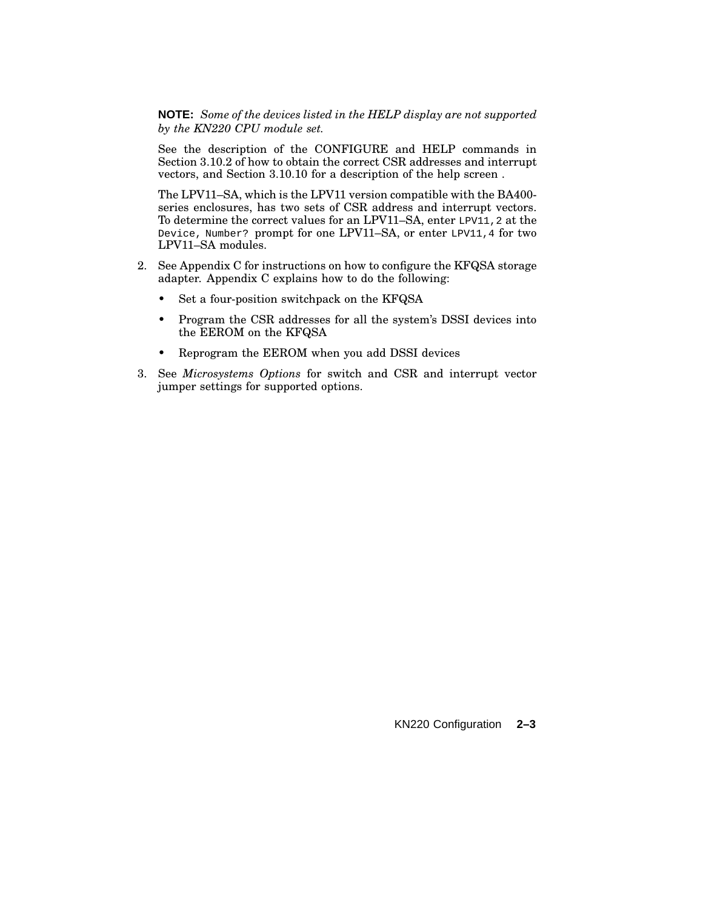**NOTE:** *Some of the devices listed in the HELP display are not supported by the KN220 CPU module set.*

See the description of the CONFIGURE and HELP commands in Section 3.10.2 of how to obtain the correct CSR addresses and interrupt vectors, and Section 3.10.10 for a description of the help screen .

The LPV11–SA, which is the LPV11 version compatible with the BA400-series enclosures, has two sets of CSR address and interrupt vectors. To determine the correct values for an LPV11–SA, enter `LPV11,2` at the `Device, Number?` prompt for one LPV11–SA, or enter `LPV11,4` for two LPV11–SA modules.

2. See Appendix C for instructions on how to configure the KFQSA storage adapter. Appendix C explains how to do the following:

   - Set a four-position switchpack on the KFQSA
   - Program the CSR addresses for all the system's DSSI devices into the EEROM on the KFQSA
   - Reprogram the EEROM when you add DSSI devices

3. See *Microsystems Options* for switch and CSR and interrupt vector jumper settings for supported options.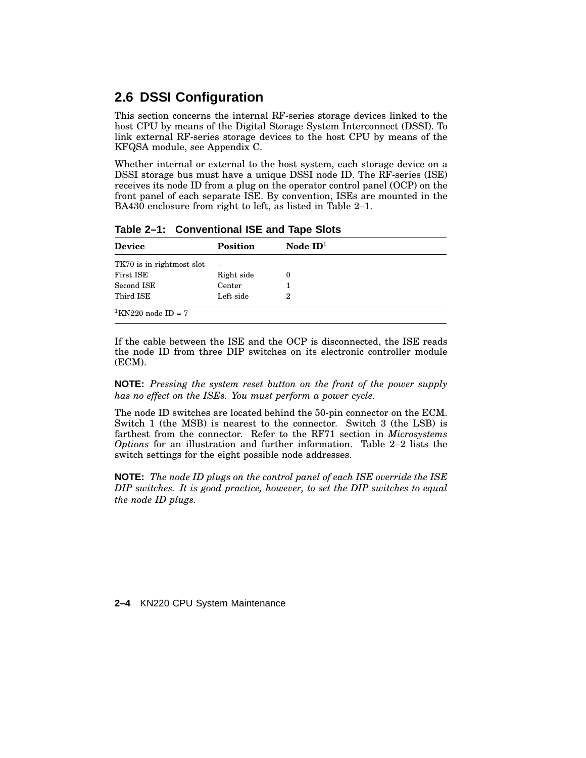## 2.6 DSSI Configuration

This section concerns the internal RF-series storage devices linked to the host CPU by means of the Digital Storage System Interconnect (DSSI). To link external RF-series storage devices to the host CPU by means of the KFQSA module, see Appendix C.

Whether internal or external to the host system, each storage device on a DSSI storage bus must have a unique DSSI node ID. The RF-series (ISE) receives its node ID from a plug on the operator control panel (OCP) on the front panel of each separate ISE. By convention, ISEs are mounted in the BA430 enclosure from right to left, as listed in Table 2–1.

**Table 2–1: Conventional ISE and Tape Slots**

| Device | Position | Node ID[1] |
|---|---|---|
| TK70 is in rightmost slot | – | |
| First ISE | Right side | 0 |
| Second ISE | Center | 1 |
| Third ISE | Left side | 2 |

[1]KN220 node ID = 7

If the cable between the ISE and the OCP is disconnected, the ISE reads the node ID from three DIP switches on its electronic controller module (ECM).

**NOTE:** *Pressing the system reset button on the front of the power supply has no effect on the ISEs. You must perform a power cycle.*

The node ID switches are located behind the 50-pin connector on the ECM. Switch 1 (the MSB) is nearest to the connector. Switch 3 (the LSB) is farthest from the connector. Refer to the RF71 section in *Microsystems Options* for an illustration and further information. Table 2–2 lists the switch settings for the eight possible node addresses.

**NOTE:** *The node ID plugs on the control panel of each ISE override the ISE DIP switches. It is good practice, however, to set the DIP switches to equal the node ID plugs.*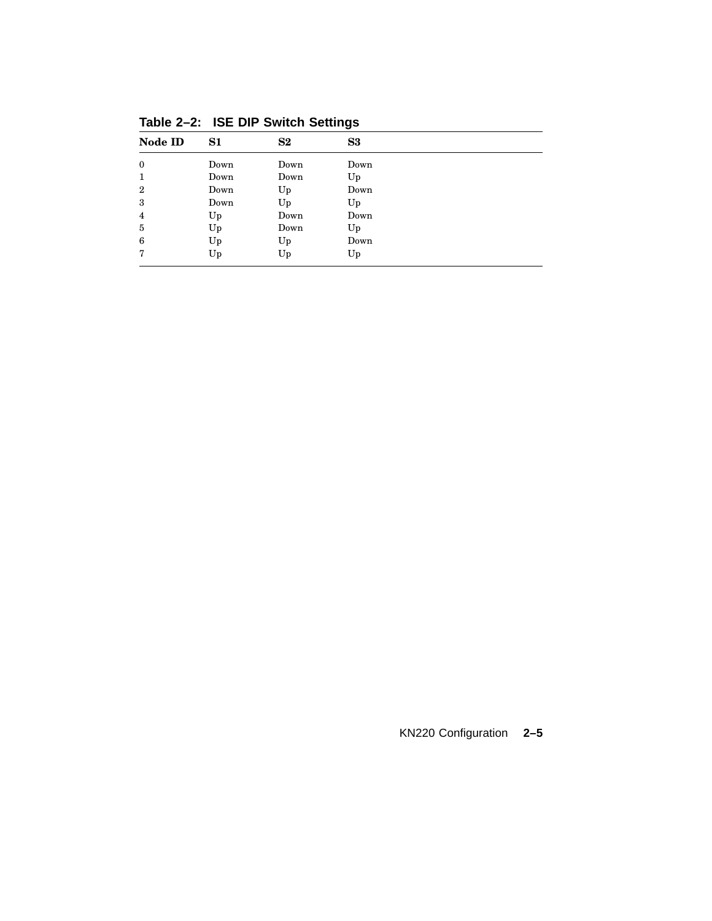**Table 2–2: ISE DIP Switch Settings**

| Node ID | S1 | S2 | S3 |
| --- | --- | --- | --- |
| 0 | Down | Down | Down |
| 1 | Down | Down | Up |
| 2 | Down | Up | Down |
| 3 | Down | Up | Up |
| 4 | Up | Down | Down |
| 5 | Up | Down | Up |
| 6 | Up | Up | Down |
| 7 | Up | Up | Up |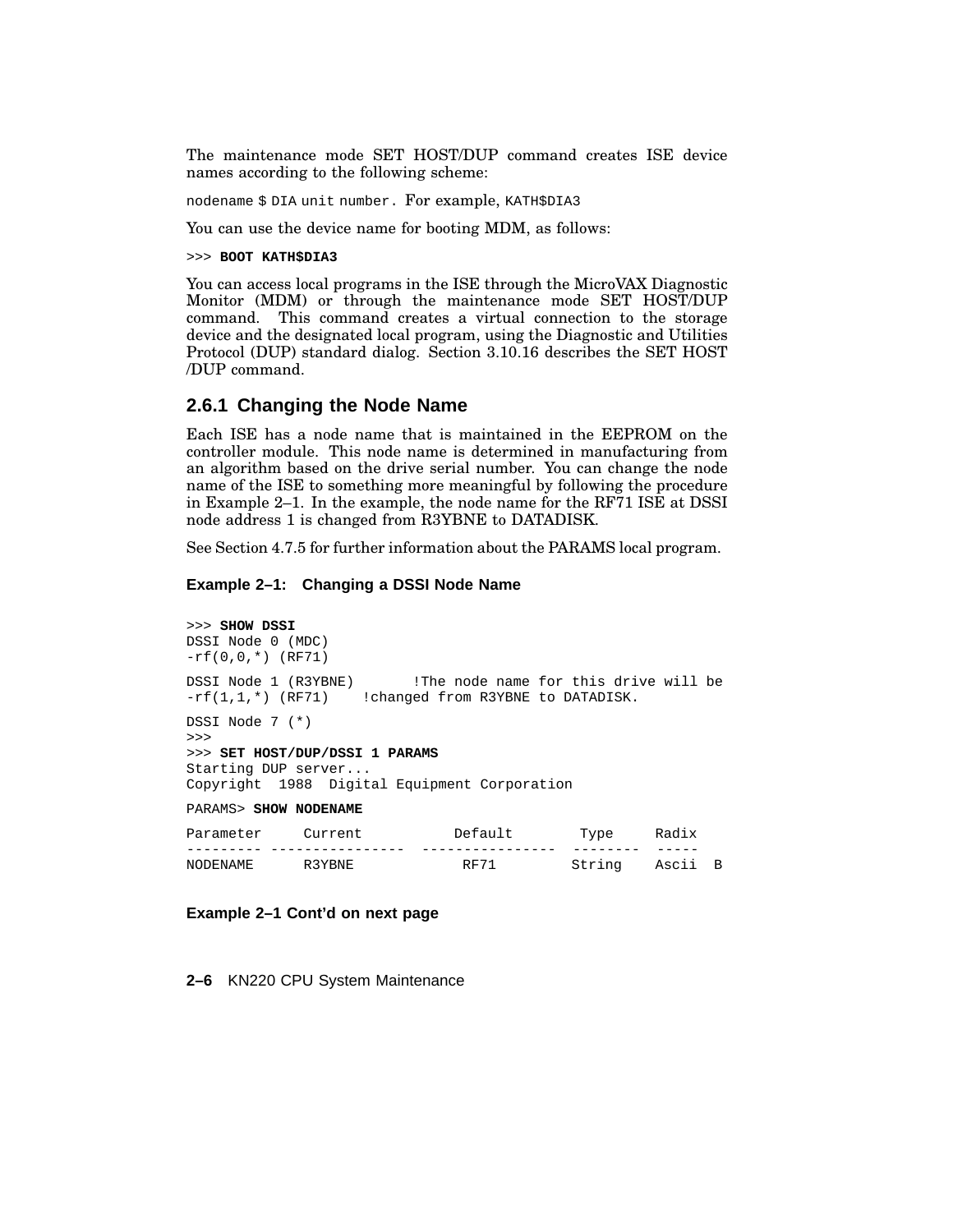The maintenance mode SET HOST/DUP command creates ISE device names according to the following scheme:

`nodename $ DIA unit number.` For example, `KATH$DIA3`

You can use the device name for booting MDM, as follows:

```
>>> BOOT KATH$DIA3
```

You can access local programs in the ISE through the MicroVAX Diagnostic Monitor (MDM) or through the maintenance mode SET HOST/DUP command. This command creates a virtual connection to the storage device and the designated local program, using the Diagnostic and Utilities Protocol (DUP) standard dialog. Section 3.10.16 describes the SET HOST /DUP command.

### 2.6.1 Changing the Node Name

Each ISE has a node name that is maintained in the EEPROM on the controller module. This node name is determined in manufacturing from an algorithm based on the drive serial number. You can change the node name of the ISE to something more meaningful by following the procedure in Example 2–1. In the example, the node name for the RF71 ISE at DSSI node address 1 is changed from R3YBNE to DATADISK.

See Section 4.7.5 for further information about the PARAMS local program.

**Example 2–1: Changing a DSSI Node Name**

```
>>> SHOW DSSI
DSSI Node 0 (MDC)
-rf(0,0,*) (RF71)

DSSI Node 1 (R3YBNE)       !The node name for this drive will be
-rf(1,1,*) (RF71)    !changed from R3YBNE to DATADISK.

DSSI Node 7 (*)
>>>
>>> SET HOST/DUP/DSSI 1 PARAMS
Starting DUP server...
Copyright  1988  Digital Equipment Corporation

PARAMS> SHOW NODENAME

Parameter     Current           Default        Type     Radix
--------- ----------------  ----------------  --------  -----
NODENAME      R3YBNE             RF71         String    Ascii  B
```

**Example 2–1 Cont'd on next page**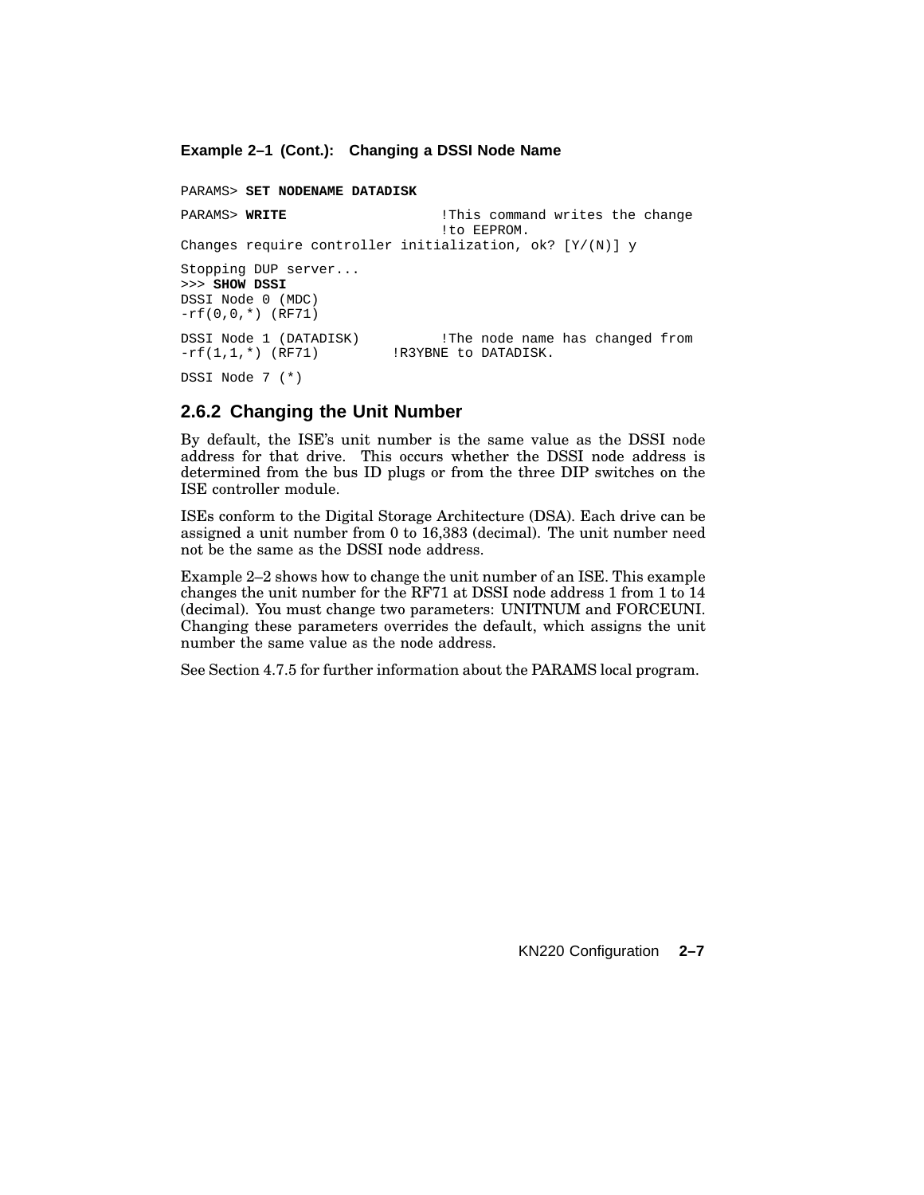**Example 2–1 (Cont.): Changing a DSSI Node Name**

```
PARAMS> SET NODENAME DATADISK
PARAMS> WRITE                    !This command writes the change
                                 !to EEPROM.
Changes require controller initialization, ok? [Y/(N)] y
Stopping DUP server...
>>> SHOW DSSI
DSSI Node 0 (MDC)
-rf(0,0,*) (RF71)
DSSI Node 1 (DATADISK)           !The node name has changed from
-rf(1,1,*) (RF71)         !R3YBNE to DATADISK.
DSSI Node 7 (*)
```

### 2.6.2 Changing the Unit Number

By default, the ISE's unit number is the same value as the DSSI node address for that drive. This occurs whether the DSSI node address is determined from the bus ID plugs or from the three DIP switches on the ISE controller module.

ISEs conform to the Digital Storage Architecture (DSA). Each drive can be assigned a unit number from 0 to 16,383 (decimal). The unit number need not be the same as the DSSI node address.

Example 2–2 shows how to change the unit number of an ISE. This example changes the unit number for the RF71 at DSSI node address 1 from 1 to 14 (decimal). You must change two parameters: UNITNUM and FORCEUNI. Changing these parameters overrides the default, which assigns the unit number the same value as the node address.

See Section 4.7.5 for further information about the PARAMS local program.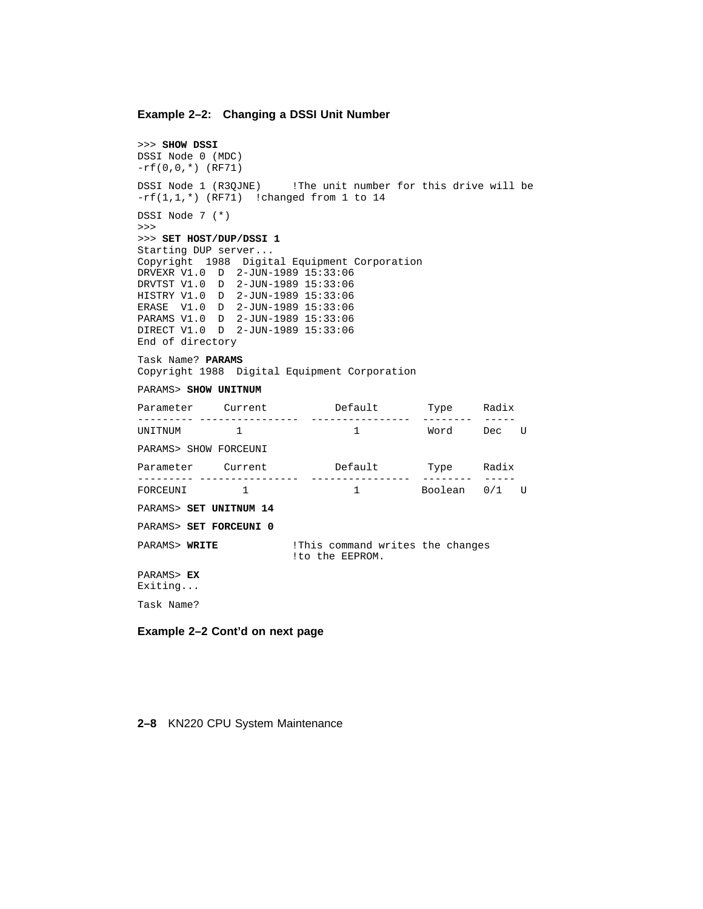**Example 2–2: Changing a DSSI Unit Number**

```
>>> SHOW DSSI
DSSI Node 0 (MDC)
-rf(0,0,*) (RF71)

DSSI Node 1 (R3QJNE)     !The unit number for this drive will be
-rf(1,1,*) (RF71)  !changed from 1 to 14

DSSI Node 7 (*)
>>>
>>> SET HOST/DUP/DSSI 1
Starting DUP server...
Copyright  1988  Digital Equipment Corporation
DRVEXR V1.0  D  2-JUN-1989 15:33:06
DRVTST V1.0  D  2-JUN-1989 15:33:06
HISTRY V1.0  D  2-JUN-1989 15:33:06
ERASE  V1.0  D  2-JUN-1989 15:33:06
PARAMS V1.0  D  2-JUN-1989 15:33:06
DIRECT V1.0  D  2-JUN-1989 15:33:06
End of directory

Task Name? PARAMS
Copyright 1988  Digital Equipment Corporation

PARAMS> SHOW UNITNUM

Parameter     Current           Default        Type     Radix
--------- ----------------  ----------------  --------  -----
UNITNUM         1                 1            Word     Dec   U

PARAMS> SHOW FORCEUNI

Parameter     Current           Default        Type     Radix
--------- ----------------  ----------------  --------  -----
FORCEUNI         1                1           Boolean   0/1   U

PARAMS> SET UNITNUM 14

PARAMS> SET FORCEUNI 0

PARAMS> WRITE             !This command writes the changes
                          !to the EEPROM.

PARAMS> EX
Exiting...

Task Name?
```

**Example 2–2 Cont'd on next page**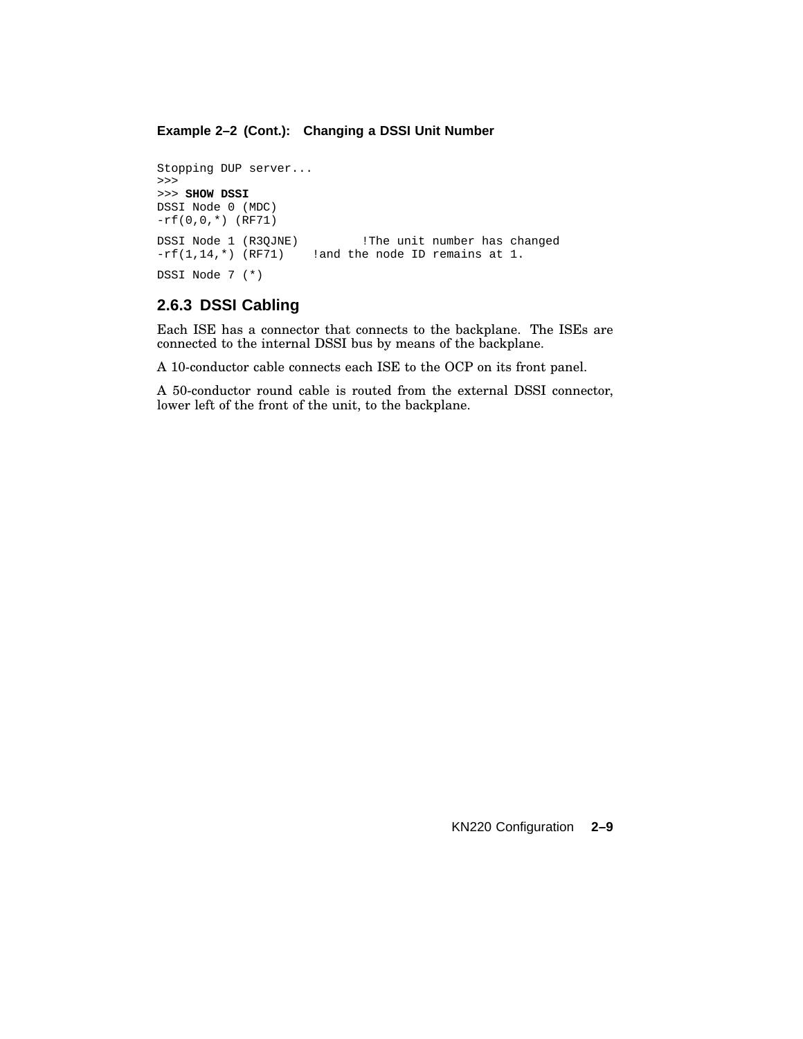**Example 2–2 (Cont.): Changing a DSSI Unit Number**

```
Stopping DUP server...
>>>
>>> SHOW DSSI
DSSI Node 0 (MDC)
-rf(0,0,*) (RF71)

DSSI Node 1 (R3QJNE)         !The unit number has changed
-rf(1,14,*) (RF71)    !and the node ID remains at 1.

DSSI Node 7 (*)
```

### 2.6.3 DSSI Cabling

Each ISE has a connector that connects to the backplane. The ISEs are connected to the internal DSSI bus by means of the backplane.

A 10-conductor cable connects each ISE to the OCP on its front panel.

A 50-conductor round cable is routed from the external DSSI connector, lower left of the front of the unit, to the backplane.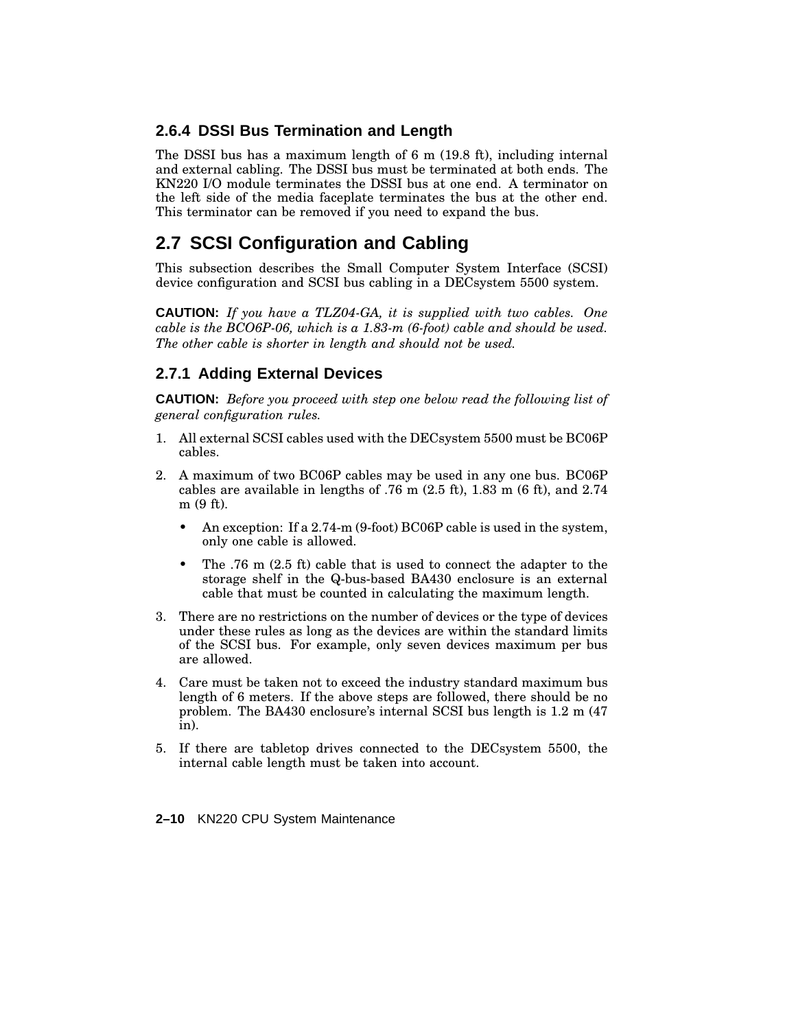### 2.6.4 DSSI Bus Termination and Length

The DSSI bus has a maximum length of 6 m (19.8 ft), including internal and external cabling. The DSSI bus must be terminated at both ends. The KN220 I/O module terminates the DSSI bus at one end. A terminator on the left side of the media faceplate terminates the bus at the other end. This terminator can be removed if you need to expand the bus.

## 2.7 SCSI Configuration and Cabling

This subsection describes the Small Computer System Interface (SCSI) device configuration and SCSI bus cabling in a DECsystem 5500 system.

**CAUTION:** *If you have a TLZ04-GA, it is supplied with two cables. One cable is the BCO6P-06, which is a 1.83-m (6-foot) cable and should be used. The other cable is shorter in length and should not be used.*

### 2.7.1 Adding External Devices

**CAUTION:** *Before you proceed with step one below read the following list of general configuration rules.*

1. All external SCSI cables used with the DECsystem 5500 must be BC06P cables.
2. A maximum of two BC06P cables may be used in any one bus. BC06P cables are available in lengths of .76 m (2.5 ft), 1.83 m (6 ft), and 2.74 m (9 ft).
   - An exception: If a 2.74-m (9-foot) BC06P cable is used in the system, only one cable is allowed.
   - The .76 m (2.5 ft) cable that is used to connect the adapter to the storage shelf in the Q-bus-based BA430 enclosure is an external cable that must be counted in calculating the maximum length.
3. There are no restrictions on the number of devices or the type of devices under these rules as long as the devices are within the standard limits of the SCSI bus. For example, only seven devices maximum per bus are allowed.
4. Care must be taken not to exceed the industry standard maximum bus length of 6 meters. If the above steps are followed, there should be no problem. The BA430 enclosure's internal SCSI bus length is 1.2 m (47 in).
5. If there are tabletop drives connected to the DECsystem 5500, the internal cable length must be taken into account.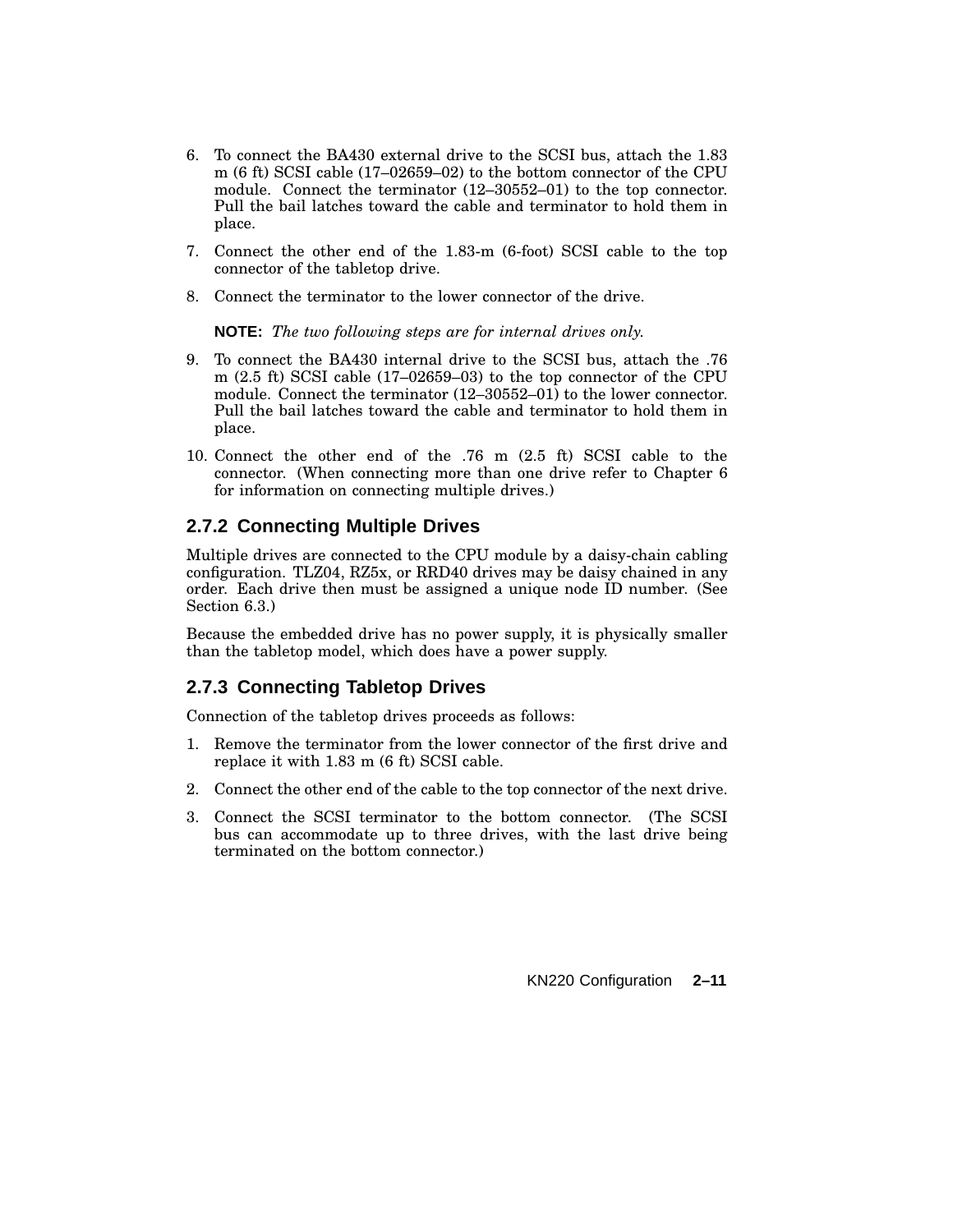6. To connect the BA430 external drive to the SCSI bus, attach the 1.83 m (6 ft) SCSI cable (17–02659–02) to the bottom connector of the CPU module. Connect the terminator (12–30552–01) to the top connector. Pull the bail latches toward the cable and terminator to hold them in place.
7. Connect the other end of the 1.83-m (6-foot) SCSI cable to the top connector of the tabletop drive.
8. Connect the terminator to the lower connector of the drive.

   **NOTE:** *The two following steps are for internal drives only.*

9. To connect the BA430 internal drive to the SCSI bus, attach the .76 m (2.5 ft) SCSI cable (17–02659–03) to the top connector of the CPU module. Connect the terminator (12–30552–01) to the lower connector. Pull the bail latches toward the cable and terminator to hold them in place.
10. Connect the other end of the .76 m (2.5 ft) SCSI cable to the connector. (When connecting more than one drive refer to Chapter 6 for information on connecting multiple drives.)

### 2.7.2 Connecting Multiple Drives

Multiple drives are connected to the CPU module by a daisy-chain cabling configuration. TLZ04, RZ5x, or RRD40 drives may be daisy chained in any order. Each drive then must be assigned a unique node ID number. (See Section 6.3.)

Because the embedded drive has no power supply, it is physically smaller than the tabletop model, which does have a power supply.

### 2.7.3 Connecting Tabletop Drives

Connection of the tabletop drives proceeds as follows:

1. Remove the terminator from the lower connector of the first drive and replace it with 1.83 m (6 ft) SCSI cable.
2. Connect the other end of the cable to the top connector of the next drive.
3. Connect the SCSI terminator to the bottom connector. (The SCSI bus can accommodate up to three drives, with the last drive being terminated on the bottom connector.)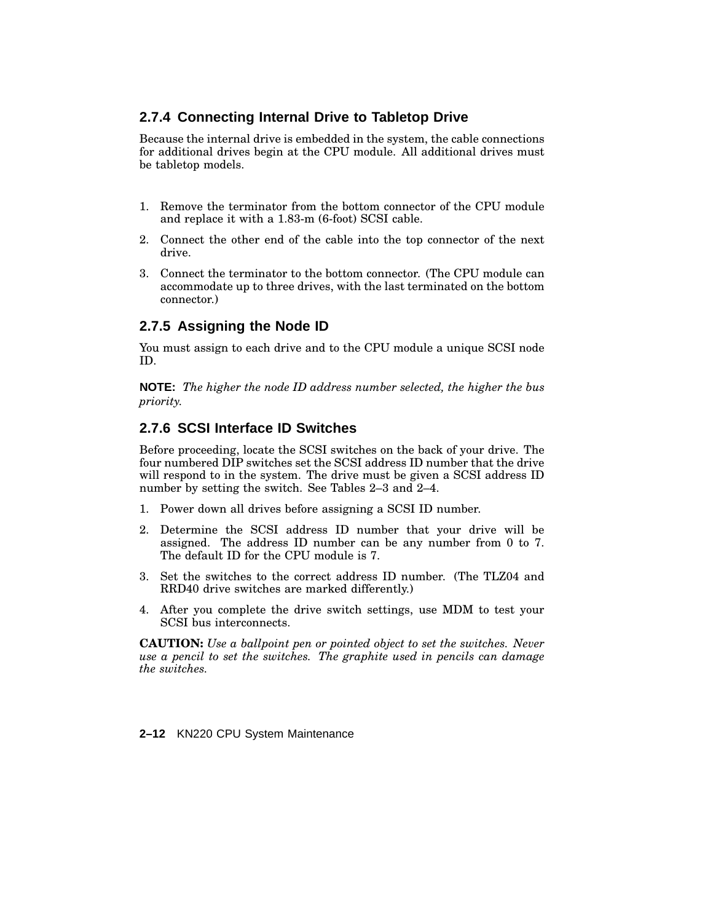### 2.7.4 Connecting Internal Drive to Tabletop Drive

Because the internal drive is embedded in the system, the cable connections for additional drives begin at the CPU module. All additional drives must be tabletop models.

1. Remove the terminator from the bottom connector of the CPU module and replace it with a 1.83-m (6-foot) SCSI cable.
2. Connect the other end of the cable into the top connector of the next drive.
3. Connect the terminator to the bottom connector. (The CPU module can accommodate up to three drives, with the last terminated on the bottom connector.)

### 2.7.5 Assigning the Node ID

You must assign to each drive and to the CPU module a unique SCSI node ID.

**NOTE:** *The higher the node ID address number selected, the higher the bus priority.*

### 2.7.6 SCSI Interface ID Switches

Before proceeding, locate the SCSI switches on the back of your drive. The four numbered DIP switches set the SCSI address ID number that the drive will respond to in the system. The drive must be given a SCSI address ID number by setting the switch. See Tables 2–3 and 2–4.

1. Power down all drives before assigning a SCSI ID number.
2. Determine the SCSI address ID number that your drive will be assigned. The address ID number can be any number from 0 to 7. The default ID for the CPU module is 7.
3. Set the switches to the correct address ID number. (The TLZ04 and RRD40 drive switches are marked differently.)
4. After you complete the drive switch settings, use MDM to test your SCSI bus interconnects.

**CAUTION:** *Use a ballpoint pen or pointed object to set the switches. Never use a pencil to set the switches. The graphite used in pencils can damage the switches.*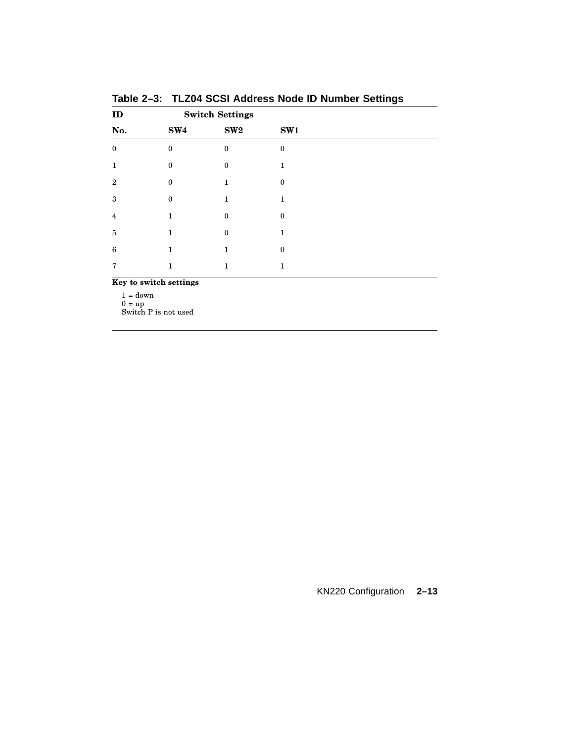**Table 2–3: TLZ04 SCSI Address Node ID Number Settings**

| ID | Switch Settings | | |
|---|---|---|---|
| No. | SW4 | SW2 | SW1 |
| 0 | 0 | 0 | 0 |
| 1 | 0 | 0 | 1 |
| 2 | 0 | 1 | 0 |
| 3 | 0 | 1 | 1 |
| 4 | 1 | 0 | 0 |
| 5 | 1 | 0 | 1 |
| 6 | 1 | 1 | 0 |
| 7 | 1 | 1 | 1 |

**Key to switch settings**

1 = down
0 = up
Switch P is not used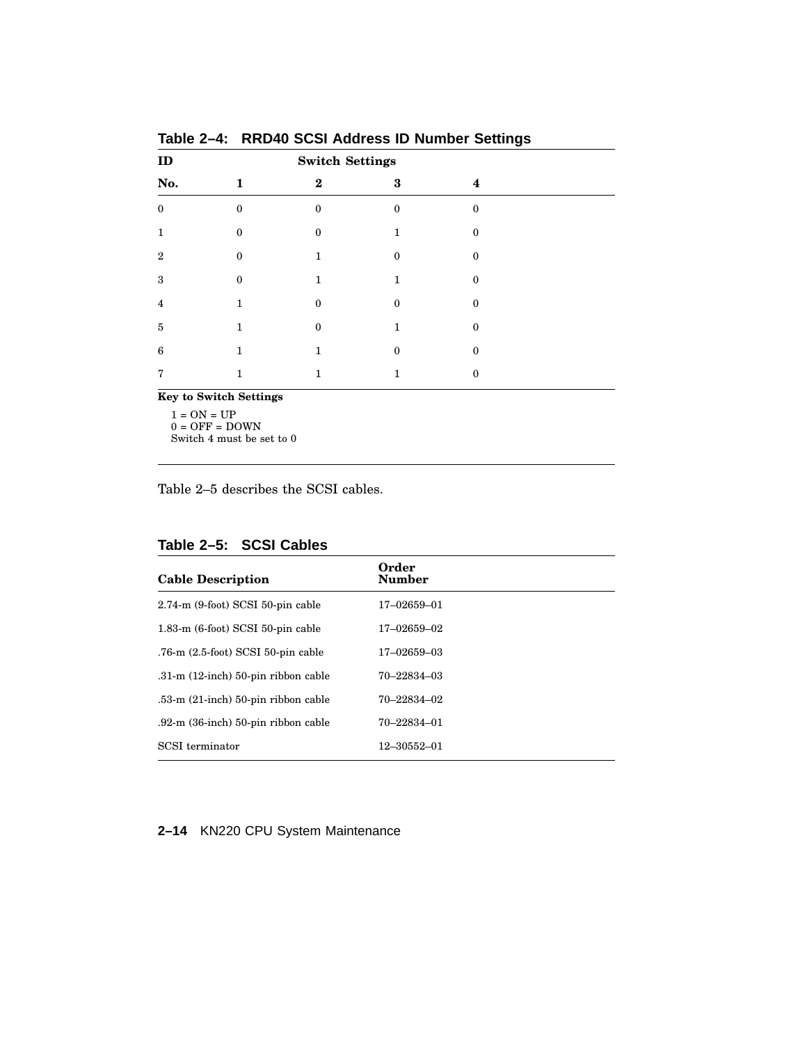**Table 2–4: RRD40 SCSI Address ID Number Settings**

| ID | Switch Settings | | | |
|---|---|---|---|---|
| No. | 1 | 2 | 3 | 4 |
| 0 | 0 | 0 | 0 | 0 |
| 1 | 0 | 0 | 1 | 0 |
| 2 | 0 | 1 | 0 | 0 |
| 3 | 0 | 1 | 1 | 0 |
| 4 | 1 | 0 | 0 | 0 |
| 5 | 1 | 0 | 1 | 0 |
| 6 | 1 | 1 | 0 | 0 |
| 7 | 1 | 1 | 1 | 0 |

**Key to Switch Settings**

1 = ON = UP
0 = OFF = DOWN
Switch 4 must be set to 0

Table 2–5 describes the SCSI cables.

**Table 2–5: SCSI Cables**

| Cable Description | Order Number |
|---|---|
| 2.74-m (9-foot) SCSI 50-pin cable | 17–02659–01 |
| 1.83-m (6-foot) SCSI 50-pin cable | 17–02659–02 |
| .76-m (2.5-foot) SCSI 50-pin cable | 17–02659–03 |
| .31-m (12-inch) 50-pin ribbon cable | 70–22834–03 |
| .53-m (21-inch) 50-pin ribbon cable | 70–22834–02 |
| .92-m (36-inch) 50-pin ribbon cable | 70–22834–01 |
| SCSI terminator | 12–30552–01 |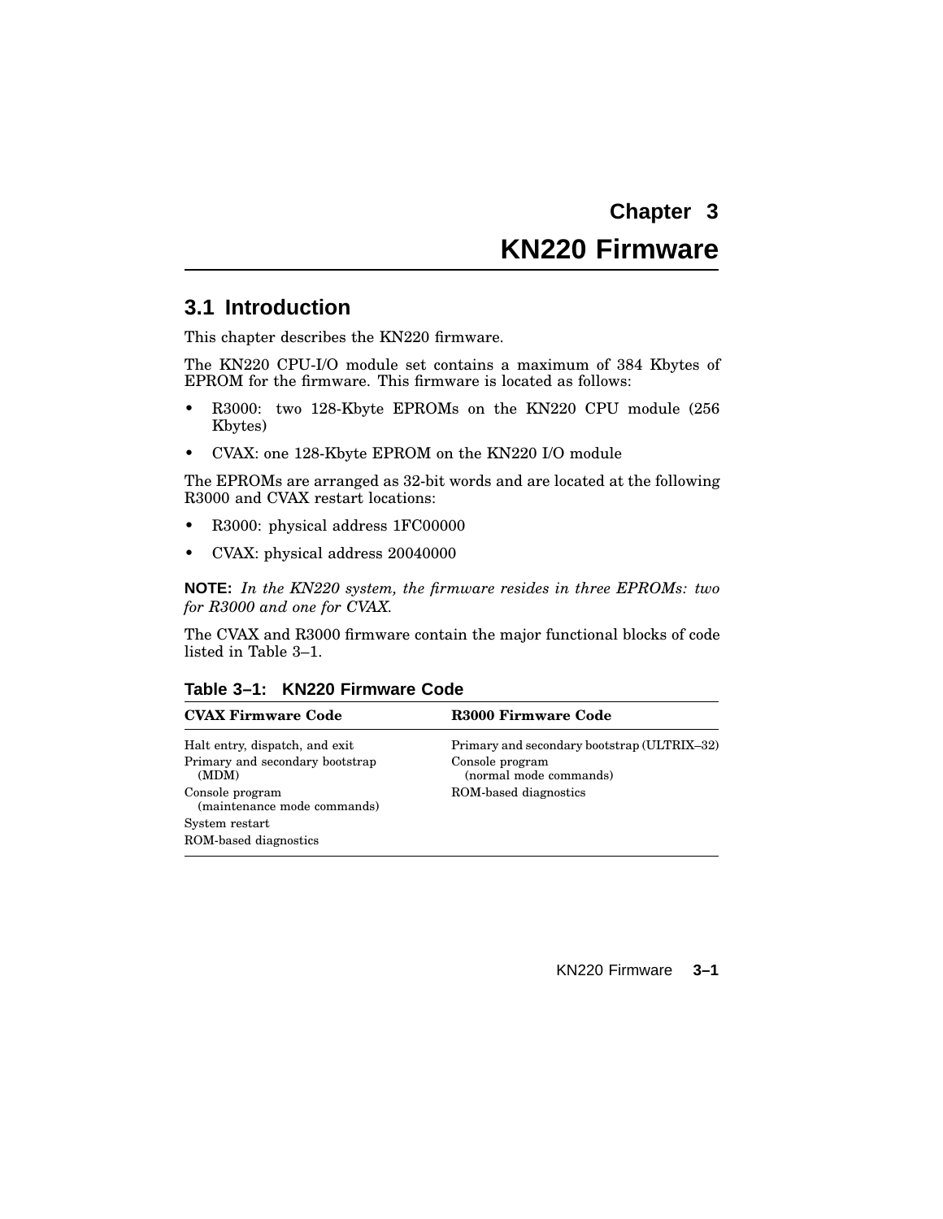# Chapter 3
# KN220 Firmware

## 3.1 Introduction

This chapter describes the KN220 firmware.

The KN220 CPU-I/O module set contains a maximum of 384 Kbytes of EPROM for the firmware. This firmware is located as follows:

- R3000: two 128-Kbyte EPROMs on the KN220 CPU module (256 Kbytes)
- CVAX: one 128-Kbyte EPROM on the KN220 I/O module

The EPROMs are arranged as 32-bit words and are located at the following R3000 and CVAX restart locations:

- R3000: physical address 1FC00000
- CVAX: physical address 20040000

**NOTE:** *In the KN220 system, the firmware resides in three EPROMs: two for R3000 and one for CVAX.*

The CVAX and R3000 firmware contain the major functional blocks of code listed in Table 3–1.

**Table 3–1: KN220 Firmware Code**

| CVAX Firmware Code | R3000 Firmware Code |
|---|---|
| Halt entry, dispatch, and exit | Primary and secondary bootstrap (ULTRIX–32) |
| Primary and secondary bootstrap (MDM) | Console program (normal mode commands) |
| Console program (maintenance mode commands) | ROM-based diagnostics |
| System restart | |
| ROM-based diagnostics | |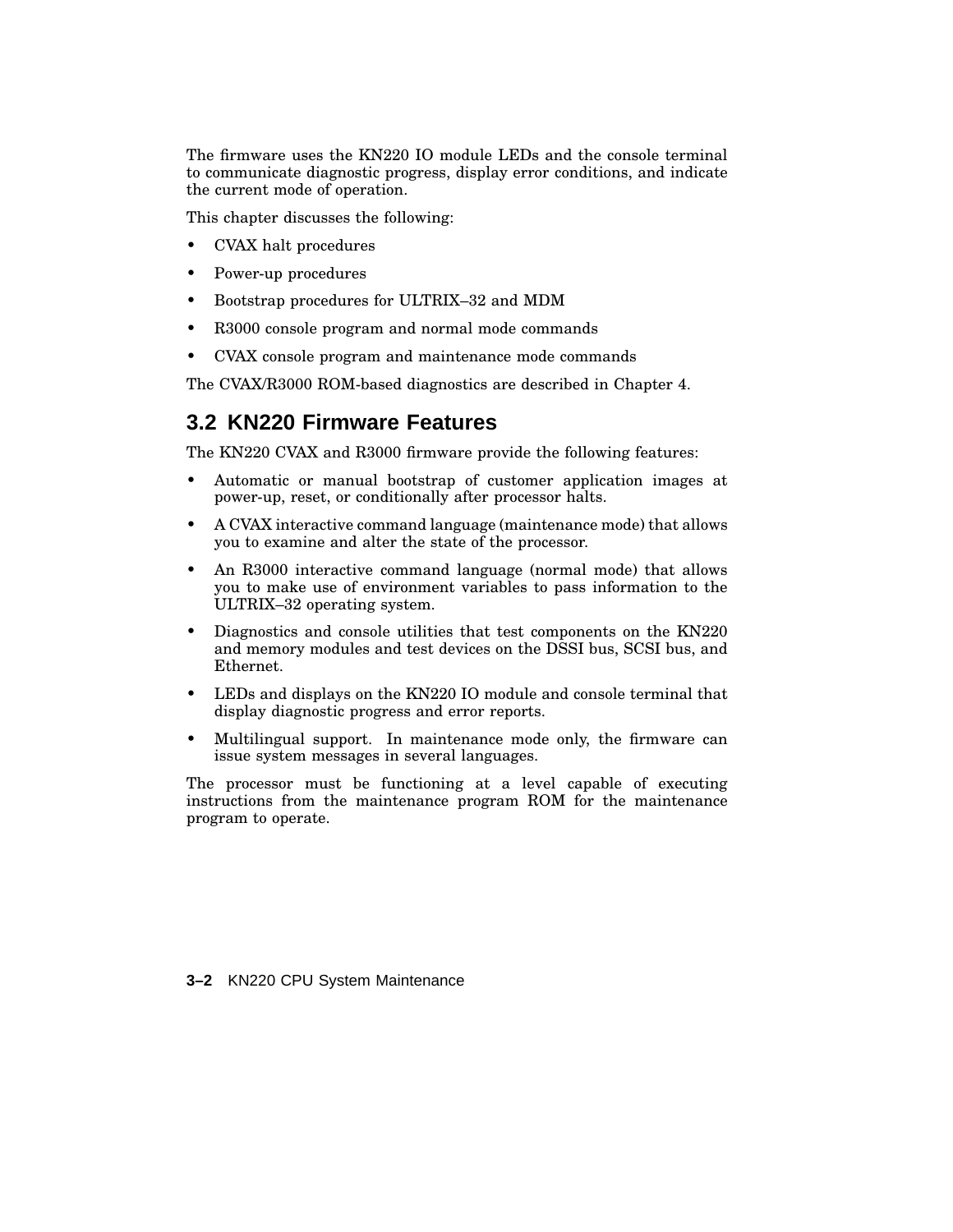The firmware uses the KN220 IO module LEDs and the console terminal to communicate diagnostic progress, display error conditions, and indicate the current mode of operation.

This chapter discusses the following:

- CVAX halt procedures
- Power-up procedures
- Bootstrap procedures for ULTRIX–32 and MDM
- R3000 console program and normal mode commands
- CVAX console program and maintenance mode commands

The CVAX/R3000 ROM-based diagnostics are described in Chapter 4.

## 3.2 KN220 Firmware Features

The KN220 CVAX and R3000 firmware provide the following features:

- Automatic or manual bootstrap of customer application images at power-up, reset, or conditionally after processor halts.
- A CVAX interactive command language (maintenance mode) that allows you to examine and alter the state of the processor.
- An R3000 interactive command language (normal mode) that allows you to make use of environment variables to pass information to the ULTRIX–32 operating system.
- Diagnostics and console utilities that test components on the KN220 and memory modules and test devices on the DSSI bus, SCSI bus, and Ethernet.
- LEDs and displays on the KN220 IO module and console terminal that display diagnostic progress and error reports.
- Multilingual support. In maintenance mode only, the firmware can issue system messages in several languages.

The processor must be functioning at a level capable of executing instructions from the maintenance program ROM for the maintenance program to operate.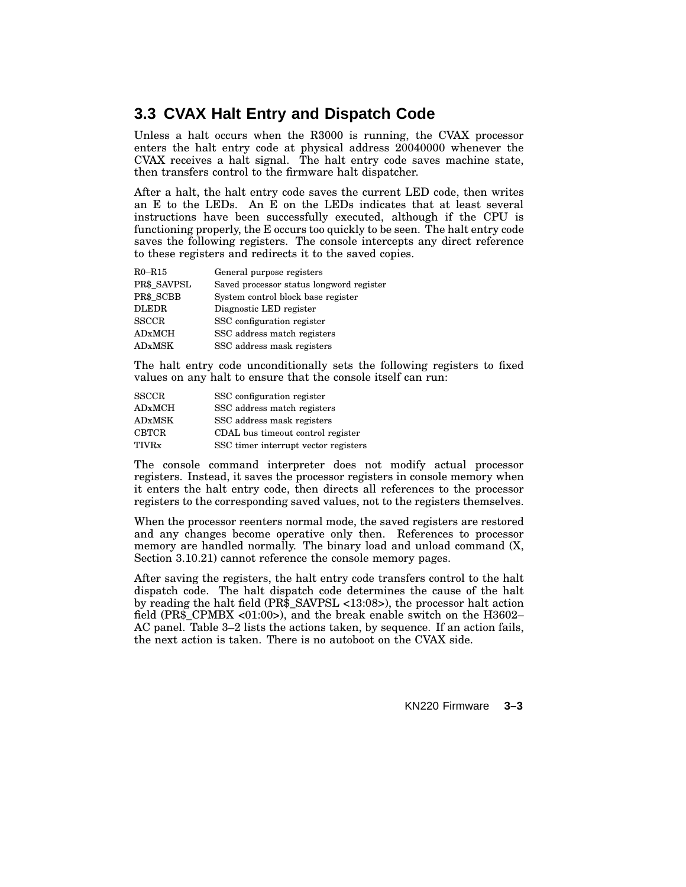## 3.3 CVAX Halt Entry and Dispatch Code

Unless a halt occurs when the R3000 is running, the CVAX processor enters the halt entry code at physical address 20040000 whenever the CVAX receives a halt signal. The halt entry code saves machine state, then transfers control to the firmware halt dispatcher.

After a halt, the halt entry code saves the current LED code, then writes an E to the LEDs. An E on the LEDs indicates that at least several instructions have been successfully executed, although if the CPU is functioning properly, the E occurs too quickly to be seen. The halt entry code saves the following registers. The console intercepts any direct reference to these registers and redirects it to the saved copies.

| | |
|---|---|
| R0–R15 | General purpose registers |
| PR$_SAVPSL | Saved processor status longword register |
| PR$_SCBB | System control block base register |
| DLEDR | Diagnostic LED register |
| SSCCR | SSC configuration register |
| ADxMCH | SSC address match registers |
| ADxMSK | SSC address mask registers |

The halt entry code unconditionally sets the following registers to fixed values on any halt to ensure that the console itself can run:

| | |
|---|---|
| SSCCR | SSC configuration register |
| ADxMCH | SSC address match registers |
| ADxMSK | SSC address mask registers |
| CBTCR | CDAL bus timeout control register |
| TIVRx | SSC timer interrupt vector registers |

The console command interpreter does not modify actual processor registers. Instead, it saves the processor registers in console memory when it enters the halt entry code, then directs all references to the processor registers to the corresponding saved values, not to the registers themselves.

When the processor reenters normal mode, the saved registers are restored and any changes become operative only then. References to processor memory are handled normally. The binary load and unload command (X, Section 3.10.21) cannot reference the console memory pages.

After saving the registers, the halt entry code transfers control to the halt dispatch code. The halt dispatch code determines the cause of the halt by reading the halt field (PR$_SAVPSL <13:08>), the processor halt action field (PR$_CPMBX <01:00>), and the break enable switch on the H3602–AC panel. Table 3–2 lists the actions taken, by sequence. If an action fails, the next action is taken. There is no autoboot on the CVAX side.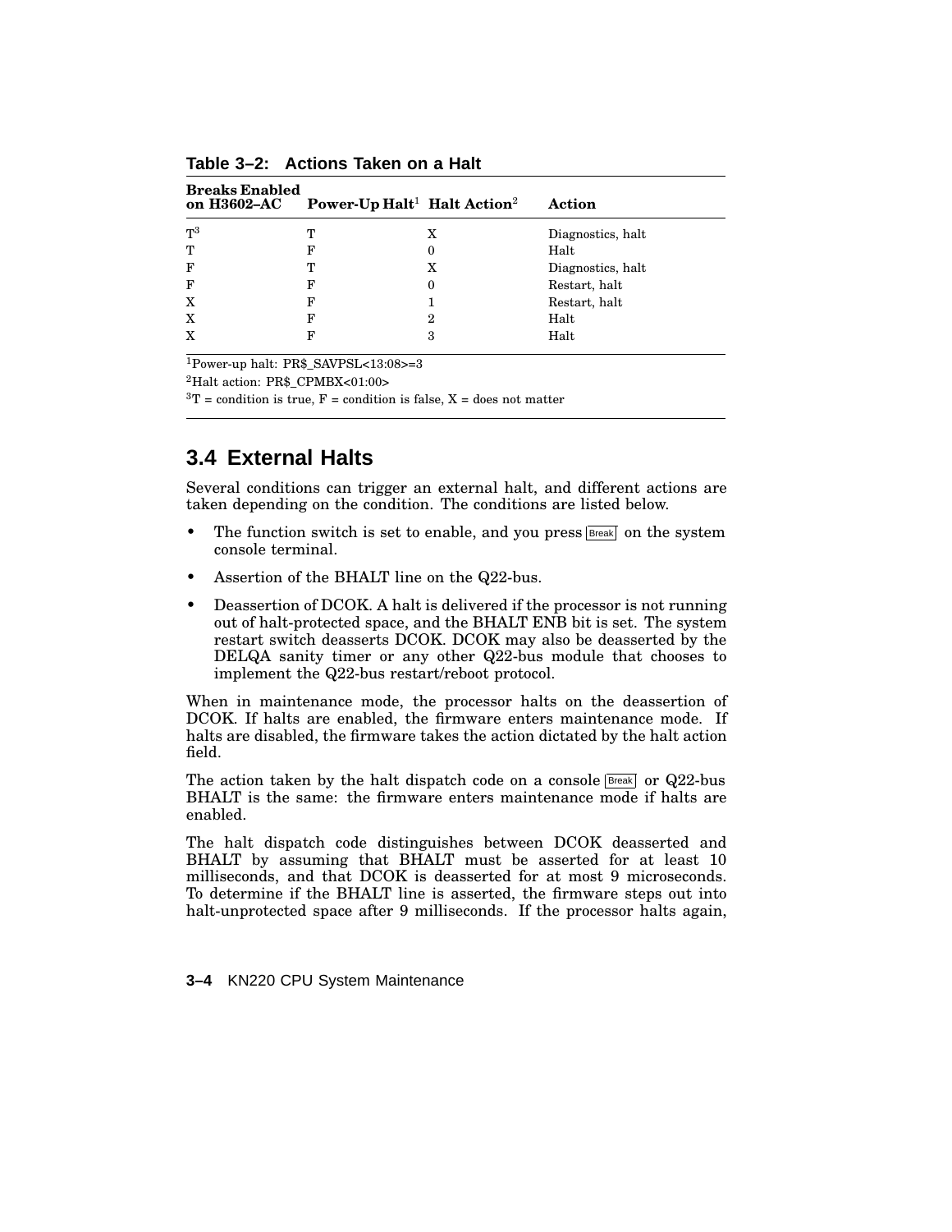**Table 3–2: Actions Taken on a Halt**

| Breaks Enabled on H3602–AC | Power-Up Halt[1] | Halt Action[2] | Action |
|---|---|---|---|
| T[3] | T | X | Diagnostics, halt |
| T | F | 0 | Halt |
| F | T | X | Diagnostics, halt |
| F | F | 0 | Restart, halt |
| X | F | 1 | Restart, halt |
| X | F | 2 | Halt |
| X | F | 3 | Halt |

[1]Power-up halt: PR$_SAVPSL<13:08>=3

[2]Halt action: PR$_CPMBX<01:00>

[3]T = condition is true, F = condition is false, X = does not matter

## 3.4 External Halts

Several conditions can trigger an external halt, and different actions are taken depending on the condition. The conditions are listed below.

- The function switch is set to enable, and you press Break on the system console terminal.
- Assertion of the BHALT line on the Q22-bus.
- Deassertion of DCOK. A halt is delivered if the processor is not running out of halt-protected space, and the BHALT ENB bit is set. The system restart switch deasserts DCOK. DCOK may also be deasserted by the DELQA sanity timer or any other Q22-bus module that chooses to implement the Q22-bus restart/reboot protocol.

When in maintenance mode, the processor halts on the deassertion of DCOK. If halts are enabled, the firmware enters maintenance mode. If halts are disabled, the firmware takes the action dictated by the halt action field.

The action taken by the halt dispatch code on a console Break or Q22-bus BHALT is the same: the firmware enters maintenance mode if halts are enabled.

The halt dispatch code distinguishes between DCOK deasserted and BHALT by assuming that BHALT must be asserted for at least 10 milliseconds, and that DCOK is deasserted for at most 9 microseconds. To determine if the BHALT line is asserted, the firmware steps out into halt-unprotected space after 9 milliseconds. If the processor halts again,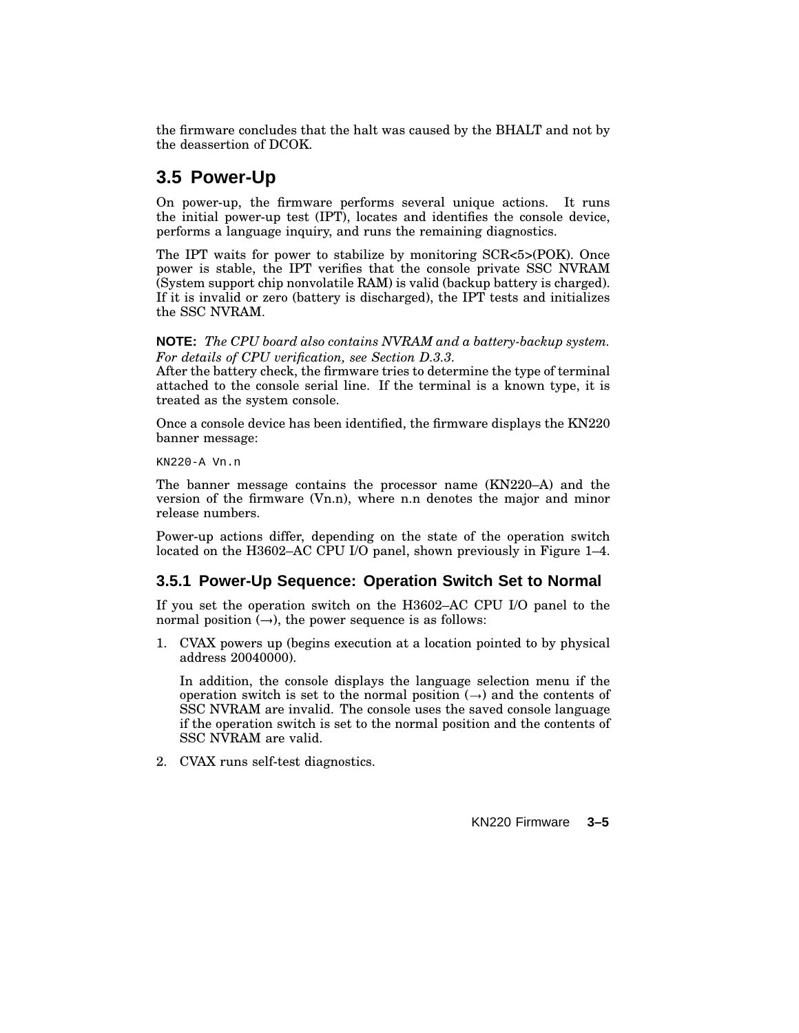the firmware concludes that the halt was caused by the BHALT and not by the deassertion of DCOK.

## 3.5 Power-Up

On power-up, the firmware performs several unique actions. It runs the initial power-up test (IPT), locates and identifies the console device, performs a language inquiry, and runs the remaining diagnostics.

The IPT waits for power to stabilize by monitoring SCR<5>(POK). Once power is stable, the IPT verifies that the console private SSC NVRAM (System support chip nonvolatile RAM) is valid (backup battery is charged). If it is invalid or zero (battery is discharged), the IPT tests and initializes the SSC NVRAM.

**NOTE:** *The CPU board also contains NVRAM and a battery-backup system. For details of CPU verification, see Section D.3.3.*

After the battery check, the firmware tries to determine the type of terminal attached to the console serial line. If the terminal is a known type, it is treated as the system console.

Once a console device has been identified, the firmware displays the KN220 banner message:

```
KN220-A Vn.n
```

The banner message contains the processor name (KN220–A) and the version of the firmware (Vn.n), where n.n denotes the major and minor release numbers.

Power-up actions differ, depending on the state of the operation switch located on the H3602–AC CPU I/O panel, shown previously in Figure 1–4.

### 3.5.1 Power-Up Sequence: Operation Switch Set to Normal

If you set the operation switch on the H3602–AC CPU I/O panel to the normal position (→), the power sequence is as follows:

1. CVAX powers up (begins execution at a location pointed to by physical address 20040000).

   In addition, the console displays the language selection menu if the operation switch is set to the normal position (→) and the contents of SSC NVRAM are invalid. The console uses the saved console language if the operation switch is set to the normal position and the contents of SSC NVRAM are valid.

2. CVAX runs self-test diagnostics.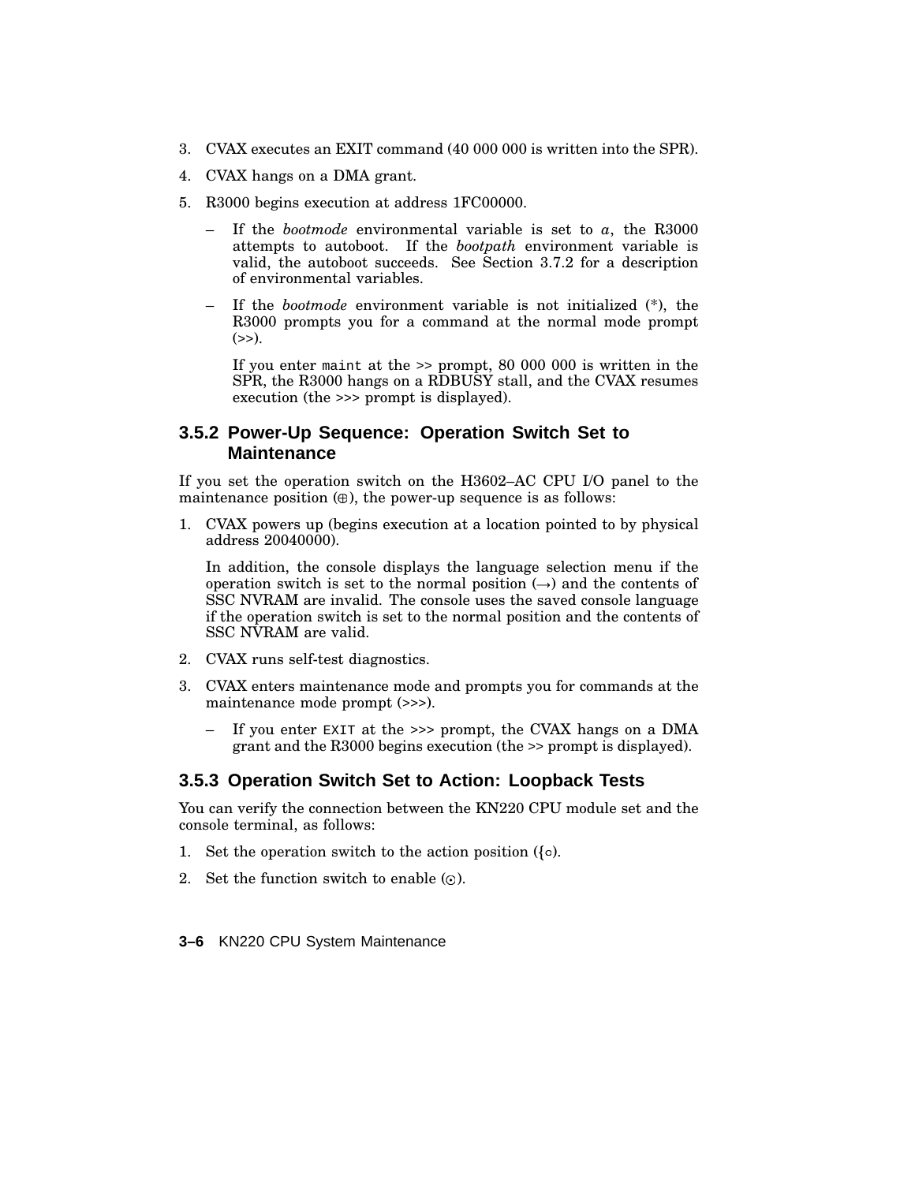3. CVAX executes an EXIT command (40 000 000 is written into the SPR).
4. CVAX hangs on a DMA grant.
5. R3000 begins execution at address 1FC00000.
   - If the *bootmode* environmental variable is set to *a*, the R3000 attempts to autoboot. If the *bootpath* environment variable is valid, the autoboot succeeds. See Section 3.7.2 for a description of environmental variables.
   - If the *bootmode* environment variable is not initialized (*), the R3000 prompts you for a command at the normal mode prompt (>>).

     If you enter `maint` at the >> prompt, 80 000 000 is written in the SPR, the R3000 hangs on a RDBUSY stall, and the CVAX resumes execution (the >>> prompt is displayed).

### 3.5.2 Power-Up Sequence: Operation Switch Set to Maintenance

If you set the operation switch on the H3602–AC CPU I/O panel to the maintenance position (⊕), the power-up sequence is as follows:

1. CVAX powers up (begins execution at a location pointed to by physical address 20040000).

   In addition, the console displays the language selection menu if the operation switch is set to the normal position (→) and the contents of SSC NVRAM are invalid. The console uses the saved console language if the operation switch is set to the normal position and the contents of SSC NVRAM are valid.
2. CVAX runs self-test diagnostics.
3. CVAX enters maintenance mode and prompts you for commands at the maintenance mode prompt (>>>).
   - If you enter `EXIT` at the >>> prompt, the CVAX hangs on a DMA grant and the R3000 begins execution (the >> prompt is displayed).

### 3.5.3 Operation Switch Set to Action: Loopback Tests

You can verify the connection between the KN220 CPU module set and the console terminal, as follows:

1. Set the operation switch to the action position ({○).
2. Set the function switch to enable (⊙).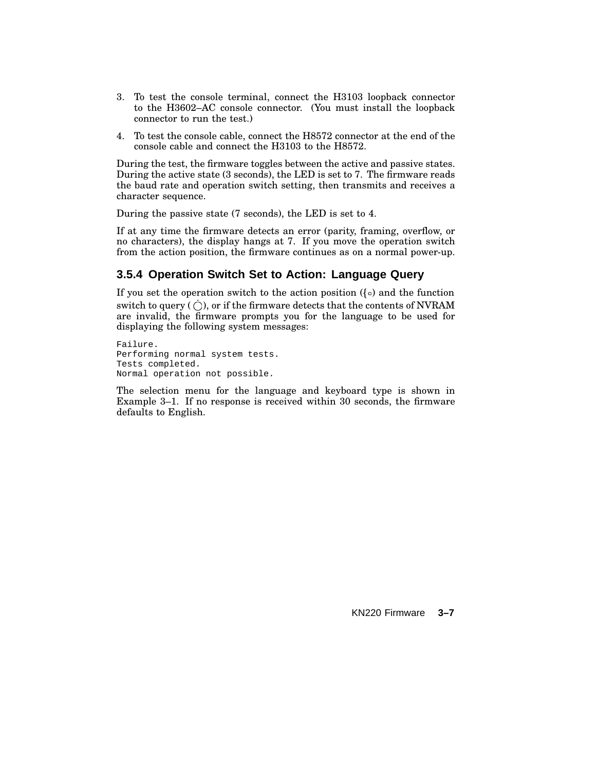3. To test the console terminal, connect the H3103 loopback connector to the H3602–AC console connector. (You must install the loopback connector to run the test.)
4. To test the console cable, connect the H8572 connector at the end of the console cable and connect the H3103 to the H8572.

During the test, the firmware toggles between the active and passive states. During the active state (3 seconds), the LED is set to 7. The firmware reads the baud rate and operation switch setting, then transmits and receives a character sequence.

During the passive state (7 seconds), the LED is set to 4.

If at any time the firmware detects an error (parity, framing, overflow, or no characters), the display hangs at 7. If you move the operation switch from the action position, the firmware continues as on a normal power-up.

### 3.5.4 Operation Switch Set to Action: Language Query

If you set the operation switch to the action position ({◦) and the function switch to query ( ◯̇), or if the firmware detects that the contents of NVRAM are invalid, the firmware prompts you for the language to be used for displaying the following system messages:

```
Failure.
Performing normal system tests.
Tests completed.
Normal operation not possible.
```

The selection menu for the language and keyboard type is shown in Example 3–1. If no response is received within 30 seconds, the firmware defaults to English.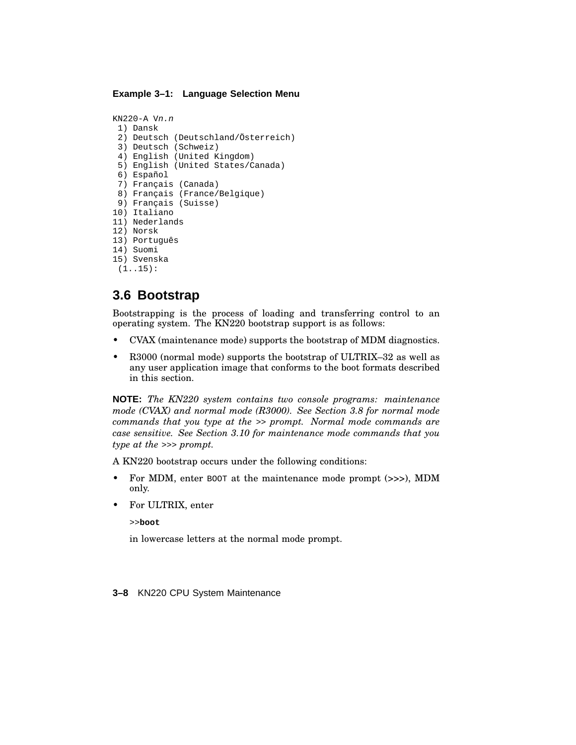**Example 3–1: Language Selection Menu**

```
KN220-A Vn.n
 1) Dansk
 2) Deutsch (Deutschland/Österreich)
 3) Deutsch (Schweiz)
 4) English (United Kingdom)
 5) English (United States/Canada)
 6) Español
 7) Français (Canada)
 8) Français (France/Belgique)
 9) Français (Suisse)
10) Italiano
11) Nederlands
12) Norsk
13) Português
14) Suomi
15) Svenska
 (1..15):
```

## 3.6 Bootstrap

Bootstrapping is the process of loading and transferring control to an operating system. The KN220 bootstrap support is as follows:

- CVAX (maintenance mode) supports the bootstrap of MDM diagnostics.
- R3000 (normal mode) supports the bootstrap of ULTRIX–32 as well as any user application image that conforms to the boot formats described in this section.

**NOTE:** *The KN220 system contains two console programs: maintenance mode (CVAX) and normal mode (R3000). See Section 3.8 for normal mode commands that you type at the >> prompt. Normal mode commands are case sensitive. See Section 3.10 for maintenance mode commands that you type at the >>> prompt.*

A KN220 bootstrap occurs under the following conditions:

- For MDM, enter `BOOT` at the maintenance mode prompt (>>>), MDM only.
- For ULTRIX, enter

  >>**boot**

  in lowercase letters at the normal mode prompt.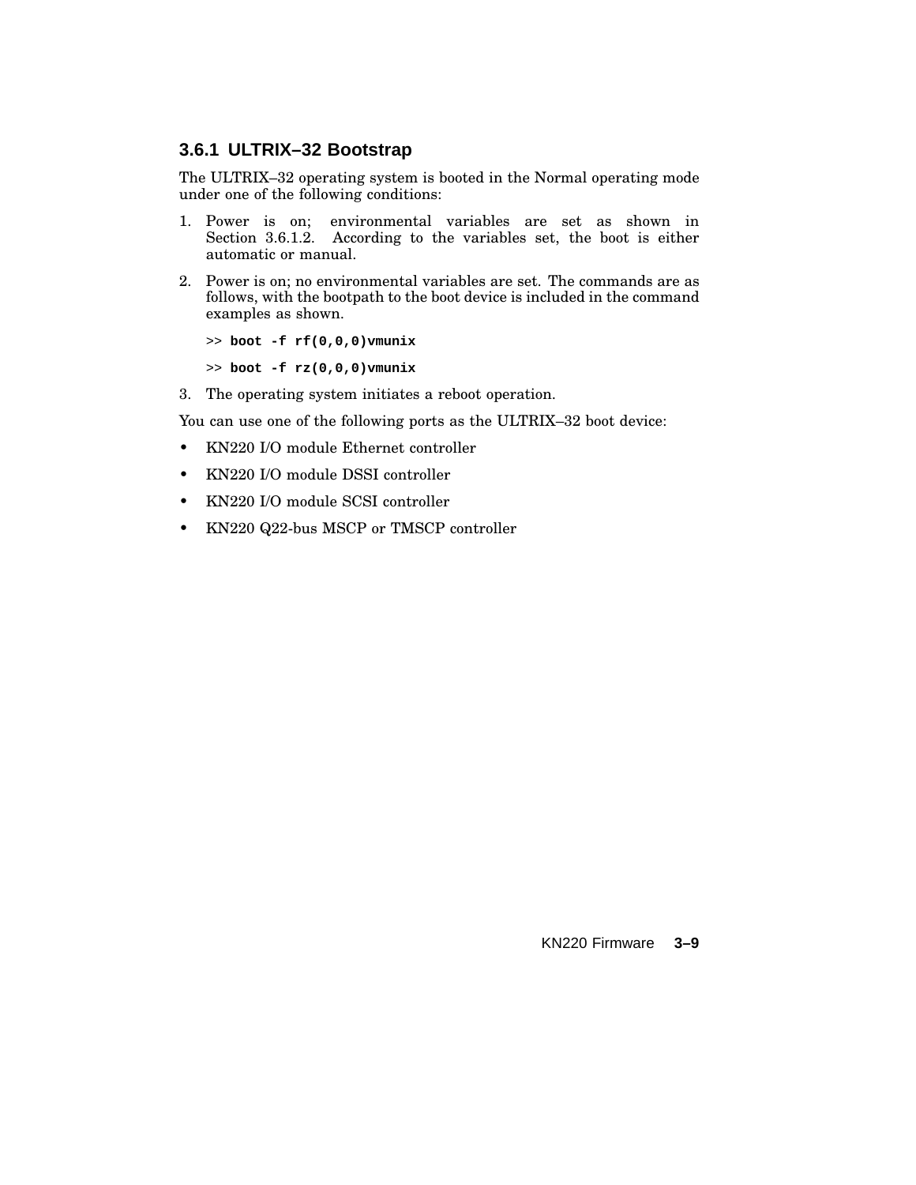### 3.6.1 ULTRIX–32 Bootstrap

The ULTRIX–32 operating system is booted in the Normal operating mode under one of the following conditions:

1. Power is on; environmental variables are set as shown in Section 3.6.1.2. According to the variables set, the boot is either automatic or manual.
2. Power is on; no environmental variables are set. The commands are as follows, with the bootpath to the boot device is included in the command examples as shown.

   ```
   >> boot -f rf(0,0,0)vmunix
   ```

   ```
   >> boot -f rz(0,0,0)vmunix
   ```

3. The operating system initiates a reboot operation.

You can use one of the following ports as the ULTRIX–32 boot device:

- KN220 I/O module Ethernet controller
- KN220 I/O module DSSI controller
- KN220 I/O module SCSI controller
- KN220 Q22-bus MSCP or TMSCP controller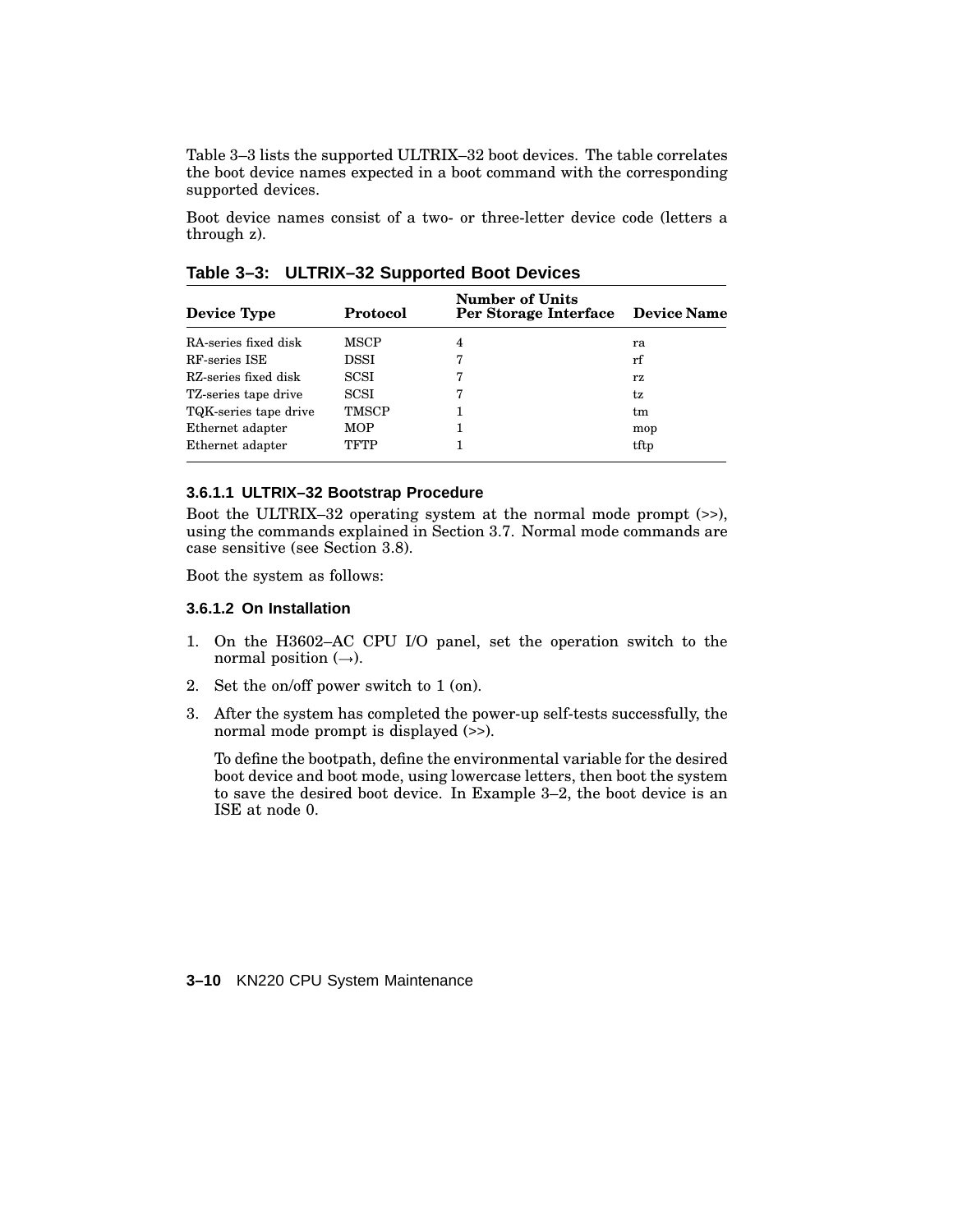Table 3–3 lists the supported ULTRIX–32 boot devices. The table correlates the boot device names expected in a boot command with the corresponding supported devices.

Boot device names consist of a two- or three-letter device code (letters a through z).

**Table 3–3: ULTRIX–32 Supported Boot Devices**

| Device Type | Protocol | Number of Units Per Storage Interface | Device Name |
|---|---|---|---|
| RA-series fixed disk | MSCP | 4 | ra |
| RF-series ISE | DSSI | 7 | rf |
| RZ-series fixed disk | SCSI | 7 | rz |
| TZ-series tape drive | SCSI | 7 | tz |
| TQK-series tape drive | TMSCP | 1 | tm |
| Ethernet adapter | MOP | 1 | mop |
| Ethernet adapter | TFTP | 1 | tftp |

#### 3.6.1.1 ULTRIX–32 Bootstrap Procedure

Boot the ULTRIX–32 operating system at the normal mode prompt (>>), using the commands explained in Section 3.7. Normal mode commands are case sensitive (see Section 3.8).

Boot the system as follows:

#### 3.6.1.2 On Installation

1. On the H3602–AC CPU I/O panel, set the operation switch to the normal position (→).
2. Set the on/off power switch to 1 (on).
3. After the system has completed the power-up self-tests successfully, the normal mode prompt is displayed (>>).

   To define the bootpath, define the environmental variable for the desired boot device and boot mode, using lowercase letters, then boot the system to save the desired boot device. In Example 3–2, the boot device is an ISE at node 0.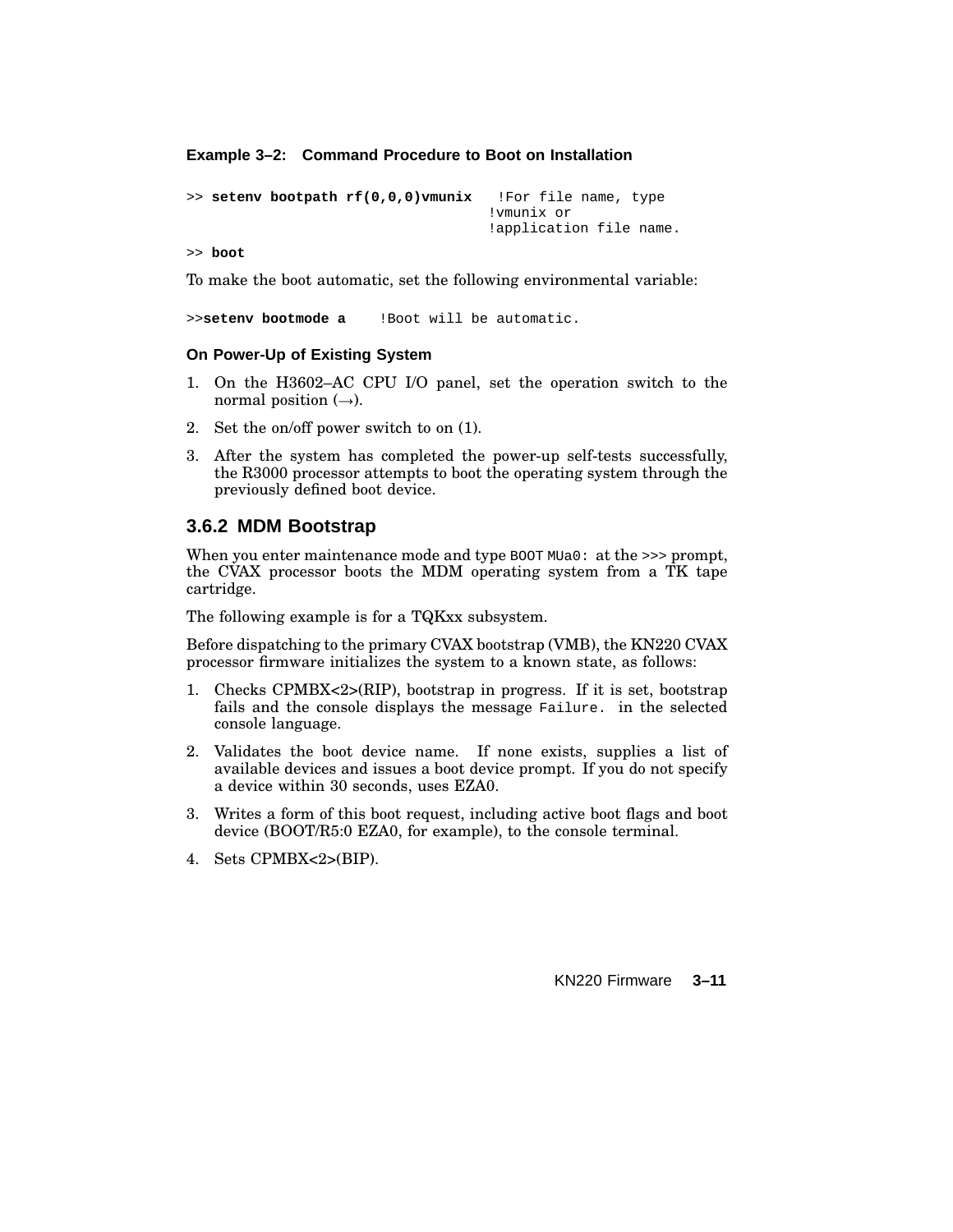**Example 3–2: Command Procedure to Boot on Installation**

```
>> setenv bootpath rf(0,0,0)vmunix   !For file name, type
                                    !vmunix or
                                    !application file name.

>> boot
```

To make the boot automatic, set the following environmental variable:

```
>>setenv bootmode a    !Boot will be automatic.
```

**On Power-Up of Existing System**

1. On the H3602–AC CPU I/O panel, set the operation switch to the normal position (→).
2. Set the on/off power switch to on (1).
3. After the system has completed the power-up self-tests successfully, the R3000 processor attempts to boot the operating system through the previously defined boot device.

### 3.6.2 MDM Bootstrap

When you enter maintenance mode and type `BOOT MUa0:` at the >>> prompt, the CVAX processor boots the MDM operating system from a TK tape cartridge.

The following example is for a TQKxx subsystem.

Before dispatching to the primary CVAX bootstrap (VMB), the KN220 CVAX processor firmware initializes the system to a known state, as follows:

1. Checks CPMBX<2>(RIP), bootstrap in progress. If it is set, bootstrap fails and the console displays the message `Failure.` in the selected console language.
2. Validates the boot device name. If none exists, supplies a list of available devices and issues a boot device prompt. If you do not specify a device within 30 seconds, uses EZA0.
3. Writes a form of this boot request, including active boot flags and boot device (BOOT/R5:0 EZA0, for example), to the console terminal.
4. Sets CPMBX<2>(BIP).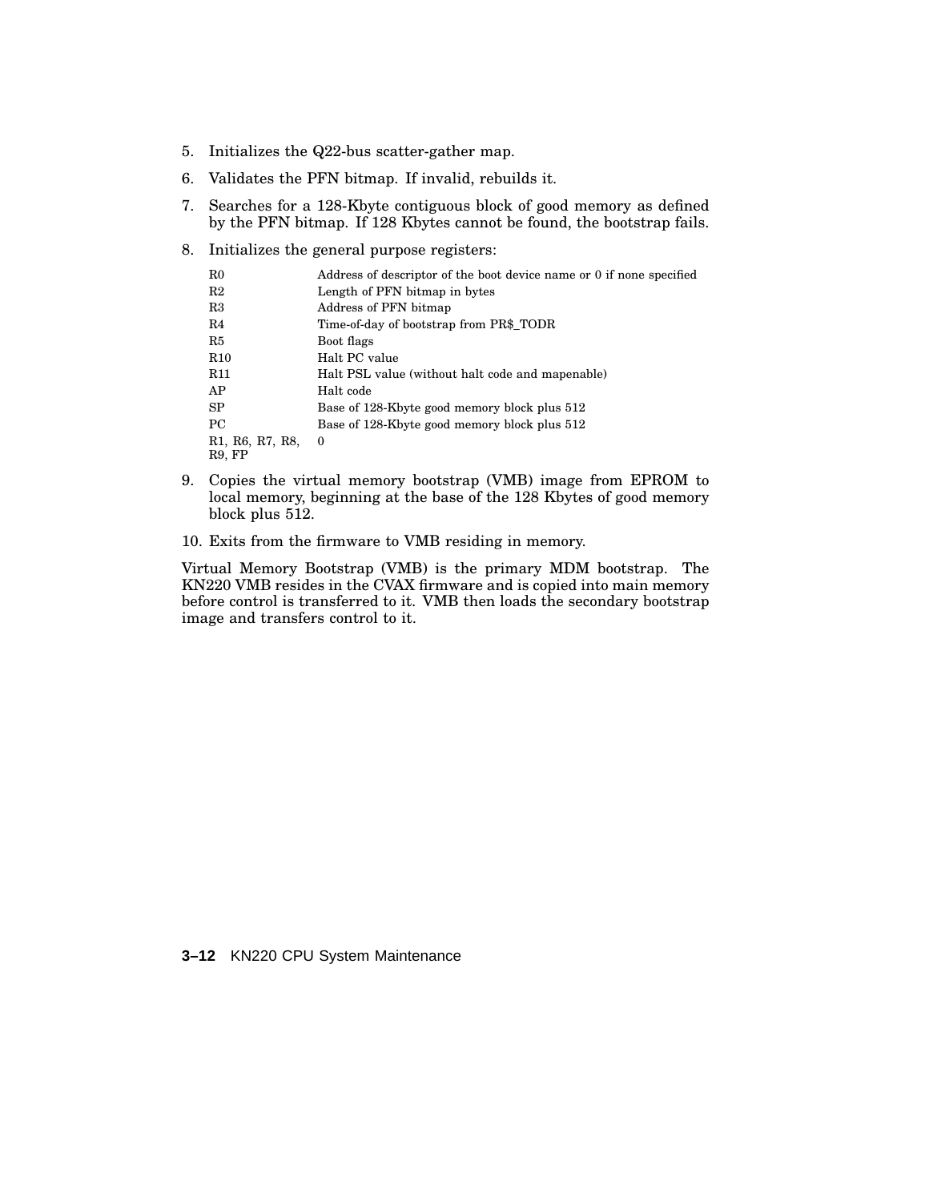5. Initializes the Q22-bus scatter-gather map.
6. Validates the PFN bitmap. If invalid, rebuilds it.
7. Searches for a 128-Kbyte contiguous block of good memory as defined by the PFN bitmap. If 128 Kbytes cannot be found, the bootstrap fails.
8. Initializes the general purpose registers:

| | |
|---|---|
| R0 | Address of descriptor of the boot device name or 0 if none specified |
| R2 | Length of PFN bitmap in bytes |
| R3 | Address of PFN bitmap |
| R4 | Time-of-day of bootstrap from PR$_TODR |
| R5 | Boot flags |
| R10 | Halt PC value |
| R11 | Halt PSL value (without halt code and mapenable) |
| AP | Halt code |
| SP | Base of 128-Kbyte good memory block plus 512 |
| PC | Base of 128-Kbyte good memory block plus 512 |
| R1, R6, R7, R8, R9, FP | 0 |

9. Copies the virtual memory bootstrap (VMB) image from EPROM to local memory, beginning at the base of the 128 Kbytes of good memory block plus 512.
10. Exits from the firmware to VMB residing in memory.

Virtual Memory Bootstrap (VMB) is the primary MDM bootstrap. The KN220 VMB resides in the CVAX firmware and is copied into main memory before control is transferred to it. VMB then loads the secondary bootstrap image and transfers control to it.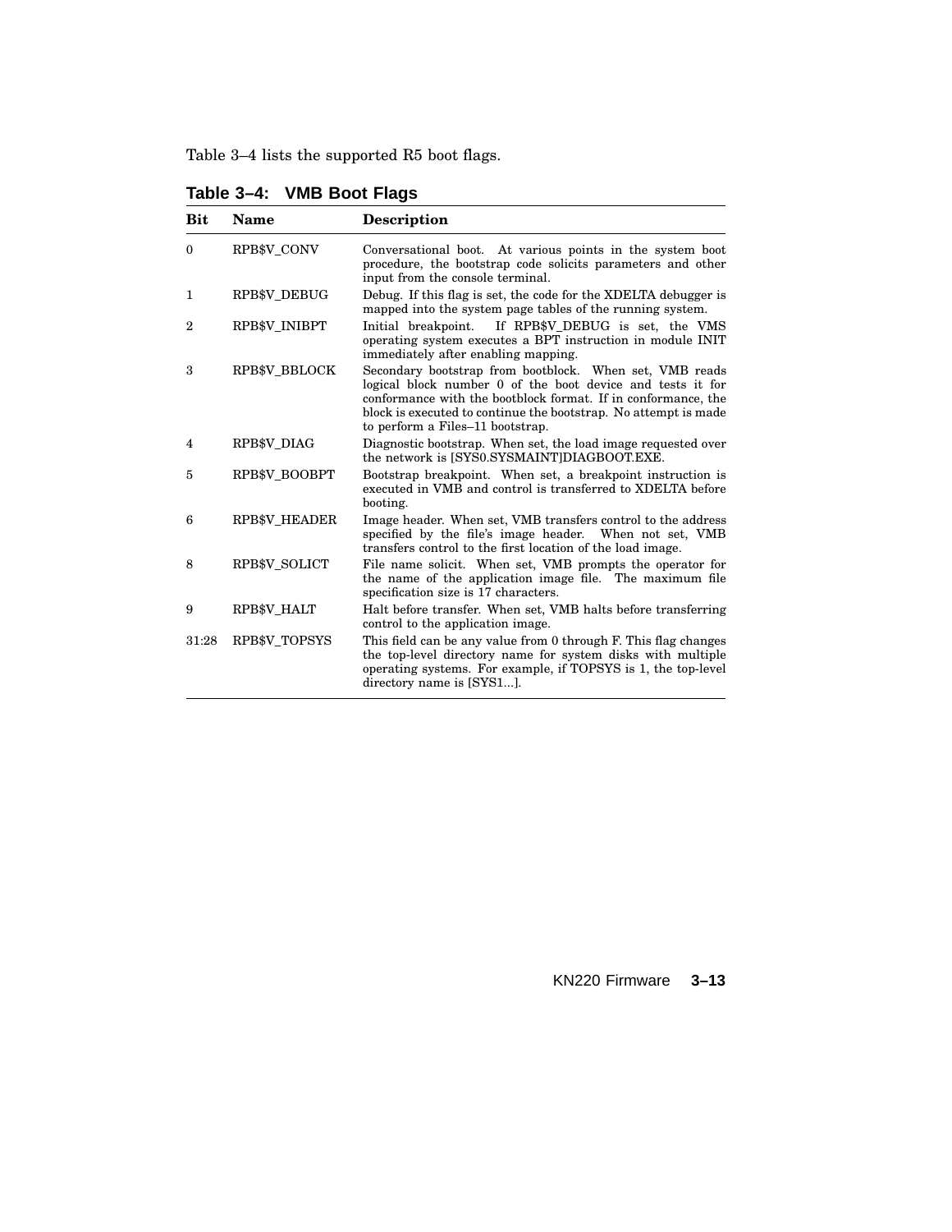Table 3–4 lists the supported R5 boot flags.

**Table 3–4: VMB Boot Flags**

| Bit | Name | Description |
|---|---|---|
| 0 | RPB$V_CONV | Conversational boot. At various points in the system boot procedure, the bootstrap code solicits parameters and other input from the console terminal. |
| 1 | RPB$V_DEBUG | Debug. If this flag is set, the code for the XDELTA debugger is mapped into the system page tables of the running system. |
| 2 | RPB$V_INIBPT | Initial breakpoint. If RPB$V_DEBUG is set, the VMS operating system executes a BPT instruction in module INIT immediately after enabling mapping. |
| 3 | RPB$V_BBLOCK | Secondary bootstrap from bootblock. When set, VMB reads logical block number 0 of the boot device and tests it for conformance with the bootblock format. If in conformance, the block is executed to continue the bootstrap. No attempt is made to perform a Files–11 bootstrap. |
| 4 | RPB$V_DIAG | Diagnostic bootstrap. When set, the load image requested over the network is [SYS0.SYSMAINT]DIAGBOOT.EXE. |
| 5 | RPB$V_BOOBPT | Bootstrap breakpoint. When set, a breakpoint instruction is executed in VMB and control is transferred to XDELTA before booting. |
| 6 | RPB$V_HEADER | Image header. When set, VMB transfers control to the address specified by the file's image header. When not set, VMB transfers control to the first location of the load image. |
| 8 | RPB$V_SOLICT | File name solicit. When set, VMB prompts the operator for the name of the application image file. The maximum file specification size is 17 characters. |
| 9 | RPB$V_HALT | Halt before transfer. When set, VMB halts before transferring control to the application image. |
| 31:28 | RPB$V_TOPSYS | This field can be any value from 0 through F. This flag changes the top-level directory name for system disks with multiple operating systems. For example, if TOPSYS is 1, the top-level directory name is [SYS1...]. |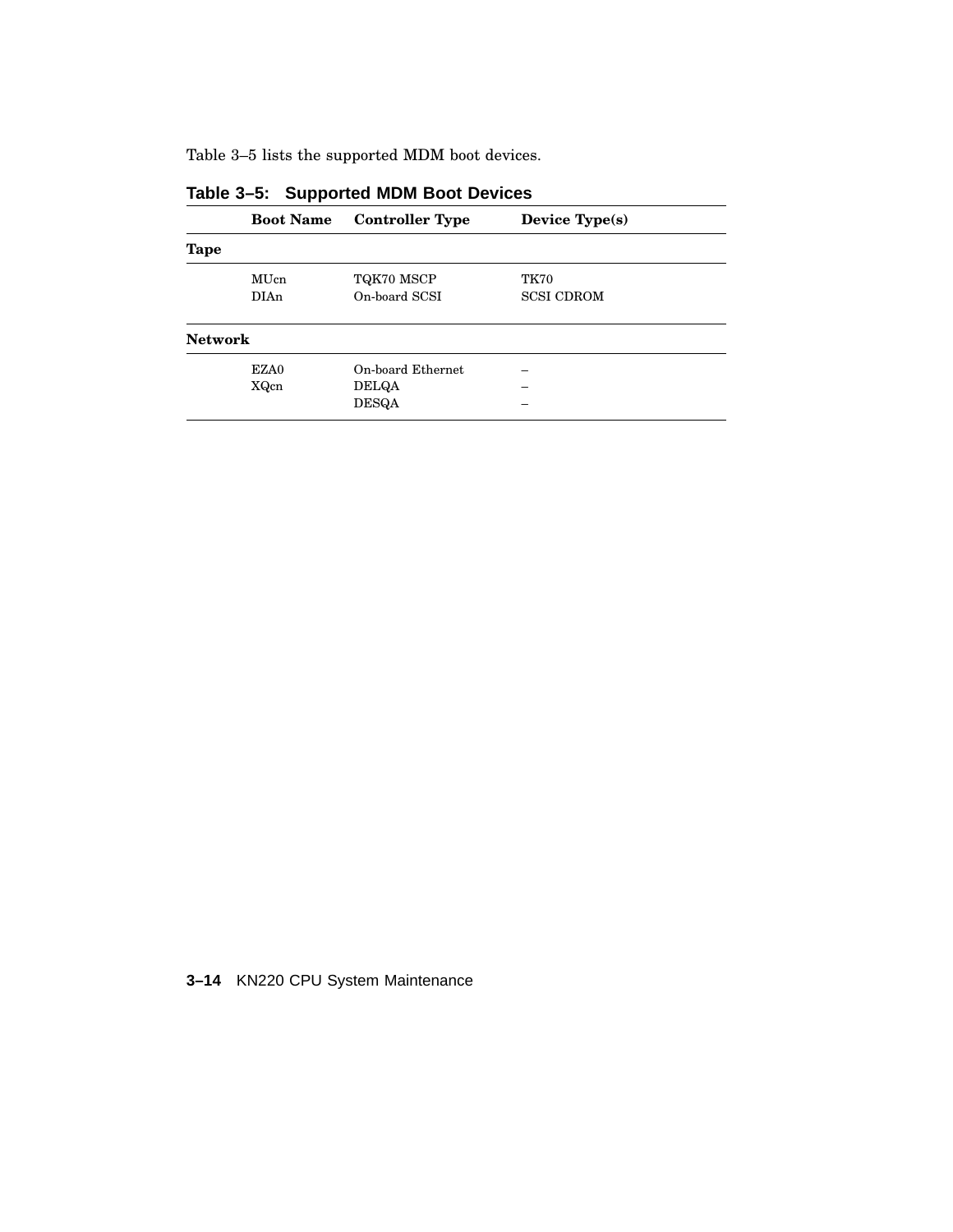Table 3–5 lists the supported MDM boot devices.

**Table 3–5: Supported MDM Boot Devices**

| | Boot Name | Controller Type | Device Type(s) |
|---|---|---|---|
| **Tape** | | | |
| | MUcn | TQK70 MSCP | TK70 |
| | DIAn | On-board SCSI | SCSI CDROM |
| **Network** | | | |
| | EZA0 | On-board Ethernet | – |
| | XQcn | DELQA | – |
| | | DESQA | – |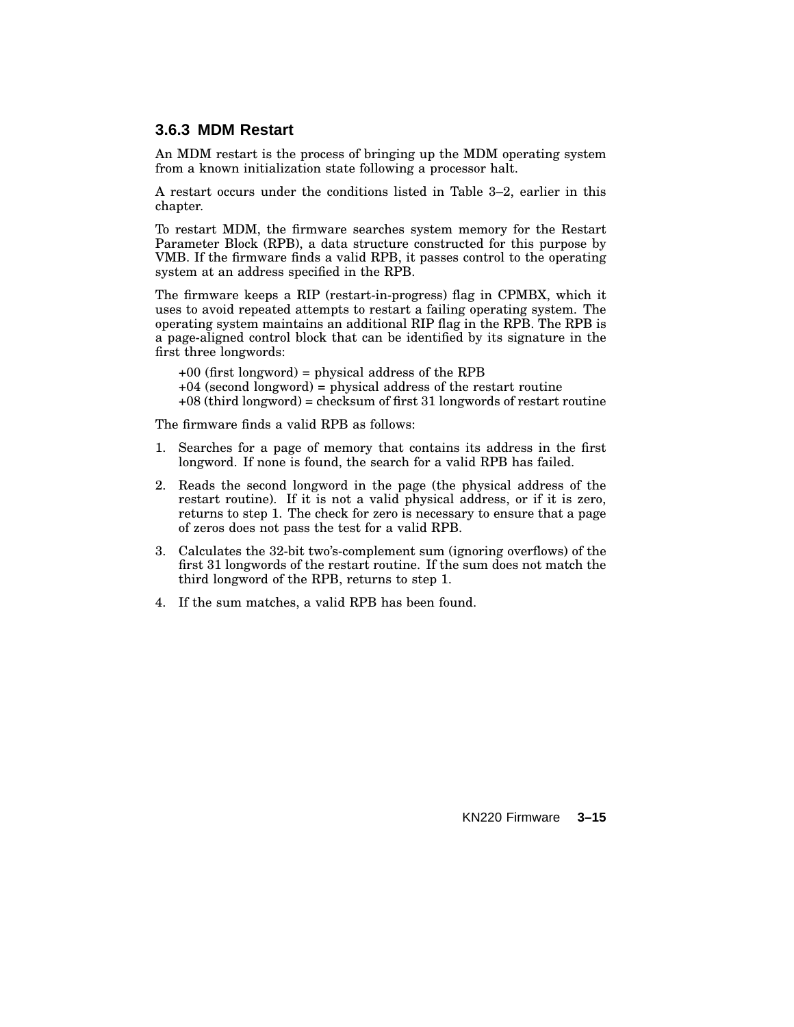### 3.6.3 MDM Restart

An MDM restart is the process of bringing up the MDM operating system from a known initialization state following a processor halt.

A restart occurs under the conditions listed in Table 3–2, earlier in this chapter.

To restart MDM, the firmware searches system memory for the Restart Parameter Block (RPB), a data structure constructed for this purpose by VMB. If the firmware finds a valid RPB, it passes control to the operating system at an address specified in the RPB.

The firmware keeps a RIP (restart-in-progress) flag in CPMBX, which it uses to avoid repeated attempts to restart a failing operating system. The operating system maintains an additional RIP flag in the RPB. The RPB is a page-aligned control block that can be identified by its signature in the first three longwords:

+00 (first longword) = physical address of the RPB
+04 (second longword) = physical address of the restart routine
+08 (third longword) = checksum of first 31 longwords of restart routine

The firmware finds a valid RPB as follows:

1. Searches for a page of memory that contains its address in the first longword. If none is found, the search for a valid RPB has failed.
2. Reads the second longword in the page (the physical address of the restart routine). If it is not a valid physical address, or if it is zero, returns to step 1. The check for zero is necessary to ensure that a page of zeros does not pass the test for a valid RPB.
3. Calculates the 32-bit two's-complement sum (ignoring overflows) of the first 31 longwords of the restart routine. If the sum does not match the third longword of the RPB, returns to step 1.
4. If the sum matches, a valid RPB has been found.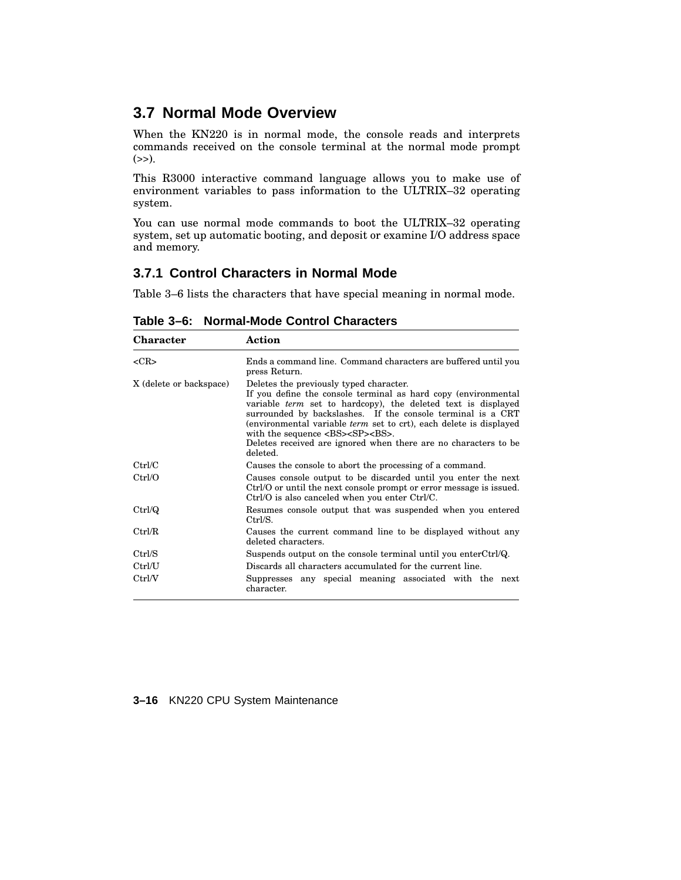## 3.7 Normal Mode Overview

When the KN220 is in normal mode, the console reads and interprets commands received on the console terminal at the normal mode prompt (>>).

This R3000 interactive command language allows you to make use of environment variables to pass information to the ULTRIX–32 operating system.

You can use normal mode commands to boot the ULTRIX–32 operating system, set up automatic booting, and deposit or examine I/O address space and memory.

### 3.7.1 Control Characters in Normal Mode

Table 3–6 lists the characters that have special meaning in normal mode.

**Table 3–6: Normal-Mode Control Characters**

| Character | Action |
|---|---|
| <CR> | Ends a command line. Command characters are buffered until you press Return. |
| X (delete or backspace) | Deletes the previously typed character.<br>If you define the console terminal as hard copy (environmental variable *term* set to hardcopy), the deleted text is displayed surrounded by backslashes. If the console terminal is a CRT (environmental variable *term* set to crt), each delete is displayed with the sequence <BS><SP><BS>.<br>Deletes received are ignored when there are no characters to be deleted. |
| Ctrl/C | Causes the console to abort the processing of a command. |
| Ctrl/O | Causes console output to be discarded until you enter the next Ctrl/O or until the next console prompt or error message is issued. Ctrl/O is also canceled when you enter Ctrl/C. |
| Ctrl/Q | Resumes console output that was suspended when you entered Ctrl/S. |
| Ctrl/R | Causes the current command line to be displayed without any deleted characters. |
| Ctrl/S | Suspends output on the console terminal until you enterCtrl/Q. |
| Ctrl/U | Discards all characters accumulated for the current line. |
| Ctrl/V | Suppresses any special meaning associated with the next character. |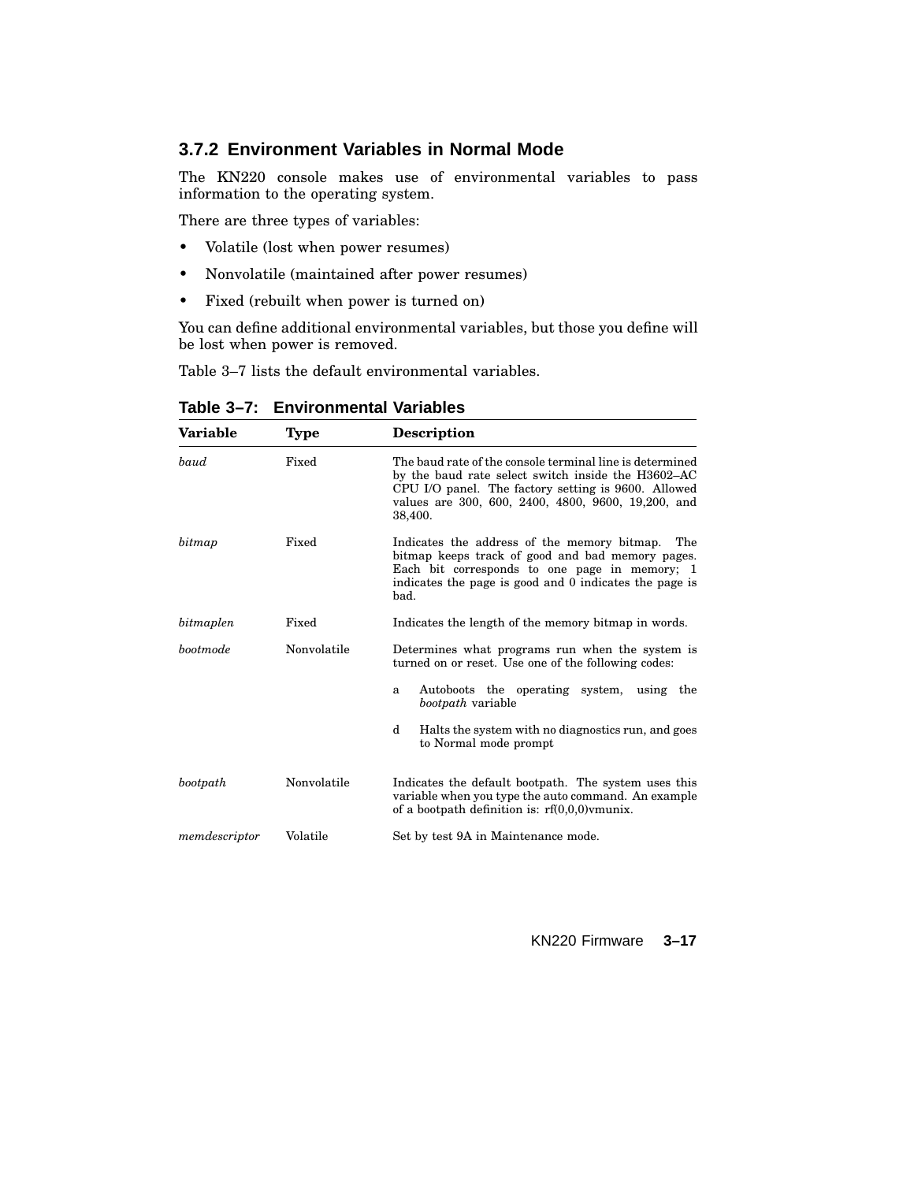### 3.7.2 Environment Variables in Normal Mode

The KN220 console makes use of environmental variables to pass information to the operating system.

There are three types of variables:

- Volatile (lost when power resumes)
- Nonvolatile (maintained after power resumes)
- Fixed (rebuilt when power is turned on)

You can define additional environmental variables, but those you define will be lost when power is removed.

Table 3–7 lists the default environmental variables.

**Table 3–7: Environmental Variables**

| Variable | Type | Description |
|---|---|---|
| *baud* | Fixed | The baud rate of the console terminal line is determined by the baud rate select switch inside the H3602–AC CPU I/O panel. The factory setting is 9600. Allowed values are 300, 600, 2400, 4800, 9600, 19,200, and 38,400. |
| *bitmap* | Fixed | Indicates the address of the memory bitmap. The bitmap keeps track of good and bad memory pages. Each bit corresponds to one page in memory; 1 indicates the page is good and 0 indicates the page is bad. |
| *bitmaplen* | Fixed | Indicates the length of the memory bitmap in words. |
| *bootmode* | Nonvolatile | Determines what programs run when the system is turned on or reset. Use one of the following codes:<br>a  Autoboots the operating system, using the *bootpath* variable<br>d  Halts the system with no diagnostics run, and goes to Normal mode prompt |
| *bootpath* | Nonvolatile | Indicates the default bootpath. The system uses this variable when you type the auto command. An example of a bootpath definition is: rf(0,0,0)vmunix. |
| *memdescriptor* | Volatile | Set by test 9A in Maintenance mode. |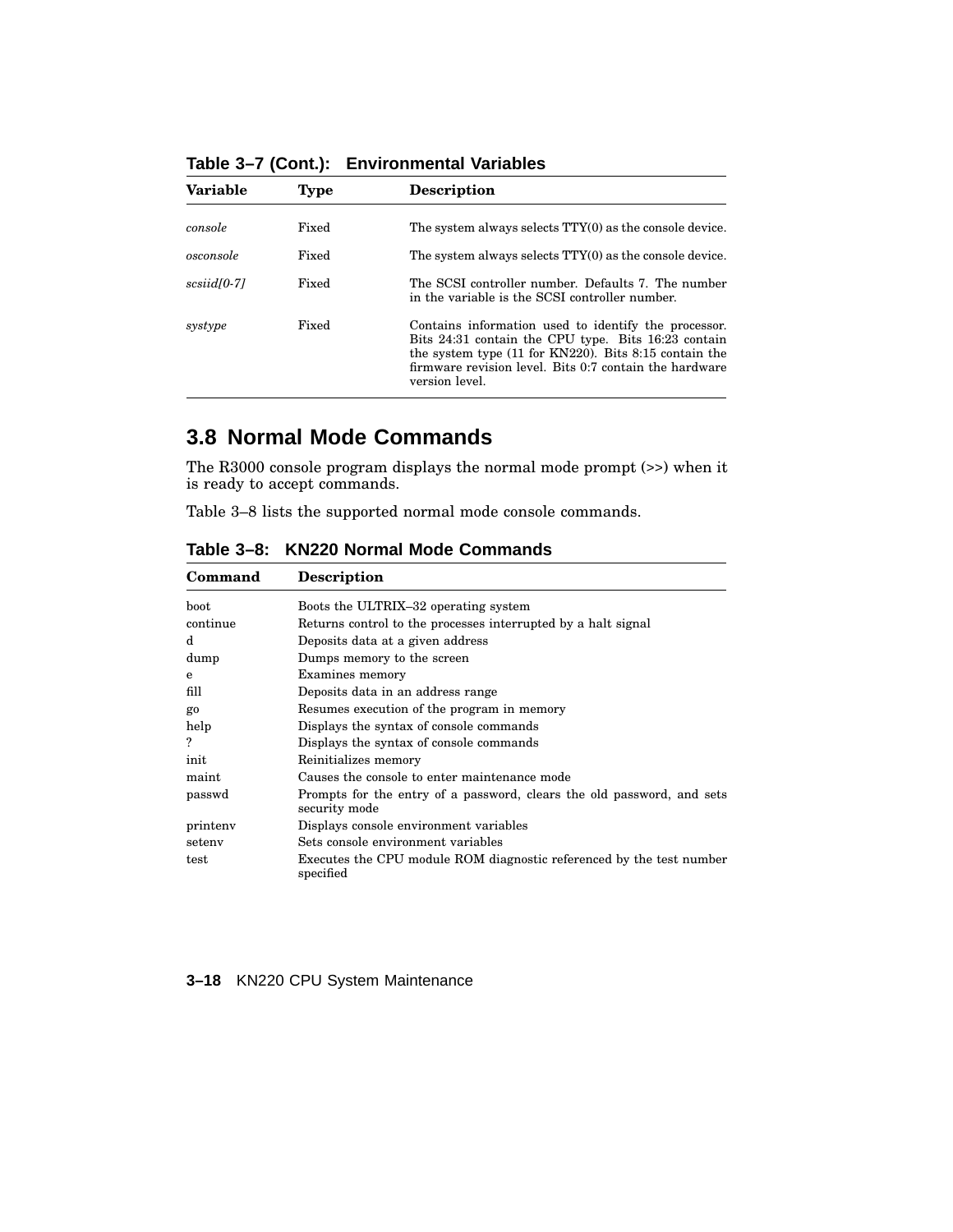**Table 3–7 (Cont.): Environmental Variables**

| Variable | Type | Description |
|---|---|---|
| *console* | Fixed | The system always selects TTY(0) as the console device. |
| *osconsole* | Fixed | The system always selects TTY(0) as the console device. |
| *scsiid[0-7]* | Fixed | The SCSI controller number. Defaults 7. The number in the variable is the SCSI controller number. |
| *systype* | Fixed | Contains information used to identify the processor. Bits 24:31 contain the CPU type. Bits 16:23 contain the system type (11 for KN220). Bits 8:15 contain the firmware revision level. Bits 0:7 contain the hardware version level. |

## 3.8 Normal Mode Commands

The R3000 console program displays the normal mode prompt (>>) when it is ready to accept commands.

Table 3–8 lists the supported normal mode console commands.

**Table 3–8: KN220 Normal Mode Commands**

| Command | Description |
|---|---|
| boot | Boots the ULTRIX–32 operating system |
| continue | Returns control to the processes interrupted by a halt signal |
| d | Deposits data at a given address |
| dump | Dumps memory to the screen |
| e | Examines memory |
| fill | Deposits data in an address range |
| go | Resumes execution of the program in memory |
| help | Displays the syntax of console commands |
| ? | Displays the syntax of console commands |
| init | Reinitializes memory |
| maint | Causes the console to enter maintenance mode |
| passwd | Prompts for the entry of a password, clears the old password, and sets security mode |
| printenv | Displays console environment variables |
| setenv | Sets console environment variables |
| test | Executes the CPU module ROM diagnostic referenced by the test number specified |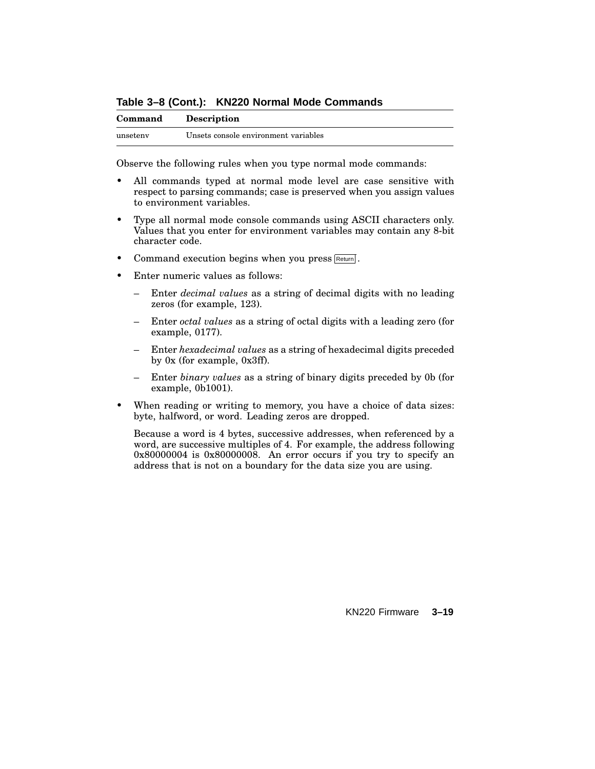**Table 3–8 (Cont.): KN220 Normal Mode Commands**

| Command | Description |
| --- | --- |
| unsetenv | Unsets console environment variables |

Observe the following rules when you type normal mode commands:

- All commands typed at normal mode level are case sensitive with respect to parsing commands; case is preserved when you assign values to environment variables.
- Type all normal mode console commands using ASCII characters only. Values that you enter for environment variables may contain any 8-bit character code.
- Command execution begins when you press Return.
- Enter numeric values as follows:
  - Enter *decimal values* as a string of decimal digits with no leading zeros (for example, 123).
  - Enter *octal values* as a string of octal digits with a leading zero (for example, 0177).
  - Enter *hexadecimal values* as a string of hexadecimal digits preceded by 0x (for example, 0x3ff).
  - Enter *binary values* as a string of binary digits preceded by 0b (for example, 0b1001).
- When reading or writing to memory, you have a choice of data sizes: byte, halfword, or word. Leading zeros are dropped.

  Because a word is 4 bytes, successive addresses, when referenced by a word, are successive multiples of 4. For example, the address following 0x80000004 is 0x80000008. An error occurs if you try to specify an address that is not on a boundary for the data size you are using.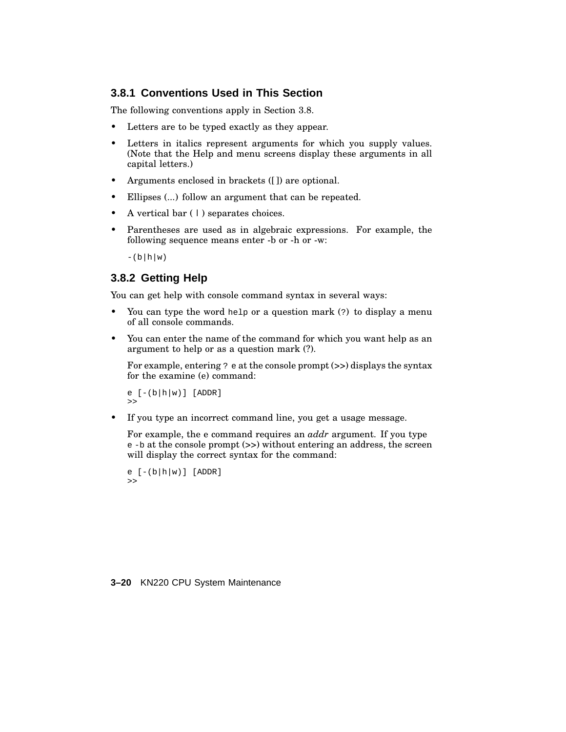### 3.8.1 Conventions Used in This Section

The following conventions apply in Section 3.8.

- Letters are to be typed exactly as they appear.
- Letters in italics represent arguments for which you supply values. (Note that the Help and menu screens display these arguments in all capital letters.)
- Arguments enclosed in brackets ([ ]) are optional.
- Ellipses (...) follow an argument that can be repeated.
- A vertical bar ( | ) separates choices.
- Parentheses are used as in algebraic expressions. For example, the following sequence means enter -b or -h or -w:

  ```
  -(b|h|w)
  ```

### 3.8.2 Getting Help

You can get help with console command syntax in several ways:

- You can type the word `help` or a question mark (`?`) to display a menu of all console commands.
- You can enter the name of the command for which you want help as an argument to help or as a question mark (?).

  For example, entering `? e` at the console prompt (>>) displays the syntax for the examine (e) command:

  ```
  e [-(b|h|w)] [ADDR]
  >>
  ```

- If you type an incorrect command line, you get a usage message.

  For example, the `e` command requires an *addr* argument. If you type `e -b` at the console prompt (>>) without entering an address, the screen will display the correct syntax for the command:

  ```
  e [-(b|h|w)] [ADDR]
  >>
  ```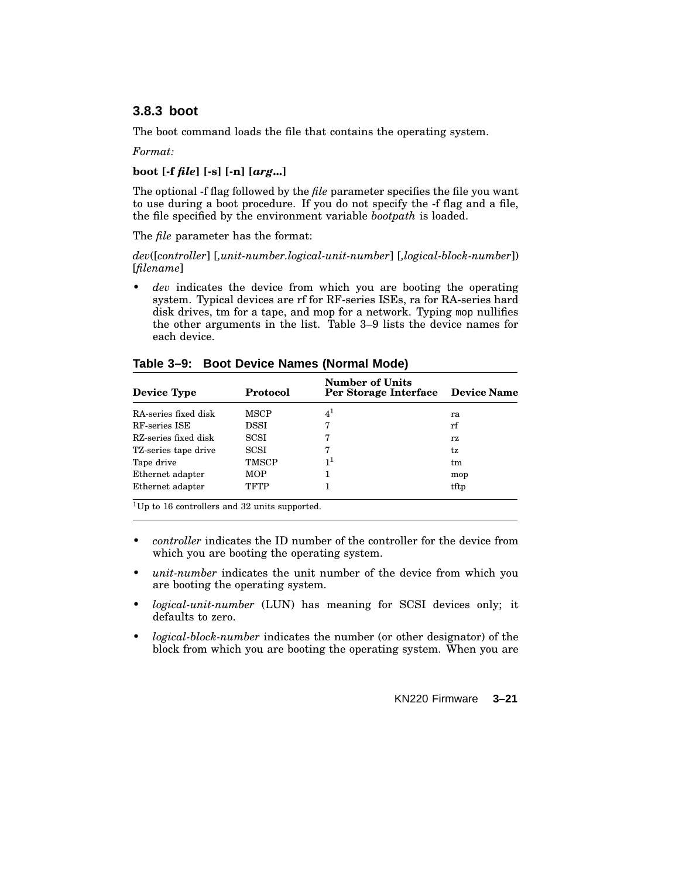### 3.8.3 boot

The boot command loads the file that contains the operating system.

*Format:*

**boot [-f *file*] [-s] [-n] [*arg*...]**

The optional -f flag followed by the *file* parameter specifies the file you want to use during a boot procedure. If you do not specify the -f flag and a file, the file specified by the environment variable *bootpath* is loaded.

The *file* parameter has the format:

*dev*([*controller*] [*,unit-number.logical-unit-number*] [*,logical-block-number*]) [*filename*]

- *dev* indicates the device from which you are booting the operating system. Typical devices are rf for RF-series ISEs, ra for RA-series hard disk drives, tm for a tape, and mop for a network. Typing `mop` nullifies the other arguments in the list. Table 3–9 lists the device names for each device.

**Table 3–9: Boot Device Names (Normal Mode)**

| Device Type | Protocol | Number of Units Per Storage Interface | Device Name |
|---|---|---|---|
| RA-series fixed disk | MSCP | 4[1] | ra |
| RF-series ISE | DSSI | 7 | rf |
| RZ-series fixed disk | SCSI | 7 | rz |
| TZ-series tape drive | SCSI | 7 | tz |
| Tape drive | TMSCP | 1[1] | tm |
| Ethernet adapter | MOP | 1 | mop |
| Ethernet adapter | TFTP | 1 | tftp |

[1]Up to 16 controllers and 32 units supported.

- *controller* indicates the ID number of the controller for the device from which you are booting the operating system.
- *unit-number* indicates the unit number of the device from which you are booting the operating system.
- *logical-unit-number* (LUN) has meaning for SCSI devices only; it defaults to zero.
- *logical-block-number* indicates the number (or other designator) of the block from which you are booting the operating system. When you are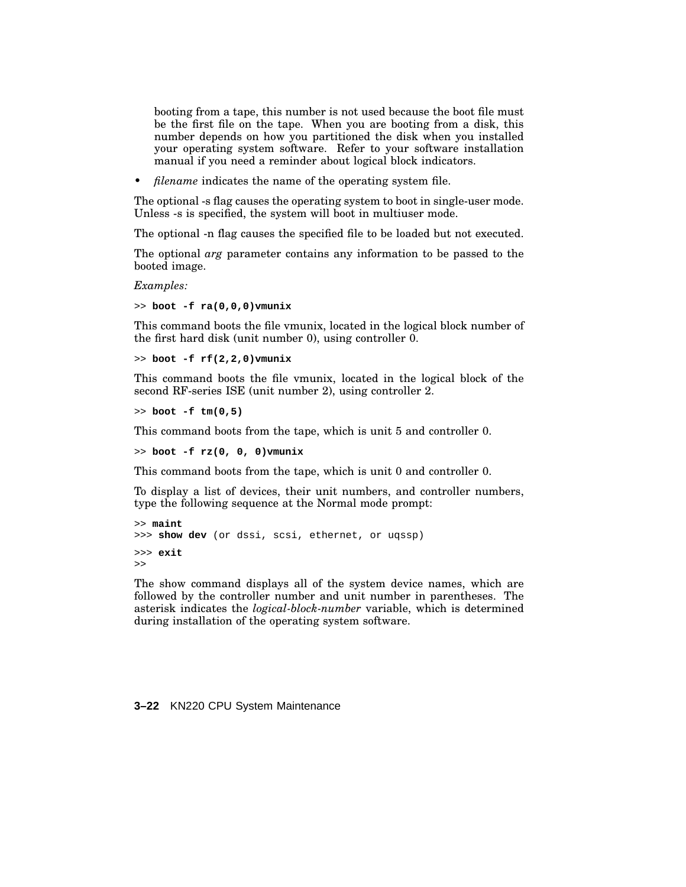booting from a tape, this number is not used because the boot file must be the first file on the tape. When you are booting from a disk, this number depends on how you partitioned the disk when you installed your operating system software. Refer to your software installation manual if you need a reminder about logical block indicators.

- *filename* indicates the name of the operating system file.

The optional -s flag causes the operating system to boot in single-user mode. Unless -s is specified, the system will boot in multiuser mode.

The optional -n flag causes the specified file to be loaded but not executed.

The optional *arg* parameter contains any information to be passed to the booted image.

*Examples:*

```
>> boot -f ra(0,0,0)vmunix
```

This command boots the file vmunix, located in the logical block number of the first hard disk (unit number 0), using controller 0.

```
>> boot -f rf(2,2,0)vmunix
```

This command boots the file vmunix, located in the logical block of the second RF-series ISE (unit number 2), using controller 2.

```
>> boot -f tm(0,5)
```

This command boots from the tape, which is unit 5 and controller 0.

```
>> boot -f rz(0, 0, 0)vmunix
```

This command boots from the tape, which is unit 0 and controller 0.

To display a list of devices, their unit numbers, and controller numbers, type the following sequence at the Normal mode prompt:

```
>> maint
>>> show dev (or dssi, scsi, ethernet, or uqssp)
>>> exit
>>
```

The show command displays all of the system device names, which are followed by the controller number and unit number in parentheses. The asterisk indicates the *logical-block-number* variable, which is determined during installation of the operating system software.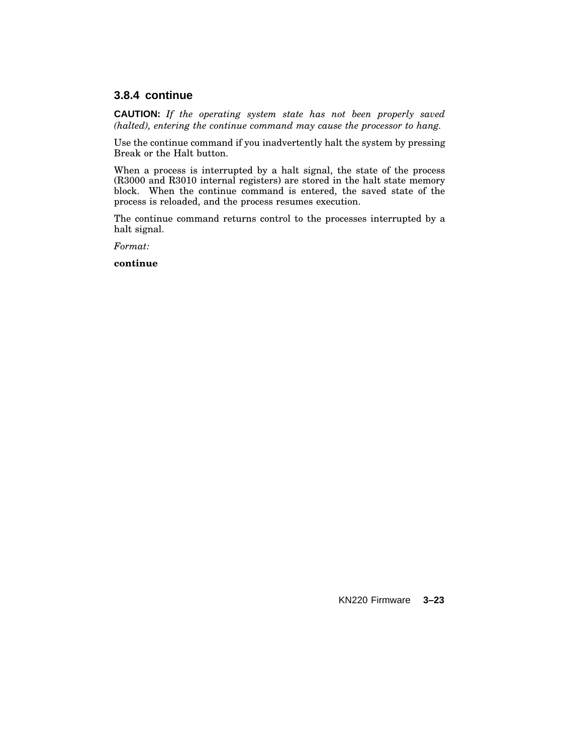### 3.8.4 continue

**CAUTION:** *If the operating system state has not been properly saved (halted), entering the continue command may cause the processor to hang.*

Use the continue command if you inadvertently halt the system by pressing Break or the Halt button.

When a process is interrupted by a halt signal, the state of the process (R3000 and R3010 internal registers) are stored in the halt state memory block. When the continue command is entered, the saved state of the process is reloaded, and the process resumes execution.

The continue command returns control to the processes interrupted by a halt signal.

*Format:*

**continue**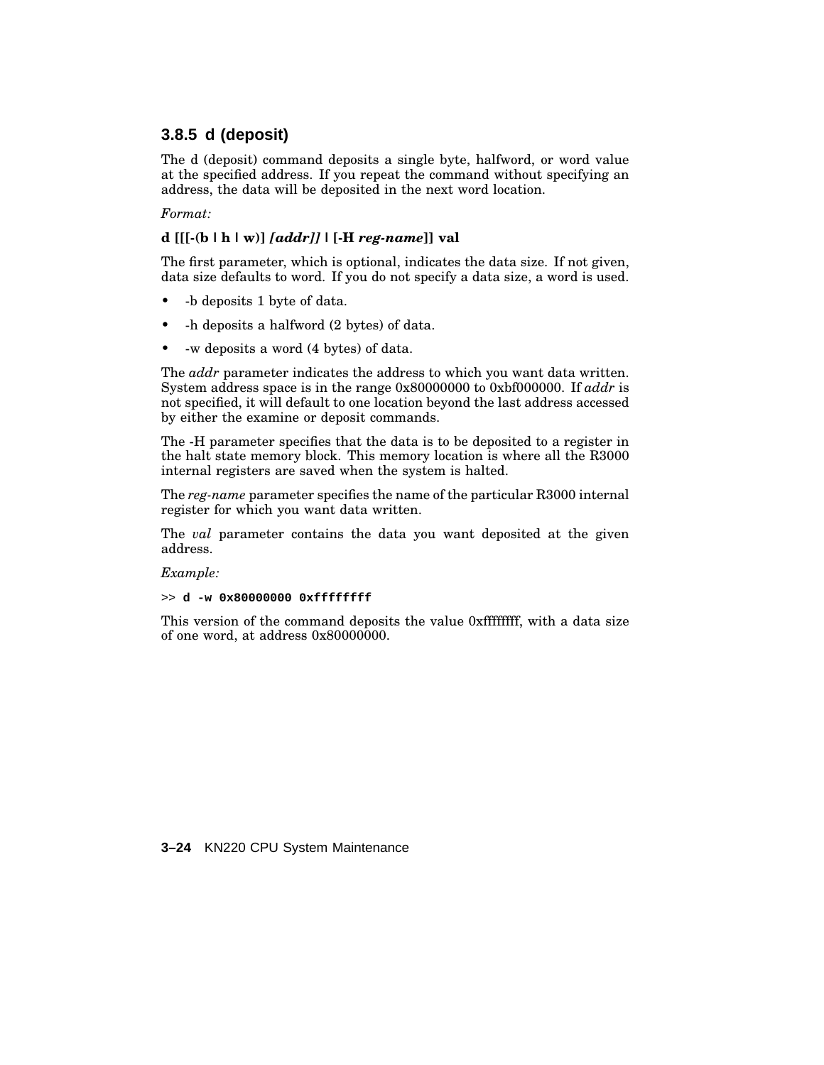### 3.8.5 d (deposit)

The d (deposit) command deposits a single byte, halfword, or word value at the specified address. If you repeat the command without specifying an address, the data will be deposited in the next word location.

*Format:*

**d [[[-(b | h | w)] *[addr]]* | [-H *reg-name*]] val**

The first parameter, which is optional, indicates the data size. If not given, data size defaults to word. If you do not specify a data size, a word is used.

- -b deposits 1 byte of data.
- -h deposits a halfword (2 bytes) of data.
- -w deposits a word (4 bytes) of data.

The *addr* parameter indicates the address to which you want data written. System address space is in the range 0x80000000 to 0xbf000000. If *addr* is not specified, it will default to one location beyond the last address accessed by either the examine or deposit commands.

The -H parameter specifies that the data is to be deposited to a register in the halt state memory block. This memory location is where all the R3000 internal registers are saved when the system is halted.

The *reg-name* parameter specifies the name of the particular R3000 internal register for which you want data written.

The *val* parameter contains the data you want deposited at the given address.

*Example:*

```
>> d -w 0x80000000 0xffffffff
```

This version of the command deposits the value 0xffffffff, with a data size of one word, at address 0x80000000.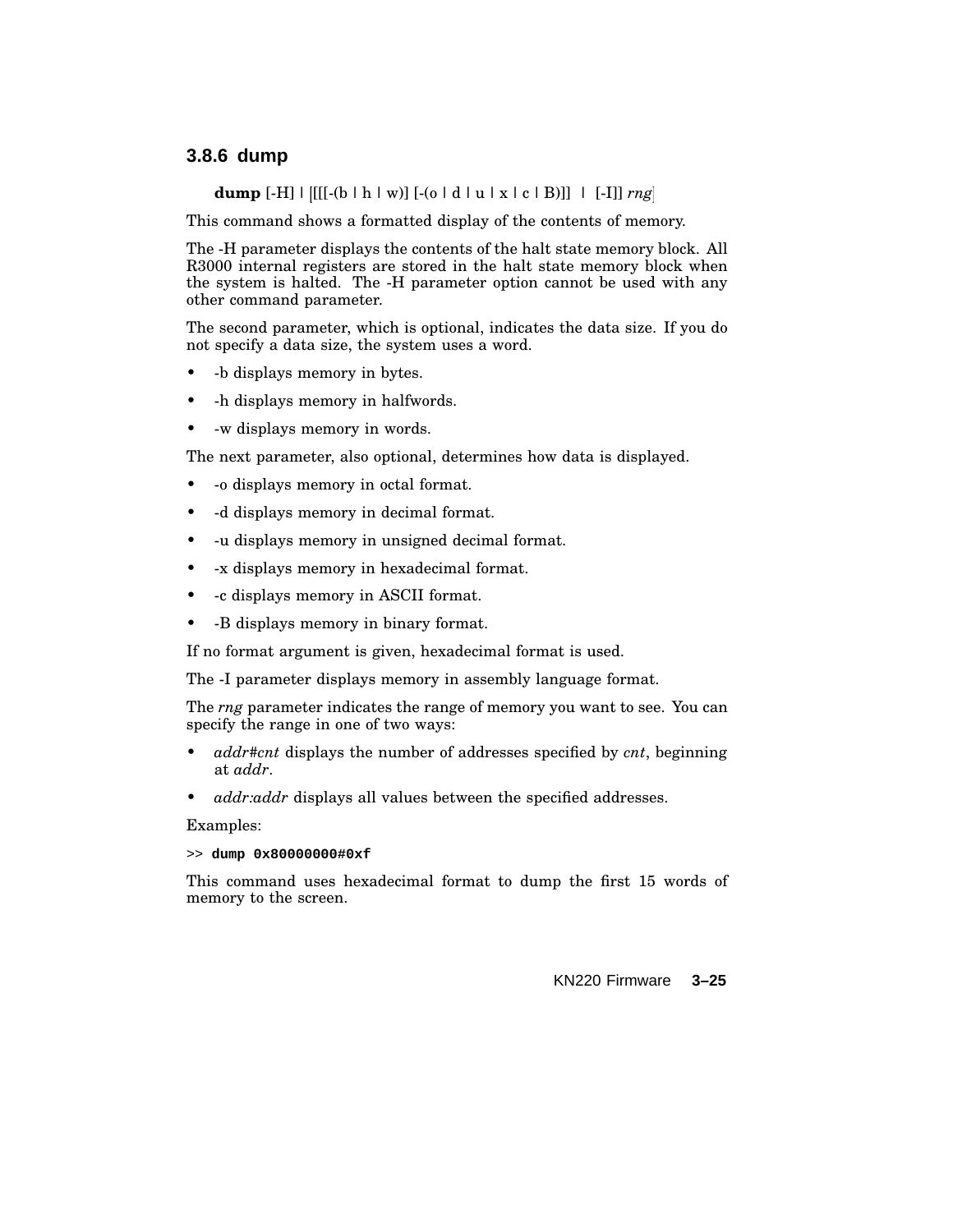### 3.8.6 dump

**dump** [-H] | [[[[-(b | h | w)] [-(o | d | u | x | c | B)]]  |  [-I]] *rng*]

This command shows a formatted display of the contents of memory.

The -H parameter displays the contents of the halt state memory block. All R3000 internal registers are stored in the halt state memory block when the system is halted. The -H parameter option cannot be used with any other command parameter.

The second parameter, which is optional, indicates the data size. If you do not specify a data size, the system uses a word.

- -b displays memory in bytes.
- -h displays memory in halfwords.
- -w displays memory in words.

The next parameter, also optional, determines how data is displayed.

- -o displays memory in octal format.
- -d displays memory in decimal format.
- -u displays memory in unsigned decimal format.
- -x displays memory in hexadecimal format.
- -c displays memory in ASCII format.
- -B displays memory in binary format.

If no format argument is given, hexadecimal format is used.

The -I parameter displays memory in assembly language format.

The *rng* parameter indicates the range of memory you want to see. You can specify the range in one of two ways:

- *addr#cnt* displays the number of addresses specified by *cnt*, beginning at *addr*.
- *addr:addr* displays all values between the specified addresses.

Examples:

```
>> dump 0x80000000#0xf
```

This command uses hexadecimal format to dump the first 15 words of memory to the screen.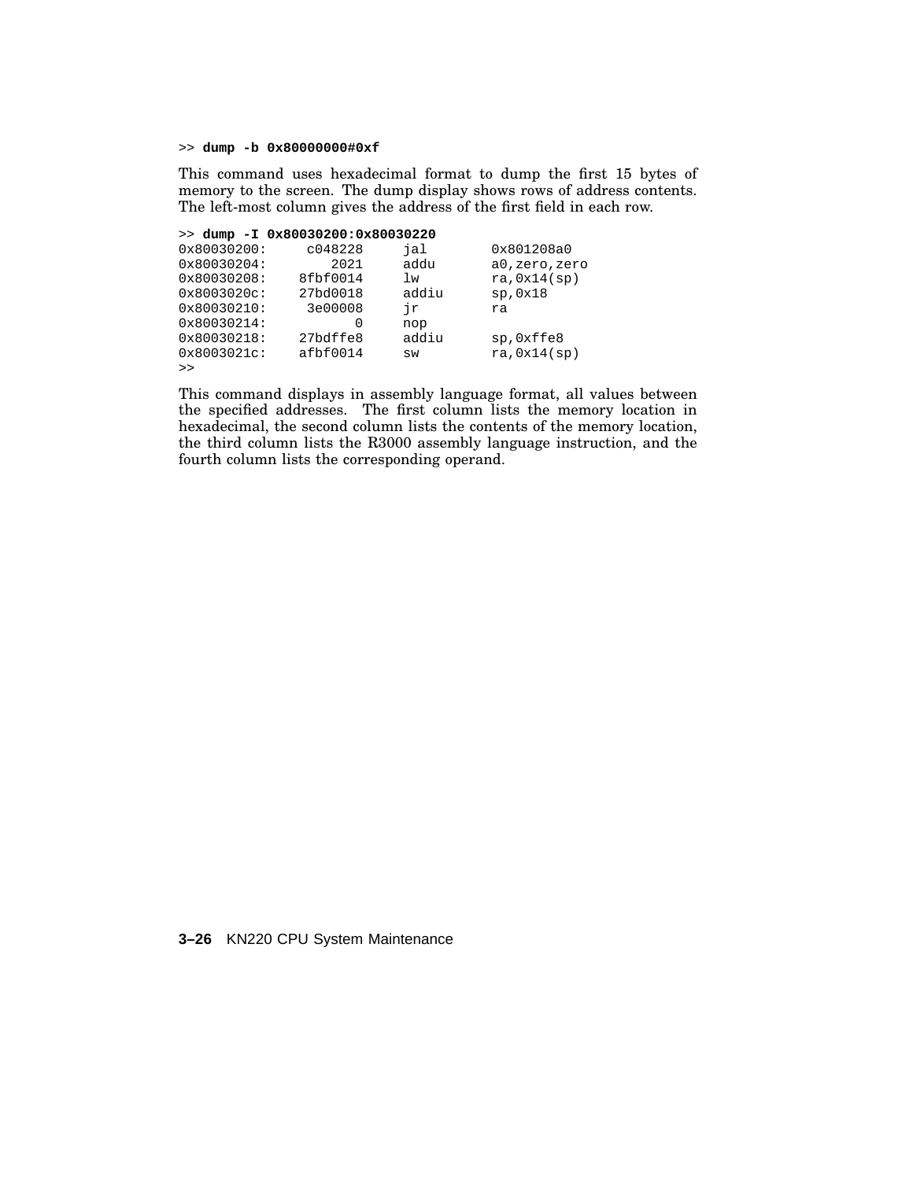```
>> dump -b 0x80000000#0xf
```

This command uses hexadecimal format to dump the first 15 bytes of memory to the screen. The dump display shows rows of address contents. The left-most column gives the address of the first field in each row.

```
>> dump -I 0x80030200:0x80030220
0x80030200:     c048228     jal        0x801208a0
0x80030204:        2021     addu       a0,zero,zero
0x80030208:    8fbf0014     lw         ra,0x14(sp)
0x8003020c:    27bd0018     addiu      sp,0x18
0x80030210:     3e00008     jr         ra
0x80030214:           0     nop
0x80030218:    27bdffe8     addiu      sp,0xffe8
0x8003021c:    afbf0014     sw         ra,0x14(sp)
>>
```

This command displays in assembly language format, all values between the specified addresses. The first column lists the memory location in hexadecimal, the second column lists the contents of the memory location, the third column lists the R3000 assembly language instruction, and the fourth column lists the corresponding operand.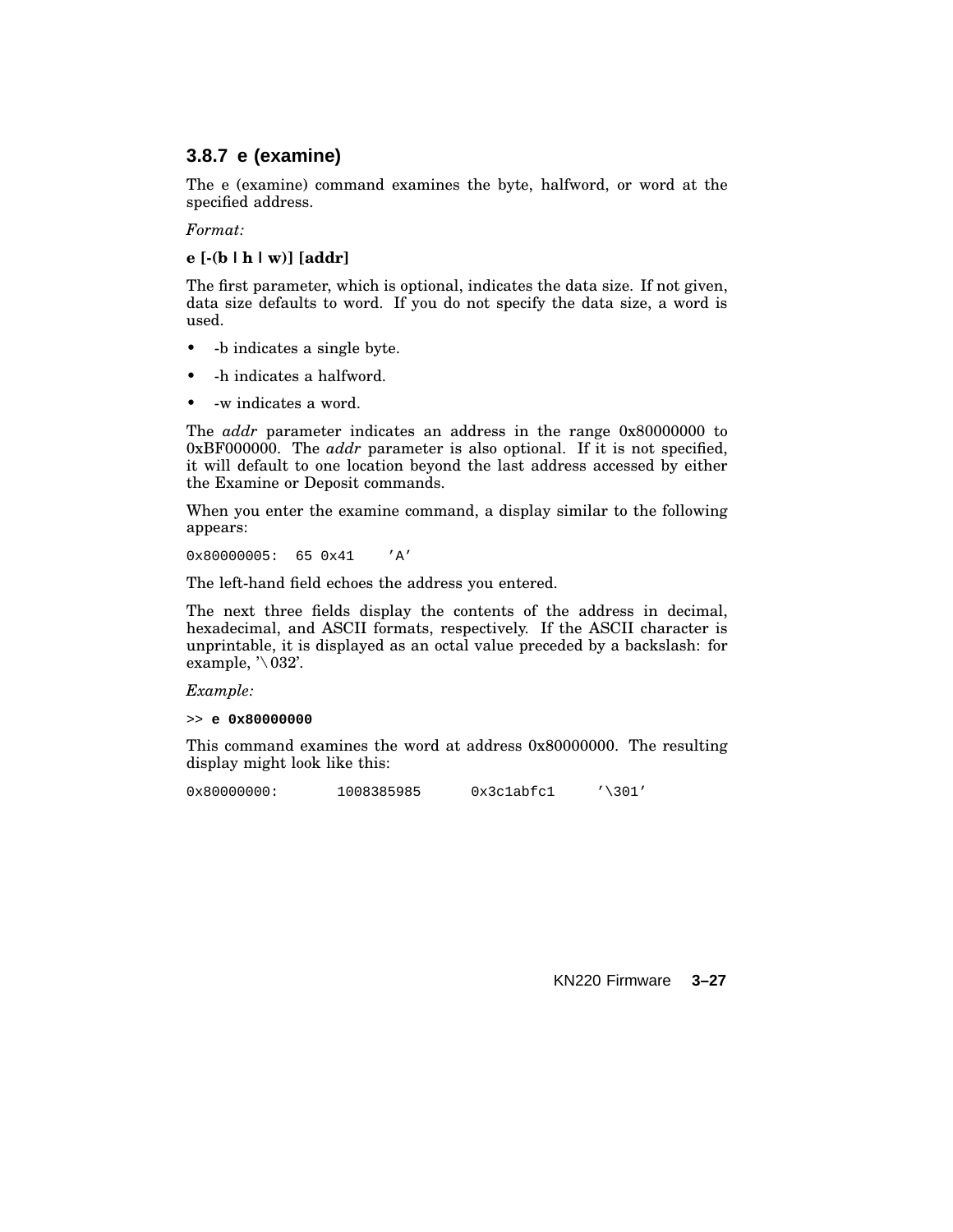### 3.8.7 e (examine)

The e (examine) command examines the byte, halfword, or word at the specified address.

*Format:*

**e [-(b | h | w)] [addr]**

The first parameter, which is optional, indicates the data size. If not given, data size defaults to word. If you do not specify the data size, a word is used.

- -b indicates a single byte.
- -h indicates a halfword.
- -w indicates a word.

The *addr* parameter indicates an address in the range 0x80000000 to 0xBF000000. The *addr* parameter is also optional. If it is not specified, it will default to one location beyond the last address accessed by either the Examine or Deposit commands.

When you enter the examine command, a display similar to the following appears:

```
0x80000005:  65 0x41    'A'
```

The left-hand field echoes the address you entered.

The next three fields display the contents of the address in decimal, hexadecimal, and ASCII formats, respectively. If the ASCII character is unprintable, it is displayed as an octal value preceded by a backslash: for example, '\032'.

*Example:*

```
>> e 0x80000000
```

This command examines the word at address 0x80000000. The resulting display might look like this:

```
0x80000000:       1008385985      0x3c1abfc1     '\301'
```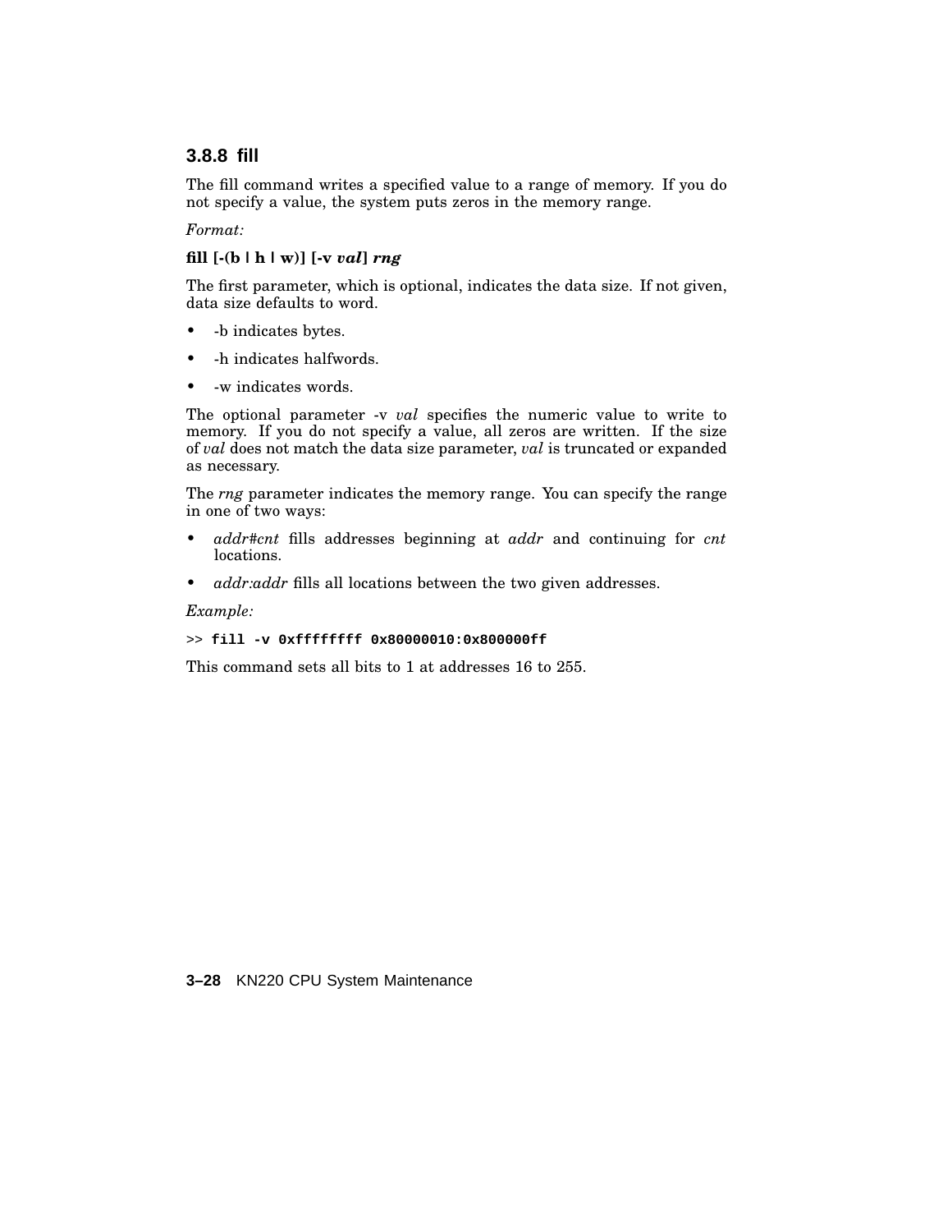### 3.8.8 fill

The fill command writes a specified value to a range of memory. If you do not specify a value, the system puts zeros in the memory range.

*Format:*

**fill [-(b | h | w)] [-v *val*] *rng***

The first parameter, which is optional, indicates the data size. If not given, data size defaults to word.

- -b indicates bytes.
- -h indicates halfwords.
- -w indicates words.

The optional parameter -v *val* specifies the numeric value to write to memory. If you do not specify a value, all zeros are written. If the size of *val* does not match the data size parameter, *val* is truncated or expanded as necessary.

The *rng* parameter indicates the memory range. You can specify the range in one of two ways:

- *addr#cnt* fills addresses beginning at *addr* and continuing for *cnt* locations.
- *addr:addr* fills all locations between the two given addresses.

*Example:*

```
>> fill -v 0xffffffff 0x80000010:0x800000ff
```

This command sets all bits to 1 at addresses 16 to 255.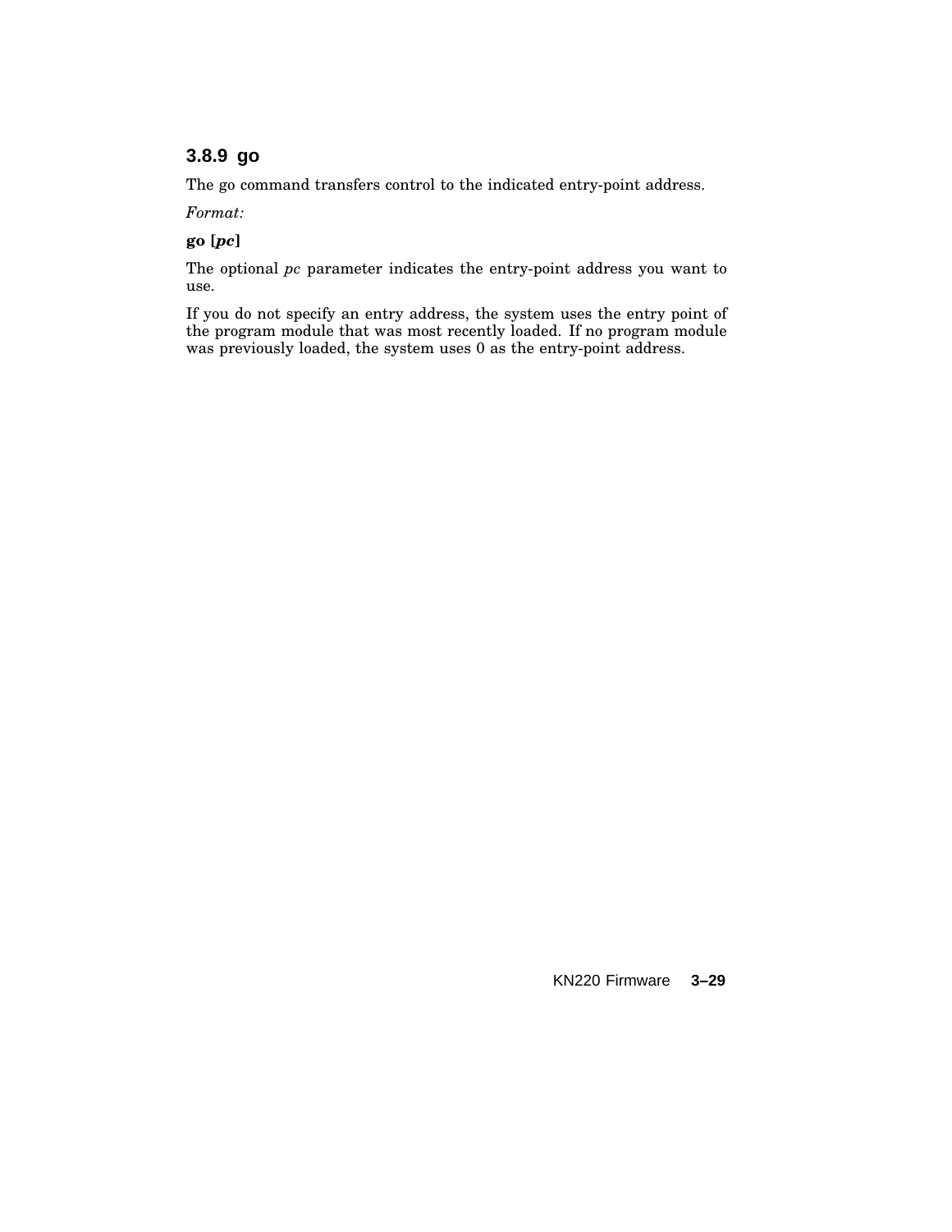### 3.8.9 go

The go command transfers control to the indicated entry-point address.

*Format:*

**go [*pc*]**

The optional *pc* parameter indicates the entry-point address you want to use.

If you do not specify an entry address, the system uses the entry point of the program module that was most recently loaded. If no program module was previously loaded, the system uses 0 as the entry-point address.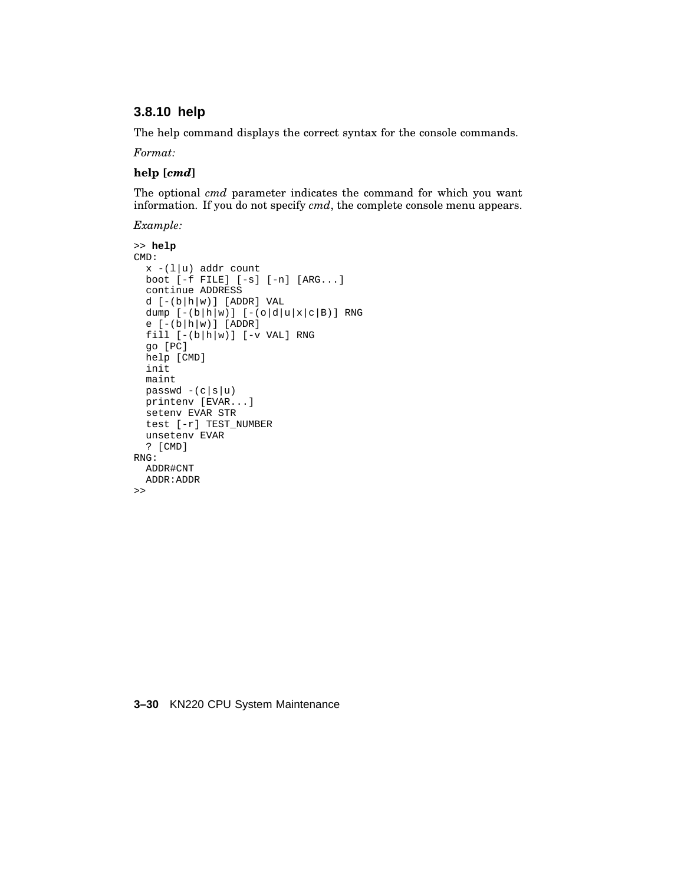### 3.8.10 help

The help command displays the correct syntax for the console commands.

*Format:*

**help [*cmd*]**

The optional *cmd* parameter indicates the command for which you want information. If you do not specify *cmd*, the complete console menu appears.

*Example:*

```
>> help
CMD:
  x -(l|u) addr count
  boot [-f FILE] [-s] [-n] [ARG...]
  continue ADDRESS
  d [-(b|h|w)] [ADDR] VAL
  dump [-(b|h|w)] [-(o|d|u|x|c|B)] RNG
  e [-(b|h|w)] [ADDR]
  fill [-(b|h|w)] [-v VAL] RNG
  go [PC]
  help [CMD]
  init
  maint
  passwd -(c|s|u)
  printenv [EVAR...]
  setenv EVAR STR
  test [-r] TEST_NUMBER
  unsetenv EVAR
  ? [CMD]
RNG:
  ADDR#CNT
  ADDR:ADDR
>>
```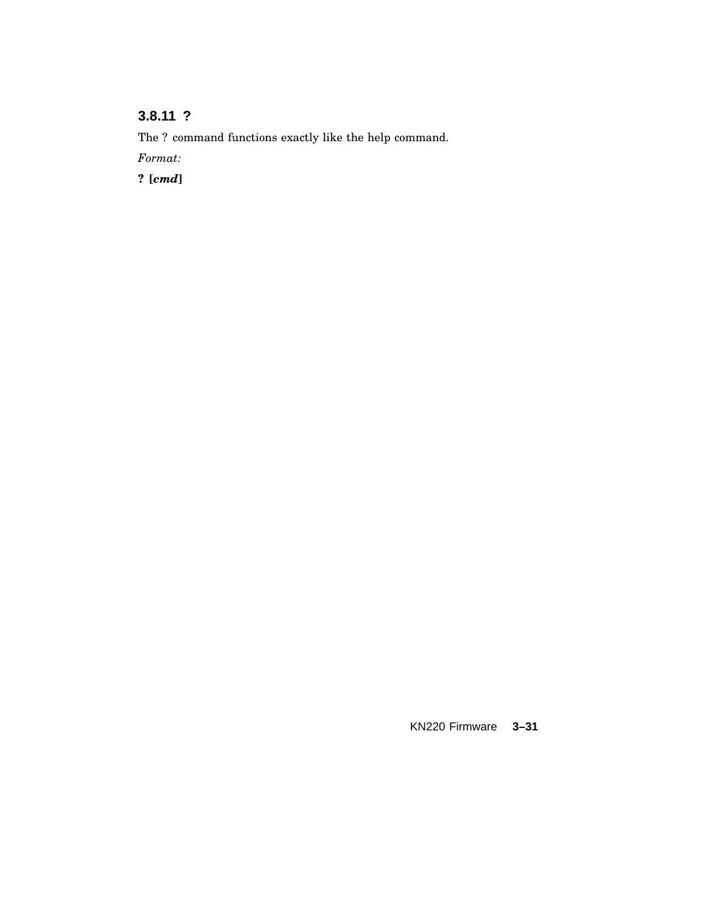### 3.8.11 ?

The ? command functions exactly like the help command.

*Format:*

**? [*cmd*]**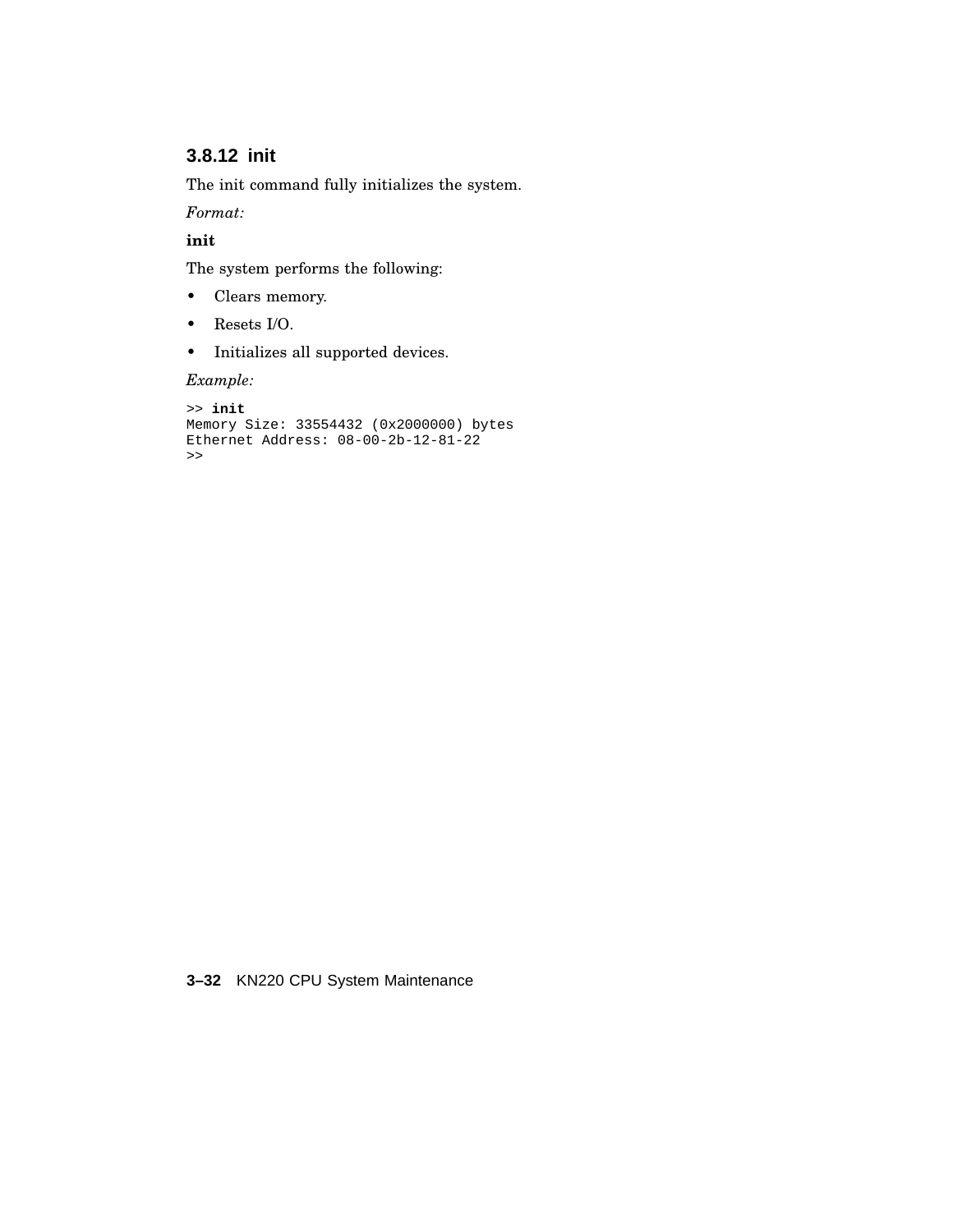### 3.8.12 init

The init command fully initializes the system.

*Format:*

**init**

The system performs the following:

- Clears memory.
- Resets I/O.
- Initializes all supported devices.

*Example:*

```
>> init
Memory Size: 33554432 (0x2000000) bytes
Ethernet Address: 08-00-2b-12-81-22
>>
```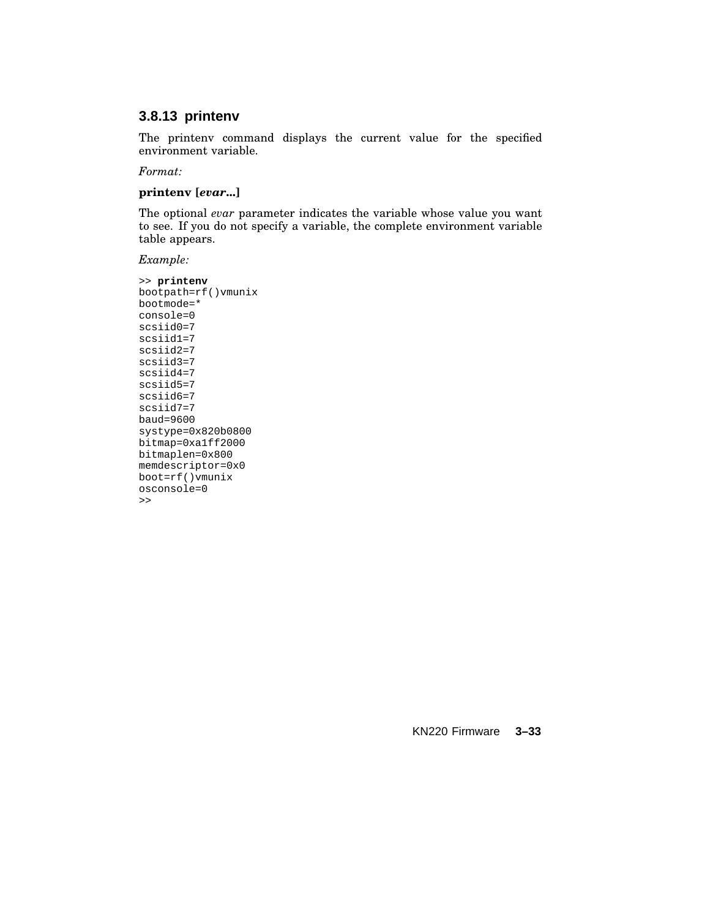### 3.8.13 printenv

The printenv command displays the current value for the specified environment variable.

*Format:*

**printenv [*evar...*]**

The optional *evar* parameter indicates the variable whose value you want to see. If you do not specify a variable, the complete environment variable table appears.

*Example:*

```
>> printenv
bootpath=rf()vmunix
bootmode=*
console=0
scsiid0=7
scsiid1=7
scsiid2=7
scsiid3=7
scsiid4=7
scsiid5=7
scsiid6=7
scsiid7=7
baud=9600
systype=0x820b0800
bitmap=0xa1ff2000
bitmaplen=0x800
memdescriptor=0x0
boot=rf()vmunix
osconsole=0
>>
```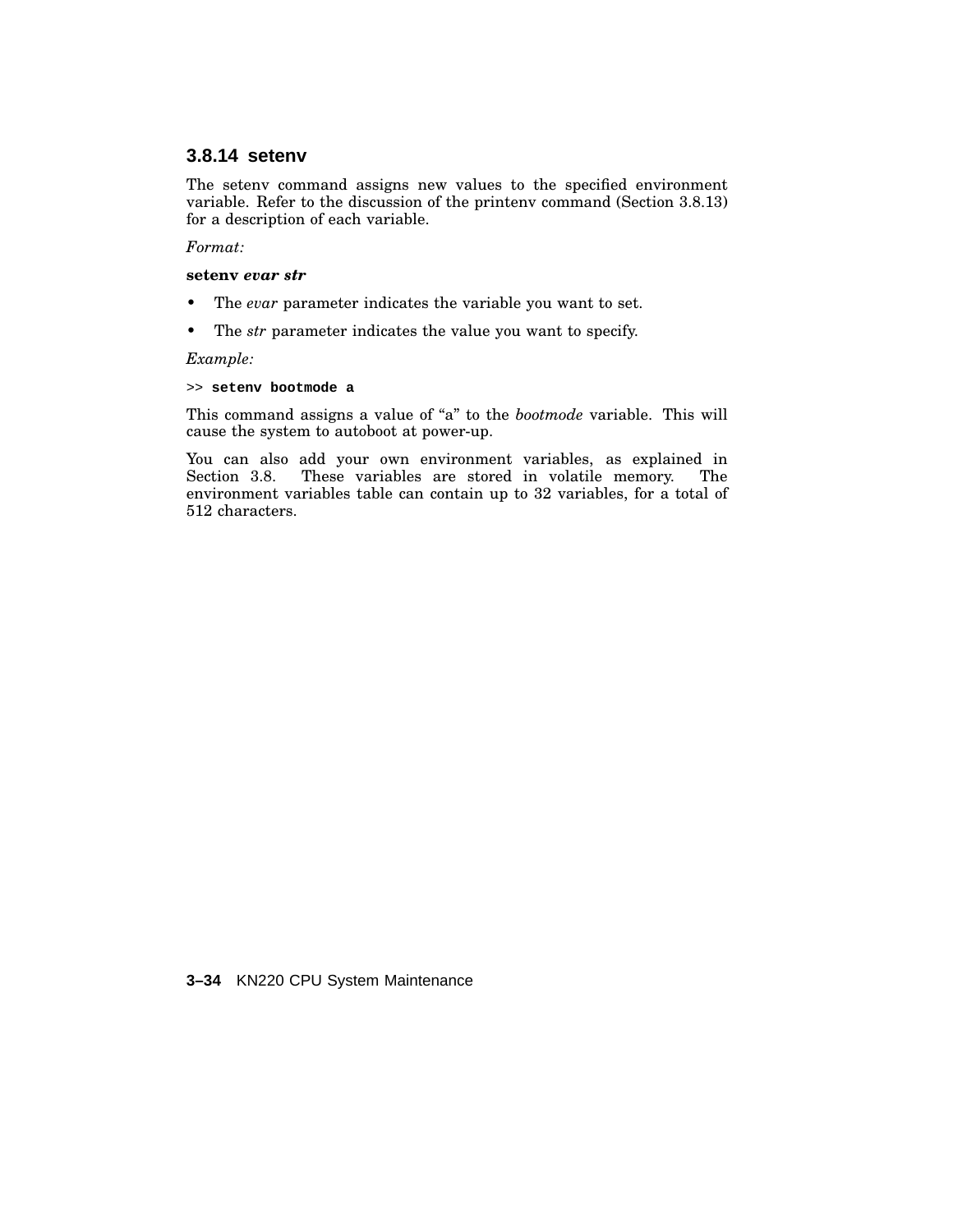### 3.8.14 setenv

The setenv command assigns new values to the specified environment variable. Refer to the discussion of the printenv command (Section 3.8.13) for a description of each variable.

*Format:*

**setenv *evar str***

- The *evar* parameter indicates the variable you want to set.
- The *str* parameter indicates the value you want to specify.

*Example:*

```
>> setenv bootmode a
```

This command assigns a value of “a” to the *bootmode* variable. This will cause the system to autoboot at power-up.

You can also add your own environment variables, as explained in Section 3.8. These variables are stored in volatile memory. The environment variables table can contain up to 32 variables, for a total of 512 characters.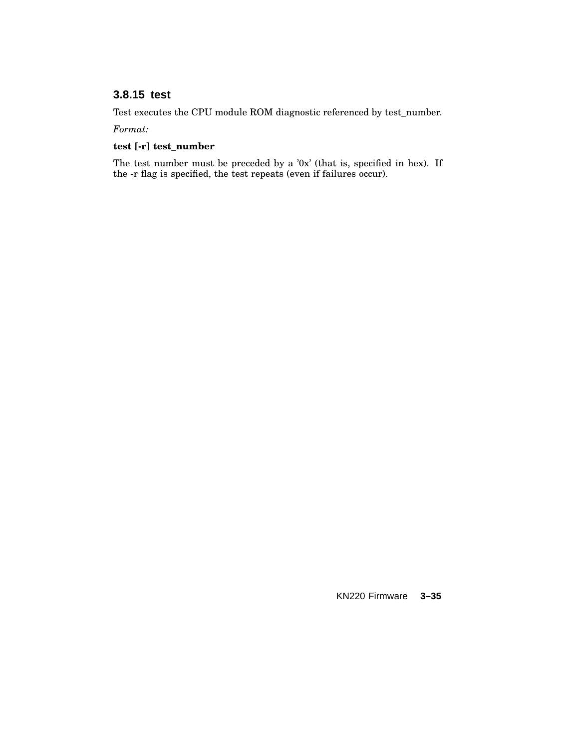### 3.8.15 test

Test executes the CPU module ROM diagnostic referenced by test_number.

*Format:*

**test [-r] test_number**

The test number must be preceded by a '0x' (that is, specified in hex). If the -r flag is specified, the test repeats (even if failures occur).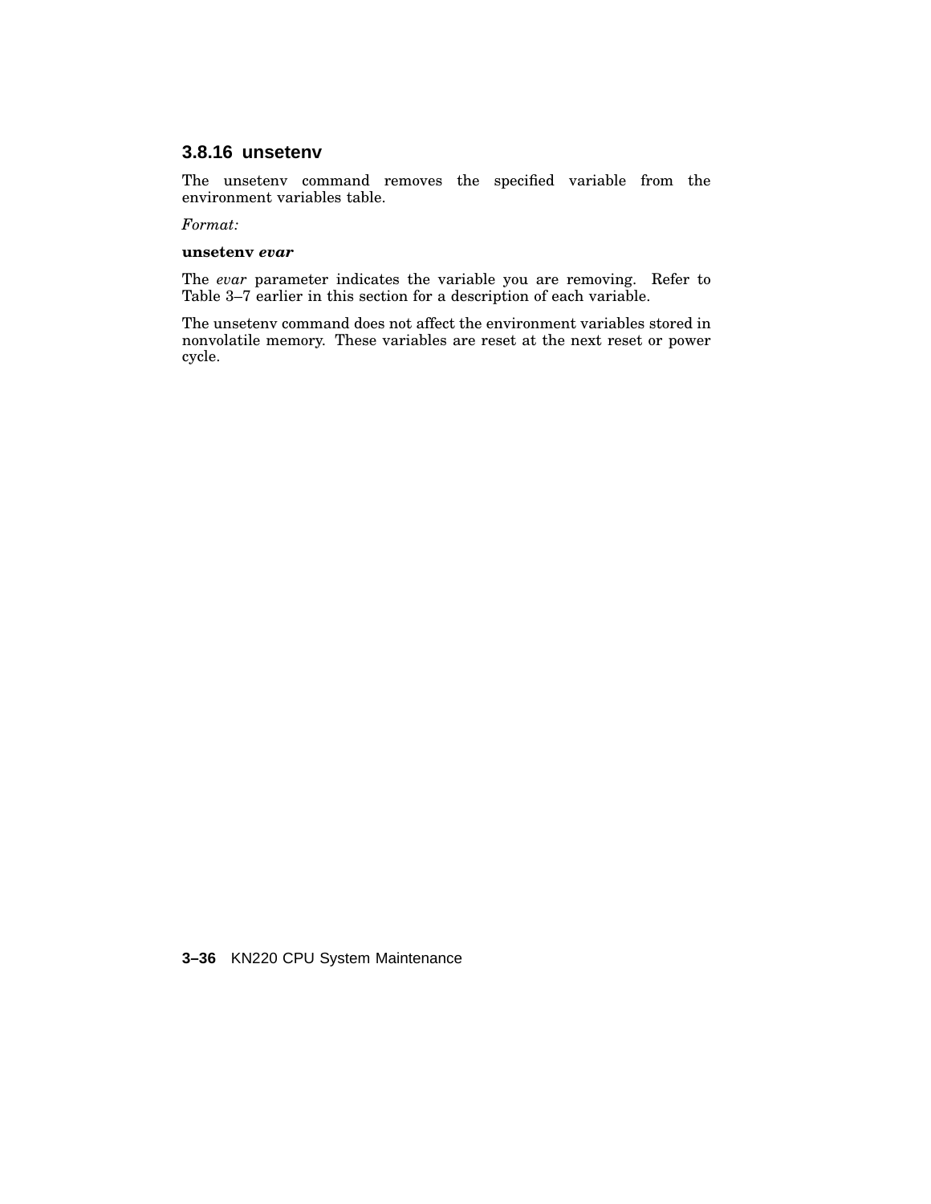### 3.8.16 unsetenv

The unsetenv command removes the specified variable from the environment variables table.

*Format:*

**unsetenv *evar***

The *evar* parameter indicates the variable you are removing. Refer to Table 3–7 earlier in this section for a description of each variable.

The unsetenv command does not affect the environment variables stored in nonvolatile memory. These variables are reset at the next reset or power cycle.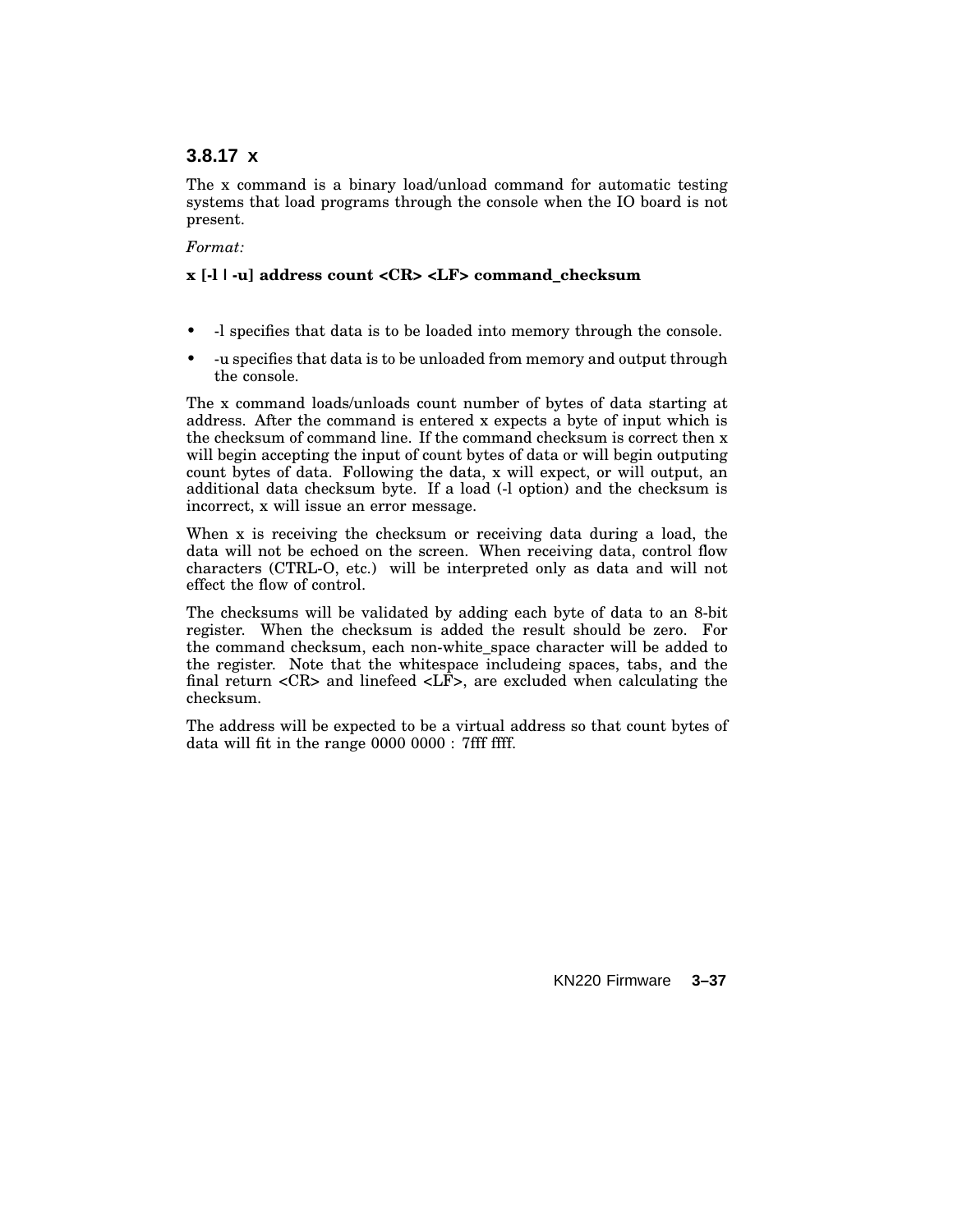### 3.8.17 x

The x command is a binary load/unload command for automatic testing systems that load programs through the console when the IO board is not present.

*Format:*

**x [-l | -u] address count <CR> <LF> command_checksum**

- -l specifies that data is to be loaded into memory through the console.
- -u specifies that data is to be unloaded from memory and output through the console.

The x command loads/unloads count number of bytes of data starting at address. After the command is entered x expects a byte of input which is the checksum of command line. If the command checksum is correct then x will begin accepting the input of count bytes of data or will begin outputing count bytes of data. Following the data, x will expect, or will output, an additional data checksum byte. If a load (-l option) and the checksum is incorrect, x will issue an error message.

When x is receiving the checksum or receiving data during a load, the data will not be echoed on the screen. When receiving data, control flow characters (CTRL-O, etc.) will be interpreted only as data and will not effect the flow of control.

The checksums will be validated by adding each byte of data to an 8-bit register. When the checksum is added the result should be zero. For the command checksum, each non-white_space character will be added to the register. Note that the whitespace includeing spaces, tabs, and the final return <CR> and linefeed <LF>, are excluded when calculating the checksum.

The address will be expected to be a virtual address so that count bytes of data will fit in the range 0000 0000 : 7fff ffff.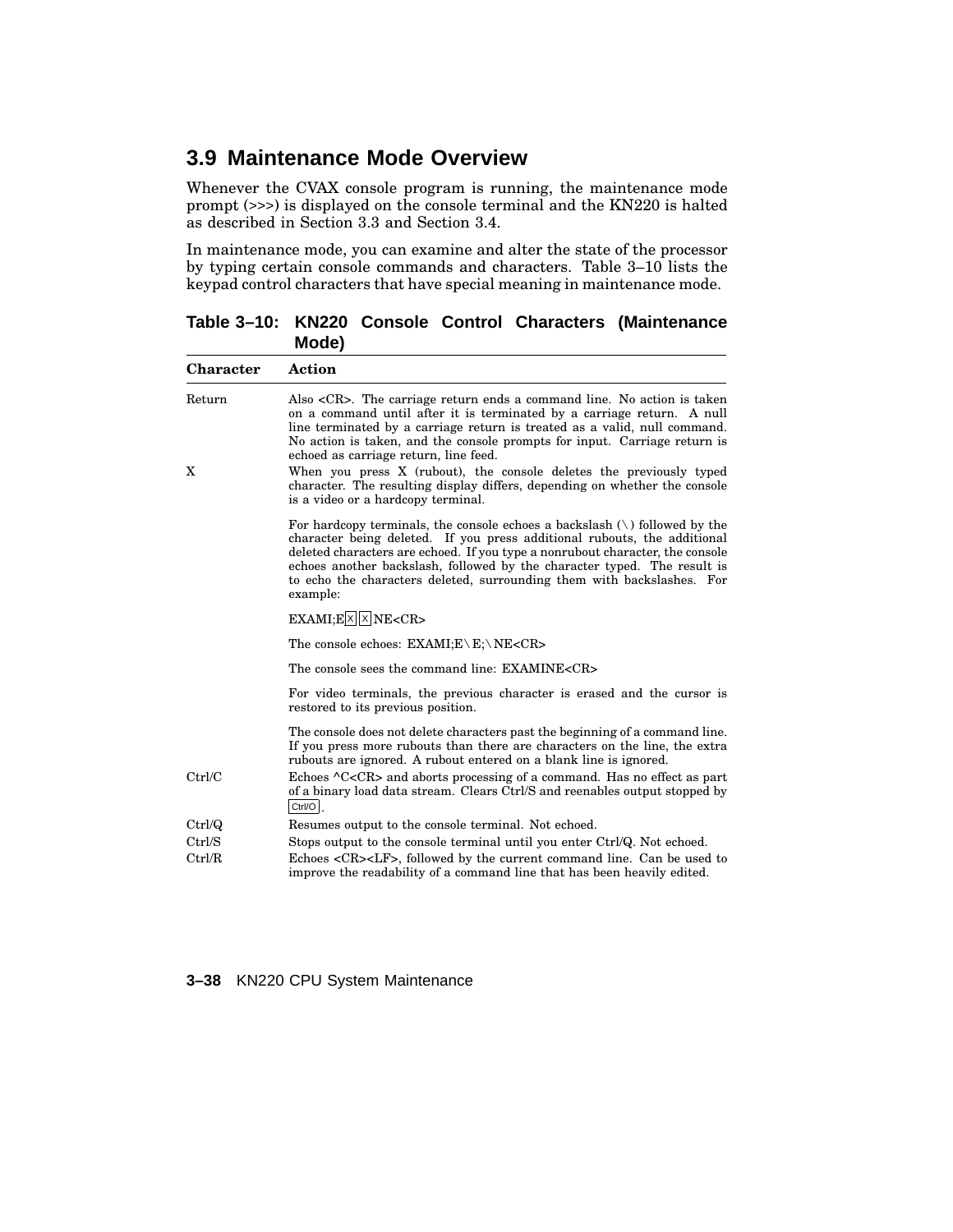## 3.9 Maintenance Mode Overview

Whenever the CVAX console program is running, the maintenance mode prompt (>>>) is displayed on the console terminal and the KN220 is halted as described in Section 3.3 and Section 3.4.

In maintenance mode, you can examine and alter the state of the processor by typing certain console commands and characters. Table 3–10 lists the keypad control characters that have special meaning in maintenance mode.

**Table 3–10: KN220 Console Control Characters (Maintenance Mode)**

| Character | Action |
|---|---|
| Return | Also <CR>. The carriage return ends a command line. No action is taken on a command until after it is terminated by a carriage return. A null line terminated by a carriage return is treated as a valid, null command. No action is taken, and the console prompts for input. Carriage return is echoed as carriage return, line feed. |
| X | When you press X (rubout), the console deletes the previously typed character. The resulting display differs, depending on whether the console is a video or a hardcopy terminal.<br><br>For hardcopy terminals, the console echoes a backslash (\) followed by the character being deleted. If you press additional rubouts, the additional deleted characters are echoed. If you type a nonrubout character, the console echoes another backslash, followed by the character typed. The result is to echo the characters deleted, surrounding them with backslashes. For example:<br><br>EXAMI;E X X NE<CR><br><br>The console echoes: EXAMI;E\E;\NE<CR><br><br>The console sees the command line: EXAMINE<CR><br><br>For video terminals, the previous character is erased and the cursor is restored to its previous position.<br><br>The console does not delete characters past the beginning of a command line. If you press more rubouts than there are characters on the line, the extra rubouts are ignored. A rubout entered on a blank line is ignored. |
| Ctrl/C | Echoes ^C<CR> and aborts processing of a command. Has no effect as part of a binary load data stream. Clears Ctrl/S and reenables output stopped by Ctrl/O. |
| Ctrl/Q | Resumes output to the console terminal. Not echoed. |
| Ctrl/S | Stops output to the console terminal until you enter Ctrl/Q. Not echoed. |
| Ctrl/R | Echoes <CR><LF>, followed by the current command line. Can be used to improve the readability of a command line that has been heavily edited. |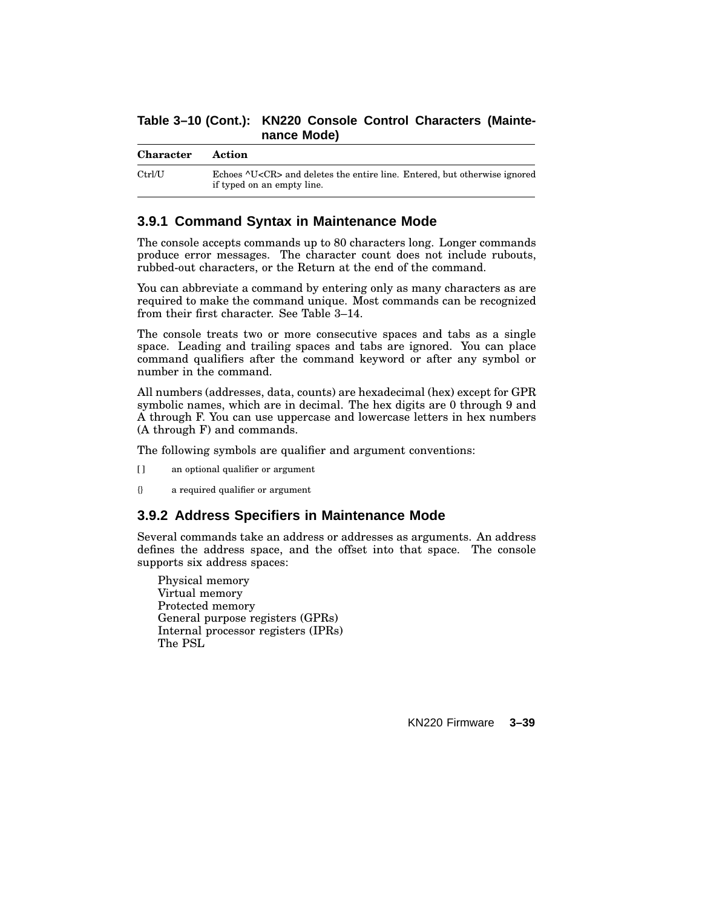**Table 3–10 (Cont.): KN220 Console Control Characters (Maintenance Mode)**

| Character | Action |
|---|---|
| Ctrl/U | Echoes ^U<CR> and deletes the entire line. Entered, but otherwise ignored if typed on an empty line. |

### 3.9.1 Command Syntax in Maintenance Mode

The console accepts commands up to 80 characters long. Longer commands produce error messages. The character count does not include rubouts, rubbed-out characters, or the Return at the end of the command.

You can abbreviate a command by entering only as many characters as are required to make the command unique. Most commands can be recognized from their first character. See Table 3–14.

The console treats two or more consecutive spaces and tabs as a single space. Leading and trailing spaces and tabs are ignored. You can place command qualifiers after the command keyword or after any symbol or number in the command.

All numbers (addresses, data, counts) are hexadecimal (hex) except for GPR symbolic names, which are in decimal. The hex digits are 0 through 9 and A through F. You can use uppercase and lowercase letters in hex numbers (A through F) and commands.

The following symbols are qualifier and argument conventions:

[ ]  an optional qualifier or argument

{}  a required qualifier or argument

### 3.9.2 Address Specifiers in Maintenance Mode

Several commands take an address or addresses as arguments. An address defines the address space, and the offset into that space. The console supports six address spaces:

Physical memory
Virtual memory
Protected memory
General purpose registers (GPRs)
Internal processor registers (IPRs)
The PSL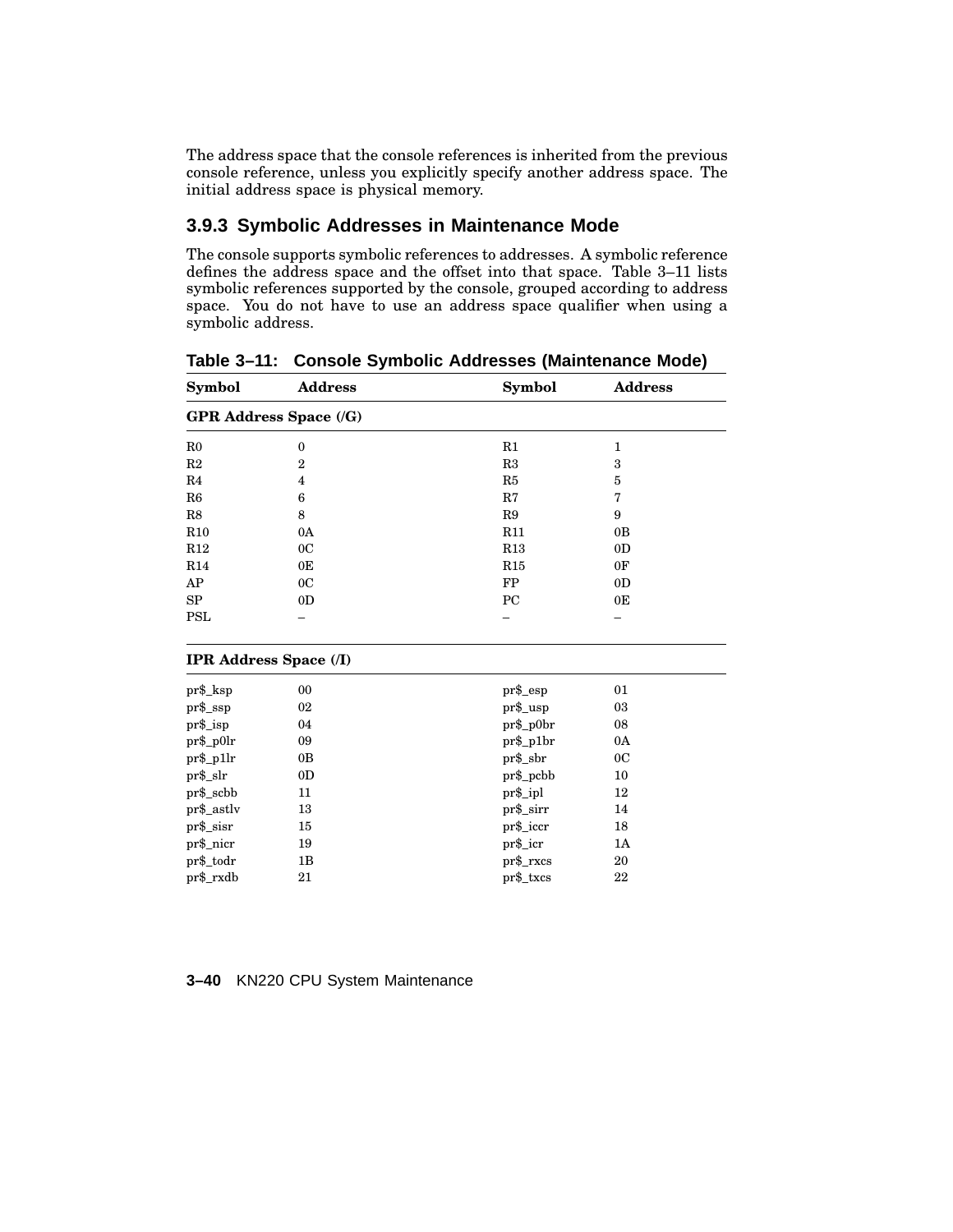The address space that the console references is inherited from the previous console reference, unless you explicitly specify another address space. The initial address space is physical memory.

### 3.9.3 Symbolic Addresses in Maintenance Mode

The console supports symbolic references to addresses. A symbolic reference defines the address space and the offset into that space. Table 3–11 lists symbolic references supported by the console, grouped according to address space. You do not have to use an address space qualifier when using a symbolic address.

**Table 3–11: Console Symbolic Addresses (Maintenance Mode)**

| Symbol | Address | Symbol | Address |
|---|---|---|---|
| **GPR Address Space (/G)** | | | |
| R0 | 0 | R1 | 1 |
| R2 | 2 | R3 | 3 |
| R4 | 4 | R5 | 5 |
| R6 | 6 | R7 | 7 |
| R8 | 8 | R9 | 9 |
| R10 | 0A | R11 | 0B |
| R12 | 0C | R13 | 0D |
| R14 | 0E | R15 | 0F |
| AP | 0C | FP | 0D |
| SP | 0D | PC | 0E |
| PSL | – | – | – |
| **IPR Address Space (/I)** | | | |
| pr$_ksp | 00 | pr$_esp | 01 |
| pr$_ssp | 02 | pr$_usp | 03 |
| pr$_isp | 04 | pr$_p0br | 08 |
| pr$_p0lr | 09 | pr$_p1br | 0A |
| pr$_p1lr | 0B | pr$_sbr | 0C |
| pr$_slr | 0D | pr$_pcbb | 10 |
| pr$_scbb | 11 | pr$_ipl | 12 |
| pr$_astlv | 13 | pr$_sirr | 14 |
| pr$_sisr | 15 | pr$_iccr | 18 |
| pr$_nicr | 19 | pr$_icr | 1A |
| pr$_todr | 1B | pr$_rxcs | 20 |
| pr$_rxdb | 21 | pr$_txcs | 22 |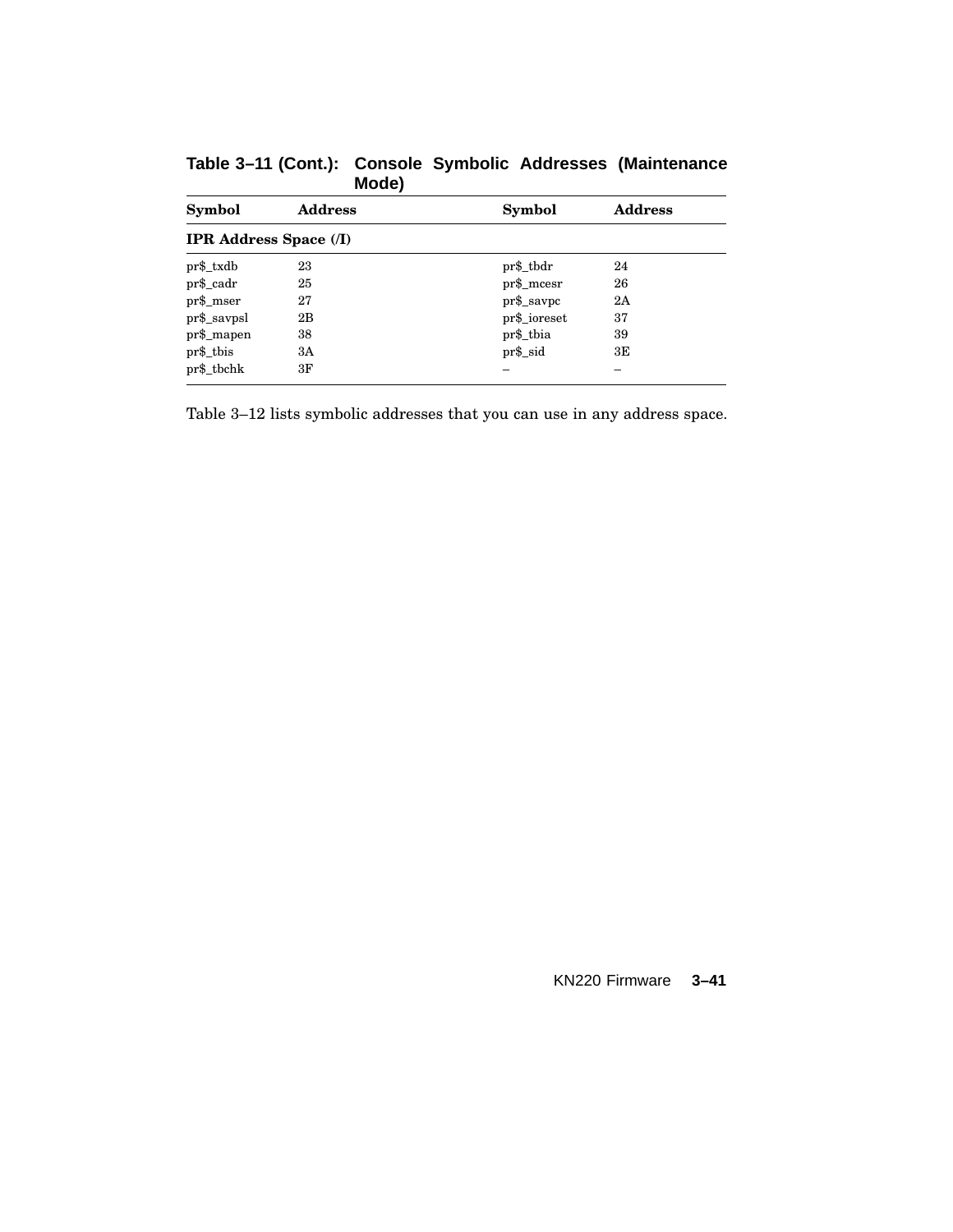**Table 3–11 (Cont.): Console Symbolic Addresses (Maintenance Mode)**

| Symbol | Address | Symbol | Address |
|---|---|---|---|
| **IPR Address Space (/I)** | | | |
| pr$_txdb | 23 | pr$_tbdr | 24 |
| pr$_cadr | 25 | pr$_mcesr | 26 |
| pr$_mser | 27 | pr$_savpc | 2A |
| pr$_savpsl | 2B | pr$_ioreset | 37 |
| pr$_mapen | 38 | pr$_tbia | 39 |
| pr$_tbis | 3A | pr$_sid | 3E |
| pr$_tbchk | 3F | – | – |

Table 3–12 lists symbolic addresses that you can use in any address space.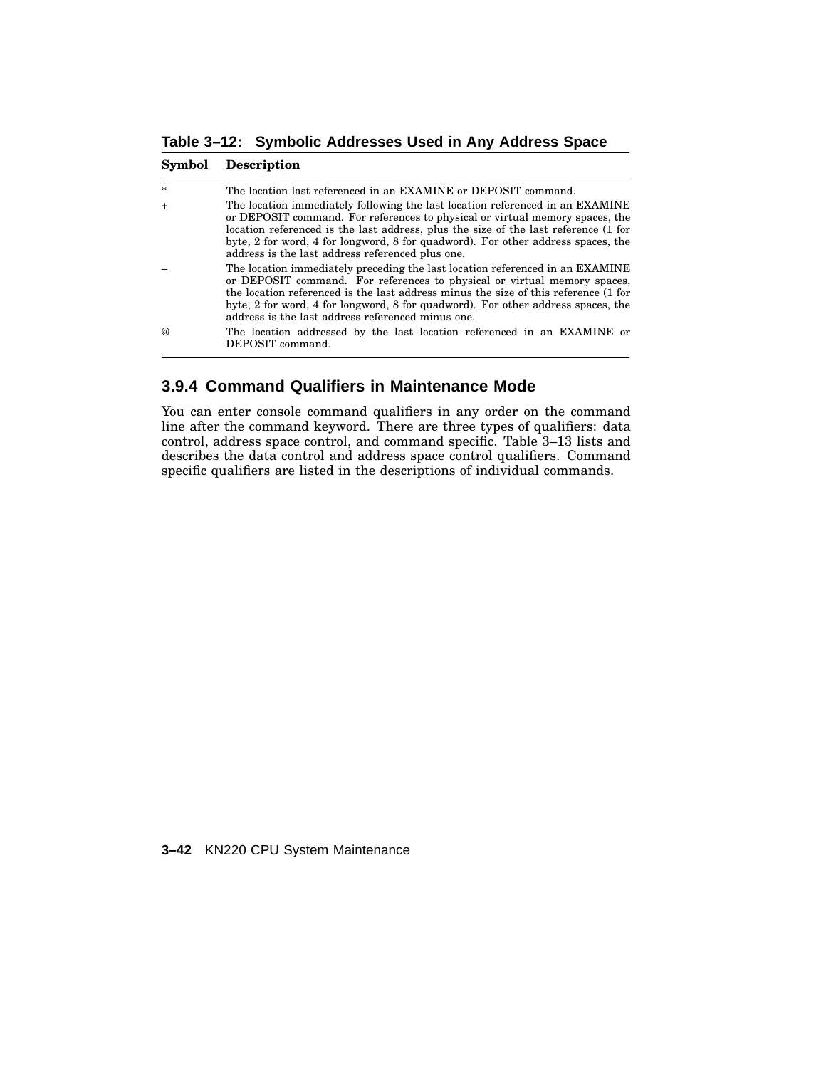**Table 3–12: Symbolic Addresses Used in Any Address Space**

| Symbol | Description |
|---|---|
| * | The location last referenced in an EXAMINE or DEPOSIT command. |
| + | The location immediately following the last location referenced in an EXAMINE or DEPOSIT command. For references to physical or virtual memory spaces, the location referenced is the last address, plus the size of the last reference (1 for byte, 2 for word, 4 for longword, 8 for quadword). For other address spaces, the address is the last address referenced plus one. |
| – | The location immediately preceding the last location referenced in an EXAMINE or DEPOSIT command. For references to physical or virtual memory spaces, the location referenced is the last address minus the size of this reference (1 for byte, 2 for word, 4 for longword, 8 for quadword). For other address spaces, the address is the last address referenced minus one. |
| @ | The location addressed by the last location referenced in an EXAMINE or DEPOSIT command. |

### 3.9.4 Command Qualifiers in Maintenance Mode

You can enter console command qualifiers in any order on the command line after the command keyword. There are three types of qualifiers: data control, address space control, and command specific. Table 3–13 lists and describes the data control and address space control qualifiers. Command specific qualifiers are listed in the descriptions of individual commands.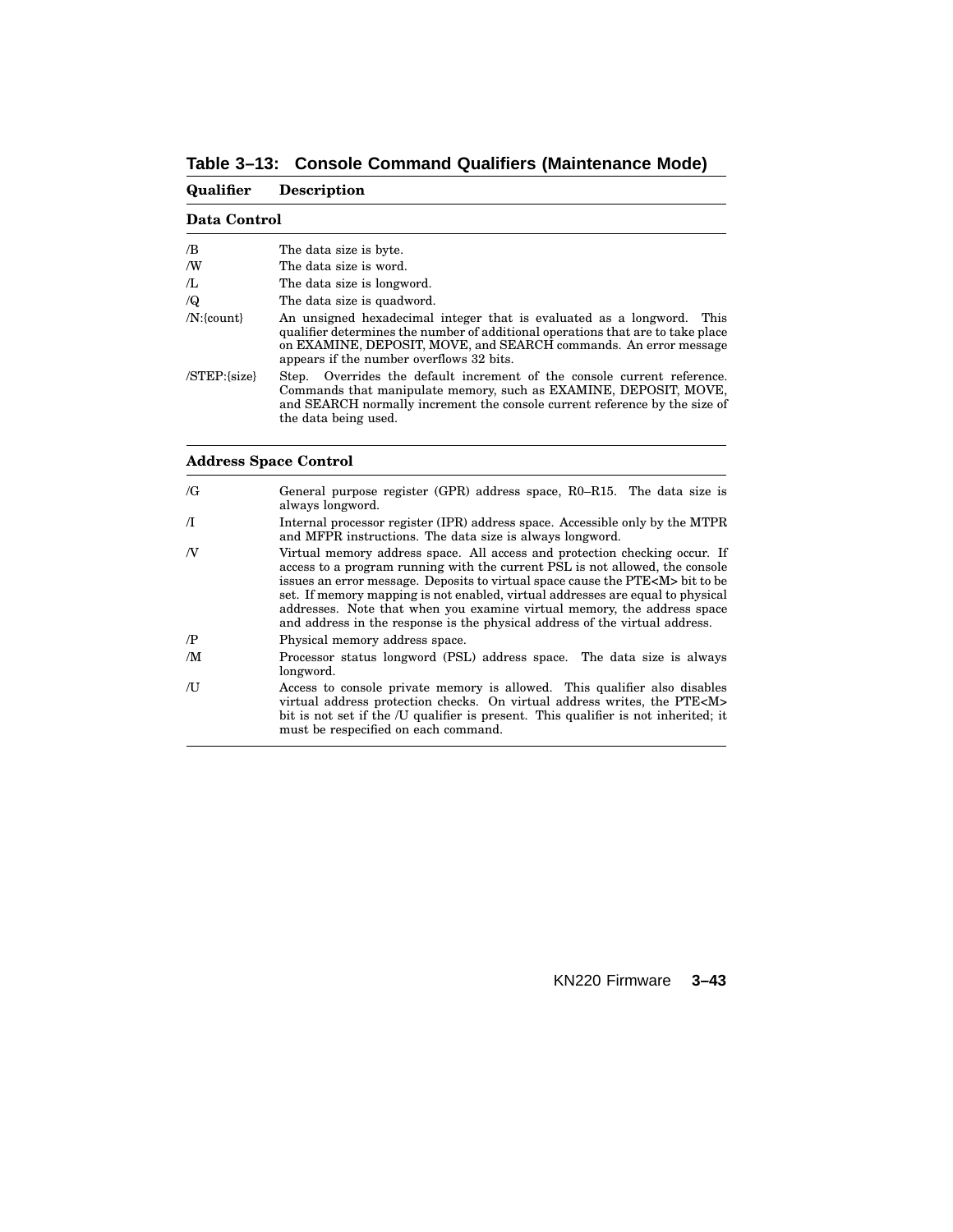**Table 3–13: Console Command Qualifiers (Maintenance Mode)**

| Qualifier | Description |
|---|---|
| **Data Control** | |
| /B | The data size is byte. |
| /W | The data size is word. |
| /L | The data size is longword. |
| /Q | The data size is quadword. |
| /N:{count} | An unsigned hexadecimal integer that is evaluated as a longword. This qualifier determines the number of additional operations that are to take place on EXAMINE, DEPOSIT, MOVE, and SEARCH commands. An error message appears if the number overflows 32 bits. |
| /STEP:{size} | Step. Overrides the default increment of the console current reference. Commands that manipulate memory, such as EXAMINE, DEPOSIT, MOVE, and SEARCH normally increment the console current reference by the size of the data being used. |
| **Address Space Control** | |
| /G | General purpose register (GPR) address space, R0–R15. The data size is always longword. |
| /I | Internal processor register (IPR) address space. Accessible only by the MTPR and MFPR instructions. The data size is always longword. |
| /V | Virtual memory address space. All access and protection checking occur. If access to a program running with the current PSL is not allowed, the console issues an error message. Deposits to virtual space cause the PTE<M> bit to be set. If memory mapping is not enabled, virtual addresses are equal to physical addresses. Note that when you examine virtual memory, the address space and address in the response is the physical address of the virtual address. |
| /P | Physical memory address space. |
| /M | Processor status longword (PSL) address space. The data size is always longword. |
| /U | Access to console private memory is allowed. This qualifier also disables virtual address protection checks. On virtual address writes, the PTE<M> bit is not set if the /U qualifier is present. This qualifier is not inherited; it must be respecified on each command. |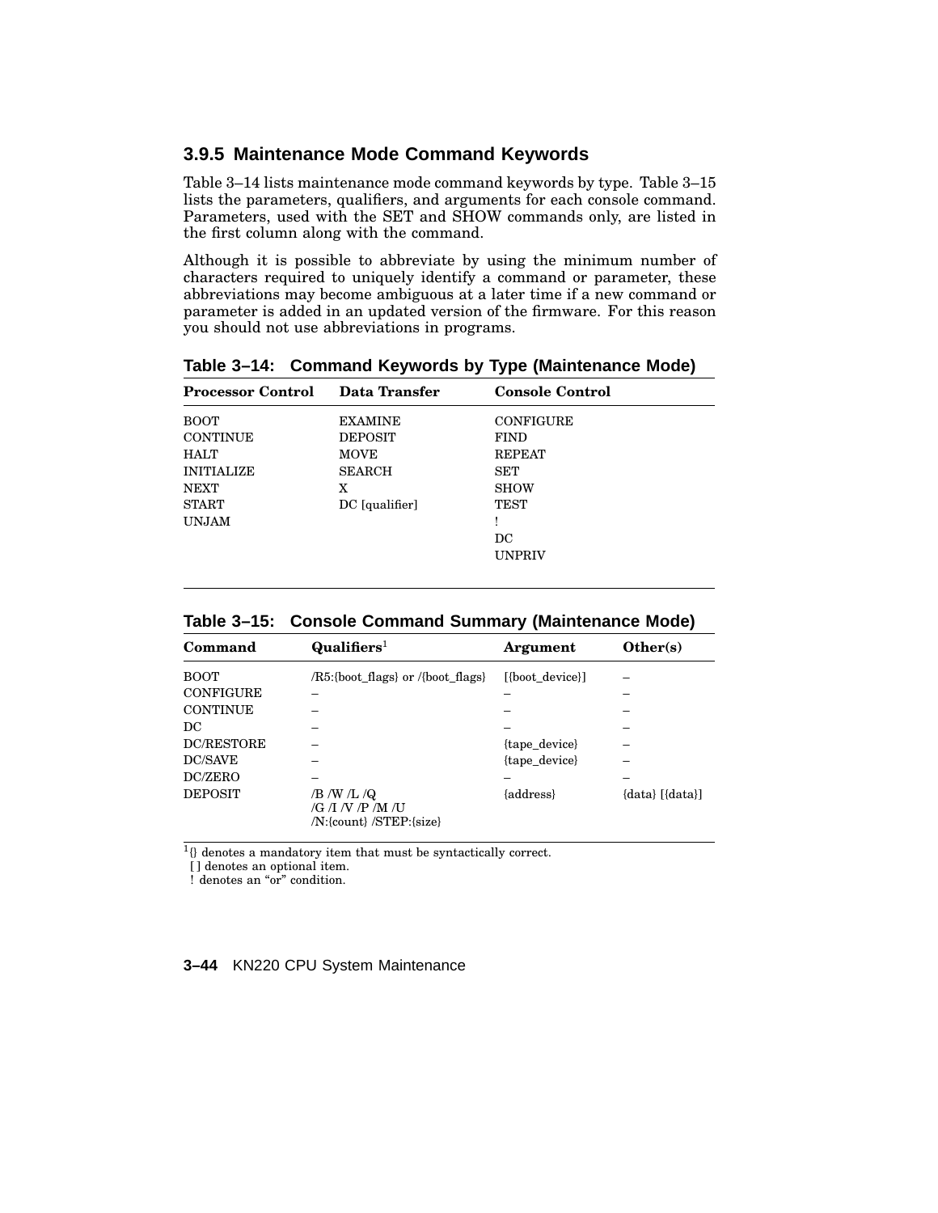### 3.9.5 Maintenance Mode Command Keywords

Table 3–14 lists maintenance mode command keywords by type. Table 3–15 lists the parameters, qualifiers, and arguments for each console command. Parameters, used with the SET and SHOW commands only, are listed in the first column along with the command.

Although it is possible to abbreviate by using the minimum number of characters required to uniquely identify a command or parameter, these abbreviations may become ambiguous at a later time if a new command or parameter is added in an updated version of the firmware. For this reason you should not use abbreviations in programs.

**Table 3–14: Command Keywords by Type (Maintenance Mode)**

| Processor Control | Data Transfer | Console Control |
|---|---|---|
| BOOT | EXAMINE | CONFIGURE |
| CONTINUE | DEPOSIT | FIND |
| HALT | MOVE | REPEAT |
| INITIALIZE | SEARCH | SET |
| NEXT | X | SHOW |
| START | DC [qualifier] | TEST |
| UNJAM | | ! |
| | | DC |
| | | UNPRIV |

**Table 3–15: Console Command Summary (Maintenance Mode)**

| Command | Qualifiers[1] | Argument | Other(s) |
|---|---|---|---|
| BOOT | /R5:{boot_flags} or /{boot_flags} | [{boot_device}] | – |
| CONFIGURE | – | – | – |
| CONTINUE | – | – | – |
| DC | – | – | – |
| DC/RESTORE | – | {tape_device} | – |
| DC/SAVE | – | {tape_device} | – |
| DC/ZERO | – | – | – |
| DEPOSIT | /B /W /L /Q<br>/G /I /V /P /M /U<br>/N:{count} /STEP:{size} | {address} | {data} [{data}] |

[1] {} denotes a mandatory item that must be syntactically correct.
[ ] denotes an optional item.
! denotes an "or" condition.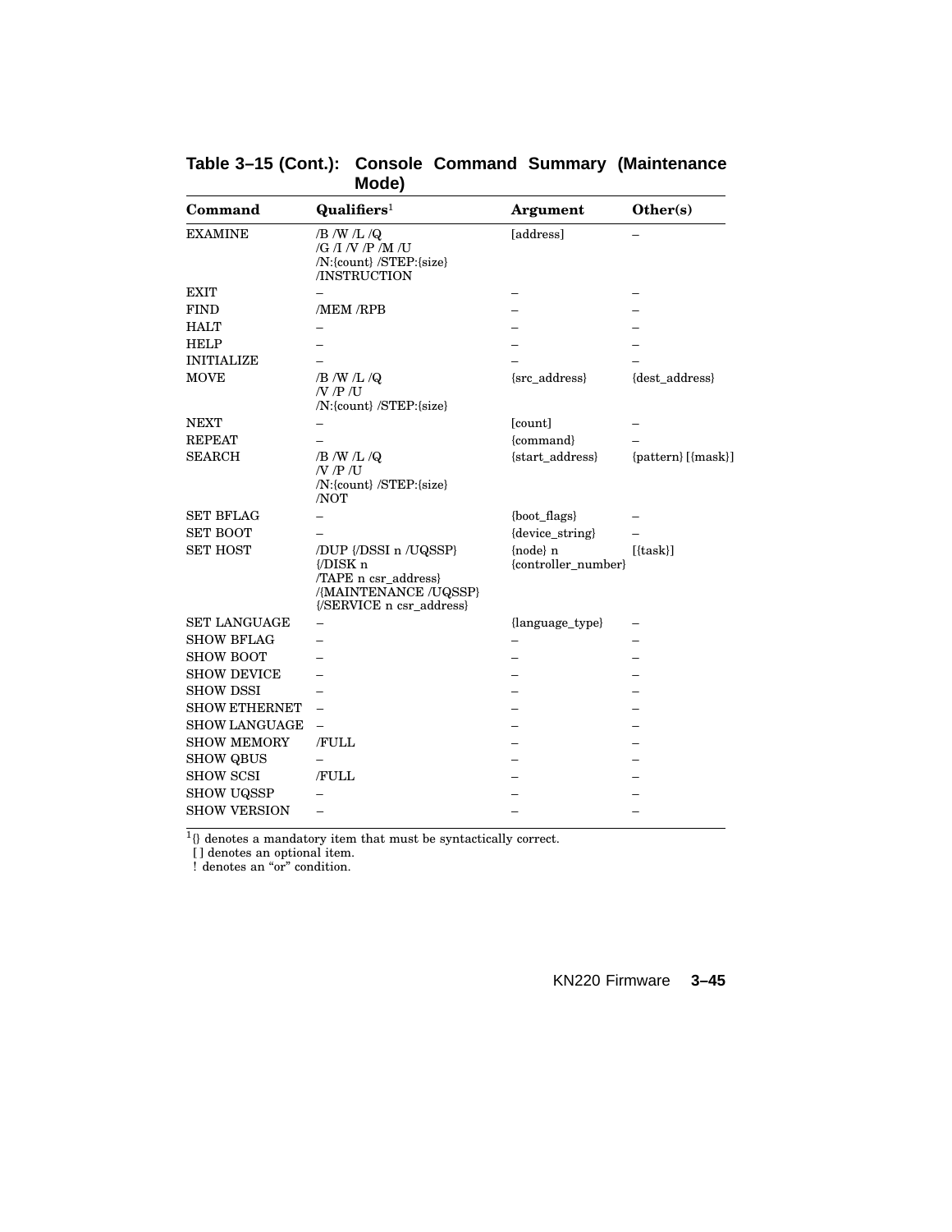**Table 3–15 (Cont.): Console Command Summary (Maintenance Mode)**

| Command | Qualifiers[1] | Argument | Other(s) |
|---|---|---|---|
| EXAMINE | /B /W /L /Q /G /I /V /P /M /U /N:{count} /STEP:{size} /INSTRUCTION | [address] | – |
| EXIT | – | – | – |
| FIND | /MEM /RPB | – | – |
| HALT | – | – | – |
| HELP | – | – | – |
| INITIALIZE | – | – | – |
| MOVE | /B /W /L /Q /V /P /U /N:{count} /STEP:{size} | {src_address} | {dest_address} |
| NEXT | – | [count] | – |
| REPEAT | – | {command} | – |
| SEARCH | /B /W /L /Q /V /P /U /N:{count} /STEP:{size} /NOT | {start_address} | {pattern} [{mask}] |
| SET BFLAG | – | {boot_flags} | – |
| SET BOOT | – | {device_string} | – |
| SET HOST | /DUP {/DSSI n /UQSSP} {/DISK n /TAPE n csr_address} /{MAINTENANCE /UQSSP} {/SERVICE n csr_address} | {node} n {controller_number} | [{task}] |
| SET LANGUAGE | – | {language_type} | – |
| SHOW BFLAG | – | – | – |
| SHOW BOOT | – | – | – |
| SHOW DEVICE | – | – | – |
| SHOW DSSI | – | – | – |
| SHOW ETHERNET | – | – | – |
| SHOW LANGUAGE | – | – | – |
| SHOW MEMORY | /FULL | – | – |
| SHOW QBUS | – | – | – |
| SHOW SCSI | /FULL | – | – |
| SHOW UQSSP | – | – | – |
| SHOW VERSION | – | – | – |

[1] {} denotes a mandatory item that must be syntactically correct.
[ ] denotes an optional item.
! denotes an "or" condition.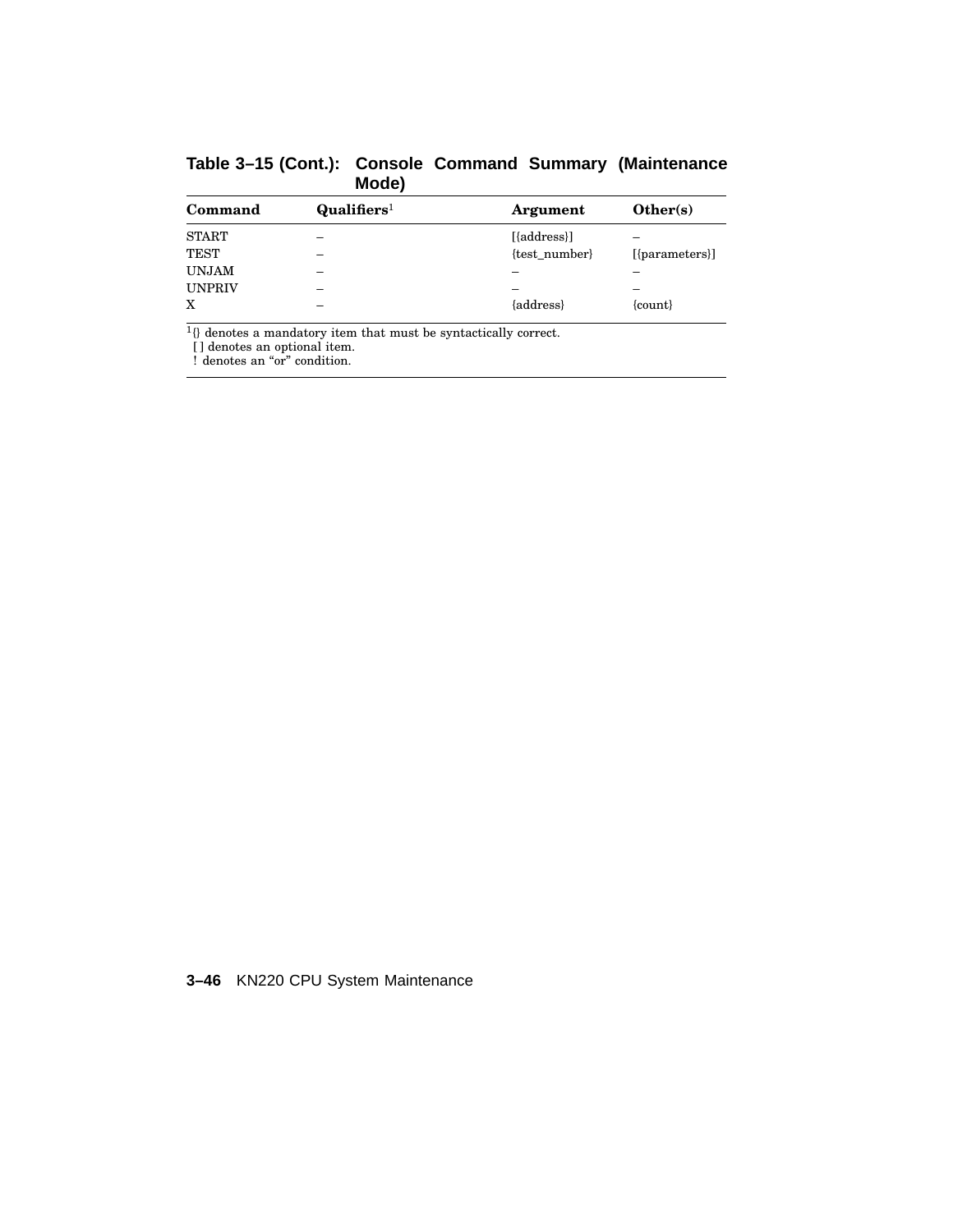**Table 3–15 (Cont.): Console Command Summary (Maintenance Mode)**

| Command | Qualifiers[1] | Argument | Other(s) |
|---|---|---|---|
| START | – | [{address}] | – |
| TEST | – | {test_number} | [{parameters}] |
| UNJAM | – | – | – |
| UNPRIV | – | – | – |
| X | – | {address} | {count} |

[1]{} denotes a mandatory item that must be syntactically correct.
[ ] denotes an optional item.
! denotes an "or" condition.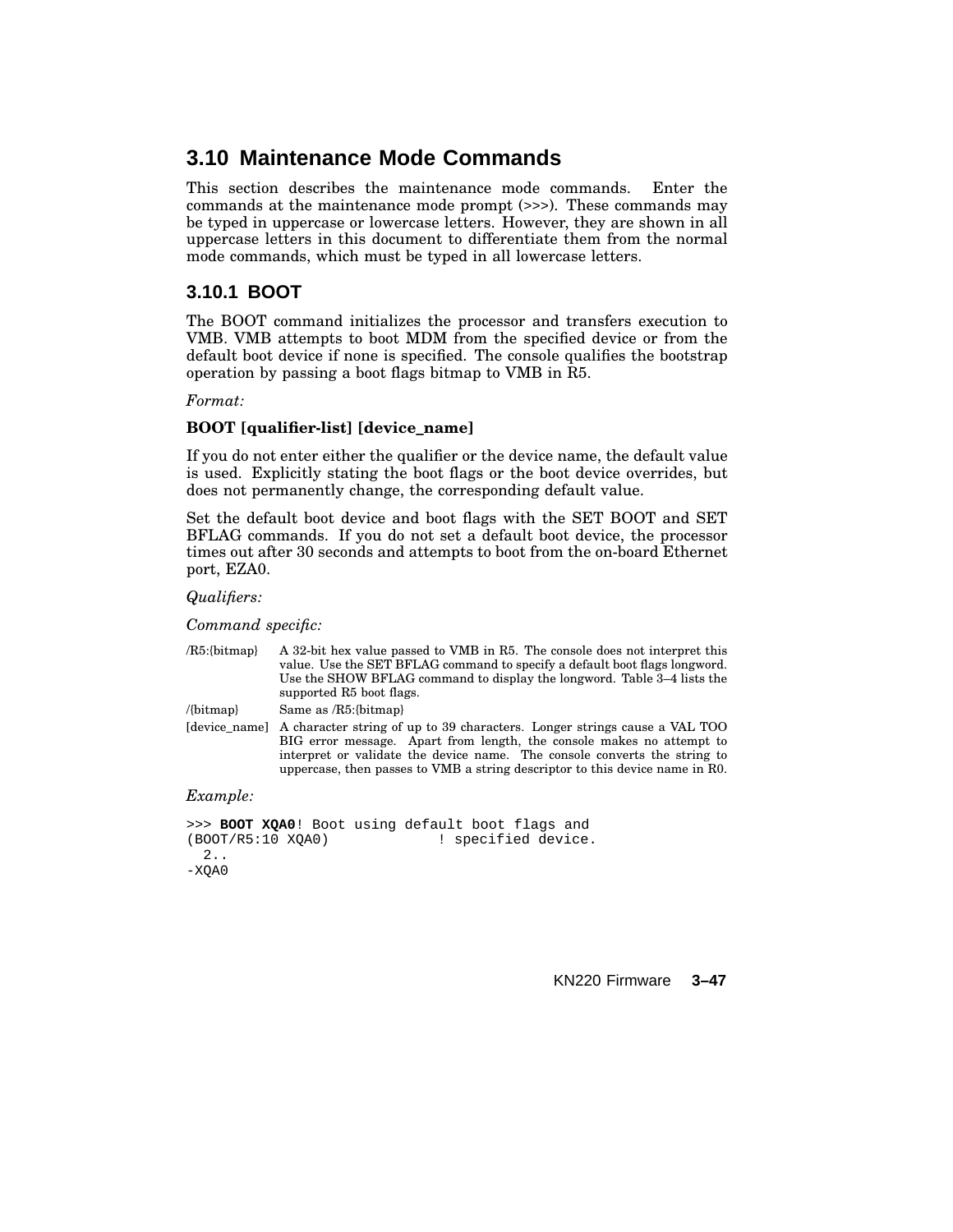## 3.10 Maintenance Mode Commands

This section describes the maintenance mode commands. Enter the commands at the maintenance mode prompt (>>>). These commands may be typed in uppercase or lowercase letters. However, they are shown in all uppercase letters in this document to differentiate them from the normal mode commands, which must be typed in all lowercase letters.

### 3.10.1 BOOT

The BOOT command initializes the processor and transfers execution to VMB. VMB attempts to boot MDM from the specified device or from the default boot device if none is specified. The console qualifies the bootstrap operation by passing a boot flags bitmap to VMB in R5.

*Format:*

**BOOT [qualifier-list] [device_name]**

If you do not enter either the qualifier or the device name, the default value is used. Explicitly stating the boot flags or the boot device overrides, but does not permanently change, the corresponding default value.

Set the default boot device and boot flags with the SET BOOT and SET BFLAG commands. If you do not set a default boot device, the processor times out after 30 seconds and attempts to boot from the on-board Ethernet port, EZA0.

*Qualifiers:*

*Command specific:*

| | |
|---|---|
| /R5:{bitmap} | A 32-bit hex value passed to VMB in R5. The console does not interpret this value. Use the SET BFLAG command to specify a default boot flags longword. Use the SHOW BFLAG command to display the longword. Table 3–4 lists the supported R5 boot flags. |
| /{bitmap} | Same as /R5:{bitmap} |
| [device_name] | A character string of up to 39 characters. Longer strings cause a VAL TOO BIG error message. Apart from length, the console makes no attempt to interpret or validate the device name. The console converts the string to uppercase, then passes to VMB a string descriptor to this device name in R0. |

*Example:*

```
>>> BOOT XQA0! Boot using default boot flags and
(BOOT/R5:10 XQA0)             ! specified device.
  2..
-XQA0
```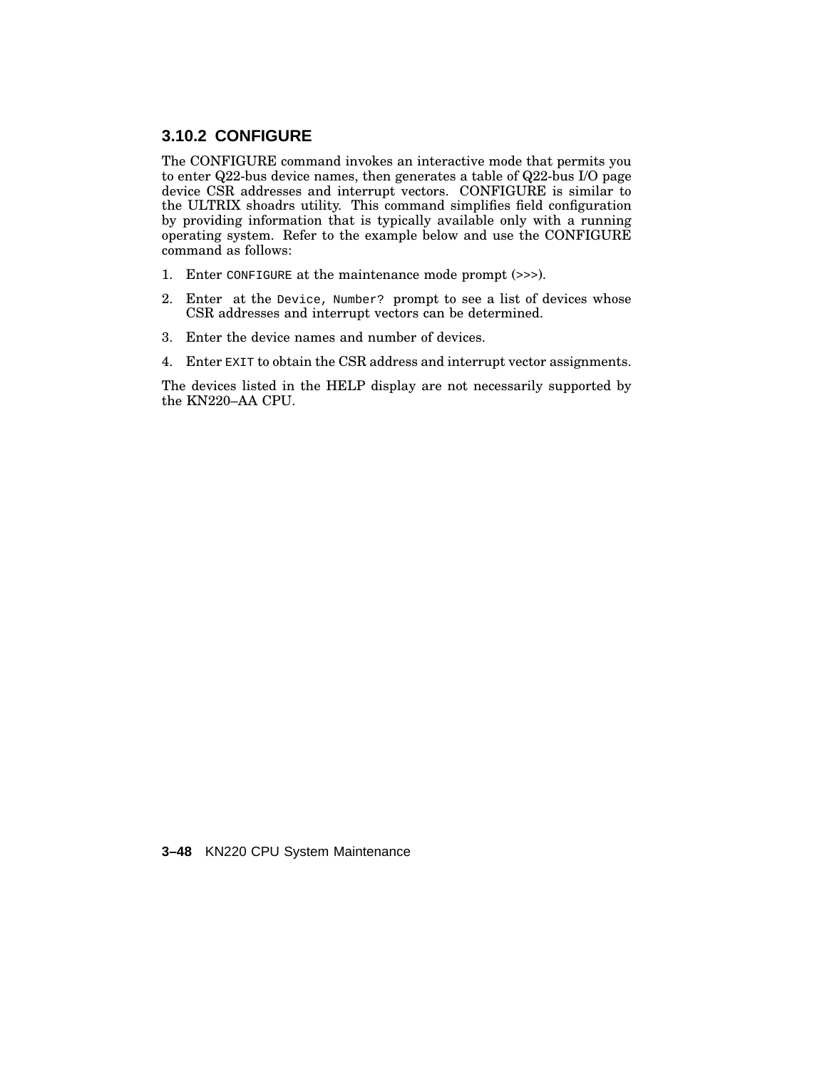### 3.10.2 CONFIGURE

The CONFIGURE command invokes an interactive mode that permits you to enter Q22-bus device names, then generates a table of Q22-bus I/O page device CSR addresses and interrupt vectors. CONFIGURE is similar to the ULTRIX shoadrs utility. This command simplifies field configuration by providing information that is typically available only with a running operating system. Refer to the example below and use the CONFIGURE command as follows:

1. Enter `CONFIGURE` at the maintenance mode prompt (>>>).
2. Enter  at the `Device, Number?` prompt to see a list of devices whose CSR addresses and interrupt vectors can be determined.
3. Enter the device names and number of devices.
4. Enter `EXIT` to obtain the CSR address and interrupt vector assignments.

The devices listed in the HELP display are not necessarily supported by the KN220–AA CPU.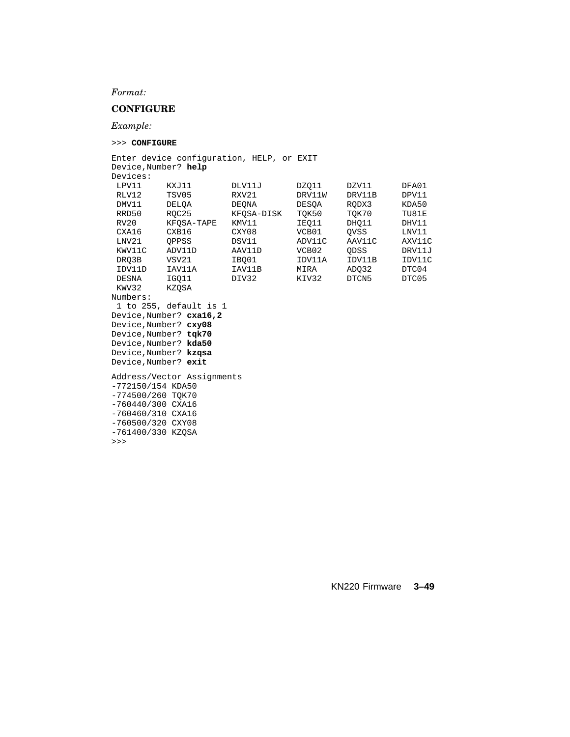*Format:*

**CONFIGURE**

*Example:*

```
>>> CONFIGURE

Enter device configuration, HELP, or EXIT
Device,Number? help
Devices:
 LPV11     KXJ11        DLV11J       DZQ11     DZV11      DFA01
 RLV12     TSV05        RXV21        DRV11W    DRV11B     DPV11
 DMV11     DELQA        DEQNA        DESQA     RQDX3      KDA50
 RRD50     RQC25        KFQSA-DISK   TQK50     TQK70      TU81E
 RV20      KFQSA-TAPE   KMV11        IEQ11     DHQ11      DHV11
 CXA16     CXB16        CXY08        VCB01     QVSS       LNV11
 LNV21     QPPSS        DSV11        ADV11C    AAV11C     AXV11C
 KWV11C    ADV11D       AAV11D       VCB02     QDSS       DRV11J
 DRQ3B     VSV21        IBQ01        IDV11A    IDV11B     IDV11C
 IDV11D    IAV11A       IAV11B       MIRA      ADQ32      DTC04
 DESNA     IGQ11        DIV32        KIV32     DTCN5      DTC05
 KWV32     KZQSA
Numbers:
 1 to 255, default is 1
Device,Number? cxa16,2
Device,Number? cxy08
Device,Number? tqk70
Device,Number? kda50
Device,Number? kzqsa
Device,Number? exit

Address/Vector Assignments
-772150/154 KDA50
-774500/260 TQK70
-760440/300 CXA16
-760460/310 CXA16
-760500/320 CXY08
-761400/330 KZQSA
>>>
```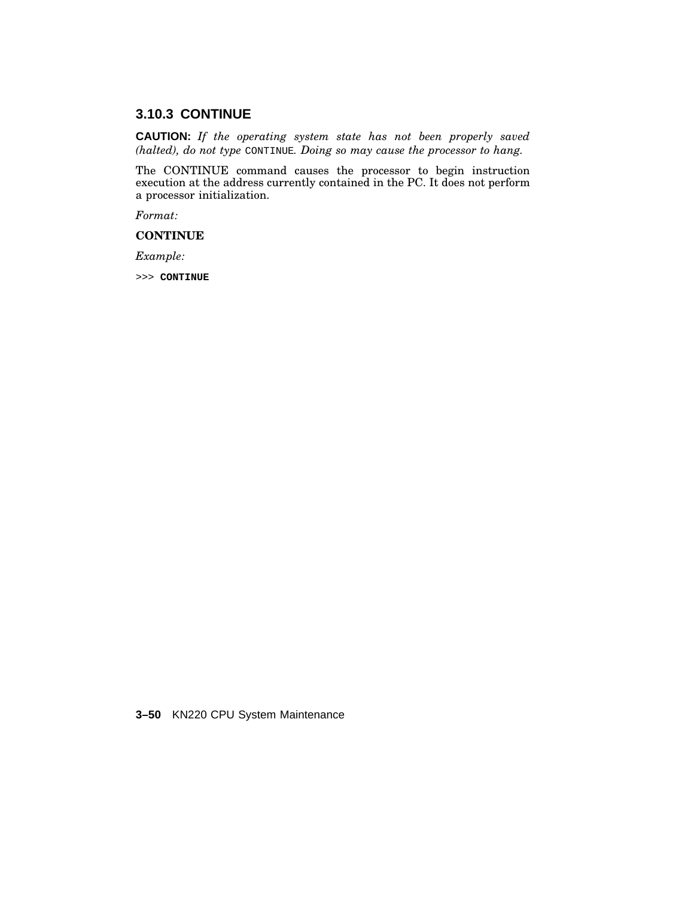### 3.10.3 CONTINUE

**CAUTION:** *If the operating system state has not been properly saved (halted), do not type* `CONTINUE`. *Doing so may cause the processor to hang.*

The CONTINUE command causes the processor to begin instruction execution at the address currently contained in the PC. It does not perform a processor initialization.

*Format:*

**CONTINUE**

*Example:*

```
>>> CONTINUE
```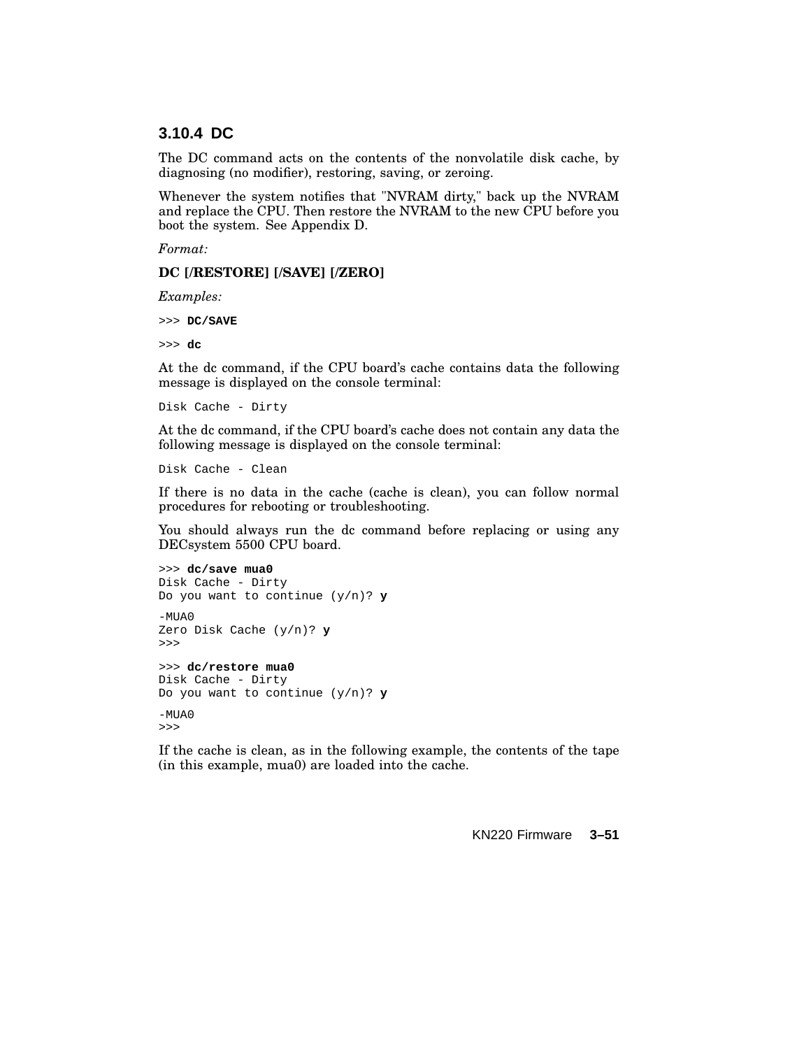### 3.10.4 DC

The DC command acts on the contents of the nonvolatile disk cache, by diagnosing (no modifier), restoring, saving, or zeroing.

Whenever the system notifies that "NVRAM dirty," back up the NVRAM and replace the CPU. Then restore the NVRAM to the new CPU before you boot the system. See Appendix D.

*Format:*

**DC [/RESTORE] [/SAVE] [/ZERO]**

*Examples:*

```
>>> DC/SAVE
```

```
>>> dc
```

At the dc command, if the CPU board's cache contains data the following message is displayed on the console terminal:

```
Disk Cache - Dirty
```

At the dc command, if the CPU board's cache does not contain any data the following message is displayed on the console terminal:

```
Disk Cache - Clean
```

If there is no data in the cache (cache is clean), you can follow normal procedures for rebooting or troubleshooting.

You should always run the dc command before replacing or using any DECsystem 5500 CPU board.

```
>>> dc/save mua0
Disk Cache - Dirty
Do you want to continue (y/n)? y

-MUA0
Zero Disk Cache (y/n)? y
>>>

>>> dc/restore mua0
Disk Cache - Dirty
Do you want to continue (y/n)? y

-MUA0
>>>
```

If the cache is clean, as in the following example, the contents of the tape (in this example, mua0) are loaded into the cache.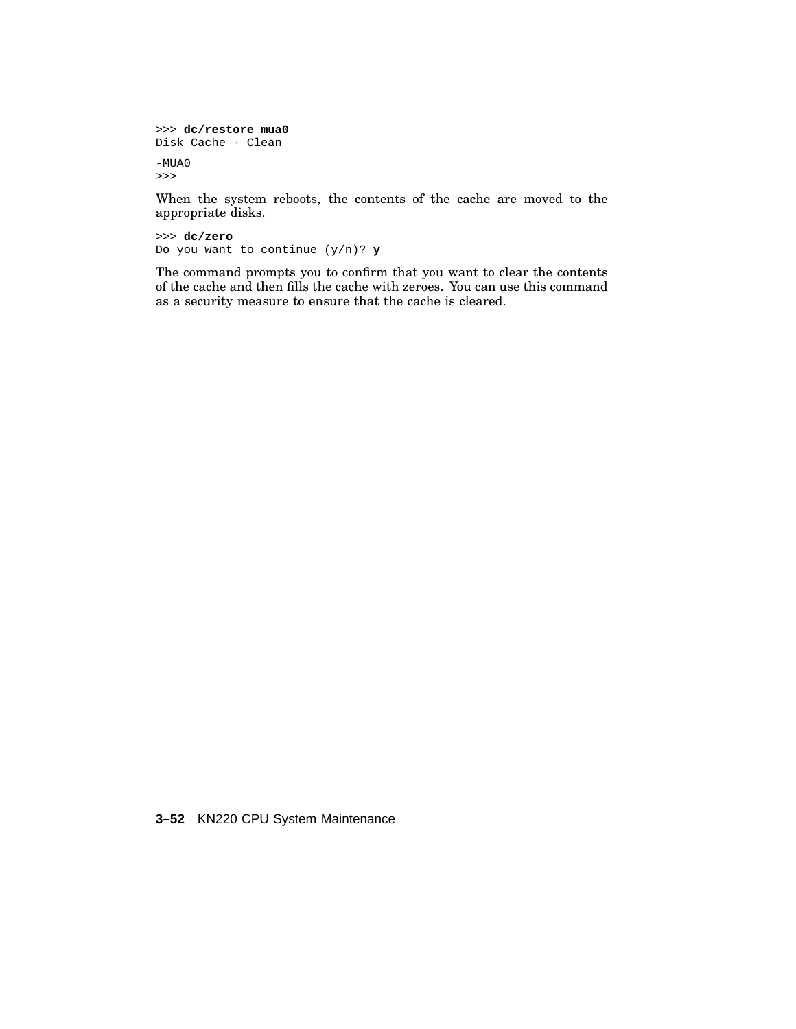```
>>> dc/restore mua0
Disk Cache - Clean

-MUA0
>>>
```

When the system reboots, the contents of the cache are moved to the appropriate disks.

```
>>> dc/zero
Do you want to continue (y/n)? y
```

The command prompts you to confirm that you want to clear the contents of the cache and then fills the cache with zeroes. You can use this command as a security measure to ensure that the cache is cleared.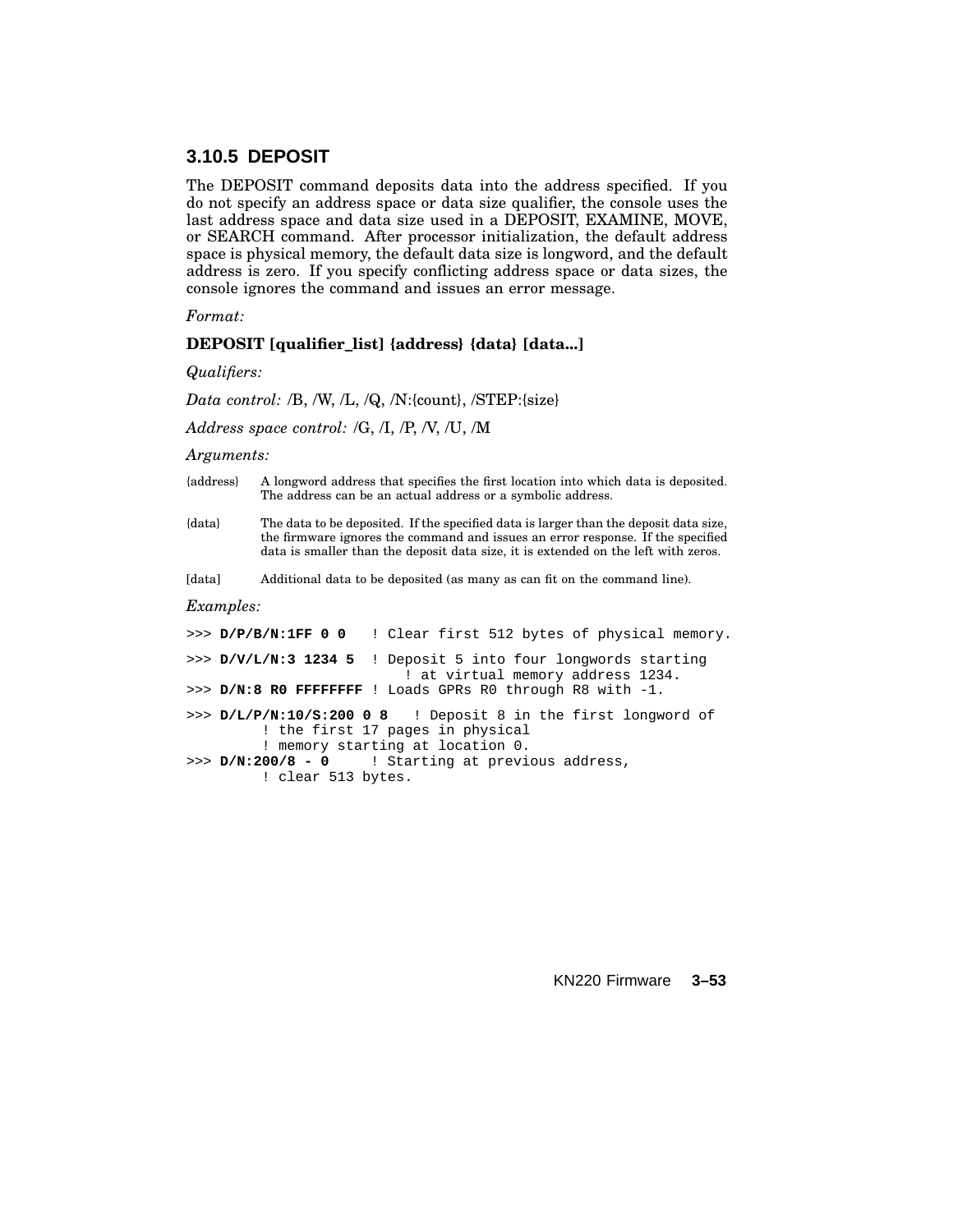### 3.10.5 DEPOSIT

The DEPOSIT command deposits data into the address specified. If you do not specify an address space or data size qualifier, the console uses the last address space and data size used in a DEPOSIT, EXAMINE, MOVE, or SEARCH command. After processor initialization, the default address space is physical memory, the default data size is longword, and the default address is zero. If you specify conflicting address space or data sizes, the console ignores the command and issues an error message.

*Format:*

**DEPOSIT [qualifier_list] {address} {data} [data...]**

*Qualifiers:*

*Data control:* /B, /W, /L, /Q, /N:{count}, /STEP:{size}

*Address space control:* /G, /I, /P, /V, /U, /M

*Arguments:*

| | |
|---|---|
| {address} | A longword address that specifies the first location into which data is deposited. The address can be an actual address or a symbolic address. |
| {data} | The data to be deposited. If the specified data is larger than the deposit data size, the firmware ignores the command and issues an error response. If the specified data is smaller than the deposit data size, it is extended on the left with zeros. |
| [data] | Additional data to be deposited (as many as can fit on the command line). |

*Examples:*

```
>>> D/P/B/N:1FF 0 0   ! Clear first 512 bytes of physical memory.

>>> D/V/L/N:3 1234 5  ! Deposit 5 into four longwords starting
                        ! at virtual memory address 1234.
>>> D/N:8 R0 FFFFFFFF ! Loads GPRs R0 through R8 with -1.

>>> D/L/P/N:10/S:200 0 8   ! Deposit 8 in the first longword of
        ! the first 17 pages in physical
        ! memory starting at location 0.
>>> D/N:200/8 - 0     ! Starting at previous address,
        ! clear 513 bytes.
```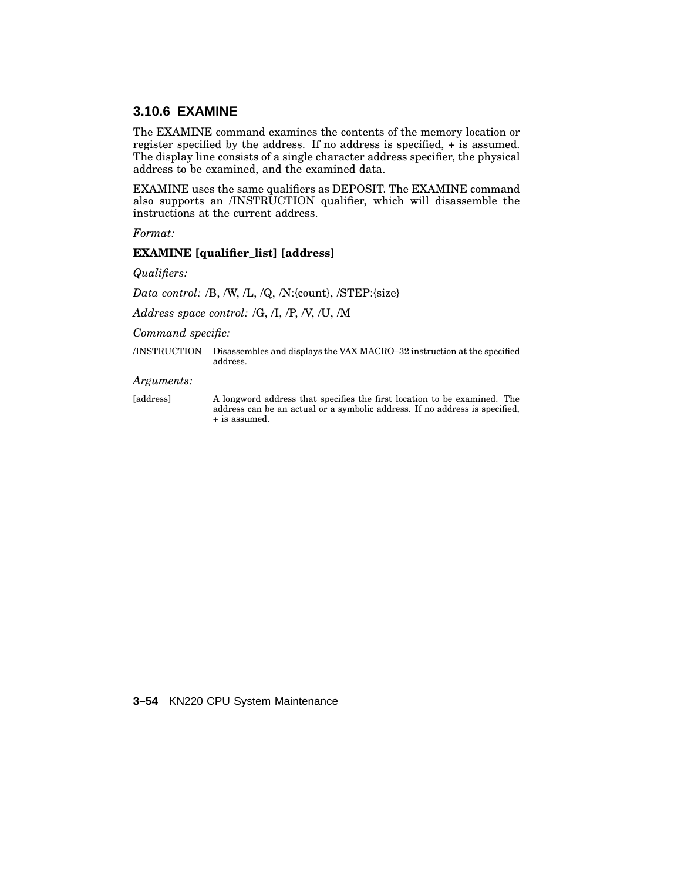### 3.10.6 EXAMINE

The EXAMINE command examines the contents of the memory location or register specified by the address. If no address is specified, + is assumed. The display line consists of a single character address specifier, the physical address to be examined, and the examined data.

EXAMINE uses the same qualifiers as DEPOSIT. The EXAMINE command also supports an /INSTRUCTION qualifier, which will disassemble the instructions at the current address.

*Format:*

**EXAMINE [qualifier_list] [address]**

*Qualifiers:*

*Data control:* /B, /W, /L, /Q, /N:{count}, /STEP:{size}

*Address space control:* /G, /I, /P, /V, /U, /M

*Command specific:*

| | |
|---|---|
| /INSTRUCTION | Disassembles and displays the VAX MACRO–32 instruction at the specified address. |

*Arguments:*

| | |
|---|---|
| [address] | A longword address that specifies the first location to be examined. The address can be an actual or a symbolic address. If no address is specified, + is assumed. |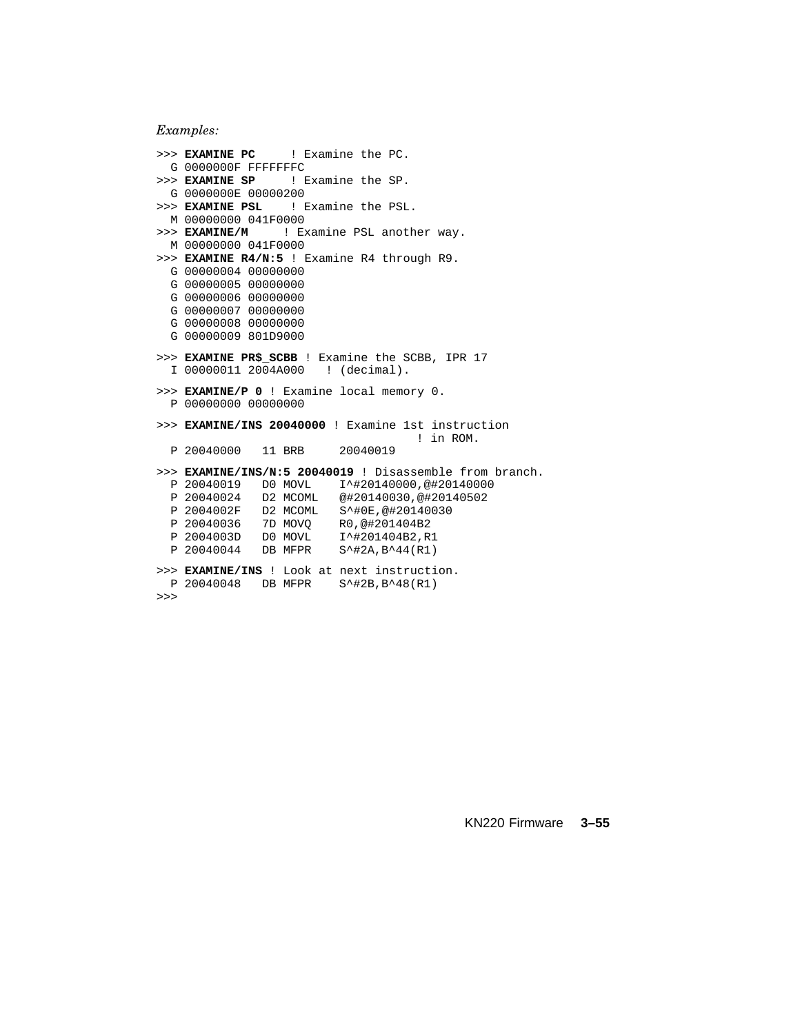*Examples:*

```
>>> EXAMINE PC     ! Examine the PC.
  G 0000000F FFFFFFFC
>>> EXAMINE SP     ! Examine the SP.
  G 0000000E 00000200
>>> EXAMINE PSL    ! Examine the PSL.
  M 00000000 041F0000
>>> EXAMINE/M      ! Examine PSL another way.
  M 00000000 041F0000
>>> EXAMINE R4/N:5 ! Examine R4 through R9.
  G 00000004 00000000
  G 00000005 00000000
  G 00000006 00000000
  G 00000007 00000000
  G 00000008 00000000
  G 00000009 801D9000

>>> EXAMINE PR$_SCBB ! Examine the SCBB, IPR 17
  I 00000011 2004A000   ! (decimal).

>>> EXAMINE/P 0 ! Examine local memory 0.
  P 00000000 00000000

>>> EXAMINE/INS 20040000 ! Examine 1st instruction
                                  ! in ROM.
  P 20040000   11 BRB     20040019

>>> EXAMINE/INS/N:5 20040019 ! Disassemble from branch.
  P 20040019   D0 MOVL    I^#20140000,@#20140000
  P 20040024   D2 MCOML   @#20140030,@#20140502
  P 2004002F   D2 MCOML   S^#0E,@#20140030
  P 20040036   7D MOVQ    R0,@#201404B2
  P 2004003D   D0 MOVL    I^#201404B2,R1
  P 20040044   DB MFPR    S^#2A,B^44(R1)

>>> EXAMINE/INS ! Look at next instruction.
  P 20040048   DB MFPR    S^#2B,B^48(R1)
>>>
```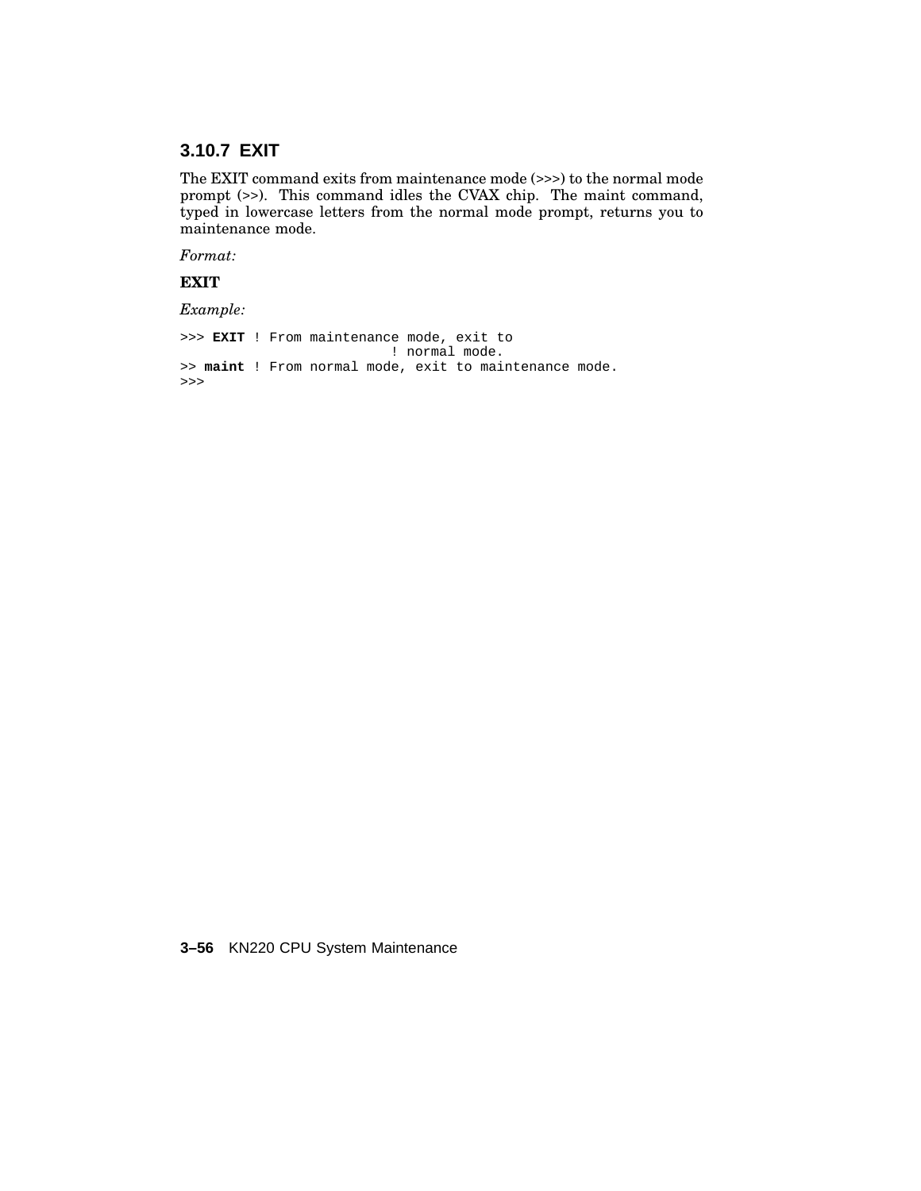### 3.10.7 EXIT

The EXIT command exits from maintenance mode (>>>) to the normal mode prompt (>>). This command idles the CVAX chip. The maint command, typed in lowercase letters from the normal mode prompt, returns you to maintenance mode.

*Format:*

**EXIT**

*Example:*

```
>>> EXIT ! From maintenance mode, exit to
                          ! normal mode.
>> maint ! From normal mode, exit to maintenance mode.
>>>
```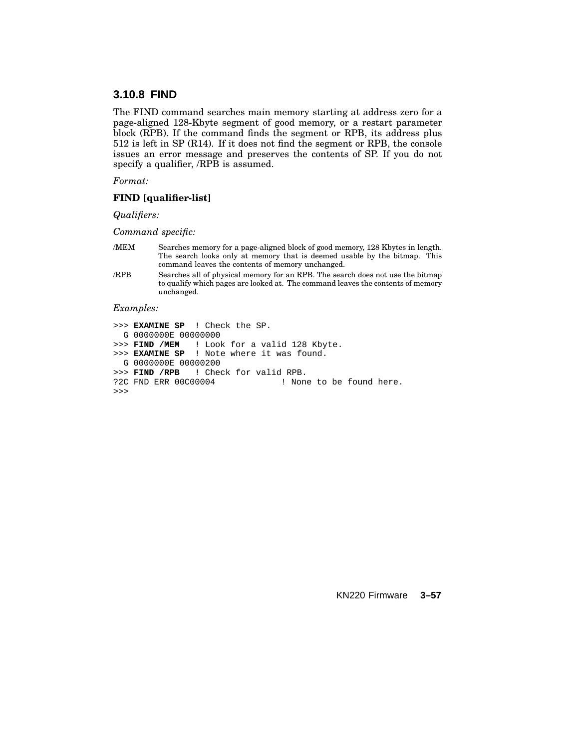### 3.10.8 FIND

The FIND command searches main memory starting at address zero for a page-aligned 128-Kbyte segment of good memory, or a restart parameter block (RPB). If the command finds the segment or RPB, its address plus 512 is left in SP (R14). If it does not find the segment or RPB, the console issues an error message and preserves the contents of SP. If you do not specify a qualifier, /RPB is assumed.

*Format:*

**FIND [qualifier-list]**

*Qualifiers:*

*Command specific:*

/MEM — Searches memory for a page-aligned block of good memory, 128 Kbytes in length. The search looks only at memory that is deemed usable by the bitmap. This command leaves the contents of memory unchanged.

/RPB — Searches all of physical memory for an RPB. The search does not use the bitmap to qualify which pages are looked at. The command leaves the contents of memory unchanged.

*Examples:*

```
>>> EXAMINE SP  ! Check the SP.
  G 0000000E 00000000
>>> FIND /MEM   ! Look for a valid 128 Kbyte.
>>> EXAMINE SP  ! Note where it was found.
  G 0000000E 00000200
>>> FIND /RPB   ! Check for valid RPB.
?2C FND ERR 00C00004            ! None to be found here.
>>>
```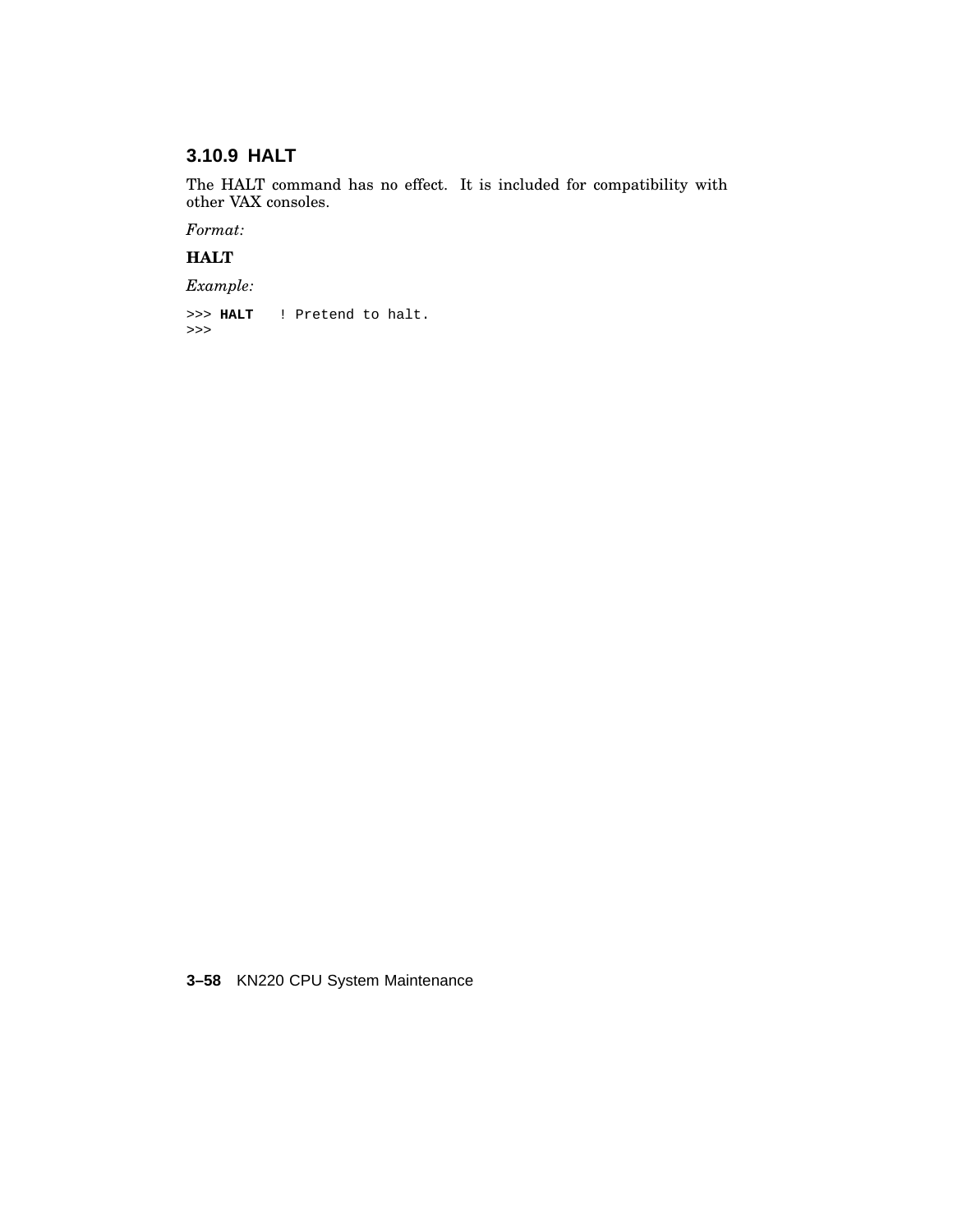### 3.10.9 HALT

The HALT command has no effect. It is included for compatibility with other VAX consoles.

*Format:*

**HALT**

*Example:*

```
>>> HALT    ! Pretend to halt.
>>>
```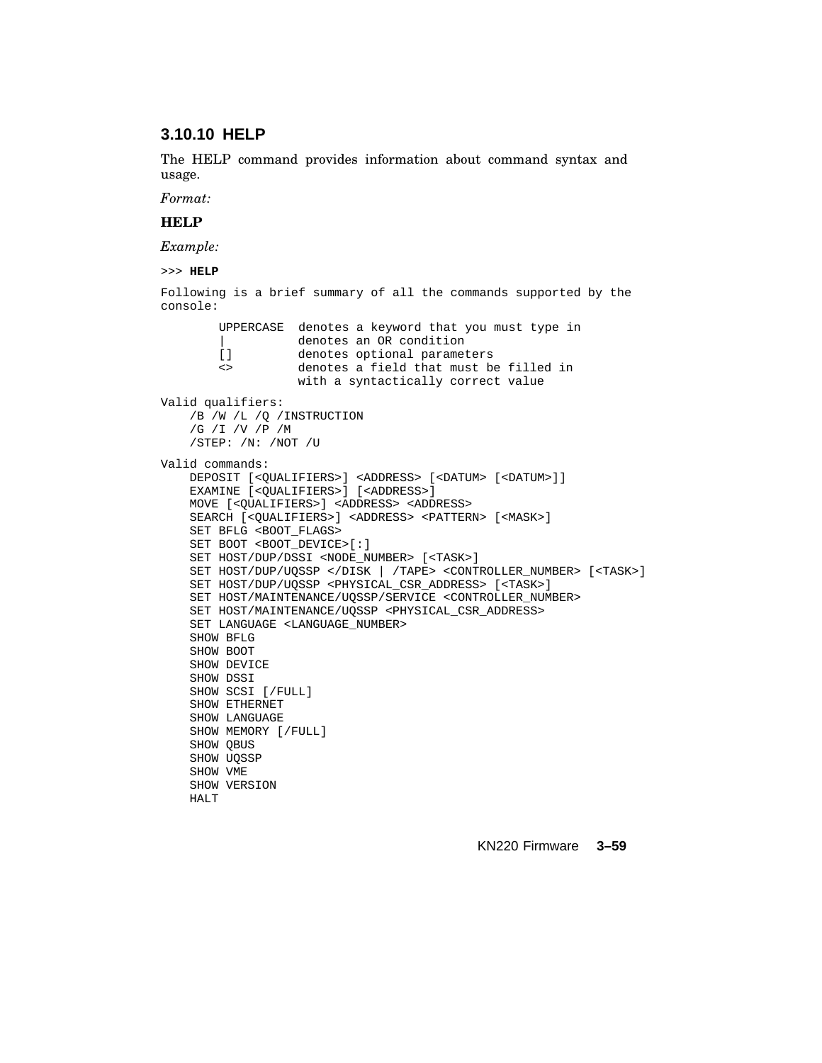### 3.10.10 HELP

The HELP command provides information about command syntax and usage.

*Format:*

**HELP**

*Example:*

```
>>> HELP

Following is a brief summary of all the commands supported by the
console:

        UPPERCASE  denotes a keyword that you must type in
        |          denotes an OR condition
        []         denotes optional parameters
        <>         denotes a field that must be filled in
                   with a syntactically correct value

Valid qualifiers:
    /B /W /L /Q /INSTRUCTION
    /G /I /V /P /M
    /STEP: /N: /NOT /U

Valid commands:
    DEPOSIT [<QUALIFIERS>] <ADDRESS> [<DATUM> [<DATUM>]]
    EXAMINE [<QUALIFIERS>] [<ADDRESS>]
    MOVE [<QUALIFIERS>] <ADDRESS> <ADDRESS>
    SEARCH [<QUALIFIERS>] <ADDRESS> <PATTERN> [<MASK>]
    SET BFLG <BOOT_FLAGS>
    SET BOOT <BOOT_DEVICE>[:]
    SET HOST/DUP/DSSI <NODE_NUMBER> [<TASK>]
    SET HOST/DUP/UQSSP </DISK | /TAPE> <CONTROLLER_NUMBER> [<TASK>]
    SET HOST/DUP/UQSSP <PHYSICAL_CSR_ADDRESS> [<TASK>]
    SET HOST/MAINTENANCE/UQSSP/SERVICE <CONTROLLER_NUMBER>
    SET HOST/MAINTENANCE/UQSSP <PHYSICAL_CSR_ADDRESS>
    SET LANGUAGE <LANGUAGE_NUMBER>
    SHOW BFLG
    SHOW BOOT
    SHOW DEVICE
    SHOW DSSI
    SHOW SCSI [/FULL]
    SHOW ETHERNET
    SHOW LANGUAGE
    SHOW MEMORY [/FULL]
    SHOW QBUS
    SHOW UQSSP
    SHOW VME
    SHOW VERSION
    HALT
```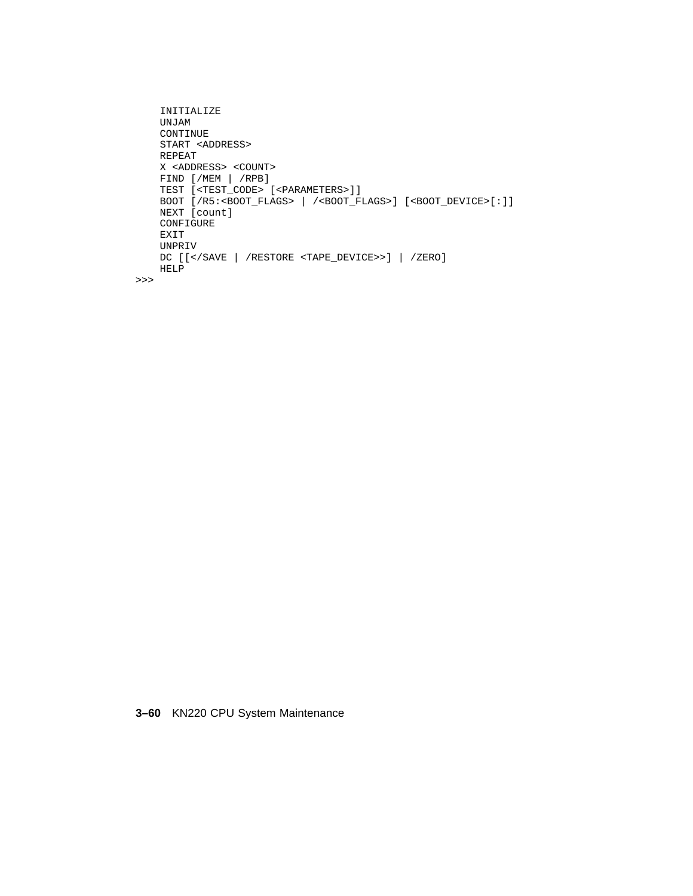```
    INITIALIZE
    UNJAM
    CONTINUE
    START <ADDRESS>
    REPEAT
    X <ADDRESS> <COUNT>
    FIND [/MEM | /RPB]
    TEST [<TEST_CODE> [<PARAMETERS>]]
    BOOT [/R5:<BOOT_FLAGS> | /<BOOT_FLAGS>] [<BOOT_DEVICE>[:]]
    NEXT [count]
    CONFIGURE
    EXIT
    UNPRIV
    DC [[</SAVE | /RESTORE <TAPE_DEVICE>>] | /ZERO]
    HELP
>>>
```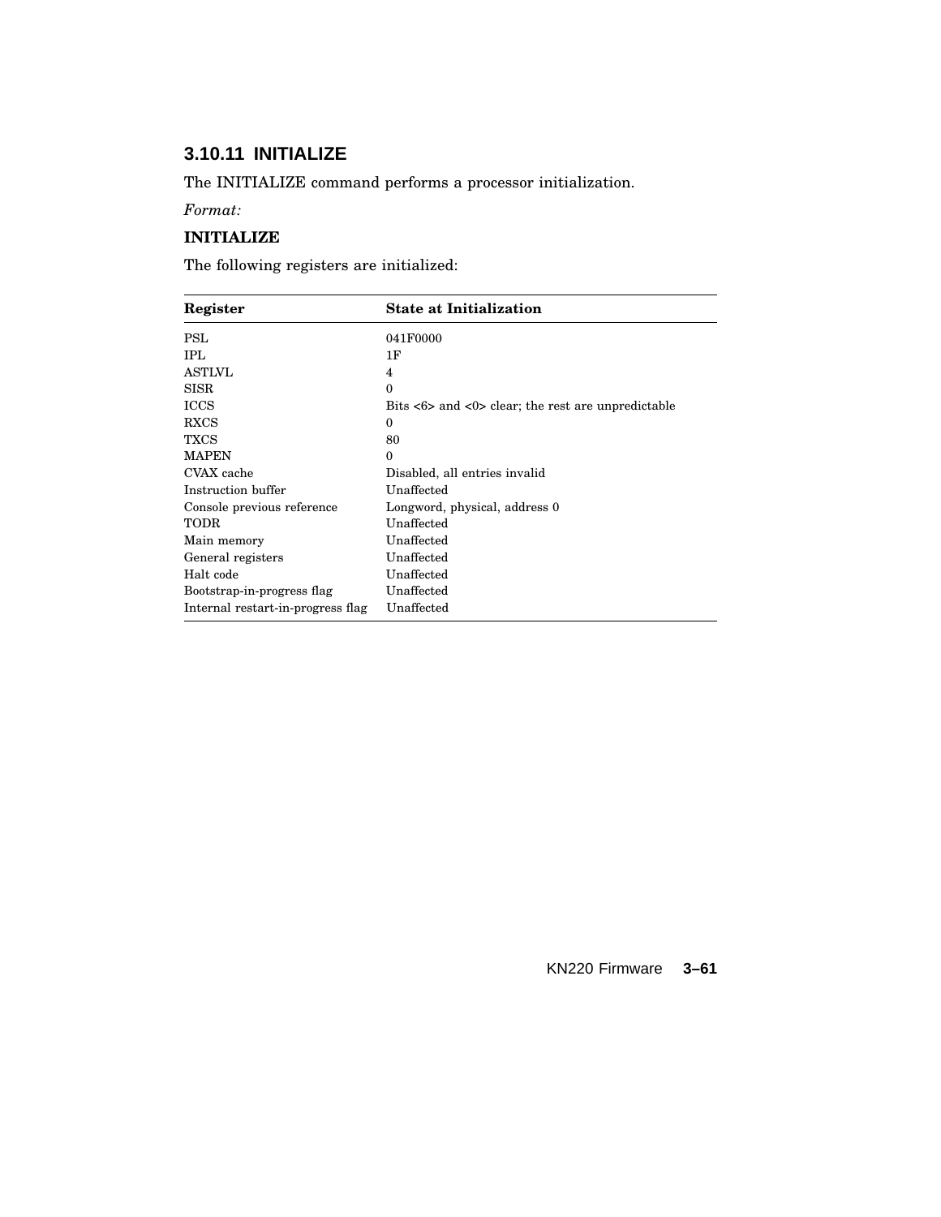### 3.10.11 INITIALIZE

The INITIALIZE command performs a processor initialization.

*Format:*

**INITIALIZE**

The following registers are initialized:

| Register | State at Initialization |
|---|---|
| PSL | 041F0000 |
| IPL | 1F |
| ASTLVL | 4 |
| SISR | 0 |
| ICCS | Bits <6> and <0> clear; the rest are unpredictable |
| RXCS | 0 |
| TXCS | 80 |
| MAPEN | 0 |
| CVAX cache | Disabled, all entries invalid |
| Instruction buffer | Unaffected |
| Console previous reference | Longword, physical, address 0 |
| TODR | Unaffected |
| Main memory | Unaffected |
| General registers | Unaffected |
| Halt code | Unaffected |
| Bootstrap-in-progress flag | Unaffected |
| Internal restart-in-progress flag | Unaffected |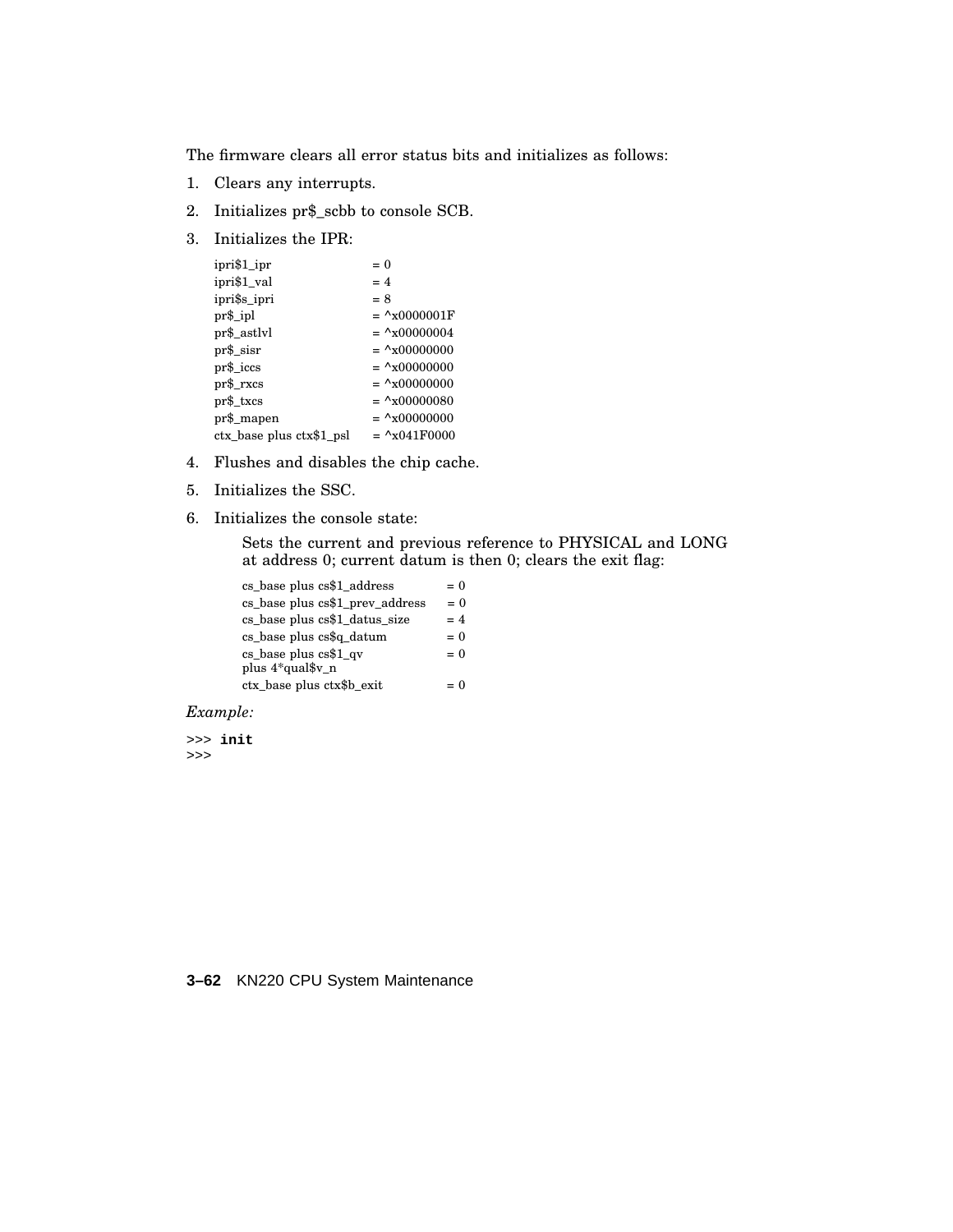The firmware clears all error status bits and initializes as follows:

1. Clears any interrupts.
2. Initializes pr$_scbb to console SCB.
3. Initializes the IPR:

   | | |
   |---|---|
   | ipri$1_ipr | = 0 |
   | ipri$1_val | = 4 |
   | ipri$s_ipri | = 8 |
   | pr$_ipl | = ^x0000001F |
   | pr$_astlvl | = ^x00000004 |
   | pr$_sisr | = ^x00000000 |
   | pr$_iccs | = ^x00000000 |
   | pr$_rxcs | = ^x00000000 |
   | pr$_txcs | = ^x00000080 |
   | pr$_mapen | = ^x00000000 |
   | ctx_base plus ctx$1_psl | = ^x041F0000 |

4. Flushes and disables the chip cache.
5. Initializes the SSC.
6. Initializes the console state:

   Sets the current and previous reference to PHYSICAL and LONG at address 0; current datum is then 0; clears the exit flag:

   | | |
   |---|---|
   | cs_base plus cs$1_address | = 0 |
   | cs_base plus cs$1_prev_address | = 0 |
   | cs_base plus cs$1_datus_size | = 4 |
   | cs_base plus cs$q_datum | = 0 |
   | cs_base plus cs$1_qv plus 4*qual$v_n | = 0 |
   | ctx_base plus ctx$b_exit | = 0 |

*Example:*

```
>>> init
>>>
```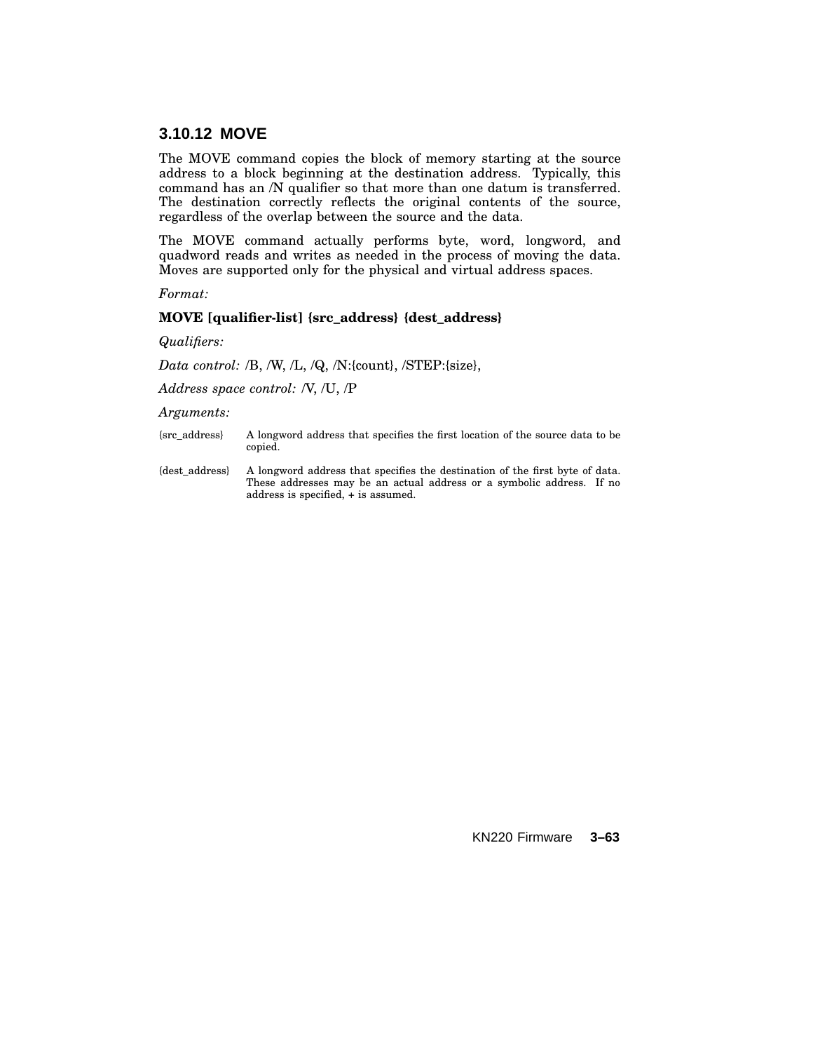### 3.10.12 MOVE

The MOVE command copies the block of memory starting at the source address to a block beginning at the destination address. Typically, this command has an /N qualifier so that more than one datum is transferred. The destination correctly reflects the original contents of the source, regardless of the overlap between the source and the data.

The MOVE command actually performs byte, word, longword, and quadword reads and writes as needed in the process of moving the data. Moves are supported only for the physical and virtual address spaces.

*Format:*

**MOVE [qualifier-list] {src_address} {dest_address}**

*Qualifiers:*

*Data control:* /B, /W, /L, /Q, /N:{count}, /STEP:{size},

*Address space control:* /V, /U, /P

*Arguments:*

| | |
|---|---|
| {src_address} | A longword address that specifies the first location of the source data to be copied. |
| {dest_address} | A longword address that specifies the destination of the first byte of data. These addresses may be an actual address or a symbolic address. If no address is specified, + is assumed. |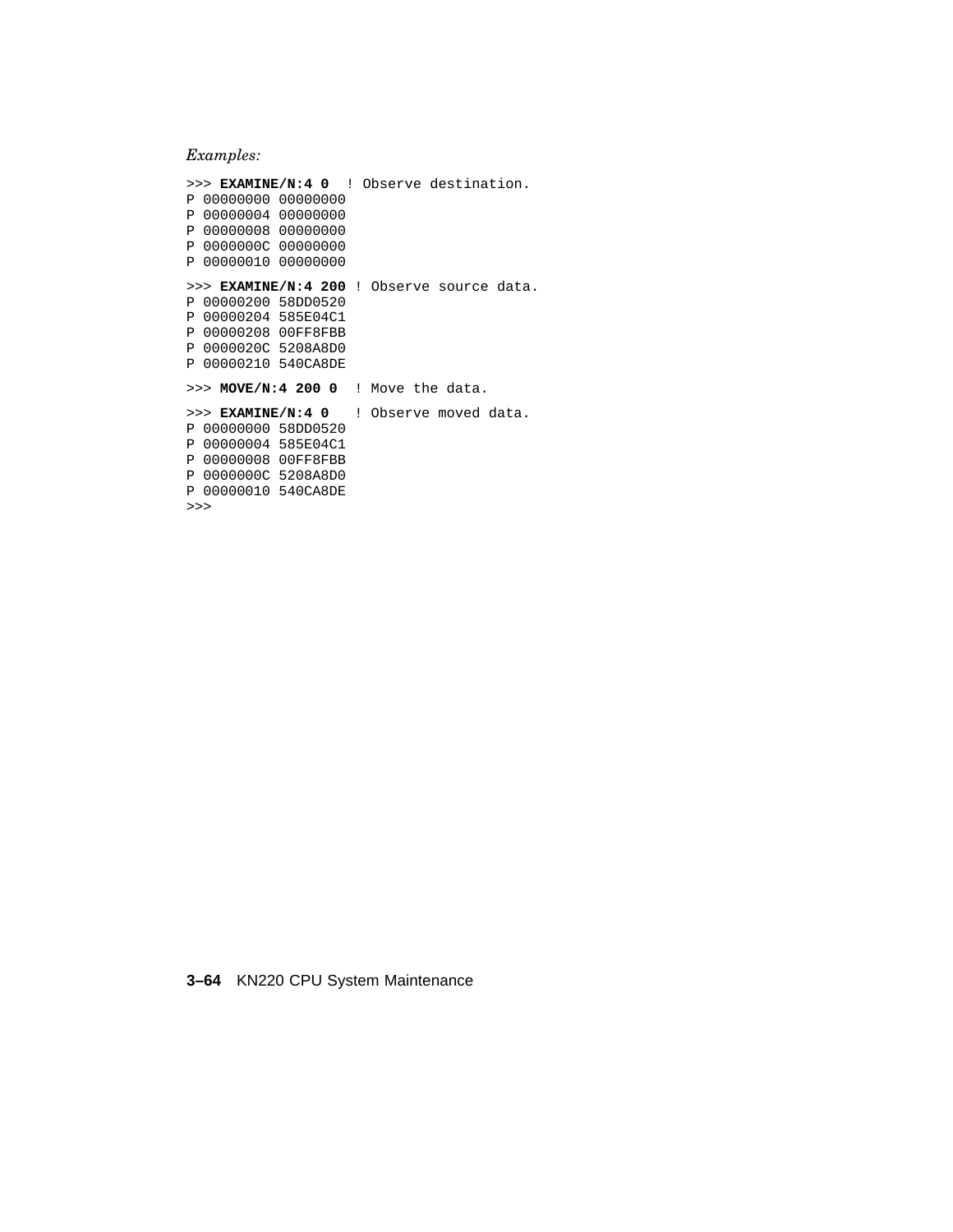*Examples:*

```
>>> EXAMINE/N:4 0  ! Observe destination.
P 00000000 00000000
P 00000004 00000000
P 00000008 00000000
P 0000000C 00000000
P 00000010 00000000

>>> EXAMINE/N:4 200 ! Observe source data.
P 00000200 58DD0520
P 00000204 585E04C1
P 00000208 00FF8FBB
P 0000020C 5208A8D0
P 00000210 540CA8DE

>>> MOVE/N:4 200 0  ! Move the data.

>>> EXAMINE/N:4 0   ! Observe moved data.
P 00000000 58DD0520
P 00000004 585E04C1
P 00000008 00FF8FBB
P 0000000C 5208A8D0
P 00000010 540CA8DE
>>>
```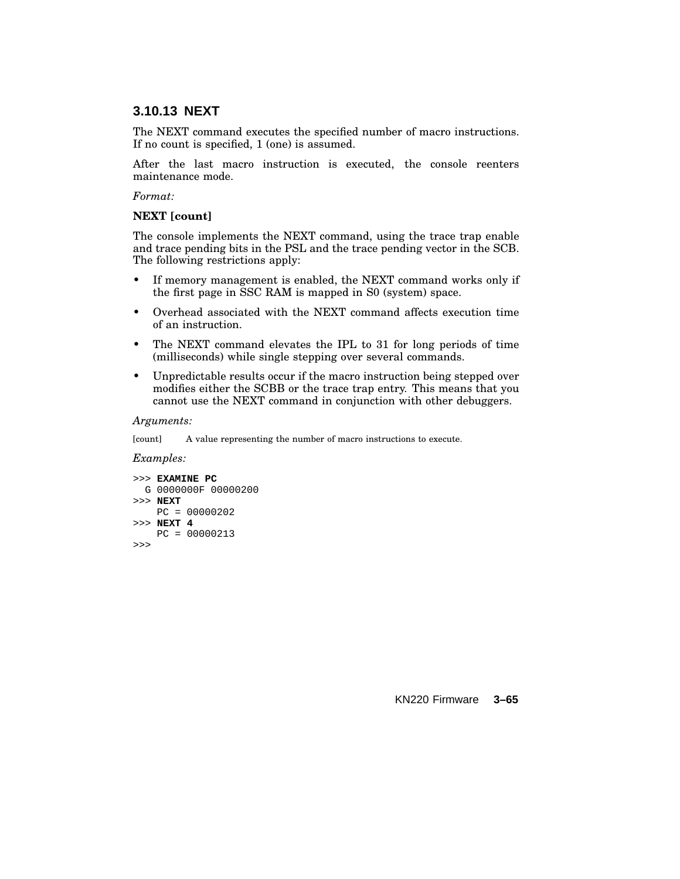### 3.10.13 NEXT

The NEXT command executes the specified number of macro instructions. If no count is specified, 1 (one) is assumed.

After the last macro instruction is executed, the console reenters maintenance mode.

*Format:*

**NEXT [count]**

The console implements the NEXT command, using the trace trap enable and trace pending bits in the PSL and the trace pending vector in the SCB. The following restrictions apply:

- If memory management is enabled, the NEXT command works only if the first page in SSC RAM is mapped in S0 (system) space.
- Overhead associated with the NEXT command affects execution time of an instruction.
- The NEXT command elevates the IPL to 31 for long periods of time (milliseconds) while single stepping over several commands.
- Unpredictable results occur if the macro instruction being stepped over modifies either the SCBB or the trace trap entry. This means that you cannot use the NEXT command in conjunction with other debuggers.

*Arguments:*

| | |
|---|---|
| [count] | A value representing the number of macro instructions to execute. |

*Examples:*

```
>>> EXAMINE PC
  G 0000000F 00000200
>>> NEXT
    PC = 00000202
>>> NEXT 4
    PC = 00000213
>>>
```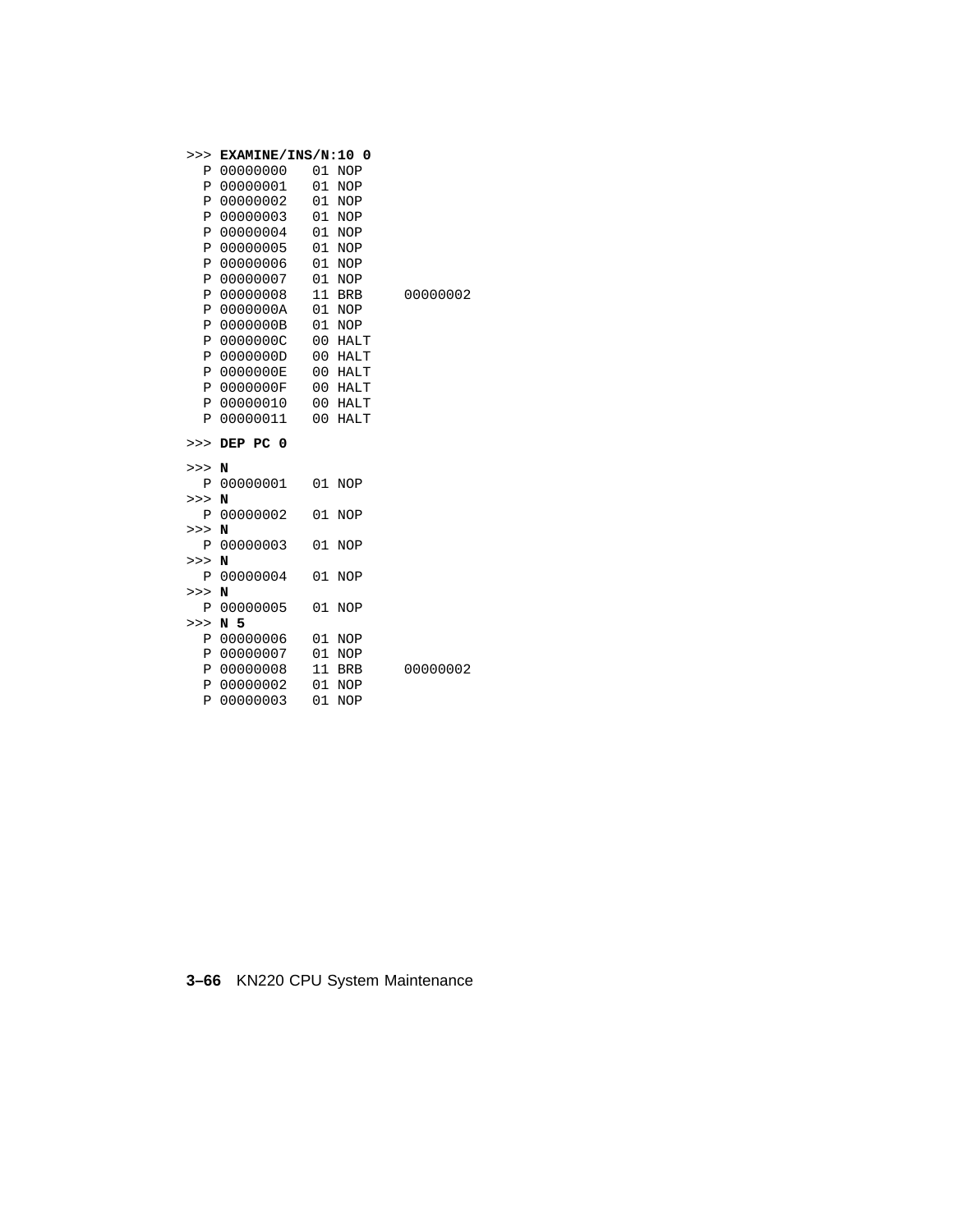```
>>> EXAMINE/INS/N:10 0
  P 00000000   01 NOP
  P 00000001   01 NOP
  P 00000002   01 NOP
  P 00000003   01 NOP
  P 00000004   01 NOP
  P 00000005   01 NOP
  P 00000006   01 NOP
  P 00000007   01 NOP
  P 00000008   11 BRB     00000002
  P 0000000A   01 NOP
  P 0000000B   01 NOP
  P 0000000C   00 HALT
  P 0000000D   00 HALT
  P 0000000E   00 HALT
  P 0000000F   00 HALT
  P 00000010   00 HALT
  P 00000011   00 HALT

>>> DEP PC 0

>>> N
  P 00000001   01 NOP
>>> N
  P 00000002   01 NOP
>>> N
  P 00000003   01 NOP
>>> N
  P 00000004   01 NOP
>>> N
  P 00000005   01 NOP
>>> N 5
  P 00000006   01 NOP
  P 00000007   01 NOP
  P 00000008   11 BRB     00000002
  P 00000002   01 NOP
  P 00000003   01 NOP
```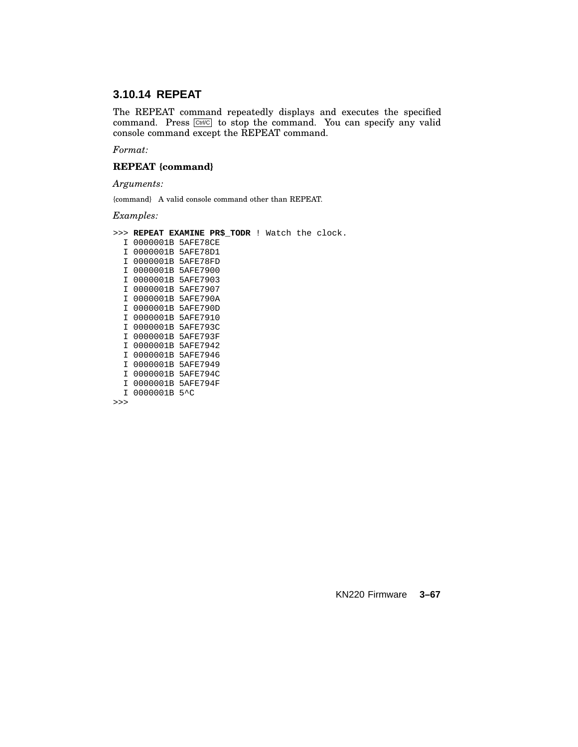### 3.10.14 REPEAT

The REPEAT command repeatedly displays and executes the specified command. Press Ctrl/C to stop the command. You can specify any valid console command except the REPEAT command.

*Format:*

**REPEAT {command}**

*Arguments:*

{command}   A valid console command other than REPEAT.

*Examples:*

```
>>> REPEAT EXAMINE PR$_TODR ! Watch the clock.
  I 0000001B 5AFE78CE
  I 0000001B 5AFE78D1
  I 0000001B 5AFE78FD
  I 0000001B 5AFE7900
  I 0000001B 5AFE7903
  I 0000001B 5AFE7907
  I 0000001B 5AFE790A
  I 0000001B 5AFE790D
  I 0000001B 5AFE7910
  I 0000001B 5AFE793C
  I 0000001B 5AFE793F
  I 0000001B 5AFE7942
  I 0000001B 5AFE7946
  I 0000001B 5AFE7949
  I 0000001B 5AFE794C
  I 0000001B 5AFE794F
  I 0000001B 5^C
>>>
```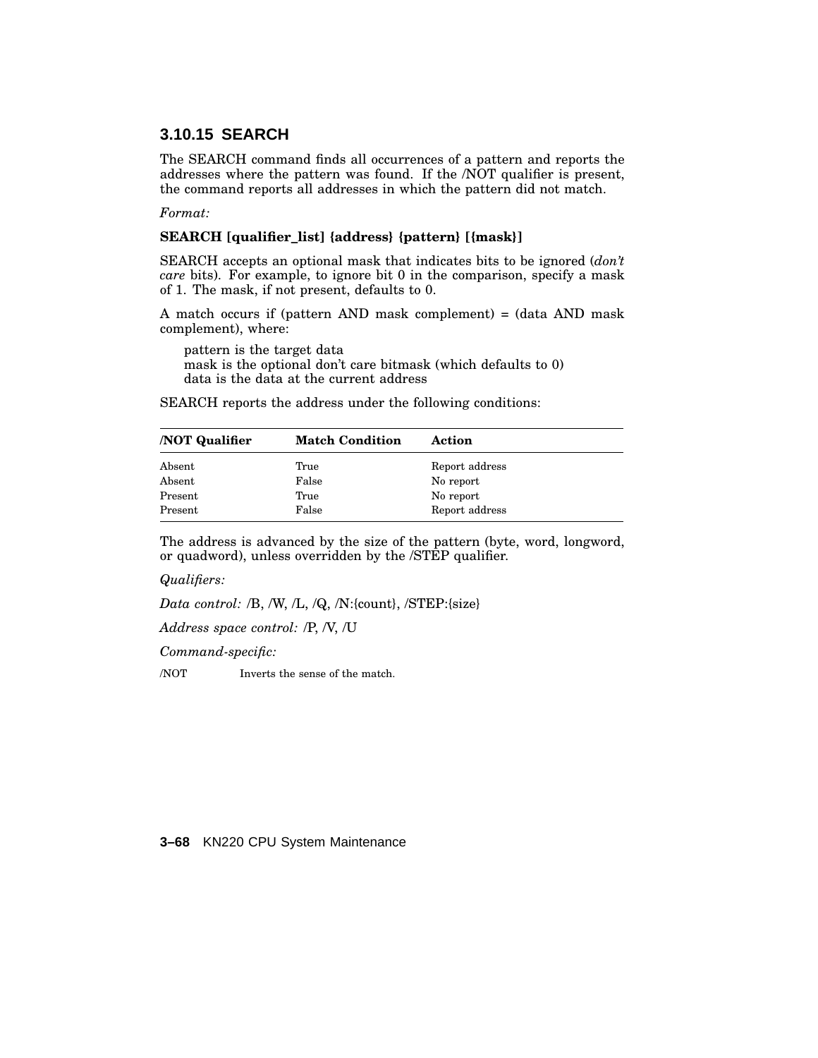### 3.10.15 SEARCH

The SEARCH command finds all occurrences of a pattern and reports the addresses where the pattern was found. If the /NOT qualifier is present, the command reports all addresses in which the pattern did not match.

*Format:*

**SEARCH [qualifier_list] {address} {pattern} [{mask}]**

SEARCH accepts an optional mask that indicates bits to be ignored (*don't care* bits). For example, to ignore bit 0 in the comparison, specify a mask of 1. The mask, if not present, defaults to 0.

A match occurs if (pattern AND mask complement) = (data AND mask complement), where:

pattern is the target data
mask is the optional don't care bitmask (which defaults to 0)
data is the data at the current address

SEARCH reports the address under the following conditions:

| /NOT Qualifier | Match Condition | Action |
|---|---|---|
| Absent | True | Report address |
| Absent | False | No report |
| Present | True | No report |
| Present | False | Report address |

The address is advanced by the size of the pattern (byte, word, longword, or quadword), unless overridden by the /STEP qualifier.

*Qualifiers:*

*Data control:* /B, /W, /L, /Q, /N:{count}, /STEP:{size}

*Address space control:* /P, /V, /U

*Command-specific:*

/NOT    Inverts the sense of the match.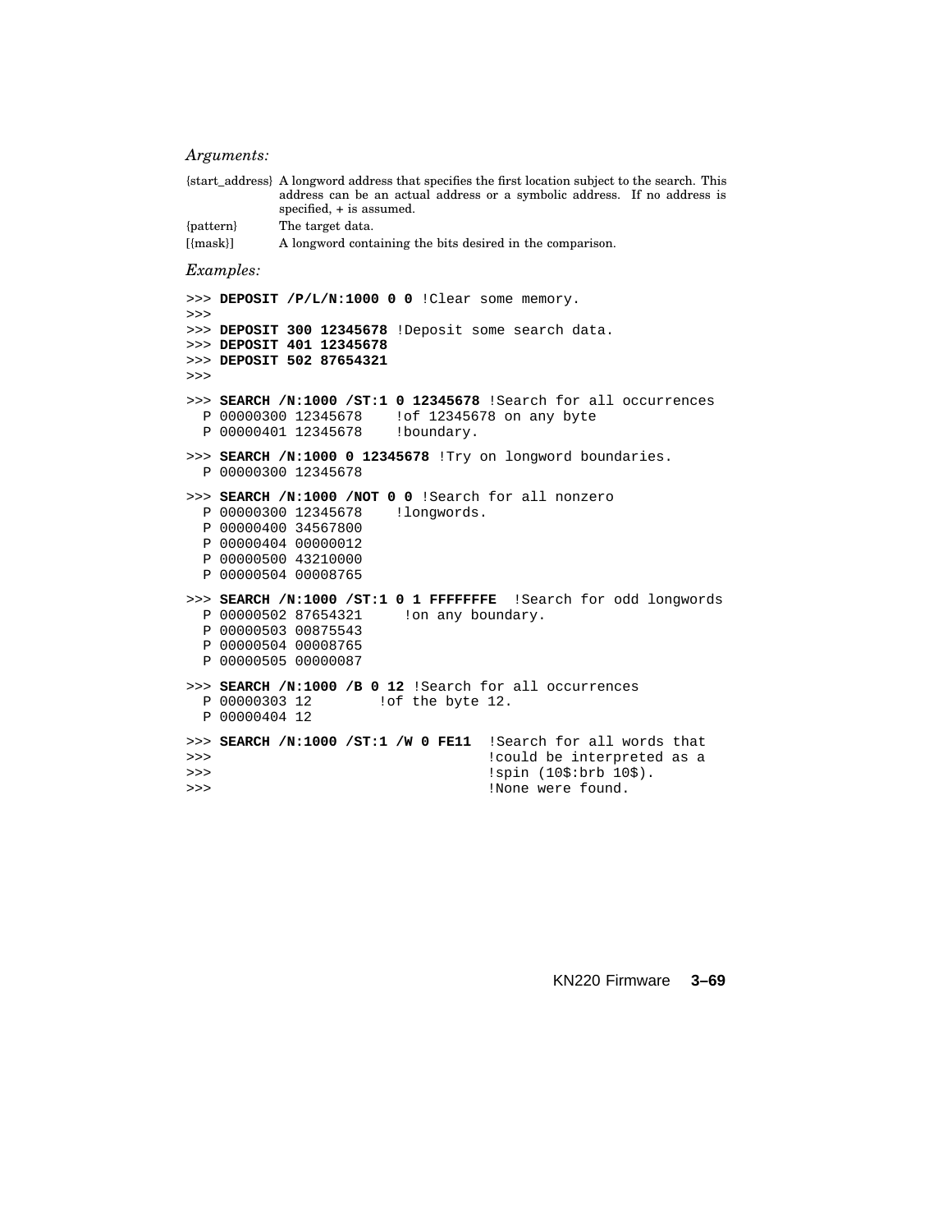*Arguments:*

| | |
|---|---|
| {start_address} | A longword address that specifies the first location subject to the search. This address can be an actual address or a symbolic address. If no address is specified, + is assumed. |
| {pattern} | The target data. |
| [{mask}] | A longword containing the bits desired in the comparison. |

*Examples:*

```
>>> DEPOSIT /P/L/N:1000 0 0 !Clear some memory.
>>>
>>> DEPOSIT 300 12345678 !Deposit some search data.
>>> DEPOSIT 401 12345678
>>> DEPOSIT 502 87654321
>>>
>>> SEARCH /N:1000 /ST:1 0 12345678 !Search for all occurrences
  P 00000300 12345678    !of 12345678 on any byte
  P 00000401 12345678    !boundary.

>>> SEARCH /N:1000 0 12345678 !Try on longword boundaries.
  P 00000300 12345678

>>> SEARCH /N:1000 /NOT 0 0 !Search for all nonzero
  P 00000300 12345678    !longwords.
  P 00000400 34567800
  P 00000404 00000012
  P 00000500 43210000
  P 00000504 00008765

>>> SEARCH /N:1000 /ST:1 0 1 FFFFFFFE  !Search for odd longwords
  P 00000502 87654321     !on any boundary.
  P 00000503 00875543
  P 00000504 00008765
  P 00000505 00000087

>>> SEARCH /N:1000 /B 0 12 !Search for all occurrences
  P 00000303 12        !of the byte 12.
  P 00000404 12

>>> SEARCH /N:1000 /ST:1 /W 0 FE11  !Search for all words that
>>>                                 !could be interpreted as a
>>>                                 !spin (10$:brb 10$).
>>>                                 !None were found.
```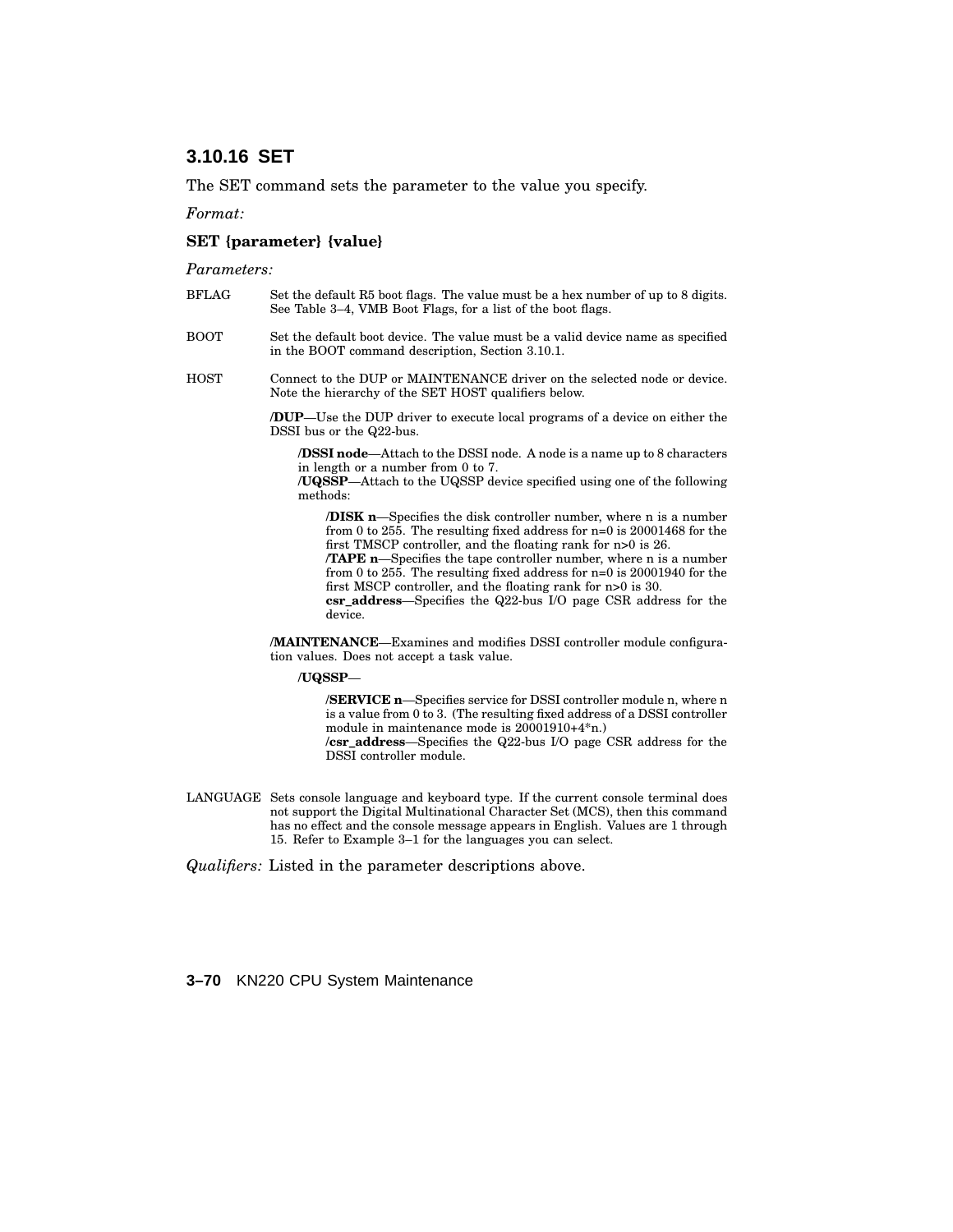### 3.10.16 SET

The SET command sets the parameter to the value you specify.

*Format:*

**SET {parameter} {value}**

*Parameters:*

BFLAG — Set the default R5 boot flags. The value must be a hex number of up to 8 digits. See Table 3–4, VMB Boot Flags, for a list of the boot flags.

BOOT — Set the default boot device. The value must be a valid device name as specified in the BOOT command description, Section 3.10.1.

HOST — Connect to the DUP or MAINTENANCE driver on the selected node or device. Note the hierarchy of the SET HOST qualifiers below.

- **/DUP**—Use the DUP driver to execute local programs of a device on either the DSSI bus or the Q22-bus.
  - **/DSSI node**—Attach to the DSSI node. A node is a name up to 8 characters in length or a number from 0 to 7.
  - **/UQSSP**—Attach to the UQSSP device specified using one of the following methods:
    - **/DISK n**—Specifies the disk controller number, where n is a number from 0 to 255. The resulting fixed address for n=0 is 20001468 for the first TMSCP controller, and the floating rank for n>0 is 26.
    - **/TAPE n**—Specifies the tape controller number, where n is a number from 0 to 255. The resulting fixed address for n=0 is 20001940 for the first MSCP controller, and the floating rank for n>0 is 30.
    - **csr_address**—Specifies the Q22-bus I/O page CSR address for the device.
- **/MAINTENANCE**—Examines and modifies DSSI controller module configuration values. Does not accept a task value.
  - **/UQSSP**—
    - **/SERVICE n**—Specifies service for DSSI controller module n, where n is a value from 0 to 3. (The resulting fixed address of a DSSI controller module in maintenance mode is 20001910+4*n.)
    - **/csr_address**—Specifies the Q22-bus I/O page CSR address for the DSSI controller module.

LANGUAGE — Sets console language and keyboard type. If the current console terminal does not support the Digital Multinational Character Set (MCS), then this command has no effect and the console message appears in English. Values are 1 through 15. Refer to Example 3–1 for the languages you can select.

*Qualifiers:* Listed in the parameter descriptions above.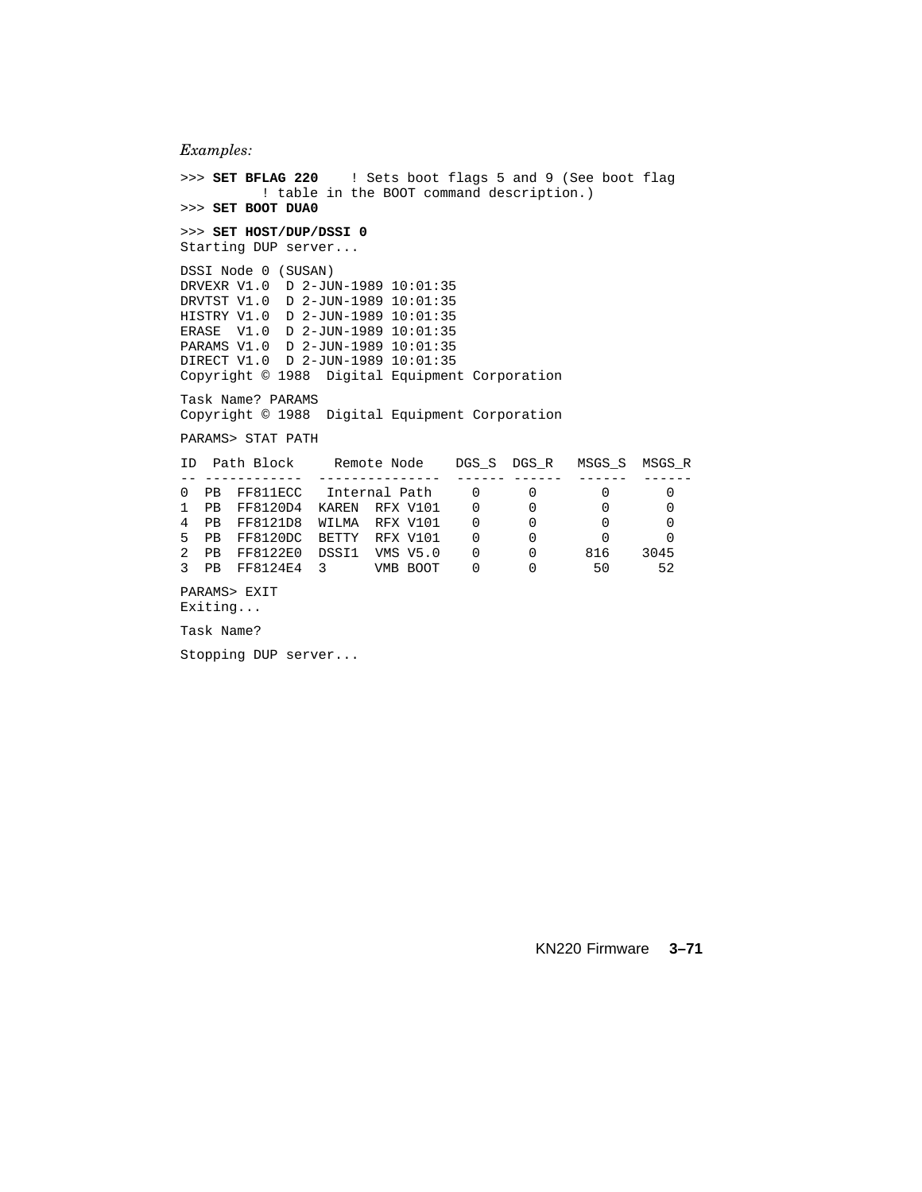*Examples:*

```
>>> SET BFLAG 220    ! Sets boot flags 5 and 9 (See boot flag
        ! table in the BOOT command description.)
>>> SET BOOT DUA0

>>> SET HOST/DUP/DSSI 0
Starting DUP server...

DSSI Node 0 (SUSAN)
DRVEXR V1.0  D 2-JUN-1989 10:01:35
DRVTST V1.0  D 2-JUN-1989 10:01:35
HISTRY V1.0  D 2-JUN-1989 10:01:35
ERASE  V1.0  D 2-JUN-1989 10:01:35
PARAMS V1.0  D 2-JUN-1989 10:01:35
DIRECT V1.0  D 2-JUN-1989 10:01:35
Copyright © 1988  Digital Equipment Corporation

Task Name? PARAMS
Copyright © 1988  Digital Equipment Corporation

PARAMS> STAT PATH

ID  Path Block     Remote Node    DGS_S  DGS_R   MSGS_S  MSGS_R
-- ------------  ---------------  ------ ------  ------  ------
0  PB  FF811ECC   Internal Path     0      0       0       0
1  PB  FF8120D4  KAREN  RFX V101    0      0       0       0
4  PB  FF8121D8  WILMA  RFX V101    0      0       0       0
5  PB  FF8120DC  BETTY  RFX V101    0      0       0       0
2  PB  FF8122E0  DSSI1  VMS V5.0    0      0      816    3045
3  PB  FF8124E4  3      VMB BOOT    0      0       50      52

PARAMS> EXIT
Exiting...

Task Name?

Stopping DUP server...
```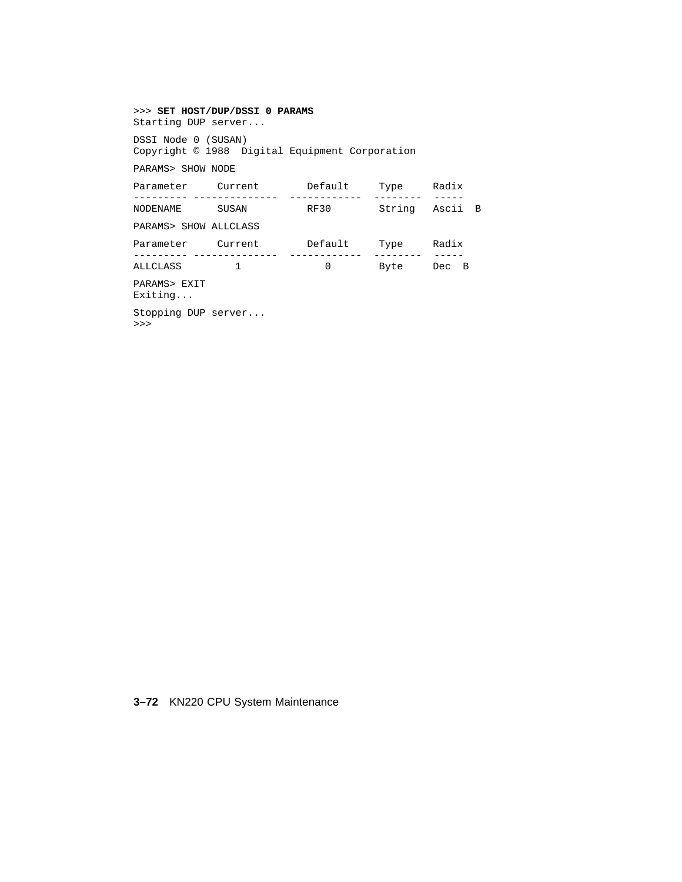```
>>> SET HOST/DUP/DSSI 0 PARAMS
Starting DUP server...

DSSI Node 0 (SUSAN)
Copyright © 1988  Digital Equipment Corporation

PARAMS> SHOW NODE

Parameter     Current        Default     Type     Radix
--------- --------------  ------------  --------  -----
NODENAME      SUSAN          RF30        String   Ascii  B

PARAMS> SHOW ALLCLASS

Parameter     Current        Default     Type     Radix
--------- --------------  ------------  --------  -----
ALLCLASS         1              0        Byte     Dec  B

PARAMS> EXIT
Exiting...

Stopping DUP server...
>>>
```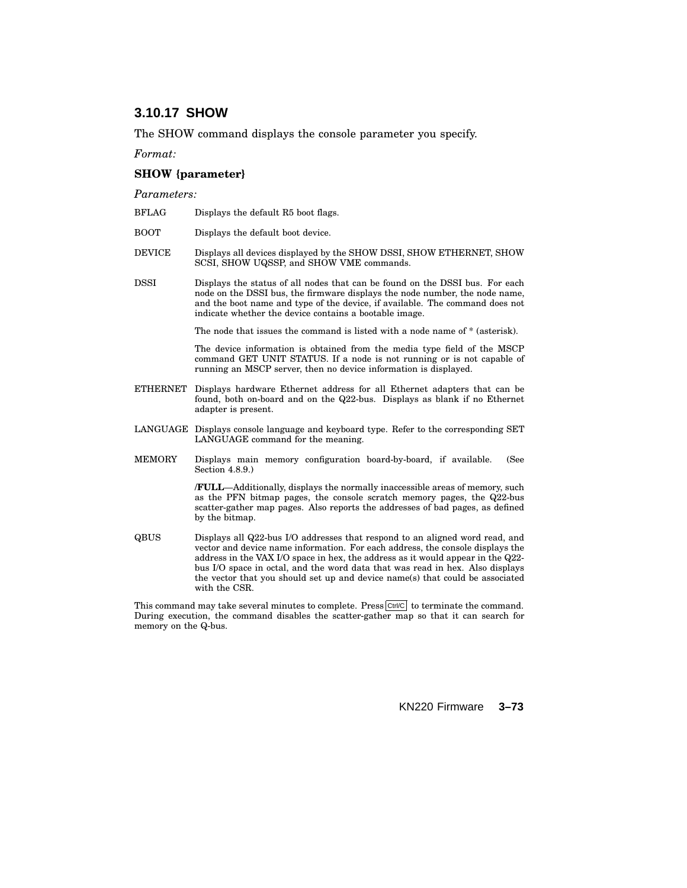### 3.10.17 SHOW

The SHOW command displays the console parameter you specify.

*Format:*

**SHOW {parameter}**

*Parameters:*

BFLAG — Displays the default R5 boot flags.

BOOT — Displays the default boot device.

DEVICE — Displays all devices displayed by the SHOW DSSI, SHOW ETHERNET, SHOW SCSI, SHOW UQSSP, and SHOW VME commands.

DSSI — Displays the status of all nodes that can be found on the DSSI bus. For each node on the DSSI bus, the firmware displays the node number, the node name, and the boot name and type of the device, if available. The command does not indicate whether the device contains a bootable image.

The node that issues the command is listed with a node name of * (asterisk).

The device information is obtained from the media type field of the MSCP command GET UNIT STATUS. If a node is not running or is not capable of running an MSCP server, then no device information is displayed.

ETHERNET — Displays hardware Ethernet address for all Ethernet adapters that can be found, both on-board and on the Q22-bus. Displays as blank if no Ethernet adapter is present.

LANGUAGE — Displays console language and keyboard type. Refer to the corresponding SET LANGUAGE command for the meaning.

MEMORY — Displays main memory configuration board-by-board, if available. (See Section 4.8.9.)

**/FULL**—Additionally, displays the normally inaccessible areas of memory, such as the PFN bitmap pages, the console scratch memory pages, the Q22-bus scatter-gather map pages. Also reports the addresses of bad pages, as defined by the bitmap.

QBUS — Displays all Q22-bus I/O addresses that respond to an aligned word read, and vector and device name information. For each address, the console displays the address in the VAX I/O space in hex, the address as it would appear in the Q22-bus I/O space in octal, and the word data that was read in hex. Also displays the vector that you should set up and device name(s) that could be associated with the CSR.

This command may take several minutes to complete. Press Ctrl/C to terminate the command. During execution, the command disables the scatter-gather map so that it can search for memory on the Q-bus.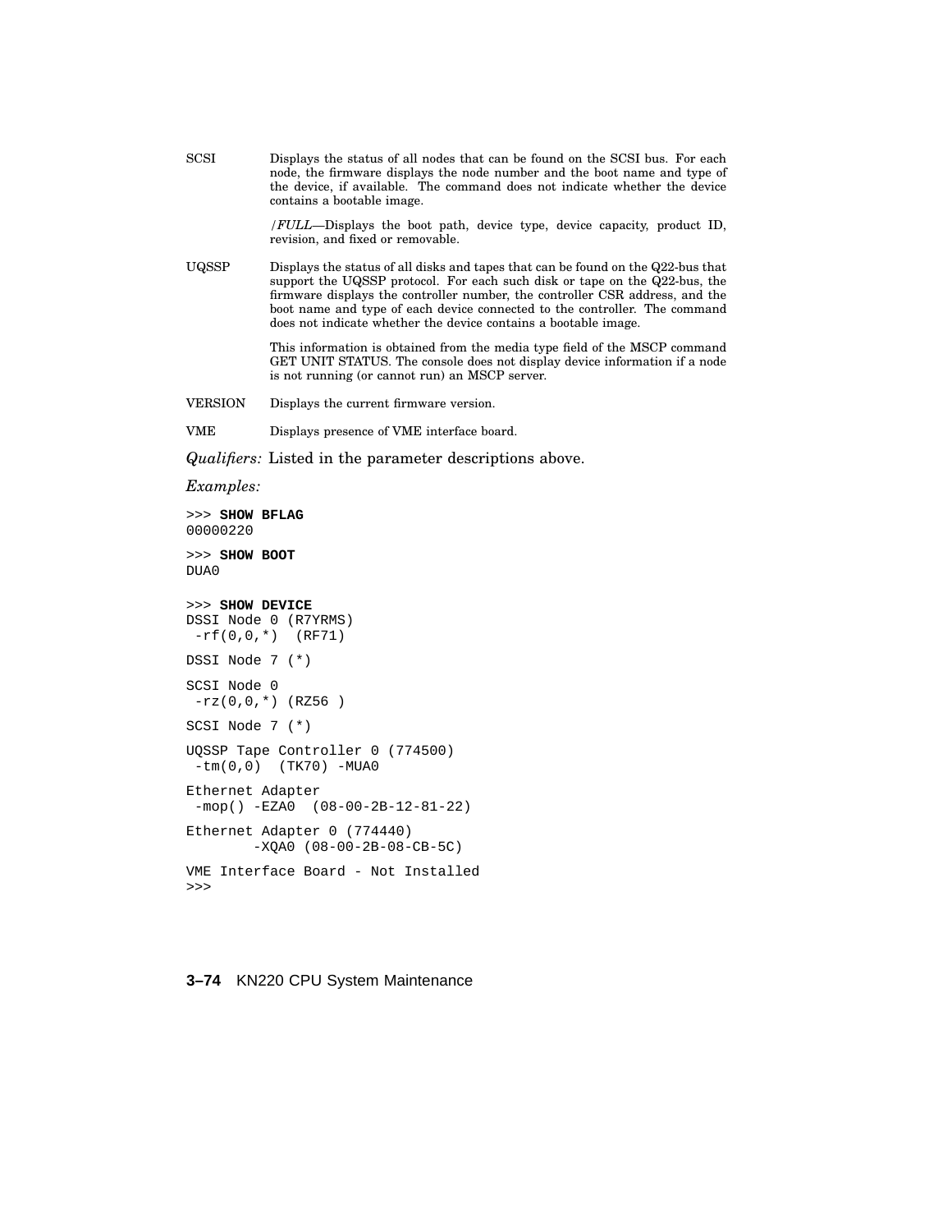SCSI Displays the status of all nodes that can be found on the SCSI bus. For each node, the firmware displays the node number and the boot name and type of the device, if available. The command does not indicate whether the device contains a bootable image.

/*FULL*—Displays the boot path, device type, device capacity, product ID, revision, and fixed or removable.

UQSSP Displays the status of all disks and tapes that can be found on the Q22-bus that support the UQSSP protocol. For each such disk or tape on the Q22-bus, the firmware displays the controller number, the controller CSR address, and the boot name and type of each device connected to the controller. The command does not indicate whether the device contains a bootable image.

This information is obtained from the media type field of the MSCP command GET UNIT STATUS. The console does not display device information if a node is not running (or cannot run) an MSCP server.

VERSION Displays the current firmware version.

VME Displays presence of VME interface board.

*Qualifiers:* Listed in the parameter descriptions above.

*Examples:*

```
>>> SHOW BFLAG
00000220

>>> SHOW BOOT
DUA0

>>> SHOW DEVICE
DSSI Node 0 (R7YRMS)
 -rf(0,0,*)  (RF71)

DSSI Node 7 (*)

SCSI Node 0
 -rz(0,0,*) (RZ56 )

SCSI Node 7 (*)

UQSSP Tape Controller 0 (774500)
 -tm(0,0)  (TK70) -MUA0

Ethernet Adapter
 -mop() -EZA0  (08-00-2B-12-81-22)

Ethernet Adapter 0 (774440)
        -XQA0 (08-00-2B-08-CB-5C)

VME Interface Board - Not Installed
>>>
```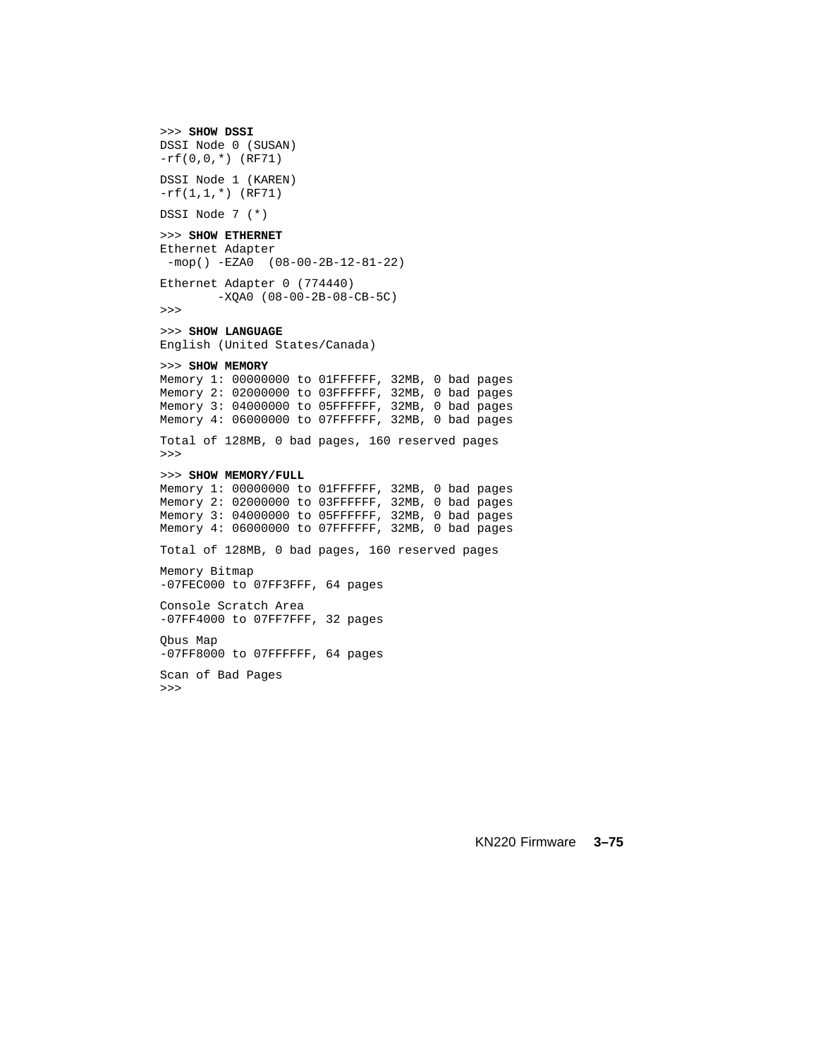```
>>> SHOW DSSI
DSSI Node 0 (SUSAN)
-rf(0,0,*) (RF71)

DSSI Node 1 (KAREN)
-rf(1,1,*) (RF71)

DSSI Node 7 (*)

>>> SHOW ETHERNET
Ethernet Adapter
 -mop() -EZA0  (08-00-2B-12-81-22)

Ethernet Adapter 0 (774440)
        -XQA0 (08-00-2B-08-CB-5C)
>>>

>>> SHOW LANGUAGE
English (United States/Canada)

>>> SHOW MEMORY
Memory 1: 00000000 to 01FFFFFF, 32MB, 0 bad pages
Memory 2: 02000000 to 03FFFFFF, 32MB, 0 bad pages
Memory 3: 04000000 to 05FFFFFF, 32MB, 0 bad pages
Memory 4: 06000000 to 07FFFFFF, 32MB, 0 bad pages

Total of 128MB, 0 bad pages, 160 reserved pages
>>>

>>> SHOW MEMORY/FULL
Memory 1: 00000000 to 01FFFFFF, 32MB, 0 bad pages
Memory 2: 02000000 to 03FFFFFF, 32MB, 0 bad pages
Memory 3: 04000000 to 05FFFFFF, 32MB, 0 bad pages
Memory 4: 06000000 to 07FFFFFF, 32MB, 0 bad pages

Total of 128MB, 0 bad pages, 160 reserved pages

Memory Bitmap
-07FEC000 to 07FF3FFF, 64 pages

Console Scratch Area
-07FF4000 to 07FF7FFF, 32 pages

Qbus Map
-07FF8000 to 07FFFFFF, 64 pages

Scan of Bad Pages
>>>
```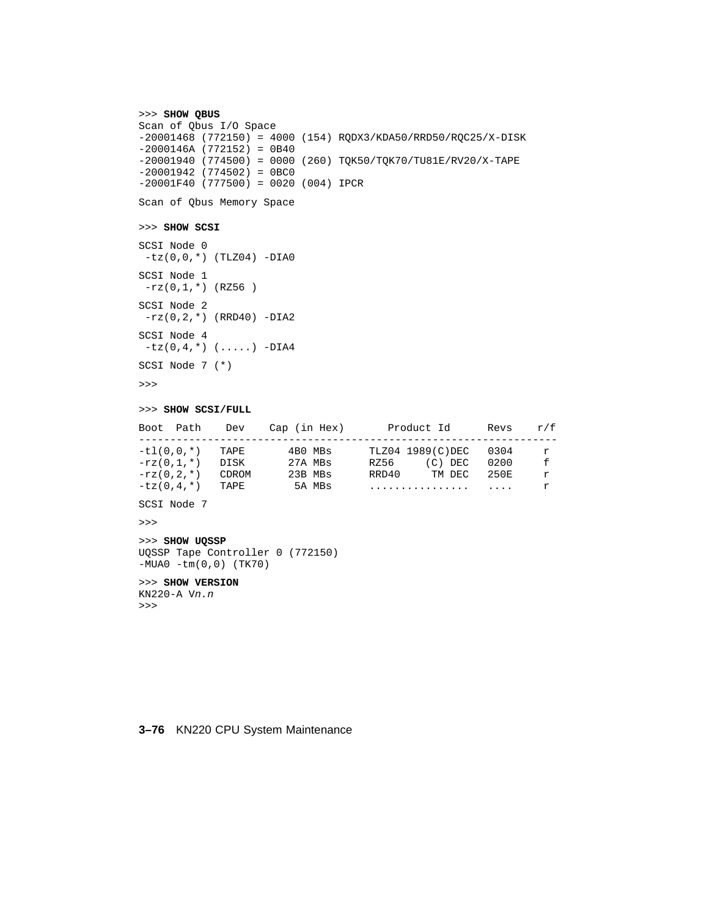```
>>> SHOW QBUS
Scan of Qbus I/O Space
-20001468 (772150) = 4000 (154) RQDX3/KDA50/RRD50/RQC25/X-DISK
-2000146A (772152) = 0B40
-20001940 (774500) = 0000 (260) TQK50/TQK70/TU81E/RV20/X-TAPE
-20001942 (774502) = 0BC0
-20001F40 (777500) = 0020 (004) IPCR

Scan of Qbus Memory Space

>>> SHOW SCSI

SCSI Node 0
 -tz(0,0,*) (TLZ04) -DIA0

SCSI Node 1
 -rz(0,1,*) (RZ56 )

SCSI Node 2
 -rz(0,2,*) (RRD40) -DIA2

SCSI Node 4
 -tz(0,4,*) (.....) -DIA4

SCSI Node 7 (*)

>>>

>>> SHOW SCSI/FULL

Boot  Path    Dev    Cap (in Hex)       Product Id      Revs    r/f
-------------------------------------------------------------------
-tl(0,0,*)   TAPE       4B0 MBs      TLZ04 1989(C)DEC   0304     r
-rz(0,1,*)   DISK       27A MBs      RZ56     (C) DEC   0200     f
-rz(0,2,*)   CDROM      23B MBs      RRD40     TM DEC   250E     r
-tz(0,4,*)   TAPE        5A MBs      ................   ....     r

SCSI Node 7

>>>

>>> SHOW UQSSP
UQSSP Tape Controller 0 (772150)
-MUA0 -tm(0,0) (TK70)

>>> SHOW VERSION
KN220-A Vn.n
>>>
```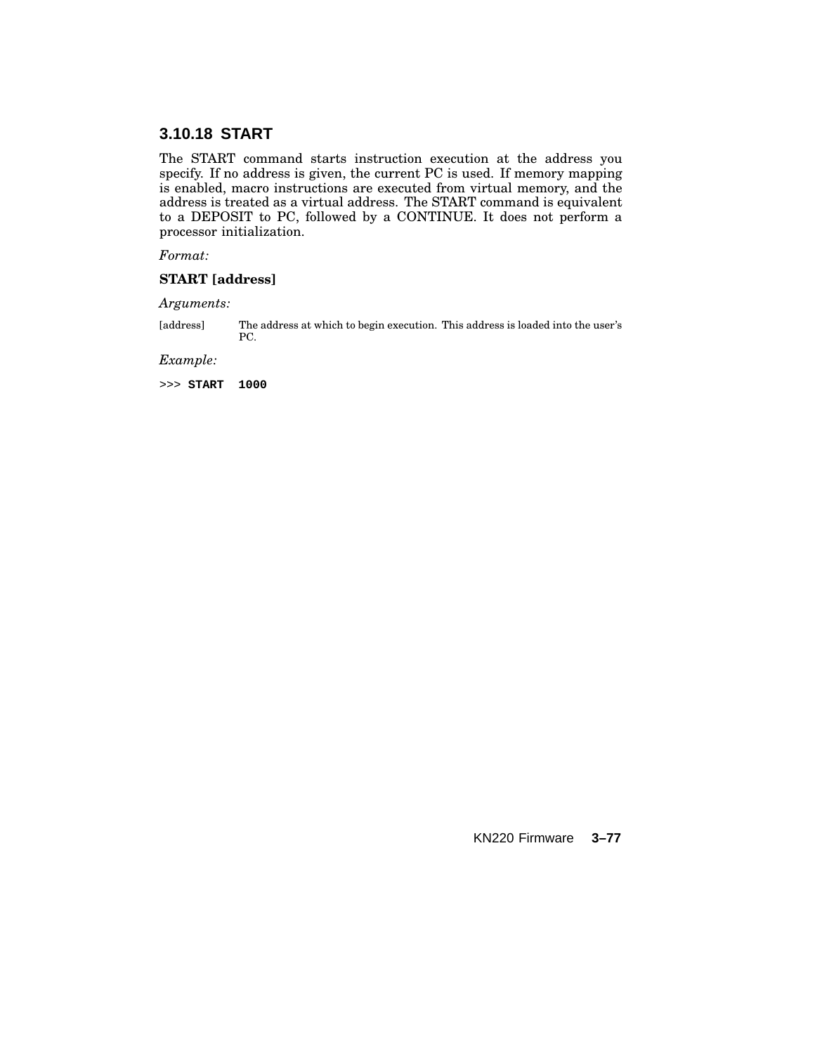### 3.10.18 START

The START command starts instruction execution at the address you specify. If no address is given, the current PC is used. If memory mapping is enabled, macro instructions are executed from virtual memory, and the address is treated as a virtual address. The START command is equivalent to a DEPOSIT to PC, followed by a CONTINUE. It does not perform a processor initialization.

*Format:*

**START [address]**

*Arguments:*

| | |
|---|---|
| [address] | The address at which to begin execution. This address is loaded into the user's PC. |

*Example:*

```
>>> START  1000
```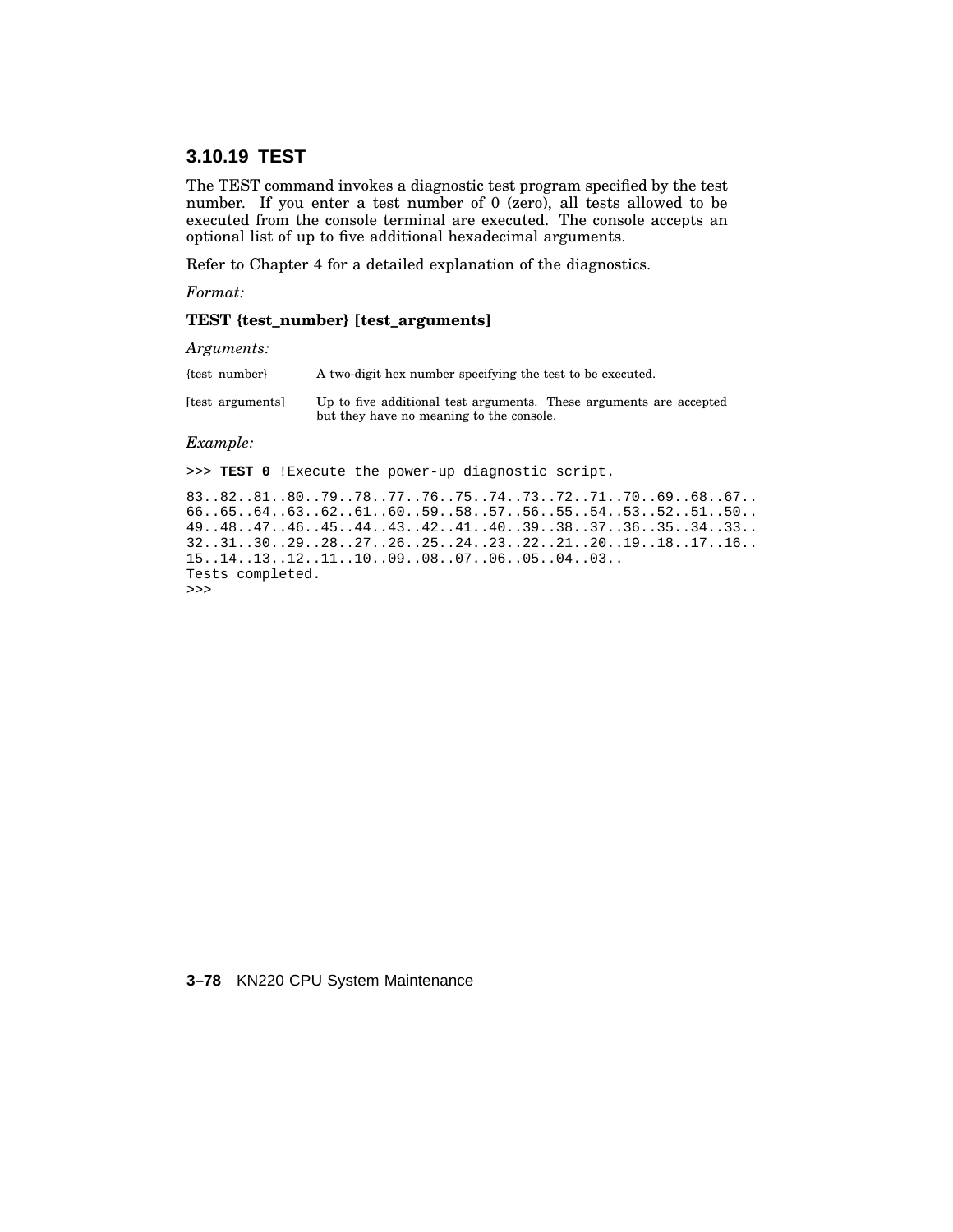### 3.10.19 TEST

The TEST command invokes a diagnostic test program specified by the test number. If you enter a test number of 0 (zero), all tests allowed to be executed from the console terminal are executed. The console accepts an optional list of up to five additional hexadecimal arguments.

Refer to Chapter 4 for a detailed explanation of the diagnostics.

*Format:*

**TEST {test_number} [test_arguments]**

*Arguments:*

| | |
|---|---|
| {test_number} | A two-digit hex number specifying the test to be executed. |
| [test_arguments] | Up to five additional test arguments. These arguments are accepted but they have no meaning to the console. |

*Example:*

```
>>> TEST 0 !Execute the power-up diagnostic script.

83..82..81..80..79..78..77..76..75..74..73..72..71..70..69..68..67..
66..65..64..63..62..61..60..59..58..57..56..55..54..53..52..51..50..
49..48..47..46..45..44..43..42..41..40..39..38..37..36..35..34..33..
32..31..30..29..28..27..26..25..24..23..22..21..20..19..18..17..16..
15..14..13..12..11..10..09..08..07..06..05..04..03..
Tests completed.
>>>
```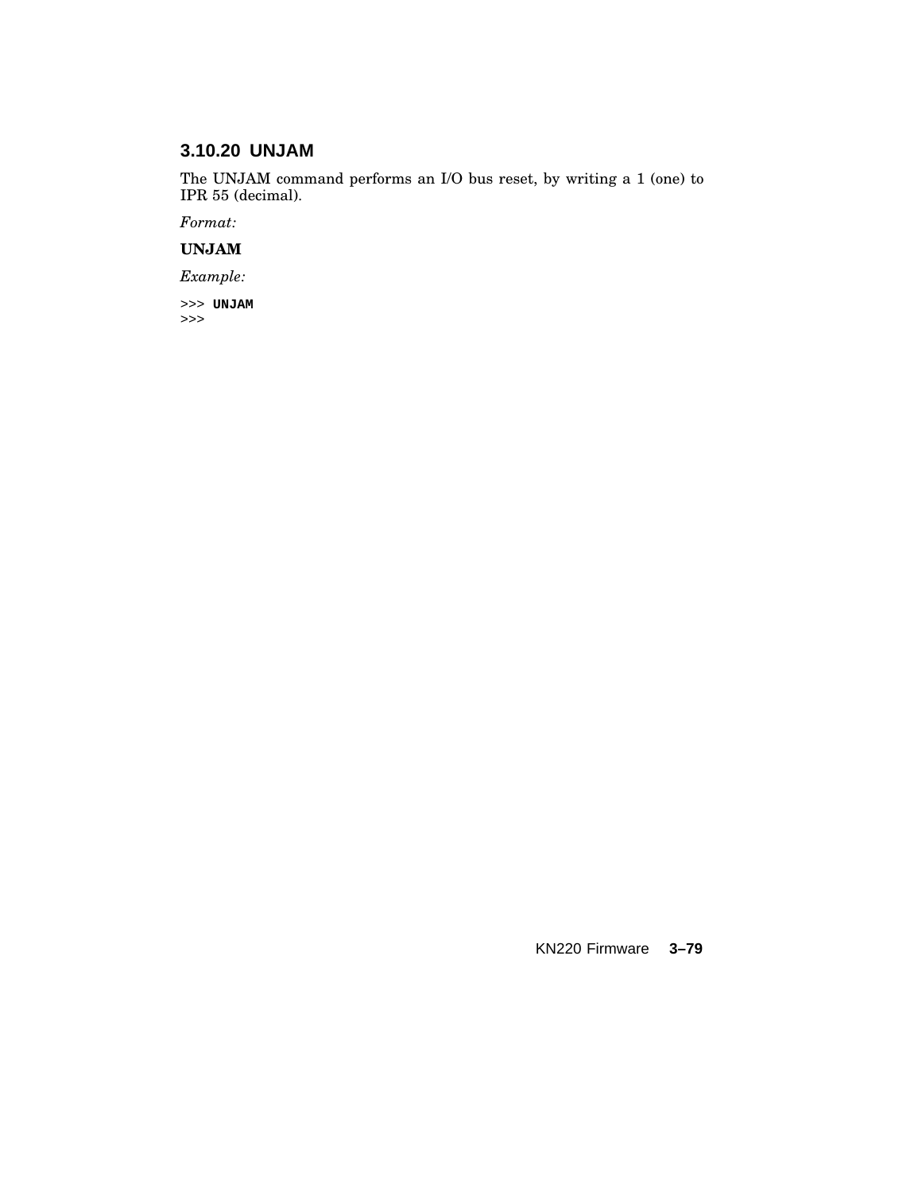### 3.10.20 UNJAM

The UNJAM command performs an I/O bus reset, by writing a 1 (one) to IPR 55 (decimal).

*Format:*

**UNJAM**

*Example:*

```
>>> UNJAM
>>>
```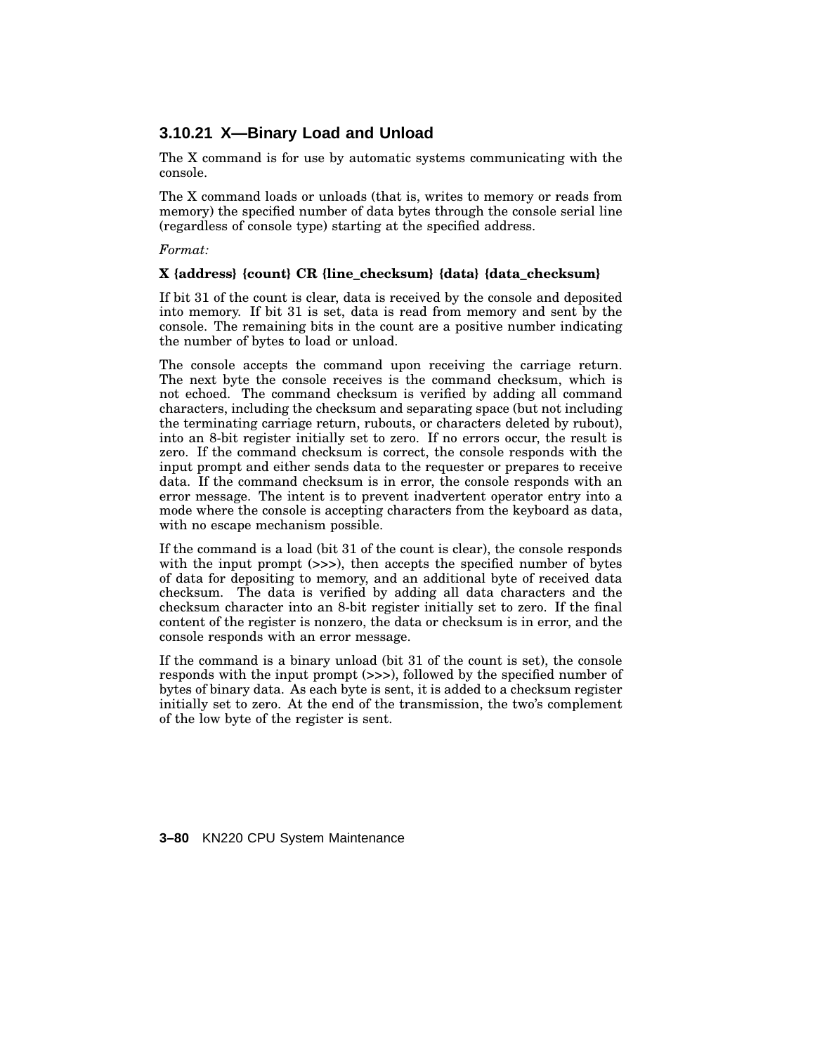### 3.10.21 X—Binary Load and Unload

The X command is for use by automatic systems communicating with the console.

The X command loads or unloads (that is, writes to memory or reads from memory) the specified number of data bytes through the console serial line (regardless of console type) starting at the specified address.

*Format:*

**X {address} {count} CR {line_checksum} {data} {data_checksum}**

If bit 31 of the count is clear, data is received by the console and deposited into memory. If bit 31 is set, data is read from memory and sent by the console. The remaining bits in the count are a positive number indicating the number of bytes to load or unload.

The console accepts the command upon receiving the carriage return. The next byte the console receives is the command checksum, which is not echoed. The command checksum is verified by adding all command characters, including the checksum and separating space (but not including the terminating carriage return, rubouts, or characters deleted by rubout), into an 8-bit register initially set to zero. If no errors occur, the result is zero. If the command checksum is correct, the console responds with the input prompt and either sends data to the requester or prepares to receive data. If the command checksum is in error, the console responds with an error message. The intent is to prevent inadvertent operator entry into a mode where the console is accepting characters from the keyboard as data, with no escape mechanism possible.

If the command is a load (bit 31 of the count is clear), the console responds with the input prompt (>>>), then accepts the specified number of bytes of data for depositing to memory, and an additional byte of received data checksum. The data is verified by adding all data characters and the checksum character into an 8-bit register initially set to zero. If the final content of the register is nonzero, the data or checksum is in error, and the console responds with an error message.

If the command is a binary unload (bit 31 of the count is set), the console responds with the input prompt (>>>), followed by the specified number of bytes of binary data. As each byte is sent, it is added to a checksum register initially set to zero. At the end of the transmission, the two's complement of the low byte of the register is sent.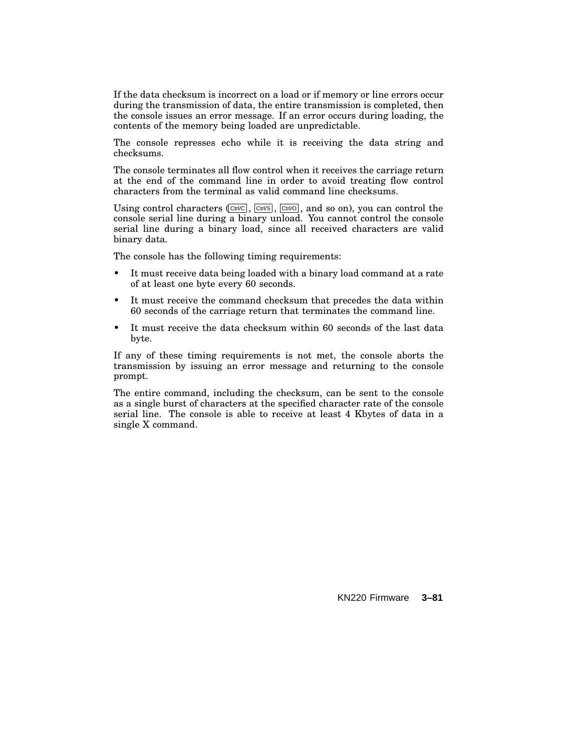If the data checksum is incorrect on a load or if memory or line errors occur during the transmission of data, the entire transmission is completed, then the console issues an error message. If an error occurs during loading, the contents of the memory being loaded are unpredictable.

The console represses echo while it is receiving the data string and checksums.

The console terminates all flow control when it receives the carriage return at the end of the command line in order to avoid treating flow control characters from the terminal as valid command line checksums.

Using control characters (Ctrl/C, Ctrl/S, Ctrl/O, and so on), you can control the console serial line during a binary unload. You cannot control the console serial line during a binary load, since all received characters are valid binary data.

The console has the following timing requirements:

- It must receive data being loaded with a binary load command at a rate of at least one byte every 60 seconds.
- It must receive the command checksum that precedes the data within 60 seconds of the carriage return that terminates the command line.
- It must receive the data checksum within 60 seconds of the last data byte.

If any of these timing requirements is not met, the console aborts the transmission by issuing an error message and returning to the console prompt.

The entire command, including the checksum, can be sent to the console as a single burst of characters at the specified character rate of the console serial line. The console is able to receive at least 4 Kbytes of data in a single X command.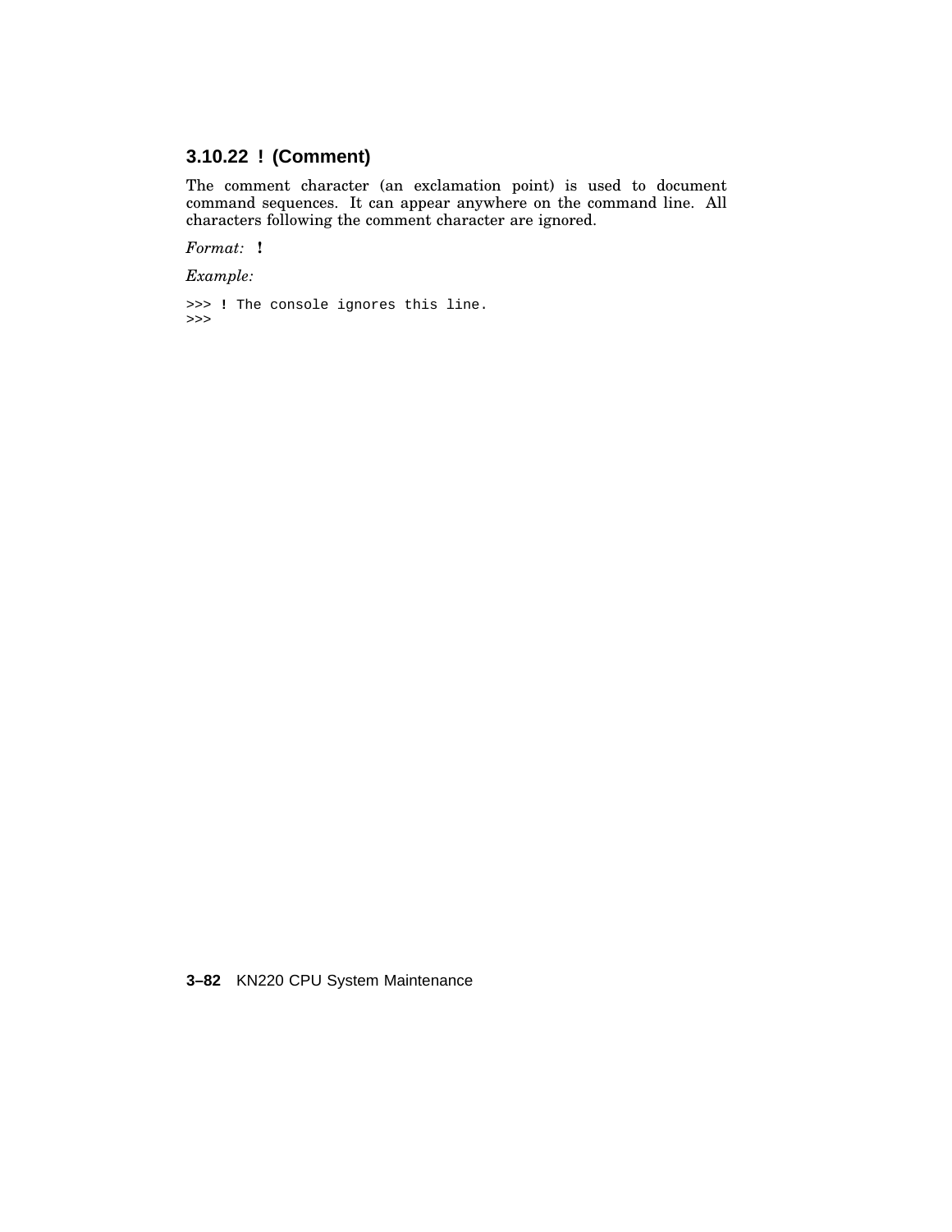### 3.10.22 ! (Comment)

The comment character (an exclamation point) is used to document command sequences. It can appear anywhere on the command line. All characters following the comment character are ignored.

*Format:* **!**

*Example:*

```
>>> ! The console ignores this line.
>>>
```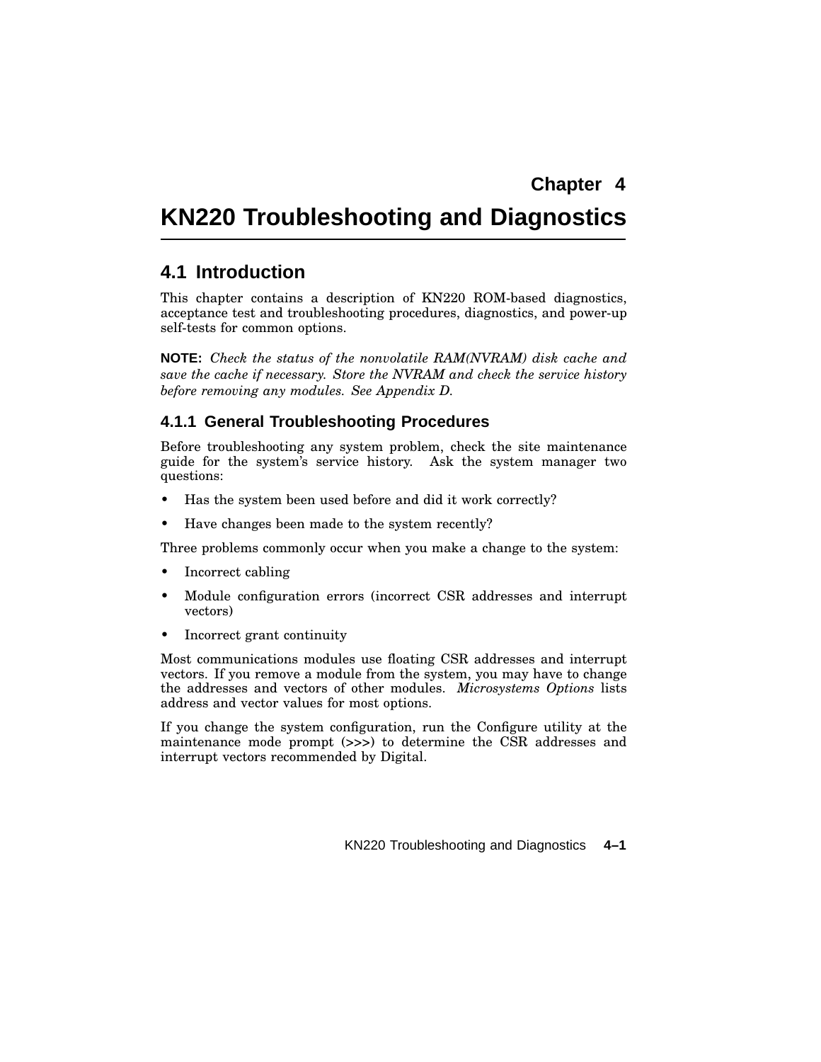# Chapter 4

# KN220 Troubleshooting and Diagnostics

## 4.1 Introduction

This chapter contains a description of KN220 ROM-based diagnostics, acceptance test and troubleshooting procedures, diagnostics, and power-up self-tests for common options.

**NOTE:** *Check the status of the nonvolatile RAM(NVRAM) disk cache and save the cache if necessary. Store the NVRAM and check the service history before removing any modules. See Appendix D.*

### 4.1.1 General Troubleshooting Procedures

Before troubleshooting any system problem, check the site maintenance guide for the system's service history. Ask the system manager two questions:

- Has the system been used before and did it work correctly?
- Have changes been made to the system recently?

Three problems commonly occur when you make a change to the system:

- Incorrect cabling
- Module configuration errors (incorrect CSR addresses and interrupt vectors)
- Incorrect grant continuity

Most communications modules use floating CSR addresses and interrupt vectors. If you remove a module from the system, you may have to change the addresses and vectors of other modules. *Microsystems Options* lists address and vector values for most options.

If you change the system configuration, run the Configure utility at the maintenance mode prompt (>>>) to determine the CSR addresses and interrupt vectors recommended by Digital.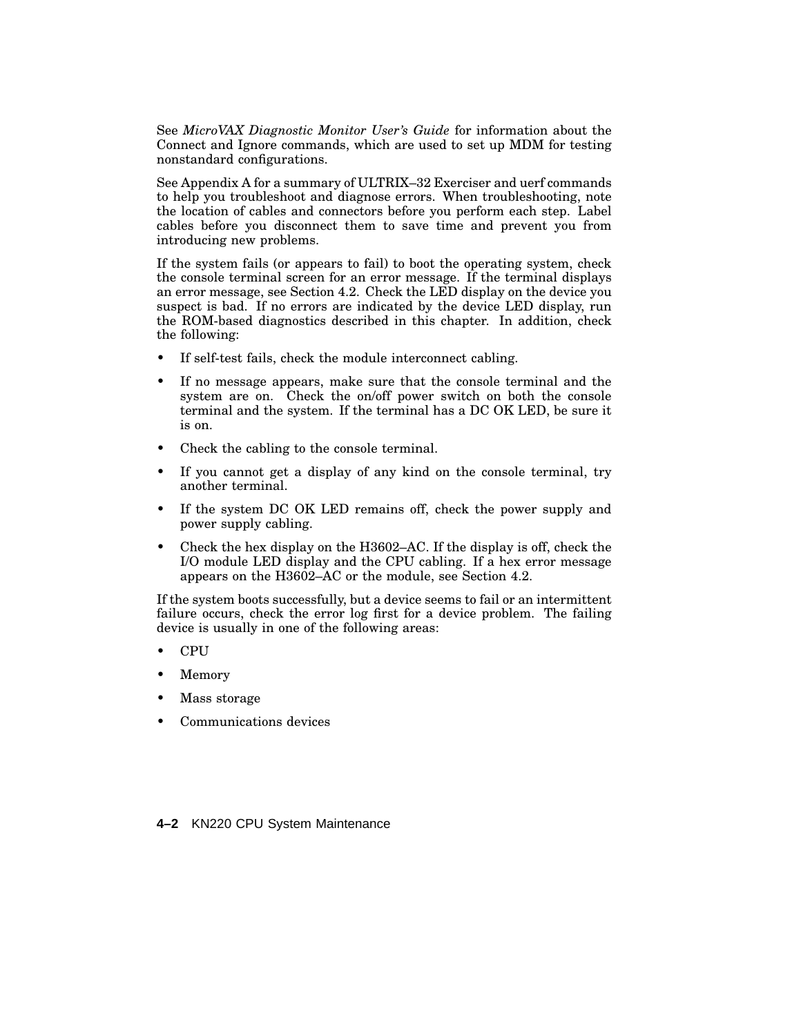See *MicroVAX Diagnostic Monitor User's Guide* for information about the Connect and Ignore commands, which are used to set up MDM for testing nonstandard configurations.

See Appendix A for a summary of ULTRIX–32 Exerciser and uerf commands to help you troubleshoot and diagnose errors. When troubleshooting, note the location of cables and connectors before you perform each step. Label cables before you disconnect them to save time and prevent you from introducing new problems.

If the system fails (or appears to fail) to boot the operating system, check the console terminal screen for an error message. If the terminal displays an error message, see Section 4.2. Check the LED display on the device you suspect is bad. If no errors are indicated by the device LED display, run the ROM-based diagnostics described in this chapter. In addition, check the following:

- If self-test fails, check the module interconnect cabling.
- If no message appears, make sure that the console terminal and the system are on. Check the on/off power switch on both the console terminal and the system. If the terminal has a DC OK LED, be sure it is on.
- Check the cabling to the console terminal.
- If you cannot get a display of any kind on the console terminal, try another terminal.
- If the system DC OK LED remains off, check the power supply and power supply cabling.
- Check the hex display on the H3602–AC. If the display is off, check the I/O module LED display and the CPU cabling. If a hex error message appears on the H3602–AC or the module, see Section 4.2.

If the system boots successfully, but a device seems to fail or an intermittent failure occurs, check the error log first for a device problem. The failing device is usually in one of the following areas:

- CPU
- Memory
- Mass storage
- Communications devices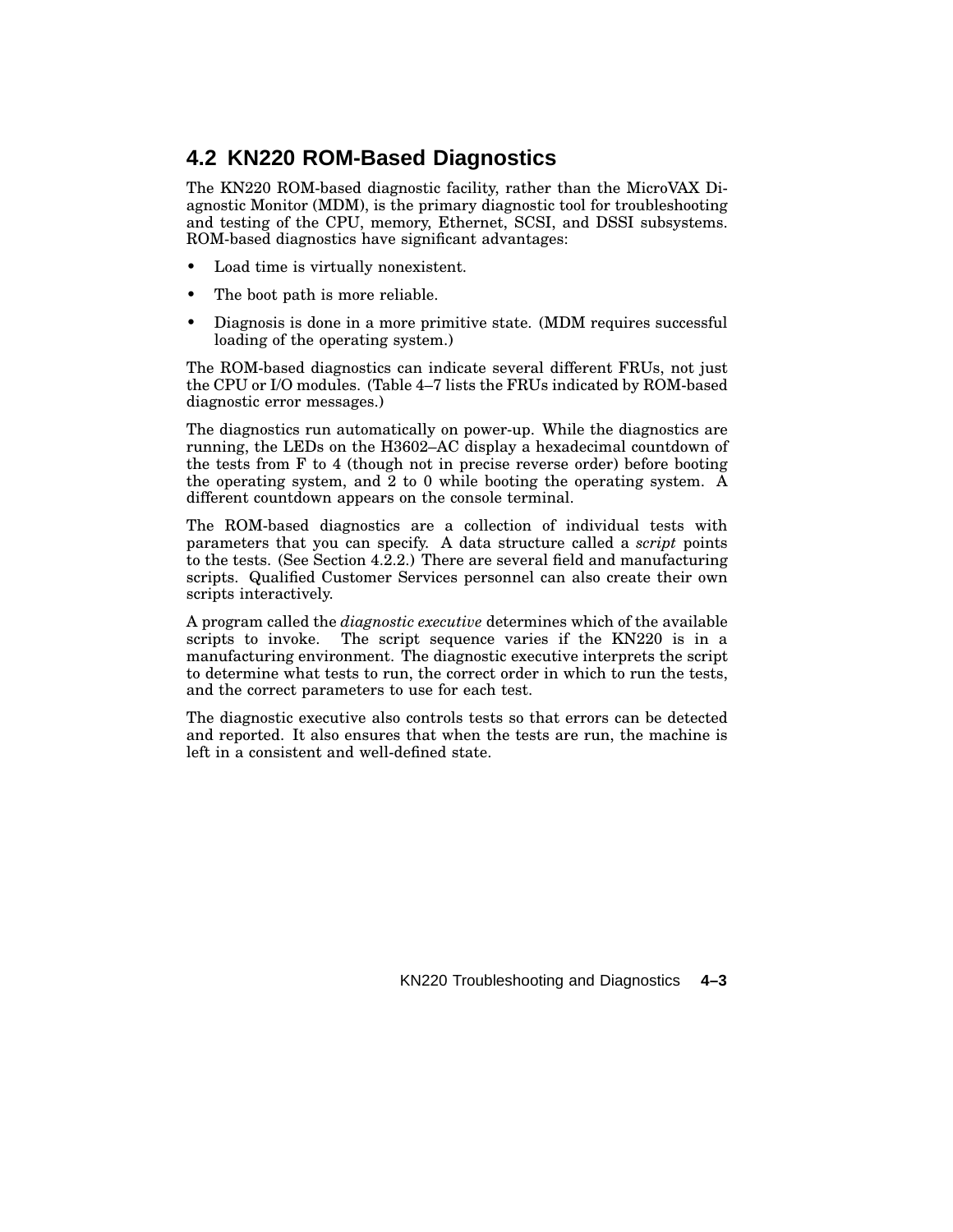## 4.2 KN220 ROM-Based Diagnostics

The KN220 ROM-based diagnostic facility, rather than the MicroVAX Diagnostic Monitor (MDM), is the primary diagnostic tool for troubleshooting and testing of the CPU, memory, Ethernet, SCSI, and DSSI subsystems. ROM-based diagnostics have significant advantages:

- Load time is virtually nonexistent.
- The boot path is more reliable.
- Diagnosis is done in a more primitive state. (MDM requires successful loading of the operating system.)

The ROM-based diagnostics can indicate several different FRUs, not just the CPU or I/O modules. (Table 4–7 lists the FRUs indicated by ROM-based diagnostic error messages.)

The diagnostics run automatically on power-up. While the diagnostics are running, the LEDs on the H3602–AC display a hexadecimal countdown of the tests from F to 4 (though not in precise reverse order) before booting the operating system, and 2 to 0 while booting the operating system. A different countdown appears on the console terminal.

The ROM-based diagnostics are a collection of individual tests with parameters that you can specify. A data structure called a *script* points to the tests. (See Section 4.2.2.) There are several field and manufacturing scripts. Qualified Customer Services personnel can also create their own scripts interactively.

A program called the *diagnostic executive* determines which of the available scripts to invoke. The script sequence varies if the KN220 is in a manufacturing environment. The diagnostic executive interprets the script to determine what tests to run, the correct order in which to run the tests, and the correct parameters to use for each test.

The diagnostic executive also controls tests so that errors can be detected and reported. It also ensures that when the tests are run, the machine is left in a consistent and well-defined state.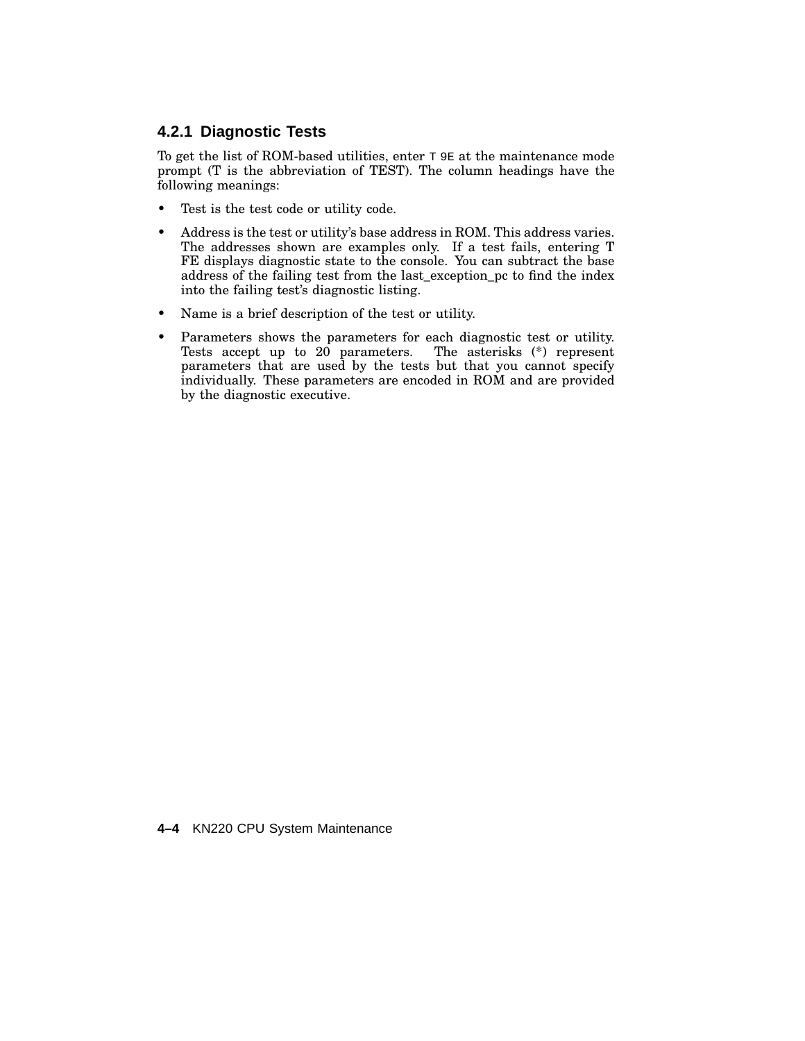### 4.2.1 Diagnostic Tests

To get the list of ROM-based utilities, enter `T 9E` at the maintenance mode prompt (T is the abbreviation of TEST). The column headings have the following meanings:

- Test is the test code or utility code.
- Address is the test or utility's base address in ROM. This address varies. The addresses shown are examples only. If a test fails, entering T FE displays diagnostic state to the console. You can subtract the base address of the failing test from the last_exception_pc to find the index into the failing test's diagnostic listing.
- Name is a brief description of the test or utility.
- Parameters shows the parameters for each diagnostic test or utility. Tests accept up to 20 parameters. The asterisks (*) represent parameters that are used by the tests but that you cannot specify individually. These parameters are encoded in ROM and are provided by the diagnostic executive.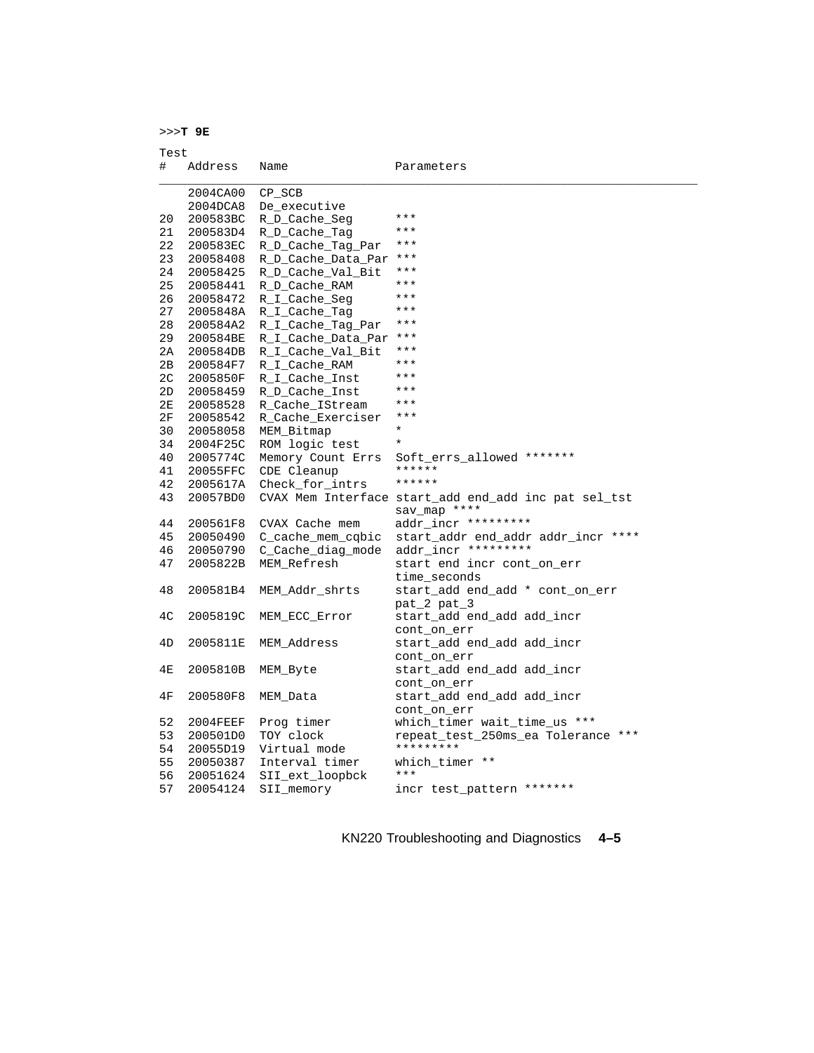```
>>>T 9E

Test
#   Address   Name               Parameters
_____________________________________________________________________________
    2004CA00  CP_SCB
    2004DCA8  De_executive
20  200583BC  R_D_Cache_Seg      ***
21  200583D4  R_D_Cache_Tag      ***
22  200583EC  R_D_Cache_Tag_Par  ***
23  20058408  R_D_Cache_Data_Par ***
24  20058425  R_D_Cache_Val_Bit  ***
25  20058441  R_D_Cache_RAM      ***
26  20058472  R_I_Cache_Seg      ***
27  2005848A  R_I_Cache_Tag      ***
28  200584A2  R_I_Cache_Tag_Par  ***
29  200584BE  R_I_Cache_Data_Par ***
2A  200584DB  R_I_Cache_Val_Bit  ***
2B  200584F7  R_I_Cache_RAM      ***
2C  2005850F  R_I_Cache_Inst     ***
2D  20058459  R_D_Cache_Inst     ***
2E  20058528  R_Cache_IStream    ***
2F  20058542  R_Cache_Exerciser  ***
30  20058058  MEM_Bitmap         *
34  2004F25C  ROM logic test     *
40  2005774C  Memory Count Errs  Soft_errs_allowed *******
41  20055FFC  CDE Cleanup        ******
42  2005617A  Check_for_intrs    ******
43  20057BD0  CVAX Mem Interface start_add end_add inc pat sel_tst
                                 sav_map ****
44  200561F8  CVAX Cache mem     addr_incr *********
45  20050490  C_cache_mem_cqbic  start_addr end_addr addr_incr ****
46  20050790  C_Cache_diag_mode  addr_incr *********
47  2005822B  MEM_Refresh        start end incr cont_on_err
                                 time_seconds
48  200581B4  MEM_Addr_shrts     start_add end_add * cont_on_err
                                 pat_2 pat_3
4C  2005819C  MEM_ECC_Error      start_add end_add add_incr
                                 cont_on_err
4D  2005811E  MEM_Address        start_add end_add add_incr
                                 cont_on_err
4E  2005810B  MEM_Byte           start_add end_add add_incr
                                 cont_on_err
4F  200580F8  MEM_Data           start_add end_add add_incr
                                 cont_on_err
52  2004FEEF  Prog timer         which_timer wait_time_us ***
53  200501D0  TOY clock          repeat_test_250ms_ea Tolerance ***
54  20055D19  Virtual mode       *********
55  20050387  Interval timer     which_timer **
56  20051624  SII_ext_loopbck    ***
57  20054124  SII_memory         incr test_pattern *******
```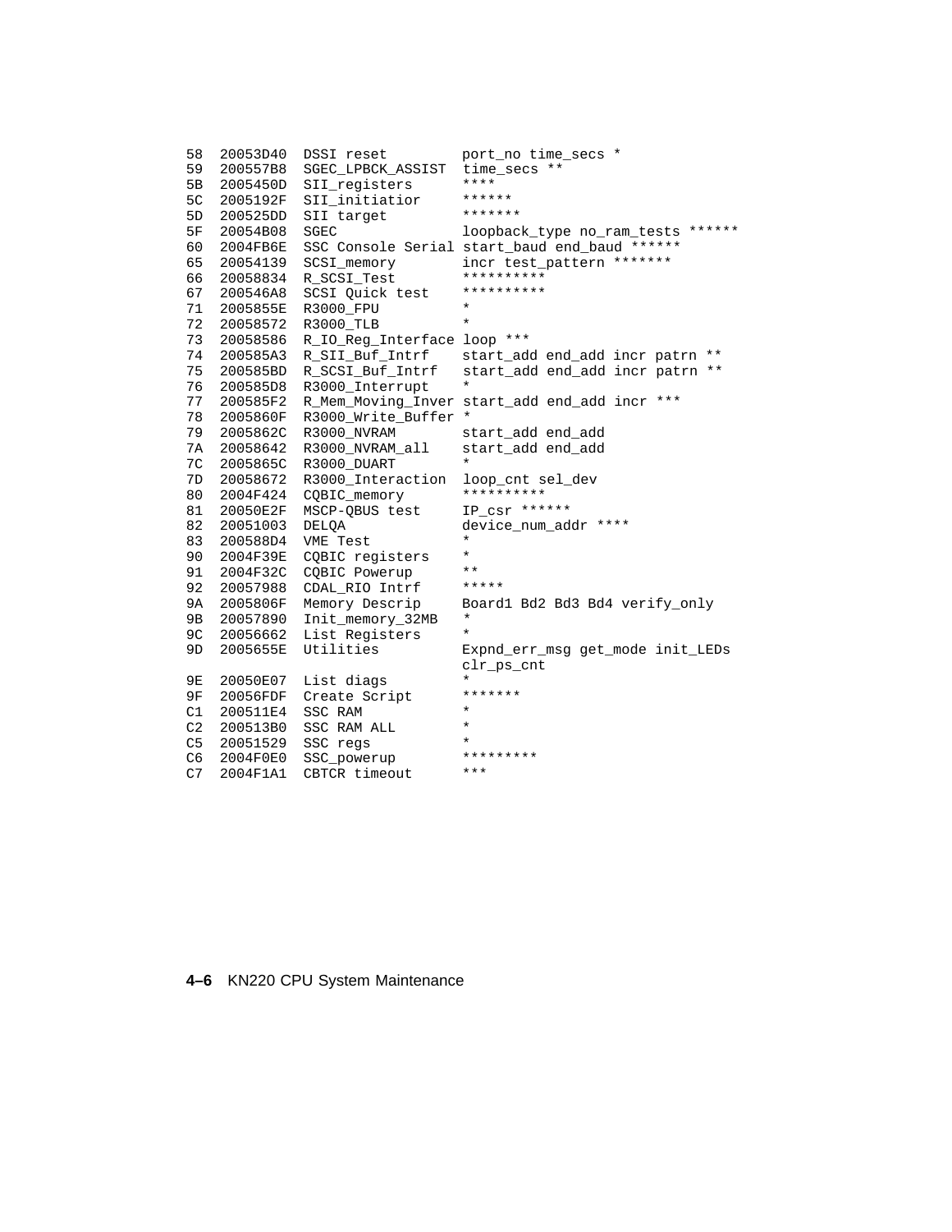```
58  20053D40  DSSI reset          port_no time_secs *
59  200557B8  SGEC_LPBCK_ASSIST   time_secs **
5B  2005450D  SII_registers       ****
5C  2005192F  SII_initiatior      ******
5D  200525DD  SII target          *******
5F  20054B08  SGEC                loopback_type no_ram_tests ******
60  2004FB6E  SSC Console Serial  start_baud end_baud ******
65  20054139  SCSI_memory         incr test_pattern *******
66  20058834  R_SCSI_Test         **********
67  200546A8  SCSI Quick test     **********
71  2005855E  R3000_FPU           *
72  20058572  R3000_TLB           *
73  20058586  R_IO_Reg_Interface  loop ***
74  200585A3  R_SII_Buf_Intrf     start_add end_add incr patrn **
75  200585BD  R_SCSI_Buf_Intrf    start_add end_add incr patrn **
76  200585D8  R3000_Interrupt     *
77  200585F2  R_Mem_Moving_Inver  start_add end_add incr ***
78  2005860F  R3000_Write_Buffer  *
79  2005862C  R3000_NVRAM         start_add end_add
7A  20058642  R3000_NVRAM_all     start_add end_add
7C  2005865C  R3000_DUART         *
7D  20058672  R3000_Interaction   loop_cnt sel_dev
80  2004F424  CQBIC_memory        **********
81  20050E2F  MSCP-QBUS test      IP_csr ******
82  20051003  DELQA               device_num_addr ****
83  200588D4  VME Test            *
90  2004F39E  CQBIC registers     *
91  2004F32C  CQBIC Powerup       **
92  20057988  CDAL_RIO Intrf      *****
9A  2005806F  Memory Descrip      Board1 Bd2 Bd3 Bd4 verify_only
9B  20057890  Init_memory_32MB    *
9C  20056662  List Registers      *
9D  2005655E  Utilities           Expnd_err_msg get_mode init_LEDs
                                  clr_ps_cnt
9E  20050E07  List diags          *
9F  20056FDF  Create Script       *******
C1  200511E4  SSC RAM             *
C2  200513B0  SSC RAM ALL         *
C5  20051529  SSC regs            *
C6  2004F0E0  SSC_powerup         *********
C7  2004F1A1  CBTCR timeout       ***
```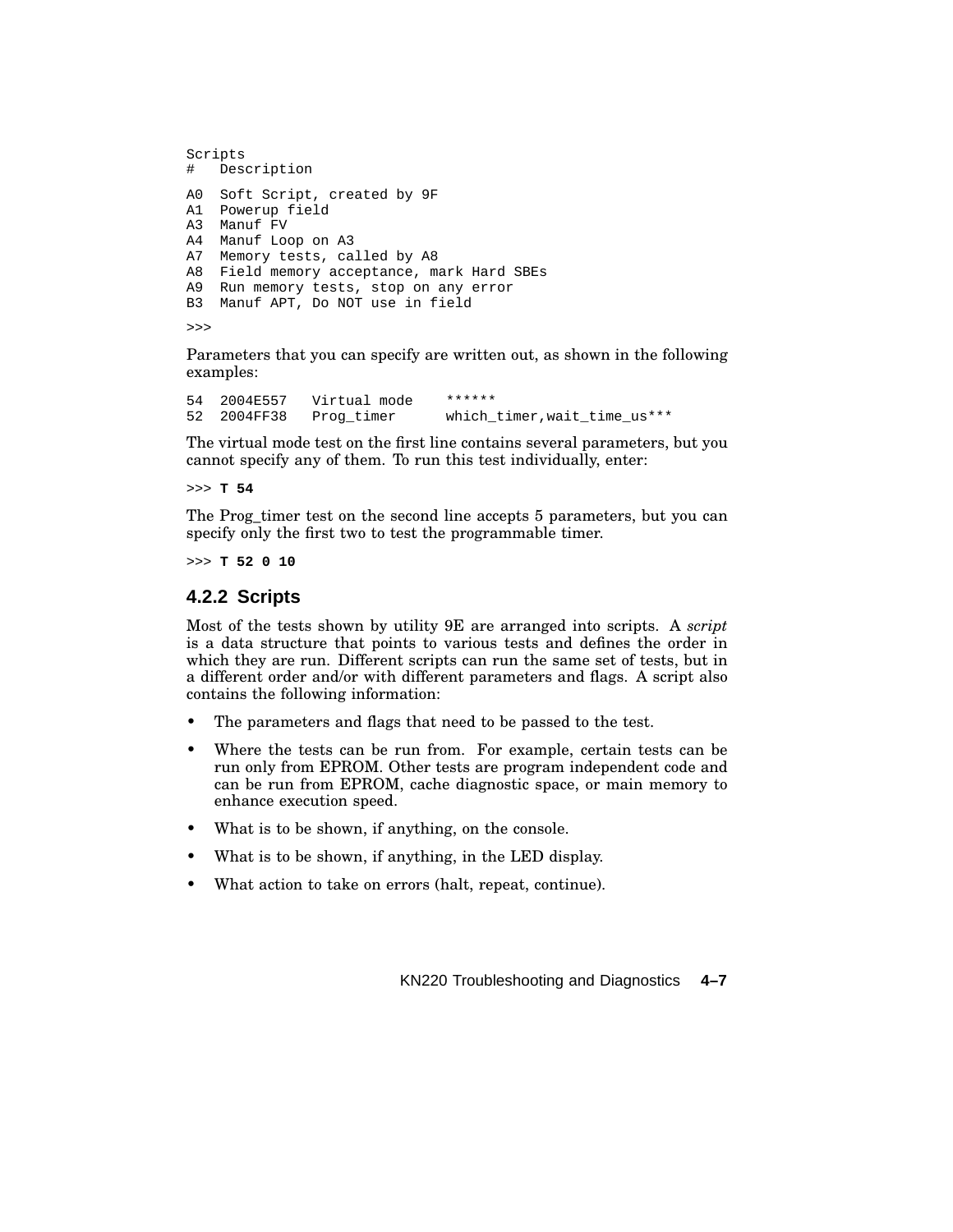```
Scripts
#   Description

A0  Soft Script, created by 9F
A1  Powerup field
A3  Manuf FV
A4  Manuf Loop on A3
A7  Memory tests, called by A8
A8  Field memory acceptance, mark Hard SBEs
A9  Run memory tests, stop on any error
B3  Manuf APT, Do NOT use in field

>>>
```

Parameters that you can specify are written out, as shown in the following examples:

```
54  2004E557   Virtual mode    ******
52  2004FF38   Prog_timer      which_timer,wait_time_us***
```

The virtual mode test on the first line contains several parameters, but you cannot specify any of them. To run this test individually, enter:

```
>>> T 54
```

The Prog_timer test on the second line accepts 5 parameters, but you can specify only the first two to test the programmable timer.

```
>>> T 52 0 10
```

### 4.2.2 Scripts

Most of the tests shown by utility 9E are arranged into scripts. A *script* is a data structure that points to various tests and defines the order in which they are run. Different scripts can run the same set of tests, but in a different order and/or with different parameters and flags. A script also contains the following information:

- The parameters and flags that need to be passed to the test.
- Where the tests can be run from. For example, certain tests can be run only from EPROM. Other tests are program independent code and can be run from EPROM, cache diagnostic space, or main memory to enhance execution speed.
- What is to be shown, if anything, on the console.
- What is to be shown, if anything, in the LED display.
- What action to take on errors (halt, repeat, continue).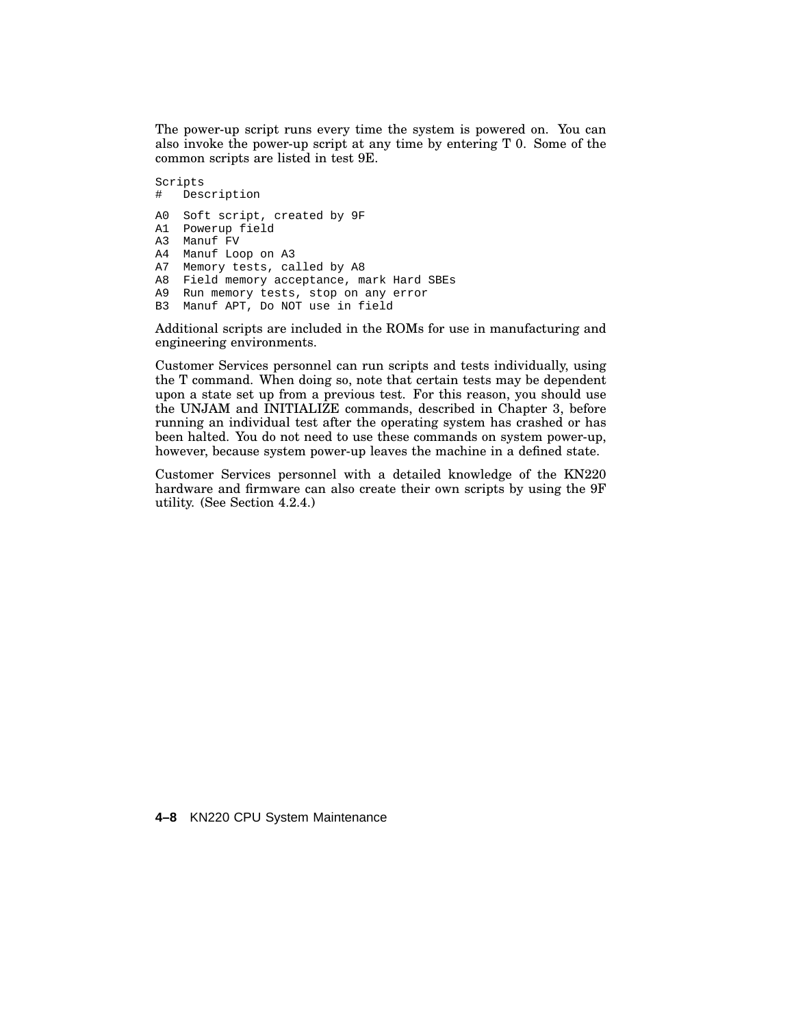The power-up script runs every time the system is powered on. You can also invoke the power-up script at any time by entering T 0. Some of the common scripts are listed in test 9E.

```
Scripts
#   Description

A0  Soft script, created by 9F
A1  Powerup field
A3  Manuf FV
A4  Manuf Loop on A3
A7  Memory tests, called by A8
A8  Field memory acceptance, mark Hard SBEs
A9  Run memory tests, stop on any error
B3  Manuf APT, Do NOT use in field
```

Additional scripts are included in the ROMs for use in manufacturing and engineering environments.

Customer Services personnel can run scripts and tests individually, using the T command. When doing so, note that certain tests may be dependent upon a state set up from a previous test. For this reason, you should use the UNJAM and INITIALIZE commands, described in Chapter 3, before running an individual test after the operating system has crashed or has been halted. You do not need to use these commands on system power-up, however, because system power-up leaves the machine in a defined state.

Customer Services personnel with a detailed knowledge of the KN220 hardware and firmware can also create their own scripts by using the 9F utility. (See Section 4.2.4.)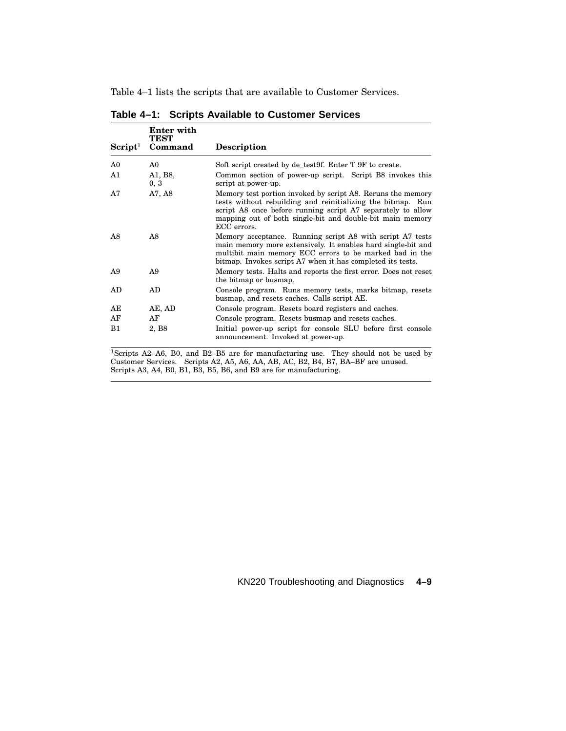Table 4–1 lists the scripts that are available to Customer Services.

**Table 4–1: Scripts Available to Customer Services**

| Script[1] | Enter with TEST Command | Description |
|---|---|---|
| A0 | A0 | Soft script created by de_test9f. Enter T 9F to create. |
| A1 | A1, B8, 0, 3 | Common section of power-up script. Script B8 invokes this script at power-up. |
| A7 | A7, A8 | Memory test portion invoked by script A8. Reruns the memory tests without rebuilding and reinitializing the bitmap. Run script A8 once before running script A7 separately to allow mapping out of both single-bit and double-bit main memory ECC errors. |
| A8 | A8 | Memory acceptance. Running script A8 with script A7 tests main memory more extensively. It enables hard single-bit and multibit main memory ECC errors to be marked bad in the bitmap. Invokes script A7 when it has completed its tests. |
| A9 | A9 | Memory tests. Halts and reports the first error. Does not reset the bitmap or busmap. |
| AD | AD | Console program. Runs memory tests, marks bitmap, resets busmap, and resets caches. Calls script AE. |
| AE | AE, AD | Console program. Resets board registers and caches. |
| AF | AF | Console program. Resets busmap and resets caches. |
| B1 | 2, B8 | Initial power-up script for console SLU before first console announcement. Invoked at power-up. |

[1]Scripts A2–A6, B0, and B2–B5 are for manufacturing use. They should not be used by Customer Services. Scripts A2, A5, A6, AA, AB, AC, B2, B4, B7, BA–BF are unused. Scripts A3, A4, B0, B1, B3, B5, B6, and B9 are for manufacturing.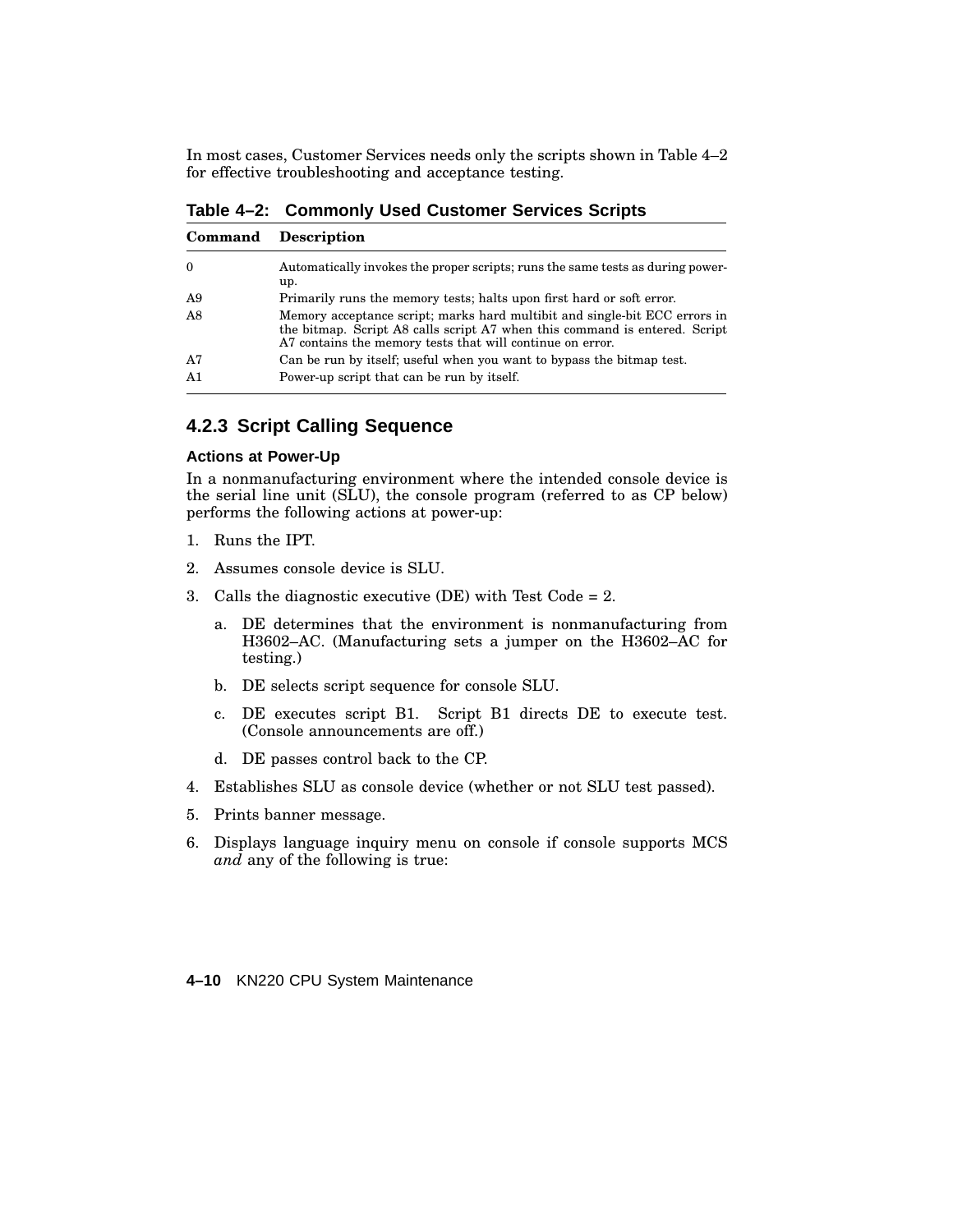In most cases, Customer Services needs only the scripts shown in Table 4–2 for effective troubleshooting and acceptance testing.

**Table 4–2: Commonly Used Customer Services Scripts**

| Command | Description |
|---|---|
| 0 | Automatically invokes the proper scripts; runs the same tests as during power-up. |
| A9 | Primarily runs the memory tests; halts upon first hard or soft error. |
| A8 | Memory acceptance script; marks hard multibit and single-bit ECC errors in the bitmap. Script A8 calls script A7 when this command is entered. Script A7 contains the memory tests that will continue on error. |
| A7 | Can be run by itself; useful when you want to bypass the bitmap test. |
| A1 | Power-up script that can be run by itself. |

### 4.2.3 Script Calling Sequence

#### Actions at Power-Up

In a nonmanufacturing environment where the intended console device is the serial line unit (SLU), the console program (referred to as CP below) performs the following actions at power-up:

1. Runs the IPT.
2. Assumes console device is SLU.
3. Calls the diagnostic executive (DE) with Test Code = 2.
   a. DE determines that the environment is nonmanufacturing from H3602–AC. (Manufacturing sets a jumper on the H3602–AC for testing.)
   b. DE selects script sequence for console SLU.
   c. DE executes script B1. Script B1 directs DE to execute test. (Console announcements are off.)
   d. DE passes control back to the CP.
4. Establishes SLU as console device (whether or not SLU test passed).
5. Prints banner message.
6. Displays language inquiry menu on console if console supports MCS *and* any of the following is true: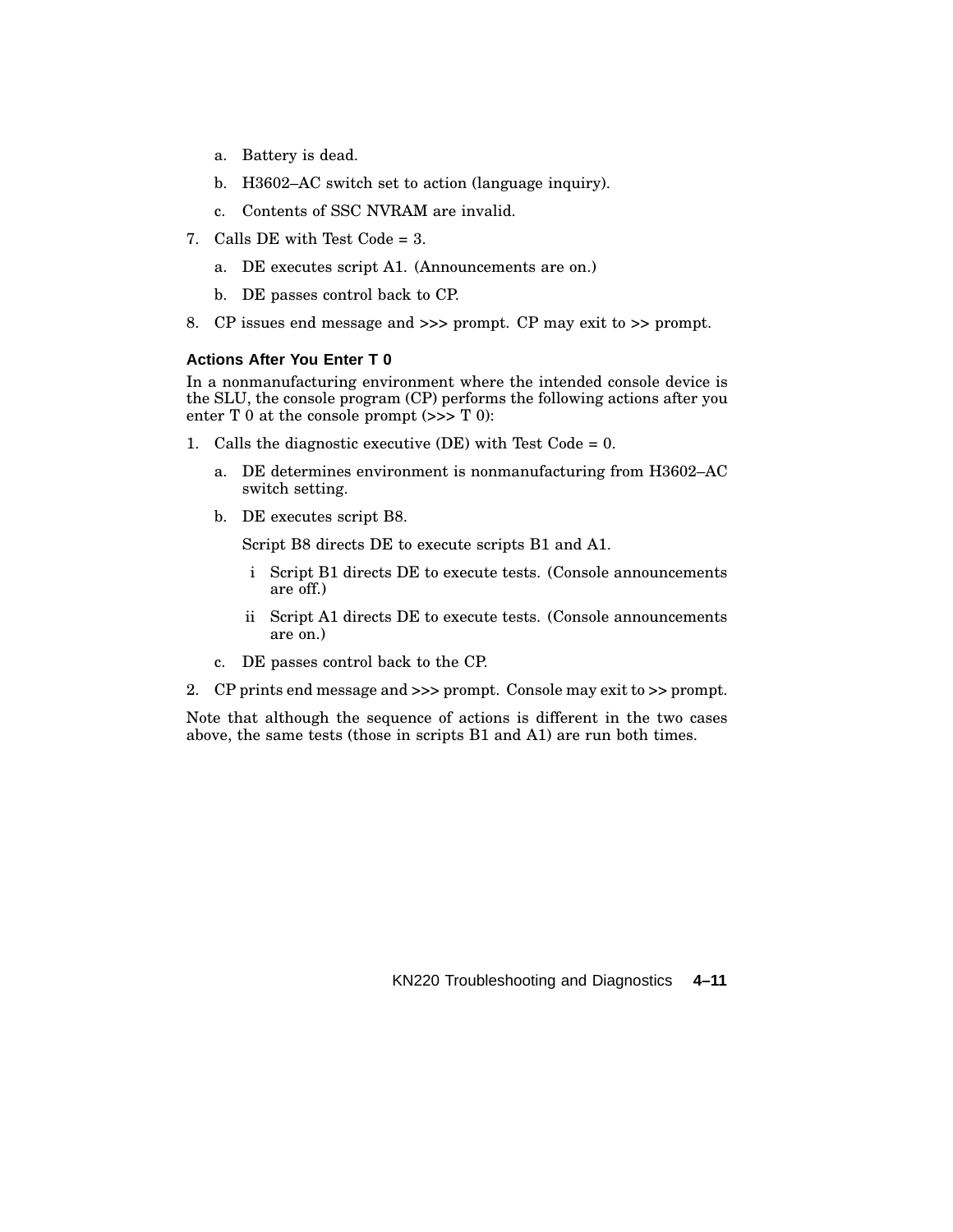a. Battery is dead.

   b. H3602–AC switch set to action (language inquiry).

   c. Contents of SSC NVRAM are invalid.

7. Calls DE with Test Code = 3.

   a. DE executes script A1. (Announcements are on.)

   b. DE passes control back to CP.

8. CP issues end message and >>> prompt. CP may exit to >> prompt.

#### Actions After You Enter T 0

In a nonmanufacturing environment where the intended console device is the SLU, the console program (CP) performs the following actions after you enter T 0 at the console prompt (>>> T 0):

1. Calls the diagnostic executive (DE) with Test Code = 0.

   a. DE determines environment is nonmanufacturing from H3602–AC switch setting.

   b. DE executes script B8.

      Script B8 directs DE to execute scripts B1 and A1.

      i Script B1 directs DE to execute tests. (Console announcements are off.)

      ii Script A1 directs DE to execute tests. (Console announcements are on.)

   c. DE passes control back to the CP.

2. CP prints end message and >>> prompt. Console may exit to >> prompt.

Note that although the sequence of actions is different in the two cases above, the same tests (those in scripts B1 and A1) are run both times.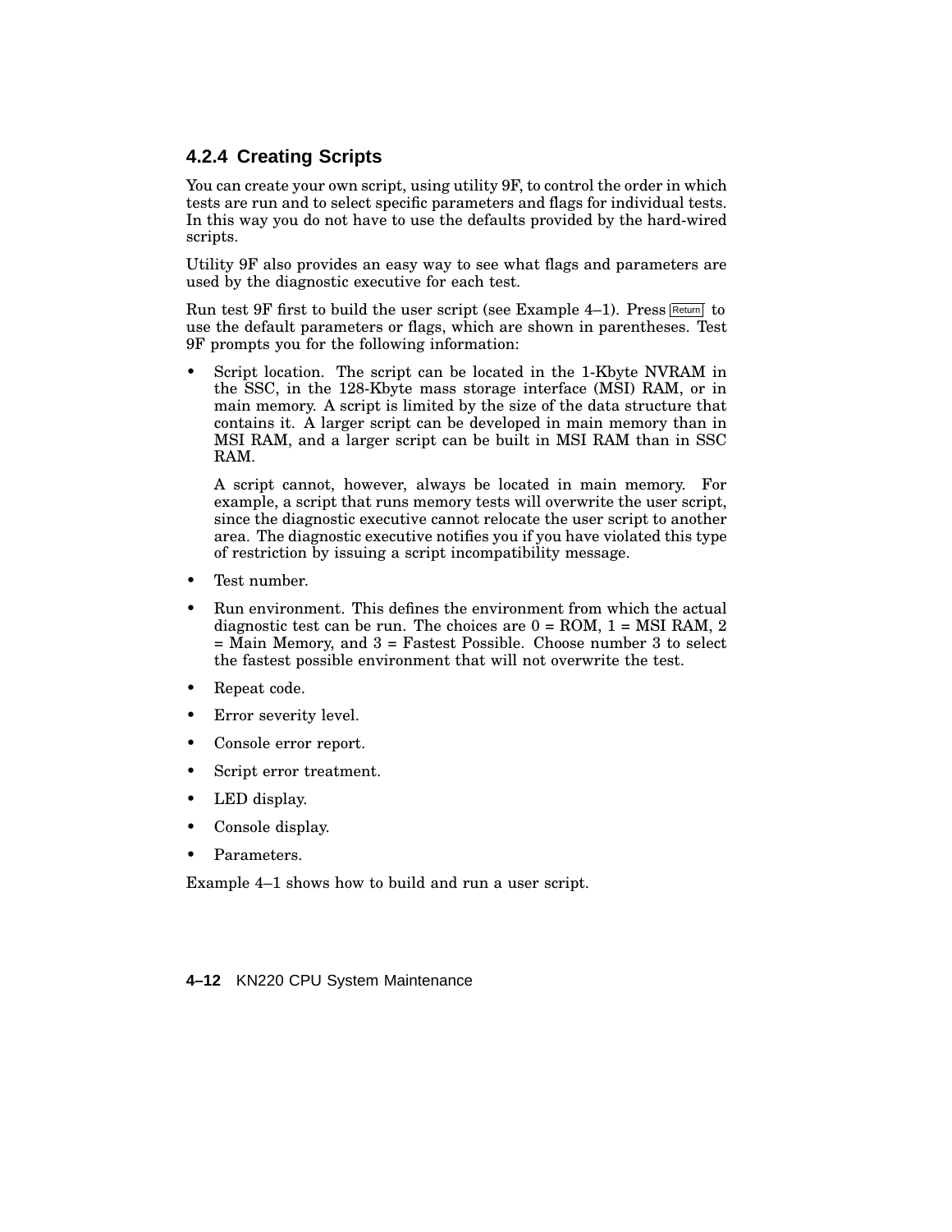### 4.2.4 Creating Scripts

You can create your own script, using utility 9F, to control the order in which tests are run and to select specific parameters and flags for individual tests. In this way you do not have to use the defaults provided by the hard-wired scripts.

Utility 9F also provides an easy way to see what flags and parameters are used by the diagnostic executive for each test.

Run test 9F first to build the user script (see Example 4–1). Press Return to use the default parameters or flags, which are shown in parentheses. Test 9F prompts you for the following information:

- Script location. The script can be located in the 1-Kbyte NVRAM in the SSC, in the 128-Kbyte mass storage interface (MSI) RAM, or in main memory. A script is limited by the size of the data structure that contains it. A larger script can be developed in main memory than in MSI RAM, and a larger script can be built in MSI RAM than in SSC RAM.

  A script cannot, however, always be located in main memory. For example, a script that runs memory tests will overwrite the user script, since the diagnostic executive cannot relocate the user script to another area. The diagnostic executive notifies you if you have violated this type of restriction by issuing a script incompatibility message.
- Test number.
- Run environment. This defines the environment from which the actual diagnostic test can be run. The choices are 0 = ROM, 1 = MSI RAM, 2 = Main Memory, and 3 = Fastest Possible. Choose number 3 to select the fastest possible environment that will not overwrite the test.
- Repeat code.
- Error severity level.
- Console error report.
- Script error treatment.
- LED display.
- Console display.
- Parameters.

Example 4–1 shows how to build and run a user script.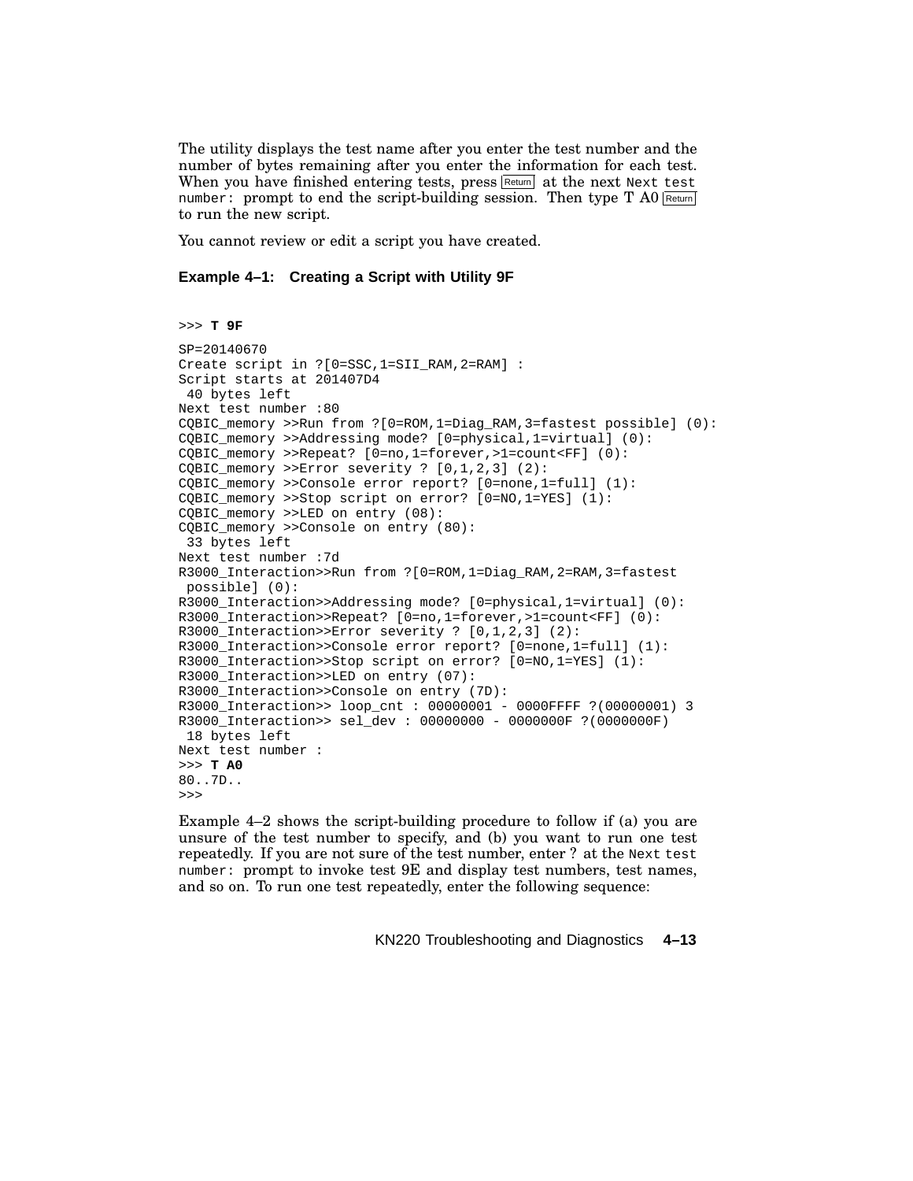The utility displays the test name after you enter the test number and the number of bytes remaining after you enter the information for each test. When you have finished entering tests, press Return at the next `Next test number:` prompt to end the script-building session. Then type T A0 Return to run the new script.

You cannot review or edit a script you have created.

#### Example 4–1: Creating a Script with Utility 9F

```
>>> T 9F
SP=20140670
Create script in ?[0=SSC,1=SII_RAM,2=RAM] :
Script starts at 201407D4
 40 bytes left
Next test number :80
CQBIC_memory >>Run from ?[0=ROM,1=Diag_RAM,3=fastest possible] (0):
CQBIC_memory >>Addressing mode? [0=physical,1=virtual] (0):
CQBIC_memory >>Repeat? [0=no,1=forever,>1=count<FF] (0):
CQBIC_memory >>Error severity ? [0,1,2,3] (2):
CQBIC_memory >>Console error report? [0=none,1=full] (1):
CQBIC_memory >>Stop script on error? [0=NO,1=YES] (1):
CQBIC_memory >>LED on entry (08):
CQBIC_memory >>Console on entry (80):
 33 bytes left
Next test number :7d
R3000_Interaction>>Run from ?[0=ROM,1=Diag_RAM,2=RAM,3=fastest
 possible] (0):
R3000_Interaction>>Addressing mode? [0=physical,1=virtual] (0):
R3000_Interaction>>Repeat? [0=no,1=forever,>1=count<FF] (0):
R3000_Interaction>>Error severity ? [0,1,2,3] (2):
R3000_Interaction>>Console error report? [0=none,1=full] (1):
R3000_Interaction>>Stop script on error? [0=NO,1=YES] (1):
R3000_Interaction>>LED on entry (07):
R3000_Interaction>>Console on entry (7D):
R3000_Interaction>> loop_cnt : 00000001 - 0000FFFF ?(00000001) 3
R3000_Interaction>> sel_dev : 00000000 - 0000000F ?(0000000F)
 18 bytes left
Next test number :
>>> T A0
80..7D..
>>>
```

Example 4–2 shows the script-building procedure to follow if (a) you are unsure of the test number to specify, and (b) you want to run one test repeatedly. If you are not sure of the test number, enter ? at the `Next test number:` prompt to invoke test 9E and display test numbers, test names, and so on. To run one test repeatedly, enter the following sequence: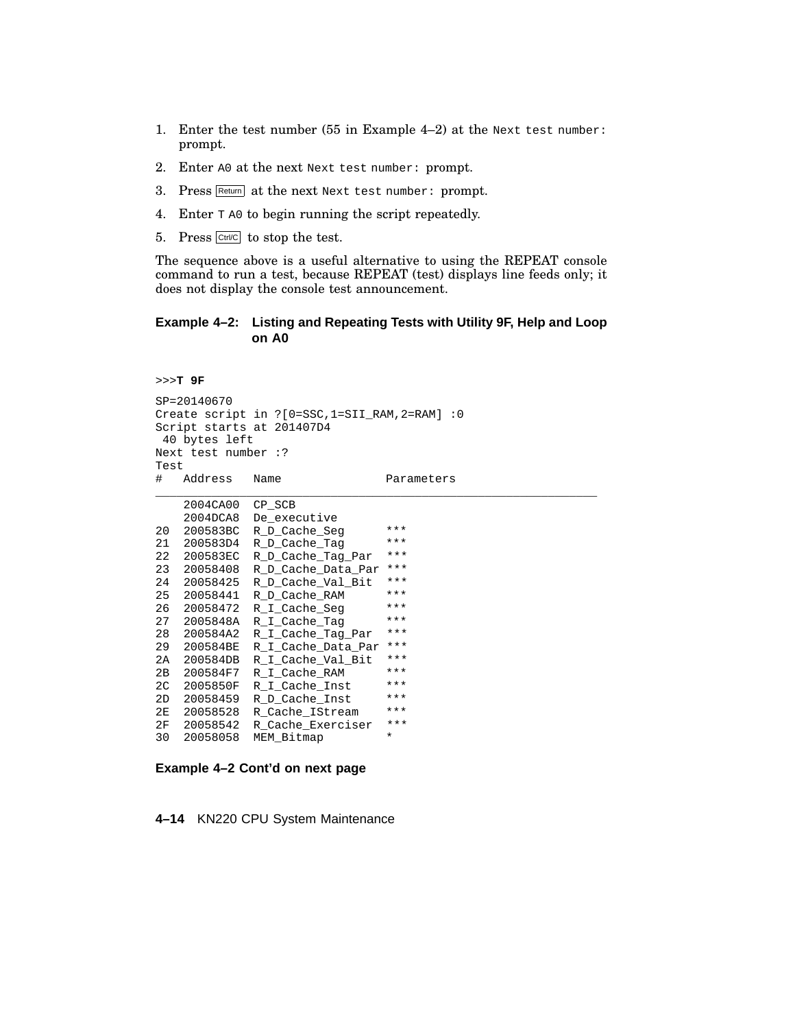1. Enter the test number (55 in Example 4–2) at the `Next test number:` prompt.
2. Enter `A0` at the next `Next test number:` prompt.
3. Press Return at the next `Next test number:` prompt.
4. Enter `T A0` to begin running the script repeatedly.
5. Press Ctrl/C to stop the test.

The sequence above is a useful alternative to using the REPEAT console command to run a test, because REPEAT (test) displays line feeds only; it does not display the console test announcement.

**Example 4–2: Listing and Repeating Tests with Utility 9F, Help and Loop on A0**

```
>>>T 9F

SP=20140670
Create script in ?[0=SSC,1=SII_RAM,2=RAM] :0
Script starts at 201407D4
 40 bytes left
Next test number :?
Test
#   Address   Name               Parameters
_______________________________________________________________

    2004CA00  CP_SCB
    2004DCA8  De_executive
20  200583BC  R_D_Cache_Seg      ***
21  200583D4  R_D_Cache_Tag      ***
22  200583EC  R_D_Cache_Tag_Par  ***
23  20058408  R_D_Cache_Data_Par ***
24  20058425  R_D_Cache_Val_Bit  ***
25  20058441  R_D_Cache_RAM      ***
26  20058472  R_I_Cache_Seg      ***
27  2005848A  R_I_Cache_Tag      ***
28  200584A2  R_I_Cache_Tag_Par  ***
29  200584BE  R_I_Cache_Data_Par ***
2A  200584DB  R_I_Cache_Val_Bit  ***
2B  200584F7  R_I_Cache_RAM      ***
2C  2005850F  R_I_Cache_Inst     ***
2D  20058459  R_D_Cache_Inst     ***
2E  20058528  R_Cache_IStream    ***
2F  20058542  R_Cache_Exerciser  ***
30  20058058  MEM_Bitmap         *
```

**Example 4–2 Cont'd on next page**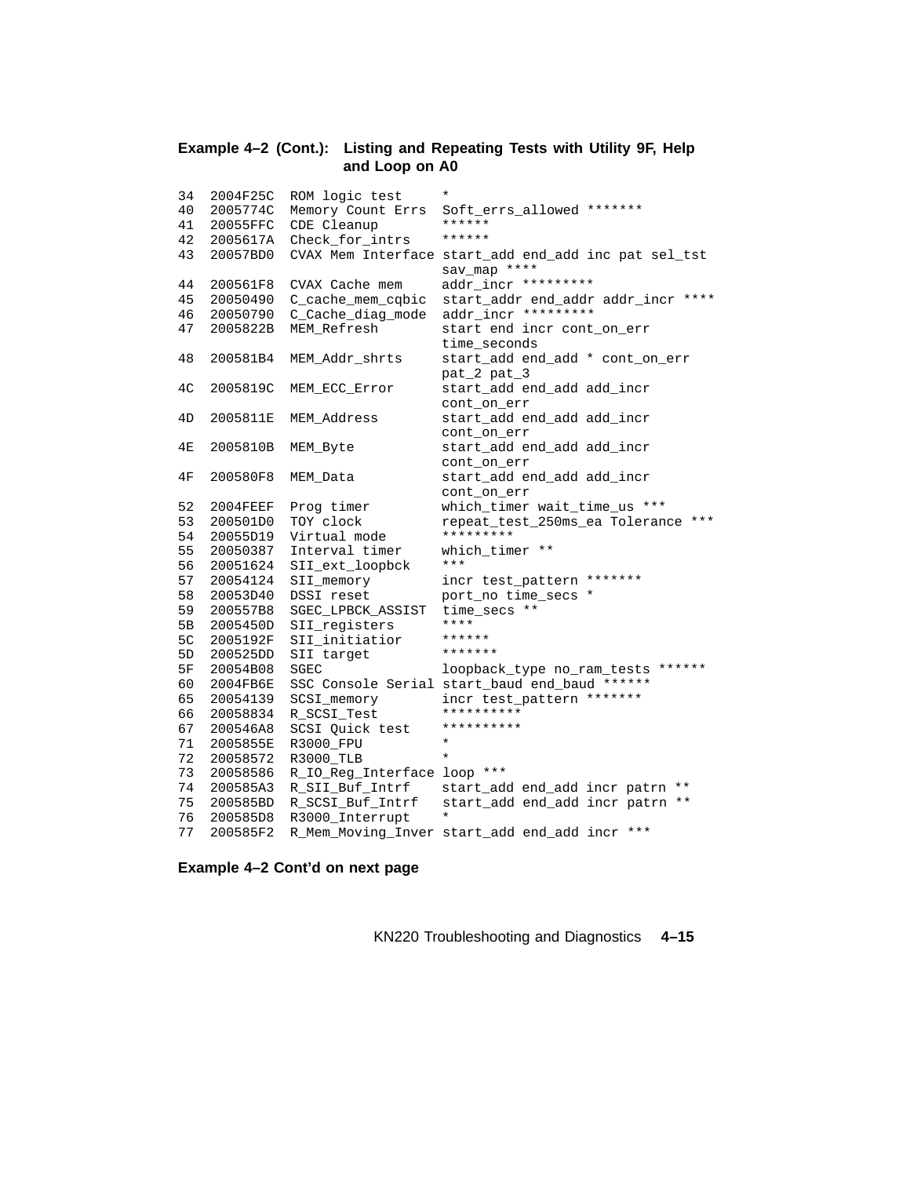**Example 4–2 (Cont.): Listing and Repeating Tests with Utility 9F, Help and Loop on A0**

```
34  2004F25C  ROM logic test      *
40  2005774C  Memory Count Errs  Soft_errs_allowed *******
41  20055FFC  CDE Cleanup        ******
42  2005617A  Check_for_intrs    ******
43  20057BD0  CVAX Mem Interface start_add end_add inc pat sel_tst
                                 sav_map ****
44  200561F8  CVAX Cache mem     addr_incr *********
45  20050490  C_cache_mem_cqbic  start_addr end_addr addr_incr ****
46  20050790  C_Cache_diag_mode  addr_incr *********
47  2005822B  MEM_Refresh        start end incr cont_on_err
                                 time_seconds
48  200581B4  MEM_Addr_shrts     start_add end_add * cont_on_err
                                 pat_2 pat_3
4C  2005819C  MEM_ECC_Error      start_add end_add add_incr
                                 cont_on_err
4D  2005811E  MEM_Address        start_add end_add add_incr
                                 cont_on_err
4E  2005810B  MEM_Byte           start_add end_add add_incr
                                 cont_on_err
4F  200580F8  MEM_Data           start_add end_add add_incr
                                 cont_on_err
52  2004FEEF  Prog timer         which_timer wait_time_us ***
53  200501D0  TOY clock          repeat_test_250ms_ea Tolerance ***
54  20055D19  Virtual mode       *********
55  20050387  Interval timer     which_timer **
56  20051624  SII_ext_loopbck    ***
57  20054124  SII_memory         incr test_pattern *******
58  20053D40  DSSI reset         port_no time_secs *
59  200557B8  SGEC_LPBCK_ASSIST  time_secs **
5B  2005450D  SII_registers      ****
5C  2005192F  SII_initiatior     ******
5D  200525DD  SII target         *******
5F  20054B08  SGEC               loopback_type no_ram_tests ******
60  2004FB6E  SSC Console Serial start_baud end_baud ******
65  20054139  SCSI_memory        incr test_pattern *******
66  20058834  R_SCSI_Test        **********
67  200546A8  SCSI Quick test    **********
71  2005855E  R3000_FPU          *
72  20058572  R3000_TLB          *
73  20058586  R_IO_Reg_Interface loop ***
74  200585A3  R_SII_Buf_Intrf    start_add end_add incr patrn **
75  200585BD  R_SCSI_Buf_Intrf   start_add end_add incr patrn **
76  200585D8  R3000_Interrupt    *
77  200585F2  R_Mem_Moving_Inver start_add end_add incr ***
```

**Example 4–2 Cont'd on next page**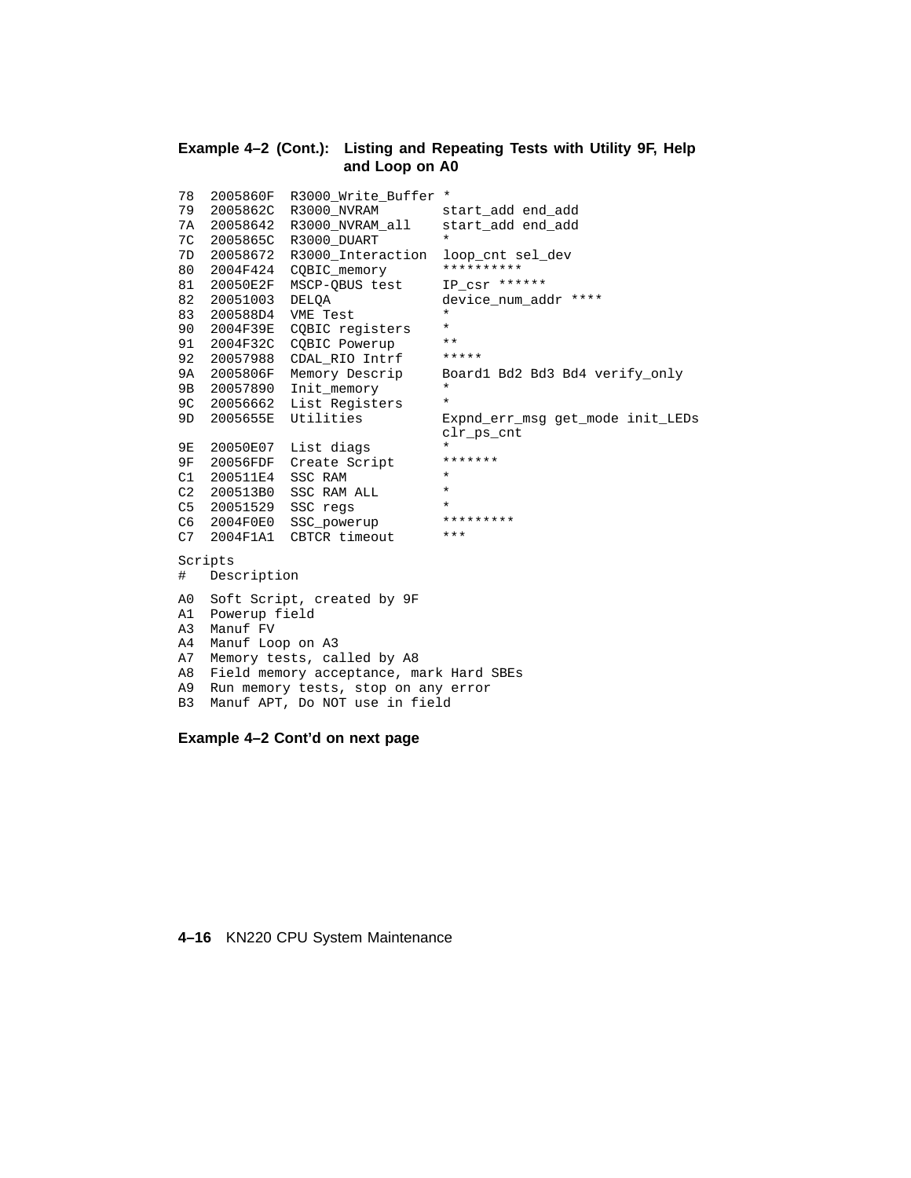**Example 4–2 (Cont.): Listing and Repeating Tests with Utility 9F, Help and Loop on A0**

```
78  2005860F  R3000_Write_Buffer *
79  2005862C  R3000_NVRAM        start_add end_add
7A  20058642  R3000_NVRAM_all    start_add end_add
7C  2005865C  R3000_DUART        *
7D  20058672  R3000_Interaction  loop_cnt sel_dev
80  2004F424  CQBIC_memory       **********
81  20050E2F  MSCP-QBUS test     IP_csr ******
82  20051003  DELQA              device_num_addr ****
83  200588D4  VME Test           *
90  2004F39E  CQBIC registers    *
91  2004F32C  CQBIC Powerup      **
92  20057988  CDAL_RIO Intrf     *****
9A  2005806F  Memory Descrip     Board1 Bd2 Bd3 Bd4 verify_only
9B  20057890  Init_memory        *
9C  20056662  List Registers     *
9D  2005655E  Utilities          Expnd_err_msg get_mode init_LEDs
                                 clr_ps_cnt
9E  20050E07  List diags         *
9F  20056FDF  Create Script      *******
C1  200511E4  SSC RAM            *
C2  200513B0  SSC RAM ALL        *
C5  20051529  SSC regs           *
C6  2004F0E0  SSC_powerup        *********
C7  2004F1A1  CBTCR timeout      ***

Scripts
#   Description

A0  Soft Script, created by 9F
A1  Powerup field
A3  Manuf FV
A4  Manuf Loop on A3
A7  Memory tests, called by A8
A8  Field memory acceptance, mark Hard SBEs
A9  Run memory tests, stop on any error
B3  Manuf APT, Do NOT use in field
```

**Example 4–2 Cont'd on next page**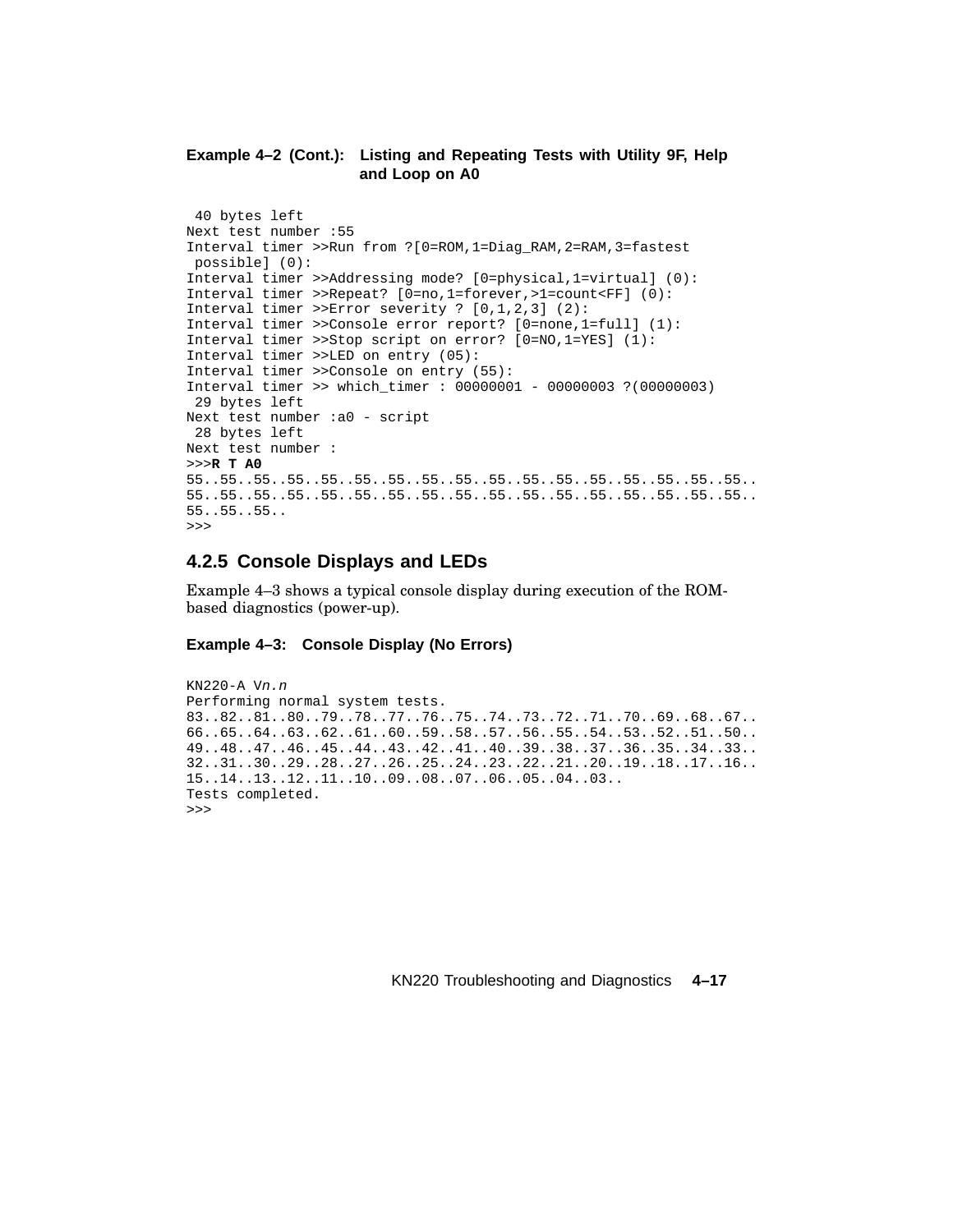**Example 4–2 (Cont.): Listing and Repeating Tests with Utility 9F, Help and Loop on A0**

```
 40 bytes left
Next test number :55
Interval timer >>Run from ?[0=ROM,1=Diag_RAM,2=RAM,3=fastest
 possible] (0):
Interval timer >>Addressing mode? [0=physical,1=virtual] (0):
Interval timer >>Repeat? [0=no,1=forever,>1=count<FF] (0):
Interval timer >>Error severity ? [0,1,2,3] (2):
Interval timer >>Console error report? [0=none,1=full] (1):
Interval timer >>Stop script on error? [0=NO,1=YES] (1):
Interval timer >>LED on entry (05):
Interval timer >>Console on entry (55):
Interval timer >> which_timer : 00000001 - 00000003 ?(00000003)
 29 bytes left
Next test number :a0 - script
 28 bytes left
Next test number :
>>>R T A0
55..55..55..55..55..55..55..55..55..55..55..55..55..55..55..55..55..
55..55..55..55..55..55..55..55..55..55..55..55..55..55..55..55..55..
55..55..55..
>>>
```

## 4.2.5 Console Displays and LEDs

Example 4–3 shows a typical console display during execution of the ROM-based diagnostics (power-up).

**Example 4–3: Console Display (No Errors)**

```
KN220-A Vn.n
Performing normal system tests.
83..82..81..80..79..78..77..76..75..74..73..72..71..70..69..68..67..
66..65..64..63..62..61..60..59..58..57..56..55..54..53..52..51..50..
49..48..47..46..45..44..43..42..41..40..39..38..37..36..35..34..33..
32..31..30..29..28..27..26..25..24..23..22..21..20..19..18..17..16..
15..14..13..12..11..10..09..08..07..06..05..04..03..
Tests completed.
>>>
```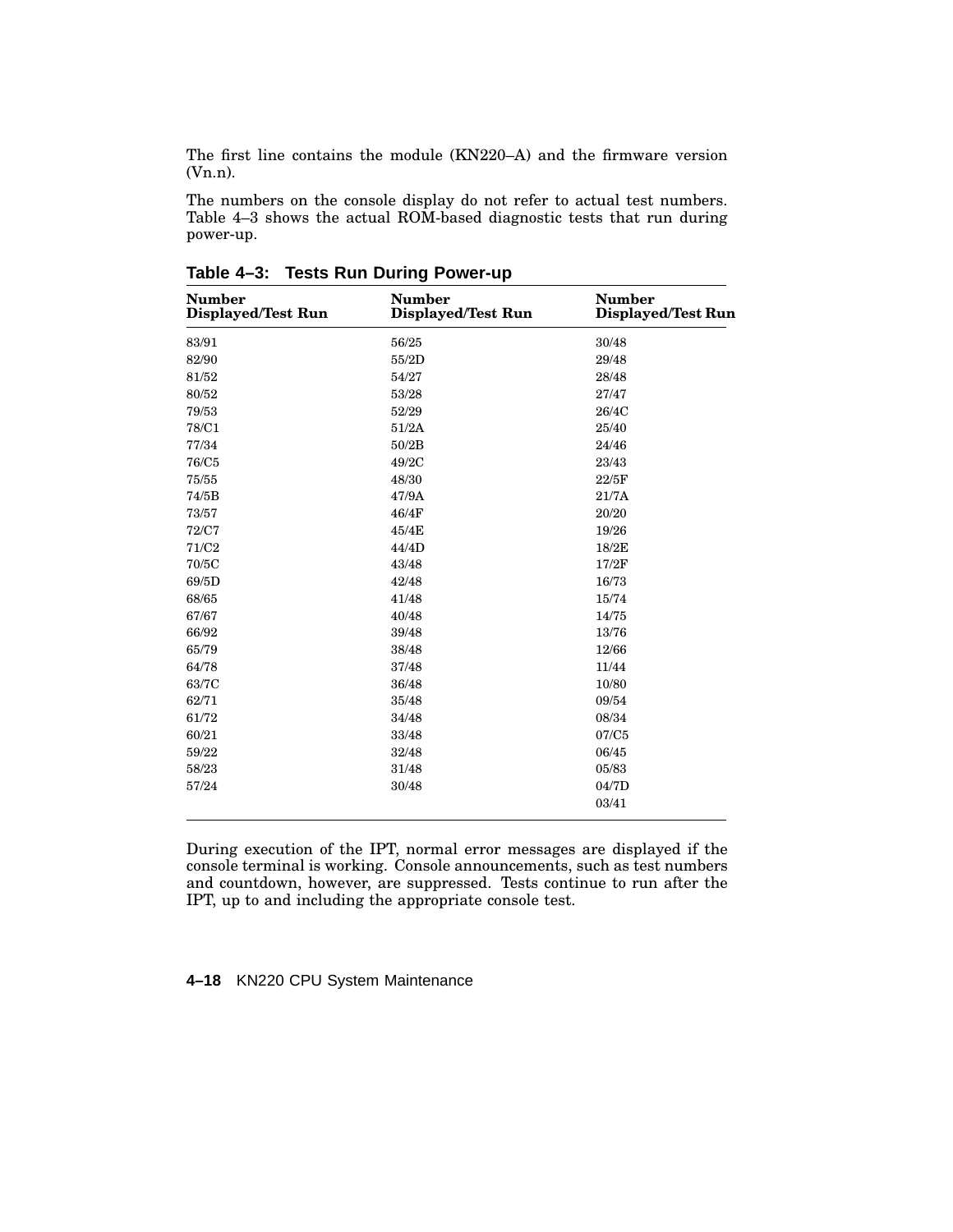The first line contains the module (KN220–A) and the firmware version (Vn.n).

The numbers on the console display do not refer to actual test numbers. Table 4–3 shows the actual ROM-based diagnostic tests that run during power-up.

**Table 4–3: Tests Run During Power-up**

| Number Displayed/Test Run | Number Displayed/Test Run | Number Displayed/Test Run |
|---|---|---|
| 83/91 | 56/25 | 30/48 |
| 82/90 | 55/2D | 29/48 |
| 81/52 | 54/27 | 28/48 |
| 80/52 | 53/28 | 27/47 |
| 79/53 | 52/29 | 26/4C |
| 78/C1 | 51/2A | 25/40 |
| 77/34 | 50/2B | 24/46 |
| 76/C5 | 49/2C | 23/43 |
| 75/55 | 48/30 | 22/5F |
| 74/5B | 47/9A | 21/7A |
| 73/57 | 46/4F | 20/20 |
| 72/C7 | 45/4E | 19/26 |
| 71/C2 | 44/4D | 18/2E |
| 70/5C | 43/48 | 17/2F |
| 69/5D | 42/48 | 16/73 |
| 68/65 | 41/48 | 15/74 |
| 67/67 | 40/48 | 14/75 |
| 66/92 | 39/48 | 13/76 |
| 65/79 | 38/48 | 12/66 |
| 64/78 | 37/48 | 11/44 |
| 63/7C | 36/48 | 10/80 |
| 62/71 | 35/48 | 09/54 |
| 61/72 | 34/48 | 08/34 |
| 60/21 | 33/48 | 07/C5 |
| 59/22 | 32/48 | 06/45 |
| 58/23 | 31/48 | 05/83 |
| 57/24 | 30/48 | 04/7D |
| | | 03/41 |

During execution of the IPT, normal error messages are displayed if the console terminal is working. Console announcements, such as test numbers and countdown, however, are suppressed. Tests continue to run after the IPT, up to and including the appropriate console test.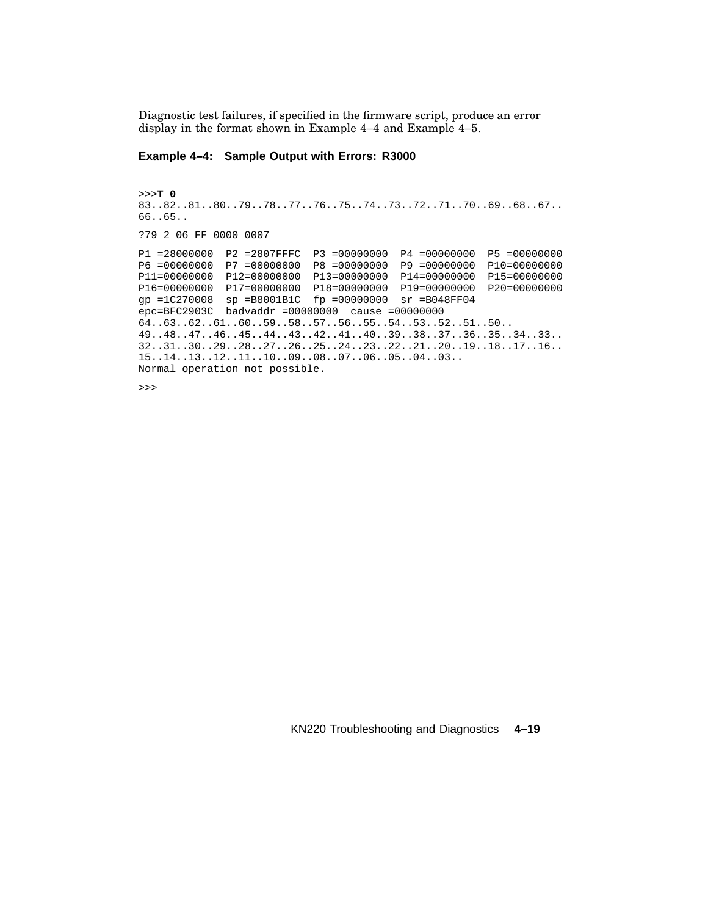Diagnostic test failures, if specified in the firmware script, produce an error display in the format shown in Example 4–4 and Example 4–5.

**Example 4–4: Sample Output with Errors: R3000**

```
>>>T 0
83..82..81..80..79..78..77..76..75..74..73..72..71..70..69..68..67..
66..65..

?79 2 06 FF 0000 0007

P1 =28000000  P2 =2807FFFC  P3 =00000000  P4 =00000000  P5 =00000000
P6 =00000000  P7 =00000000  P8 =00000000  P9 =00000000  P10=00000000
P11=00000000  P12=00000000  P13=00000000  P14=00000000  P15=00000000
P16=00000000  P17=00000000  P18=00000000  P19=00000000  P20=00000000
gp =1C270008  sp =B8001B1C  fp =00000000  sr =B048FF04
epc=BFC2903C  badvaddr =00000000  cause =00000000
64..63..62..61..60..59..58..57..56..55..54..53..52..51..50..
49..48..47..46..45..44..43..42..41..40..39..38..37..36..35..34..33..
32..31..30..29..28..27..26..25..24..23..22..21..20..19..18..17..16..
15..14..13..12..11..10..09..08..07..06..05..04..03..
Normal operation not possible.

>>>
```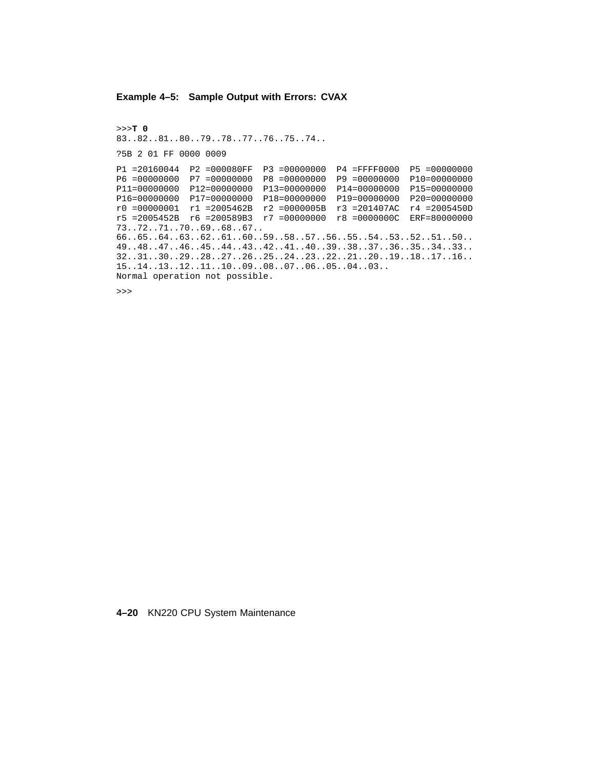**Example 4–5: Sample Output with Errors: CVAX**

```
>>>T 0
83..82..81..80..79..78..77..76..75..74..

?5B 2 01 FF 0000 0009

P1 =20160044  P2 =000080FF  P3 =00000000  P4 =FFFF0000  P5 =00000000
P6 =00000000  P7 =00000000  P8 =00000000  P9 =00000000  P10=00000000
P11=00000000  P12=00000000  P13=00000000  P14=00000000  P15=00000000
P16=00000000  P17=00000000  P18=00000000  P19=00000000  P20=00000000
r0 =00000001  r1 =2005462B  r2 =0000005B  r3 =201407AC  r4 =2005450D
r5 =2005452B  r6 =200589B3  r7 =00000000  r8 =0000000C  ERF=80000000
73..72..71..70..69..68..67..
66..65..64..63..62..61..60..59..58..57..56..55..54..53..52..51..50..
49..48..47..46..45..44..43..42..41..40..39..38..37..36..35..34..33..
32..31..30..29..28..27..26..25..24..23..22..21..20..19..18..17..16..
15..14..13..12..11..10..09..08..07..06..05..04..03..
Normal operation not possible.

>>>
```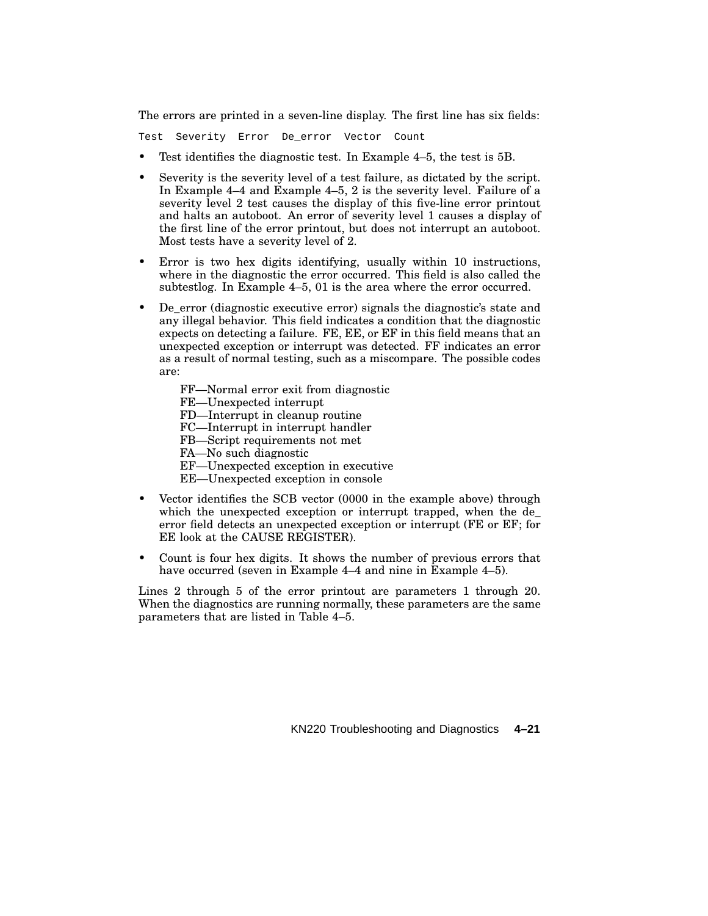The errors are printed in a seven-line display. The first line has six fields:

```
Test  Severity  Error  De_error  Vector  Count
```

- Test identifies the diagnostic test. In Example 4–5, the test is 5B.
- Severity is the severity level of a test failure, as dictated by the script. In Example 4–4 and Example 4–5, 2 is the severity level. Failure of a severity level 2 test causes the display of this five-line error printout and halts an autoboot. An error of severity level 1 causes a display of the first line of the error printout, but does not interrupt an autoboot. Most tests have a severity level of 2.
- Error is two hex digits identifying, usually within 10 instructions, where in the diagnostic the error occurred. This field is also called the subtestlog. In Example 4–5, 01 is the area where the error occurred.
- De_error (diagnostic executive error) signals the diagnostic's state and any illegal behavior. This field indicates a condition that the diagnostic expects on detecting a failure. FE, EE, or EF in this field means that an unexpected exception or interrupt was detected. FF indicates an error as a result of normal testing, such as a miscompare. The possible codes are:

  FF—Normal error exit from diagnostic
  FE—Unexpected interrupt
  FD—Interrupt in cleanup routine
  FC—Interrupt in interrupt handler
  FB—Script requirements not met
  FA—No such diagnostic
  EF—Unexpected exception in executive
  EE—Unexpected exception in console

- Vector identifies the SCB vector (0000 in the example above) through which the unexpected exception or interrupt trapped, when the de_error field detects an unexpected exception or interrupt (FE or EF; for EE look at the CAUSE REGISTER).
- Count is four hex digits. It shows the number of previous errors that have occurred (seven in Example 4–4 and nine in Example 4–5).

Lines 2 through 5 of the error printout are parameters 1 through 20. When the diagnostics are running normally, these parameters are the same parameters that are listed in Table 4–5.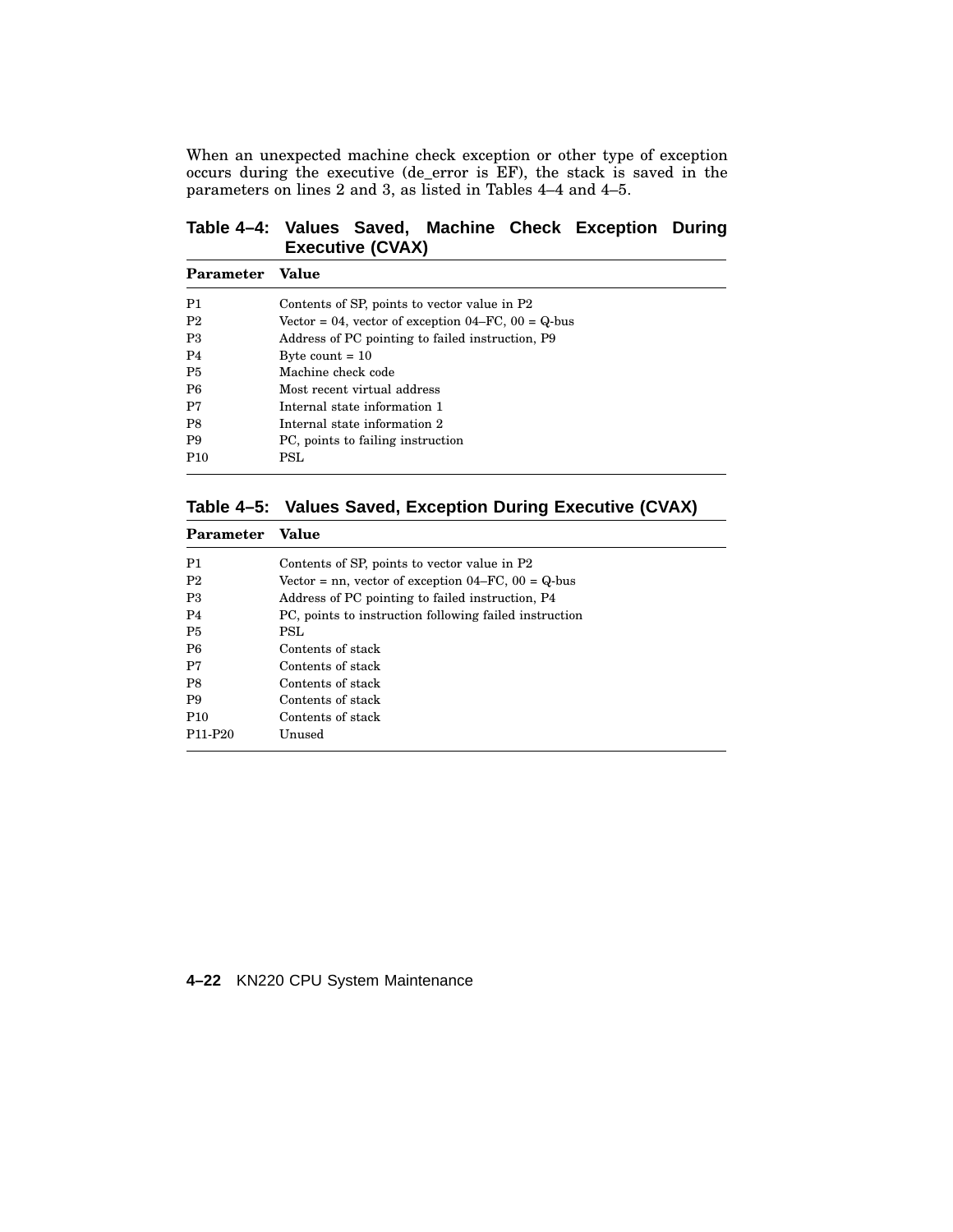When an unexpected machine check exception or other type of exception occurs during the executive (de_error is EF), the stack is saved in the parameters on lines 2 and 3, as listed in Tables 4–4 and 4–5.

**Table 4–4: Values Saved, Machine Check Exception During Executive (CVAX)**

| Parameter | Value |
|---|---|
| P1 | Contents of SP, points to vector value in P2 |
| P2 | Vector = 04, vector of exception 04–FC, 00 = Q-bus |
| P3 | Address of PC pointing to failed instruction, P9 |
| P4 | Byte count = 10 |
| P5 | Machine check code |
| P6 | Most recent virtual address |
| P7 | Internal state information 1 |
| P8 | Internal state information 2 |
| P9 | PC, points to failing instruction |
| P10 | PSL |

**Table 4–5: Values Saved, Exception During Executive (CVAX)**

| Parameter | Value |
|---|---|
| P1 | Contents of SP, points to vector value in P2 |
| P2 | Vector = nn, vector of exception 04–FC, 00 = Q-bus |
| P3 | Address of PC pointing to failed instruction, P4 |
| P4 | PC, points to instruction following failed instruction |
| P5 | PSL |
| P6 | Contents of stack |
| P7 | Contents of stack |
| P8 | Contents of stack |
| P9 | Contents of stack |
| P10 | Contents of stack |
| P11-P20 | Unused |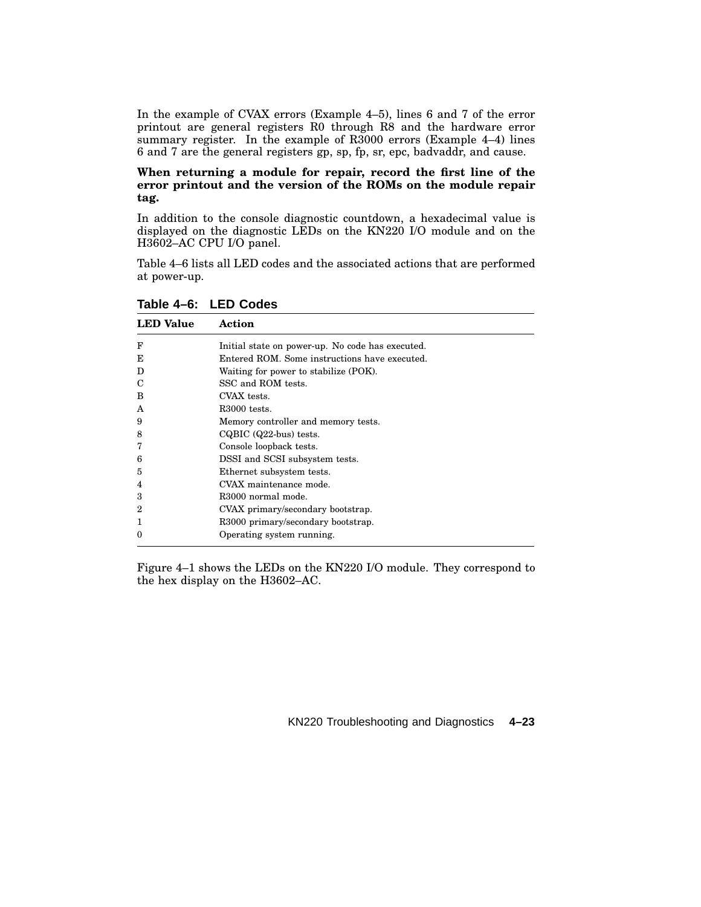In the example of CVAX errors (Example 4–5), lines 6 and 7 of the error printout are general registers R0 through R8 and the hardware error summary register. In the example of R3000 errors (Example 4–4) lines 6 and 7 are the general registers gp, sp, fp, sr, epc, badvaddr, and cause.

**When returning a module for repair, record the first line of the error printout and the version of the ROMs on the module repair tag.**

In addition to the console diagnostic countdown, a hexadecimal value is displayed on the diagnostic LEDs on the KN220 I/O module and on the H3602–AC CPU I/O panel.

Table 4–6 lists all LED codes and the associated actions that are performed at power-up.

**Table 4–6: LED Codes**

| LED Value | Action |
|---|---|
| F | Initial state on power-up. No code has executed. |
| E | Entered ROM. Some instructions have executed. |
| D | Waiting for power to stabilize (POK). |
| C | SSC and ROM tests. |
| B | CVAX tests. |
| A | R3000 tests. |
| 9 | Memory controller and memory tests. |
| 8 | CQBIC (Q22-bus) tests. |
| 7 | Console loopback tests. |
| 6 | DSSI and SCSI subsystem tests. |
| 5 | Ethernet subsystem tests. |
| 4 | CVAX maintenance mode. |
| 3 | R3000 normal mode. |
| 2 | CVAX primary/secondary bootstrap. |
| 1 | R3000 primary/secondary bootstrap. |
| 0 | Operating system running. |

Figure 4–1 shows the LEDs on the KN220 I/O module. They correspond to the hex display on the H3602–AC.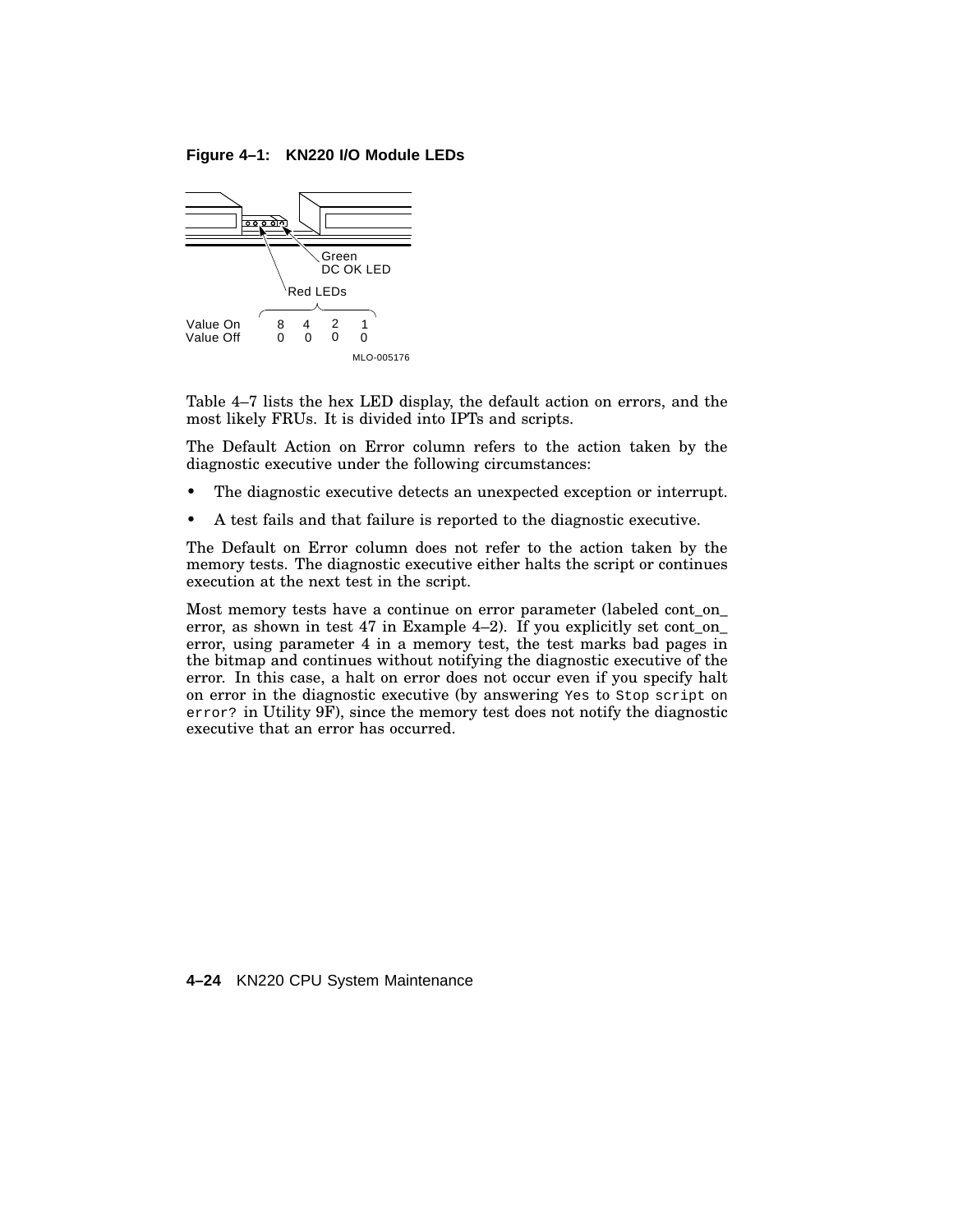**Figure 4–1: KN220 I/O Module LEDs**

Green
DC OK LED

Red LEDs

| | | | | |
|---|---|---|---|---|
| Value On | 8 | 4 | 2 | 1 |
| Value Off | 0 | 0 | 0 | 0 |

MLO-005176

Table 4–7 lists the hex LED display, the default action on errors, and the most likely FRUs. It is divided into IPTs and scripts.

The Default Action on Error column refers to the action taken by the diagnostic executive under the following circumstances:

- The diagnostic executive detects an unexpected exception or interrupt.
- A test fails and that failure is reported to the diagnostic executive.

The Default on Error column does not refer to the action taken by the memory tests. The diagnostic executive either halts the script or continues execution at the next test in the script.

Most memory tests have a continue on error parameter (labeled cont_on_error, as shown in test 47 in Example 4–2). If you explicitly set cont_on_error, using parameter 4 in a memory test, the test marks bad pages in the bitmap and continues without notifying the diagnostic executive of the error. In this case, a halt on error does not occur even if you specify halt on error in the diagnostic executive (by answering `Yes` to `Stop script on error?` in Utility 9F), since the memory test does not notify the diagnostic executive that an error has occurred.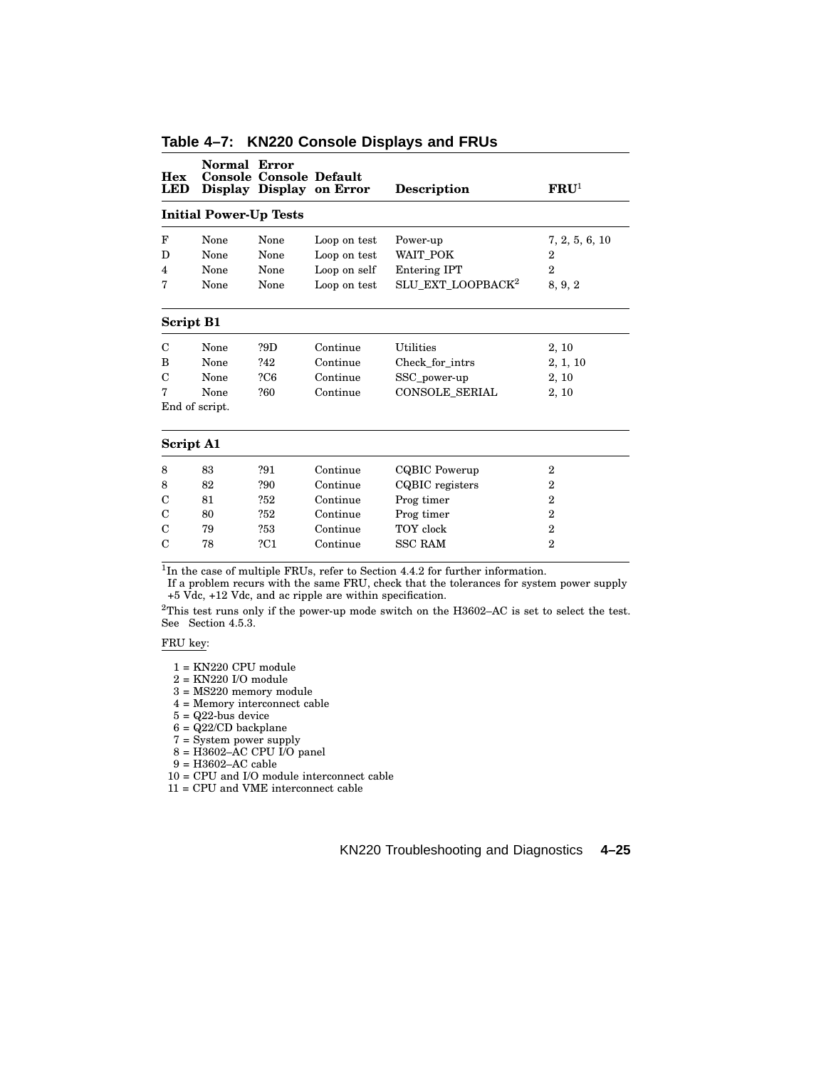**Table 4–7: KN220 Console Displays and FRUs**

| Hex LED | Normal Console Display | Error Console Display | Default on Error | Description | FRU[1] |
|---|---|---|---|---|---|
| **Initial Power-Up Tests** | | | | | |
| F | None | None | Loop on test | Power-up | 7, 2, 5, 6, 10 |
| D | None | None | Loop on test | WAIT_POK | 2 |
| 4 | None | None | Loop on self | Entering IPT | 2 |
| 7 | None | None | Loop on test | SLU_EXT_LOOPBACK[2] | 8, 9, 2 |
| **Script B1** | | | | | |
| C | None | ?9D | Continue | Utilities | 2, 10 |
| B | None | ?42 | Continue | Check_for_intrs | 2, 1, 10 |
| C | None | ?C6 | Continue | SSC_power-up | 2, 10 |
| 7 | None | ?60 | Continue | CONSOLE_SERIAL | 2, 10 |
| End of script. | | | | | |
| **Script A1** | | | | | |
| 8 | 83 | ?91 | Continue | CQBIC Powerup | 2 |
| 8 | 82 | ?90 | Continue | CQBIC registers | 2 |
| C | 81 | ?52 | Continue | Prog timer | 2 |
| C | 80 | ?52 | Continue | Prog timer | 2 |
| C | 79 | ?53 | Continue | TOY clock | 2 |
| C | 78 | ?C1 | Continue | SSC RAM | 2 |

[1] In the case of multiple FRUs, refer to Section 4.4.2 for further information.
If a problem recurs with the same FRU, check that the tolerances for system power supply +5 Vdc, +12 Vdc, and ac ripple are within specification.

[2] This test runs only if the power-up mode switch on the H3602–AC is set to select the test. See Section 4.5.3.

FRU key:

1 = KN220 CPU module
2 = KN220 I/O module
3 = MS220 memory module
4 = Memory interconnect cable
5 = Q22-bus device
6 = Q22/CD backplane
7 = System power supply
8 = H3602–AC CPU I/O panel
9 = H3602–AC cable
10 = CPU and I/O module interconnect cable
11 = CPU and VME interconnect cable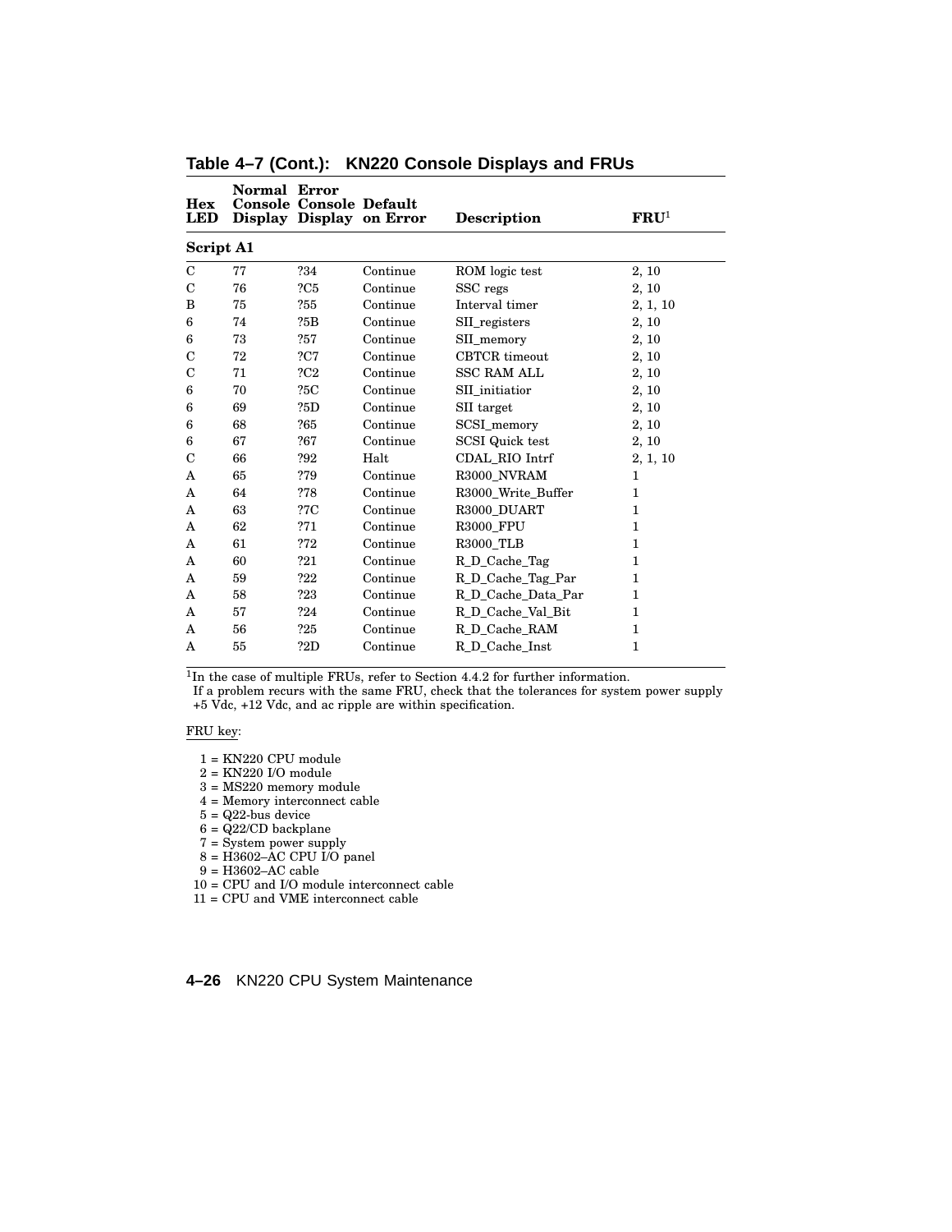**Table 4–7 (Cont.): KN220 Console Displays and FRUs**

| Hex LED | Normal Console Display | Error Console Display | Default on Error | Description | FRU[1] |
|---|---|---|---|---|---|
| **Script A1** | | | | | |
| C | 77 | ?34 | Continue | ROM logic test | 2, 10 |
| C | 76 | ?C5 | Continue | SSC regs | 2, 10 |
| B | 75 | ?55 | Continue | Interval timer | 2, 1, 10 |
| 6 | 74 | ?5B | Continue | SII_registers | 2, 10 |
| 6 | 73 | ?57 | Continue | SII_memory | 2, 10 |
| C | 72 | ?C7 | Continue | CBTCR timeout | 2, 10 |
| C | 71 | ?C2 | Continue | SSC RAM ALL | 2, 10 |
| 6 | 70 | ?5C | Continue | SII_initiatior | 2, 10 |
| 6 | 69 | ?5D | Continue | SII target | 2, 10 |
| 6 | 68 | ?65 | Continue | SCSI_memory | 2, 10 |
| 6 | 67 | ?67 | Continue | SCSI Quick test | 2, 10 |
| C | 66 | ?92 | Halt | CDAL_RIO Intrf | 2, 1, 10 |
| A | 65 | ?79 | Continue | R3000_NVRAM | 1 |
| A | 64 | ?78 | Continue | R3000_Write_Buffer | 1 |
| A | 63 | ?7C | Continue | R3000_DUART | 1 |
| A | 62 | ?71 | Continue | R3000_FPU | 1 |
| A | 61 | ?72 | Continue | R3000_TLB | 1 |
| A | 60 | ?21 | Continue | R_D_Cache_Tag | 1 |
| A | 59 | ?22 | Continue | R_D_Cache_Tag_Par | 1 |
| A | 58 | ?23 | Continue | R_D_Cache_Data_Par | 1 |
| A | 57 | ?24 | Continue | R_D_Cache_Val_Bit | 1 |
| A | 56 | ?25 | Continue | R_D_Cache_RAM | 1 |
| A | 55 | ?2D | Continue | R_D_Cache_Inst | 1 |

[1]In the case of multiple FRUs, refer to Section 4.4.2 for further information.
If a problem recurs with the same FRU, check that the tolerances for system power supply +5 Vdc, +12 Vdc, and ac ripple are within specification.

FRU key:

1 = KN220 CPU module
2 = KN220 I/O module
3 = MS220 memory module
4 = Memory interconnect cable
5 = Q22-bus device
6 = Q22/CD backplane
7 = System power supply
8 = H3602–AC CPU I/O panel
9 = H3602–AC cable
10 = CPU and I/O module interconnect cable
11 = CPU and VME interconnect cable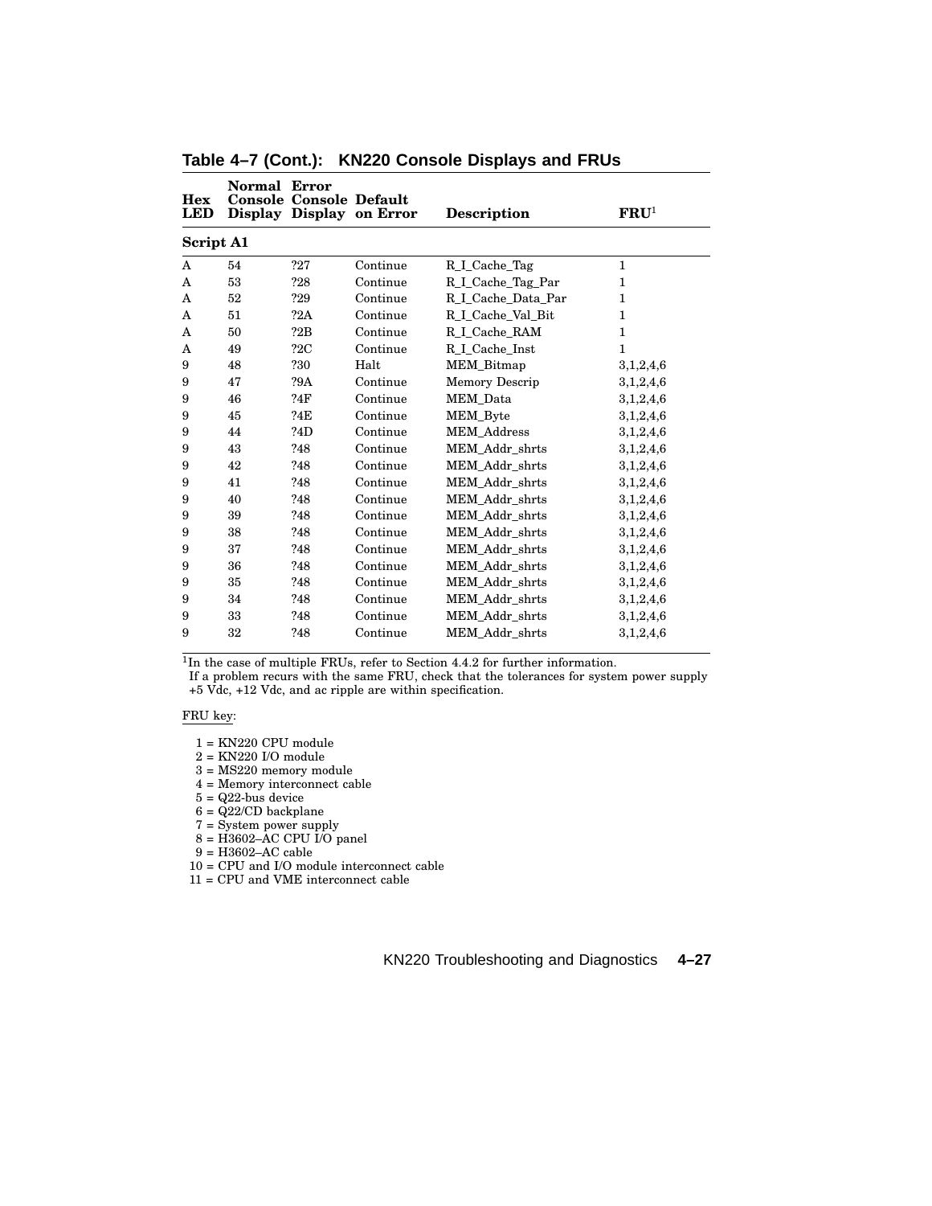**Table 4–7 (Cont.): KN220 Console Displays and FRUs**

| Hex LED | Normal Console Display | Error Console Display | Default on Error | Description | FRU[1] |
|---|---|---|---|---|---|
| **Script A1** | | | | | |
| A | 54 | ?27 | Continue | R_I_Cache_Tag | 1 |
| A | 53 | ?28 | Continue | R_I_Cache_Tag_Par | 1 |
| A | 52 | ?29 | Continue | R_I_Cache_Data_Par | 1 |
| A | 51 | ?2A | Continue | R_I_Cache_Val_Bit | 1 |
| A | 50 | ?2B | Continue | R_I_Cache_RAM | 1 |
| A | 49 | ?2C | Continue | R_I_Cache_Inst | 1 |
| 9 | 48 | ?30 | Halt | MEM_Bitmap | 3,1,2,4,6 |
| 9 | 47 | ?9A | Continue | Memory Descrip | 3,1,2,4,6 |
| 9 | 46 | ?4F | Continue | MEM_Data | 3,1,2,4,6 |
| 9 | 45 | ?4E | Continue | MEM_Byte | 3,1,2,4,6 |
| 9 | 44 | ?4D | Continue | MEM_Address | 3,1,2,4,6 |
| 9 | 43 | ?48 | Continue | MEM_Addr_shrts | 3,1,2,4,6 |
| 9 | 42 | ?48 | Continue | MEM_Addr_shrts | 3,1,2,4,6 |
| 9 | 41 | ?48 | Continue | MEM_Addr_shrts | 3,1,2,4,6 |
| 9 | 40 | ?48 | Continue | MEM_Addr_shrts | 3,1,2,4,6 |
| 9 | 39 | ?48 | Continue | MEM_Addr_shrts | 3,1,2,4,6 |
| 9 | 38 | ?48 | Continue | MEM_Addr_shrts | 3,1,2,4,6 |
| 9 | 37 | ?48 | Continue | MEM_Addr_shrts | 3,1,2,4,6 |
| 9 | 36 | ?48 | Continue | MEM_Addr_shrts | 3,1,2,4,6 |
| 9 | 35 | ?48 | Continue | MEM_Addr_shrts | 3,1,2,4,6 |
| 9 | 34 | ?48 | Continue | MEM_Addr_shrts | 3,1,2,4,6 |
| 9 | 33 | ?48 | Continue | MEM_Addr_shrts | 3,1,2,4,6 |
| 9 | 32 | ?48 | Continue | MEM_Addr_shrts | 3,1,2,4,6 |

[1]In the case of multiple FRUs, refer to Section 4.4.2 for further information.
If a problem recurs with the same FRU, check that the tolerances for system power supply +5 Vdc, +12 Vdc, and ac ripple are within specification.

FRU key:

1 = KN220 CPU module
2 = KN220 I/O module
3 = MS220 memory module
4 = Memory interconnect cable
5 = Q22-bus device
6 = Q22/CD backplane
7 = System power supply
8 = H3602–AC CPU I/O panel
9 = H3602–AC cable
10 = CPU and I/O module interconnect cable
11 = CPU and VME interconnect cable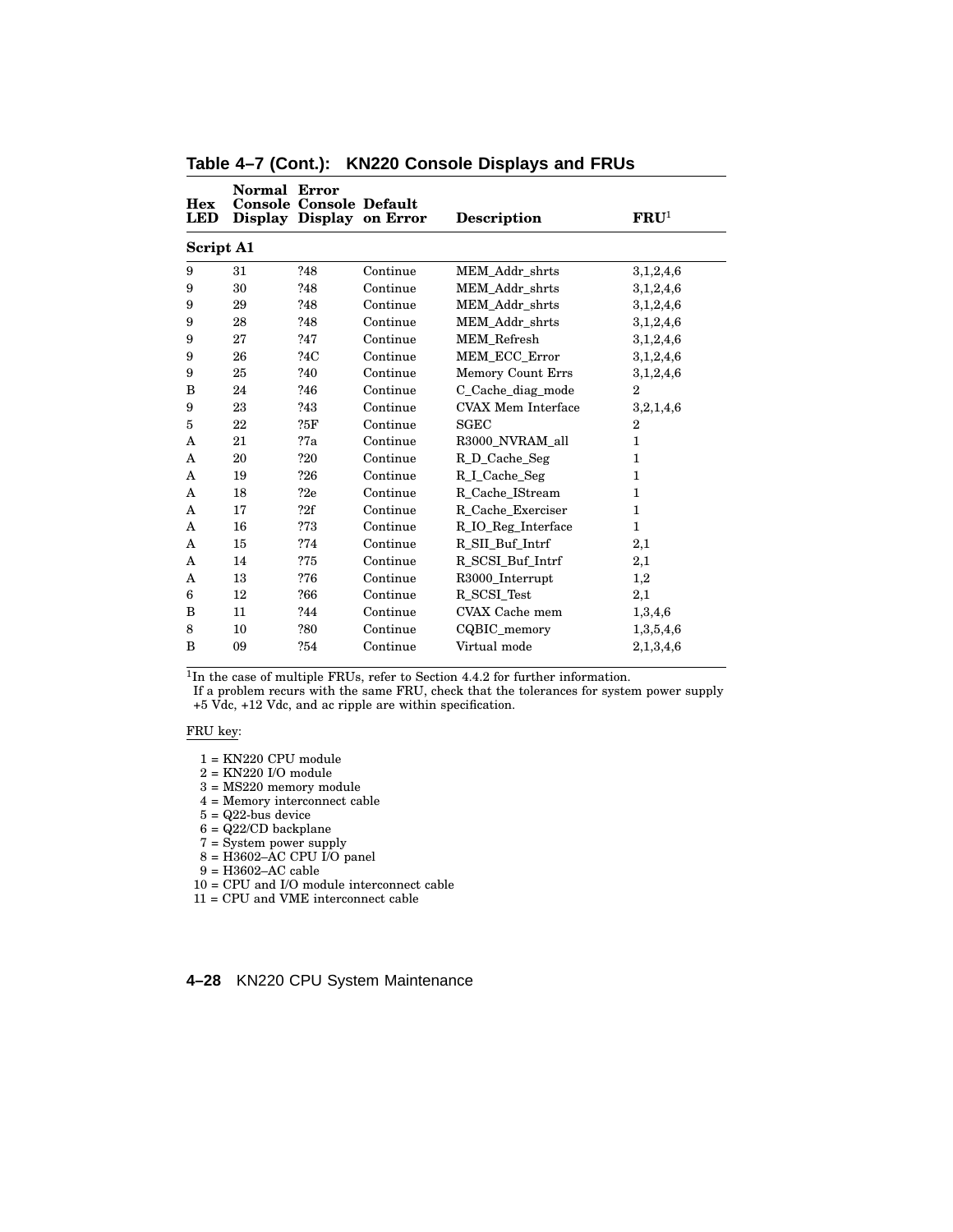**Table 4–7 (Cont.): KN220 Console Displays and FRUs**

| Hex LED | Normal Console Display | Error Console Display | Default on Error | Description | FRU[1] |
|---|---|---|---|---|---|
| **Script A1** | | | | | |
| 9 | 31 | ?48 | Continue | MEM_Addr_shrts | 3,1,2,4,6 |
| 9 | 30 | ?48 | Continue | MEM_Addr_shrts | 3,1,2,4,6 |
| 9 | 29 | ?48 | Continue | MEM_Addr_shrts | 3,1,2,4,6 |
| 9 | 28 | ?48 | Continue | MEM_Addr_shrts | 3,1,2,4,6 |
| 9 | 27 | ?47 | Continue | MEM_Refresh | 3,1,2,4,6 |
| 9 | 26 | ?4C | Continue | MEM_ECC_Error | 3,1,2,4,6 |
| 9 | 25 | ?40 | Continue | Memory Count Errs | 3,1,2,4,6 |
| B | 24 | ?46 | Continue | C_Cache_diag_mode | 2 |
| 9 | 23 | ?43 | Continue | CVAX Mem Interface | 3,2,1,4,6 |
| 5 | 22 | ?5F | Continue | SGEC | 2 |
| A | 21 | ?7a | Continue | R3000_NVRAM_all | 1 |
| A | 20 | ?20 | Continue | R_D_Cache_Seg | 1 |
| A | 19 | ?26 | Continue | R_I_Cache_Seg | 1 |
| A | 18 | ?2e | Continue | R_Cache_IStream | 1 |
| A | 17 | ?2f | Continue | R_Cache_Exerciser | 1 |
| A | 16 | ?73 | Continue | R_IO_Reg_Interface | 1 |
| A | 15 | ?74 | Continue | R_SII_Buf_Intrf | 2,1 |
| A | 14 | ?75 | Continue | R_SCSI_Buf_Intrf | 2,1 |
| A | 13 | ?76 | Continue | R3000_Interrupt | 1,2 |
| 6 | 12 | ?66 | Continue | R_SCSI_Test | 2,1 |
| B | 11 | ?44 | Continue | CVAX Cache mem | 1,3,4,6 |
| 8 | 10 | ?80 | Continue | CQBIC_memory | 1,3,5,4,6 |
| B | 09 | ?54 | Continue | Virtual mode | 2,1,3,4,6 |

[1]In the case of multiple FRUs, refer to Section 4.4.2 for further information.
If a problem recurs with the same FRU, check that the tolerances for system power supply +5 Vdc, +12 Vdc, and ac ripple are within specification.

FRU key:

1 = KN220 CPU module
2 = KN220 I/O module
3 = MS220 memory module
4 = Memory interconnect cable
5 = Q22-bus device
6 = Q22/CD backplane
7 = System power supply
8 = H3602–AC CPU I/O panel
9 = H3602–AC cable
10 = CPU and I/O module interconnect cable
11 = CPU and VME interconnect cable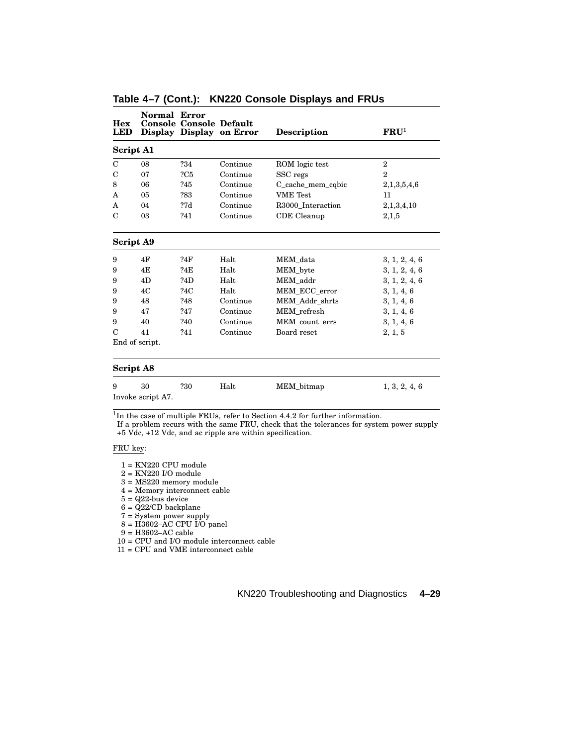**Table 4–7 (Cont.): KN220 Console Displays and FRUs**

| Hex LED | Normal Console Display | Error Console Display | Default on Error | Description | FRU[1] |
|---|---|---|---|---|---|
| **Script A1** | | | | | |
| C | 08 | ?34 | Continue | ROM logic test | 2 |
| C | 07 | ?C5 | Continue | SSC regs | 2 |
| 8 | 06 | ?45 | Continue | C_cache_mem_cqbic | 2,1,3,5,4,6 |
| A | 05 | ?83 | Continue | VME Test | 11 |
| A | 04 | ?7d | Continue | R3000_Interaction | 2,1,3,4,10 |
| C | 03 | ?41 | Continue | CDE Cleanup | 2,1,5 |
| **Script A9** | | | | | |
| 9 | 4F | ?4F | Halt | MEM_data | 3, 1, 2, 4, 6 |
| 9 | 4E | ?4E | Halt | MEM_byte | 3, 1, 2, 4, 6 |
| 9 | 4D | ?4D | Halt | MEM_addr | 3, 1, 2, 4, 6 |
| 9 | 4C | ?4C | Halt | MEM_ECC_error | 3, 1, 4, 6 |
| 9 | 48 | ?48 | Continue | MEM_Addr_shrts | 3, 1, 4, 6 |
| 9 | 47 | ?47 | Continue | MEM_refresh | 3, 1, 4, 6 |
| 9 | 40 | ?40 | Continue | MEM_count_errs | 3, 1, 4, 6 |
| C | 41 | ?41 | Continue | Board reset | 2, 1, 5 |
| End of script. | | | | | |
| **Script A8** | | | | | |
| 9 | 30 | ?30 | Halt | MEM_bitmap | 1, 3, 2, 4, 6 |
| Invoke script A7. | | | | | |

[1]In the case of multiple FRUs, refer to Section 4.4.2 for further information.
If a problem recurs with the same FRU, check that the tolerances for system power supply +5 Vdc, +12 Vdc, and ac ripple are within specification.

FRU key:

1 = KN220 CPU module
2 = KN220 I/O module
3 = MS220 memory module
4 = Memory interconnect cable
5 = Q22-bus device
6 = Q22/CD backplane
7 = System power supply
8 = H3602–AC CPU I/O panel
9 = H3602–AC cable
10 = CPU and I/O module interconnect cable
11 = CPU and VME interconnect cable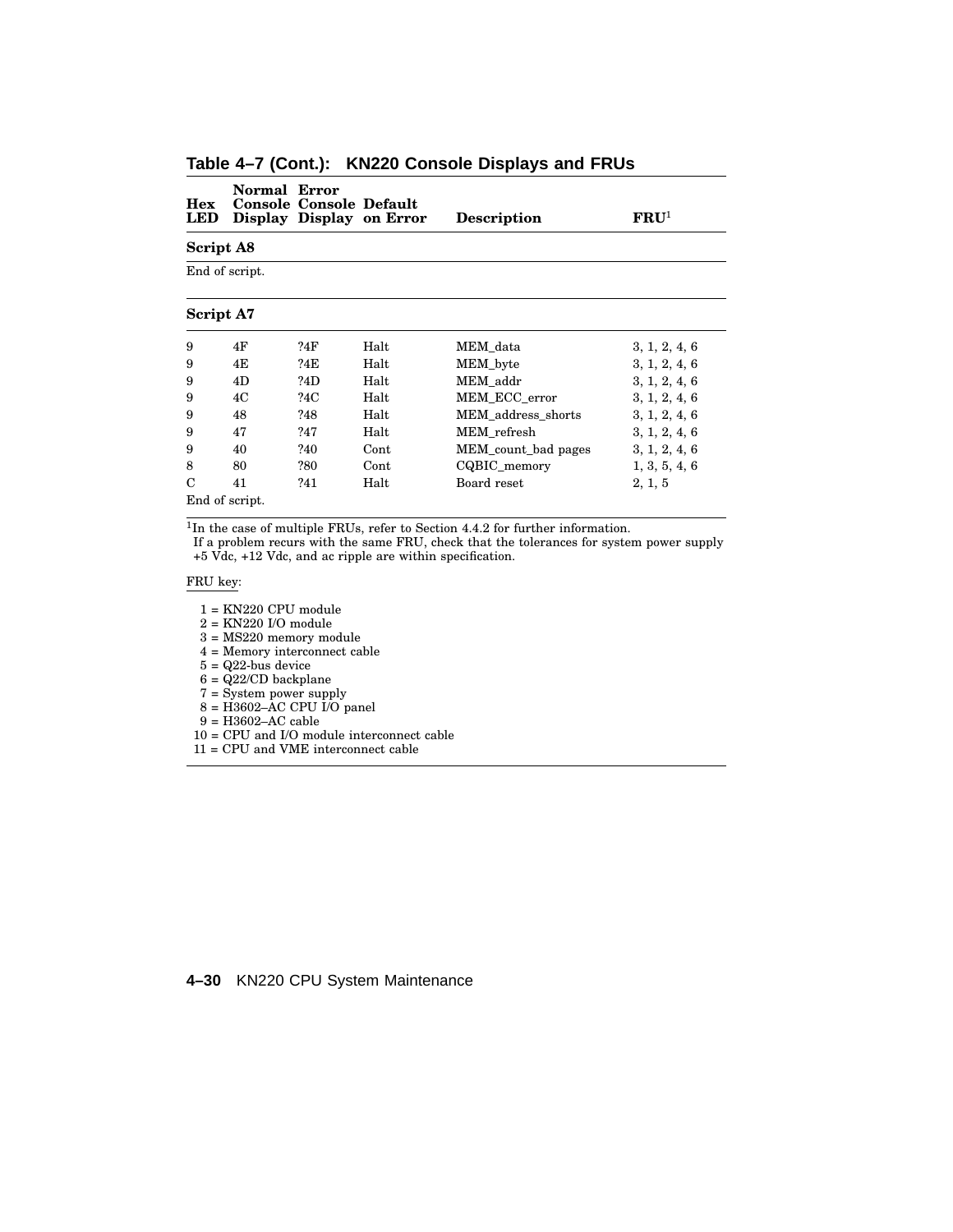## Table 4–7 (Cont.): KN220 Console Displays and FRUs

| Hex LED | Normal Console Display | Error Console Display | Default on Error | Description | FRU[1] |
|---|---|---|---|---|---|
| **Script A8** | | | | | |
| End of script. | | | | | |
| **Script A7** | | | | | |
| 9 | 4F | ?4F | Halt | MEM_data | 3, 1, 2, 4, 6 |
| 9 | 4E | ?4E | Halt | MEM_byte | 3, 1, 2, 4, 6 |
| 9 | 4D | ?4D | Halt | MEM_addr | 3, 1, 2, 4, 6 |
| 9 | 4C | ?4C | Halt | MEM_ECC_error | 3, 1, 2, 4, 6 |
| 9 | 48 | ?48 | Halt | MEM_address_shorts | 3, 1, 2, 4, 6 |
| 9 | 47 | ?47 | Halt | MEM_refresh | 3, 1, 2, 4, 6 |
| 9 | 40 | ?40 | Cont | MEM_count_bad pages | 3, 1, 2, 4, 6 |
| 8 | 80 | ?80 | Cont | CQBIC_memory | 1, 3, 5, 4, 6 |
| C | 41 | ?41 | Halt | Board reset | 2, 1, 5 |
| End of script. | | | | | |

[1]In the case of multiple FRUs, refer to Section 4.4.2 for further information.
If a problem recurs with the same FRU, check that the tolerances for system power supply +5 Vdc, +12 Vdc, and ac ripple are within specification.

FRU key:

1 = KN220 CPU module
2 = KN220 I/O module
3 = MS220 memory module
4 = Memory interconnect cable
5 = Q22-bus device
6 = Q22/CD backplane
7 = System power supply
8 = H3602–AC CPU I/O panel
9 = H3602–AC cable
10 = CPU and I/O module interconnect cable
11 = CPU and VME interconnect cable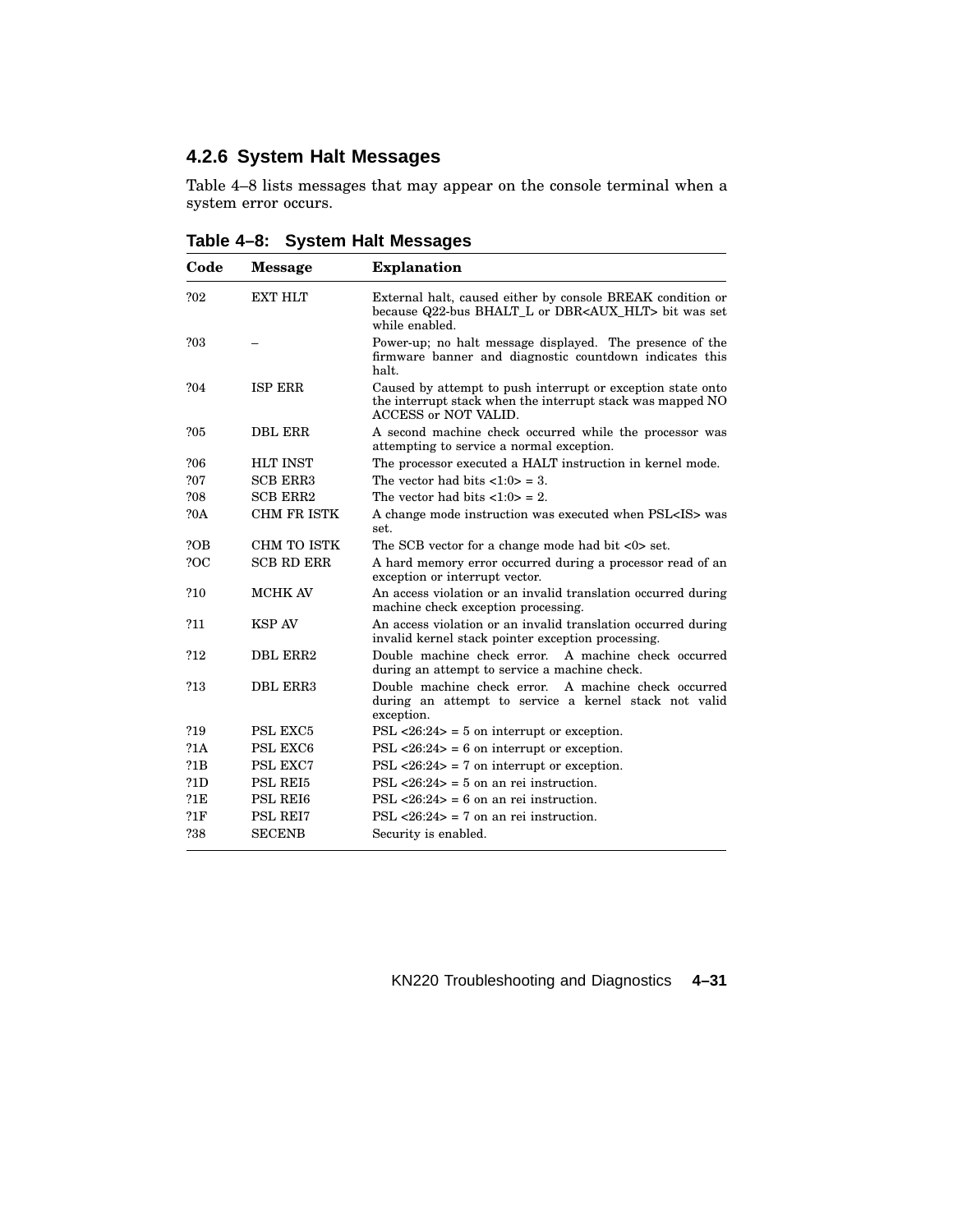### 4.2.6 System Halt Messages

Table 4–8 lists messages that may appear on the console terminal when a system error occurs.

**Table 4–8: System Halt Messages**

| Code | Message | Explanation |
|---|---|---|
| ?02 | EXT HLT | External halt, caused either by console BREAK condition or because Q22-bus BHALT_L or DBR<AUX_HLT> bit was set while enabled. |
| ?03 | – | Power-up; no halt message displayed. The presence of the firmware banner and diagnostic countdown indicates this halt. |
| ?04 | ISP ERR | Caused by attempt to push interrupt or exception state onto the interrupt stack when the interrupt stack was mapped NO ACCESS or NOT VALID. |
| ?05 | DBL ERR | A second machine check occurred while the processor was attempting to service a normal exception. |
| ?06 | HLT INST | The processor executed a HALT instruction in kernel mode. |
| ?07 | SCB ERR3 | The vector had bits <1:0> = 3. |
| ?08 | SCB ERR2 | The vector had bits <1:0> = 2. |
| ?0A | CHM FR ISTK | A change mode instruction was executed when PSL<IS> was set. |
| ?OB | CHM TO ISTK | The SCB vector for a change mode had bit <0> set. |
| ?OC | SCB RD ERR | A hard memory error occurred during a processor read of an exception or interrupt vector. |
| ?10 | MCHK AV | An access violation or an invalid translation occurred during machine check exception processing. |
| ?11 | KSP AV | An access violation or an invalid translation occurred during invalid kernel stack pointer exception processing. |
| ?12 | DBL ERR2 | Double machine check error. A machine check occurred during an attempt to service a machine check. |
| ?13 | DBL ERR3 | Double machine check error. A machine check occurred during an attempt to service a kernel stack not valid exception. |
| ?19 | PSL EXC5 | PSL <26:24> = 5 on interrupt or exception. |
| ?1A | PSL EXC6 | PSL <26:24> = 6 on interrupt or exception. |
| ?1B | PSL EXC7 | PSL <26:24> = 7 on interrupt or exception. |
| ?1D | PSL REI5 | PSL <26:24> = 5 on an rei instruction. |
| ?1E | PSL REI6 | PSL <26:24> = 6 on an rei instruction. |
| ?1F | PSL REI7 | PSL <26:24> = 7 on an rei instruction. |
| ?38 | SECENB | Security is enabled. |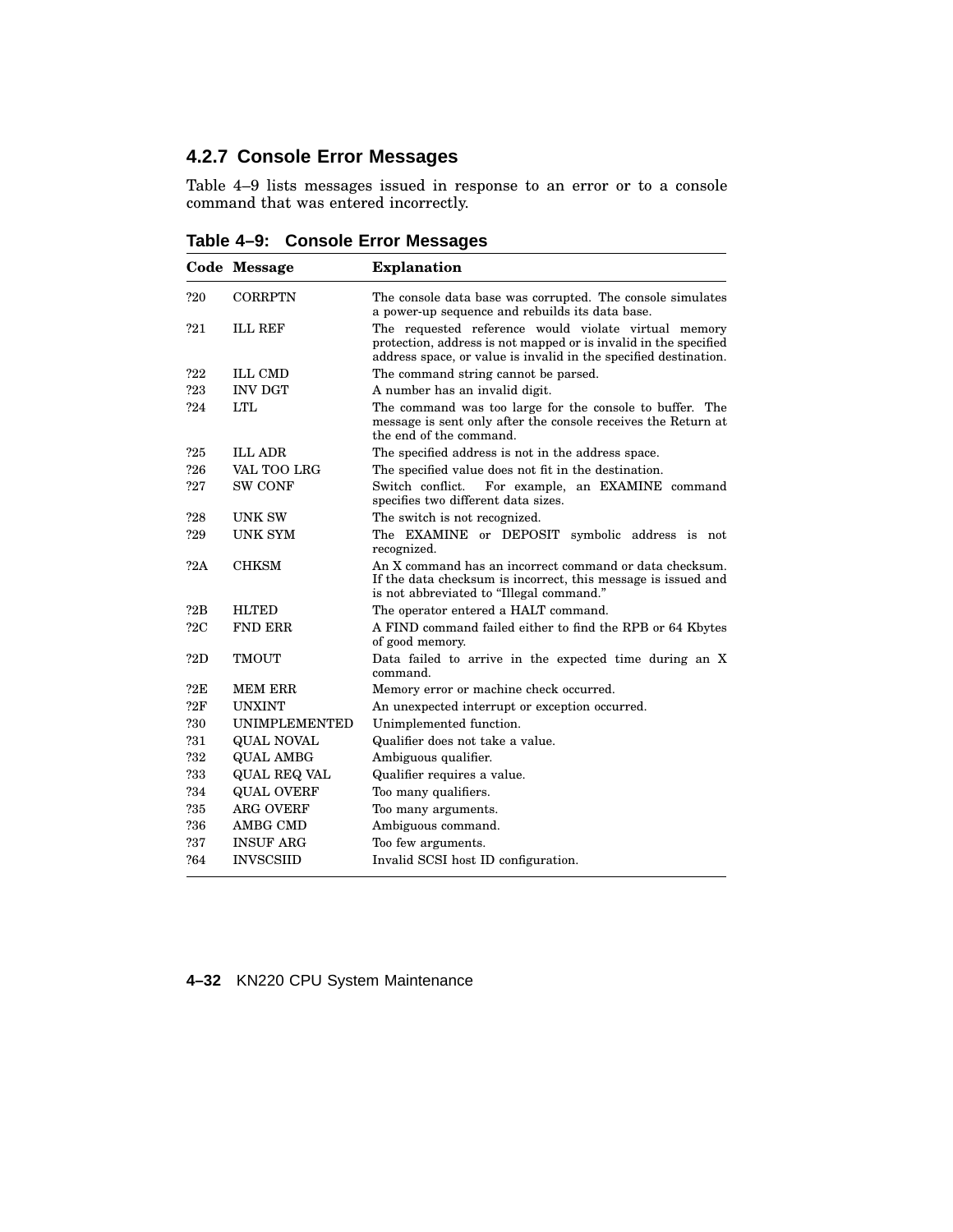### 4.2.7 Console Error Messages

Table 4–9 lists messages issued in response to an error or to a console command that was entered incorrectly.

**Table 4–9: Console Error Messages**

| Code | Message | Explanation |
|---|---|---|
| ?20 | CORRPTN | The console data base was corrupted. The console simulates a power-up sequence and rebuilds its data base. |
| ?21 | ILL REF | The requested reference would violate virtual memory protection, address is not mapped or is invalid in the specified address space, or value is invalid in the specified destination. |
| ?22 | ILL CMD | The command string cannot be parsed. |
| ?23 | INV DGT | A number has an invalid digit. |
| ?24 | LTL | The command was too large for the console to buffer. The message is sent only after the console receives the Return at the end of the command. |
| ?25 | ILL ADR | The specified address is not in the address space. |
| ?26 | VAL TOO LRG | The specified value does not fit in the destination. |
| ?27 | SW CONF | Switch conflict. For example, an EXAMINE command specifies two different data sizes. |
| ?28 | UNK SW | The switch is not recognized. |
| ?29 | UNK SYM | The EXAMINE or DEPOSIT symbolic address is not recognized. |
| ?2A | CHKSM | An X command has an incorrect command or data checksum. If the data checksum is incorrect, this message is issued and is not abbreviated to “Illegal command.” |
| ?2B | HLTED | The operator entered a HALT command. |
| ?2C | FND ERR | A FIND command failed either to find the RPB or 64 Kbytes of good memory. |
| ?2D | TMOUT | Data failed to arrive in the expected time during an X command. |
| ?2E | MEM ERR | Memory error or machine check occurred. |
| ?2F | UNXINT | An unexpected interrupt or exception occurred. |
| ?30 | UNIMPLEMENTED | Unimplemented function. |
| ?31 | QUAL NOVAL | Qualifier does not take a value. |
| ?32 | QUAL AMBG | Ambiguous qualifier. |
| ?33 | QUAL REQ VAL | Qualifier requires a value. |
| ?34 | QUAL OVERF | Too many qualifiers. |
| ?35 | ARG OVERF | Too many arguments. |
| ?36 | AMBG CMD | Ambiguous command. |
| ?37 | INSUF ARG | Too few arguments. |
| ?64 | INVSCSIID | Invalid SCSI host ID configuration. |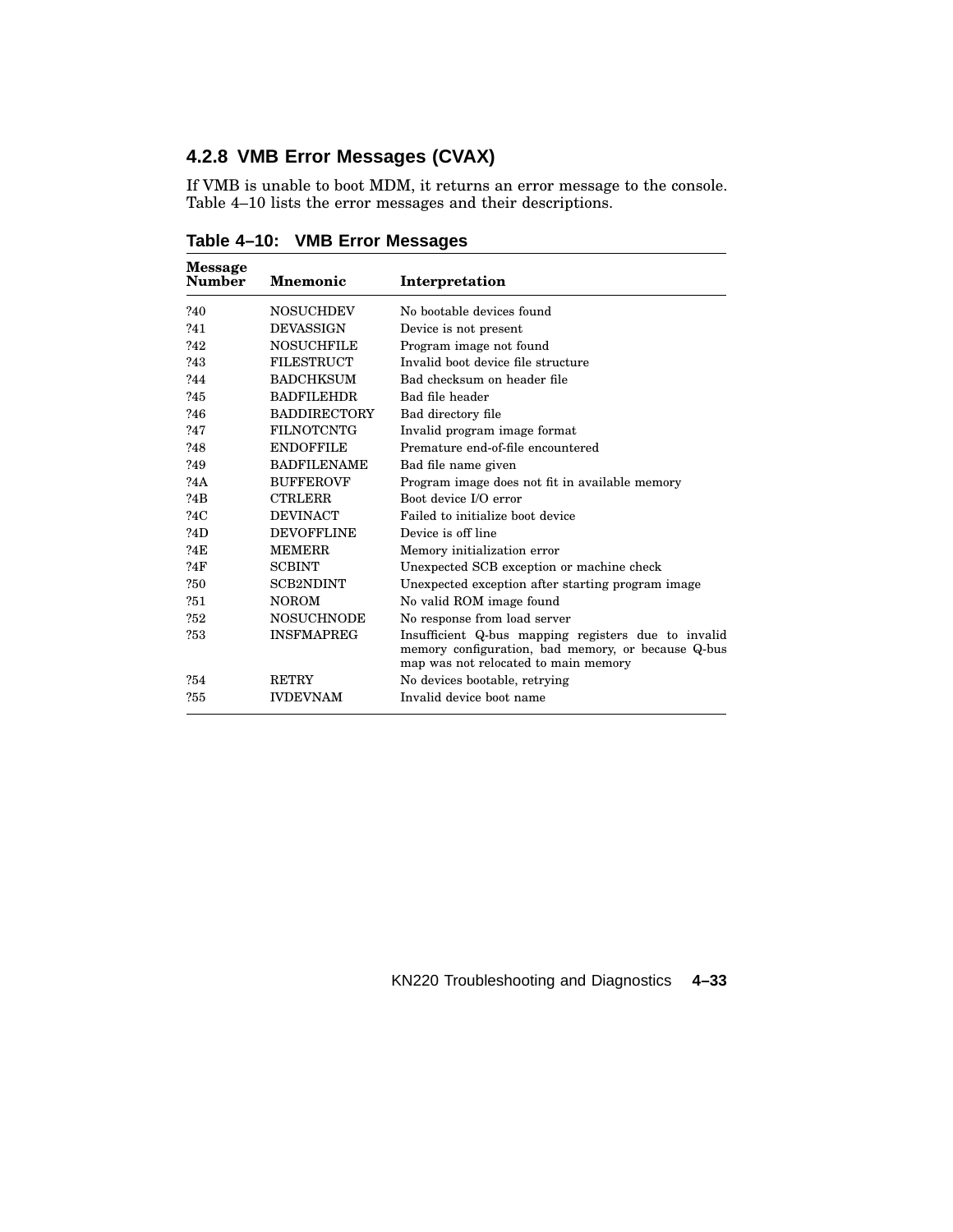### 4.2.8 VMB Error Messages (CVAX)

If VMB is unable to boot MDM, it returns an error message to the console. Table 4–10 lists the error messages and their descriptions.

**Table 4–10: VMB Error Messages**

| Message Number | Mnemonic | Interpretation |
|---|---|---|
| ?40 | NOSUCHDEV | No bootable devices found |
| ?41 | DEVASSIGN | Device is not present |
| ?42 | NOSUCHFILE | Program image not found |
| ?43 | FILESTRUCT | Invalid boot device file structure |
| ?44 | BADCHKSUM | Bad checksum on header file |
| ?45 | BADFILEHDR | Bad file header |
| ?46 | BADDIRECTORY | Bad directory file |
| ?47 | FILNOTCNTG | Invalid program image format |
| ?48 | ENDOFFILE | Premature end-of-file encountered |
| ?49 | BADFILENAME | Bad file name given |
| ?4A | BUFFEROVF | Program image does not fit in available memory |
| ?4B | CTRLERR | Boot device I/O error |
| ?4C | DEVINACT | Failed to initialize boot device |
| ?4D | DEVOFFLINE | Device is off line |
| ?4E | MEMERR | Memory initialization error |
| ?4F | SCBINT | Unexpected SCB exception or machine check |
| ?50 | SCB2NDINT | Unexpected exception after starting program image |
| ?51 | NOROM | No valid ROM image found |
| ?52 | NOSUCHNODE | No response from load server |
| ?53 | INSFMAPREG | Insufficient Q-bus mapping registers due to invalid memory configuration, bad memory, or because Q-bus map was not relocated to main memory |
| ?54 | RETRY | No devices bootable, retrying |
| ?55 | IVDEVNAM | Invalid device boot name |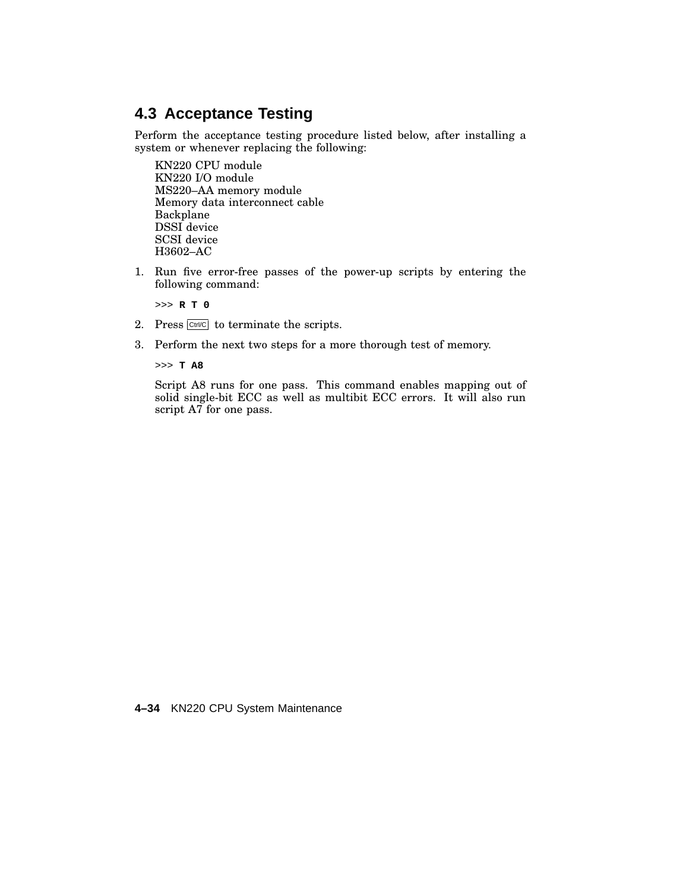## 4.3 Acceptance Testing

Perform the acceptance testing procedure listed below, after installing a system or whenever replacing the following:

KN220 CPU module
KN220 I/O module
MS220–AA memory module
Memory data interconnect cable
Backplane
DSSI device
SCSI device
H3602–AC

1. Run five error-free passes of the power-up scripts by entering the following command:

   ```
   >>> R T 0
   ```

2. Press Ctrl/C to terminate the scripts.

3. Perform the next two steps for a more thorough test of memory.

   ```
   >>> T A8
   ```

   Script A8 runs for one pass. This command enables mapping out of solid single-bit ECC as well as multibit ECC errors. It will also run script A7 for one pass.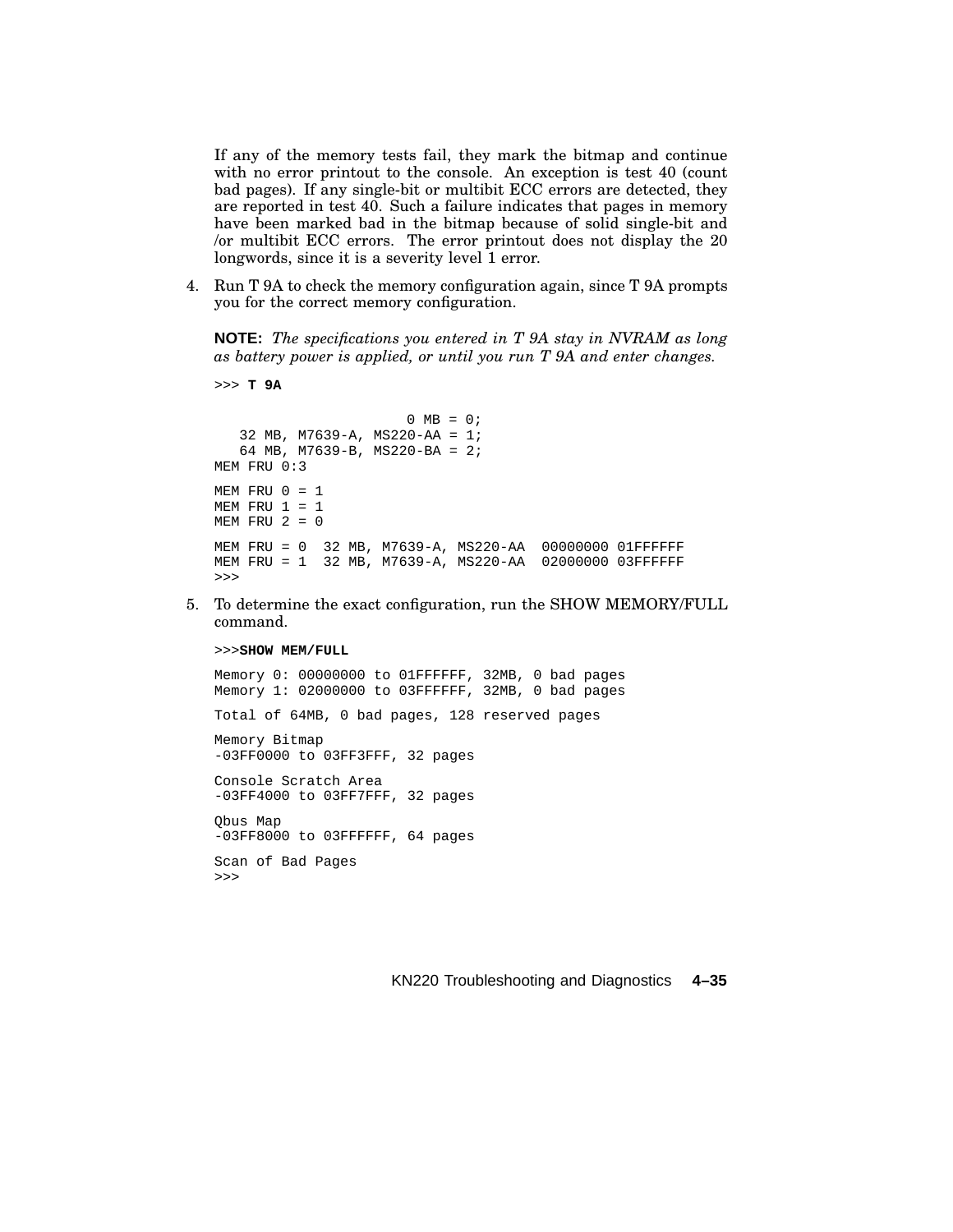If any of the memory tests fail, they mark the bitmap and continue with no error printout to the console. An exception is test 40 (count bad pages). If any single-bit or multibit ECC errors are detected, they are reported in test 40. Such a failure indicates that pages in memory have been marked bad in the bitmap because of solid single-bit and /or multibit ECC errors. The error printout does not display the 20 longwords, since it is a severity level 1 error.

4. Run T 9A to check the memory configuration again, since T 9A prompts you for the correct memory configuration.

   **NOTE:** *The specifications you entered in T 9A stay in NVRAM as long as battery power is applied, or until you run T 9A and enter changes.*

   ```
   >>> T 9A

                        0 MB = 0;
      32 MB, M7639-A, MS220-AA = 1;
      64 MB, M7639-B, MS220-BA = 2;
   MEM FRU 0:3

   MEM FRU 0 = 1
   MEM FRU 1 = 1
   MEM FRU 2 = 0

   MEM FRU = 0  32 MB, M7639-A, MS220-AA  00000000 01FFFFFF
   MEM FRU = 1  32 MB, M7639-A, MS220-AA  02000000 03FFFFFF
   >>>
   ```

5. To determine the exact configuration, run the SHOW MEMORY/FULL command.

   ```
   >>>SHOW MEM/FULL

   Memory 0: 00000000 to 01FFFFFF, 32MB, 0 bad pages
   Memory 1: 02000000 to 03FFFFFF, 32MB, 0 bad pages

   Total of 64MB, 0 bad pages, 128 reserved pages

   Memory Bitmap
   -03FF0000 to 03FF3FFF, 32 pages

   Console Scratch Area
   -03FF4000 to 03FF7FFF, 32 pages

   Qbus Map
   -03FF8000 to 03FFFFFF, 64 pages

   Scan of Bad Pages
   >>>
   ```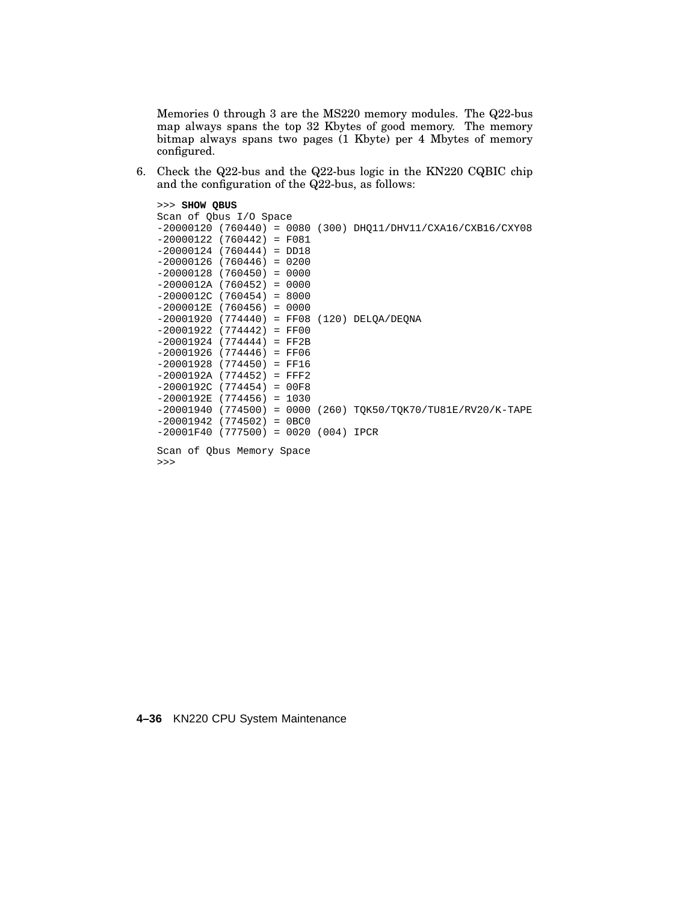Memories 0 through 3 are the MS220 memory modules. The Q22-bus map always spans the top 32 Kbytes of good memory. The memory bitmap always spans two pages (1 Kbyte) per 4 Mbytes of memory configured.

6. Check the Q22-bus and the Q22-bus logic in the KN220 CQBIC chip and the configuration of the Q22-bus, as follows:

```
>>> SHOW QBUS
Scan of Qbus I/O Space
-20000120 (760440) = 0080 (300) DHQ11/DHV11/CXA16/CXB16/CXY08
-20000122 (760442) = F081
-20000124 (760444) = DD18
-20000126 (760446) = 0200
-20000128 (760450) = 0000
-2000012A (760452) = 0000
-2000012C (760454) = 8000
-2000012E (760456) = 0000
-20001920 (774440) = FF08 (120) DELQA/DEQNA
-20001922 (774442) = FF00
-20001924 (774444) = FF2B
-20001926 (774446) = FF06
-20001928 (774450) = FF16
-2000192A (774452) = FFF2
-2000192C (774454) = 00F8
-2000192E (774456) = 1030
-20001940 (774500) = 0000 (260) TQK50/TQK70/TU81E/RV20/K-TAPE
-20001942 (774502) = 0BC0
-20001F40 (777500) = 0020 (004) IPCR

Scan of Qbus Memory Space
>>>
```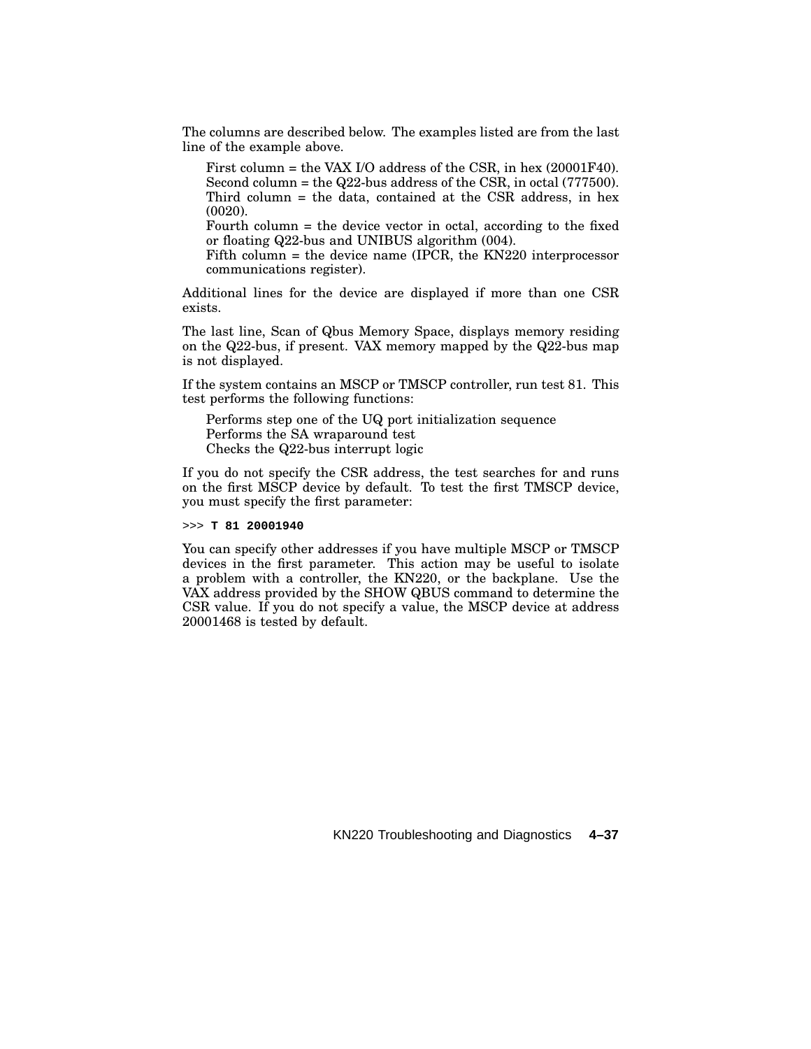The columns are described below. The examples listed are from the last line of the example above.

First column = the VAX I/O address of the CSR, in hex (20001F40).
Second column = the Q22-bus address of the CSR, in octal (777500).
Third column = the data, contained at the CSR address, in hex (0020).
Fourth column = the device vector in octal, according to the fixed or floating Q22-bus and UNIBUS algorithm (004).
Fifth column = the device name (IPCR, the KN220 interprocessor communications register).

Additional lines for the device are displayed if more than one CSR exists.

The last line, Scan of Qbus Memory Space, displays memory residing on the Q22-bus, if present. VAX memory mapped by the Q22-bus map is not displayed.

If the system contains an MSCP or TMSCP controller, run test 81. This test performs the following functions:

Performs step one of the UQ port initialization sequence
Performs the SA wraparound test
Checks the Q22-bus interrupt logic

If you do not specify the CSR address, the test searches for and runs on the first MSCP device by default. To test the first TMSCP device, you must specify the first parameter:

```
>>> T 81 20001940
```

You can specify other addresses if you have multiple MSCP or TMSCP devices in the first parameter. This action may be useful to isolate a problem with a controller, the KN220, or the backplane. Use the VAX address provided by the SHOW QBUS command to determine the CSR value. If you do not specify a value, the MSCP device at address 20001468 is tested by default.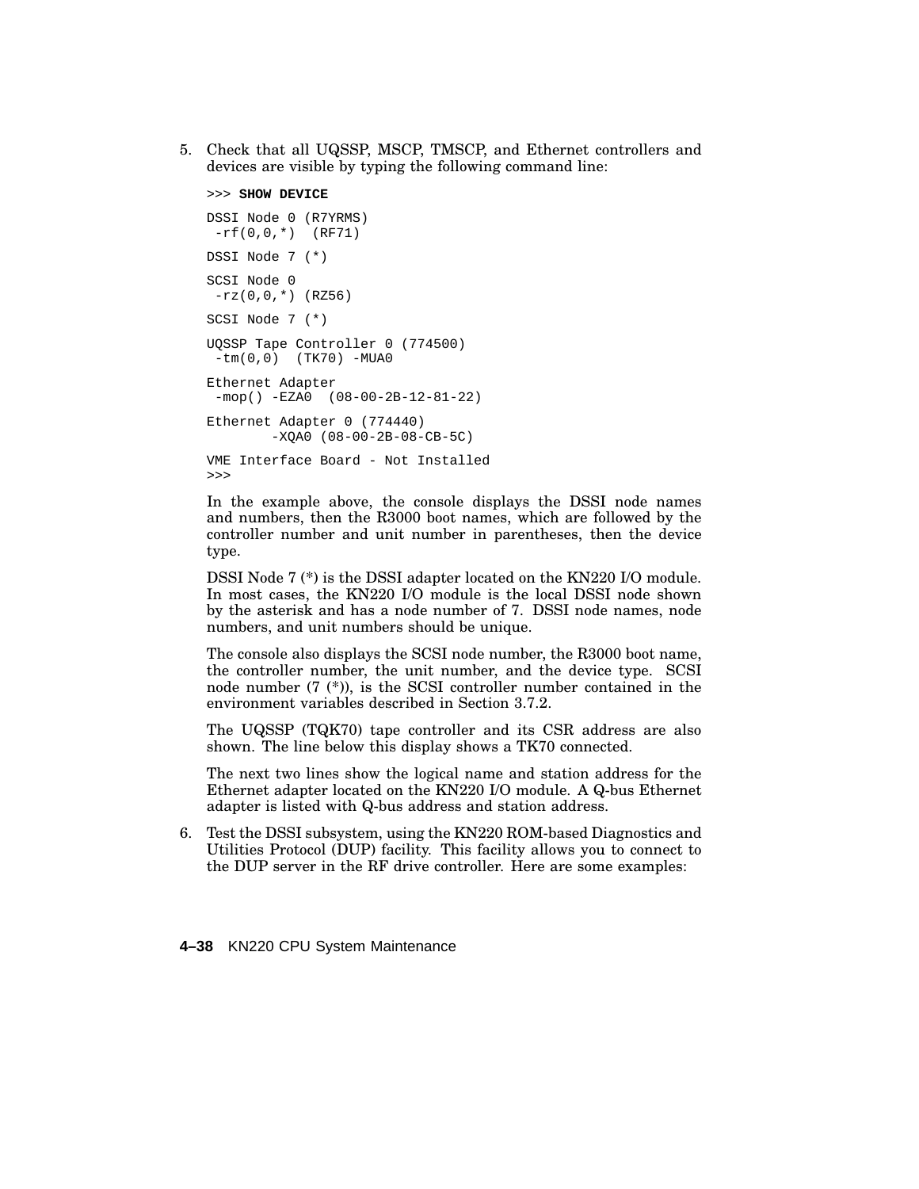5. Check that all UQSSP, MSCP, TMSCP, and Ethernet controllers and devices are visible by typing the following command line:

   ```
   >>> SHOW DEVICE

   DSSI Node 0 (R7YRMS)
    -rf(0,0,*)  (RF71)

   DSSI Node 7 (*)

   SCSI Node 0
    -rz(0,0,*) (RZ56)

   SCSI Node 7 (*)

   UQSSP Tape Controller 0 (774500)
    -tm(0,0)  (TK70) -MUA0

   Ethernet Adapter
    -mop() -EZA0  (08-00-2B-12-81-22)

   Ethernet Adapter 0 (774440)
           -XQA0 (08-00-2B-08-CB-5C)

   VME Interface Board - Not Installed
   >>>
   ```

   In the example above, the console displays the DSSI node names and numbers, then the R3000 boot names, which are followed by the controller number and unit number in parentheses, then the device type.

   DSSI Node 7 (*) is the DSSI adapter located on the KN220 I/O module. In most cases, the KN220 I/O module is the local DSSI node shown by the asterisk and has a node number of 7. DSSI node names, node numbers, and unit numbers should be unique.

   The console also displays the SCSI node number, the R3000 boot name, the controller number, the unit number, and the device type. SCSI node number (7 (*)), is the SCSI controller number contained in the environment variables described in Section 3.7.2.

   The UQSSP (TQK70) tape controller and its CSR address are also shown. The line below this display shows a TK70 connected.

   The next two lines show the logical name and station address for the Ethernet adapter located on the KN220 I/O module. A Q-bus Ethernet adapter is listed with Q-bus address and station address.

6. Test the DSSI subsystem, using the KN220 ROM-based Diagnostics and Utilities Protocol (DUP) facility. This facility allows you to connect to the DUP server in the RF drive controller. Here are some examples: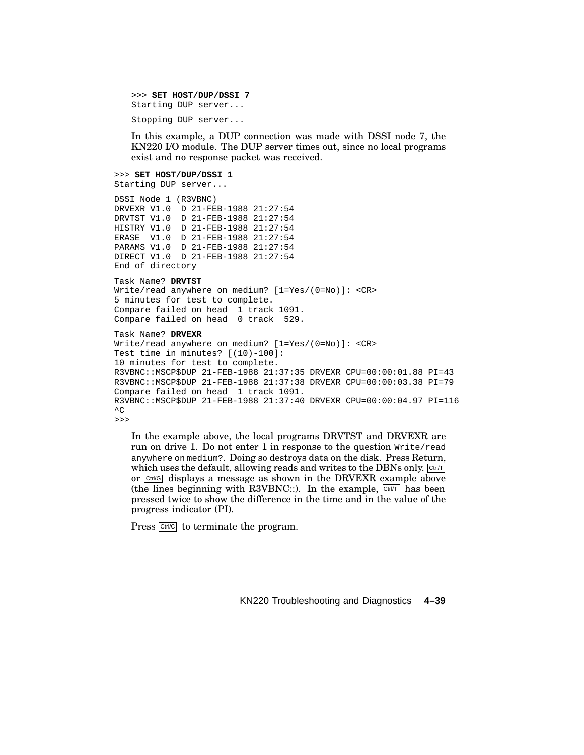```
>>> SET HOST/DUP/DSSI 7
Starting DUP server...

Stopping DUP server...
```

In this example, a DUP connection was made with DSSI node 7, the KN220 I/O module. The DUP server times out, since no local programs exist and no response packet was received.

```
>>> SET HOST/DUP/DSSI 1
Starting DUP server...

DSSI Node 1 (R3VBNC)
DRVEXR V1.0  D 21-FEB-1988 21:27:54
DRVTST V1.0  D 21-FEB-1988 21:27:54
HISTRY V1.0  D 21-FEB-1988 21:27:54
ERASE  V1.0  D 21-FEB-1988 21:27:54
PARAMS V1.0  D 21-FEB-1988 21:27:54
DIRECT V1.0  D 21-FEB-1988 21:27:54
End of directory

Task Name? DRVTST
Write/read anywhere on medium? [1=Yes/(0=No)]: <CR>
5 minutes for test to complete.
Compare failed on head  1 track 1091.
Compare failed on head  0 track  529.

Task Name? DRVEXR
Write/read anywhere on medium? [1=Yes/(0=No)]: <CR>
Test time in minutes? [(10)-100]:
10 minutes for test to complete.
R3VBNC::MSCP$DUP 21-FEB-1988 21:37:35 DRVEXR CPU=00:00:01.88 PI=43
R3VBNC::MSCP$DUP 21-FEB-1988 21:37:38 DRVEXR CPU=00:00:03.38 PI=79
Compare failed on head  1 track 1091.
R3VBNC::MSCP$DUP 21-FEB-1988 21:37:40 DRVEXR CPU=00:00:04.97 PI=116
^C
>>>
```

In the example above, the local programs DRVTST and DRVEXR are run on drive 1. Do not enter 1 in response to the question `Write/read anywhere on medium?`. Doing so destroys data on the disk. Press Return, which uses the default, allowing reads and writes to the DBNs only. Ctrl/T or Ctrl/G displays a message as shown in the DRVEXR example above (the lines beginning with R3VBNC::). In the example, Ctrl/T has been pressed twice to show the difference in the time and in the value of the progress indicator (PI).

Press Ctrl/C to terminate the program.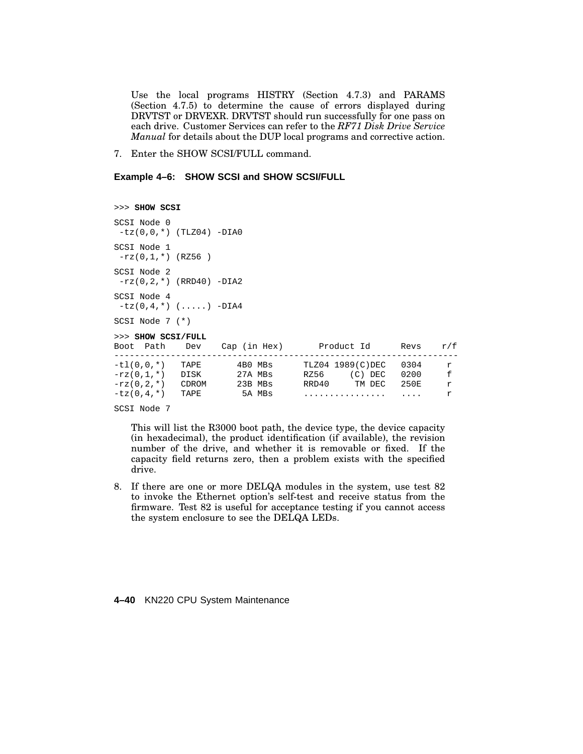Use the local programs HISTRY (Section 4.7.3) and PARAMS (Section 4.7.5) to determine the cause of errors displayed during DRVTST or DRVEXR. DRVTST should run successfully for one pass on each drive. Customer Services can refer to the *RF71 Disk Drive Service Manual* for details about the DUP local programs and corrective action.

7. Enter the SHOW SCSI/FULL command.

**Example 4–6: SHOW SCSI and SHOW SCSI/FULL**

```
>>> SHOW SCSI

SCSI Node 0
 -tz(0,0,*) (TLZ04) -DIA0

SCSI Node 1
 -rz(0,1,*) (RZ56 )

SCSI Node 2
 -rz(0,2,*) (RRD40) -DIA2

SCSI Node 4
 -tz(0,4,*) (.....) -DIA4

SCSI Node 7 (*)

>>> SHOW SCSI/FULL
Boot  Path    Dev    Cap (in Hex)       Product Id      Revs    r/f
--------------------------------------------------------------------
-tl(0,0,*)   TAPE      4B0 MBs      TLZ04 1989(C)DEC   0304     r
-rz(0,1,*)   DISK      27A MBs      RZ56     (C) DEC   0200     f
-rz(0,2,*)   CDROM     23B MBs      RRD40     TM DEC   250E     r
-tz(0,4,*)   TAPE       5A MBs      ................   ....     r

SCSI Node 7
```

This will list the R3000 boot path, the device type, the device capacity (in hexadecimal), the product identification (if available), the revision number of the drive, and whether it is removable or fixed. If the capacity field returns zero, then a problem exists with the specified drive.

8. If there are one or more DELQA modules in the system, use test 82 to invoke the Ethernet option's self-test and receive status from the firmware. Test 82 is useful for acceptance testing if you cannot access the system enclosure to see the DELQA LEDs.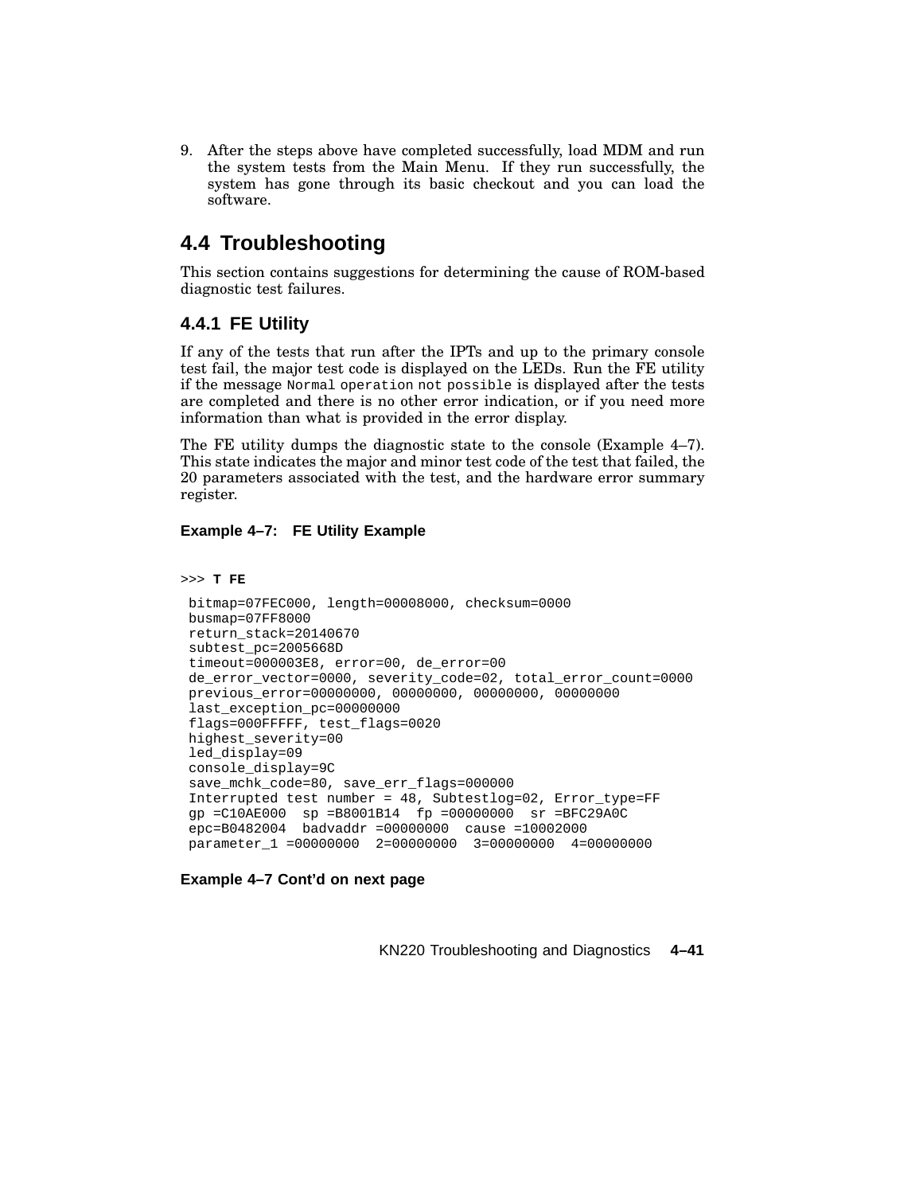9. After the steps above have completed successfully, load MDM and run the system tests from the Main Menu. If they run successfully, the system has gone through its basic checkout and you can load the software.

## 4.4 Troubleshooting

This section contains suggestions for determining the cause of ROM-based diagnostic test failures.

### 4.4.1 FE Utility

If any of the tests that run after the IPTs and up to the primary console test fail, the major test code is displayed on the LEDs. Run the FE utility if the message `Normal operation not possible` is displayed after the tests are completed and there is no other error indication, or if you need more information than what is provided in the error display.

The FE utility dumps the diagnostic state to the console (Example 4–7). This state indicates the major and minor test code of the test that failed, the 20 parameters associated with the test, and the hardware error summary register.

**Example 4–7: FE Utility Example**

```
>>> T FE
 bitmap=07FEC000, length=00008000, checksum=0000
 busmap=07FF8000
 return_stack=20140670
 subtest_pc=2005668D
 timeout=000003E8, error=00, de_error=00
 de_error_vector=0000, severity_code=02, total_error_count=0000
 previous_error=00000000, 00000000, 00000000, 00000000
 last_exception_pc=00000000
 flags=000FFFFF, test_flags=0020
 highest_severity=00
 led_display=09
 console_display=9C
 save_mchk_code=80, save_err_flags=000000
 Interrupted test number = 48, Subtestlog=02, Error_type=FF
 gp =C10AE000  sp =B8001B14  fp =00000000  sr =BFC29A0C
 epc=B0482004  badvaddr =00000000  cause =10002000
 parameter_1 =00000000  2=00000000  3=00000000  4=00000000
```

**Example 4–7 Cont'd on next page**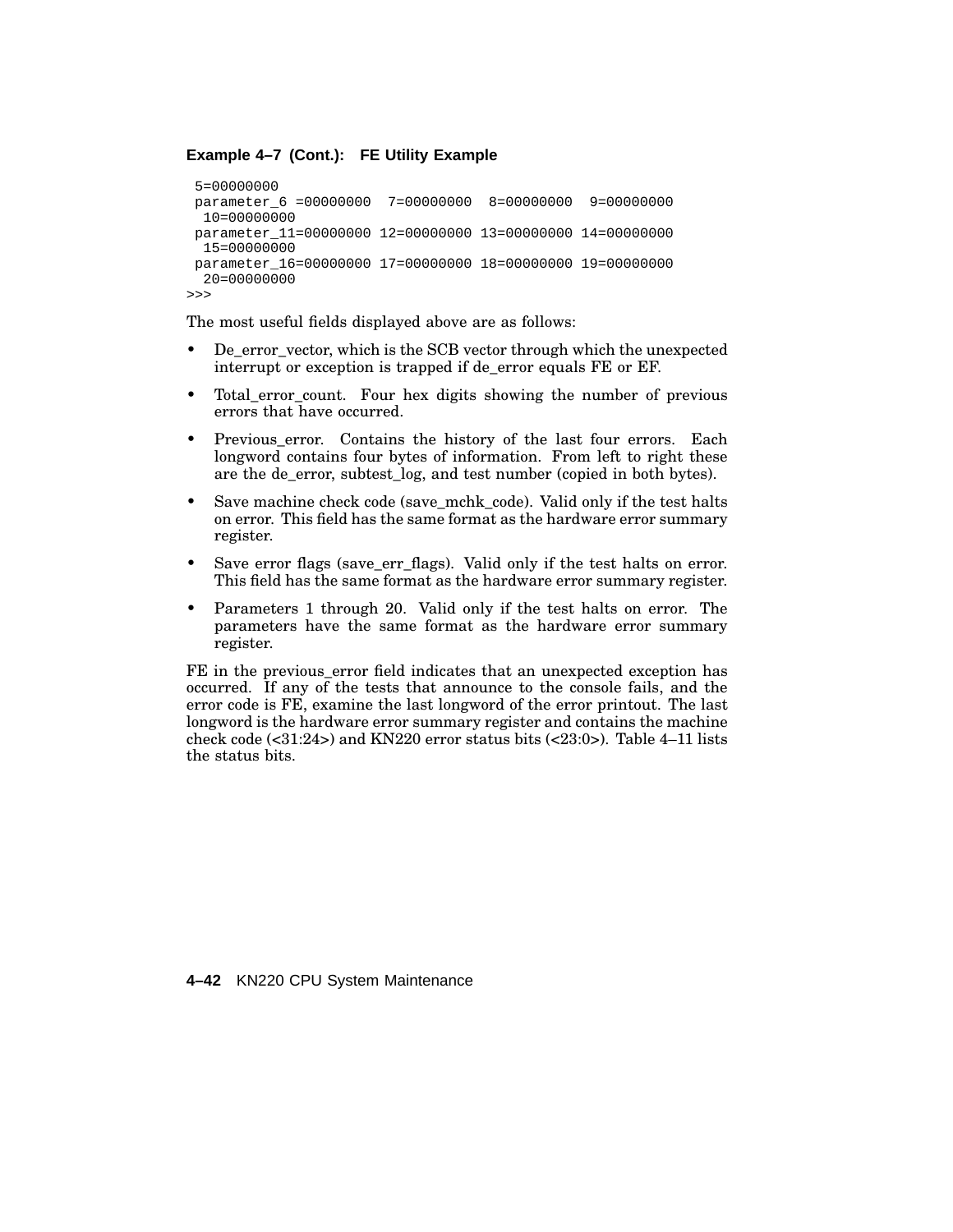**Example 4–7 (Cont.): FE Utility Example**

```
 5=00000000
 parameter_6 =00000000  7=00000000  8=00000000  9=00000000
  10=00000000
 parameter_11=00000000 12=00000000 13=00000000 14=00000000
  15=00000000
 parameter_16=00000000 17=00000000 18=00000000 19=00000000
  20=00000000
>>>
```

The most useful fields displayed above are as follows:

- De_error_vector, which is the SCB vector through which the unexpected interrupt or exception is trapped if de_error equals FE or EF.
- Total_error_count. Four hex digits showing the number of previous errors that have occurred.
- Previous_error. Contains the history of the last four errors. Each longword contains four bytes of information. From left to right these are the de_error, subtest_log, and test number (copied in both bytes).
- Save machine check code (save_mchk_code). Valid only if the test halts on error. This field has the same format as the hardware error summary register.
- Save error flags (save_err_flags). Valid only if the test halts on error. This field has the same format as the hardware error summary register.
- Parameters 1 through 20. Valid only if the test halts on error. The parameters have the same format as the hardware error summary register.

FE in the previous_error field indicates that an unexpected exception has occurred. If any of the tests that announce to the console fails, and the error code is FE, examine the last longword of the error printout. The last longword is the hardware error summary register and contains the machine check code (<31:24>) and KN220 error status bits (<23:0>). Table 4–11 lists the status bits.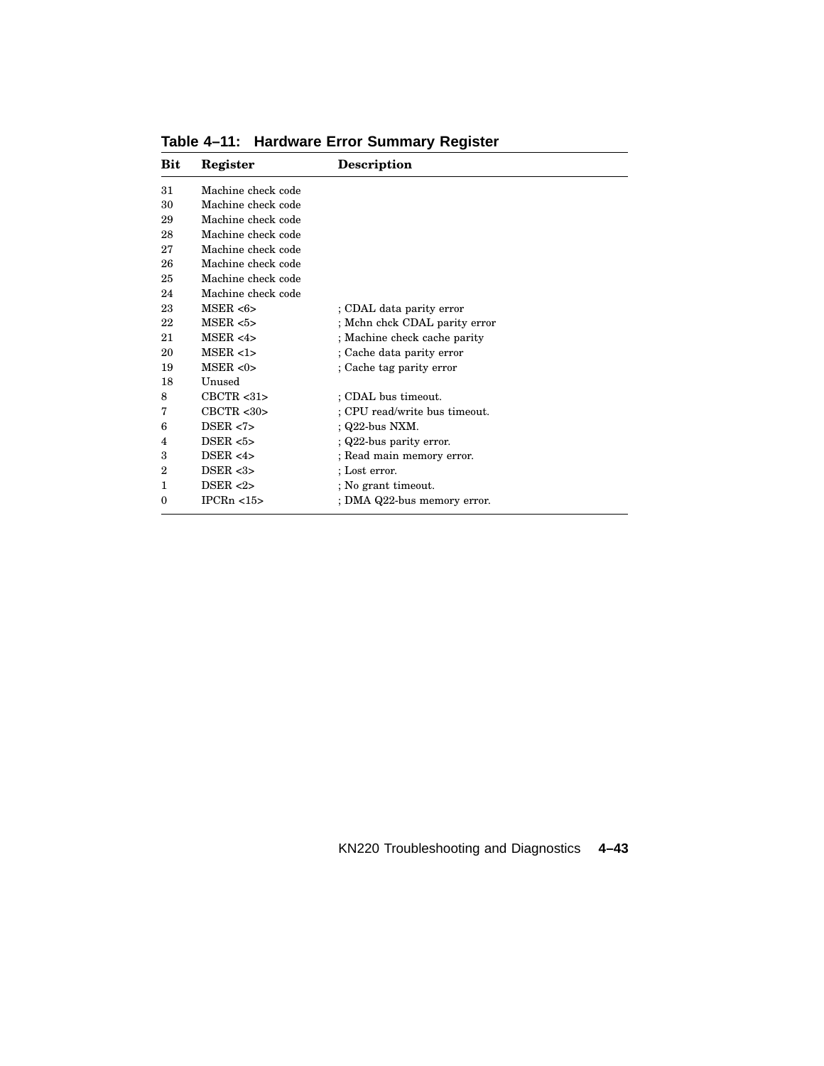**Table 4–11: Hardware Error Summary Register**

| Bit | Register | Description |
|---|---|---|
| 31 | Machine check code | |
| 30 | Machine check code | |
| 29 | Machine check code | |
| 28 | Machine check code | |
| 27 | Machine check code | |
| 26 | Machine check code | |
| 25 | Machine check code | |
| 24 | Machine check code | |
| 23 | MSER <6> | ; CDAL data parity error |
| 22 | MSER <5> | ; Mchn chck CDAL parity error |
| 21 | MSER <4> | ; Machine check cache parity |
| 20 | MSER <1> | ; Cache data parity error |
| 19 | MSER <0> | ; Cache tag parity error |
| 18 | Unused | |
| 8 | CBCTR <31> | ; CDAL bus timeout. |
| 7 | CBCTR <30> | ; CPU read/write bus timeout. |
| 6 | DSER <7> | ; Q22-bus NXM. |
| 4 | DSER <5> | ; Q22-bus parity error. |
| 3 | DSER <4> | ; Read main memory error. |
| 2 | DSER <3> | ; Lost error. |
| 1 | DSER <2> | ; No grant timeout. |
| 0 | IPCRn <15> | ; DMA Q22-bus memory error. |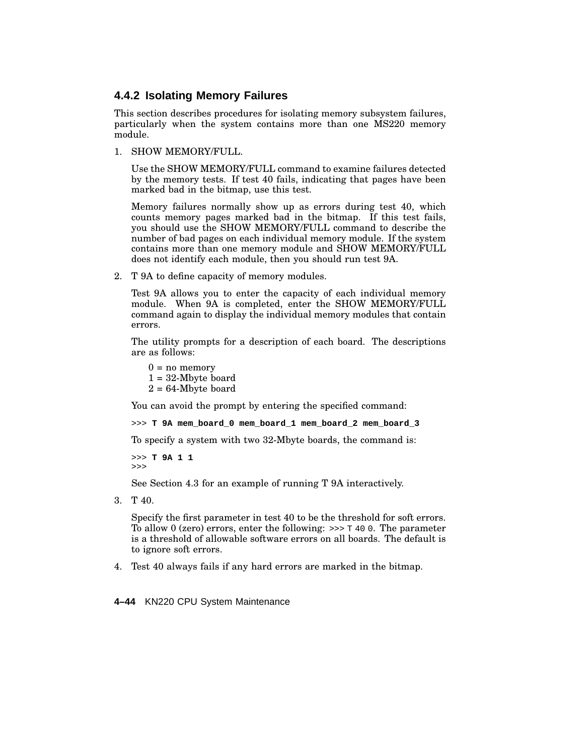### 4.4.2 Isolating Memory Failures

This section describes procedures for isolating memory subsystem failures, particularly when the system contains more than one MS220 memory module.

1. SHOW MEMORY/FULL.

   Use the SHOW MEMORY/FULL command to examine failures detected by the memory tests. If test 40 fails, indicating that pages have been marked bad in the bitmap, use this test.

   Memory failures normally show up as errors during test 40, which counts memory pages marked bad in the bitmap. If this test fails, you should use the SHOW MEMORY/FULL command to describe the number of bad pages on each individual memory module. If the system contains more than one memory module and SHOW MEMORY/FULL does not identify each module, then you should run test 9A.

2. T 9A to define capacity of memory modules.

   Test 9A allows you to enter the capacity of each individual memory module. When 9A is completed, enter the SHOW MEMORY/FULL command again to display the individual memory modules that contain errors.

   The utility prompts for a description of each board. The descriptions are as follows:

   0 = no memory
   1 = 32-Mbyte board
   2 = 64-Mbyte board

   You can avoid the prompt by entering the specified command:

   ```
   >>> T 9A mem_board_0 mem_board_1 mem_board_2 mem_board_3
   ```

   To specify a system with two 32-Mbyte boards, the command is:

   ```
   >>> T 9A 1 1
   >>>
   ```

   See Section 4.3 for an example of running T 9A interactively.

3. T 40.

   Specify the first parameter in test 40 to be the threshold for soft errors. To allow 0 (zero) errors, enter the following: `>>> T 40 0`. The parameter is a threshold of allowable software errors on all boards. The default is to ignore soft errors.

4. Test 40 always fails if any hard errors are marked in the bitmap.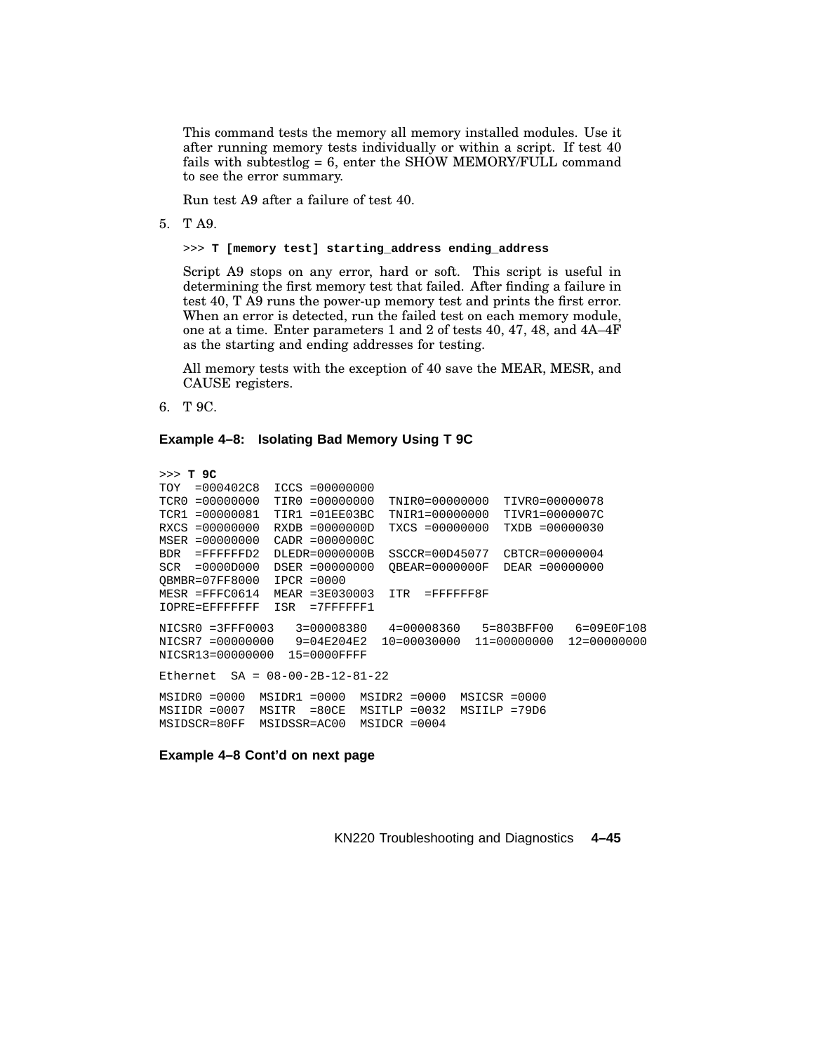This command tests the memory all memory installed modules. Use it after running memory tests individually or within a script. If test 40 fails with subtestlog = 6, enter the SHOW MEMORY/FULL command to see the error summary.

Run test A9 after a failure of test 40.

5. T A9.

   ```
   >>> T [memory test] starting_address ending_address
   ```

   Script A9 stops on any error, hard or soft. This script is useful in determining the first memory test that failed. After finding a failure in test 40, T A9 runs the power-up memory test and prints the first error. When an error is detected, run the failed test on each memory module, one at a time. Enter parameters 1 and 2 of tests 40, 47, 48, and 4A–4F as the starting and ending addresses for testing.

   All memory tests with the exception of 40 save the MEAR, MESR, and CAUSE registers.

6. T 9C.

**Example 4–8: Isolating Bad Memory Using T 9C**

```
>>> T 9C
TOY  =000402C8  ICCS =00000000
TCR0 =00000000  TIR0 =00000000  TNIR0=00000000  TIVR0=00000078
TCR1 =00000081  TIR1 =01EE03BC  TNIR1=00000000  TIVR1=0000007C
RXCS =00000000  RXDB =0000000D  TXCS =00000000  TXDB =00000030
MSER =00000000  CADR =0000000C
BDR  =FFFFFFD2  DLEDR=0000000B  SSCCR=00D45077  CBTCR=00000004
SCR  =0000D000  DSER =00000000  QBEAR=0000000F  DEAR =00000000
QBMBR=07FF8000  IPCR =0000
MESR =FFFC0614  MEAR =3E030003  ITR  =FFFFFF8F
IOPRE=EFFFFFFF  ISR  =7FFFFFF1

NICSR0 =3FFF0003   3=00008380   4=00008360   5=803BFF00   6=09E0F108
NICSR7 =00000000   9=04E204E2  10=00030000  11=00000000  12=00000000
NICSR13=00000000  15=0000FFFF

Ethernet  SA = 08-00-2B-12-81-22

MSIDR0 =0000  MSIDR1 =0000  MSIDR2 =0000  MSICSR =0000
MSIIDR =0007  MSITR  =80CE  MSITLP =0032  MSIILP =79D6
MSIDSCR=80FF  MSIDSSR=AC00  MSIDCR =0004
```

**Example 4–8 Cont'd on next page**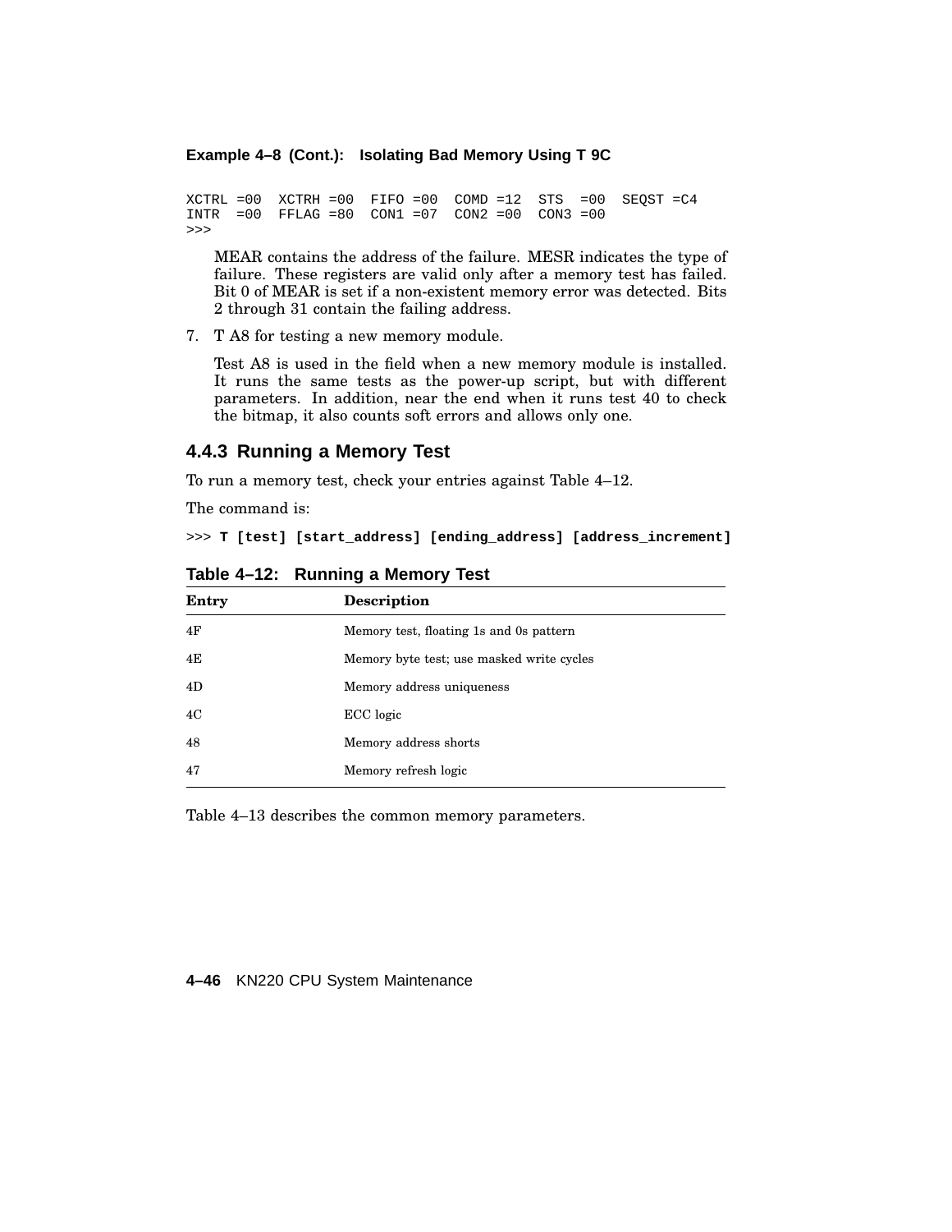**Example 4–8 (Cont.): Isolating Bad Memory Using T 9C**

```
XCTRL =00  XCTRH =00  FIFO =00  COMD =12  STS  =00  SEQST =C4
INTR  =00  FFLAG =80  CON1 =07  CON2 =00  CON3 =00
>>>
```

MEAR contains the address of the failure. MESR indicates the type of failure. These registers are valid only after a memory test has failed. Bit 0 of MEAR is set if a non-existent memory error was detected. Bits 2 through 31 contain the failing address.

7. T A8 for testing a new memory module.

   Test A8 is used in the field when a new memory module is installed. It runs the same tests as the power-up script, but with different parameters. In addition, near the end when it runs test 40 to check the bitmap, it also counts soft errors and allows only one.

### 4.4.3 Running a Memory Test

To run a memory test, check your entries against Table 4–12.

The command is:

```
>>> T [test] [start_address] [ending_address] [address_increment]
```

**Table 4–12: Running a Memory Test**

| Entry | Description |
|---|---|
| 4F | Memory test, floating 1s and 0s pattern |
| 4E | Memory byte test; use masked write cycles |
| 4D | Memory address uniqueness |
| 4C | ECC logic |
| 48 | Memory address shorts |
| 47 | Memory refresh logic |

Table 4–13 describes the common memory parameters.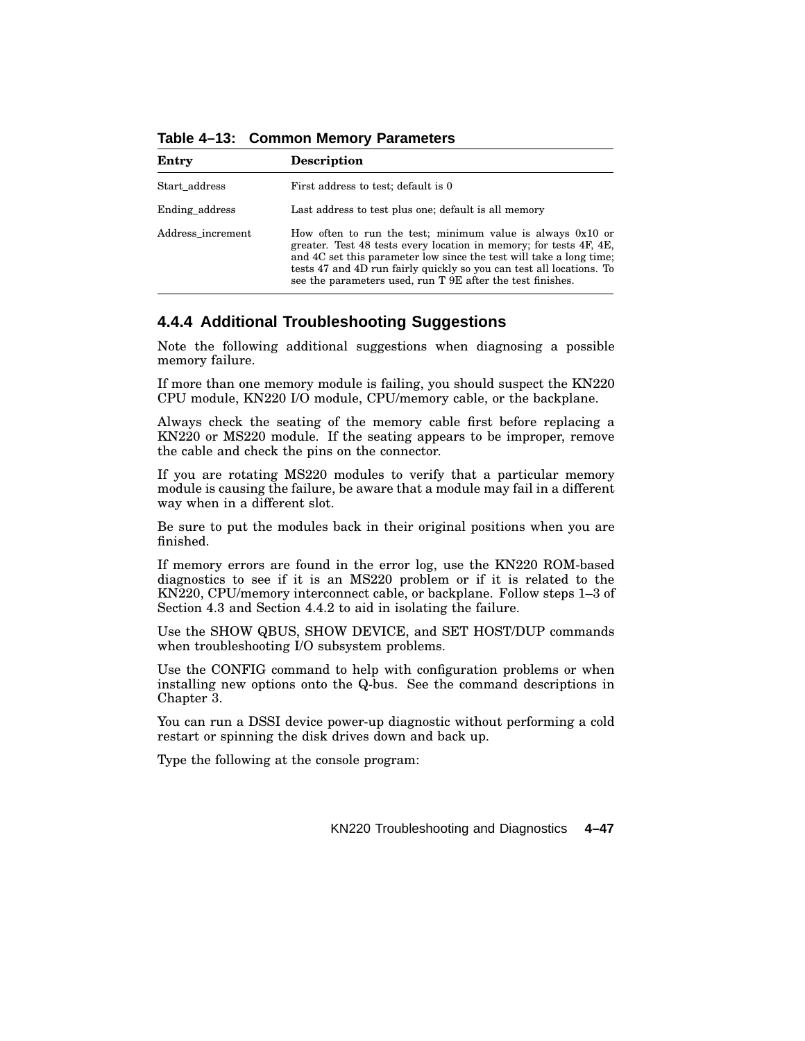**Table 4–13: Common Memory Parameters**

| Entry | Description |
|---|---|
| Start_address | First address to test; default is 0 |
| Ending_address | Last address to test plus one; default is all memory |
| Address_increment | How often to run the test; minimum value is always 0x10 or greater. Test 48 tests every location in memory; for tests 4F, 4E, and 4C set this parameter low since the test will take a long time; tests 47 and 4D run fairly quickly so you can test all locations. To see the parameters used, run T 9E after the test finishes. |

### 4.4.4 Additional Troubleshooting Suggestions

Note the following additional suggestions when diagnosing a possible memory failure.

If more than one memory module is failing, you should suspect the KN220 CPU module, KN220 I/O module, CPU/memory cable, or the backplane.

Always check the seating of the memory cable first before replacing a KN220 or MS220 module. If the seating appears to be improper, remove the cable and check the pins on the connector.

If you are rotating MS220 modules to verify that a particular memory module is causing the failure, be aware that a module may fail in a different way when in a different slot.

Be sure to put the modules back in their original positions when you are finished.

If memory errors are found in the error log, use the KN220 ROM-based diagnostics to see if it is an MS220 problem or if it is related to the KN220, CPU/memory interconnect cable, or backplane. Follow steps 1–3 of Section 4.3 and Section 4.4.2 to aid in isolating the failure.

Use the SHOW QBUS, SHOW DEVICE, and SET HOST/DUP commands when troubleshooting I/O subsystem problems.

Use the CONFIG command to help with configuration problems or when installing new options onto the Q-bus. See the command descriptions in Chapter 3.

You can run a DSSI device power-up diagnostic without performing a cold restart or spinning the disk drives down and back up.

Type the following at the console program: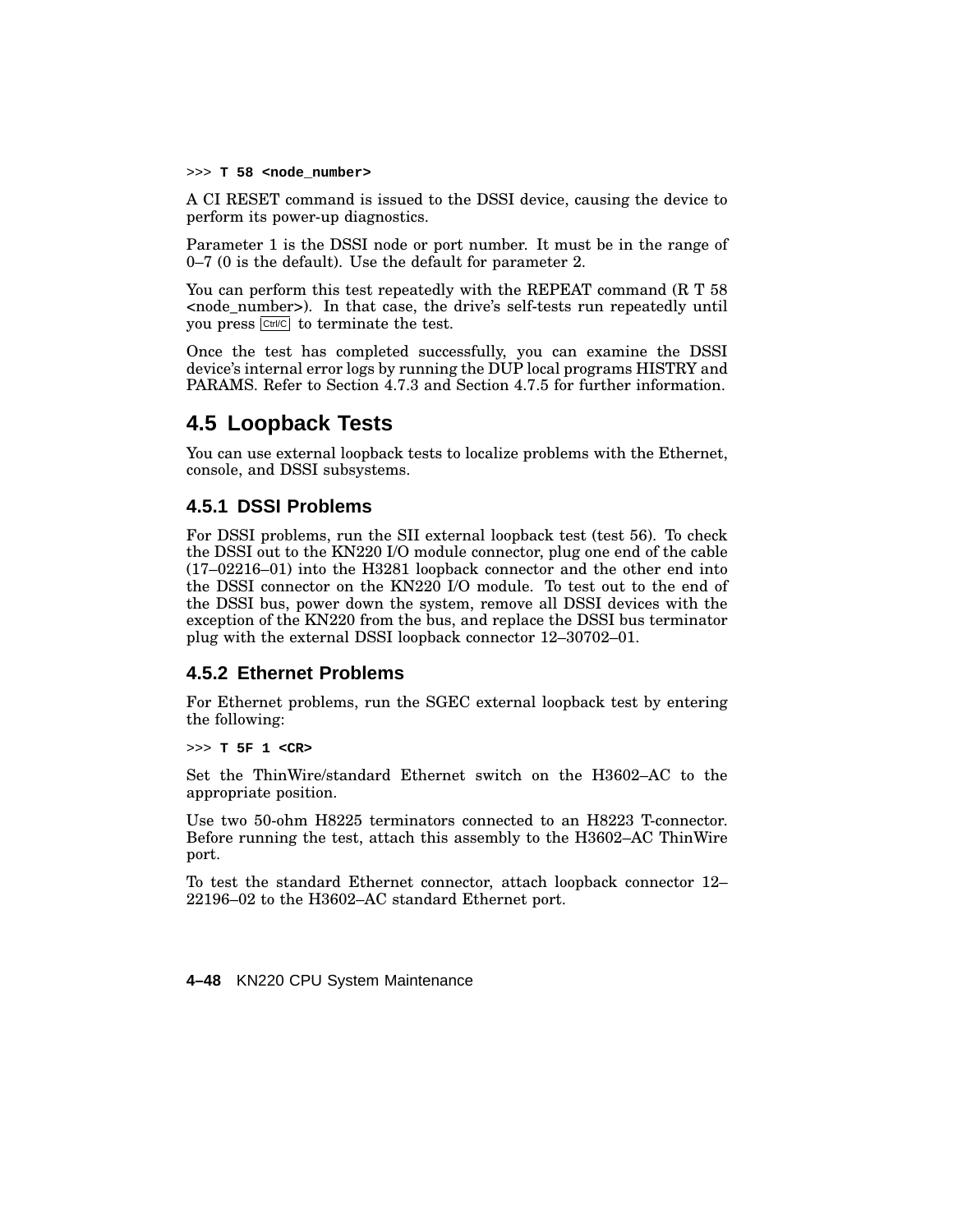```
>>> T 58 <node_number>
```

A CI RESET command is issued to the DSSI device, causing the device to perform its power-up diagnostics.

Parameter 1 is the DSSI node or port number. It must be in the range of 0–7 (0 is the default). Use the default for parameter 2.

You can perform this test repeatedly with the REPEAT command (R T 58 <node_number>). In that case, the drive's self-tests run repeatedly until you press Ctrl/C to terminate the test.

Once the test has completed successfully, you can examine the DSSI device's internal error logs by running the DUP local programs HISTRY and PARAMS. Refer to Section 4.7.3 and Section 4.7.5 for further information.

## 4.5 Loopback Tests

You can use external loopback tests to localize problems with the Ethernet, console, and DSSI subsystems.

### 4.5.1 DSSI Problems

For DSSI problems, run the SII external loopback test (test 56). To check the DSSI out to the KN220 I/O module connector, plug one end of the cable (17–02216–01) into the H3281 loopback connector and the other end into the DSSI connector on the KN220 I/O module. To test out to the end of the DSSI bus, power down the system, remove all DSSI devices with the exception of the KN220 from the bus, and replace the DSSI bus terminator plug with the external DSSI loopback connector 12–30702–01.

### 4.5.2 Ethernet Problems

For Ethernet problems, run the SGEC external loopback test by entering the following:

```
>>> T 5F 1 <CR>
```

Set the ThinWire/standard Ethernet switch on the H3602–AC to the appropriate position.

Use two 50-ohm H8225 terminators connected to an H8223 T-connector. Before running the test, attach this assembly to the H3602–AC ThinWire port.

To test the standard Ethernet connector, attach loopback connector 12–22196–02 to the H3602–AC standard Ethernet port.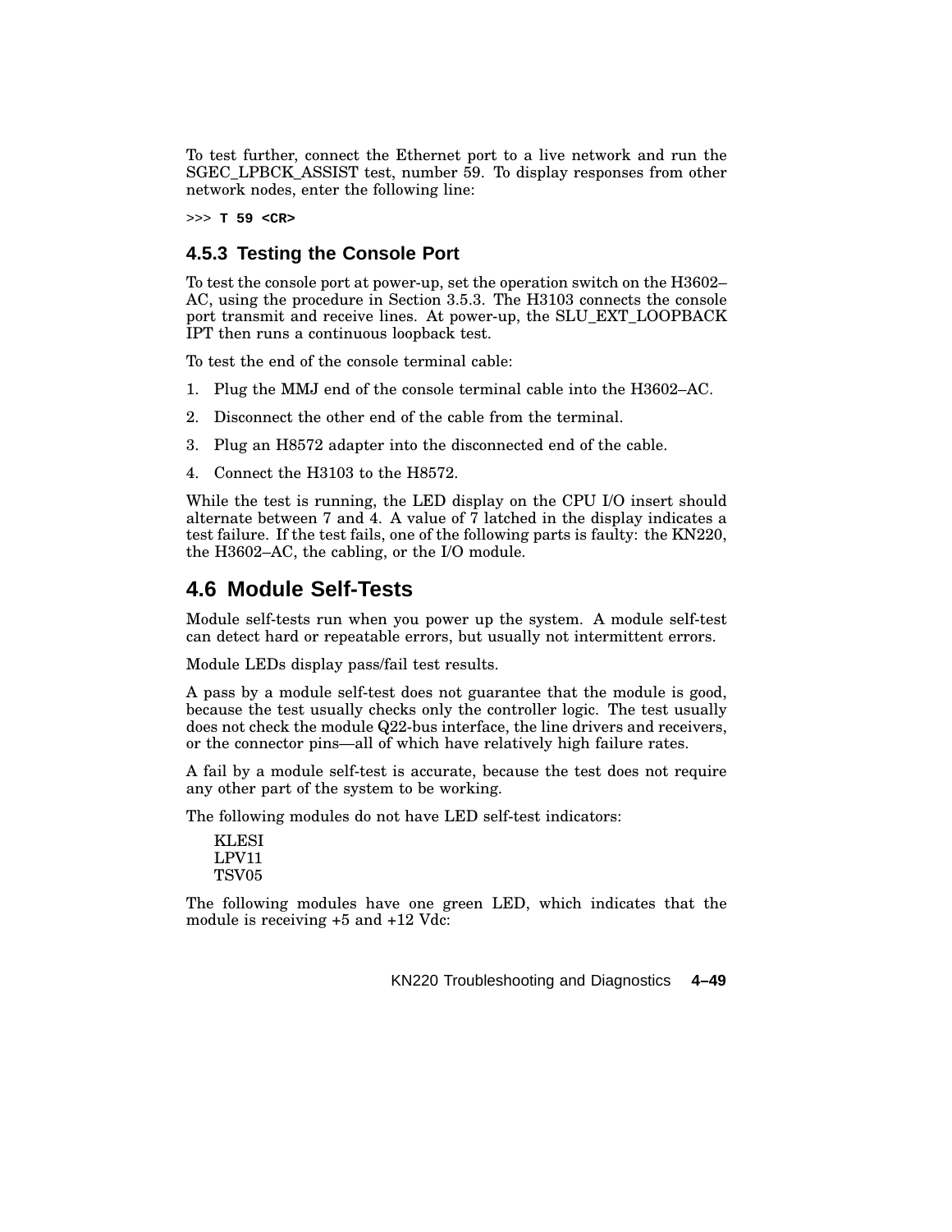To test further, connect the Ethernet port to a live network and run the SGEC_LPBCK_ASSIST test, number 59. To display responses from other network nodes, enter the following line:

```
>>> T 59 <CR>
```

### 4.5.3 Testing the Console Port

To test the console port at power-up, set the operation switch on the H3602–AC, using the procedure in Section 3.5.3. The H3103 connects the console port transmit and receive lines. At power-up, the SLU_EXT_LOOPBACK IPT then runs a continuous loopback test.

To test the end of the console terminal cable:

1. Plug the MMJ end of the console terminal cable into the H3602–AC.
2. Disconnect the other end of the cable from the terminal.
3. Plug an H8572 adapter into the disconnected end of the cable.
4. Connect the H3103 to the H8572.

While the test is running, the LED display on the CPU I/O insert should alternate between 7 and 4. A value of 7 latched in the display indicates a test failure. If the test fails, one of the following parts is faulty: the KN220, the H3602–AC, the cabling, or the I/O module.

## 4.6 Module Self-Tests

Module self-tests run when you power up the system. A module self-test can detect hard or repeatable errors, but usually not intermittent errors.

Module LEDs display pass/fail test results.

A pass by a module self-test does not guarantee that the module is good, because the test usually checks only the controller logic. The test usually does not check the module Q22-bus interface, the line drivers and receivers, or the connector pins—all of which have relatively high failure rates.

A fail by a module self-test is accurate, because the test does not require any other part of the system to be working.

The following modules do not have LED self-test indicators:

KLESI
LPV11
TSV05

The following modules have one green LED, which indicates that the module is receiving +5 and +12 Vdc: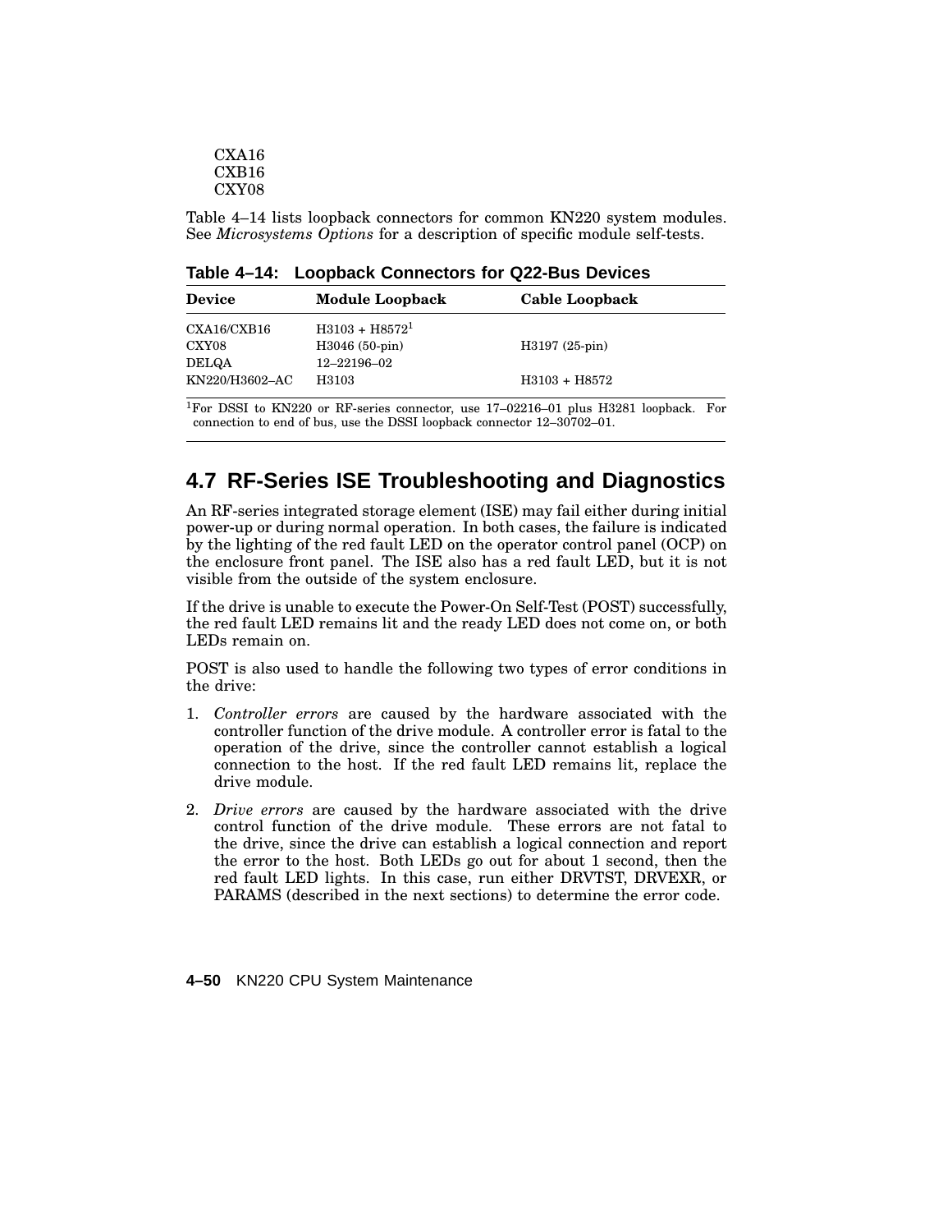CXA16
CXB16
CXY08

Table 4–14 lists loopback connectors for common KN220 system modules. See *Microsystems Options* for a description of specific module self-tests.

**Table 4–14: Loopback Connectors for Q22-Bus Devices**

| Device | Module Loopback | Cable Loopback |
|---|---|---|
| CXA16/CXB16 | H3103 + H8572[1] | |
| CXY08 | H3046 (50-pin) | H3197 (25-pin) |
| DELQA | 12–22196–02 | |
| KN220/H3602–AC | H3103 | H3103 + H8572 |

[1]For DSSI to KN220 or RF-series connector, use 17–02216–01 plus H3281 loopback. For connection to end of bus, use the DSSI loopback connector 12–30702–01.

## 4.7 RF-Series ISE Troubleshooting and Diagnostics

An RF-series integrated storage element (ISE) may fail either during initial power-up or during normal operation. In both cases, the failure is indicated by the lighting of the red fault LED on the operator control panel (OCP) on the enclosure front panel. The ISE also has a red fault LED, but it is not visible from the outside of the system enclosure.

If the drive is unable to execute the Power-On Self-Test (POST) successfully, the red fault LED remains lit and the ready LED does not come on, or both LEDs remain on.

POST is also used to handle the following two types of error conditions in the drive:

1. *Controller errors* are caused by the hardware associated with the controller function of the drive module. A controller error is fatal to the operation of the drive, since the controller cannot establish a logical connection to the host. If the red fault LED remains lit, replace the drive module.
2. *Drive errors* are caused by the hardware associated with the drive control function of the drive module. These errors are not fatal to the drive, since the drive can establish a logical connection and report the error to the host. Both LEDs go out for about 1 second, then the red fault LED lights. In this case, run either DRVTST, DRVEXR, or PARAMS (described in the next sections) to determine the error code.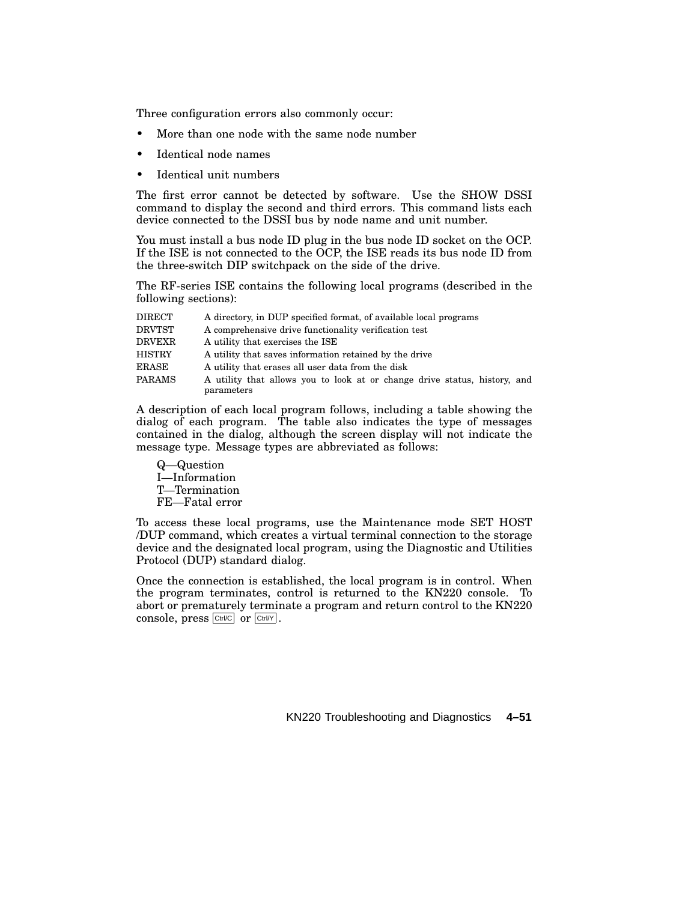Three configuration errors also commonly occur:

- More than one node with the same node number
- Identical node names
- Identical unit numbers

The first error cannot be detected by software. Use the SHOW DSSI command to display the second and third errors. This command lists each device connected to the DSSI bus by node name and unit number.

You must install a bus node ID plug in the bus node ID socket on the OCP. If the ISE is not connected to the OCP, the ISE reads its bus node ID from the three-switch DIP switchpack on the side of the drive.

The RF-series ISE contains the following local programs (described in the following sections):

| | |
|---|---|
| DIRECT | A directory, in DUP specified format, of available local programs |
| DRVTST | A comprehensive drive functionality verification test |
| DRVEXR | A utility that exercises the ISE |
| HISTRY | A utility that saves information retained by the drive |
| ERASE | A utility that erases all user data from the disk |
| PARAMS | A utility that allows you to look at or change drive status, history, and parameters |

A description of each local program follows, including a table showing the dialog of each program. The table also indicates the type of messages contained in the dialog, although the screen display will not indicate the message type. Message types are abbreviated as follows:

Q—Question
I—Information
T—Termination
FE—Fatal error

To access these local programs, use the Maintenance mode SET HOST /DUP command, which creates a virtual terminal connection to the storage device and the designated local program, using the Diagnostic and Utilities Protocol (DUP) standard dialog.

Once the connection is established, the local program is in control. When the program terminates, control is returned to the KN220 console. To abort or prematurely terminate a program and return control to the KN220 console, press Ctrl/C or Ctrl/Y.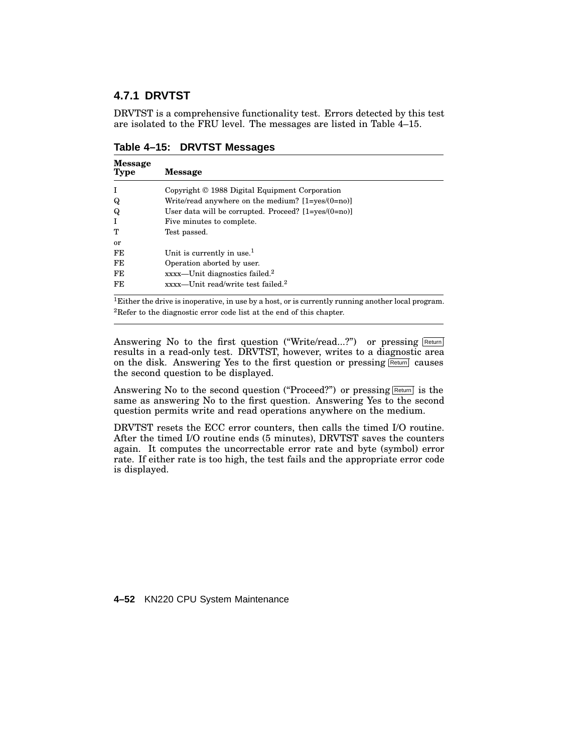### 4.7.1 DRVTST

DRVTST is a comprehensive functionality test. Errors detected by this test are isolated to the FRU level. The messages are listed in Table 4–15.

**Table 4–15: DRVTST Messages**

| Message Type | Message |
|---|---|
| I | Copyright © 1988 Digital Equipment Corporation |
| Q | Write/read anywhere on the medium? [1=yes/(0=no)] |
| Q | User data will be corrupted. Proceed? [1=yes/(0=no)] |
| I | Five minutes to complete. |
| T | Test passed. |
| or | |
| FE | Unit is currently in use.[1] |
| FE | Operation aborted by user. |
| FE | xxxx—Unit diagnostics failed.[2] |
| FE | xxxx—Unit read/write test failed.[2] |

[1]Either the drive is inoperative, in use by a host, or is currently running another local program.

[2]Refer to the diagnostic error code list at the end of this chapter.

Answering No to the first question ("Write/read...?") or pressing Return results in a read-only test. DRVTST, however, writes to a diagnostic area on the disk. Answering Yes to the first question or pressing Return causes the second question to be displayed.

Answering No to the second question ("Proceed?") or pressing Return is the same as answering No to the first question. Answering Yes to the second question permits write and read operations anywhere on the medium.

DRVTST resets the ECC error counters, then calls the timed I/O routine. After the timed I/O routine ends (5 minutes), DRVTST saves the counters again. It computes the uncorrectable error rate and byte (symbol) error rate. If either rate is too high, the test fails and the appropriate error code is displayed.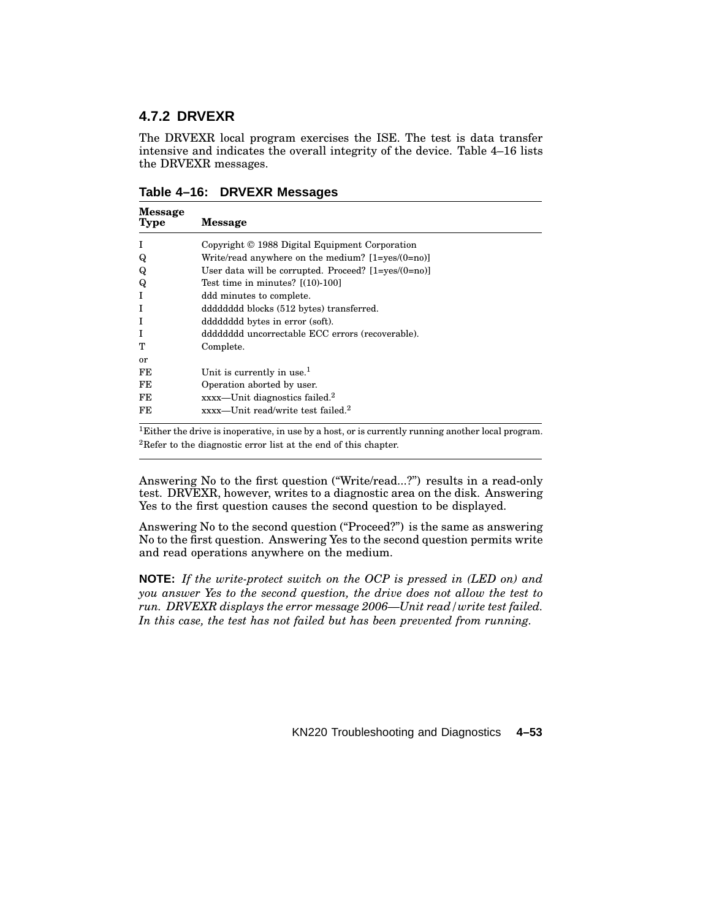### 4.7.2 DRVEXR

The DRVEXR local program exercises the ISE. The test is data transfer intensive and indicates the overall integrity of the device. Table 4–16 lists the DRVEXR messages.

**Table 4–16: DRVEXR Messages**

| Message Type | Message |
|---|---|
| I | Copyright © 1988 Digital Equipment Corporation |
| Q | Write/read anywhere on the medium? [1=yes/(0=no)] |
| Q | User data will be corrupted. Proceed? [1=yes/(0=no)] |
| Q | Test time in minutes? [(10)-100] |
| I | ddd minutes to complete. |
| I | dddddddd blocks (512 bytes) transferred. |
| I | dddddddd bytes in error (soft). |
| I | dddddddd uncorrectable ECC errors (recoverable). |
| T | Complete. |
| or | |
| FE | Unit is currently in use.[1] |
| FE | Operation aborted by user. |
| FE | xxxx—Unit diagnostics failed.[2] |
| FE | xxxx—Unit read/write test failed.[2] |

[1]Either the drive is inoperative, in use by a host, or is currently running another local program.
[2]Refer to the diagnostic error list at the end of this chapter.

Answering No to the first question (“Write/read...?”) results in a read-only test. DRVEXR, however, writes to a diagnostic area on the disk. Answering Yes to the first question causes the second question to be displayed.

Answering No to the second question (“Proceed?”) is the same as answering No to the first question. Answering Yes to the second question permits write and read operations anywhere on the medium.

**NOTE:** *If the write-protect switch on the OCP is pressed in (LED on) and you answer Yes to the second question, the drive does not allow the test to run. DRVEXR displays the error message 2006—Unit read/write test failed. In this case, the test has not failed but has been prevented from running.*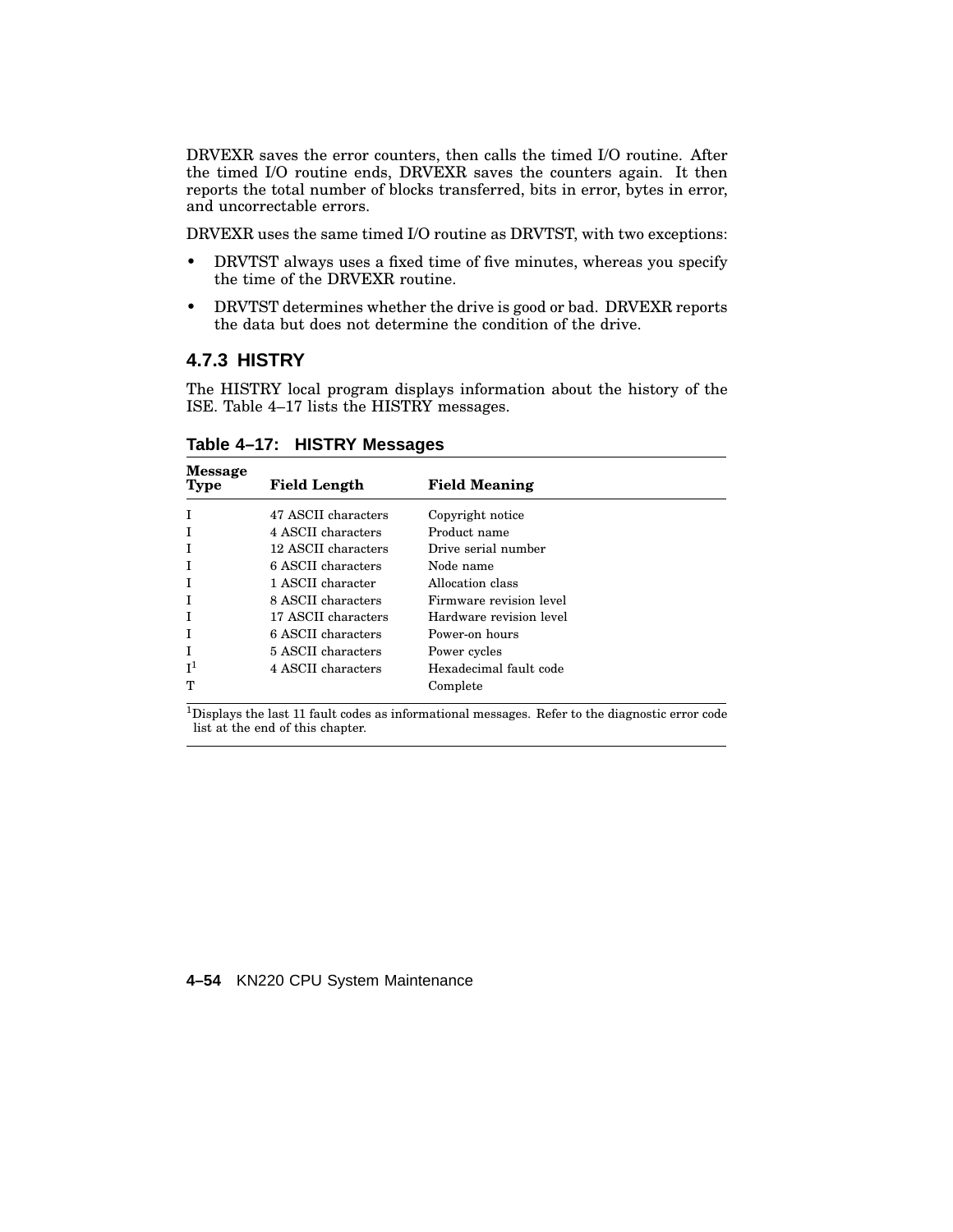DRVEXR saves the error counters, then calls the timed I/O routine. After the timed I/O routine ends, DRVEXR saves the counters again. It then reports the total number of blocks transferred, bits in error, bytes in error, and uncorrectable errors.

DRVEXR uses the same timed I/O routine as DRVTST, with two exceptions:

- DRVTST always uses a fixed time of five minutes, whereas you specify the time of the DRVEXR routine.
- DRVTST determines whether the drive is good or bad. DRVEXR reports the data but does not determine the condition of the drive.

### 4.7.3 HISTRY

The HISTRY local program displays information about the history of the ISE. Table 4–17 lists the HISTRY messages.

**Table 4–17: HISTRY Messages**

| Message Type | Field Length | Field Meaning |
|---|---|---|
| I | 47 ASCII characters | Copyright notice |
| I | 4 ASCII characters | Product name |
| I | 12 ASCII characters | Drive serial number |
| I | 6 ASCII characters | Node name |
| I | 1 ASCII character | Allocation class |
| I | 8 ASCII characters | Firmware revision level |
| I | 17 ASCII characters | Hardware revision level |
| I | 6 ASCII characters | Power-on hours |
| I | 5 ASCII characters | Power cycles |
| I[1] | 4 ASCII characters | Hexadecimal fault code |
| T | | Complete |

[1]Displays the last 11 fault codes as informational messages. Refer to the diagnostic error code list at the end of this chapter.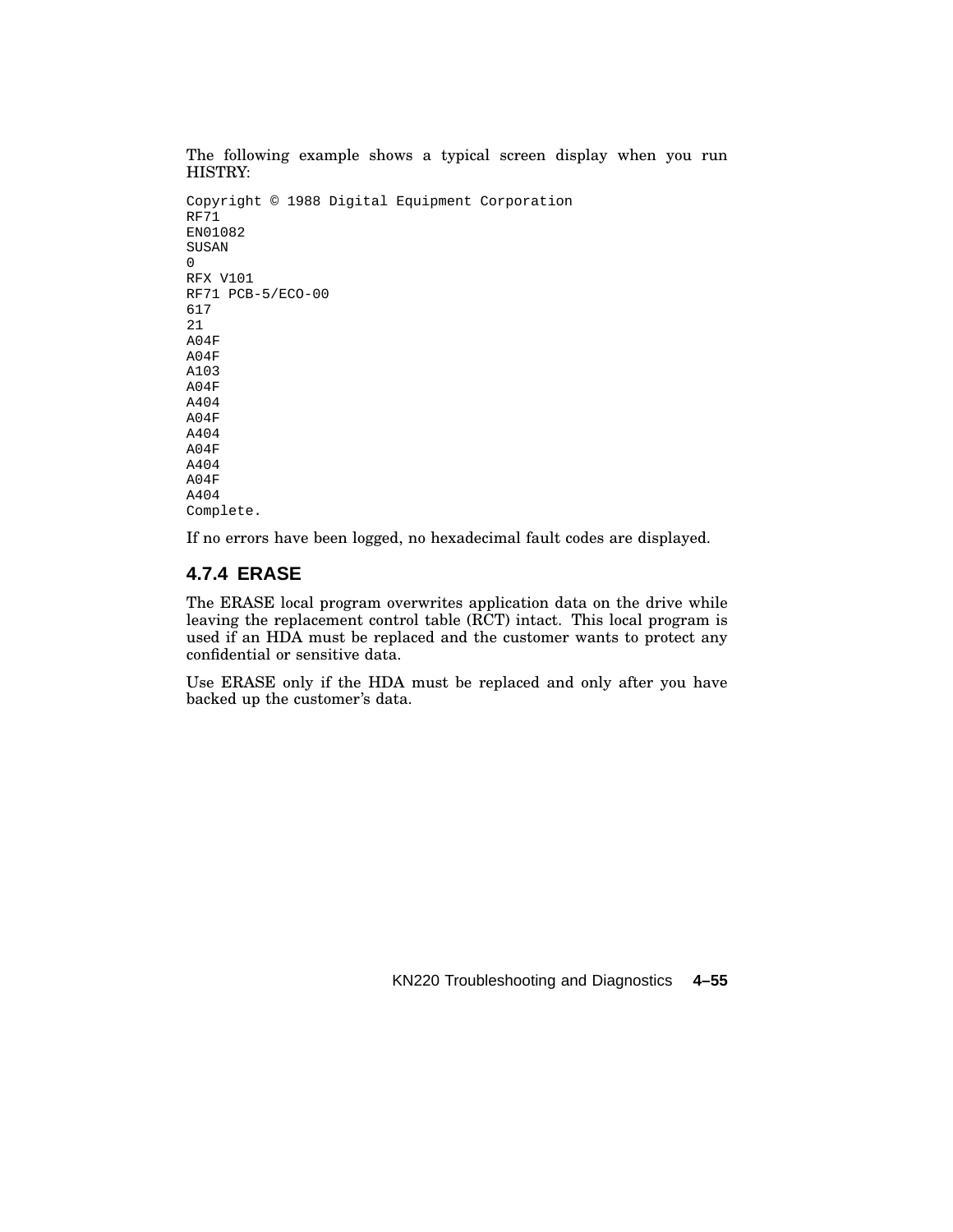The following example shows a typical screen display when you run HISTRY:

```
Copyright © 1988 Digital Equipment Corporation
RF71
EN01082
SUSAN
0
RFX V101
RF71 PCB-5/ECO-00
617
21
A04F
A04F
A103
A04F
A404
A04F
A404
A04F
A404
A04F
A404
Complete.
```

If no errors have been logged, no hexadecimal fault codes are displayed.

### 4.7.4 ERASE

The ERASE local program overwrites application data on the drive while leaving the replacement control table (RCT) intact. This local program is used if an HDA must be replaced and the customer wants to protect any confidential or sensitive data.

Use ERASE only if the HDA must be replaced and only after you have backed up the customer's data.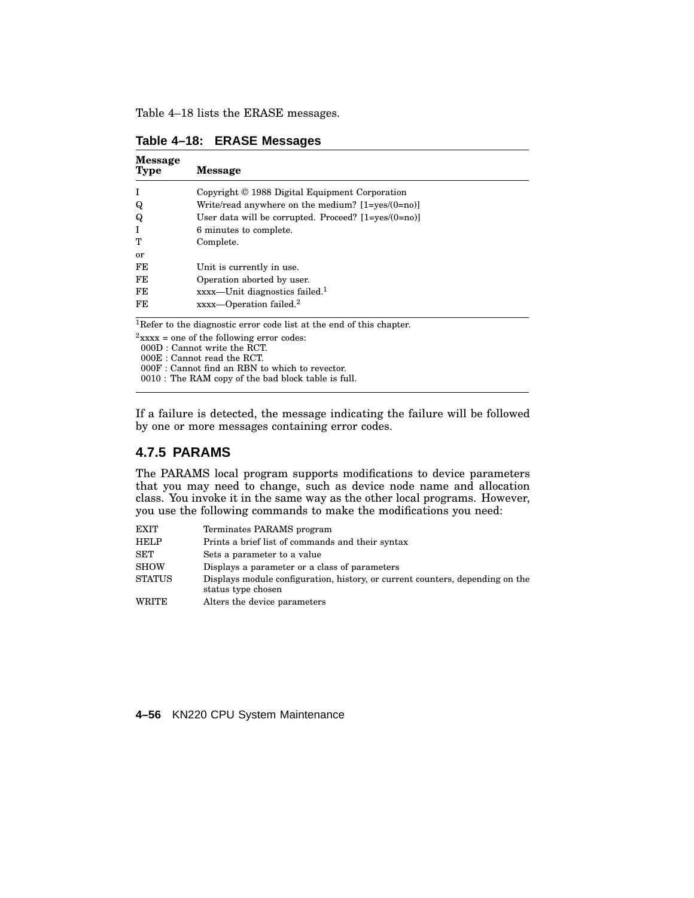Table 4–18 lists the ERASE messages.

**Table 4–18: ERASE Messages**

| Message Type | Message |
|---|---|
| I | Copyright © 1988 Digital Equipment Corporation |
| Q | Write/read anywhere on the medium? [1=yes/(0=no)] |
| Q | User data will be corrupted. Proceed? [1=yes/(0=no)] |
| I | 6 minutes to complete. |
| T | Complete. |
| or | |
| FE | Unit is currently in use. |
| FE | Operation aborted by user. |
| FE | xxxx—Unit diagnostics failed.[1] |
| FE | xxxx—Operation failed.[2] |

[1]Refer to the diagnostic error code list at the end of this chapter.

[2]xxxx = one of the following error codes:
000D : Cannot write the RCT.
000E : Cannot read the RCT.
000F : Cannot find an RBN to which to revector.
0010 : The RAM copy of the bad block table is full.

If a failure is detected, the message indicating the failure will be followed by one or more messages containing error codes.

### 4.7.5 PARAMS

The PARAMS local program supports modifications to device parameters that you may need to change, such as device node name and allocation class. You invoke it in the same way as the other local programs. However, you use the following commands to make the modifications you need:

| | |
|---|---|
| EXIT | Terminates PARAMS program |
| HELP | Prints a brief list of commands and their syntax |
| SET | Sets a parameter to a value |
| SHOW | Displays a parameter or a class of parameters |
| STATUS | Displays module configuration, history, or current counters, depending on the status type chosen |
| WRITE | Alters the device parameters |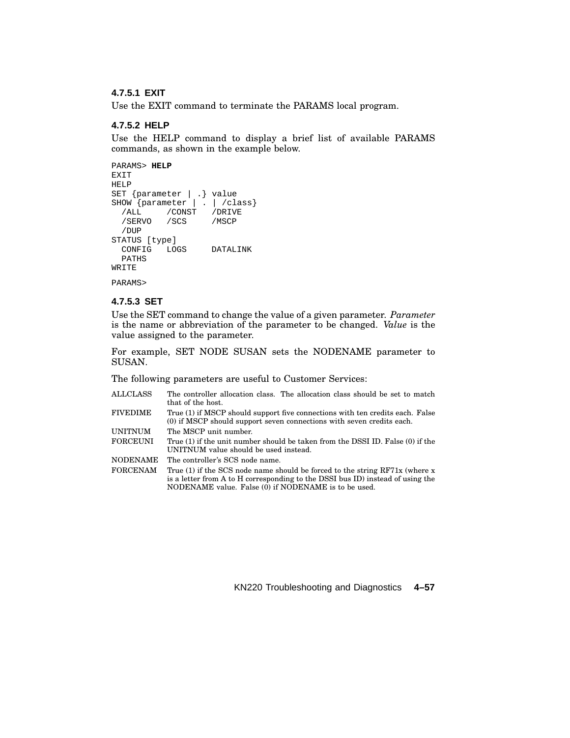#### 4.7.5.1 EXIT

Use the EXIT command to terminate the PARAMS local program.

#### 4.7.5.2 HELP

Use the HELP command to display a brief list of available PARAMS commands, as shown in the example below.

```
PARAMS> HELP
EXIT
HELP
SET {parameter | .} value
SHOW {parameter | . | /class}
  /ALL     /CONST   /DRIVE
  /SERVO   /SCS     /MSCP
  /DUP
STATUS [type]
  CONFIG   LOGS     DATALINK
  PATHS
WRITE

PARAMS>
```

#### 4.7.5.3 SET

Use the SET command to change the value of a given parameter. *Parameter* is the name or abbreviation of the parameter to be changed. *Value* is the value assigned to the parameter.

For example, SET NODE SUSAN sets the NODENAME parameter to SUSAN.

The following parameters are useful to Customer Services:

| | |
|---|---|
| ALLCLASS | The controller allocation class. The allocation class should be set to match that of the host. |
| FIVEDIME | True (1) if MSCP should support five connections with ten credits each. False (0) if MSCP should support seven connections with seven credits each. |
| UNITNUM | The MSCP unit number. |
| FORCEUNI | True (1) if the unit number should be taken from the DSSI ID. False (0) if the UNITNUM value should be used instead. |
| NODENAME | The controller's SCS node name. |
| FORCENAM | True (1) if the SCS node name should be forced to the string RF71x (where x is a letter from A to H corresponding to the DSSI bus ID) instead of using the NODENAME value. False (0) if NODENAME is to be used. |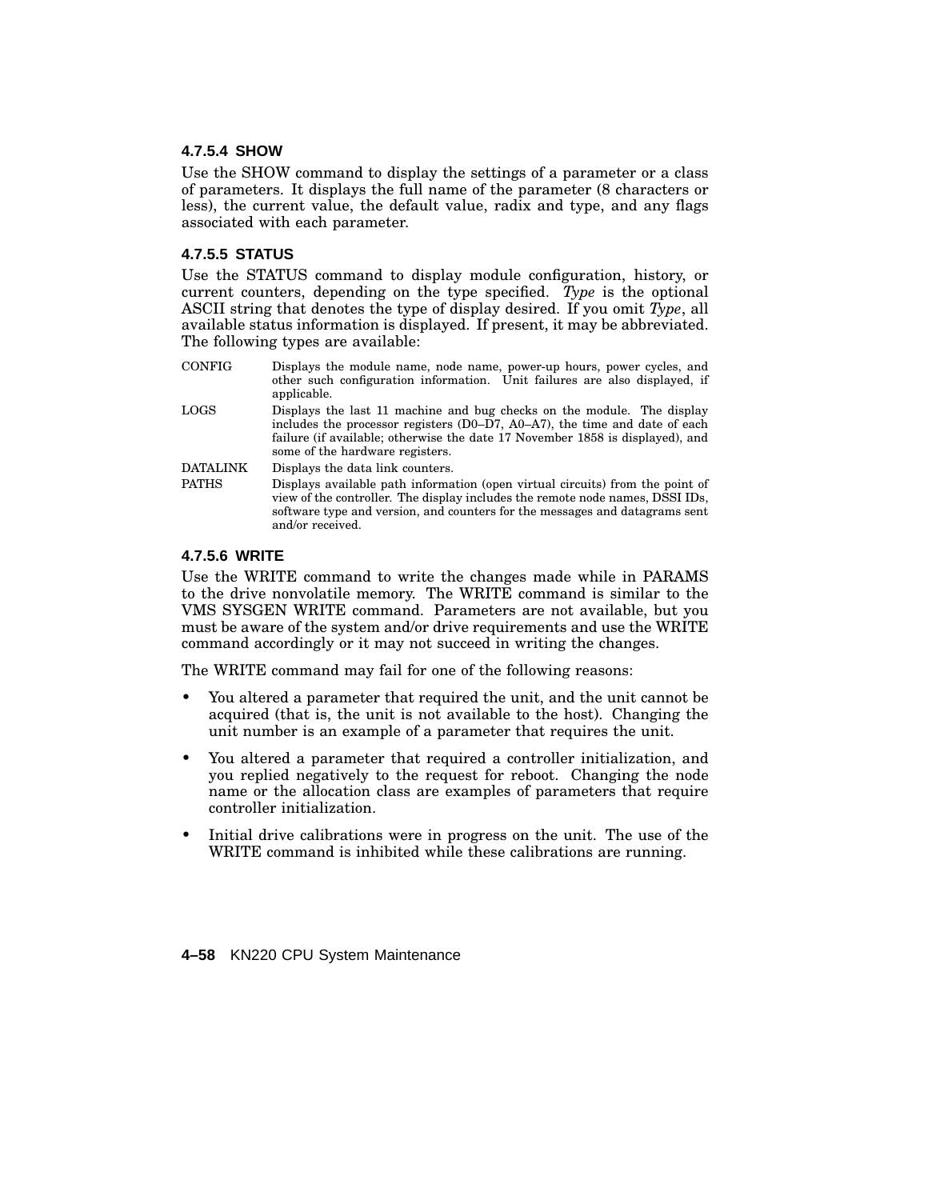#### 4.7.5.4 SHOW

Use the SHOW command to display the settings of a parameter or a class of parameters. It displays the full name of the parameter (8 characters or less), the current value, the default value, radix and type, and any flags associated with each parameter.

#### 4.7.5.5 STATUS

Use the STATUS command to display module configuration, history, or current counters, depending on the type specified. *Type* is the optional ASCII string that denotes the type of display desired. If you omit *Type*, all available status information is displayed. If present, it may be abbreviated. The following types are available:

| | |
|---|---|
| CONFIG | Displays the module name, node name, power-up hours, power cycles, and other such configuration information. Unit failures are also displayed, if applicable. |
| LOGS | Displays the last 11 machine and bug checks on the module. The display includes the processor registers (D0–D7, A0–A7), the time and date of each failure (if available; otherwise the date 17 November 1858 is displayed), and some of the hardware registers. |
| DATALINK | Displays the data link counters. |
| PATHS | Displays available path information (open virtual circuits) from the point of view of the controller. The display includes the remote node names, DSSI IDs, software type and version, and counters for the messages and datagrams sent and/or received. |

#### 4.7.5.6 WRITE

Use the WRITE command to write the changes made while in PARAMS to the drive nonvolatile memory. The WRITE command is similar to the VMS SYSGEN WRITE command. Parameters are not available, but you must be aware of the system and/or drive requirements and use the WRITE command accordingly or it may not succeed in writing the changes.

The WRITE command may fail for one of the following reasons:

- You altered a parameter that required the unit, and the unit cannot be acquired (that is, the unit is not available to the host). Changing the unit number is an example of a parameter that requires the unit.
- You altered a parameter that required a controller initialization, and you replied negatively to the request for reboot. Changing the node name or the allocation class are examples of parameters that require controller initialization.
- Initial drive calibrations were in progress on the unit. The use of the WRITE command is inhibited while these calibrations are running.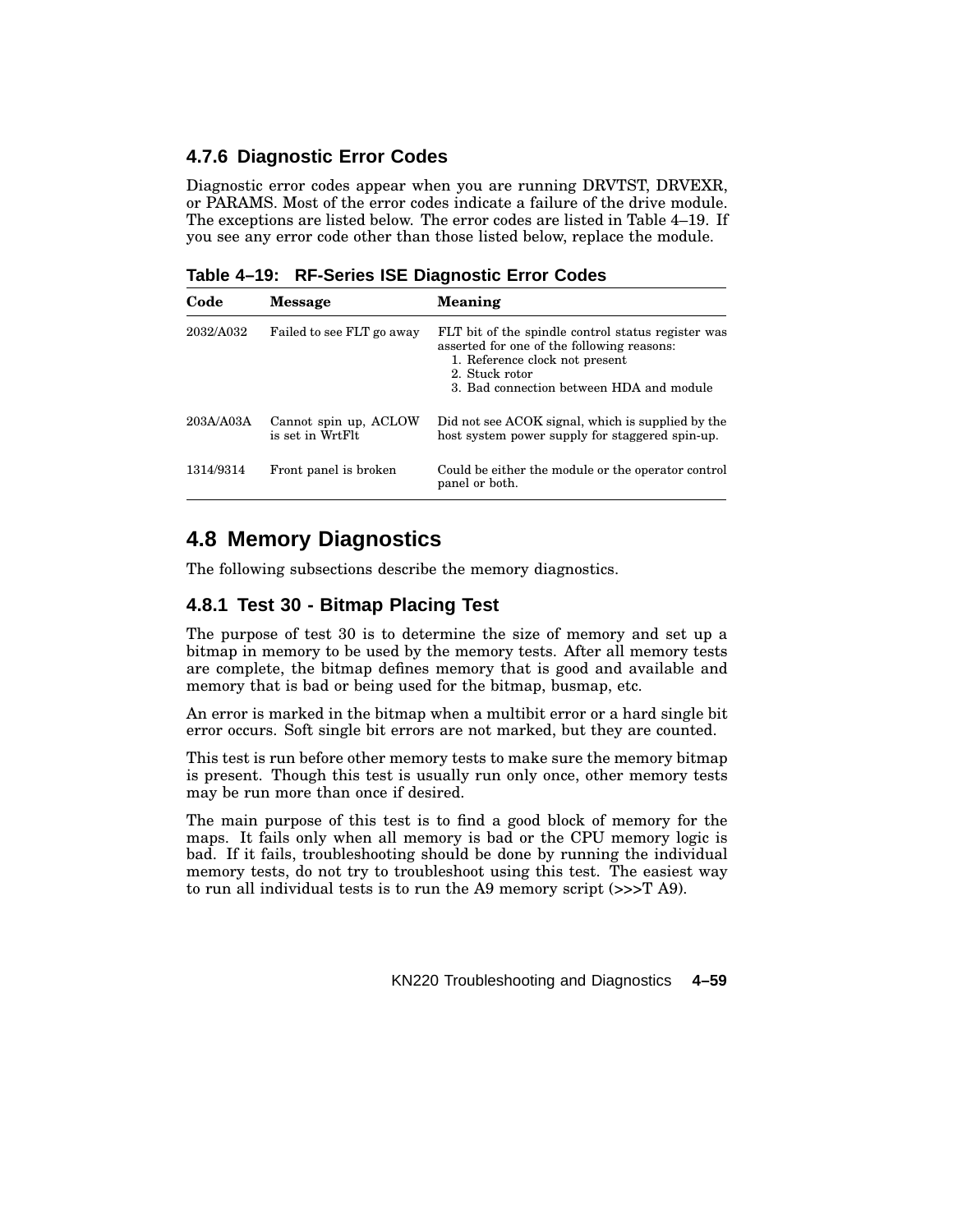### 4.7.6 Diagnostic Error Codes

Diagnostic error codes appear when you are running DRVTST, DRVEXR, or PARAMS. Most of the error codes indicate a failure of the drive module. The exceptions are listed below. The error codes are listed in Table 4–19. If you see any error code other than those listed below, replace the module.

**Table 4–19: RF-Series ISE Diagnostic Error Codes**

| Code | Message | Meaning |
|---|---|---|
| 2032/A032 | Failed to see FLT go away | FLT bit of the spindle control status register was asserted for one of the following reasons:<br>1. Reference clock not present<br>2. Stuck rotor<br>3. Bad connection between HDA and module |
| 203A/A03A | Cannot spin up, ACLOW is set in WrtFlt | Did not see ACOK signal, which is supplied by the host system power supply for staggered spin-up. |
| 1314/9314 | Front panel is broken | Could be either the module or the operator control panel or both. |

## 4.8 Memory Diagnostics

The following subsections describe the memory diagnostics.

### 4.8.1 Test 30 - Bitmap Placing Test

The purpose of test 30 is to determine the size of memory and set up a bitmap in memory to be used by the memory tests. After all memory tests are complete, the bitmap defines memory that is good and available and memory that is bad or being used for the bitmap, busmap, etc.

An error is marked in the bitmap when a multibit error or a hard single bit error occurs. Soft single bit errors are not marked, but they are counted.

This test is run before other memory tests to make sure the memory bitmap is present. Though this test is usually run only once, other memory tests may be run more than once if desired.

The main purpose of this test is to find a good block of memory for the maps. It fails only when all memory is bad or the CPU memory logic is bad. If it fails, troubleshooting should be done by running the individual memory tests, do not try to troubleshoot using this test. The easiest way to run all individual tests is to run the A9 memory script (>>>T A9).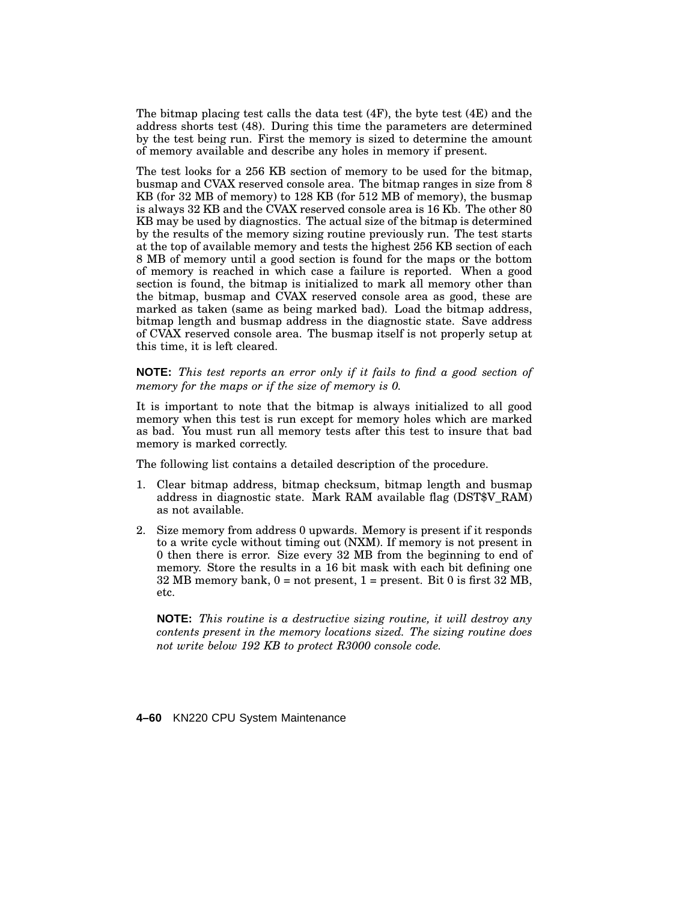The bitmap placing test calls the data test (4F), the byte test (4E) and the address shorts test (48). During this time the parameters are determined by the test being run. First the memory is sized to determine the amount of memory available and describe any holes in memory if present.

The test looks for a 256 KB section of memory to be used for the bitmap, busmap and CVAX reserved console area. The bitmap ranges in size from 8 KB (for 32 MB of memory) to 128 KB (for 512 MB of memory), the busmap is always 32 KB and the CVAX reserved console area is 16 Kb. The other 80 KB may be used by diagnostics. The actual size of the bitmap is determined by the results of the memory sizing routine previously run. The test starts at the top of available memory and tests the highest 256 KB section of each 8 MB of memory until a good section is found for the maps or the bottom of memory is reached in which case a failure is reported. When a good section is found, the bitmap is initialized to mark all memory other than the bitmap, busmap and CVAX reserved console area as good, these are marked as taken (same as being marked bad). Load the bitmap address, bitmap length and busmap address in the diagnostic state. Save address of CVAX reserved console area. The busmap itself is not properly setup at this time, it is left cleared.

**NOTE:** *This test reports an error only if it fails to find a good section of memory for the maps or if the size of memory is 0.*

It is important to note that the bitmap is always initialized to all good memory when this test is run except for memory holes which are marked as bad. You must run all memory tests after this test to insure that bad memory is marked correctly.

The following list contains a detailed description of the procedure.

1. Clear bitmap address, bitmap checksum, bitmap length and busmap address in diagnostic state. Mark RAM available flag (DST$V_RAM) as not available.
2. Size memory from address 0 upwards. Memory is present if it responds to a write cycle without timing out (NXM). If memory is not present in 0 then there is error. Size every 32 MB from the beginning to end of memory. Store the results in a 16 bit mask with each bit defining one 32 MB memory bank, 0 = not present, 1 = present. Bit 0 is first 32 MB, etc.

   **NOTE:** *This routine is a destructive sizing routine, it will destroy any contents present in the memory locations sized. The sizing routine does not write below 192 KB to protect R3000 console code.*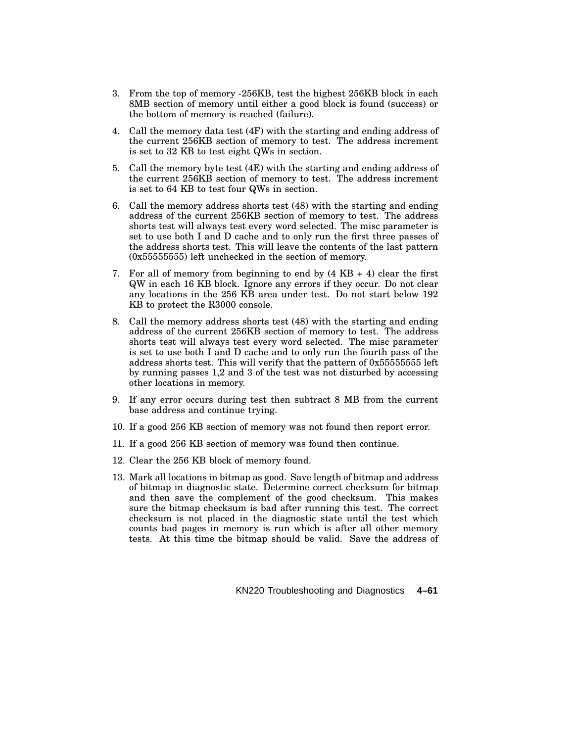3. From the top of memory -256KB, test the highest 256KB block in each 8MB section of memory until either a good block is found (success) or the bottom of memory is reached (failure).

4. Call the memory data test (4F) with the starting and ending address of the current 256KB section of memory to test. The address increment is set to 32 KB to test eight QWs in section.

5. Call the memory byte test (4E) with the starting and ending address of the current 256KB section of memory to test. The address increment is set to 64 KB to test four QWs in section.

6. Call the memory address shorts test (48) with the starting and ending address of the current 256KB section of memory to test. The address shorts test will always test every word selected. The misc parameter is set to use both I and D cache and to only run the first three passes of the address shorts test. This will leave the contents of the last pattern (0x55555555) left unchecked in the section of memory.

7. For all of memory from beginning to end by (4 KB + 4) clear the first QW in each 16 KB block. Ignore any errors if they occur. Do not clear any locations in the 256 KB area under test. Do not start below 192 KB to protect the R3000 console.

8. Call the memory address shorts test (48) with the starting and ending address of the current 256KB section of memory to test. The address shorts test will always test every word selected. The misc parameter is set to use both I and D cache and to only run the fourth pass of the address shorts test. This will verify that the pattern of 0x55555555 left by running passes 1,2 and 3 of the test was not disturbed by accessing other locations in memory.

9. If any error occurs during test then subtract 8 MB from the current base address and continue trying.

10. If a good 256 KB section of memory was not found then report error.

11. If a good 256 KB section of memory was found then continue.

12. Clear the 256 KB block of memory found.

13. Mark all locations in bitmap as good. Save length of bitmap and address of bitmap in diagnostic state. Determine correct checksum for bitmap and then save the complement of the good checksum. This makes sure the bitmap checksum is bad after running this test. The correct checksum is not placed in the diagnostic state until the test which counts bad pages in memory is run which is after all other memory tests. At this time the bitmap should be valid. Save the address of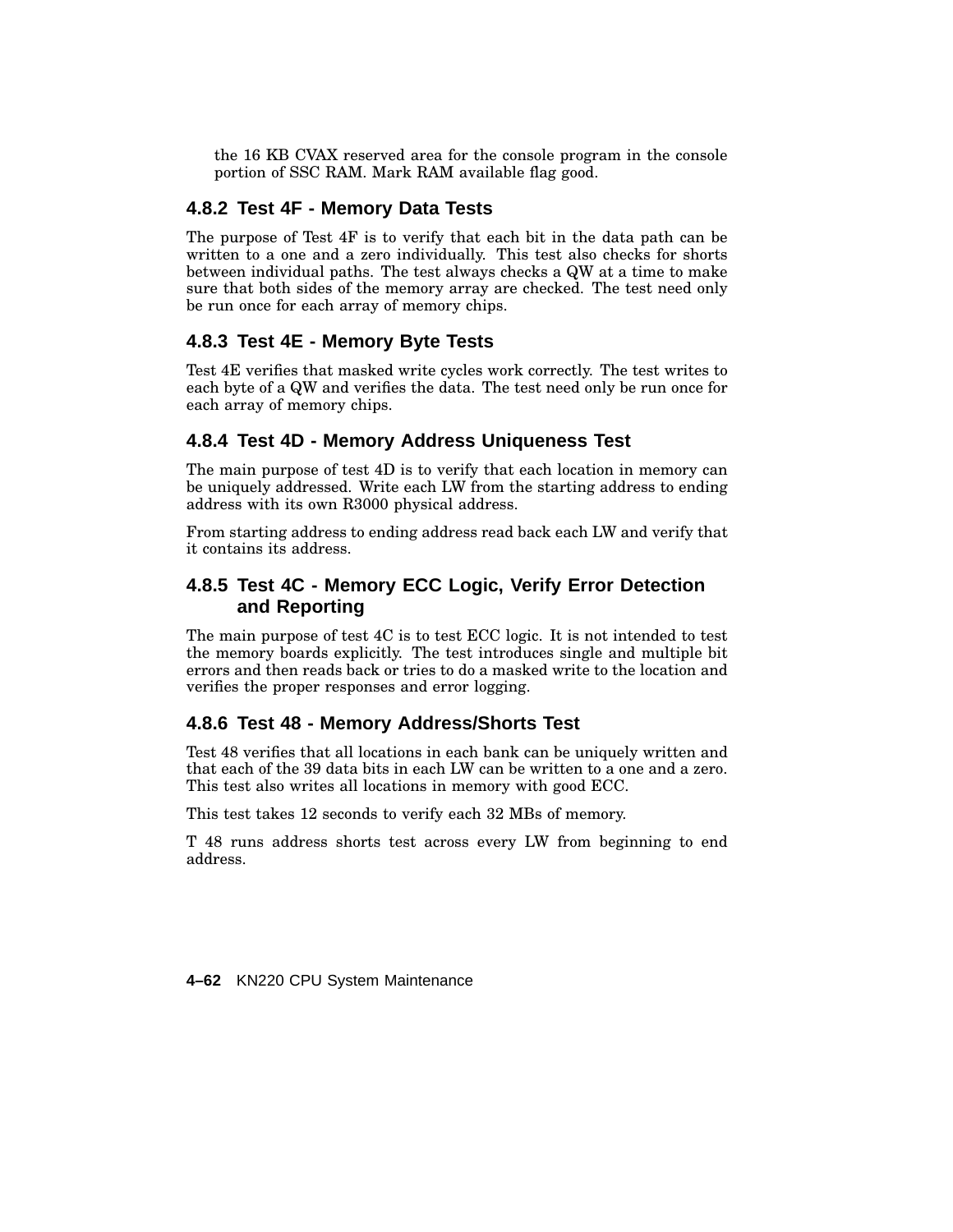the 16 KB CVAX reserved area for the console program in the console portion of SSC RAM. Mark RAM available flag good.

### 4.8.2 Test 4F - Memory Data Tests

The purpose of Test 4F is to verify that each bit in the data path can be written to a one and a zero individually. This test also checks for shorts between individual paths. The test always checks a QW at a time to make sure that both sides of the memory array are checked. The test need only be run once for each array of memory chips.

### 4.8.3 Test 4E - Memory Byte Tests

Test 4E verifies that masked write cycles work correctly. The test writes to each byte of a QW and verifies the data. The test need only be run once for each array of memory chips.

### 4.8.4 Test 4D - Memory Address Uniqueness Test

The main purpose of test 4D is to verify that each location in memory can be uniquely addressed. Write each LW from the starting address to ending address with its own R3000 physical address.

From starting address to ending address read back each LW and verify that it contains its address.

### 4.8.5 Test 4C - Memory ECC Logic, Verify Error Detection and Reporting

The main purpose of test 4C is to test ECC logic. It is not intended to test the memory boards explicitly. The test introduces single and multiple bit errors and then reads back or tries to do a masked write to the location and verifies the proper responses and error logging.

### 4.8.6 Test 48 - Memory Address/Shorts Test

Test 48 verifies that all locations in each bank can be uniquely written and that each of the 39 data bits in each LW can be written to a one and a zero. This test also writes all locations in memory with good ECC.

This test takes 12 seconds to verify each 32 MBs of memory.

T 48 runs address shorts test across every LW from beginning to end address.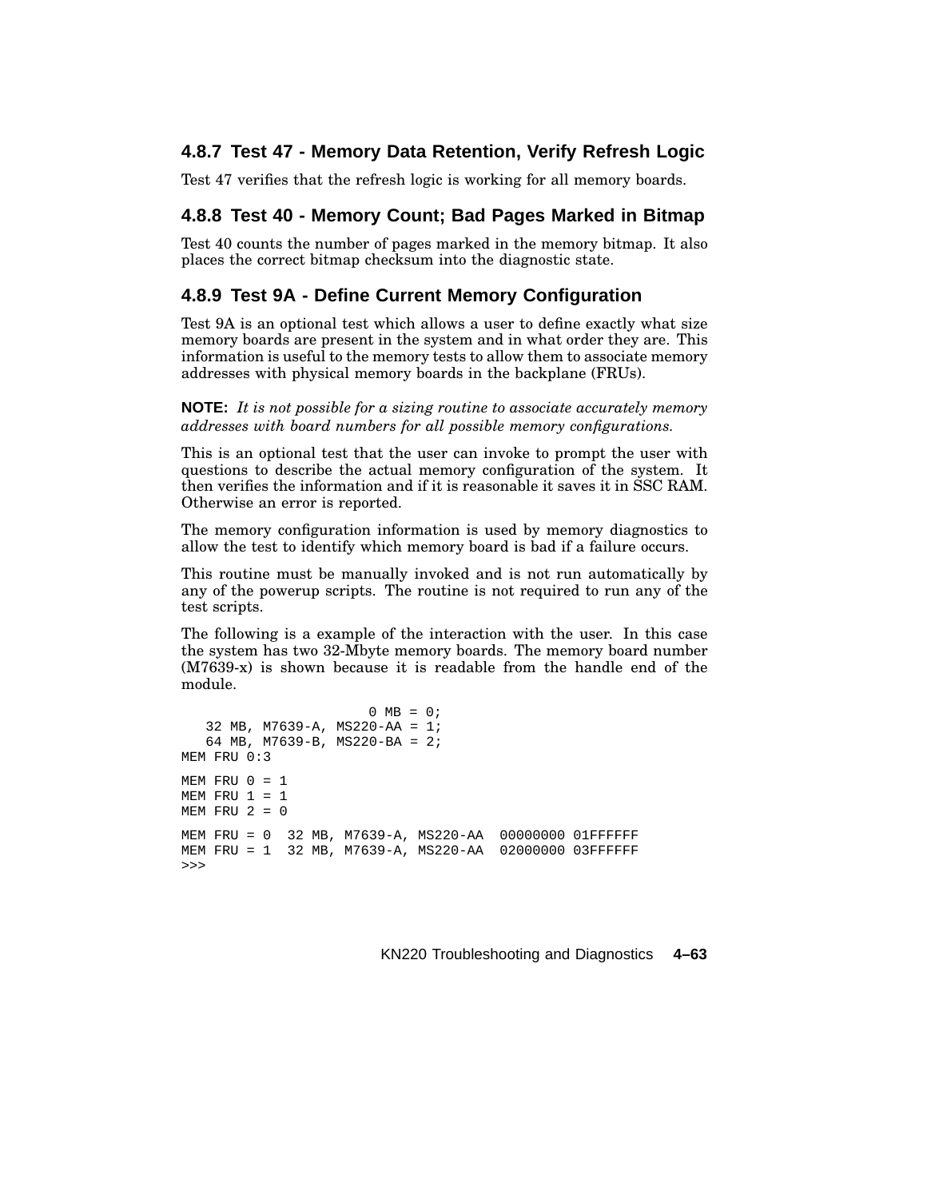### 4.8.7 Test 47 - Memory Data Retention, Verify Refresh Logic

Test 47 verifies that the refresh logic is working for all memory boards.

### 4.8.8 Test 40 - Memory Count; Bad Pages Marked in Bitmap

Test 40 counts the number of pages marked in the memory bitmap. It also places the correct bitmap checksum into the diagnostic state.

### 4.8.9 Test 9A - Define Current Memory Configuration

Test 9A is an optional test which allows a user to define exactly what size memory boards are present in the system and in what order they are. This information is useful to the memory tests to allow them to associate memory addresses with physical memory boards in the backplane (FRUs).

**NOTE:** *It is not possible for a sizing routine to associate accurately memory addresses with board numbers for all possible memory configurations.*

This is an optional test that the user can invoke to prompt the user with questions to describe the actual memory configuration of the system. It then verifies the information and if it is reasonable it saves it in SSC RAM. Otherwise an error is reported.

The memory configuration information is used by memory diagnostics to allow the test to identify which memory board is bad if a failure occurs.

This routine must be manually invoked and is not run automatically by any of the powerup scripts. The routine is not required to run any of the test scripts.

The following is a example of the interaction with the user. In this case the system has two 32-Mbyte memory boards. The memory board number (M7639-x) is shown because it is readable from the handle end of the module.

```
                     0 MB = 0;
   32 MB, M7639-A, MS220-AA = 1;
   64 MB, M7639-B, MS220-BA = 2;
MEM FRU 0:3

MEM FRU 0 = 1
MEM FRU 1 = 1
MEM FRU 2 = 0

MEM FRU = 0  32 MB, M7639-A, MS220-AA  00000000 01FFFFFF
MEM FRU = 1  32 MB, M7639-A, MS220-AA  02000000 03FFFFFF
>>>
```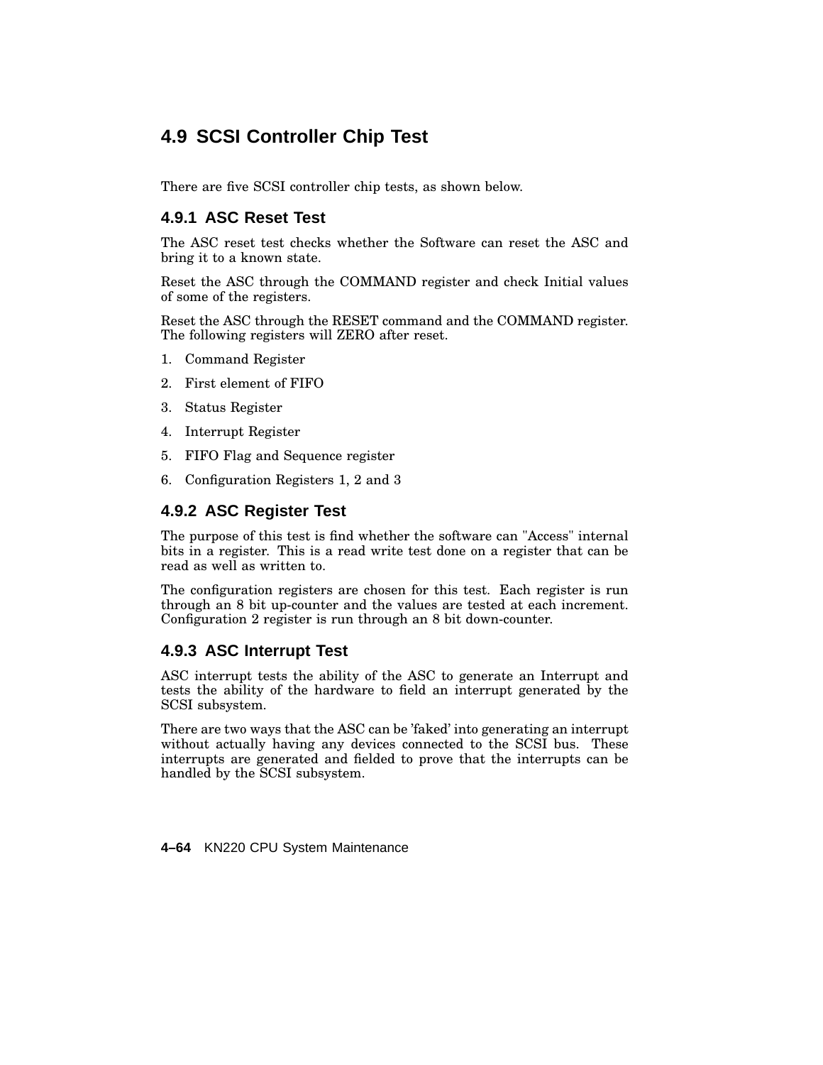## 4.9 SCSI Controller Chip Test

There are five SCSI controller chip tests, as shown below.

### 4.9.1 ASC Reset Test

The ASC reset test checks whether the Software can reset the ASC and bring it to a known state.

Reset the ASC through the COMMAND register and check Initial values of some of the registers.

Reset the ASC through the RESET command and the COMMAND register. The following registers will ZERO after reset.

1. Command Register
2. First element of FIFO
3. Status Register
4. Interrupt Register
5. FIFO Flag and Sequence register
6. Configuration Registers 1, 2 and 3

### 4.9.2 ASC Register Test

The purpose of this test is find whether the software can "Access" internal bits in a register. This is a read write test done on a register that can be read as well as written to.

The configuration registers are chosen for this test. Each register is run through an 8 bit up-counter and the values are tested at each increment. Configuration 2 register is run through an 8 bit down-counter.

### 4.9.3 ASC Interrupt Test

ASC interrupt tests the ability of the ASC to generate an Interrupt and tests the ability of the hardware to field an interrupt generated by the SCSI subsystem.

There are two ways that the ASC can be 'faked' into generating an interrupt without actually having any devices connected to the SCSI bus. These interrupts are generated and fielded to prove that the interrupts can be handled by the SCSI subsystem.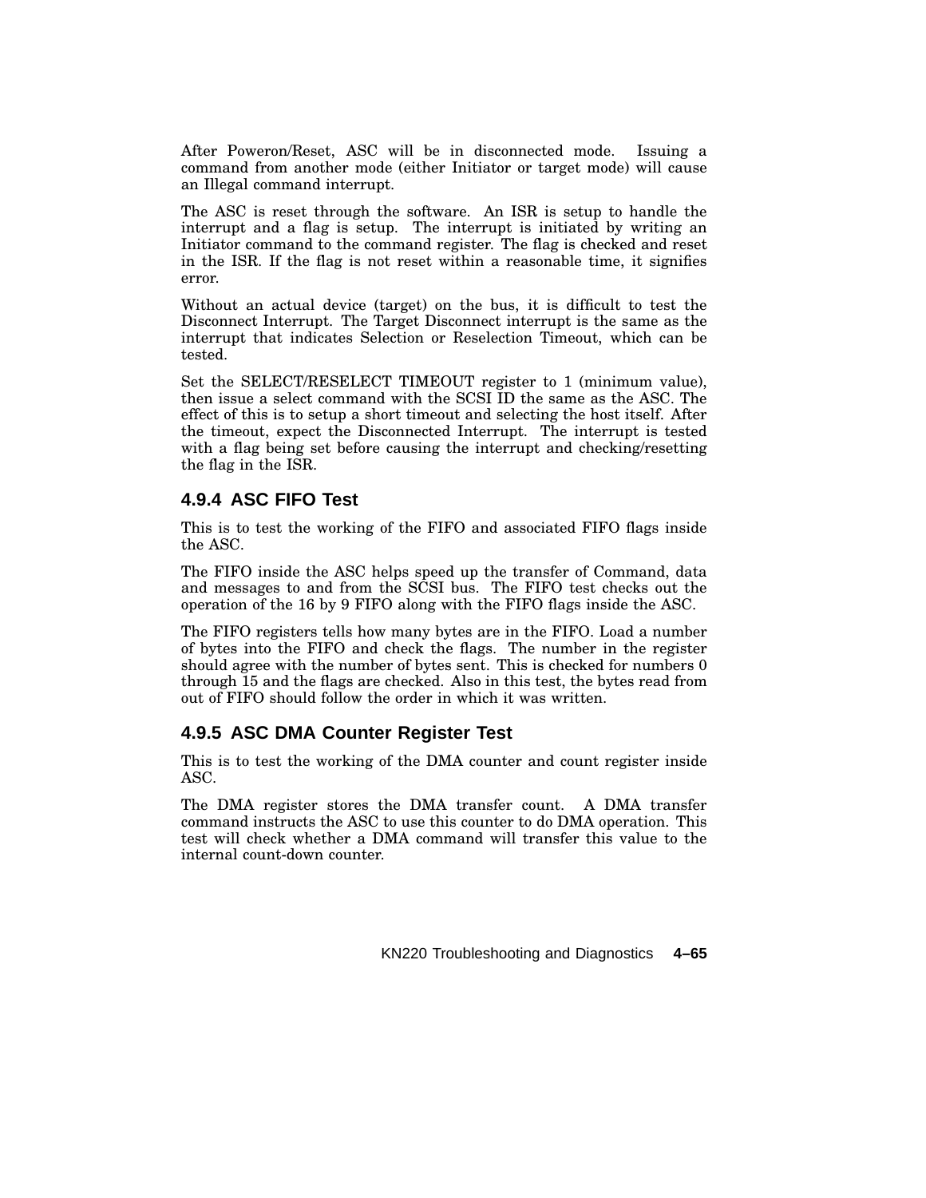After Poweron/Reset, ASC will be in disconnected mode. Issuing a command from another mode (either Initiator or target mode) will cause an Illegal command interrupt.

The ASC is reset through the software. An ISR is setup to handle the interrupt and a flag is setup. The interrupt is initiated by writing an Initiator command to the command register. The flag is checked and reset in the ISR. If the flag is not reset within a reasonable time, it signifies error.

Without an actual device (target) on the bus, it is difficult to test the Disconnect Interrupt. The Target Disconnect interrupt is the same as the interrupt that indicates Selection or Reselection Timeout, which can be tested.

Set the SELECT/RESELECT TIMEOUT register to 1 (minimum value), then issue a select command with the SCSI ID the same as the ASC. The effect of this is to setup a short timeout and selecting the host itself. After the timeout, expect the Disconnected Interrupt. The interrupt is tested with a flag being set before causing the interrupt and checking/resetting the flag in the ISR.

### 4.9.4 ASC FIFO Test

This is to test the working of the FIFO and associated FIFO flags inside the ASC.

The FIFO inside the ASC helps speed up the transfer of Command, data and messages to and from the SCSI bus. The FIFO test checks out the operation of the 16 by 9 FIFO along with the FIFO flags inside the ASC.

The FIFO registers tells how many bytes are in the FIFO. Load a number of bytes into the FIFO and check the flags. The number in the register should agree with the number of bytes sent. This is checked for numbers 0 through 15 and the flags are checked. Also in this test, the bytes read from out of FIFO should follow the order in which it was written.

### 4.9.5 ASC DMA Counter Register Test

This is to test the working of the DMA counter and count register inside ASC.

The DMA register stores the DMA transfer count. A DMA transfer command instructs the ASC to use this counter to do DMA operation. This test will check whether a DMA command will transfer this value to the internal count-down counter.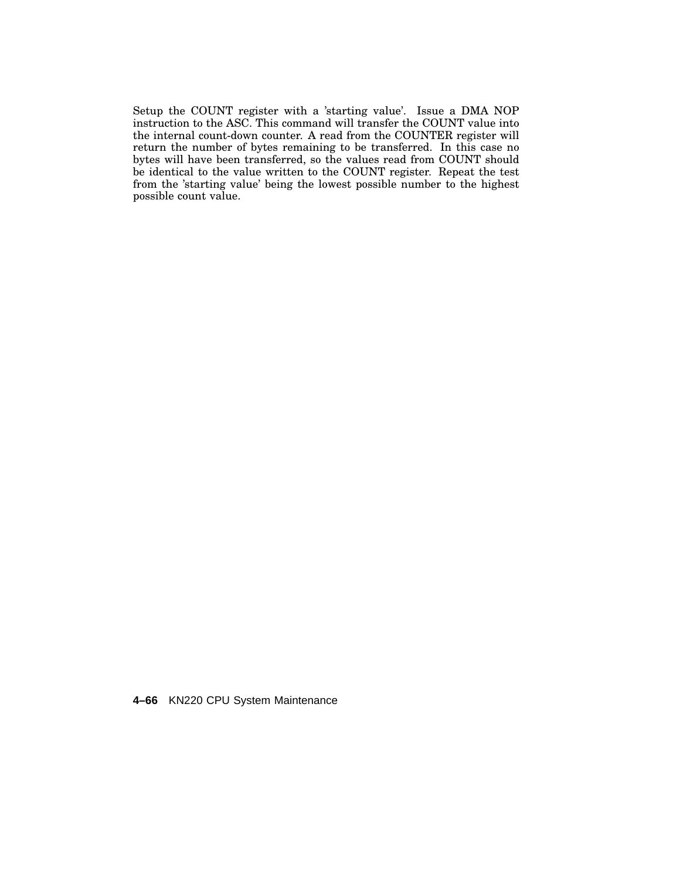Setup the COUNT register with a 'starting value'. Issue a DMA NOP instruction to the ASC. This command will transfer the COUNT value into the internal count-down counter. A read from the COUNTER register will return the number of bytes remaining to be transferred. In this case no bytes will have been transferred, so the values read from COUNT should be identical to the value written to the COUNT register. Repeat the test from the 'starting value' being the lowest possible number to the highest possible count value.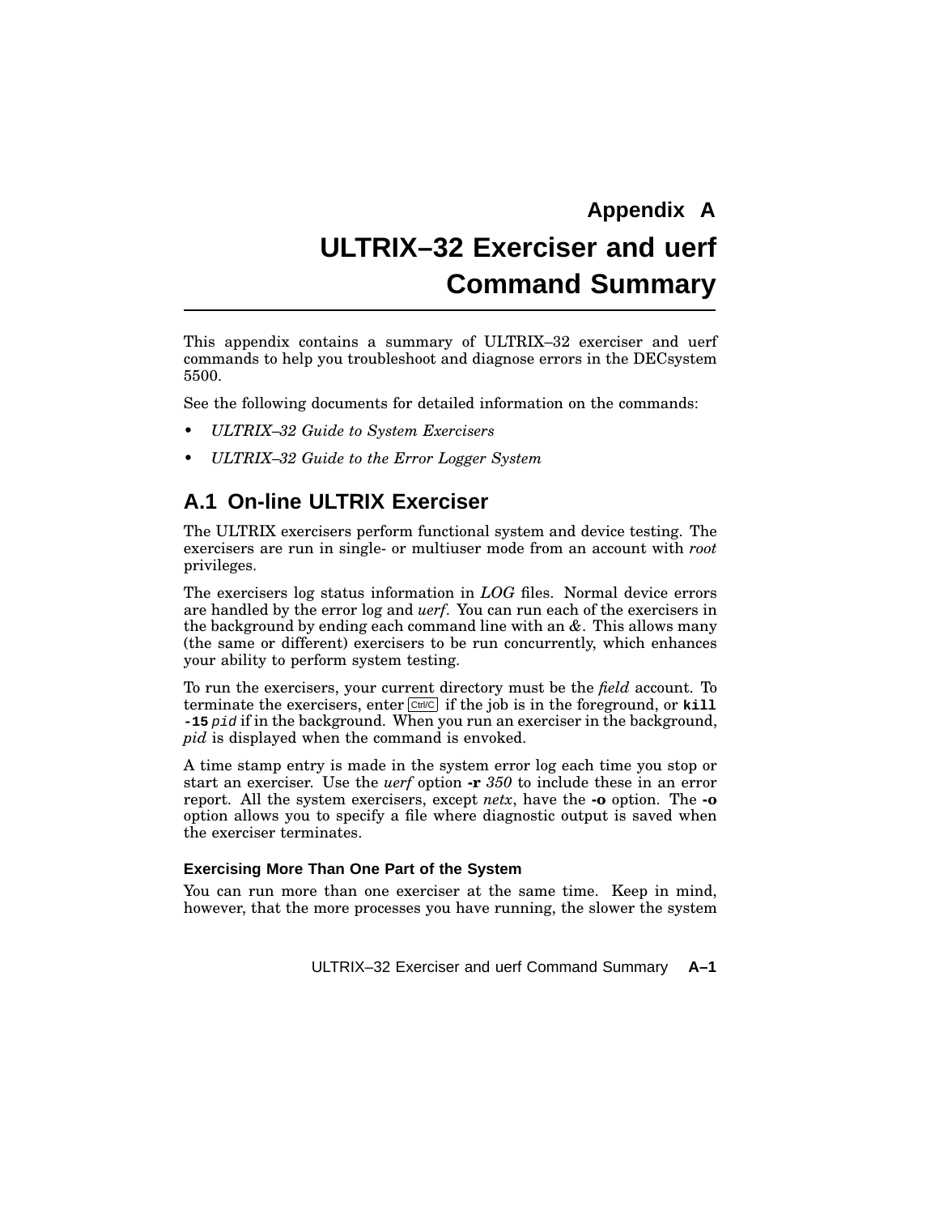# Appendix A

# ULTRIX–32 Exerciser and uerf Command Summary

This appendix contains a summary of ULTRIX–32 exerciser and uerf commands to help you troubleshoot and diagnose errors in the DECsystem 5500.

See the following documents for detailed information on the commands:

- *ULTRIX–32 Guide to System Exercisers*
- *ULTRIX–32 Guide to the Error Logger System*

## A.1 On-line ULTRIX Exerciser

The ULTRIX exercisers perform functional system and device testing. The exercisers are run in single- or multiuser mode from an account with *root* privileges.

The exercisers log status information in *LOG* files. Normal device errors are handled by the error log and *uerf*. You can run each of the exercisers in the background by ending each command line with an *&*. This allows many (the same or different) exercisers to be run concurrently, which enhances your ability to perform system testing.

To run the exercisers, your current directory must be the *field* account. To terminate the exercisers, enter Ctrl/C if the job is in the foreground, or **kill -15** *pid* if in the background. When you run an exerciser in the background, *pid* is displayed when the command is envoked.

A time stamp entry is made in the system error log each time you stop or start an exerciser. Use the *uerf* option **-r** *350* to include these in an error report. All the system exercisers, except *netx*, have the **-o** option. The **-o** option allows you to specify a file where diagnostic output is saved when the exerciser terminates.

### Exercising More Than One Part of the System

You can run more than one exerciser at the same time. Keep in mind, however, that the more processes you have running, the slower the system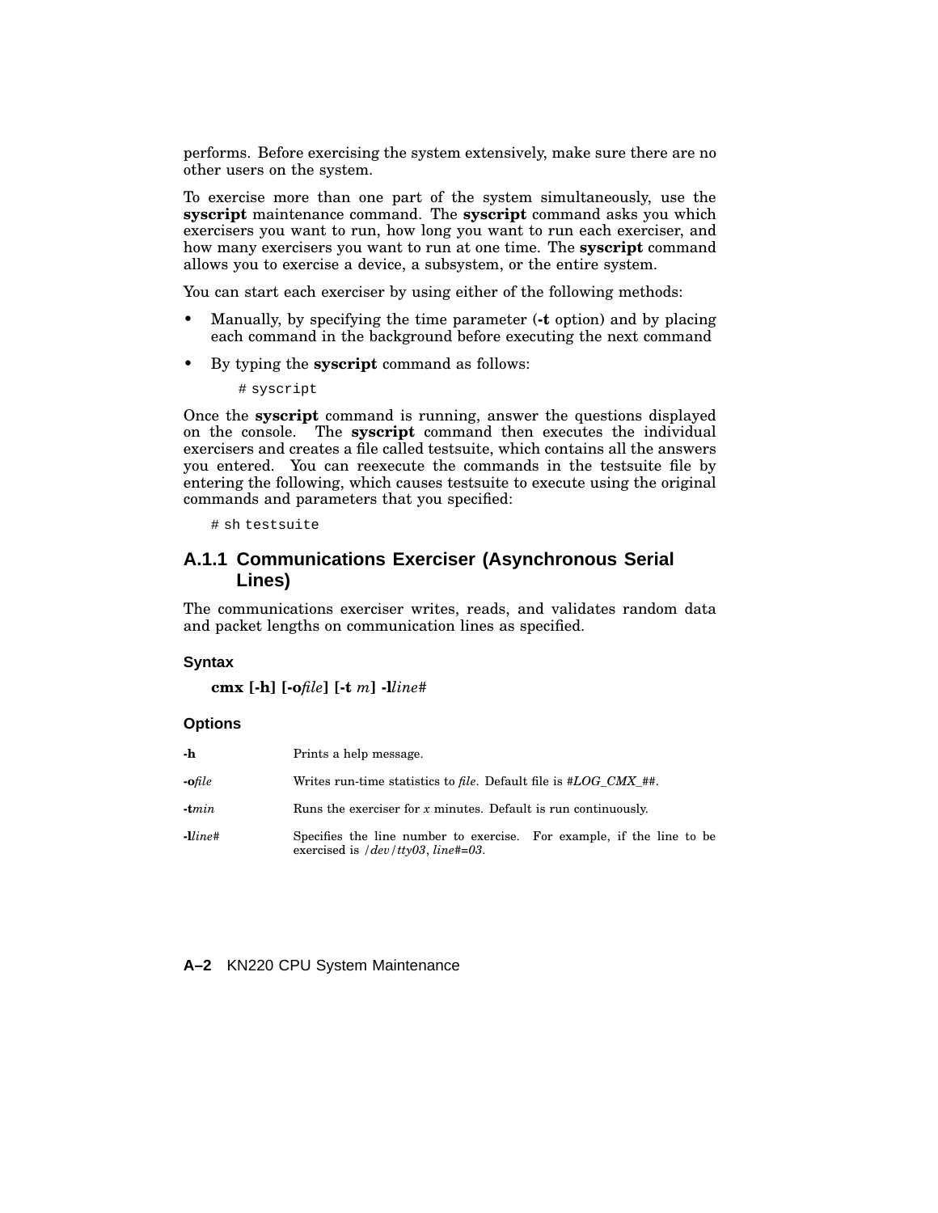performs. Before exercising the system extensively, make sure there are no other users on the system.

To exercise more than one part of the system simultaneously, use the **syscript** maintenance command. The **syscript** command asks you which exercisers you want to run, how long you want to run each exerciser, and how many exercisers you want to run at one time. The **syscript** command allows you to exercise a device, a subsystem, or the entire system.

You can start each exerciser by using either of the following methods:

- Manually, by specifying the time parameter (**-t** option) and by placing each command in the background before executing the next command
- By typing the **syscript** command as follows:

```
# syscript
```

Once the **syscript** command is running, answer the questions displayed on the console. The **syscript** command then executes the individual exercisers and creates a file called testsuite, which contains all the answers you entered. You can reexecute the commands in the testsuite file by entering the following, which causes testsuite to execute using the original commands and parameters that you specified:

```
# sh testsuite
```

### A.1.1 Communications Exerciser (Asynchronous Serial Lines)

The communications exerciser writes, reads, and validates random data and packet lengths on communication lines as specified.

#### Syntax

**cmx [-h] [-o***file***] [-t** *m***] -l***line#*

#### Options

| | |
|---|---|
| **-h** | Prints a help message. |
| **-o***file* | Writes run-time statistics to *file*. Default file is *#LOG_CMX_##*. |
| **-t***min* | Runs the exerciser for *x* minutes. Default is run continuously. |
| **-l***line#* | Specifies the line number to exercise. For example, if the line to be exercised is */dev/tty03*, *line#=03*. |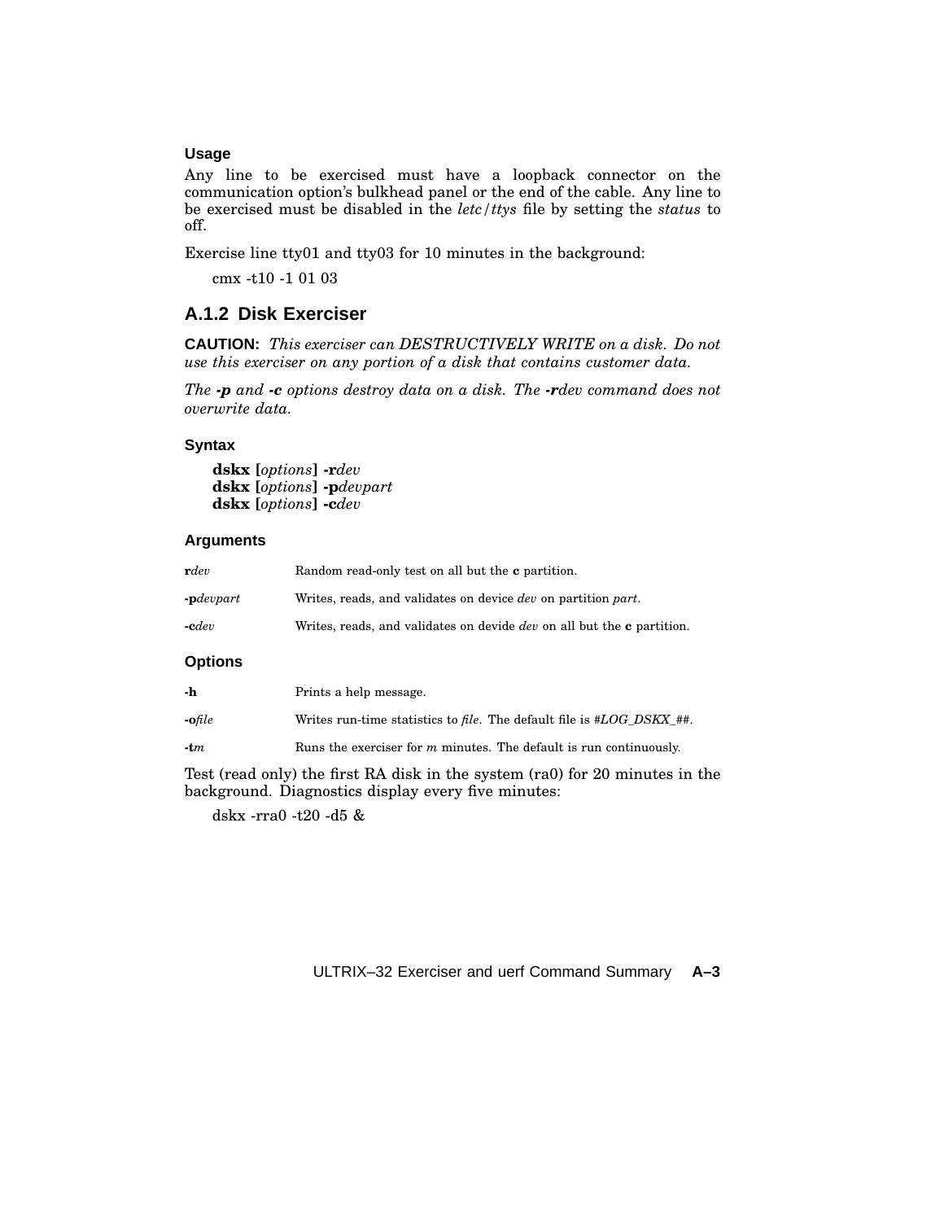#### Usage

Any line to be exercised must have a loopback connector on the communication option's bulkhead panel or the end of the cable. Any line to be exercised must be disabled in the *letc/ttys* file by setting the *status* to off.

Exercise line tty01 and tty03 for 10 minutes in the background:

```
cmx -t10 -1 01 03
```

### A.1.2 Disk Exerciser

**CAUTION:** *This exerciser can DESTRUCTIVELY WRITE on a disk. Do not use this exerciser on any portion of a disk that contains customer data.*

*The **-p** and **-c** options destroy data on a disk. The **-r**dev command does not overwrite data.*

#### Syntax

**dskx [***options***] -r***dev*
**dskx [***options***] -p***devpart*
**dskx [***options***] -c***dev*

#### Arguments

| | |
|---|---|
| **r***dev* | Random read-only test on all but the **c** partition. |
| **-p***devpart* | Writes, reads, and validates on device *dev* on partition *part*. |
| **-c***dev* | Writes, reads, and validates on devide *dev* on all but the **c** partition. |

#### Options

| | |
|---|---|
| **-h** | Prints a help message. |
| **-o***file* | Writes run-time statistics to *file*. The default file is *#LOG_DSKX_##*. |
| **-t***m* | Runs the exerciser for *m* minutes. The default is run continuously. |

Test (read only) the first RA disk in the system (ra0) for 20 minutes in the background. Diagnostics display every five minutes:

```
dskx -rra0 -t20 -d5 &
```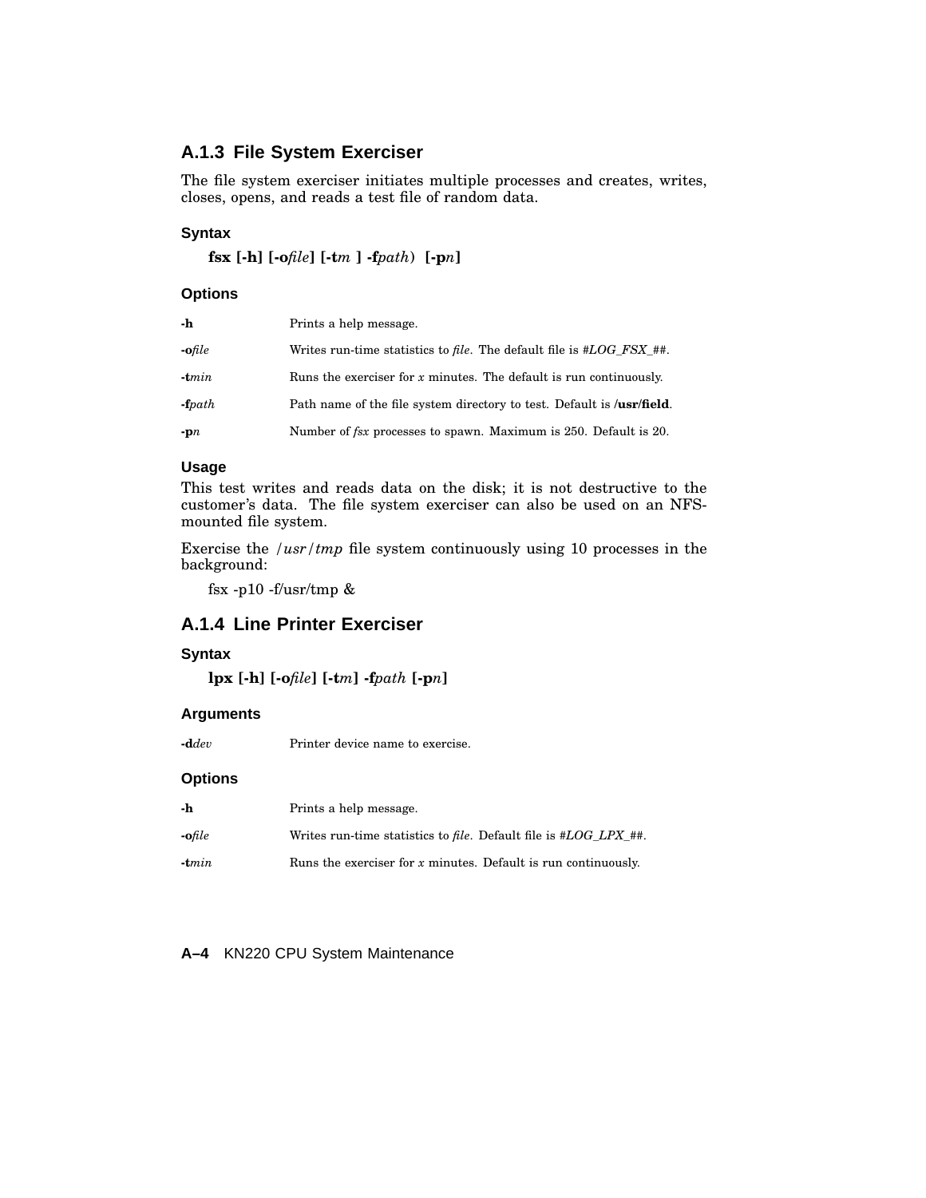### A.1.3 File System Exerciser

The file system exerciser initiates multiple processes and creates, writes, closes, opens, and reads a test file of random data.

#### Syntax

**fsx [-h] [-o***file***] [-t***m* **] -f***path*) **[-p***n***]**

#### Options

| | |
|---|---|
| **-h** | Prints a help message. |
| **-o***file* | Writes run-time statistics to *file*. The default file is #*LOG_FSX_*##. |
| **-t***min* | Runs the exerciser for *x* minutes. The default is run continuously. |
| **-f***path* | Path name of the file system directory to test. Default is **/usr/field**. |
| **-p***n* | Number of *fsx* processes to spawn. Maximum is 250. Default is 20. |

#### Usage

This test writes and reads data on the disk; it is not destructive to the customer's data. The file system exerciser can also be used on an NFS-mounted file system.

Exercise the */usr/tmp* file system continuously using 10 processes in the background:

```
fsx -p10 -f/usr/tmp &
```

### A.1.4 Line Printer Exerciser

#### Syntax

**lpx [-h] [-o***file***] [-t***m***] -f***path* **[-p***n***]**

#### Arguments

| | |
|---|---|
| **-d***dev* | Printer device name to exercise. |

#### Options

| | |
|---|---|
| **-h** | Prints a help message. |
| **-o***file* | Writes run-time statistics to *file*. Default file is #*LOG_LPX_*##. |
| **-t***min* | Runs the exerciser for *x* minutes. Default is run continuously. |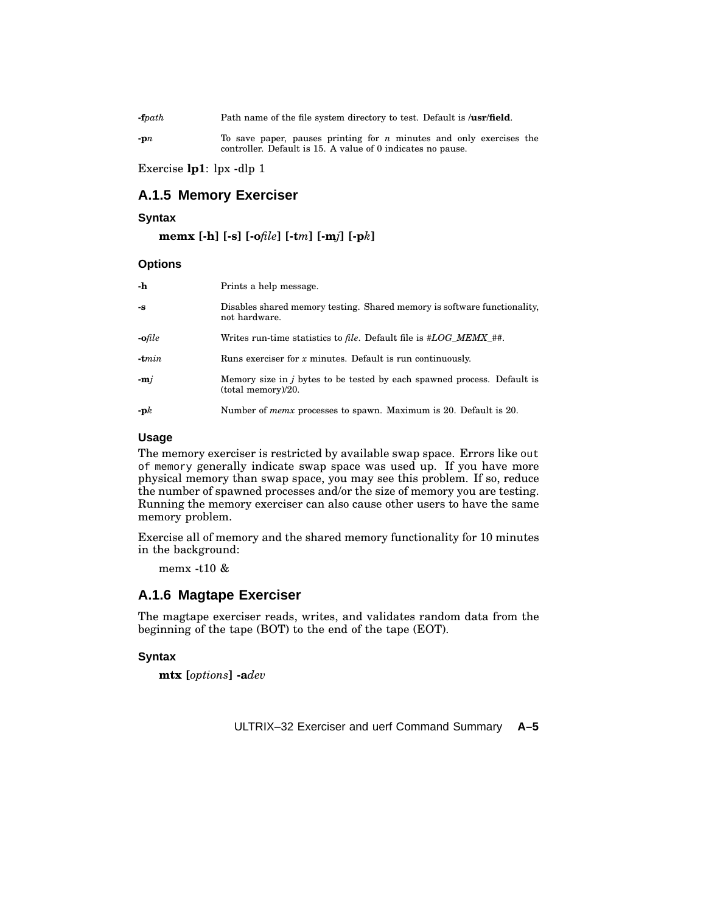| | |
|---|---|
| **-f***path* | Path name of the file system directory to test. Default is **/usr/field**. |
| **-p***n* | To save paper, pauses printing for *n* minutes and only exercises the controller. Default is 15. A value of 0 indicates no pause. |

Exercise **lp1**: lpx -dlp 1

## A.1.5 Memory Exerciser

### Syntax

**memx [-h] [-s] [-o***file***] [-t***m***] [-m***j***] [-p***k***]**

### Options

| | |
|---|---|
| **-h** | Prints a help message. |
| **-s** | Disables shared memory testing. Shared memory is software functionality, not hardware. |
| **-o***file* | Writes run-time statistics to *file*. Default file is *#LOG_MEMX_##*. |
| **-t***min* | Runs exerciser for *x* minutes. Default is run continuously. |
| **-m***j* | Memory size in *j* bytes to be tested by each spawned process. Default is (total memory)/20. |
| **-p***k* | Number of *memx* processes to spawn. Maximum is 20. Default is 20. |

### Usage

The memory exerciser is restricted by available swap space. Errors like `out of memory` generally indicate swap space was used up. If you have more physical memory than swap space, you may see this problem. If so, reduce the number of spawned processes and/or the size of memory you are testing. Running the memory exerciser can also cause other users to have the same memory problem.

Exercise all of memory and the shared memory functionality for 10 minutes in the background:

```
memx -t10 &
```

## A.1.6 Magtape Exerciser

The magtape exerciser reads, writes, and validates random data from the beginning of the tape (BOT) to the end of the tape (EOT).

### Syntax

**mtx [***options***] -a***dev*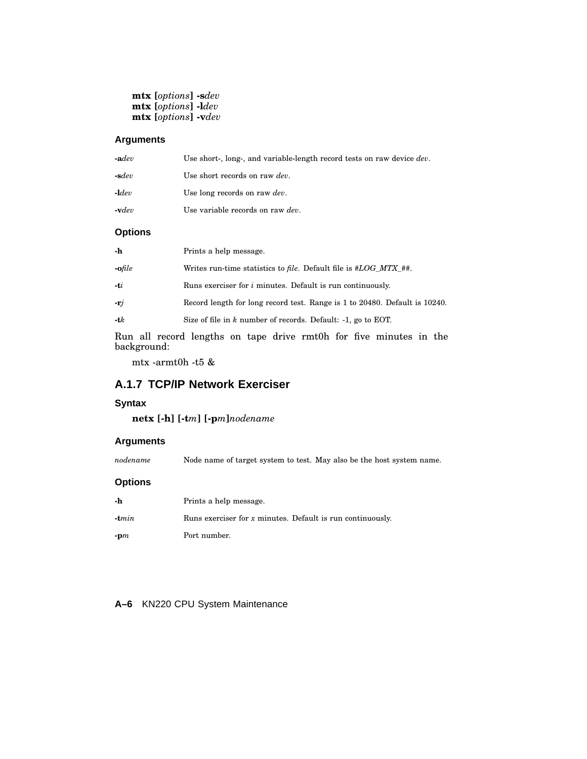**mtx [***options***] -s***dev*
**mtx [***options***] -l***dev*
**mtx [***options***] -v***dev*

#### Arguments

| | |
|---|---|
| **-a***dev* | Use short-, long-, and variable-length record tests on raw device *dev*. |
| **-s***dev* | Use short records on raw *dev*. |
| **-l***dev* | Use long records on raw *dev*. |
| **-v***dev* | Use variable records on raw *dev*. |

#### Options

| | |
|---|---|
| **-h** | Prints a help message. |
| **-o***file* | Writes run-time statistics to *file*. Default file is *#LOG_MTX_##*. |
| **-t***i* | Runs exerciser for *i* minutes. Default is run continuously. |
| **-r***j* | Record length for long record test. Range is 1 to 20480. Default is 10240. |
| **-t***k* | Size of file in *k* number of records. Default: -1, go to EOT. |

Run all record lengths on tape drive rmt0h for five minutes in the background:

```
mtx -armt0h -t5 &
```

### A.1.7 TCP/IP Network Exerciser

#### Syntax

**netx [-h] [-t***m***] [-p***m***]***nodename*

#### Arguments

| | |
|---|---|
| *nodename* | Node name of target system to test. May also be the host system name. |

#### Options

| | |
|---|---|
| **-h** | Prints a help message. |
| **-t***min* | Runs exerciser for *x* minutes. Default is run continuously. |
| **-p***m* | Port number. |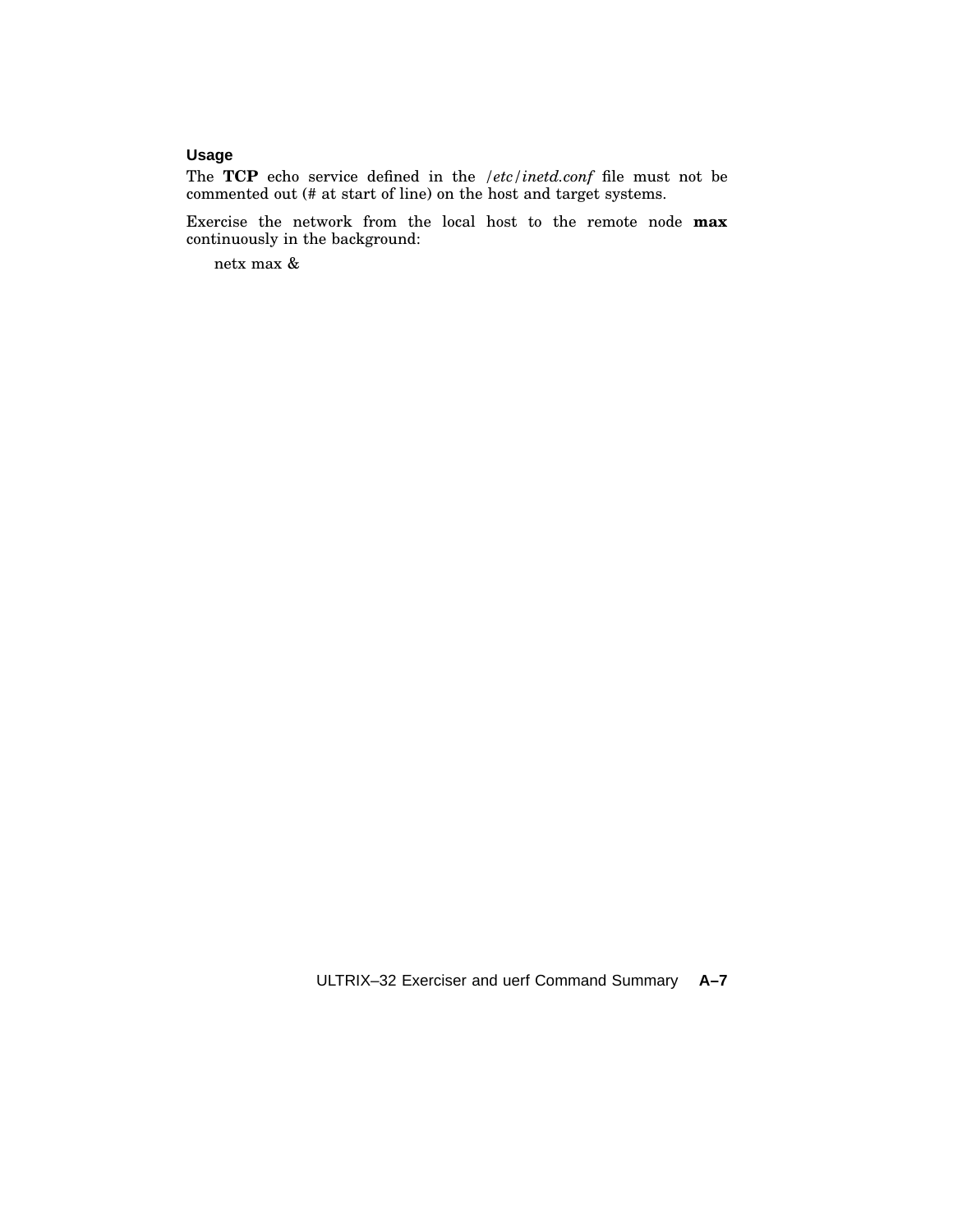### Usage

The **TCP** echo service defined in the */etc/inetd.conf* file must not be commented out (# at start of line) on the host and target systems.

Exercise the network from the local host to the remote node **max** continuously in the background:

```
netx max &
```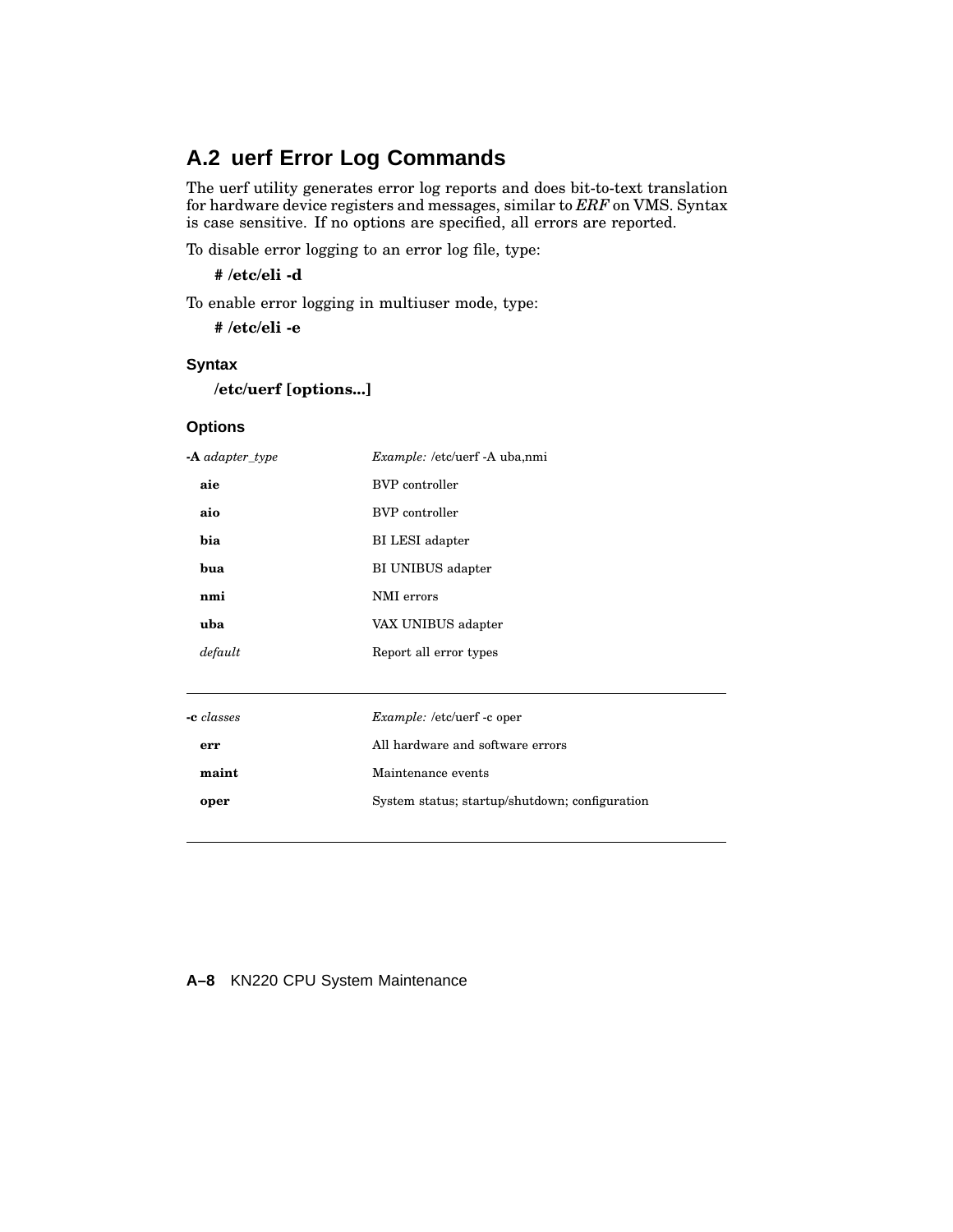## A.2 uerf Error Log Commands

The uerf utility generates error log reports and does bit-to-text translation for hardware device registers and messages, similar to *ERF* on VMS. Syntax is case sensitive. If no options are specified, all errors are reported.

To disable error logging to an error log file, type:

**# /etc/eli -d**

To enable error logging in multiuser mode, type:

**# /etc/eli -e**

### Syntax

**/etc/uerf [options...]**

### Options

| **-A** *adapter_type* | *Example:* /etc/uerf -A uba,nmi |
|---|---|
| **aie** | BVP controller |
| **aio** | BVP controller |
| **bia** | BI LESI adapter |
| **bua** | BI UNIBUS adapter |
| **nmi** | NMI errors |
| **uba** | VAX UNIBUS adapter |
| *default* | Report all error types |

| **-c** *classes* | *Example:* /etc/uerf -c oper |
|---|---|
| **err** | All hardware and software errors |
| **maint** | Maintenance events |
| **oper** | System status; startup/shutdown; configuration |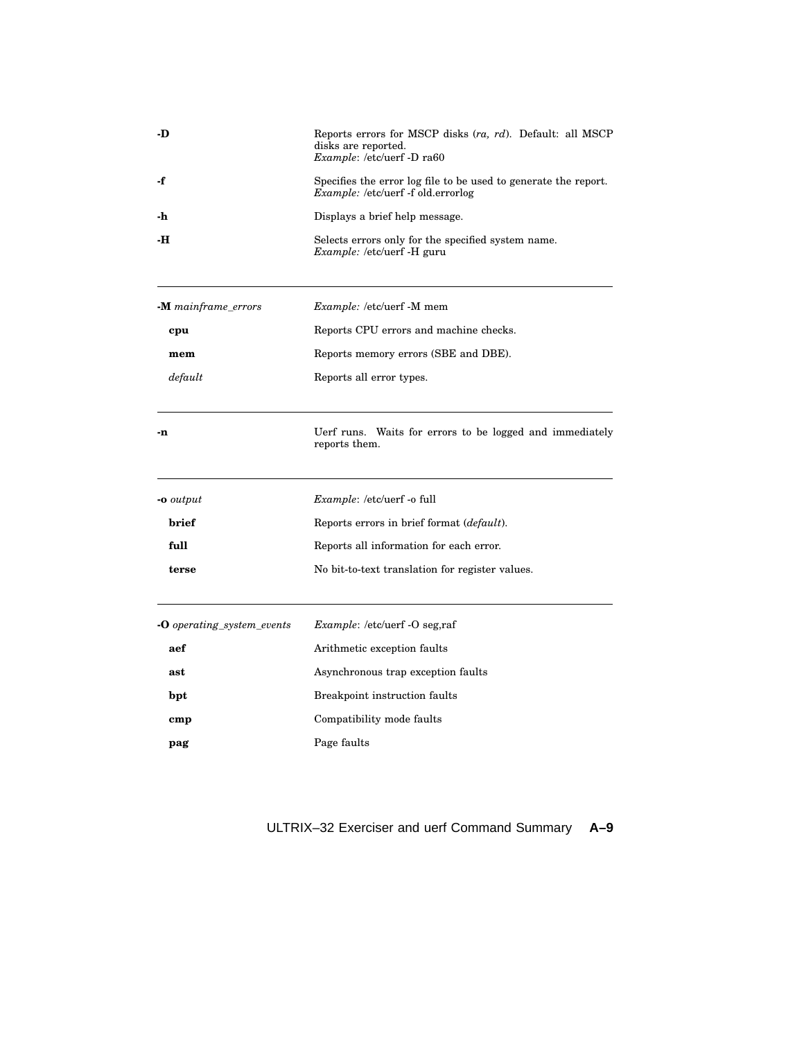| | |
|---|---|
| **-D** | Reports errors for MSCP disks (*ra, rd*). Default: all MSCP disks are reported. *Example*: /etc/uerf -D ra60 |
| **-f** | Specifies the error log file to be used to generate the report. *Example:* /etc/uerf -f old.errorlog |
| **-h** | Displays a brief help message. |
| **-H** | Selects errors only for the specified system name. *Example:* /etc/uerf -H guru |

| | |
|---|---|
| **-M** *mainframe_errors* | *Example:* /etc/uerf -M mem |
| **cpu** | Reports CPU errors and machine checks. |
| **mem** | Reports memory errors (SBE and DBE). |
| *default* | Reports all error types. |

| | |
|---|---|
| **-n** | Uerf runs. Waits for errors to be logged and immediately reports them. |

| | |
|---|---|
| **-o** *output* | *Example*: /etc/uerf -o full |
| **brief** | Reports errors in brief format (*default*). |
| **full** | Reports all information for each error. |
| **terse** | No bit-to-text translation for register values. |

| | |
|---|---|
| **-O** *operating_system_events* | *Example*: /etc/uerf -O seg,raf |
| **aef** | Arithmetic exception faults |
| **ast** | Asynchronous trap exception faults |
| **bpt** | Breakpoint instruction faults |
| **cmp** | Compatibility mode faults |
| **pag** | Page faults |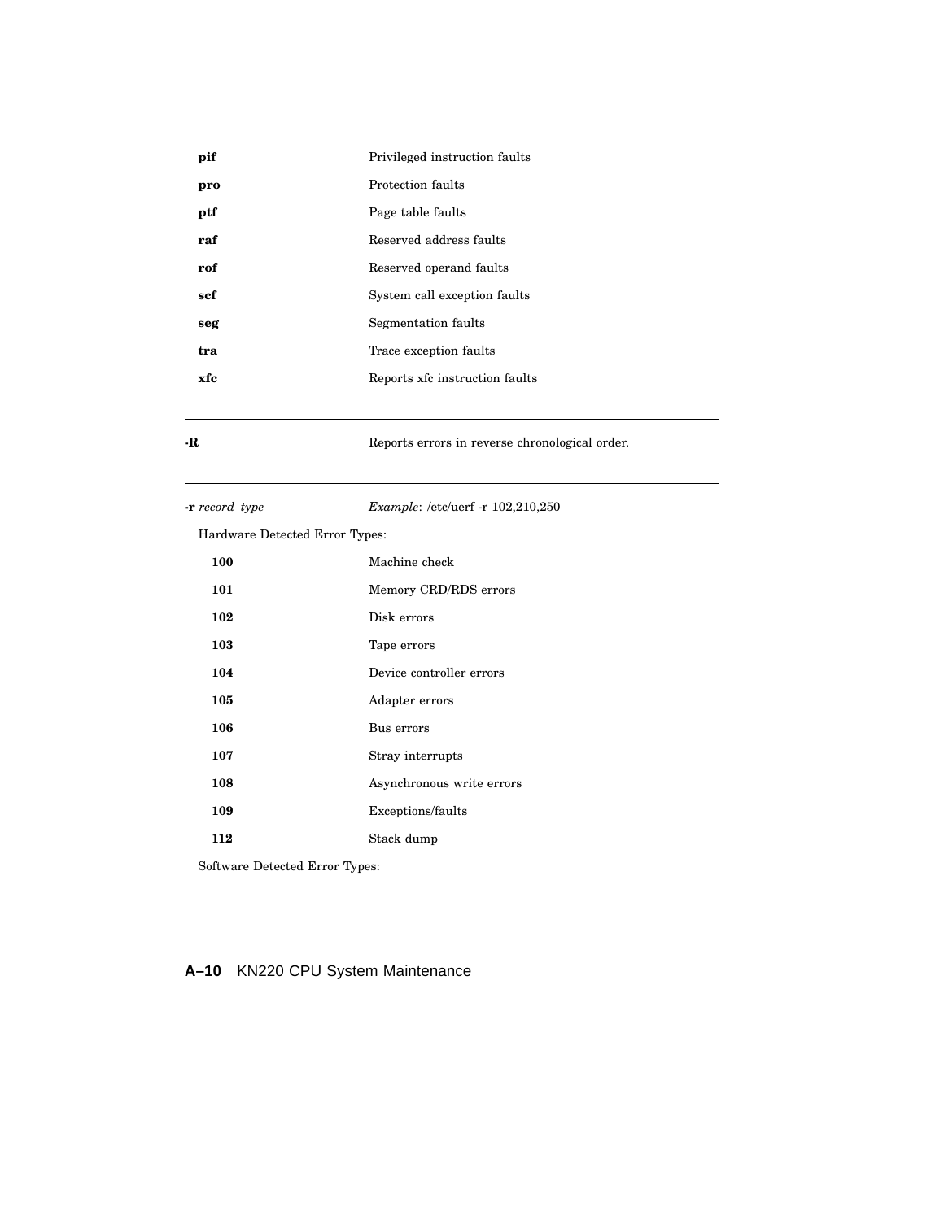| | |
|---|---|
| **pif** | Privileged instruction faults |
| **pro** | Protection faults |
| **ptf** | Page table faults |
| **raf** | Reserved address faults |
| **rof** | Reserved operand faults |
| **scf** | System call exception faults |
| **seg** | Segmentation faults |
| **tra** | Trace exception faults |
| **xfc** | Reports xfc instruction faults |

---

| | |
|---|---|
| **-R** | Reports errors in reverse chronological order. |

---

| | |
|---|---|
| **-r** *record_type* | *Example*: /etc/uerf -r 102,210,250 |

Hardware Detected Error Types:

| | |
|---|---|
| **100** | Machine check |
| **101** | Memory CRD/RDS errors |
| **102** | Disk errors |
| **103** | Tape errors |
| **104** | Device controller errors |
| **105** | Adapter errors |
| **106** | Bus errors |
| **107** | Stray interrupts |
| **108** | Asynchronous write errors |
| **109** | Exceptions/faults |
| **112** | Stack dump |

Software Detected Error Types: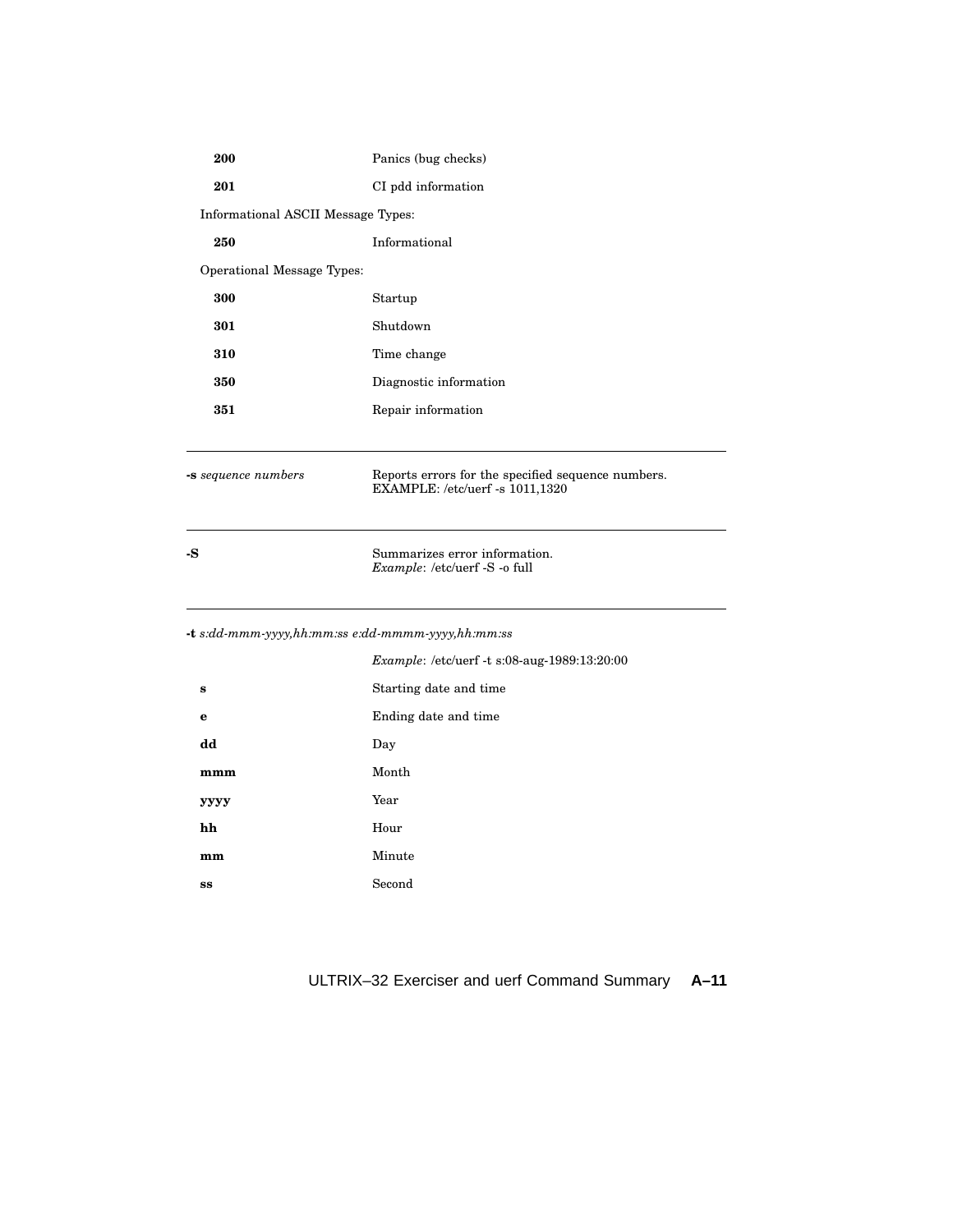| | |
|---|---|
| **200** | Panics (bug checks) |
| **201** | CI pdd information |

Informational ASCII Message Types:

| | |
|---|---|
| **250** | Informational |

Operational Message Types:

| | |
|---|---|
| **300** | Startup |
| **301** | Shutdown |
| **310** | Time change |
| **350** | Diagnostic information |
| **351** | Repair information |

---

**-s** *sequence numbers* — Reports errors for the specified sequence numbers. EXAMPLE: /etc/uerf -s 1011,1320

---

**-S** — Summarizes error information. *Example*: /etc/uerf -S -o full

---

**-t** *s:dd-mmm-yyyy,hh:mm:ss e:dd-mmmm-yyyy,hh:mm:ss*

*Example*: /etc/uerf -t s:08-aug-1989:13:20:00

| | |
|---|---|
| **s** | Starting date and time |
| **e** | Ending date and time |
| **dd** | Day |
| **mmm** | Month |
| **yyyy** | Year |
| **hh** | Hour |
| **mm** | Minute |
| **ss** | Second |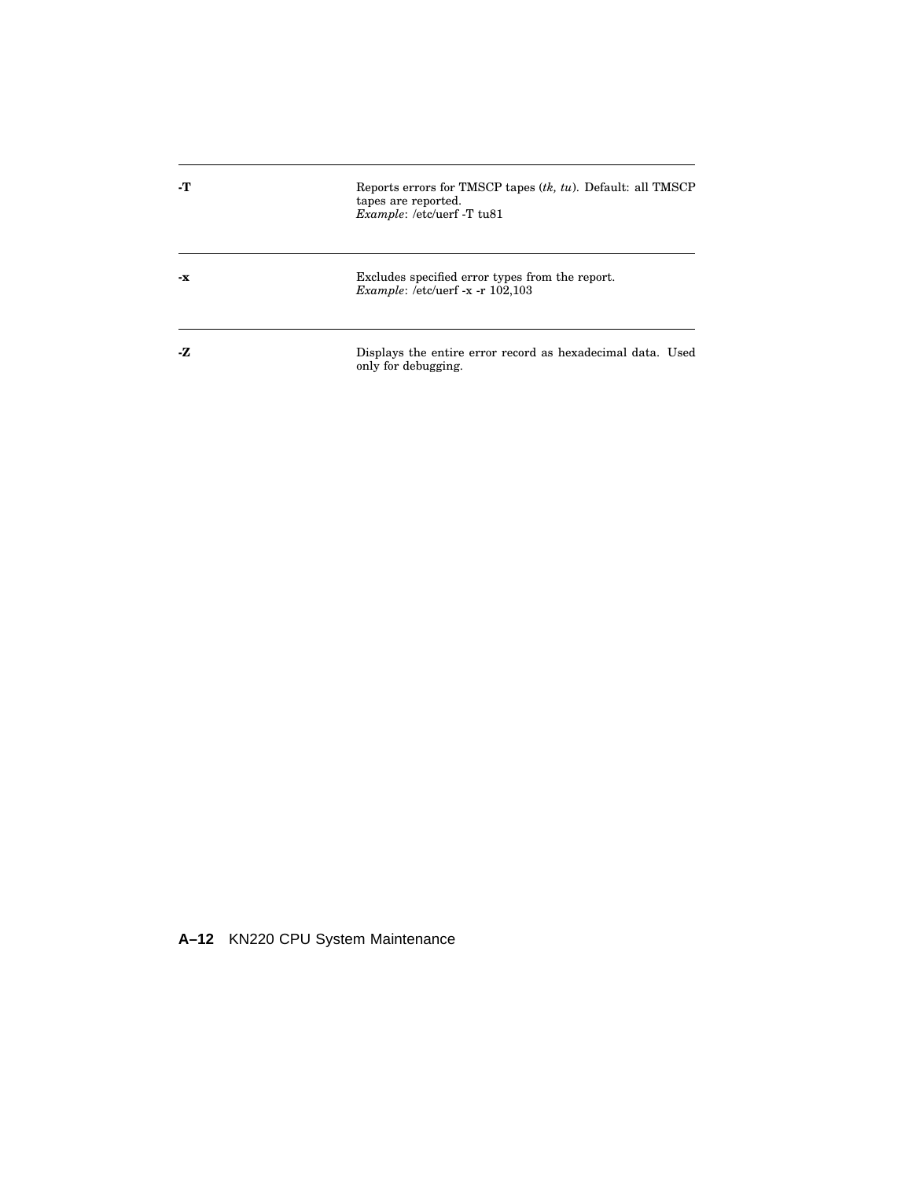| | |
|---|---|
| **-T** | Reports errors for TMSCP tapes (*tk, tu*). Default: all TMSCP tapes are reported.<br>*Example*: /etc/uerf -T tu81 |
| **-x** | Excludes specified error types from the report.<br>*Example*: /etc/uerf -x -r 102,103 |
| **-Z** | Displays the entire error record as hexadecimal data. Used only for debugging. |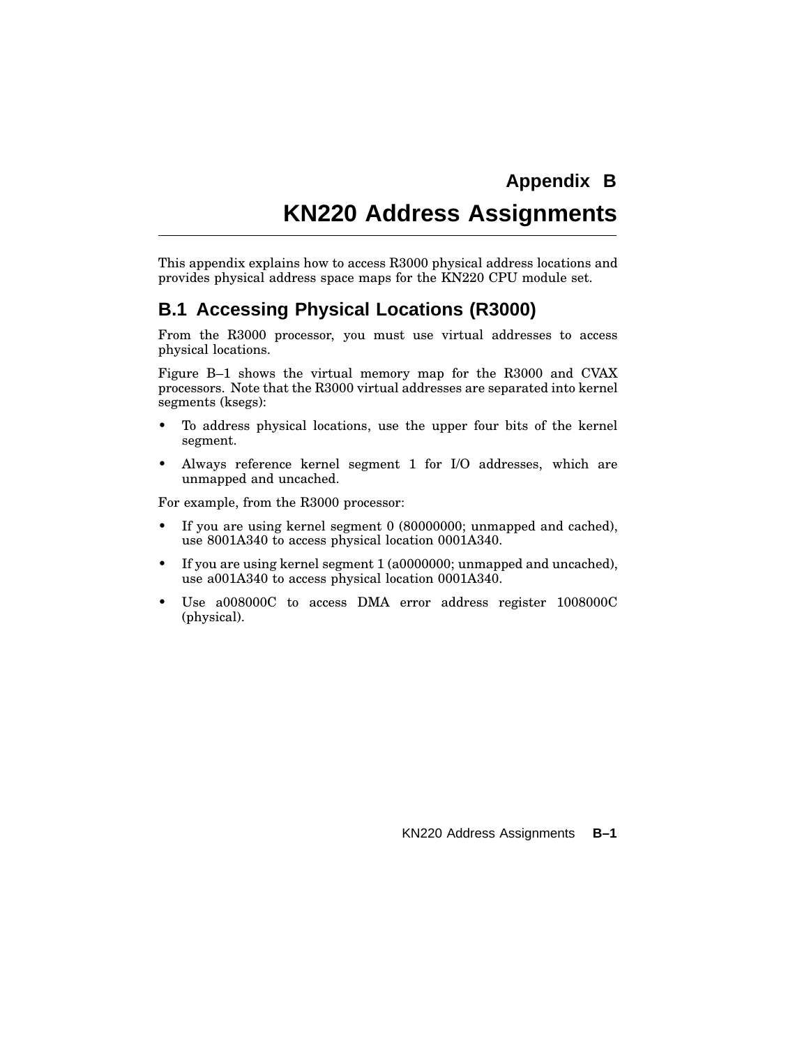# Appendix B
# KN220 Address Assignments

This appendix explains how to access R3000 physical address locations and provides physical address space maps for the KN220 CPU module set.

## B.1 Accessing Physical Locations (R3000)

From the R3000 processor, you must use virtual addresses to access physical locations.

Figure B–1 shows the virtual memory map for the R3000 and CVAX processors. Note that the R3000 virtual addresses are separated into kernel segments (ksegs):

- To address physical locations, use the upper four bits of the kernel segment.
- Always reference kernel segment 1 for I/O addresses, which are unmapped and uncached.

For example, from the R3000 processor:

- If you are using kernel segment 0 (80000000; unmapped and cached), use 8001A340 to access physical location 0001A340.
- If you are using kernel segment 1 (a0000000; unmapped and uncached), use a001A340 to access physical location 0001A340.
- Use a008000C to access DMA error address register 1008000C (physical).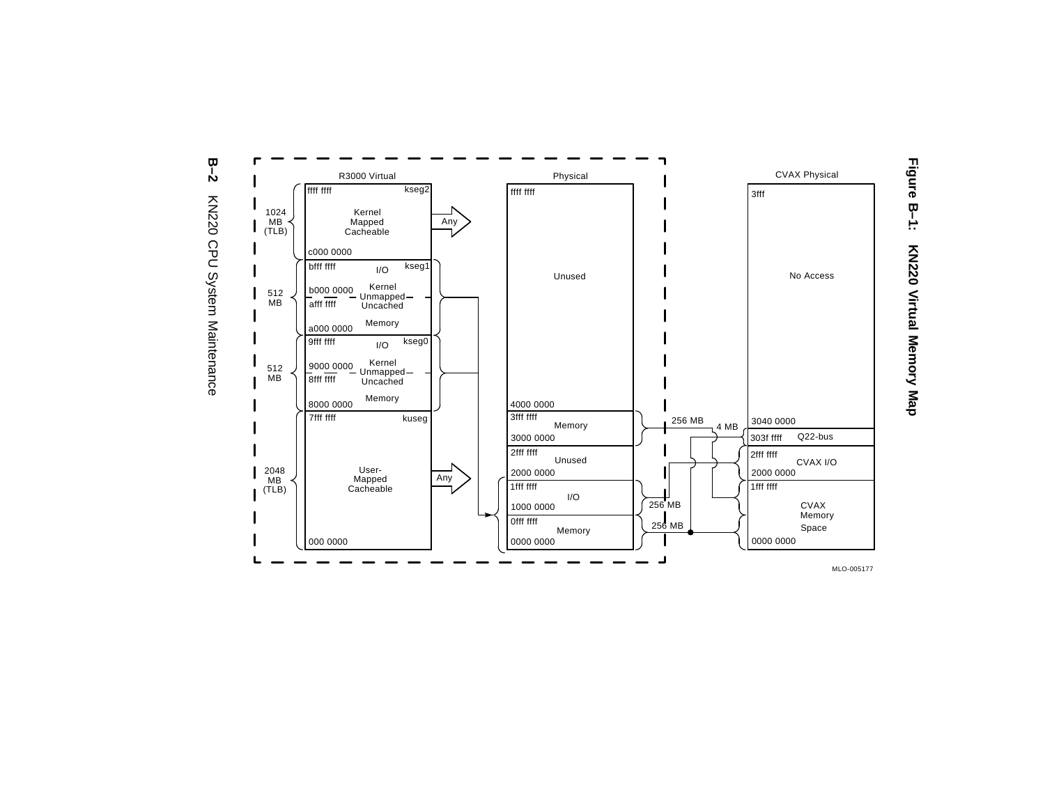**Figure B–1: KN220 Virtual Memory Map**

**R3000 Virtual**

| Address range | Segment | Size | Description |
|---|---|---|---|
| c000 0000 – ffff ffff | kseg2 | 1024 MB (TLB) | Kernel Mapped Cacheable → Any |
| b000 0000 – bfff ffff | kseg1 | 512 MB | I/O |
| a000 0000 – afff ffff | kseg1 | | Memory |
| | kseg1 | | Kernel Unmapped Uncached |
| 9000 0000 – 9fff ffff | kseg0 | 512 MB | I/O |
| 8000 0000 – 8fff ffff | kseg0 | | Memory |
| | kseg0 | | Kernel Unmapped Uncached |
| 000 0000 – 7fff ffff | kuseg | 2048 MB (TLB) | User-Mapped Cacheable → Any |

**Physical**

| Address range | Description |
|---|---|
| 4000 0000 – ffff ffff | Unused |
| 3000 0000 – 3fff ffff | Memory |
| 2000 0000 – 2fff ffff | Unused |
| 1000 0000 – 1fff ffff | I/O |
| 0000 0000 – 0fff ffff | Memory |

**CVAX Physical**

| Address range | Description |
|---|---|
| 3040 0000 – 3fff | No Access |
| 303f ffff | Q22-bus |
| 2000 0000 – 2fff ffff | CVAX I/O |
| 0000 0000 – 1fff ffff | CVAX Memory Space |

Mapping labels: 256 MB, 4 MB, 256 MB, 256 MB

MLO-005177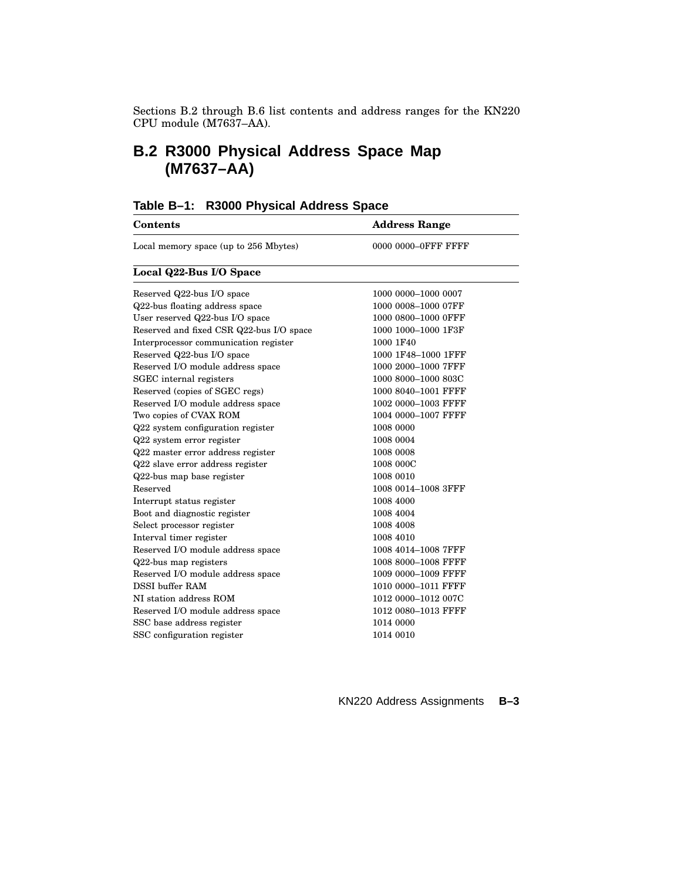Sections B.2 through B.6 list contents and address ranges for the KN220 CPU module (M7637–AA).

## B.2 R3000 Physical Address Space Map (M7637–AA)

**Table B–1: R3000 Physical Address Space**

| Contents | Address Range |
|---|---|
| Local memory space (up to 256 Mbytes) | 0000 0000–0FFF FFFF |
| **Local Q22-Bus I/O Space** | |
| Reserved Q22-bus I/O space | 1000 0000–1000 0007 |
| Q22-bus floating address space | 1000 0008–1000 07FF |
| User reserved Q22-bus I/O space | 1000 0800–1000 0FFF |
| Reserved and fixed CSR Q22-bus I/O space | 1000 1000–1000 1F3F |
| Interprocessor communication register | 1000 1F40 |
| Reserved Q22-bus I/O space | 1000 1F48–1000 1FFF |
| Reserved I/O module address space | 1000 2000–1000 7FFF |
| SGEC internal registers | 1000 8000–1000 803C |
| Reserved (copies of SGEC regs) | 1000 8040–1001 FFFF |
| Reserved I/O module address space | 1002 0000–1003 FFFF |
| Two copies of CVAX ROM | 1004 0000–1007 FFFF |
| Q22 system configuration register | 1008 0000 |
| Q22 system error register | 1008 0004 |
| Q22 master error address register | 1008 0008 |
| Q22 slave error address register | 1008 000C |
| Q22-bus map base register | 1008 0010 |
| Reserved | 1008 0014–1008 3FFF |
| Interrupt status register | 1008 4000 |
| Boot and diagnostic register | 1008 4004 |
| Select processor register | 1008 4008 |
| Interval timer register | 1008 4010 |
| Reserved I/O module address space | 1008 4014–1008 7FFF |
| Q22-bus map registers | 1008 8000–1008 FFFF |
| Reserved I/O module address space | 1009 0000–1009 FFFF |
| DSSI buffer RAM | 1010 0000–1011 FFFF |
| NI station address ROM | 1012 0000–1012 007C |
| Reserved I/O module address space | 1012 0080–1013 FFFF |
| SSC base address register | 1014 0000 |
| SSC configuration register | 1014 0010 |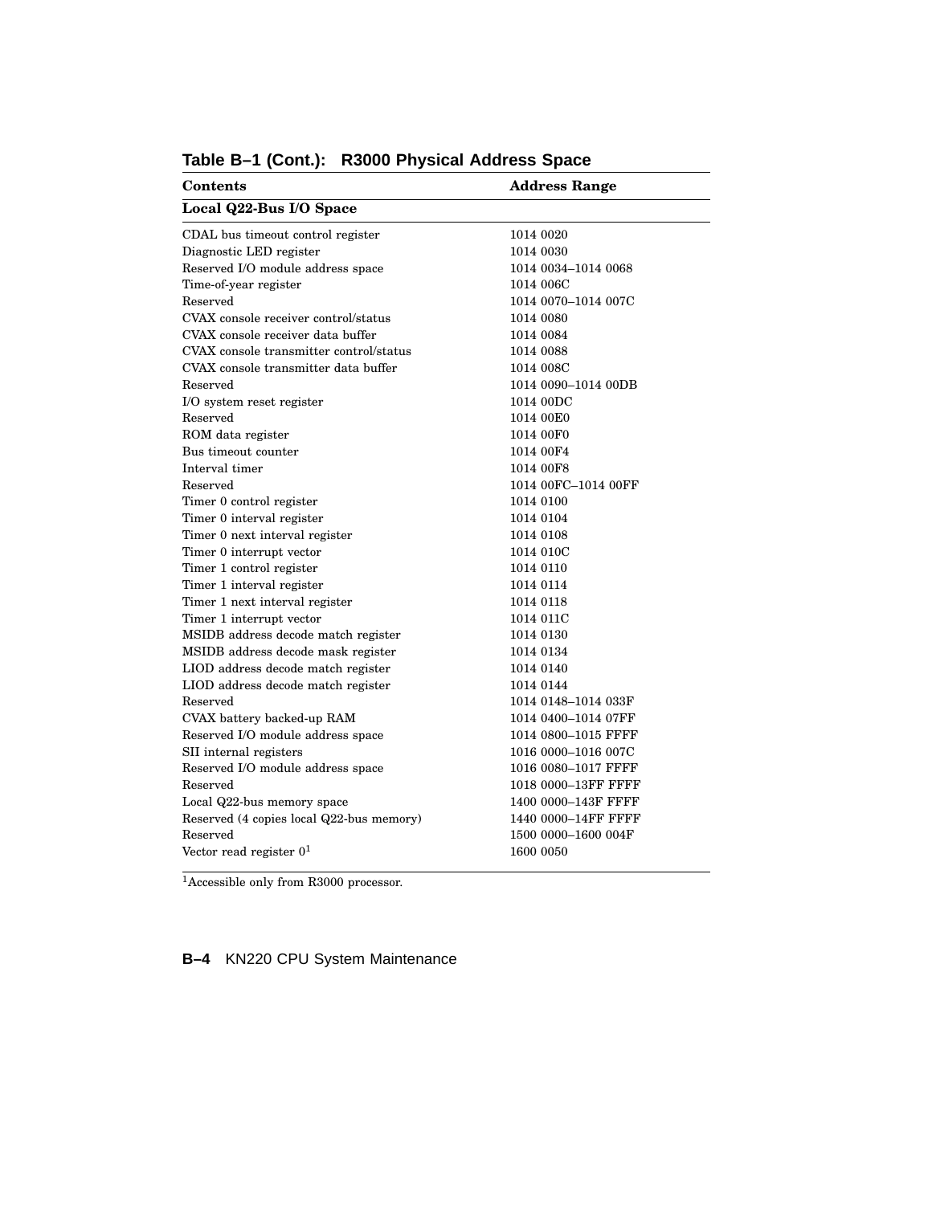**Table B–1 (Cont.): R3000 Physical Address Space**

| Contents | Address Range |
|---|---|
| **Local Q22-Bus I/O Space** | |
| CDAL bus timeout control register | 1014 0020 |
| Diagnostic LED register | 1014 0030 |
| Reserved I/O module address space | 1014 0034–1014 0068 |
| Time-of-year register | 1014 006C |
| Reserved | 1014 0070–1014 007C |
| CVAX console receiver control/status | 1014 0080 |
| CVAX console receiver data buffer | 1014 0084 |
| CVAX console transmitter control/status | 1014 0088 |
| CVAX console transmitter data buffer | 1014 008C |
| Reserved | 1014 0090–1014 00DB |
| I/O system reset register | 1014 00DC |
| Reserved | 1014 00E0 |
| ROM data register | 1014 00F0 |
| Bus timeout counter | 1014 00F4 |
| Interval timer | 1014 00F8 |
| Reserved | 1014 00FC–1014 00FF |
| Timer 0 control register | 1014 0100 |
| Timer 0 interval register | 1014 0104 |
| Timer 0 next interval register | 1014 0108 |
| Timer 0 interrupt vector | 1014 010C |
| Timer 1 control register | 1014 0110 |
| Timer 1 interval register | 1014 0114 |
| Timer 1 next interval register | 1014 0118 |
| Timer 1 interrupt vector | 1014 011C |
| MSIDB address decode match register | 1014 0130 |
| MSIDB address decode mask register | 1014 0134 |
| LIOD address decode match register | 1014 0140 |
| LIOD address decode match register | 1014 0144 |
| Reserved | 1014 0148–1014 033F |
| CVAX battery backed-up RAM | 1014 0400–1014 07FF |
| Reserved I/O module address space | 1014 0800–1015 FFFF |
| SII internal registers | 1016 0000–1016 007C |
| Reserved I/O module address space | 1016 0080–1017 FFFF |
| Reserved | 1018 0000–13FF FFFF |
| Local Q22-bus memory space | 1400 0000–143F FFFF |
| Reserved (4 copies local Q22-bus memory) | 1440 0000–14FF FFFF |
| Reserved | 1500 0000–1600 004F |
| Vector read register 0[1] | 1600 0050 |

[1]Accessible only from R3000 processor.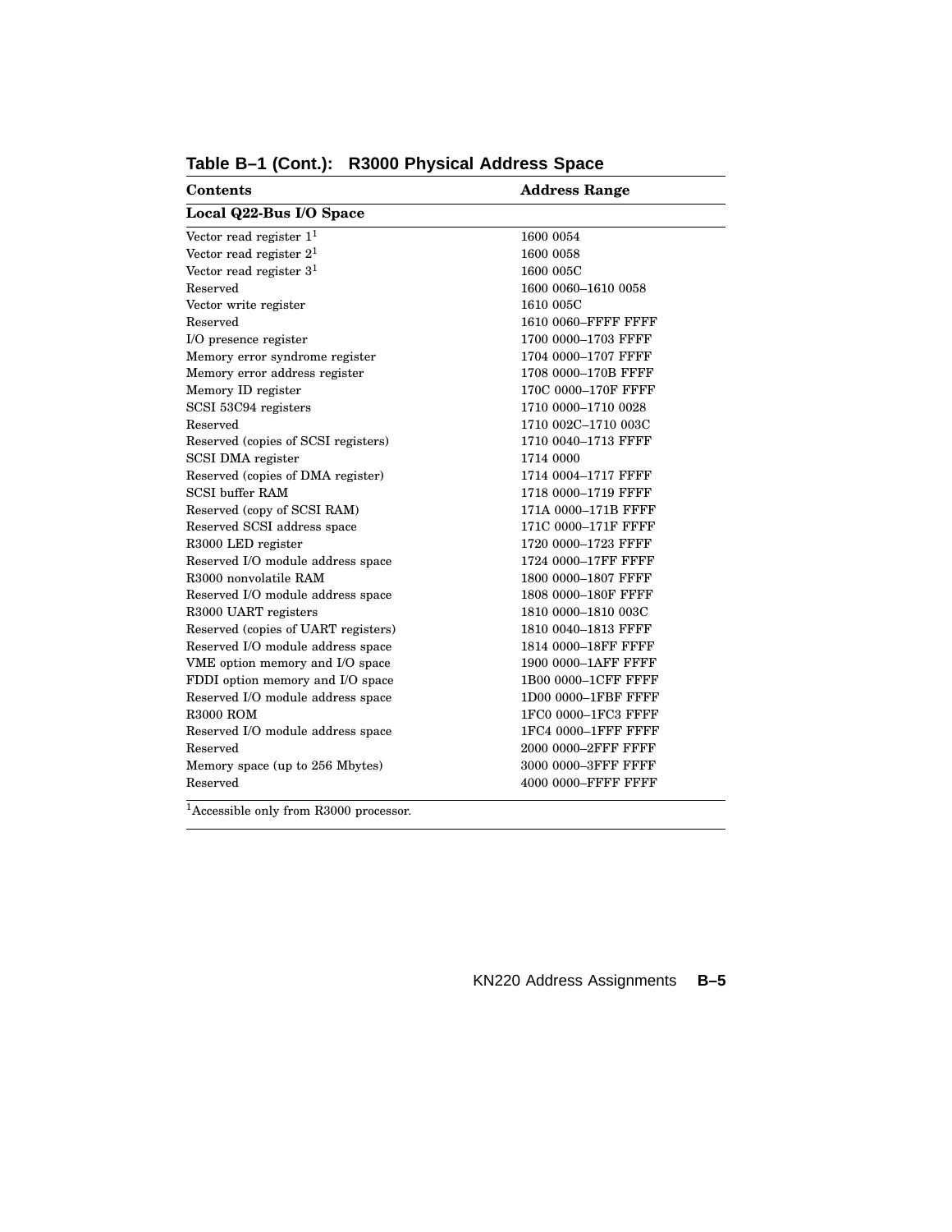**Table B–1 (Cont.): R3000 Physical Address Space**

| Contents | Address Range |
|---|---|
| **Local Q22-Bus I/O Space** | |
| Vector read register 1[1] | 1600 0054 |
| Vector read register 2[1] | 1600 0058 |
| Vector read register 3[1] | 1600 005C |
| Reserved | 1600 0060–1610 0058 |
| Vector write register | 1610 005C |
| Reserved | 1610 0060–FFFF FFFF |
| I/O presence register | 1700 0000–1703 FFFF |
| Memory error syndrome register | 1704 0000–1707 FFFF |
| Memory error address register | 1708 0000–170B FFFF |
| Memory ID register | 170C 0000–170F FFFF |
| SCSI 53C94 registers | 1710 0000–1710 0028 |
| Reserved | 1710 002C–1710 003C |
| Reserved (copies of SCSI registers) | 1710 0040–1713 FFFF |
| SCSI DMA register | 1714 0000 |
| Reserved (copies of DMA register) | 1714 0004–1717 FFFF |
| SCSI buffer RAM | 1718 0000–1719 FFFF |
| Reserved (copy of SCSI RAM) | 171A 0000–171B FFFF |
| Reserved SCSI address space | 171C 0000–171F FFFF |
| R3000 LED register | 1720 0000–1723 FFFF |
| Reserved I/O module address space | 1724 0000–17FF FFFF |
| R3000 nonvolatile RAM | 1800 0000–1807 FFFF |
| Reserved I/O module address space | 1808 0000–180F FFFF |
| R3000 UART registers | 1810 0000–1810 003C |
| Reserved (copies of UART registers) | 1810 0040–1813 FFFF |
| Reserved I/O module address space | 1814 0000–18FF FFFF |
| VME option memory and I/O space | 1900 0000–1AFF FFFF |
| FDDI option memory and I/O space | 1B00 0000–1CFF FFFF |
| Reserved I/O module address space | 1D00 0000–1FBF FFFF |
| R3000 ROM | 1FC0 0000–1FC3 FFFF |
| Reserved I/O module address space | 1FC4 0000–1FFF FFFF |
| Reserved | 2000 0000–2FFF FFFF |
| Memory space (up to 256 Mbytes) | 3000 0000–3FFF FFFF |
| Reserved | 4000 0000–FFFF FFFF |

[1]Accessible only from R3000 processor.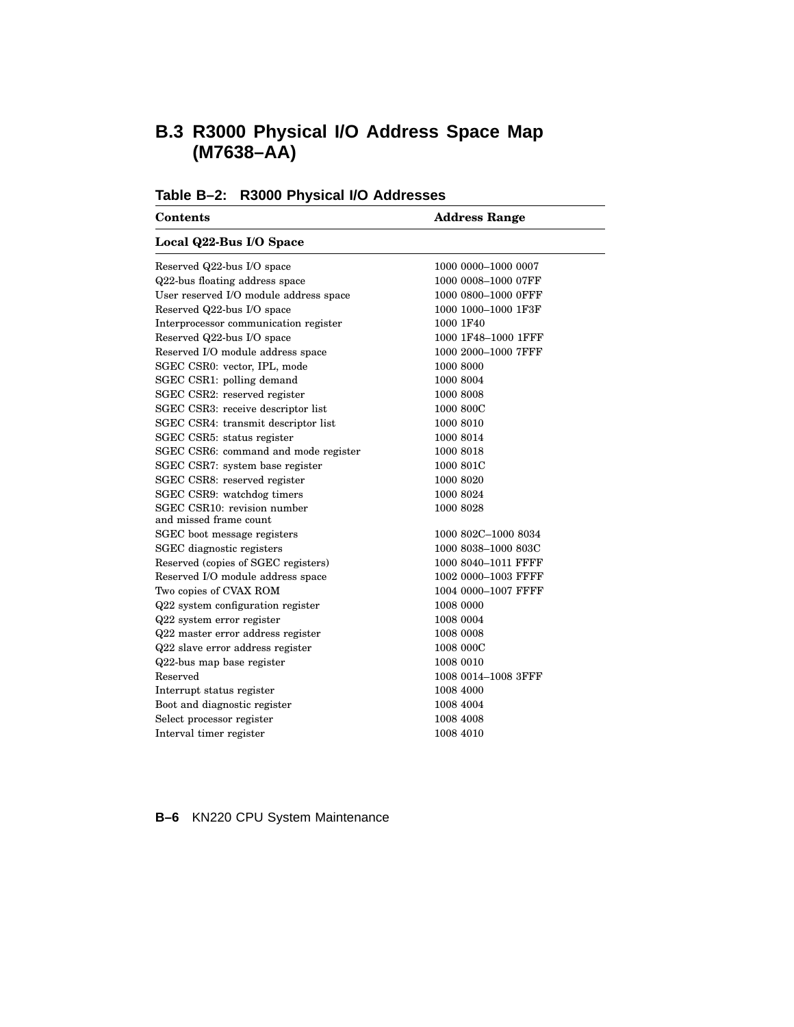## B.3 R3000 Physical I/O Address Space Map (M7638–AA)

**Table B–2: R3000 Physical I/O Addresses**

| Contents | Address Range |
|---|---|
| **Local Q22-Bus I/O Space** | |
| Reserved Q22-bus I/O space | 1000 0000–1000 0007 |
| Q22-bus floating address space | 1000 0008–1000 07FF |
| User reserved I/O module address space | 1000 0800–1000 0FFF |
| Reserved Q22-bus I/O space | 1000 1000–1000 1F3F |
| Interprocessor communication register | 1000 1F40 |
| Reserved Q22-bus I/O space | 1000 1F48–1000 1FFF |
| Reserved I/O module address space | 1000 2000–1000 7FFF |
| SGEC CSR0: vector, IPL, mode | 1000 8000 |
| SGEC CSR1: polling demand | 1000 8004 |
| SGEC CSR2: reserved register | 1000 8008 |
| SGEC CSR3: receive descriptor list | 1000 800C |
| SGEC CSR4: transmit descriptor list | 1000 8010 |
| SGEC CSR5: status register | 1000 8014 |
| SGEC CSR6: command and mode register | 1000 8018 |
| SGEC CSR7: system base register | 1000 801C |
| SGEC CSR8: reserved register | 1000 8020 |
| SGEC CSR9: watchdog timers | 1000 8024 |
| SGEC CSR10: revision number and missed frame count | 1000 8028 |
| SGEC boot message registers | 1000 802C–1000 8034 |
| SGEC diagnostic registers | 1000 8038–1000 803C |
| Reserved (copies of SGEC registers) | 1000 8040–1011 FFFF |
| Reserved I/O module address space | 1002 0000–1003 FFFF |
| Two copies of CVAX ROM | 1004 0000–1007 FFFF |
| Q22 system configuration register | 1008 0000 |
| Q22 system error register | 1008 0004 |
| Q22 master error address register | 1008 0008 |
| Q22 slave error address register | 1008 000C |
| Q22-bus map base register | 1008 0010 |
| Reserved | 1008 0014–1008 3FFF |
| Interrupt status register | 1008 4000 |
| Boot and diagnostic register | 1008 4004 |
| Select processor register | 1008 4008 |
| Interval timer register | 1008 4010 |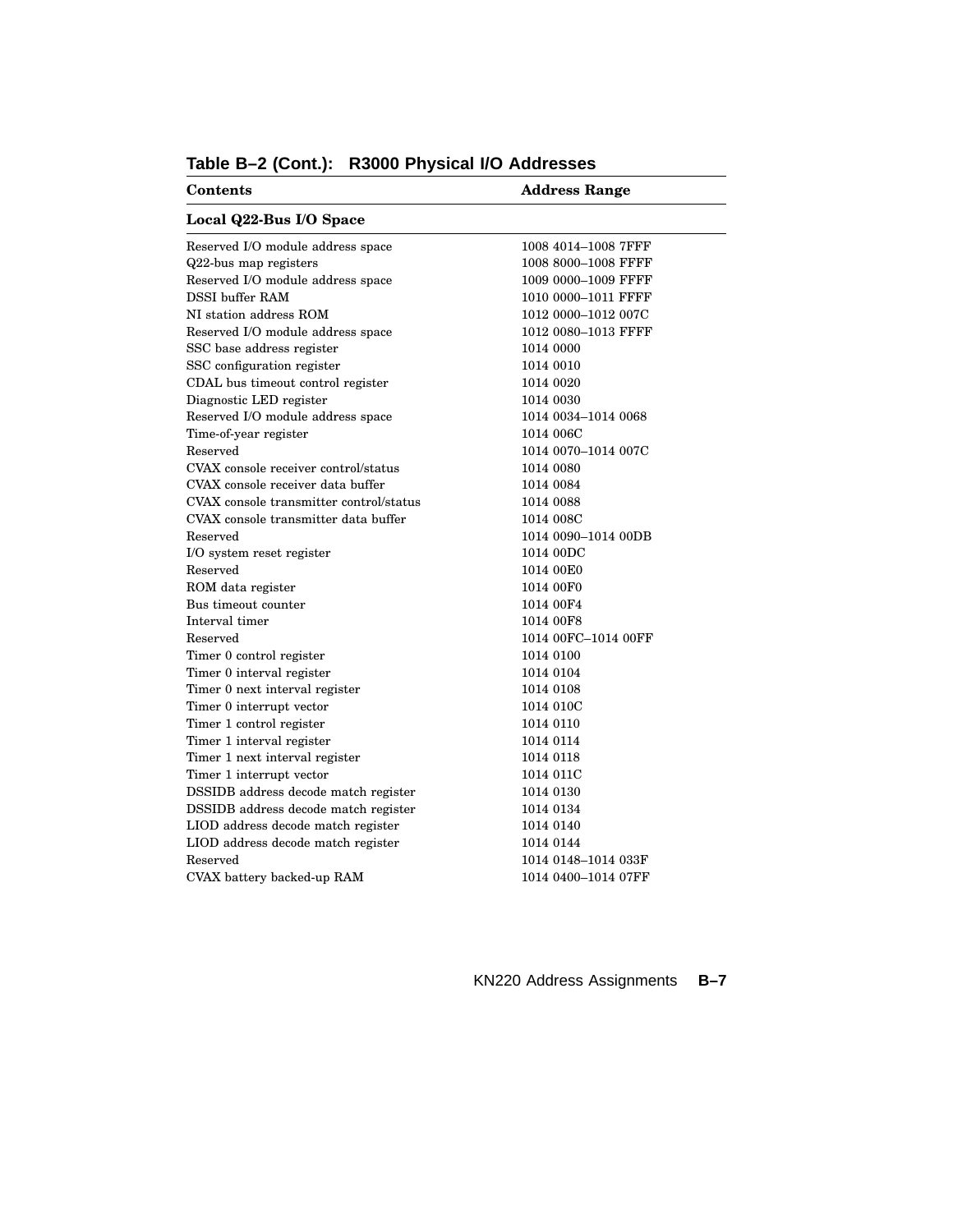**Table B–2 (Cont.): R3000 Physical I/O Addresses**

| Contents | Address Range |
|---|---|
| **Local Q22-Bus I/O Space** | |
| Reserved I/O module address space | 1008 4014–1008 7FFF |
| Q22-bus map registers | 1008 8000–1008 FFFF |
| Reserved I/O module address space | 1009 0000–1009 FFFF |
| DSSI buffer RAM | 1010 0000–1011 FFFF |
| NI station address ROM | 1012 0000–1012 007C |
| Reserved I/O module address space | 1012 0080–1013 FFFF |
| SSC base address register | 1014 0000 |
| SSC configuration register | 1014 0010 |
| CDAL bus timeout control register | 1014 0020 |
| Diagnostic LED register | 1014 0030 |
| Reserved I/O module address space | 1014 0034–1014 0068 |
| Time-of-year register | 1014 006C |
| Reserved | 1014 0070–1014 007C |
| CVAX console receiver control/status | 1014 0080 |
| CVAX console receiver data buffer | 1014 0084 |
| CVAX console transmitter control/status | 1014 0088 |
| CVAX console transmitter data buffer | 1014 008C |
| Reserved | 1014 0090–1014 00DB |
| I/O system reset register | 1014 00DC |
| Reserved | 1014 00E0 |
| ROM data register | 1014 00F0 |
| Bus timeout counter | 1014 00F4 |
| Interval timer | 1014 00F8 |
| Reserved | 1014 00FC–1014 00FF |
| Timer 0 control register | 1014 0100 |
| Timer 0 interval register | 1014 0104 |
| Timer 0 next interval register | 1014 0108 |
| Timer 0 interrupt vector | 1014 010C |
| Timer 1 control register | 1014 0110 |
| Timer 1 interval register | 1014 0114 |
| Timer 1 next interval register | 1014 0118 |
| Timer 1 interrupt vector | 1014 011C |
| DSSIDB address decode match register | 1014 0130 |
| DSSIDB address decode match register | 1014 0134 |
| LIOD address decode match register | 1014 0140 |
| LIOD address decode match register | 1014 0144 |
| Reserved | 1014 0148–1014 033F |
| CVAX battery backed-up RAM | 1014 0400–1014 07FF |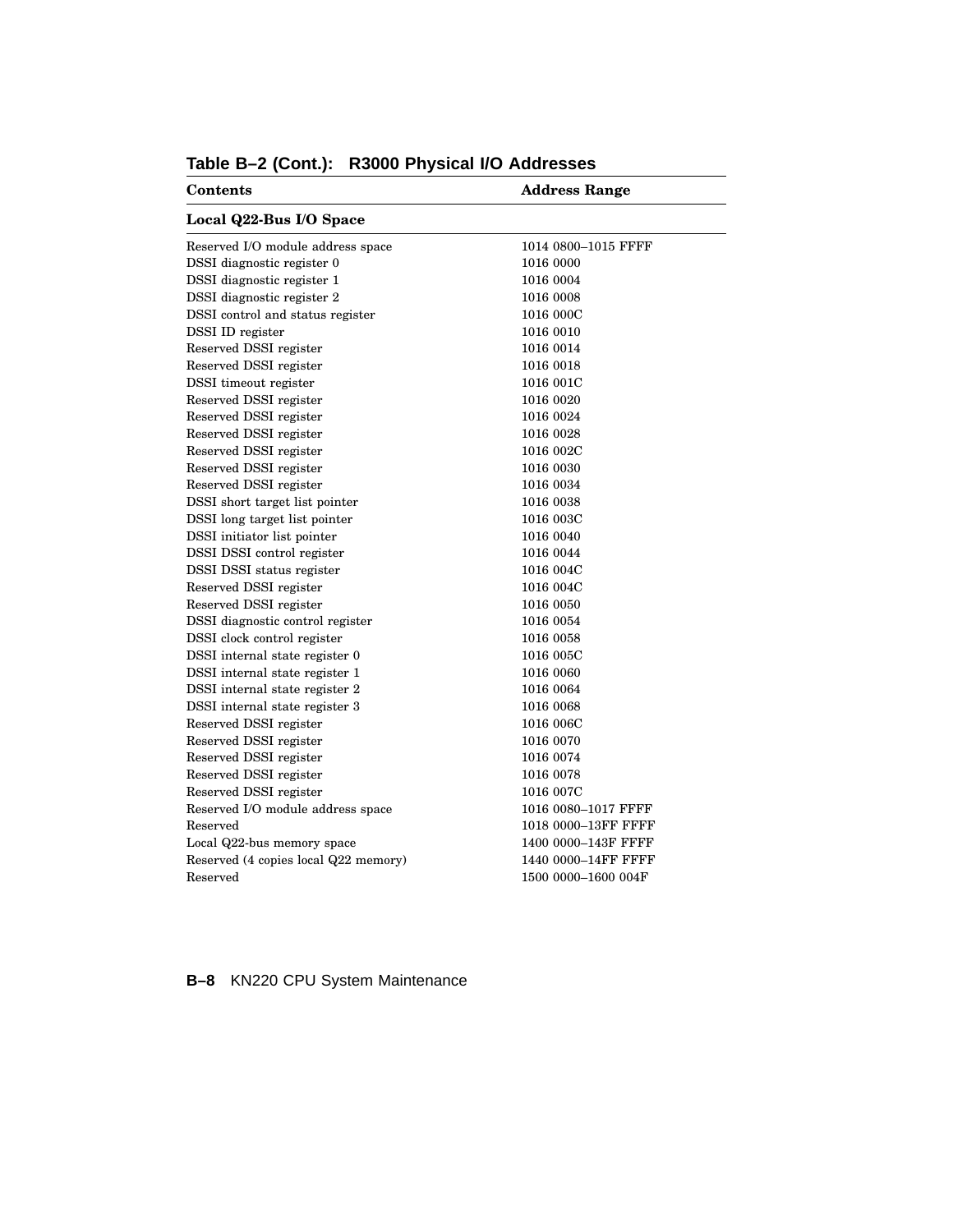**Table B–2 (Cont.): R3000 Physical I/O Addresses**

| Contents | Address Range |
|---|---|
| **Local Q22-Bus I/O Space** | |
| Reserved I/O module address space | 1014 0800–1015 FFFF |
| DSSI diagnostic register 0 | 1016 0000 |
| DSSI diagnostic register 1 | 1016 0004 |
| DSSI diagnostic register 2 | 1016 0008 |
| DSSI control and status register | 1016 000C |
| DSSI ID register | 1016 0010 |
| Reserved DSSI register | 1016 0014 |
| Reserved DSSI register | 1016 0018 |
| DSSI timeout register | 1016 001C |
| Reserved DSSI register | 1016 0020 |
| Reserved DSSI register | 1016 0024 |
| Reserved DSSI register | 1016 0028 |
| Reserved DSSI register | 1016 002C |
| Reserved DSSI register | 1016 0030 |
| Reserved DSSI register | 1016 0034 |
| DSSI short target list pointer | 1016 0038 |
| DSSI long target list pointer | 1016 003C |
| DSSI initiator list pointer | 1016 0040 |
| DSSI DSSI control register | 1016 0044 |
| DSSI DSSI status register | 1016 004C |
| Reserved DSSI register | 1016 004C |
| Reserved DSSI register | 1016 0050 |
| DSSI diagnostic control register | 1016 0054 |
| DSSI clock control register | 1016 0058 |
| DSSI internal state register 0 | 1016 005C |
| DSSI internal state register 1 | 1016 0060 |
| DSSI internal state register 2 | 1016 0064 |
| DSSI internal state register 3 | 1016 0068 |
| Reserved DSSI register | 1016 006C |
| Reserved DSSI register | 1016 0070 |
| Reserved DSSI register | 1016 0074 |
| Reserved DSSI register | 1016 0078 |
| Reserved DSSI register | 1016 007C |
| Reserved I/O module address space | 1016 0080–1017 FFFF |
| Reserved | 1018 0000–13FF FFFF |
| Local Q22-bus memory space | 1400 0000–143F FFFF |
| Reserved (4 copies local Q22 memory) | 1440 0000–14FF FFFF |
| Reserved | 1500 0000–1600 004F |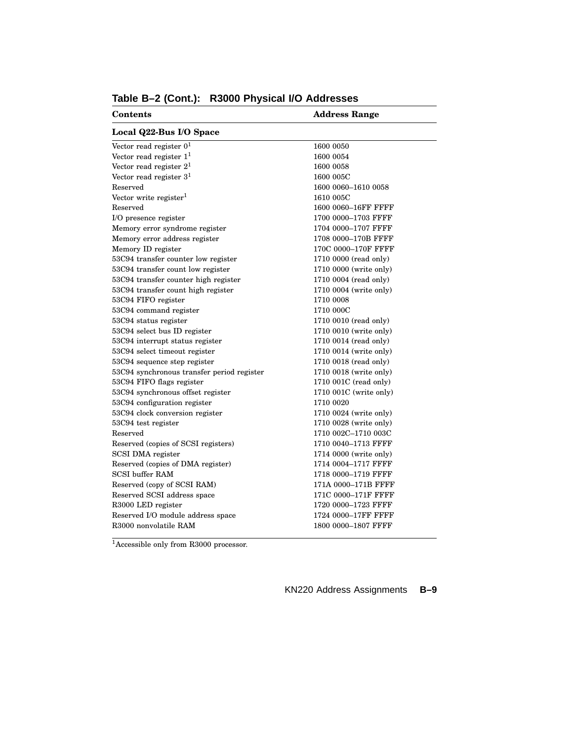**Table B–2 (Cont.): R3000 Physical I/O Addresses**

| Contents | Address Range |
|---|---|
| **Local Q22-Bus I/O Space** | |
| Vector read register 0[1] | 1600 0050 |
| Vector read register 1[1] | 1600 0054 |
| Vector read register 2[1] | 1600 0058 |
| Vector read register 3[1] | 1600 005C |
| Reserved | 1600 0060–1610 0058 |
| Vector write register[1] | 1610 005C |
| Reserved | 1600 0060–16FF FFFF |
| I/O presence register | 1700 0000–1703 FFFF |
| Memory error syndrome register | 1704 0000–1707 FFFF |
| Memory error address register | 1708 0000–170B FFFF |
| Memory ID register | 170C 0000–170F FFFF |
| 53C94 transfer counter low register | 1710 0000 (read only) |
| 53C94 transfer count low register | 1710 0000 (write only) |
| 53C94 transfer counter high register | 1710 0004 (read only) |
| 53C94 transfer count high register | 1710 0004 (write only) |
| 53C94 FIFO register | 1710 0008 |
| 53C94 command register | 1710 000C |
| 53C94 status register | 1710 0010 (read only) |
| 53C94 select bus ID register | 1710 0010 (write only) |
| 53C94 interrupt status register | 1710 0014 (read only) |
| 53C94 select timeout register | 1710 0014 (write only) |
| 53C94 sequence step register | 1710 0018 (read only) |
| 53C94 synchronous transfer period register | 1710 0018 (write only) |
| 53C94 FIFO flags register | 1710 001C (read only) |
| 53C94 synchronous offset register | 1710 001C (write only) |
| 53C94 configuration register | 1710 0020 |
| 53C94 clock conversion register | 1710 0024 (write only) |
| 53C94 test register | 1710 0028 (write only) |
| Reserved | 1710 002C–1710 003C |
| Reserved (copies of SCSI registers) | 1710 0040–1713 FFFF |
| SCSI DMA register | 1714 0000 (write only) |
| Reserved (copies of DMA register) | 1714 0004–1717 FFFF |
| SCSI buffer RAM | 1718 0000–1719 FFFF |
| Reserved (copy of SCSI RAM) | 171A 0000–171B FFFF |
| Reserved SCSI address space | 171C 0000–171F FFFF |
| R3000 LED register | 1720 0000–1723 FFFF |
| Reserved I/O module address space | 1724 0000–17FF FFFF |
| R3000 nonvolatile RAM | 1800 0000–1807 FFFF |

[1]Accessible only from R3000 processor.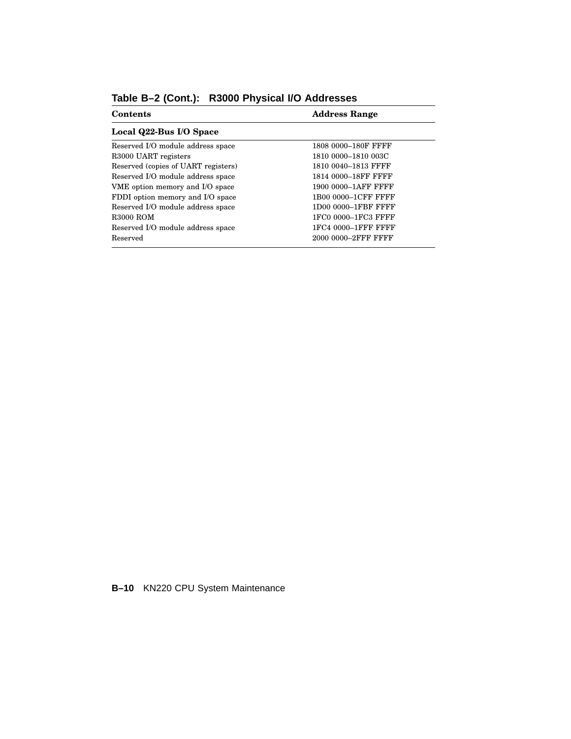**Table B–2 (Cont.): R3000 Physical I/O Addresses**

| Contents | Address Range |
|---|---|
| **Local Q22-Bus I/O Space** | |
| Reserved I/O module address space | 1808 0000–180F FFFF |
| R3000 UART registers | 1810 0000–1810 003C |
| Reserved (copies of UART registers) | 1810 0040–1813 FFFF |
| Reserved I/O module address space | 1814 0000–18FF FFFF |
| VME option memory and I/O space | 1900 0000–1AFF FFFF |
| FDDI option memory and I/O space | 1B00 0000–1CFF FFFF |
| Reserved I/O module address space | 1D00 0000–1FBF FFFF |
| R3000 ROM | 1FC0 0000–1FC3 FFFF |
| Reserved I/O module address space | 1FC4 0000–1FFF FFFF |
| Reserved | 2000 0000–2FFF FFFF |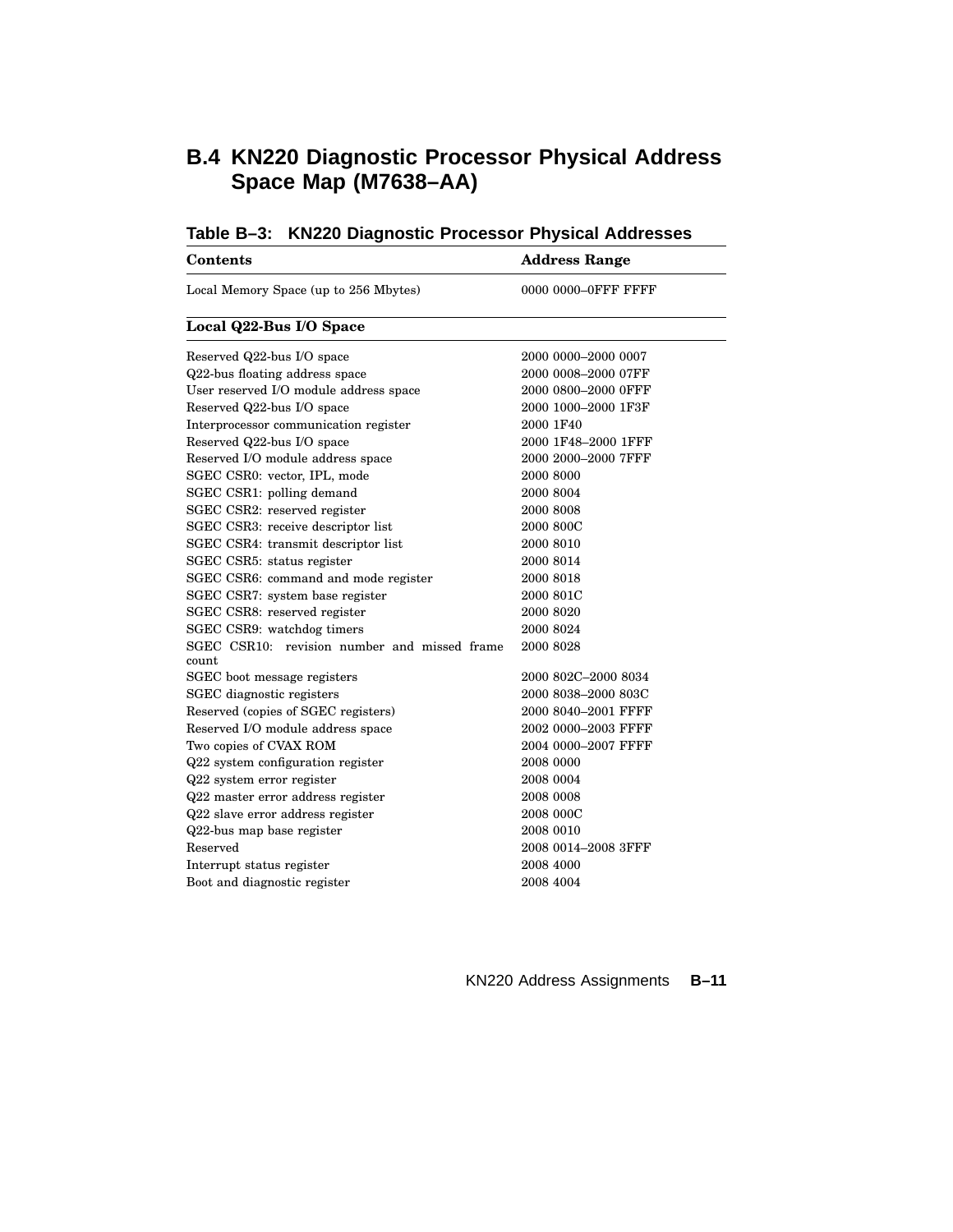## B.4 KN220 Diagnostic Processor Physical Address Space Map (M7638–AA)

**Table B–3: KN220 Diagnostic Processor Physical Addresses**

| Contents | Address Range |
|---|---|
| Local Memory Space (up to 256 Mbytes) | 0000 0000–0FFF FFFF |
| **Local Q22-Bus I/O Space** | |
| Reserved Q22-bus I/O space | 2000 0000–2000 0007 |
| Q22-bus floating address space | 2000 0008–2000 07FF |
| User reserved I/O module address space | 2000 0800–2000 0FFF |
| Reserved Q22-bus I/O space | 2000 1000–2000 1F3F |
| Interprocessor communication register | 2000 1F40 |
| Reserved Q22-bus I/O space | 2000 1F48–2000 1FFF |
| Reserved I/O module address space | 2000 2000–2000 7FFF |
| SGEC CSR0: vector, IPL, mode | 2000 8000 |
| SGEC CSR1: polling demand | 2000 8004 |
| SGEC CSR2: reserved register | 2000 8008 |
| SGEC CSR3: receive descriptor list | 2000 800C |
| SGEC CSR4: transmit descriptor list | 2000 8010 |
| SGEC CSR5: status register | 2000 8014 |
| SGEC CSR6: command and mode register | 2000 8018 |
| SGEC CSR7: system base register | 2000 801C |
| SGEC CSR8: reserved register | 2000 8020 |
| SGEC CSR9: watchdog timers | 2000 8024 |
| SGEC CSR10: revision number and missed frame count | 2000 8028 |
| SGEC boot message registers | 2000 802C–2000 8034 |
| SGEC diagnostic registers | 2000 8038–2000 803C |
| Reserved (copies of SGEC registers) | 2000 8040–2001 FFFF |
| Reserved I/O module address space | 2002 0000–2003 FFFF |
| Two copies of CVAX ROM | 2004 0000–2007 FFFF |
| Q22 system configuration register | 2008 0000 |
| Q22 system error register | 2008 0004 |
| Q22 master error address register | 2008 0008 |
| Q22 slave error address register | 2008 000C |
| Q22-bus map base register | 2008 0010 |
| Reserved | 2008 0014–2008 3FFF |
| Interrupt status register | 2008 4000 |
| Boot and diagnostic register | 2008 4004 |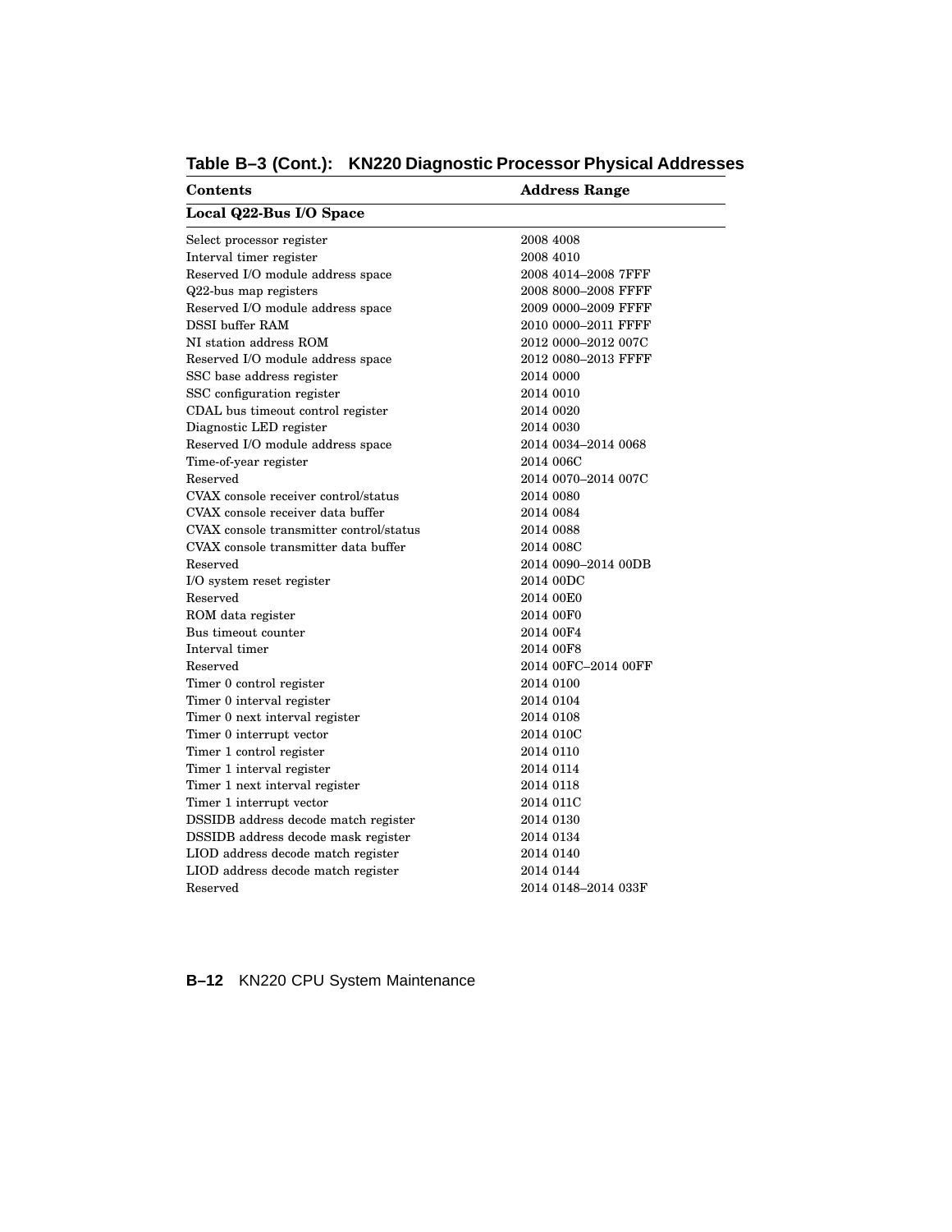**Table B–3 (Cont.): KN220 Diagnostic Processor Physical Addresses**

| Contents | Address Range |
|---|---|
| **Local Q22-Bus I/O Space** | |
| Select processor register | 2008 4008 |
| Interval timer register | 2008 4010 |
| Reserved I/O module address space | 2008 4014–2008 7FFF |
| Q22-bus map registers | 2008 8000–2008 FFFF |
| Reserved I/O module address space | 2009 0000–2009 FFFF |
| DSSI buffer RAM | 2010 0000–2011 FFFF |
| NI station address ROM | 2012 0000–2012 007C |
| Reserved I/O module address space | 2012 0080–2013 FFFF |
| SSC base address register | 2014 0000 |
| SSC configuration register | 2014 0010 |
| CDAL bus timeout control register | 2014 0020 |
| Diagnostic LED register | 2014 0030 |
| Reserved I/O module address space | 2014 0034–2014 0068 |
| Time-of-year register | 2014 006C |
| Reserved | 2014 0070–2014 007C |
| CVAX console receiver control/status | 2014 0080 |
| CVAX console receiver data buffer | 2014 0084 |
| CVAX console transmitter control/status | 2014 0088 |
| CVAX console transmitter data buffer | 2014 008C |
| Reserved | 2014 0090–2014 00DB |
| I/O system reset register | 2014 00DC |
| Reserved | 2014 00E0 |
| ROM data register | 2014 00F0 |
| Bus timeout counter | 2014 00F4 |
| Interval timer | 2014 00F8 |
| Reserved | 2014 00FC–2014 00FF |
| Timer 0 control register | 2014 0100 |
| Timer 0 interval register | 2014 0104 |
| Timer 0 next interval register | 2014 0108 |
| Timer 0 interrupt vector | 2014 010C |
| Timer 1 control register | 2014 0110 |
| Timer 1 interval register | 2014 0114 |
| Timer 1 next interval register | 2014 0118 |
| Timer 1 interrupt vector | 2014 011C |
| DSSIDB address decode match register | 2014 0130 |
| DSSIDB address decode mask register | 2014 0134 |
| LIOD address decode match register | 2014 0140 |
| LIOD address decode match register | 2014 0144 |
| Reserved | 2014 0148–2014 033F |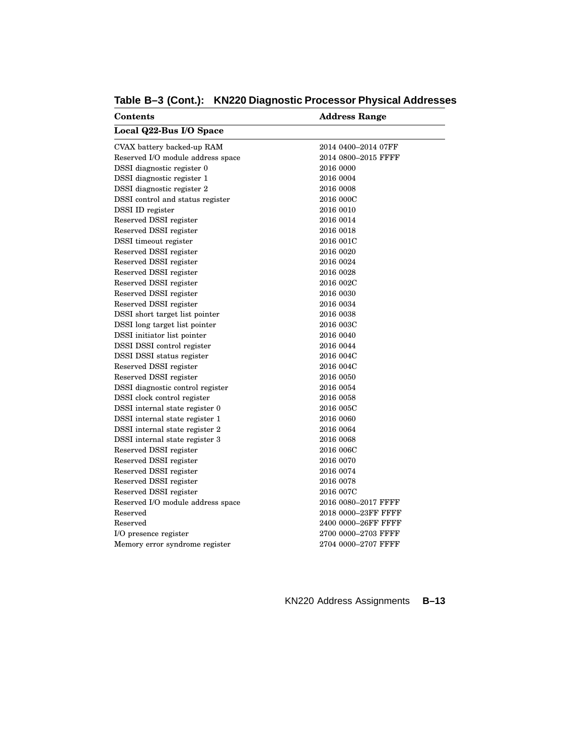**Table B–3 (Cont.): KN220 Diagnostic Processor Physical Addresses**

| Contents | Address Range |
|---|---|
| **Local Q22-Bus I/O Space** | |
| CVAX battery backed-up RAM | 2014 0400–2014 07FF |
| Reserved I/O module address space | 2014 0800–2015 FFFF |
| DSSI diagnostic register 0 | 2016 0000 |
| DSSI diagnostic register 1 | 2016 0004 |
| DSSI diagnostic register 2 | 2016 0008 |
| DSSI control and status register | 2016 000C |
| DSSI ID register | 2016 0010 |
| Reserved DSSI register | 2016 0014 |
| Reserved DSSI register | 2016 0018 |
| DSSI timeout register | 2016 001C |
| Reserved DSSI register | 2016 0020 |
| Reserved DSSI register | 2016 0024 |
| Reserved DSSI register | 2016 0028 |
| Reserved DSSI register | 2016 002C |
| Reserved DSSI register | 2016 0030 |
| Reserved DSSI register | 2016 0034 |
| DSSI short target list pointer | 2016 0038 |
| DSSI long target list pointer | 2016 003C |
| DSSI initiator list pointer | 2016 0040 |
| DSSI DSSI control register | 2016 0044 |
| DSSI DSSI status register | 2016 004C |
| Reserved DSSI register | 2016 004C |
| Reserved DSSI register | 2016 0050 |
| DSSI diagnostic control register | 2016 0054 |
| DSSI clock control register | 2016 0058 |
| DSSI internal state register 0 | 2016 005C |
| DSSI internal state register 1 | 2016 0060 |
| DSSI internal state register 2 | 2016 0064 |
| DSSI internal state register 3 | 2016 0068 |
| Reserved DSSI register | 2016 006C |
| Reserved DSSI register | 2016 0070 |
| Reserved DSSI register | 2016 0074 |
| Reserved DSSI register | 2016 0078 |
| Reserved DSSI register | 2016 007C |
| Reserved I/O module address space | 2016 0080–2017 FFFF |
| Reserved | 2018 0000–23FF FFFF |
| Reserved | 2400 0000–26FF FFFF |
| I/O presence register | 2700 0000–2703 FFFF |
| Memory error syndrome register | 2704 0000–2707 FFFF |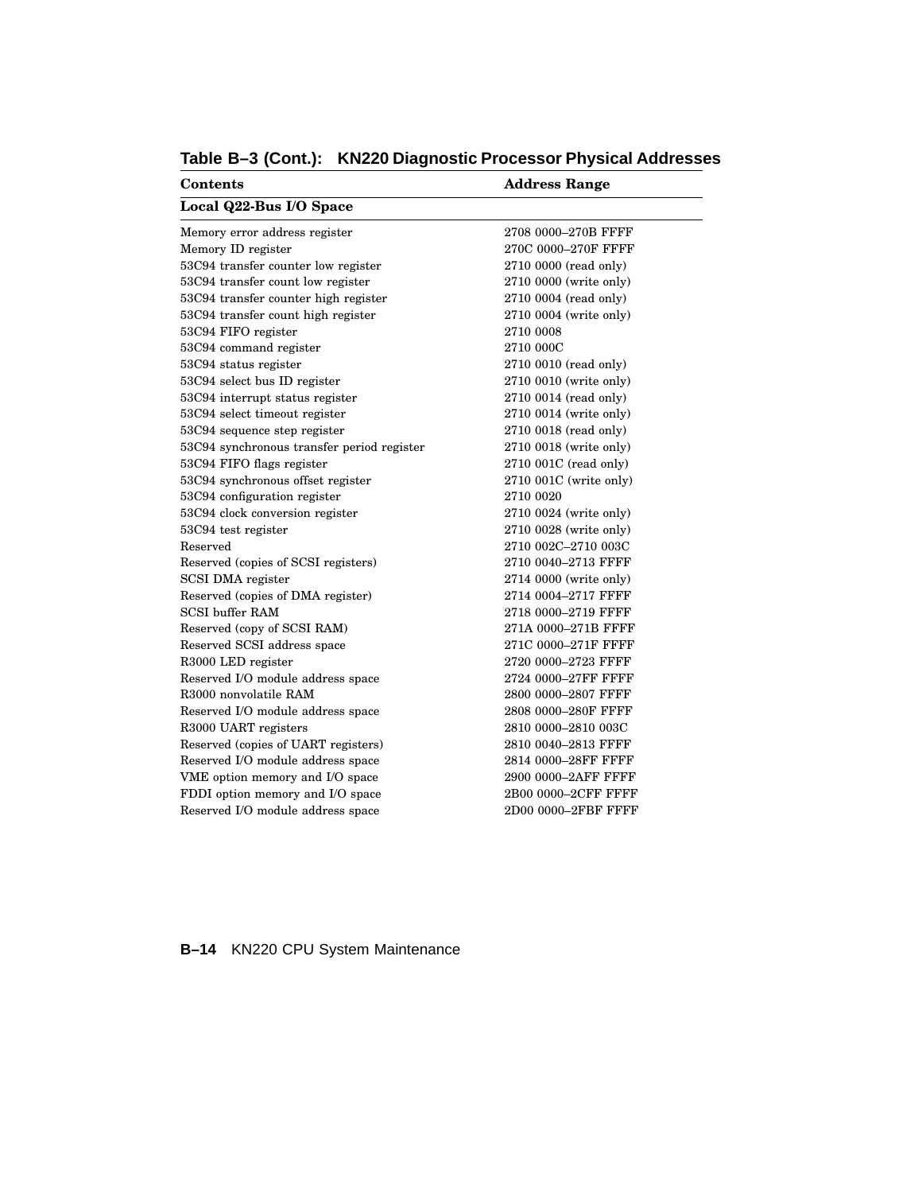**Table B–3 (Cont.): KN220 Diagnostic Processor Physical Addresses**

| Contents | Address Range |
| --- | --- |
| **Local Q22-Bus I/O Space** | |
| Memory error address register | 2708 0000–270B FFFF |
| Memory ID register | 270C 0000–270F FFFF |
| 53C94 transfer counter low register | 2710 0000 (read only) |
| 53C94 transfer count low register | 2710 0000 (write only) |
| 53C94 transfer counter high register | 2710 0004 (read only) |
| 53C94 transfer count high register | 2710 0004 (write only) |
| 53C94 FIFO register | 2710 0008 |
| 53C94 command register | 2710 000C |
| 53C94 status register | 2710 0010 (read only) |
| 53C94 select bus ID register | 2710 0010 (write only) |
| 53C94 interrupt status register | 2710 0014 (read only) |
| 53C94 select timeout register | 2710 0014 (write only) |
| 53C94 sequence step register | 2710 0018 (read only) |
| 53C94 synchronous transfer period register | 2710 0018 (write only) |
| 53C94 FIFO flags register | 2710 001C (read only) |
| 53C94 synchronous offset register | 2710 001C (write only) |
| 53C94 configuration register | 2710 0020 |
| 53C94 clock conversion register | 2710 0024 (write only) |
| 53C94 test register | 2710 0028 (write only) |
| Reserved | 2710 002C–2710 003C |
| Reserved (copies of SCSI registers) | 2710 0040–2713 FFFF |
| SCSI DMA register | 2714 0000 (write only) |
| Reserved (copies of DMA register) | 2714 0004–2717 FFFF |
| SCSI buffer RAM | 2718 0000–2719 FFFF |
| Reserved (copy of SCSI RAM) | 271A 0000–271B FFFF |
| Reserved SCSI address space | 271C 0000–271F FFFF |
| R3000 LED register | 2720 0000–2723 FFFF |
| Reserved I/O module address space | 2724 0000–27FF FFFF |
| R3000 nonvolatile RAM | 2800 0000–2807 FFFF |
| Reserved I/O module address space | 2808 0000–280F FFFF |
| R3000 UART registers | 2810 0000–2810 003C |
| Reserved (copies of UART registers) | 2810 0040–2813 FFFF |
| Reserved I/O module address space | 2814 0000–28FF FFFF |
| VME option memory and I/O space | 2900 0000–2AFF FFFF |
| FDDI option memory and I/O space | 2B00 0000–2CFF FFFF |
| Reserved I/O module address space | 2D00 0000–2FBF FFFF |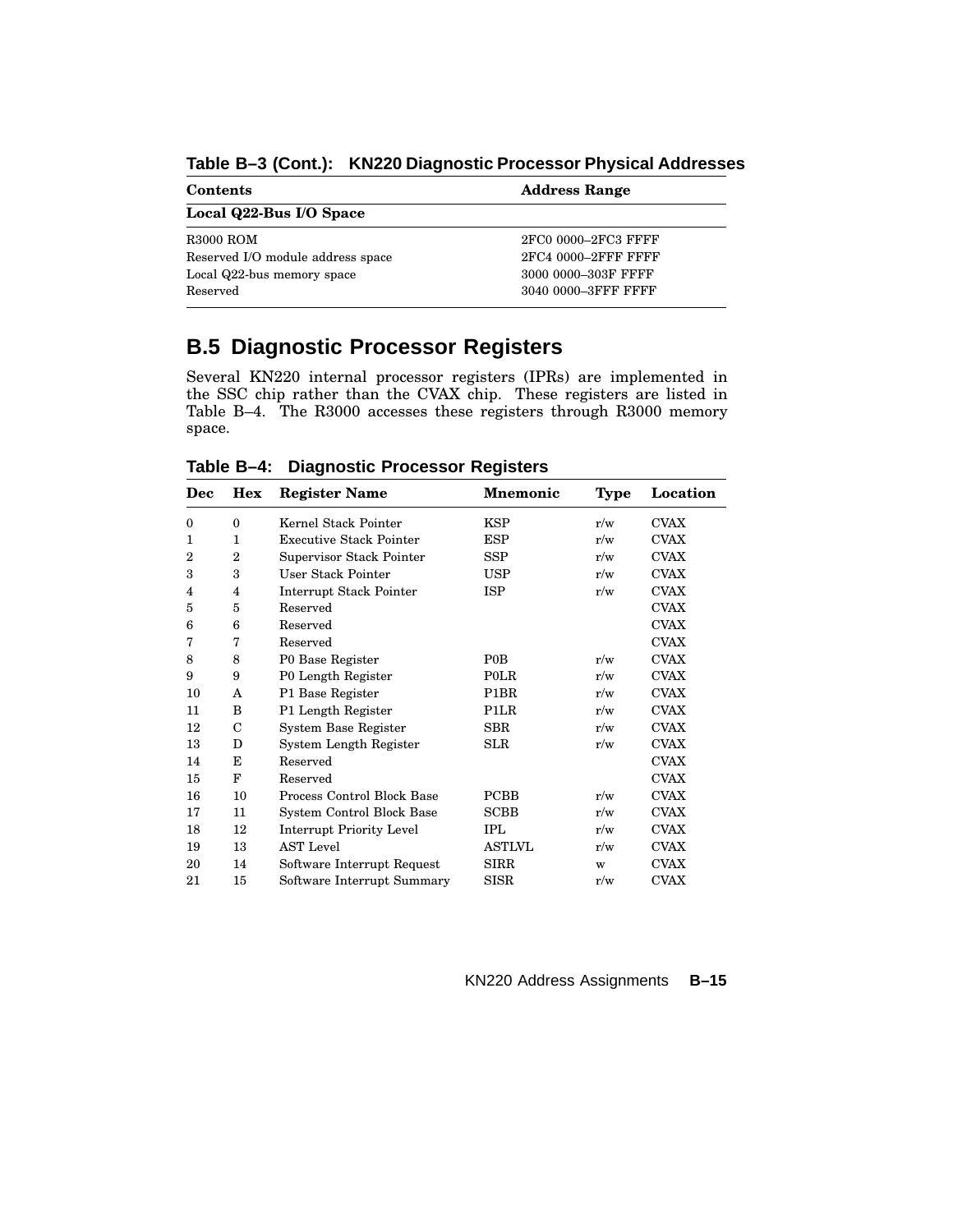**Table B–3 (Cont.): KN220 Diagnostic Processor Physical Addresses**

| Contents | Address Range |
|---|---|
| **Local Q22-Bus I/O Space** | |
| R3000 ROM | 2FC0 0000–2FC3 FFFF |
| Reserved I/O module address space | 2FC4 0000–2FFF FFFF |
| Local Q22-bus memory space | 3000 0000–303F FFFF |
| Reserved | 3040 0000–3FFF FFFF |

## B.5 Diagnostic Processor Registers

Several KN220 internal processor registers (IPRs) are implemented in the SSC chip rather than the CVAX chip. These registers are listed in Table B–4. The R3000 accesses these registers through R3000 memory space.

**Table B–4: Diagnostic Processor Registers**

| Dec | Hex | Register Name | Mnemonic | Type | Location |
|---|---|---|---|---|---|
| 0 | 0 | Kernel Stack Pointer | KSP | r/w | CVAX |
| 1 | 1 | Executive Stack Pointer | ESP | r/w | CVAX |
| 2 | 2 | Supervisor Stack Pointer | SSP | r/w | CVAX |
| 3 | 3 | User Stack Pointer | USP | r/w | CVAX |
| 4 | 4 | Interrupt Stack Pointer | ISP | r/w | CVAX |
| 5 | 5 | Reserved | | | CVAX |
| 6 | 6 | Reserved | | | CVAX |
| 7 | 7 | Reserved | | | CVAX |
| 8 | 8 | P0 Base Register | P0B | r/w | CVAX |
| 9 | 9 | P0 Length Register | P0LR | r/w | CVAX |
| 10 | A | P1 Base Register | P1BR | r/w | CVAX |
| 11 | B | P1 Length Register | P1LR | r/w | CVAX |
| 12 | C | System Base Register | SBR | r/w | CVAX |
| 13 | D | System Length Register | SLR | r/w | CVAX |
| 14 | E | Reserved | | | CVAX |
| 15 | F | Reserved | | | CVAX |
| 16 | 10 | Process Control Block Base | PCBB | r/w | CVAX |
| 17 | 11 | System Control Block Base | SCBB | r/w | CVAX |
| 18 | 12 | Interrupt Priority Level | IPL | r/w | CVAX |
| 19 | 13 | AST Level | ASTLVL | r/w | CVAX |
| 20 | 14 | Software Interrupt Request | SIRR | w | CVAX |
| 21 | 15 | Software Interrupt Summary | SISR | r/w | CVAX |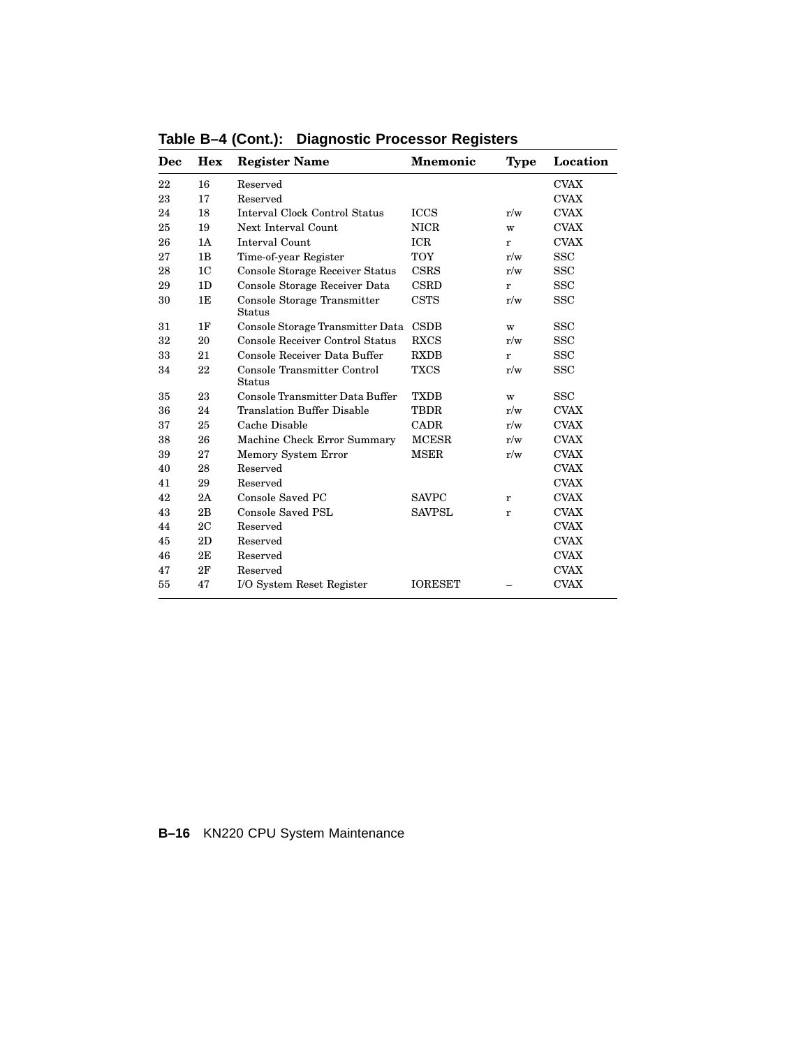**Table B–4 (Cont.): Diagnostic Processor Registers**

| Dec | Hex | Register Name | Mnemonic | Type | Location |
|---|---|---|---|---|---|
| 22 | 16 | Reserved | | | CVAX |
| 23 | 17 | Reserved | | | CVAX |
| 24 | 18 | Interval Clock Control Status | ICCS | r/w | CVAX |
| 25 | 19 | Next Interval Count | NICR | w | CVAX |
| 26 | 1A | Interval Count | ICR | r | CVAX |
| 27 | 1B | Time-of-year Register | TOY | r/w | SSC |
| 28 | 1C | Console Storage Receiver Status | CSRS | r/w | SSC |
| 29 | 1D | Console Storage Receiver Data | CSRD | r | SSC |
| 30 | 1E | Console Storage Transmitter Status | CSTS | r/w | SSC |
| 31 | 1F | Console Storage Transmitter Data | CSDB | w | SSC |
| 32 | 20 | Console Receiver Control Status | RXCS | r/w | SSC |
| 33 | 21 | Console Receiver Data Buffer | RXDB | r | SSC |
| 34 | 22 | Console Transmitter Control Status | TXCS | r/w | SSC |
| 35 | 23 | Console Transmitter Data Buffer | TXDB | w | SSC |
| 36 | 24 | Translation Buffer Disable | TBDR | r/w | CVAX |
| 37 | 25 | Cache Disable | CADR | r/w | CVAX |
| 38 | 26 | Machine Check Error Summary | MCESR | r/w | CVAX |
| 39 | 27 | Memory System Error | MSER | r/w | CVAX |
| 40 | 28 | Reserved | | | CVAX |
| 41 | 29 | Reserved | | | CVAX |
| 42 | 2A | Console Saved PC | SAVPC | r | CVAX |
| 43 | 2B | Console Saved PSL | SAVPSL | r | CVAX |
| 44 | 2C | Reserved | | | CVAX |
| 45 | 2D | Reserved | | | CVAX |
| 46 | 2E | Reserved | | | CVAX |
| 47 | 2F | Reserved | | | CVAX |
| 55 | 47 | I/O System Reset Register | IORESET | – | CVAX |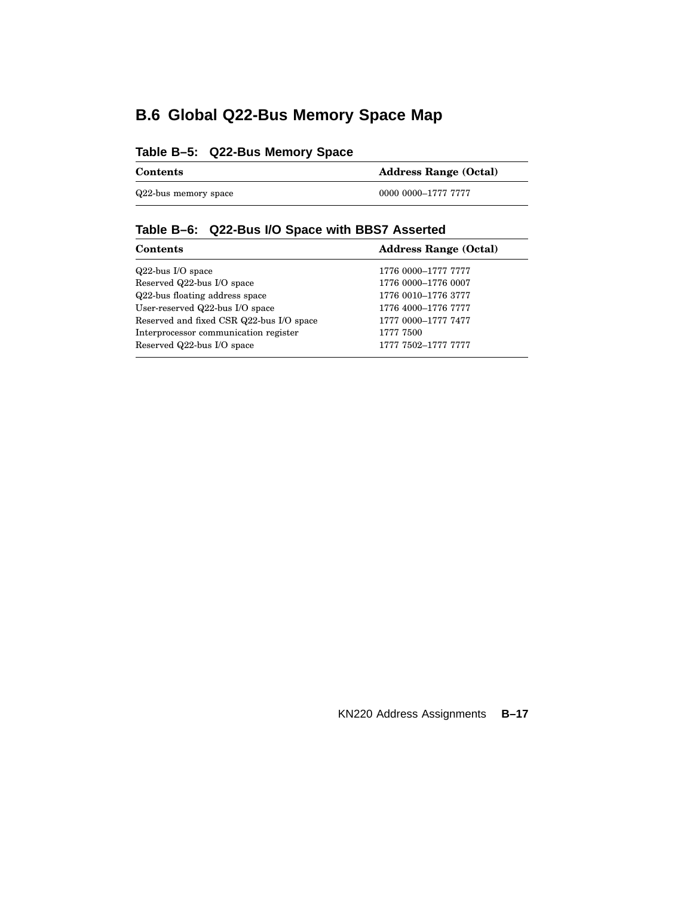## B.6 Global Q22-Bus Memory Space Map

**Table B–5: Q22-Bus Memory Space**

| Contents | Address Range (Octal) |
|---|---|
| Q22-bus memory space | 0000 0000–1777 7777 |

**Table B–6: Q22-Bus I/O Space with BBS7 Asserted**

| Contents | Address Range (Octal) |
|---|---|
| Q22-bus I/O space | 1776 0000–1777 7777 |
| Reserved Q22-bus I/O space | 1776 0000–1776 0007 |
| Q22-bus floating address space | 1776 0010–1776 3777 |
| User-reserved Q22-bus I/O space | 1776 4000–1776 7777 |
| Reserved and fixed CSR Q22-bus I/O space | 1777 0000–1777 7477 |
| Interprocessor communication register | 1777 7500 |
| Reserved Q22-bus I/O space | 1777 7502–1777 7777 |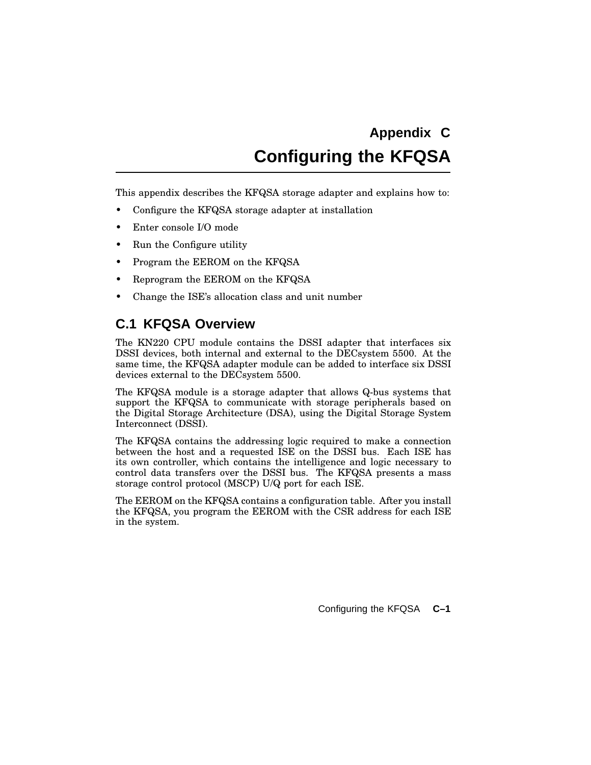# Appendix C
# Configuring the KFQSA

This appendix describes the KFQSA storage adapter and explains how to:

- Configure the KFQSA storage adapter at installation
- Enter console I/O mode
- Run the Configure utility
- Program the EEROM on the KFQSA
- Reprogram the EEROM on the KFQSA
- Change the ISE's allocation class and unit number

## C.1 KFQSA Overview

The KN220 CPU module contains the DSSI adapter that interfaces six DSSI devices, both internal and external to the DECsystem 5500. At the same time, the KFQSA adapter module can be added to interface six DSSI devices external to the DECsystem 5500.

The KFQSA module is a storage adapter that allows Q-bus systems that support the KFQSA to communicate with storage peripherals based on the Digital Storage Architecture (DSA), using the Digital Storage System Interconnect (DSSI).

The KFQSA contains the addressing logic required to make a connection between the host and a requested ISE on the DSSI bus. Each ISE has its own controller, which contains the intelligence and logic necessary to control data transfers over the DSSI bus. The KFQSA presents a mass storage control protocol (MSCP) U/Q port for each ISE.

The EEROM on the KFQSA contains a configuration table. After you install the KFQSA, you program the EEROM with the CSR address for each ISE in the system.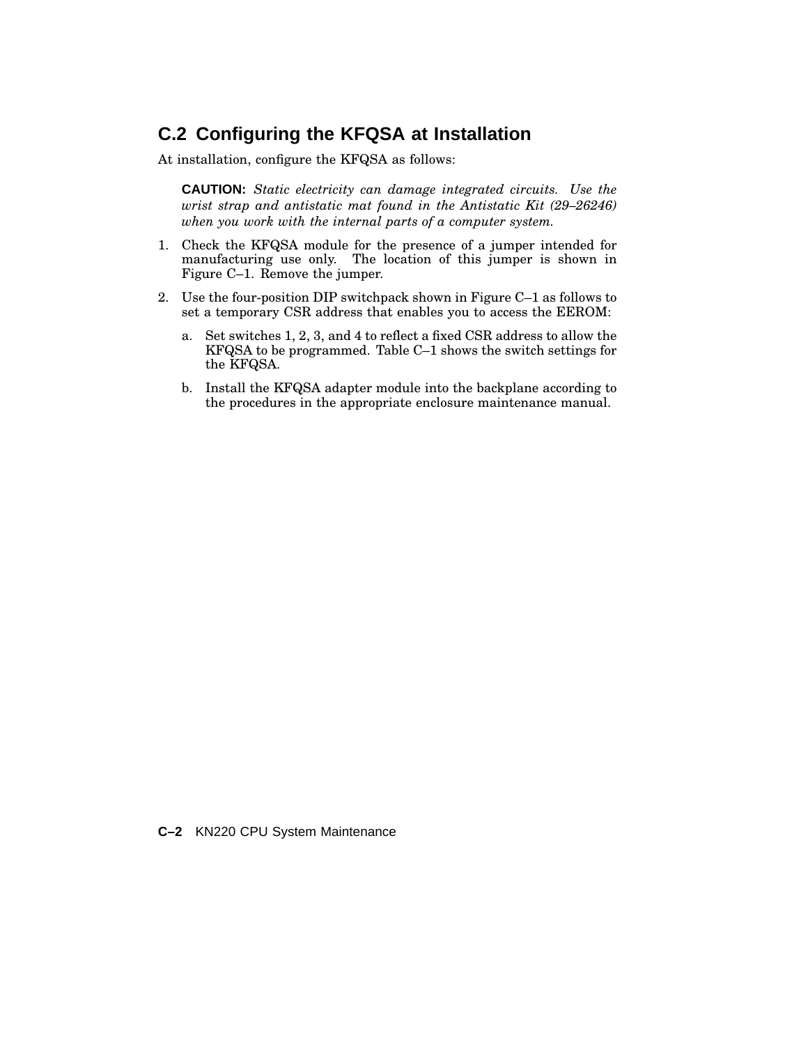## C.2 Configuring the KFQSA at Installation

At installation, configure the KFQSA as follows:

> **CAUTION:** *Static electricity can damage integrated circuits. Use the wrist strap and antistatic mat found in the Antistatic Kit (29–26246) when you work with the internal parts of a computer system.*

1. Check the KFQSA module for the presence of a jumper intended for manufacturing use only. The location of this jumper is shown in Figure C–1. Remove the jumper.
2. Use the four-position DIP switchpack shown in Figure C–1 as follows to set a temporary CSR address that enables you to access the EEROM:
   a. Set switches 1, 2, 3, and 4 to reflect a fixed CSR address to allow the KFQSA to be programmed. Table C–1 shows the switch settings for the KFQSA.
   b. Install the KFQSA adapter module into the backplane according to the procedures in the appropriate enclosure maintenance manual.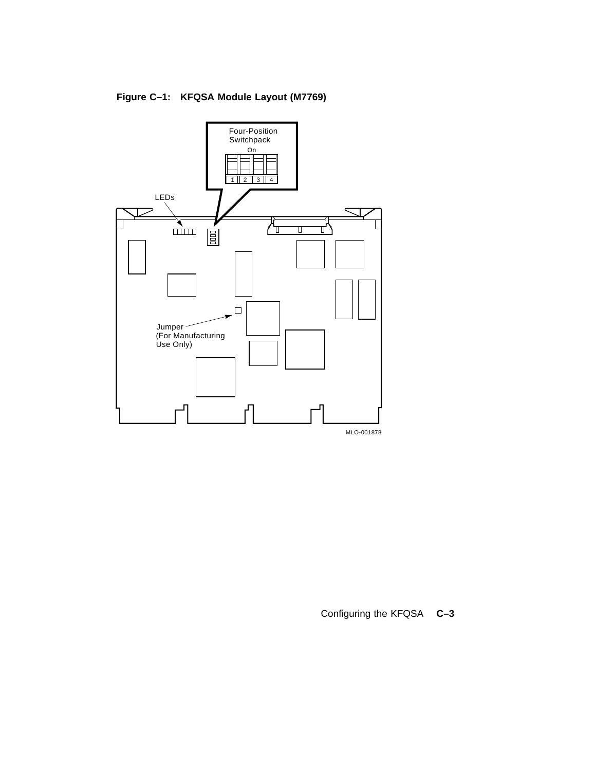**Figure C–1: KFQSA Module Layout (M7769)**

Four-Position Switchpack

On

1 2 3 4

LEDs

Jumper (For Manufacturing Use Only)

MLO-001878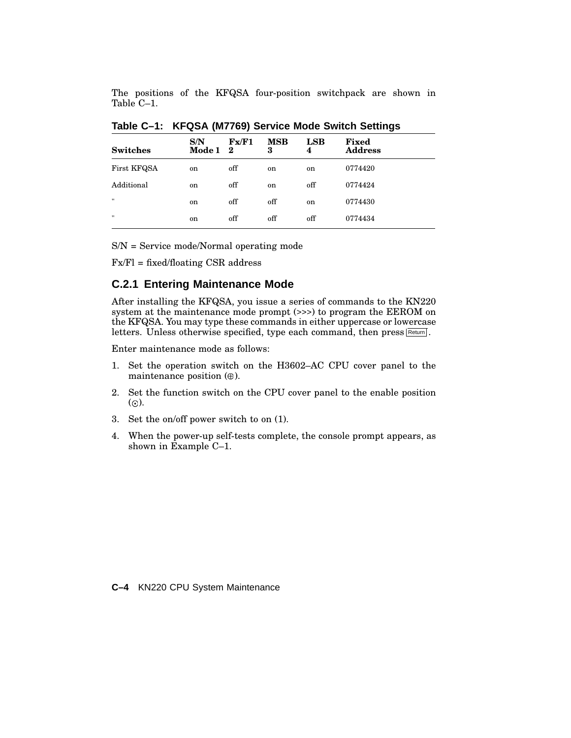The positions of the KFQSA four-position switchpack are shown in Table C–1.

**Table C–1: KFQSA (M7769) Service Mode Switch Settings**

| Switches | S/N Mode 1 | Fx/F1 2 | MSB 3 | LSB 4 | Fixed Address |
|---|---|---|---|---|---|
| First KFQSA | on | off | on | on | 0774420 |
| Additional | on | off | on | off | 0774424 |
| " | on | off | off | on | 0774430 |
| " | on | off | off | off | 0774434 |

S/N = Service mode/Normal operating mode

Fx/Fl = fixed/floating CSR address

## C.2.1 Entering Maintenance Mode

After installing the KFQSA, you issue a series of commands to the KN220 system at the maintenance mode prompt (>>>) to program the EEROM on the KFQSA. You may type these commands in either uppercase or lowercase letters. Unless otherwise specified, type each command, then press Return.

Enter maintenance mode as follows:

1. Set the operation switch on the H3602–AC CPU cover panel to the maintenance position (⊕).
2. Set the function switch on the CPU cover panel to the enable position (⊙).
3. Set the on/off power switch to on (1).
4. When the power-up self-tests complete, the console prompt appears, as shown in Example C–1.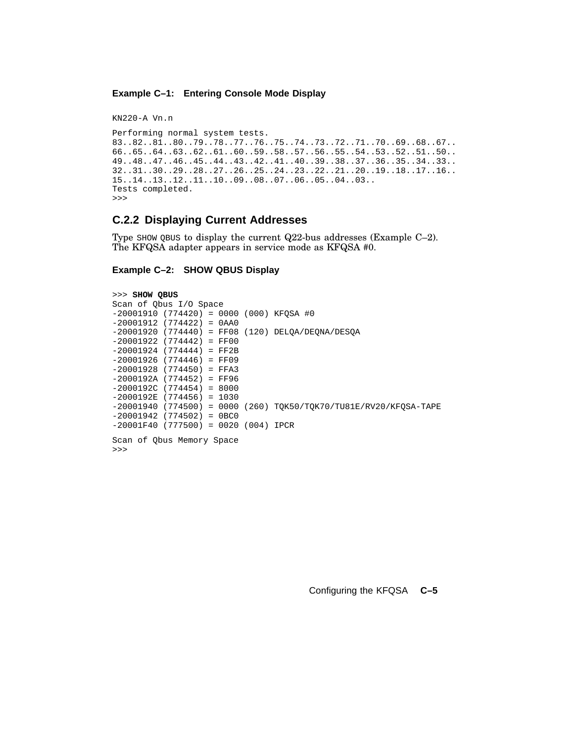**Example C–1: Entering Console Mode Display**

```
KN220-A Vn.n

Performing normal system tests.
83..82..81..80..79..78..77..76..75..74..73..72..71..70..69..68..67..
66..65..64..63..62..61..60..59..58..57..56..55..54..53..52..51..50..
49..48..47..46..45..44..43..42..41..40..39..38..37..36..35..34..33..
32..31..30..29..28..27..26..25..24..23..22..21..20..19..18..17..16..
15..14..13..12..11..10..09..08..07..06..05..04..03..
Tests completed.
>>>
```

### C.2.2 Displaying Current Addresses

Type SHOW QBUS to display the current Q22-bus addresses (Example C–2). The KFQSA adapter appears in service mode as KFQSA #0.

**Example C–2: SHOW QBUS Display**

```
>>> SHOW QBUS
Scan of Qbus I/O Space
-20001910 (774420) = 0000 (000) KFQSA #0
-20001912 (774422) = 0AA0
-20001920 (774440) = FF08 (120) DELQA/DEQNA/DESQA
-20001922 (774442) = FF00
-20001924 (774444) = FF2B
-20001926 (774446) = FF09
-20001928 (774450) = FFA3
-2000192A (774452) = FF96
-2000192C (774454) = 8000
-2000192E (774456) = 1030
-20001940 (774500) = 0000 (260) TQK50/TQK70/TU81E/RV20/KFQSA-TAPE
-20001942 (774502) = 0BC0
-20001F40 (777500) = 0020 (004) IPCR

Scan of Qbus Memory Space
>>>
```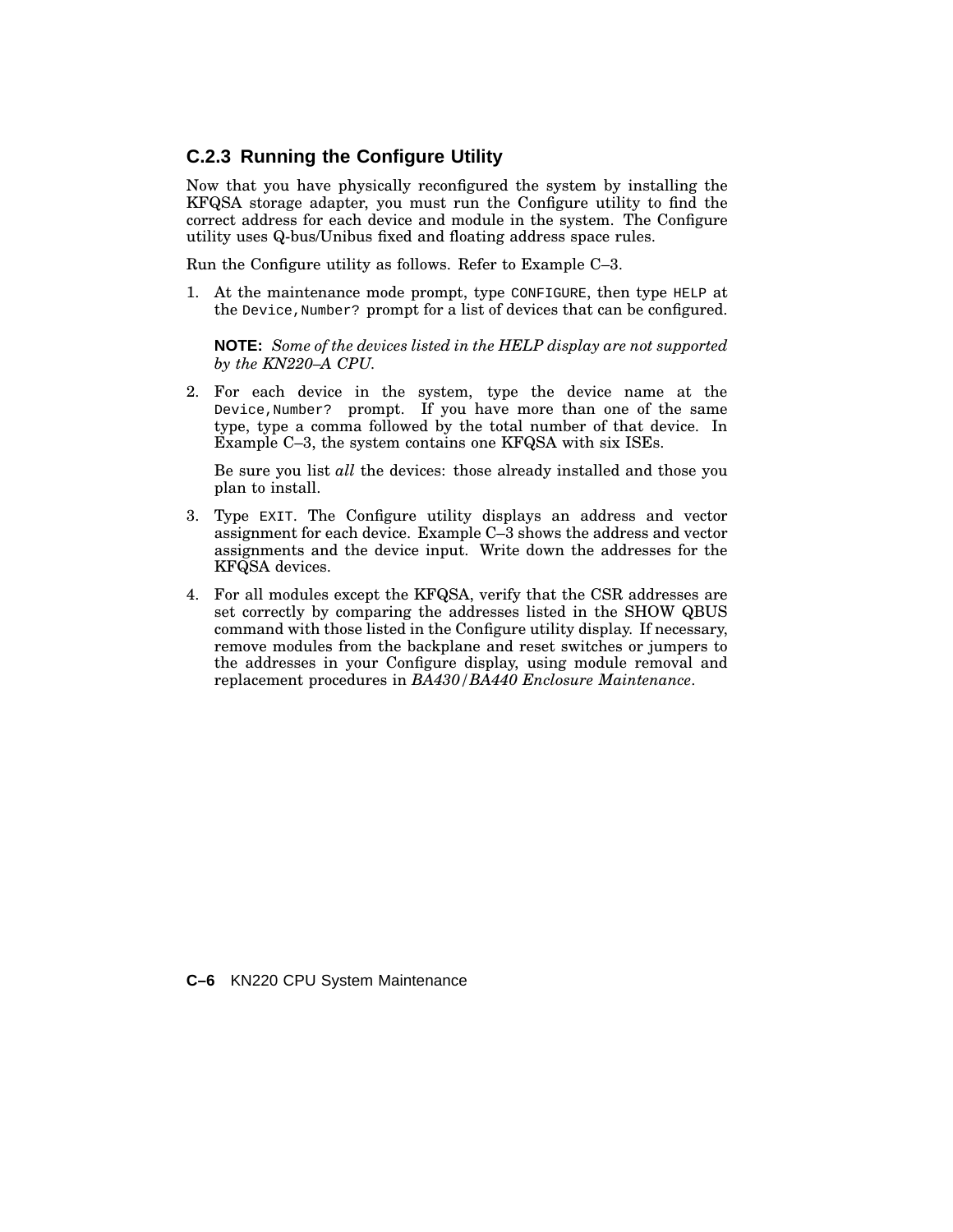### C.2.3 Running the Configure Utility

Now that you have physically reconfigured the system by installing the KFQSA storage adapter, you must run the Configure utility to find the correct address for each device and module in the system. The Configure utility uses Q-bus/Unibus fixed and floating address space rules.

Run the Configure utility as follows. Refer to Example C–3.

1. At the maintenance mode prompt, type `CONFIGURE`, then type `HELP` at the `Device,Number?` prompt for a list of devices that can be configured.

   **NOTE:** *Some of the devices listed in the HELP display are not supported by the KN220–A CPU.*

2. For each device in the system, type the device name at the `Device,Number?` prompt. If you have more than one of the same type, type a comma followed by the total number of that device. In Example C–3, the system contains one KFQSA with six ISEs.

   Be sure you list *all* the devices: those already installed and those you plan to install.

3. Type `EXIT`. The Configure utility displays an address and vector assignment for each device. Example C–3 shows the address and vector assignments and the device input. Write down the addresses for the KFQSA devices.

4. For all modules except the KFQSA, verify that the CSR addresses are set correctly by comparing the addresses listed in the SHOW QBUS command with those listed in the Configure utility display. If necessary, remove modules from the backplane and reset switches or jumpers to the addresses in your Configure display, using module removal and replacement procedures in *BA430/BA440 Enclosure Maintenance*.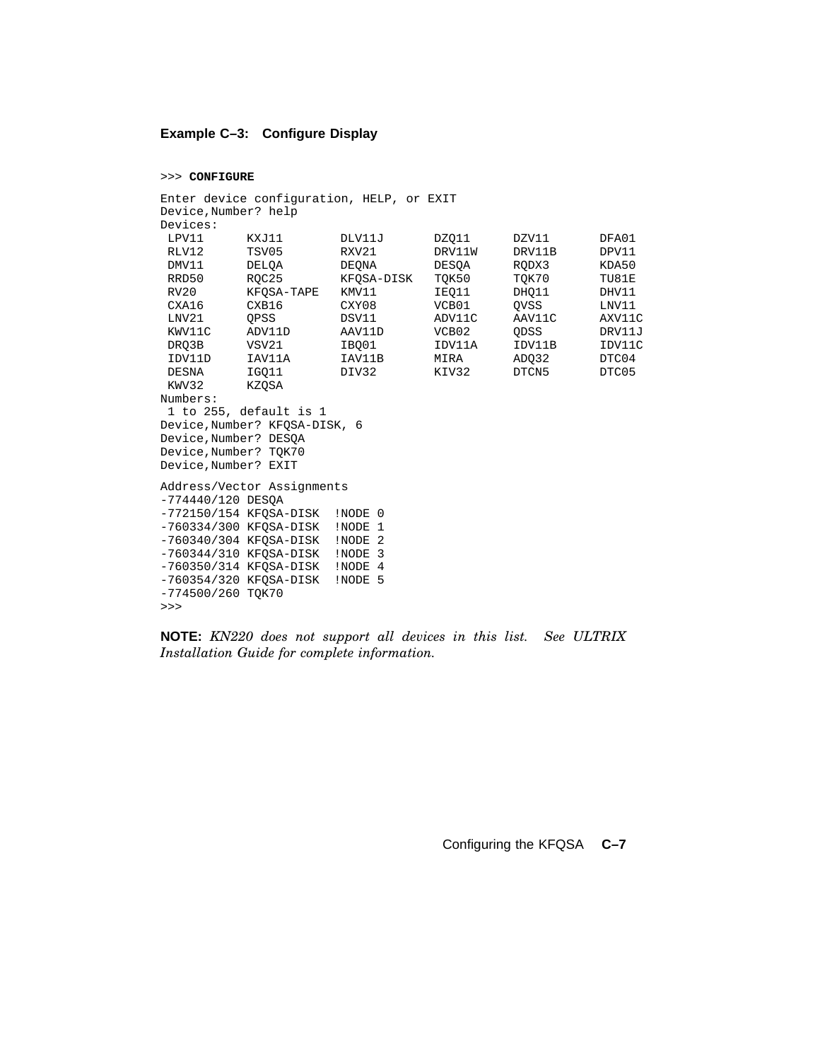**Example C–3: Configure Display**

```
>>> CONFIGURE

Enter device configuration, HELP, or EXIT
Device,Number? help
Devices:
 LPV11      KXJ11       DLV11J      DZQ11     DZV11     DFA01
 RLV12      TSV05       RXV21       DRV11W    DRV11B    DPV11
 DMV11      DELQA       DEQNA       DESQA     RQDX3     KDA50
 RRD50      RQC25       KFQSA-DISK  TQK50     TQK70     TU81E
 RV20       KFQSA-TAPE  KMV11       IEQ11     DHQ11     DHV11
 CXA16      CXB16       CXY08       VCB01     QVSS      LNV11
 LNV21      QPSS        DSV11       ADV11C    AAV11C    AXV11C
 KWV11C     ADV11D      AAV11D      VCB02     QDSS      DRV11J
 DRQ3B      VSV21       IBQ01       IDV11A    IDV11B    IDV11C
 IDV11D     IAV11A      IAV11B      MIRA      ADQ32     DTC04
 DESNA      IGQ11       DIV32       KIV32     DTCN5     DTC05
 KWV32      KZQSA
Numbers:
 1 to 255, default is 1
Device,Number? KFQSA-DISK, 6
Device,Number? DESQA
Device,Number? TQK70
Device,Number? EXIT

Address/Vector Assignments
-774440/120 DESQA
-772150/154 KFQSA-DISK  !NODE 0
-760334/300 KFQSA-DISK  !NODE 1
-760340/304 KFQSA-DISK  !NODE 2
-760344/310 KFQSA-DISK  !NODE 3
-760350/314 KFQSA-DISK  !NODE 4
-760354/320 KFQSA-DISK  !NODE 5
-774500/260 TQK70
>>>
```

**NOTE:** *KN220 does not support all devices in this list. See ULTRIX Installation Guide for complete information.*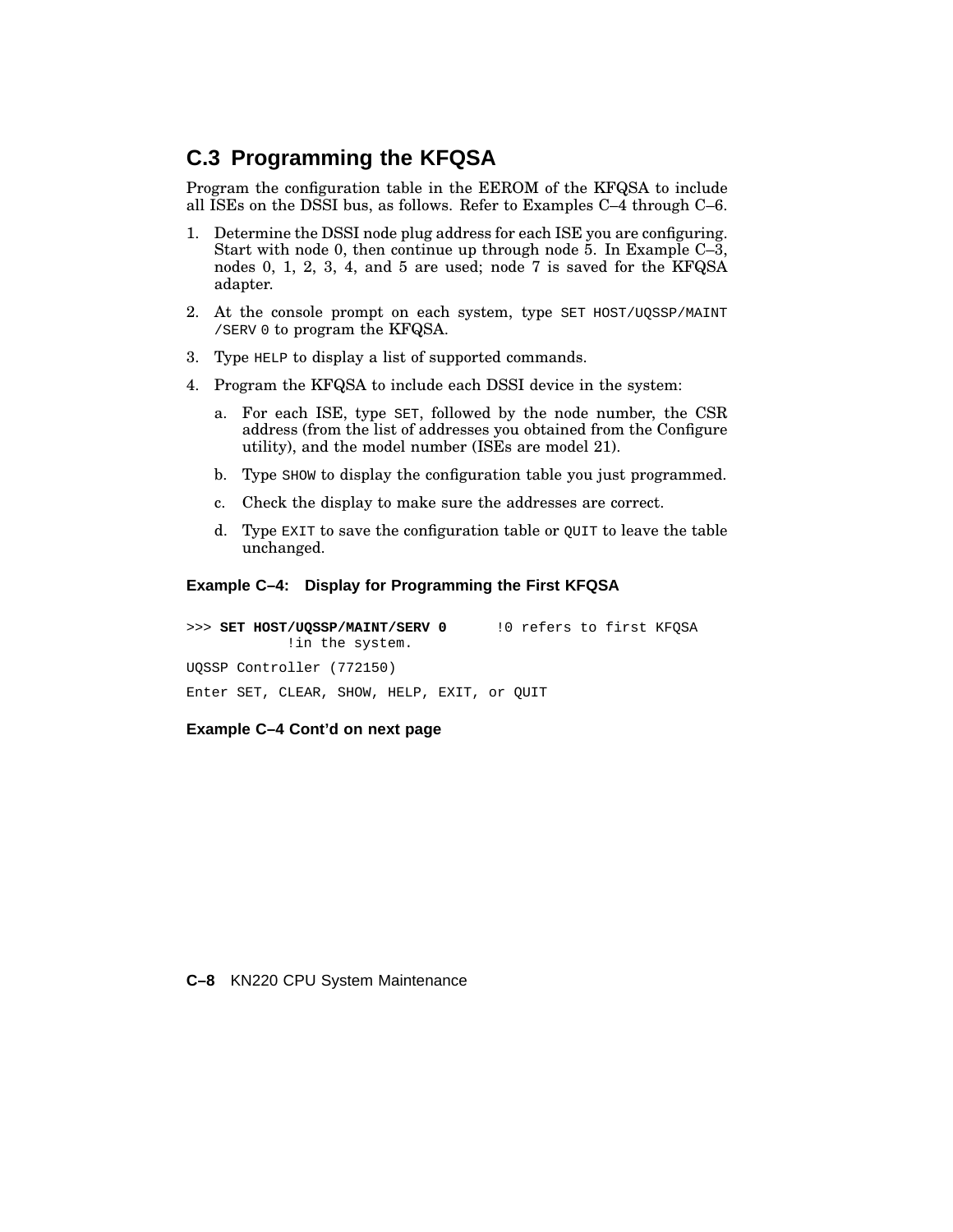## C.3 Programming the KFQSA

Program the configuration table in the EEROM of the KFQSA to include all ISEs on the DSSI bus, as follows. Refer to Examples C–4 through C–6.

1. Determine the DSSI node plug address for each ISE you are configuring. Start with node 0, then continue up through node 5. In Example C–3, nodes 0, 1, 2, 3, 4, and 5 are used; node 7 is saved for the KFQSA adapter.
2. At the console prompt on each system, type `SET HOST/UQSSP/MAINT /SERV 0` to program the KFQSA.
3. Type `HELP` to display a list of supported commands.
4. Program the KFQSA to include each DSSI device in the system:
   a. For each ISE, type `SET`, followed by the node number, the CSR address (from the list of addresses you obtained from the Configure utility), and the model number (ISEs are model 21).
   b. Type `SHOW` to display the configuration table you just programmed.
   c. Check the display to make sure the addresses are correct.
   d. Type `EXIT` to save the configuration table or `QUIT` to leave the table unchanged.

**Example C–4: Display for Programming the First KFQSA**

```
>>> SET HOST/UQSSP/MAINT/SERV 0      !0 refers to first KFQSA
          !in the system.

UQSSP Controller (772150)

Enter SET, CLEAR, SHOW, HELP, EXIT, or QUIT
```

**Example C–4 Cont'd on next page**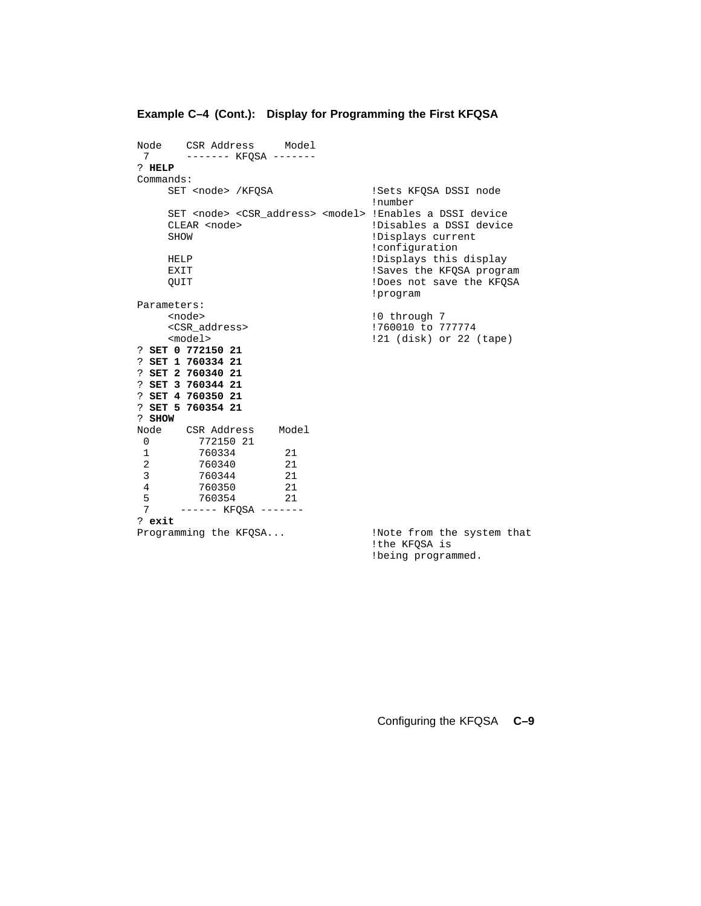**Example C–4 (Cont.): Display for Programming the First KFQSA**

```
Node    CSR Address     Model
 7      ------- KFQSA -------
? HELP
Commands:
     SET <node> /KFQSA                !Sets KFQSA DSSI node
                                      !number
     SET <node> <CSR_address> <model> !Enables a DSSI device
     CLEAR <node>                     !Disables a DSSI device
     SHOW                             !Displays current
                                      !configuration
     HELP                             !Displays this display
     EXIT                             !Saves the KFQSA program
     QUIT                             !Does not save the KFQSA
                                      !program
Parameters:
     <node>                           !0 through 7
     <CSR_address>                    !760010 to 777774
     <model>                          !21 (disk) or 22 (tape)
? SET 0 772150 21
? SET 1 760334 21
? SET 2 760340 21
? SET 3 760344 21
? SET 4 760350 21
? SET 5 760354 21
? SHOW
Node    CSR Address    Model
 0        772150 21
 1        760334        21
 2        760340        21
 3        760344        21
 4        760350        21
 5        760354        21
 7     ------ KFQSA -------
? exit
Programming the KFQSA...              !Note from the system that
                                      !the KFQSA is
                                      !being programmed.
```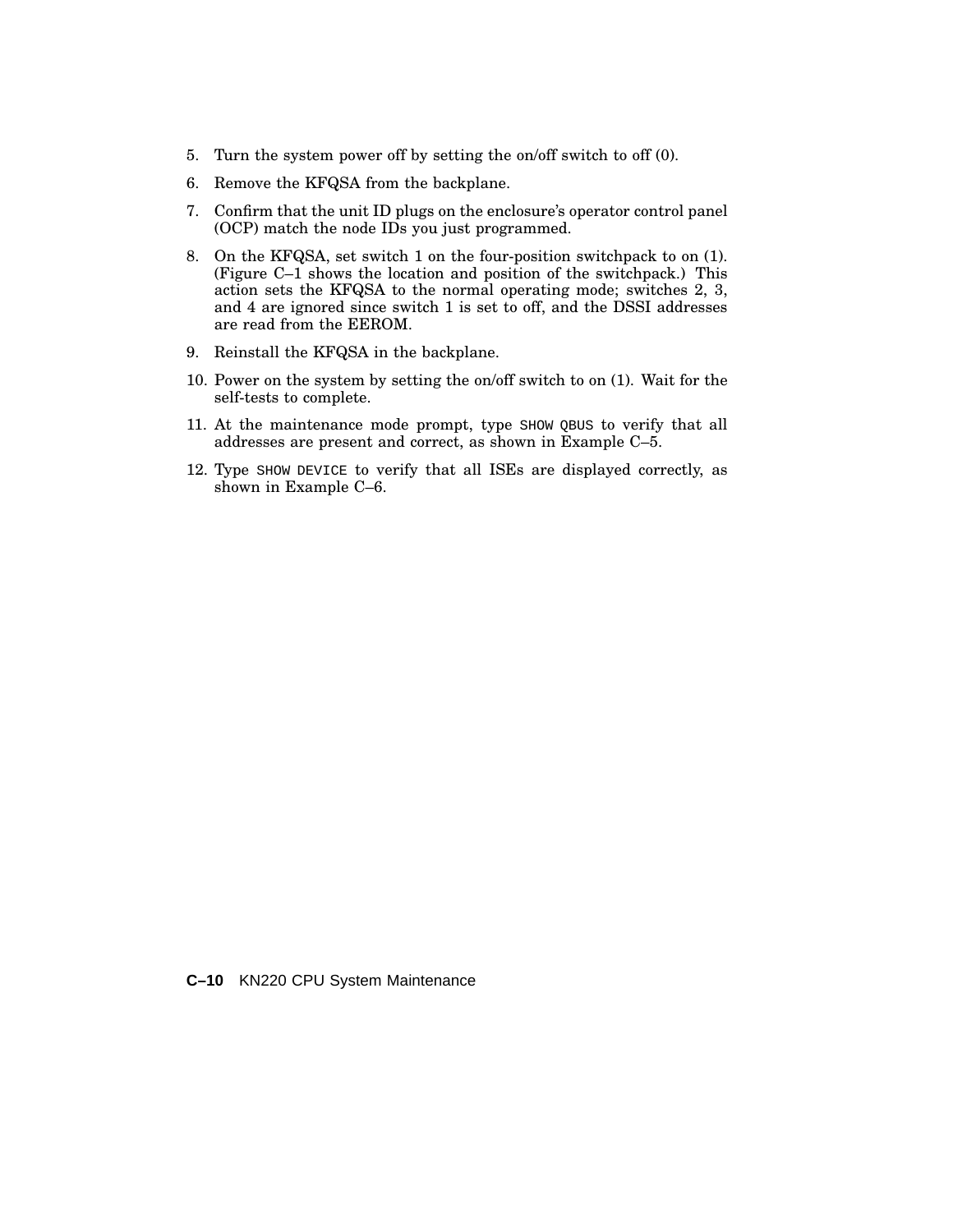5. Turn the system power off by setting the on/off switch to off (0).
6. Remove the KFQSA from the backplane.
7. Confirm that the unit ID plugs on the enclosure's operator control panel (OCP) match the node IDs you just programmed.
8. On the KFQSA, set switch 1 on the four-position switchpack to on (1). (Figure C–1 shows the location and position of the switchpack.) This action sets the KFQSA to the normal operating mode; switches 2, 3, and 4 are ignored since switch 1 is set to off, and the DSSI addresses are read from the EEROM.
9. Reinstall the KFQSA in the backplane.
10. Power on the system by setting the on/off switch to on (1). Wait for the self-tests to complete.
11. At the maintenance mode prompt, type `SHOW QBUS` to verify that all addresses are present and correct, as shown in Example C–5.
12. Type `SHOW DEVICE` to verify that all ISEs are displayed correctly, as shown in Example C–6.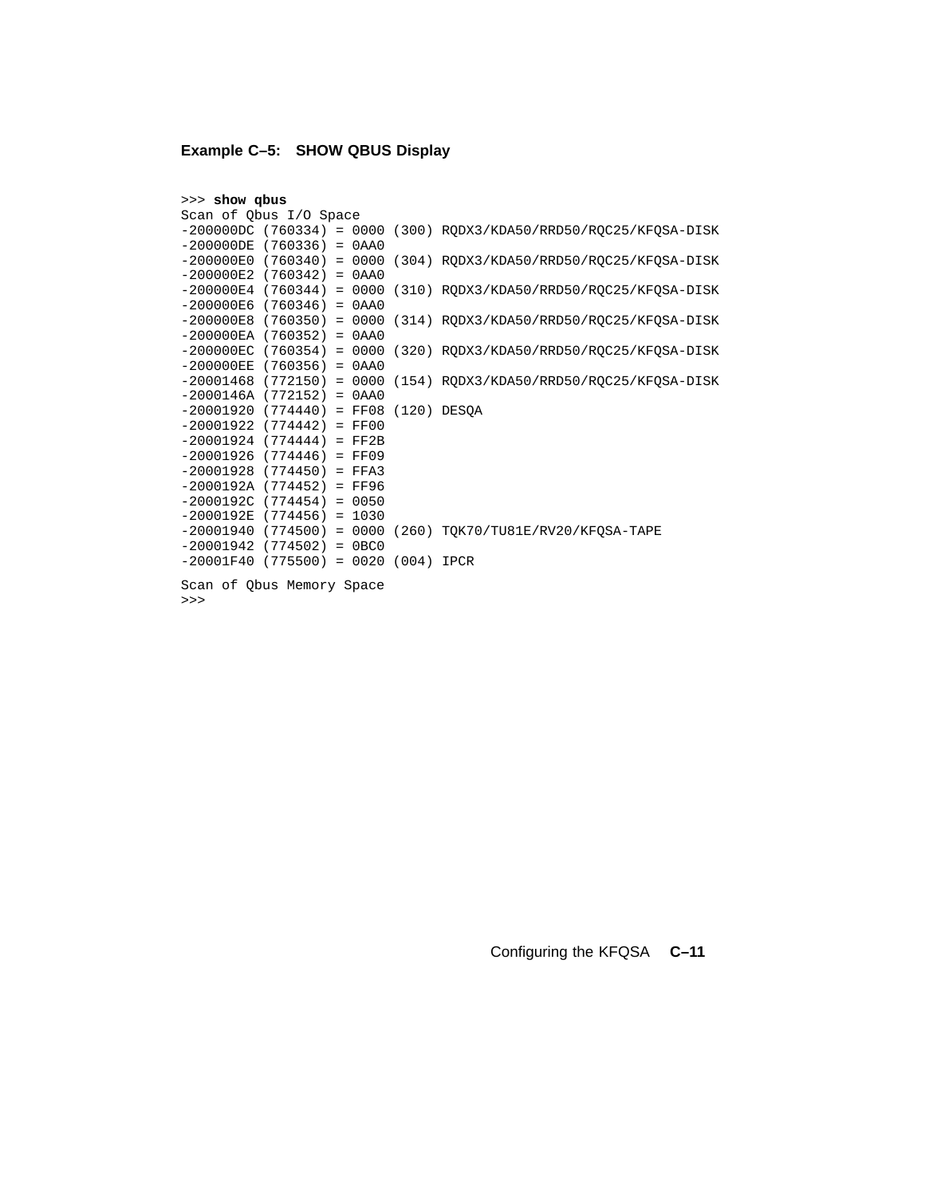**Example C–5: SHOW QBUS Display**

```
>>> show qbus
Scan of Qbus I/O Space
-200000DC (760334) = 0000 (300) RQDX3/KDA50/RRD50/RQC25/KFQSA-DISK
-200000DE (760336) = 0AA0
-200000E0 (760340) = 0000 (304) RQDX3/KDA50/RRD50/RQC25/KFQSA-DISK
-200000E2 (760342) = 0AA0
-200000E4 (760344) = 0000 (310) RQDX3/KDA50/RRD50/RQC25/KFQSA-DISK
-200000E6 (760346) = 0AA0
-200000E8 (760350) = 0000 (314) RQDX3/KDA50/RRD50/RQC25/KFQSA-DISK
-200000EA (760352) = 0AA0
-200000EC (760354) = 0000 (320) RQDX3/KDA50/RRD50/RQC25/KFQSA-DISK
-200000EE (760356) = 0AA0
-20001468 (772150) = 0000 (154) RQDX3/KDA50/RRD50/RQC25/KFQSA-DISK
-2000146A (772152) = 0AA0
-20001920 (774440) = FF08 (120) DESQA
-20001922 (774442) = FF00
-20001924 (774444) = FF2B
-20001926 (774446) = FF09
-20001928 (774450) = FFA3
-2000192A (774452) = FF96
-2000192C (774454) = 0050
-2000192E (774456) = 1030
-20001940 (774500) = 0000 (260) TQK70/TU81E/RV20/KFQSA-TAPE
-20001942 (774502) = 0BC0
-20001F40 (775500) = 0020 (004) IPCR

Scan of Qbus Memory Space
>>>
```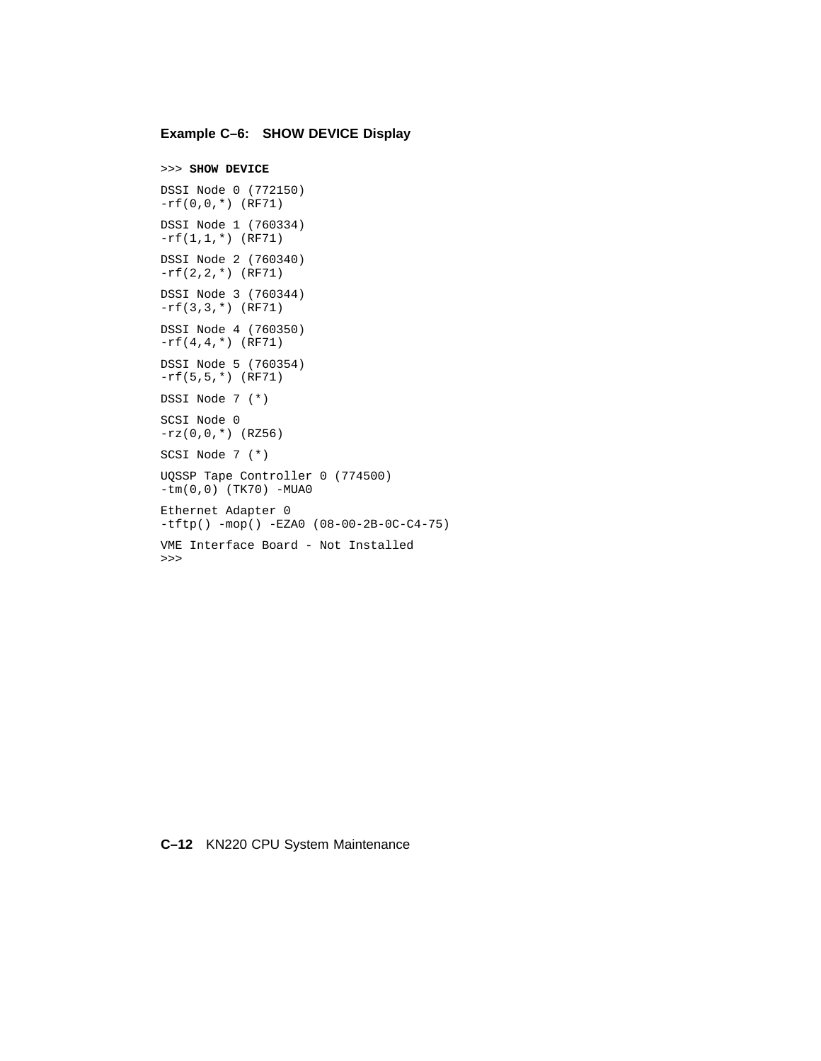**Example C–6: SHOW DEVICE Display**

```
>>> SHOW DEVICE

DSSI Node 0 (772150)
-rf(0,0,*) (RF71)

DSSI Node 1 (760334)
-rf(1,1,*) (RF71)

DSSI Node 2 (760340)
-rf(2,2,*) (RF71)

DSSI Node 3 (760344)
-rf(3,3,*) (RF71)

DSSI Node 4 (760350)
-rf(4,4,*) (RF71)

DSSI Node 5 (760354)
-rf(5,5,*) (RF71)

DSSI Node 7 (*)

SCSI Node 0
-rz(0,0,*) (RZ56)

SCSI Node 7 (*)

UQSSP Tape Controller 0 (774500)
-tm(0,0) (TK70) -MUA0

Ethernet Adapter 0
-tftp() -mop() -EZA0 (08-00-2B-0C-C4-75)

VME Interface Board - Not Installed
>>>
```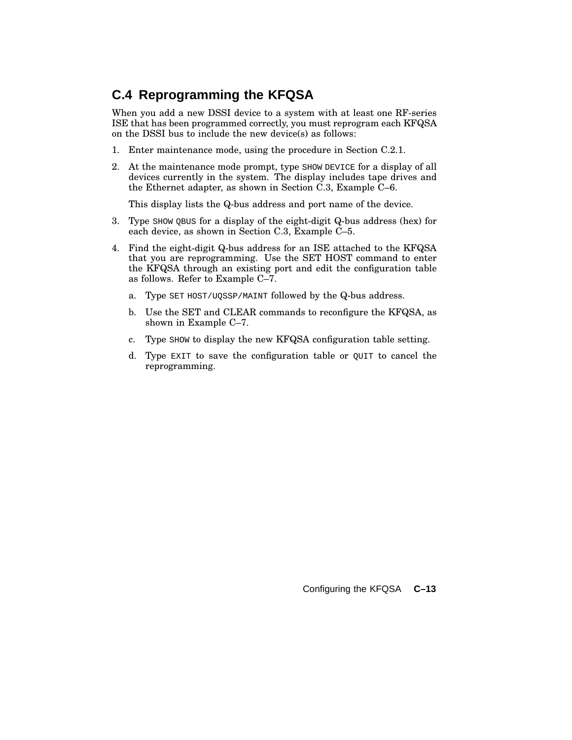## C.4 Reprogramming the KFQSA

When you add a new DSSI device to a system with at least one RF-series ISE that has been programmed correctly, you must reprogram each KFQSA on the DSSI bus to include the new device(s) as follows:

1. Enter maintenance mode, using the procedure in Section C.2.1.
2. At the maintenance mode prompt, type `SHOW DEVICE` for a display of all devices currently in the system. The display includes tape drives and the Ethernet adapter, as shown in Section C.3, Example C–6.

   This display lists the Q-bus address and port name of the device.
3. Type `SHOW QBUS` for a display of the eight-digit Q-bus address (hex) for each device, as shown in Section C.3, Example C–5.
4. Find the eight-digit Q-bus address for an ISE attached to the KFQSA that you are reprogramming. Use the SET HOST command to enter the KFQSA through an existing port and edit the configuration table as follows. Refer to Example C–7.

   a. Type `SET HOST/UQSSP/MAINT` followed by the Q-bus address.

   b. Use the SET and CLEAR commands to reconfigure the KFQSA, as shown in Example C–7.

   c. Type `SHOW` to display the new KFQSA configuration table setting.

   d. Type `EXIT` to save the configuration table or `QUIT` to cancel the reprogramming.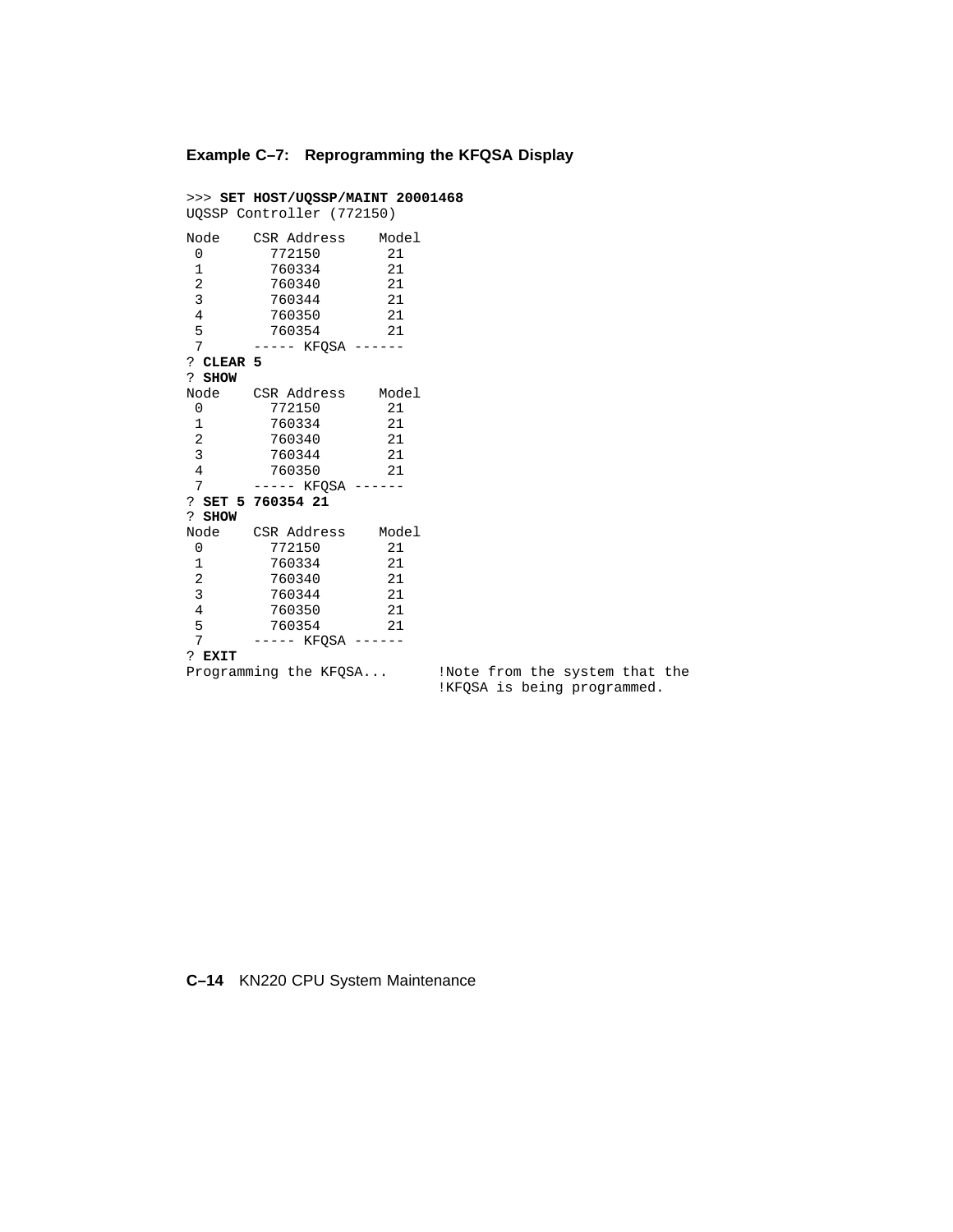**Example C–7: Reprogramming the KFQSA Display**

```
>>> SET HOST/UQSSP/MAINT 20001468
UQSSP Controller (772150)

Node    CSR Address    Model
 0        772150        21
 1        760334        21
 2        760340        21
 3        760344        21
 4        760350        21
 5        760354        21
 7      ----- KFQSA ------
? CLEAR 5
? SHOW
Node    CSR Address    Model
 0        772150        21
 1        760334        21
 2        760340        21
 3        760344        21
 4        760350        21
 7      ----- KFQSA ------
? SET 5 760354 21
? SHOW
Node    CSR Address    Model
 0        772150        21
 1        760334        21
 2        760340        21
 3        760344        21
 4        760350        21
 5        760354        21
 7      ----- KFQSA ------
? EXIT
Programming the KFQSA...      !Note from the system that the
                              !KFQSA is being programmed.
```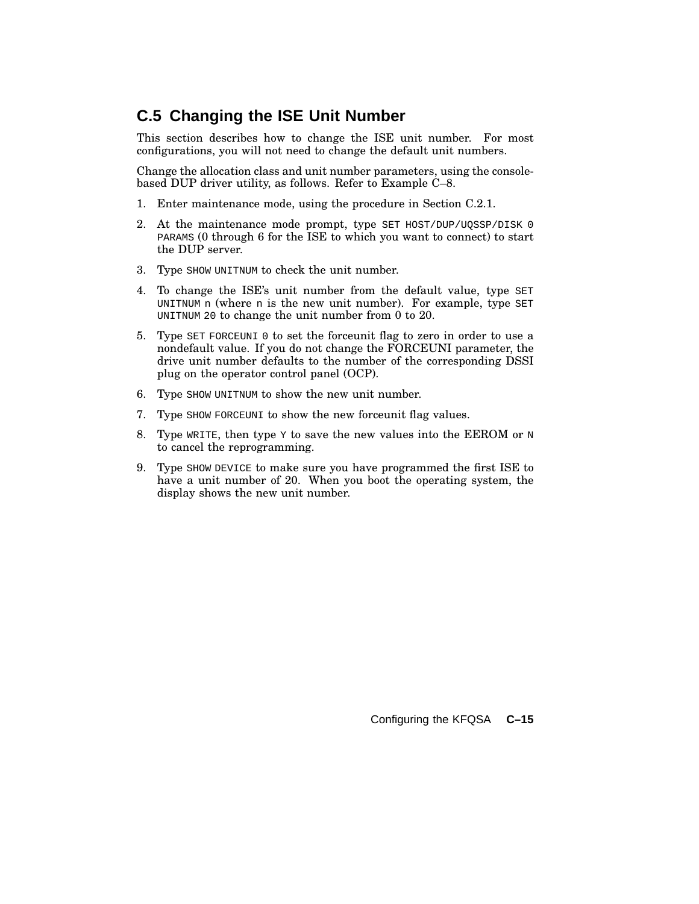## C.5 Changing the ISE Unit Number

This section describes how to change the ISE unit number. For most configurations, you will not need to change the default unit numbers.

Change the allocation class and unit number parameters, using the console-based DUP driver utility, as follows. Refer to Example C–8.

1. Enter maintenance mode, using the procedure in Section C.2.1.
2. At the maintenance mode prompt, type `SET HOST/DUP/UQSSP/DISK 0 PARAMS` (0 through 6 for the ISE to which you want to connect) to start the DUP server.
3. Type `SHOW UNITNUM` to check the unit number.
4. To change the ISE's unit number from the default value, type `SET UNITNUM n` (where `n` is the new unit number). For example, type `SET UNITNUM 20` to change the unit number from 0 to 20.
5. Type `SET FORCEUNI 0` to set the forceunit flag to zero in order to use a nondefault value. If you do not change the FORCEUNI parameter, the drive unit number defaults to the number of the corresponding DSSI plug on the operator control panel (OCP).
6. Type `SHOW UNITNUM` to show the new unit number.
7. Type `SHOW FORCEUNI` to show the new forceunit flag values.
8. Type `WRITE`, then type `Y` to save the new values into the EEROM or `N` to cancel the reprogramming.
9. Type `SHOW DEVICE` to make sure you have programmed the first ISE to have a unit number of 20. When you boot the operating system, the display shows the new unit number.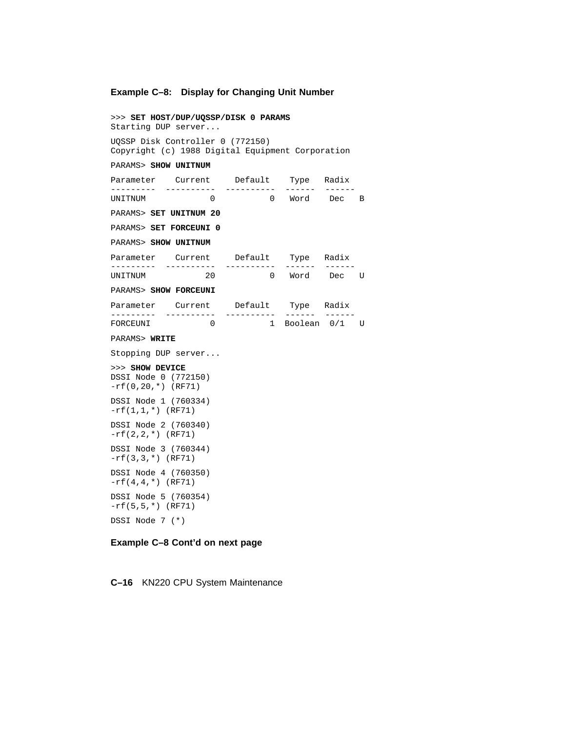**Example C–8: Display for Changing Unit Number**

```
>>> SET HOST/DUP/UQSSP/DISK 0 PARAMS
Starting DUP server...

UQSSP Disk Controller 0 (772150)
Copyright (c) 1988 Digital Equipment Corporation

PARAMS> SHOW UNITNUM

Parameter    Current     Default    Type   Radix
---------  ----------  ----------  ------  ------
UNITNUM             0           0   Word    Dec   B

PARAMS> SET UNITNUM 20

PARAMS> SET FORCEUNI 0

PARAMS> SHOW UNITNUM

Parameter    Current     Default    Type   Radix
---------  ----------  ----------  ------  ------
UNITNUM            20           0   Word    Dec   U

PARAMS> SHOW FORCEUNI

Parameter    Current     Default    Type   Radix
---------  ----------  ----------  ------  ------
FORCEUNI            0           1  Boolean  0/1   U

PARAMS> WRITE

Stopping DUP server...

>>> SHOW DEVICE
DSSI Node 0 (772150)
-rf(0,20,*) (RF71)

DSSI Node 1 (760334)
-rf(1,1,*) (RF71)

DSSI Node 2 (760340)
-rf(2,2,*) (RF71)

DSSI Node 3 (760344)
-rf(3,3,*) (RF71)

DSSI Node 4 (760350)
-rf(4,4,*) (RF71)

DSSI Node 5 (760354)
-rf(5,5,*) (RF71)

DSSI Node 7 (*)
```

**Example C–8 Cont'd on next page**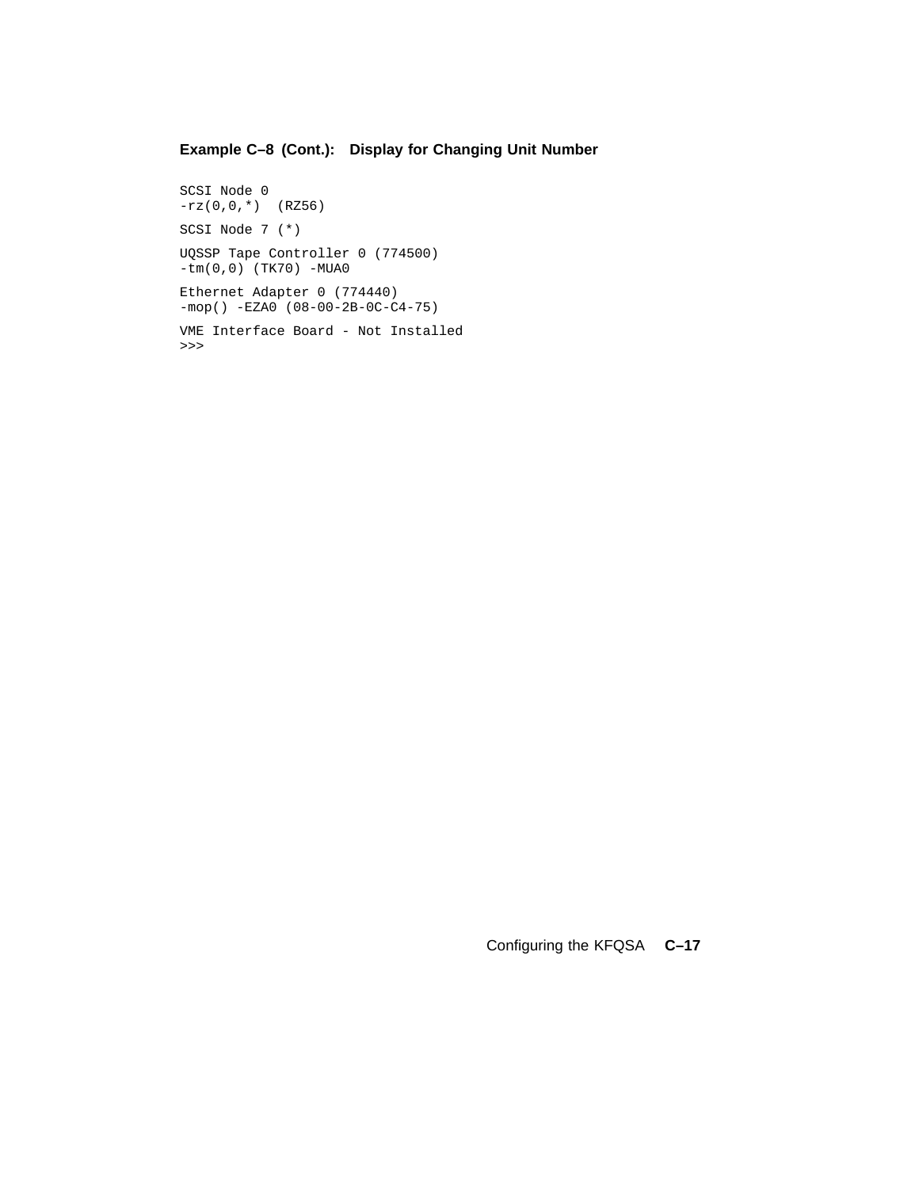**Example C–8 (Cont.): Display for Changing Unit Number**

```
SCSI Node 0
-rz(0,0,*)  (RZ56)

SCSI Node 7 (*)

UQSSP Tape Controller 0 (774500)
-tm(0,0) (TK70) -MUA0

Ethernet Adapter 0 (774440)
-mop() -EZA0 (08-00-2B-0C-C4-75)

VME Interface Board - Not Installed
>>>
```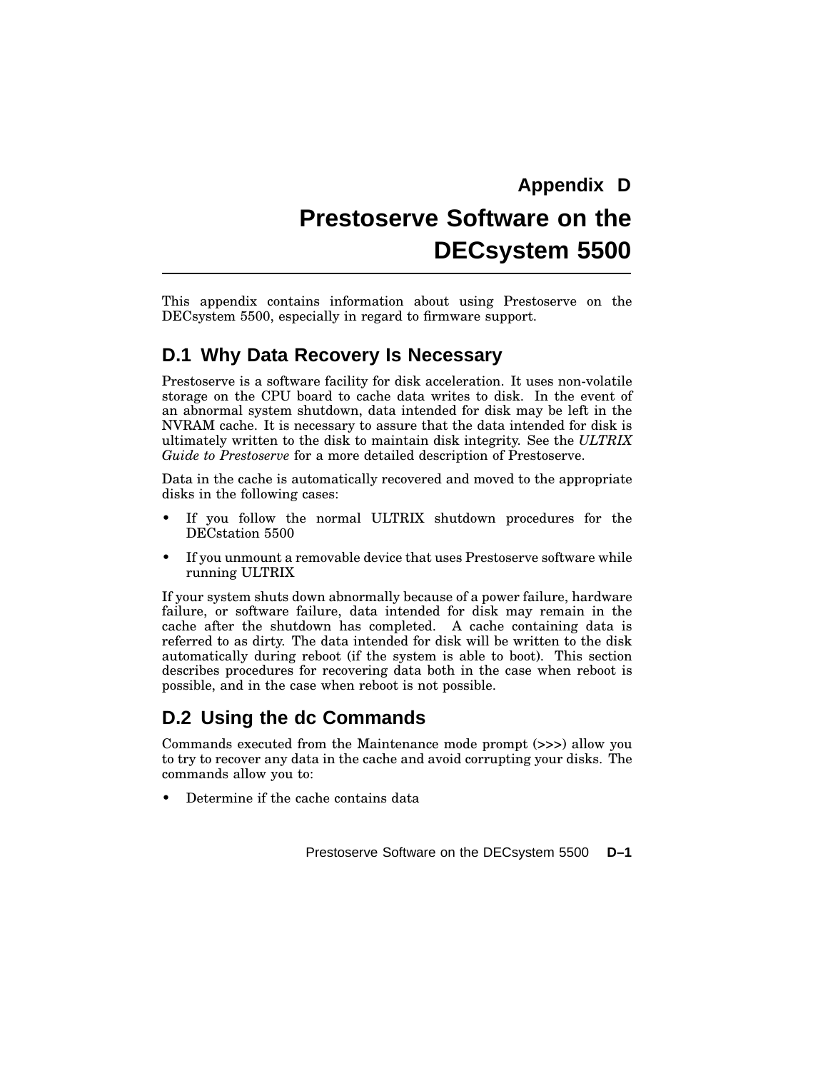# Appendix D
# Prestoserve Software on the DECsystem 5500

This appendix contains information about using Prestoserve on the DECsystem 5500, especially in regard to firmware support.

## D.1 Why Data Recovery Is Necessary

Prestoserve is a software facility for disk acceleration. It uses non-volatile storage on the CPU board to cache data writes to disk. In the event of an abnormal system shutdown, data intended for disk may be left in the NVRAM cache. It is necessary to assure that the data intended for disk is ultimately written to the disk to maintain disk integrity. See the *ULTRIX Guide to Prestoserve* for a more detailed description of Prestoserve.

Data in the cache is automatically recovered and moved to the appropriate disks in the following cases:

- If you follow the normal ULTRIX shutdown procedures for the DECstation 5500
- If you unmount a removable device that uses Prestoserve software while running ULTRIX

If your system shuts down abnormally because of a power failure, hardware failure, or software failure, data intended for disk may remain in the cache after the shutdown has completed. A cache containing data is referred to as dirty. The data intended for disk will be written to the disk automatically during reboot (if the system is able to boot). This section describes procedures for recovering data both in the case when reboot is possible, and in the case when reboot is not possible.

## D.2 Using the dc Commands

Commands executed from the Maintenance mode prompt (>>>) allow you to try to recover any data in the cache and avoid corrupting your disks. The commands allow you to:

- Determine if the cache contains data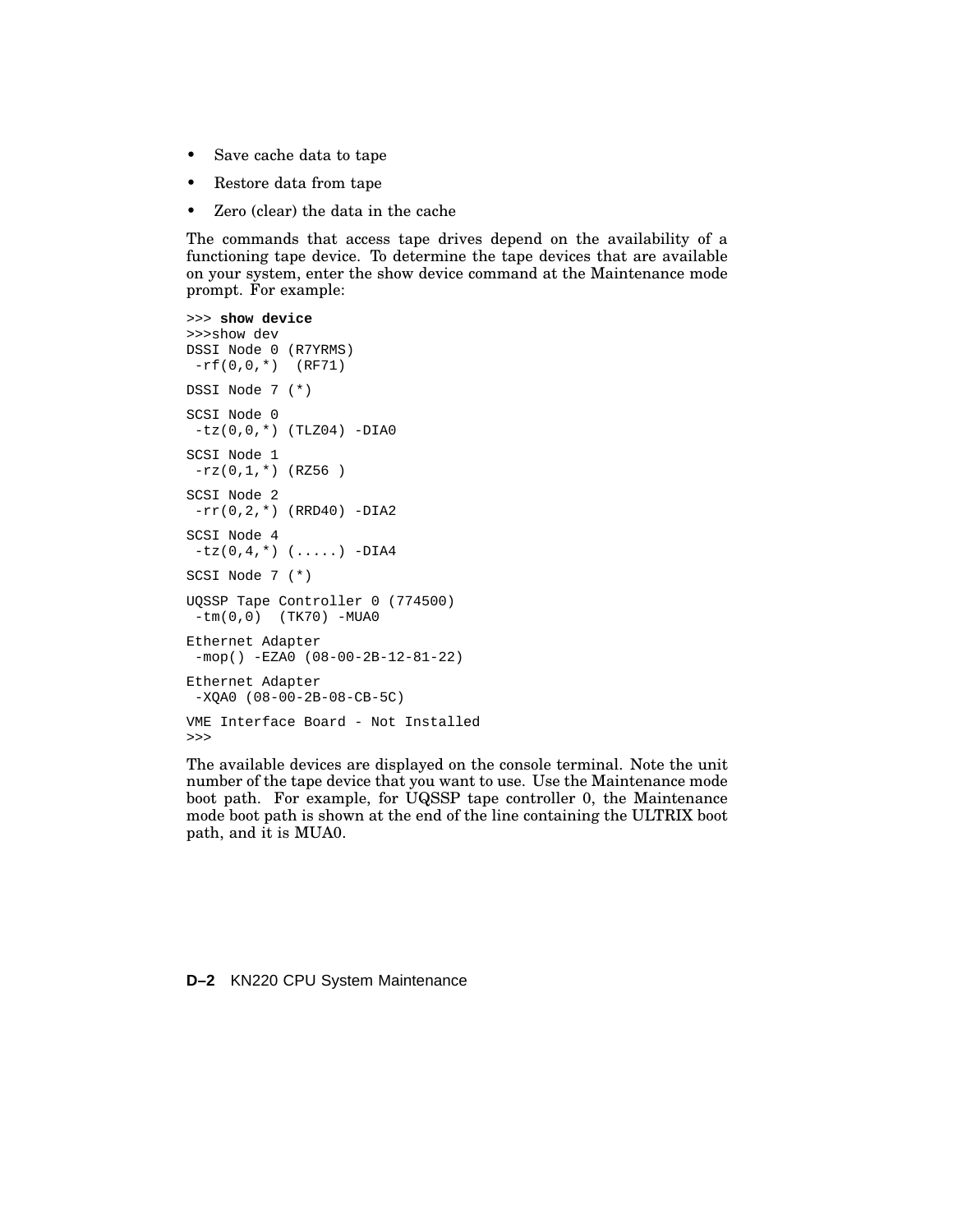- Save cache data to tape
- Restore data from tape
- Zero (clear) the data in the cache

The commands that access tape drives depend on the availability of a functioning tape device. To determine the tape devices that are available on your system, enter the show device command at the Maintenance mode prompt. For example:

```
>>> show device
>>>show dev
DSSI Node 0 (R7YRMS)
 -rf(0,0,*)  (RF71)

DSSI Node 7 (*)

SCSI Node 0
 -tz(0,0,*) (TLZ04) -DIA0

SCSI Node 1
 -rz(0,1,*) (RZ56 )

SCSI Node 2
 -rr(0,2,*) (RRD40) -DIA2

SCSI Node 4
 -tz(0,4,*) (.....) -DIA4

SCSI Node 7 (*)

UQSSP Tape Controller 0 (774500)
 -tm(0,0)  (TK70) -MUA0

Ethernet Adapter
 -mop() -EZA0 (08-00-2B-12-81-22)

Ethernet Adapter
 -XQA0 (08-00-2B-08-CB-5C)

VME Interface Board - Not Installed
>>>
```

The available devices are displayed on the console terminal. Note the unit number of the tape device that you want to use. Use the Maintenance mode boot path. For example, for UQSSP tape controller 0, the Maintenance mode boot path is shown at the end of the line containing the ULTRIX boot path, and it is MUA0.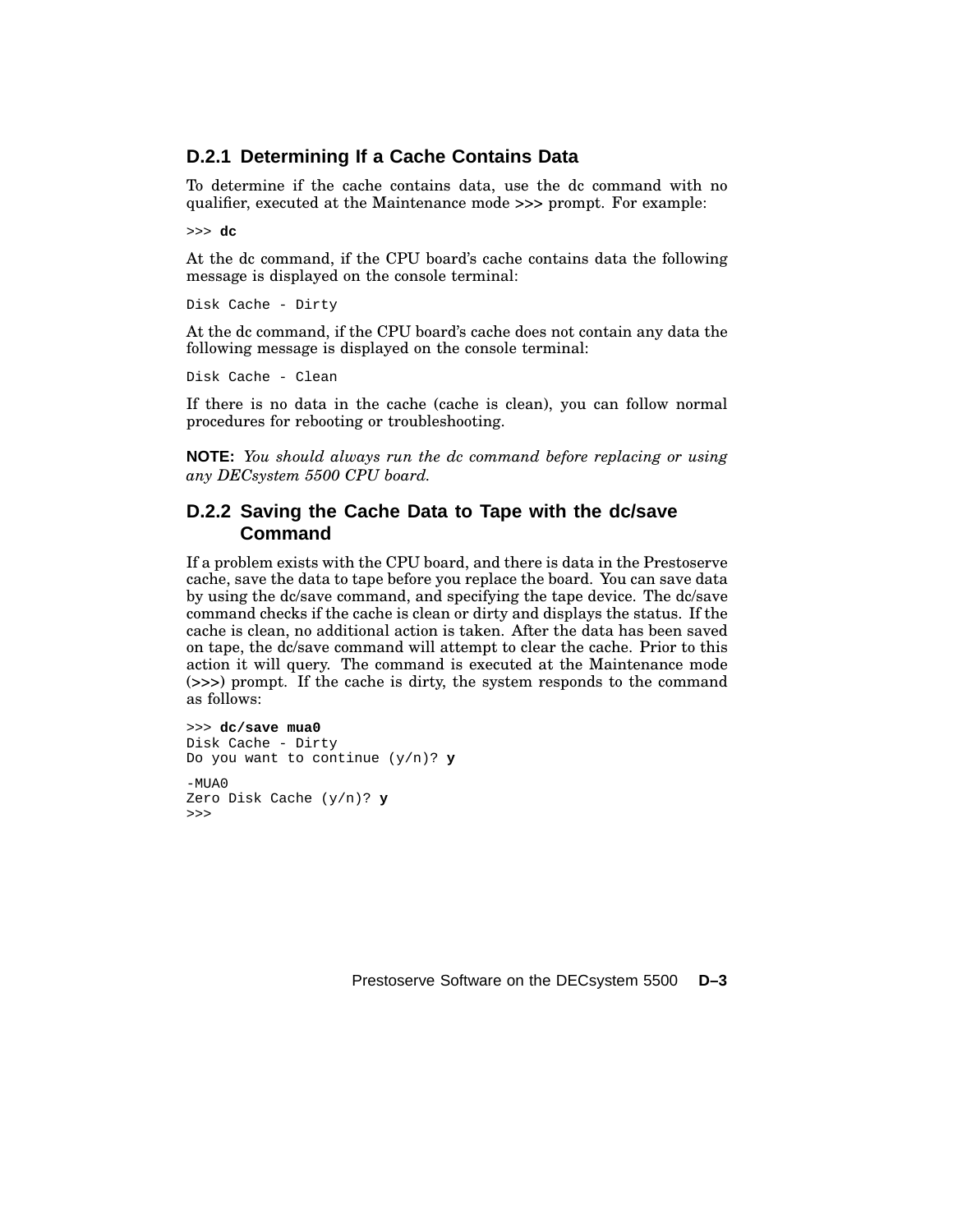### D.2.1 Determining If a Cache Contains Data

To determine if the cache contains data, use the dc command with no qualifier, executed at the Maintenance mode **>>>** prompt. For example:

```
>>> dc
```

At the dc command, if the CPU board's cache contains data the following message is displayed on the console terminal:

```
Disk Cache - Dirty
```

At the dc command, if the CPU board's cache does not contain any data the following message is displayed on the console terminal:

```
Disk Cache - Clean
```

If there is no data in the cache (cache is clean), you can follow normal procedures for rebooting or troubleshooting.

**NOTE:** *You should always run the dc command before replacing or using any DECsystem 5500 CPU board.*

### D.2.2 Saving the Cache Data to Tape with the dc/save Command

If a problem exists with the CPU board, and there is data in the Prestoserve cache, save the data to tape before you replace the board. You can save data by using the dc/save command, and specifying the tape device. The dc/save command checks if the cache is clean or dirty and displays the status. If the cache is clean, no additional action is taken. After the data has been saved on tape, the dc/save command will attempt to clear the cache. Prior to this action it will query. The command is executed at the Maintenance mode (**>>>**) prompt. If the cache is dirty, the system responds to the command as follows:

```
>>> dc/save mua0
Disk Cache - Dirty
Do you want to continue (y/n)? y

-MUA0
Zero Disk Cache (y/n)? y
>>>
```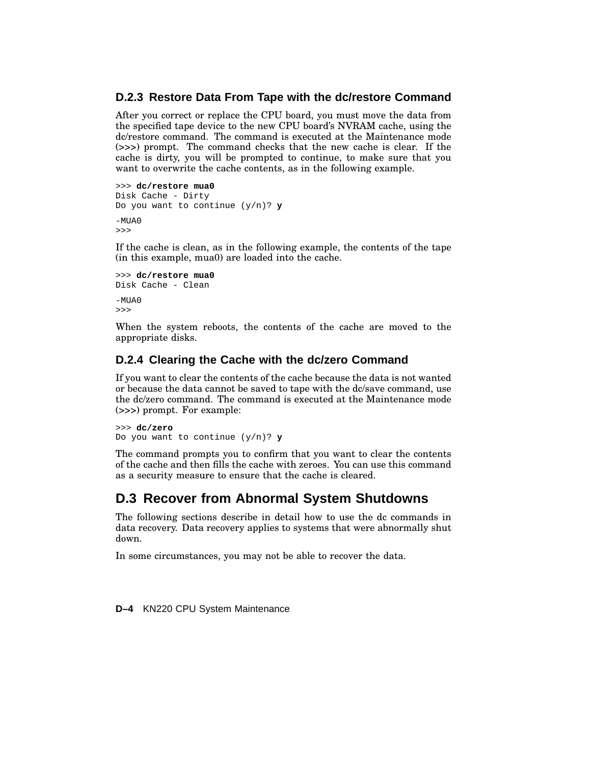### D.2.3 Restore Data From Tape with the dc/restore Command

After you correct or replace the CPU board, you must move the data from the specified tape device to the new CPU board's NVRAM cache, using the dc/restore command. The command is executed at the Maintenance mode (>>>) prompt. The command checks that the new cache is clear. If the cache is dirty, you will be prompted to continue, to make sure that you want to overwrite the cache contents, as in the following example.

```
>>> dc/restore mua0
Disk Cache - Dirty
Do you want to continue (y/n)? y

-MUA0
>>>
```

If the cache is clean, as in the following example, the contents of the tape (in this example, mua0) are loaded into the cache.

```
>>> dc/restore mua0
Disk Cache - Clean

-MUA0
>>>
```

When the system reboots, the contents of the cache are moved to the appropriate disks.

### D.2.4 Clearing the Cache with the dc/zero Command

If you want to clear the contents of the cache because the data is not wanted or because the data cannot be saved to tape with the dc/save command, use the dc/zero command. The command is executed at the Maintenance mode (>>>) prompt. For example:

```
>>> dc/zero
Do you want to continue (y/n)? y
```

The command prompts you to confirm that you want to clear the contents of the cache and then fills the cache with zeroes. You can use this command as a security measure to ensure that the cache is cleared.

## D.3 Recover from Abnormal System Shutdowns

The following sections describe in detail how to use the dc commands in data recovery. Data recovery applies to systems that were abnormally shut down.

In some circumstances, you may not be able to recover the data.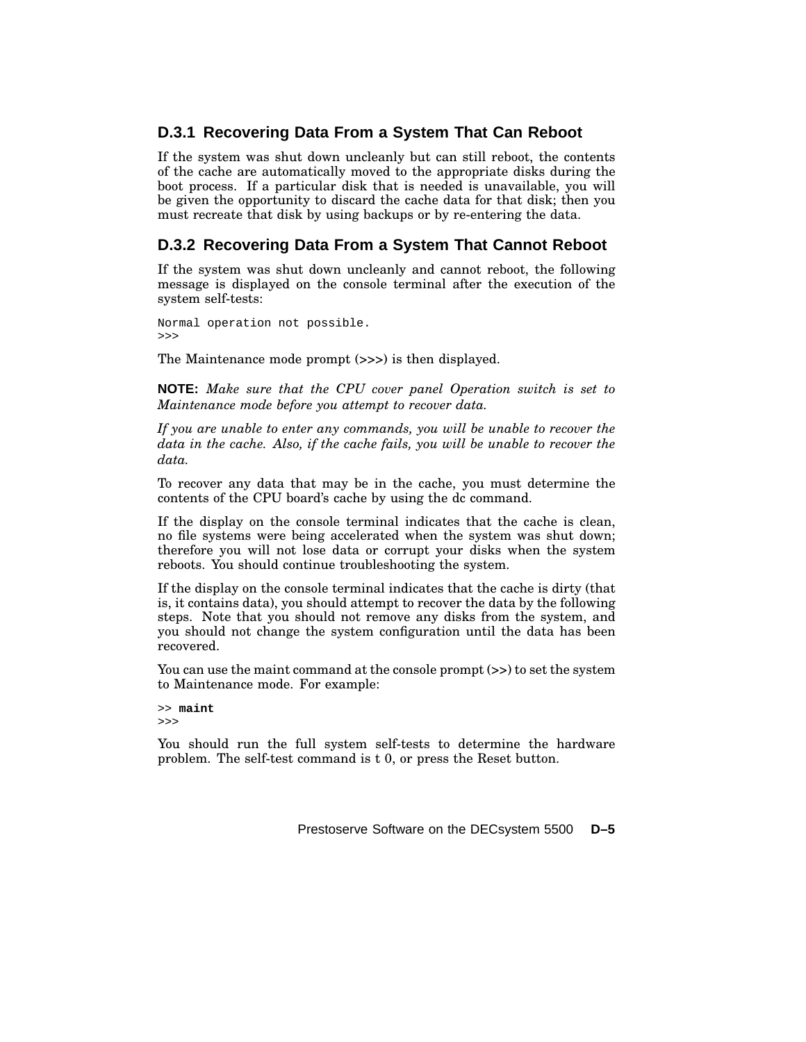### D.3.1 Recovering Data From a System That Can Reboot

If the system was shut down uncleanly but can still reboot, the contents of the cache are automatically moved to the appropriate disks during the boot process. If a particular disk that is needed is unavailable, you will be given the opportunity to discard the cache data for that disk; then you must recreate that disk by using backups or by re-entering the data.

### D.3.2 Recovering Data From a System That Cannot Reboot

If the system was shut down uncleanly and cannot reboot, the following message is displayed on the console terminal after the execution of the system self-tests:

```
Normal operation not possible.
>>>
```

The Maintenance mode prompt (>>>) is then displayed.

**NOTE:** *Make sure that the CPU cover panel Operation switch is set to Maintenance mode before you attempt to recover data.*

*If you are unable to enter any commands, you will be unable to recover the data in the cache. Also, if the cache fails, you will be unable to recover the data.*

To recover any data that may be in the cache, you must determine the contents of the CPU board's cache by using the dc command.

If the display on the console terminal indicates that the cache is clean, no file systems were being accelerated when the system was shut down; therefore you will not lose data or corrupt your disks when the system reboots. You should continue troubleshooting the system.

If the display on the console terminal indicates that the cache is dirty (that is, it contains data), you should attempt to recover the data by the following steps. Note that you should not remove any disks from the system, and you should not change the system configuration until the data has been recovered.

You can use the maint command at the console prompt (>>) to set the system to Maintenance mode. For example:

```
>> maint
>>>
```

You should run the full system self-tests to determine the hardware problem. The self-test command is t 0, or press the Reset button.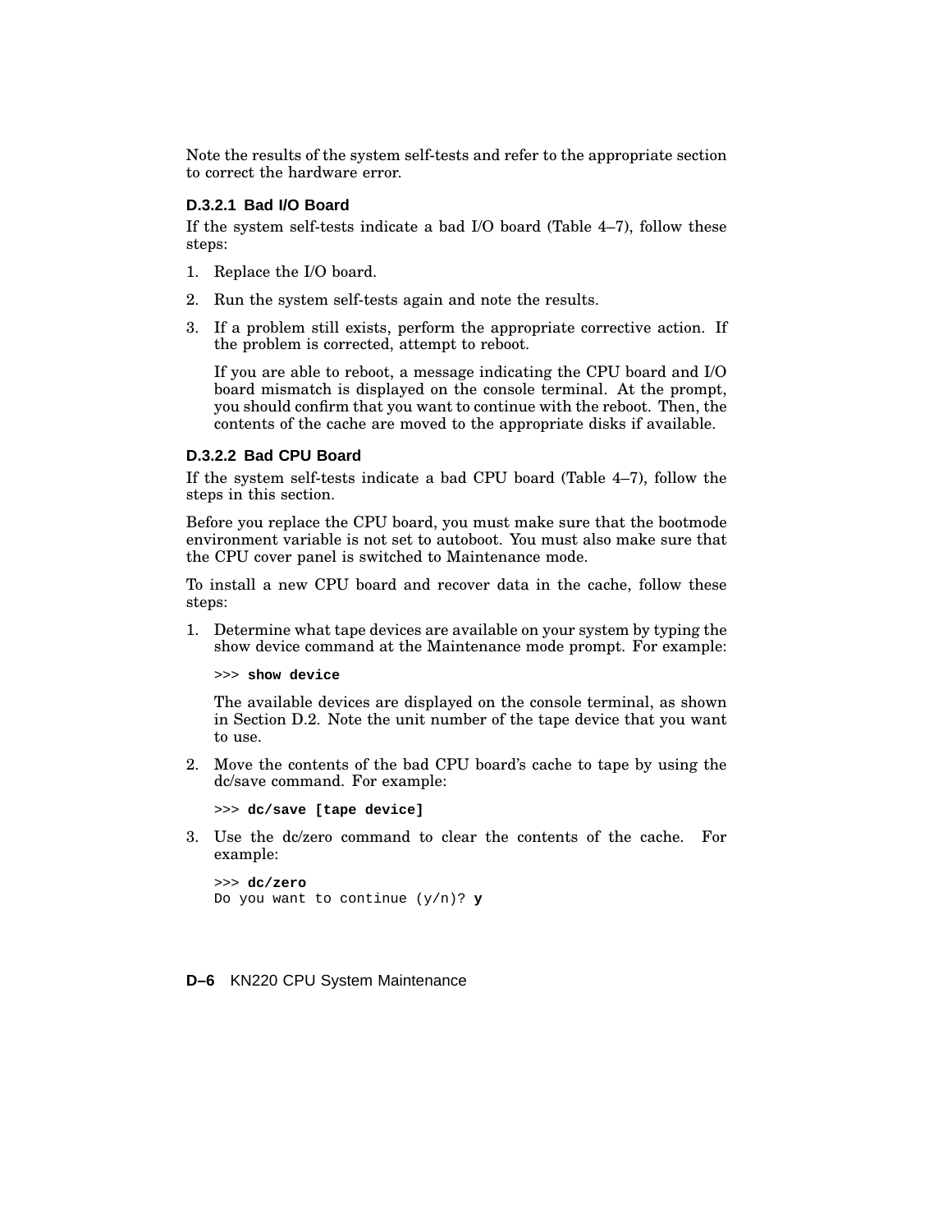Note the results of the system self-tests and refer to the appropriate section to correct the hardware error.

#### D.3.2.1 Bad I/O Board

If the system self-tests indicate a bad I/O board (Table 4–7), follow these steps:

1. Replace the I/O board.
2. Run the system self-tests again and note the results.
3. If a problem still exists, perform the appropriate corrective action. If the problem is corrected, attempt to reboot.

   If you are able to reboot, a message indicating the CPU board and I/O board mismatch is displayed on the console terminal. At the prompt, you should confirm that you want to continue with the reboot. Then, the contents of the cache are moved to the appropriate disks if available.

#### D.3.2.2 Bad CPU Board

If the system self-tests indicate a bad CPU board (Table 4–7), follow the steps in this section.

Before you replace the CPU board, you must make sure that the bootmode environment variable is not set to autoboot. You must also make sure that the CPU cover panel is switched to Maintenance mode.

To install a new CPU board and recover data in the cache, follow these steps:

1. Determine what tape devices are available on your system by typing the show device command at the Maintenance mode prompt. For example:

   ```
   >>> show device
   ```

   The available devices are displayed on the console terminal, as shown in Section D.2. Note the unit number of the tape device that you want to use.

2. Move the contents of the bad CPU board's cache to tape by using the dc/save command. For example:

   ```
   >>> dc/save [tape device]
   ```

3. Use the dc/zero command to clear the contents of the cache. For example:

   ```
   >>> dc/zero
   Do you want to continue (y/n)? y
   ```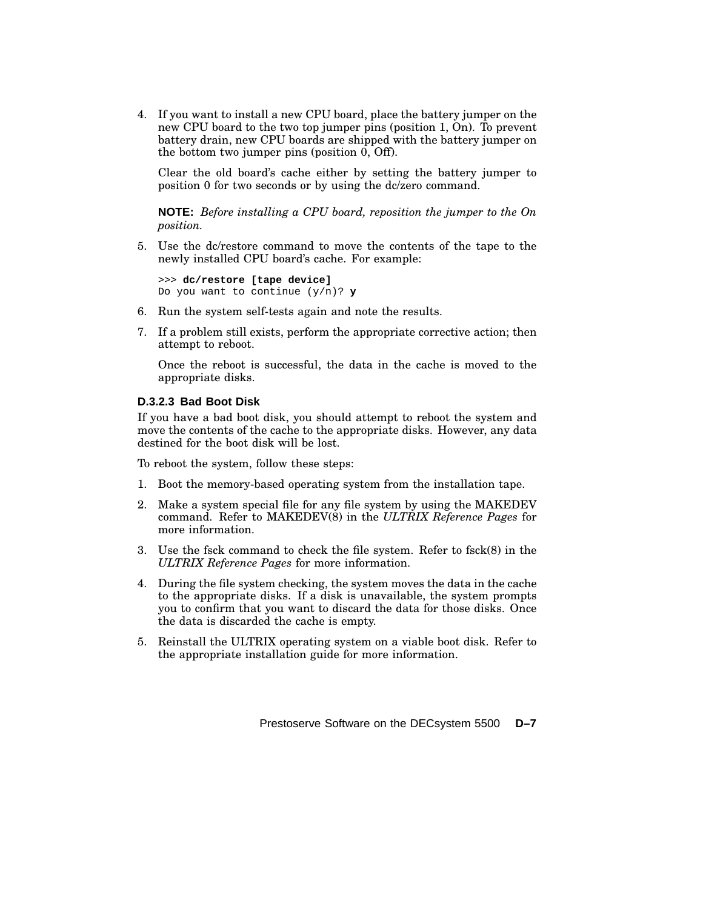4. If you want to install a new CPU board, place the battery jumper on the new CPU board to the two top jumper pins (position 1, On). To prevent battery drain, new CPU boards are shipped with the battery jumper on the bottom two jumper pins (position 0, Off).

   Clear the old board's cache either by setting the battery jumper to position 0 for two seconds or by using the dc/zero command.

   **NOTE:** *Before installing a CPU board, reposition the jumper to the On position.*

5. Use the dc/restore command to move the contents of the tape to the newly installed CPU board's cache. For example:

   ```
   >>> dc/restore [tape device]
   Do you want to continue (y/n)? y
   ```

6. Run the system self-tests again and note the results.
7. If a problem still exists, perform the appropriate corrective action; then attempt to reboot.

   Once the reboot is successful, the data in the cache is moved to the appropriate disks.

#### D.3.2.3 Bad Boot Disk

If you have a bad boot disk, you should attempt to reboot the system and move the contents of the cache to the appropriate disks. However, any data destined for the boot disk will be lost.

To reboot the system, follow these steps:

1. Boot the memory-based operating system from the installation tape.
2. Make a system special file for any file system by using the MAKEDEV command. Refer to MAKEDEV(8) in the *ULTRIX Reference Pages* for more information.
3. Use the fsck command to check the file system. Refer to fsck(8) in the *ULTRIX Reference Pages* for more information.
4. During the file system checking, the system moves the data in the cache to the appropriate disks. If a disk is unavailable, the system prompts you to confirm that you want to discard the data for those disks. Once the data is discarded the cache is empty.
5. Reinstall the ULTRIX operating system on a viable boot disk. Refer to the appropriate installation guide for more information.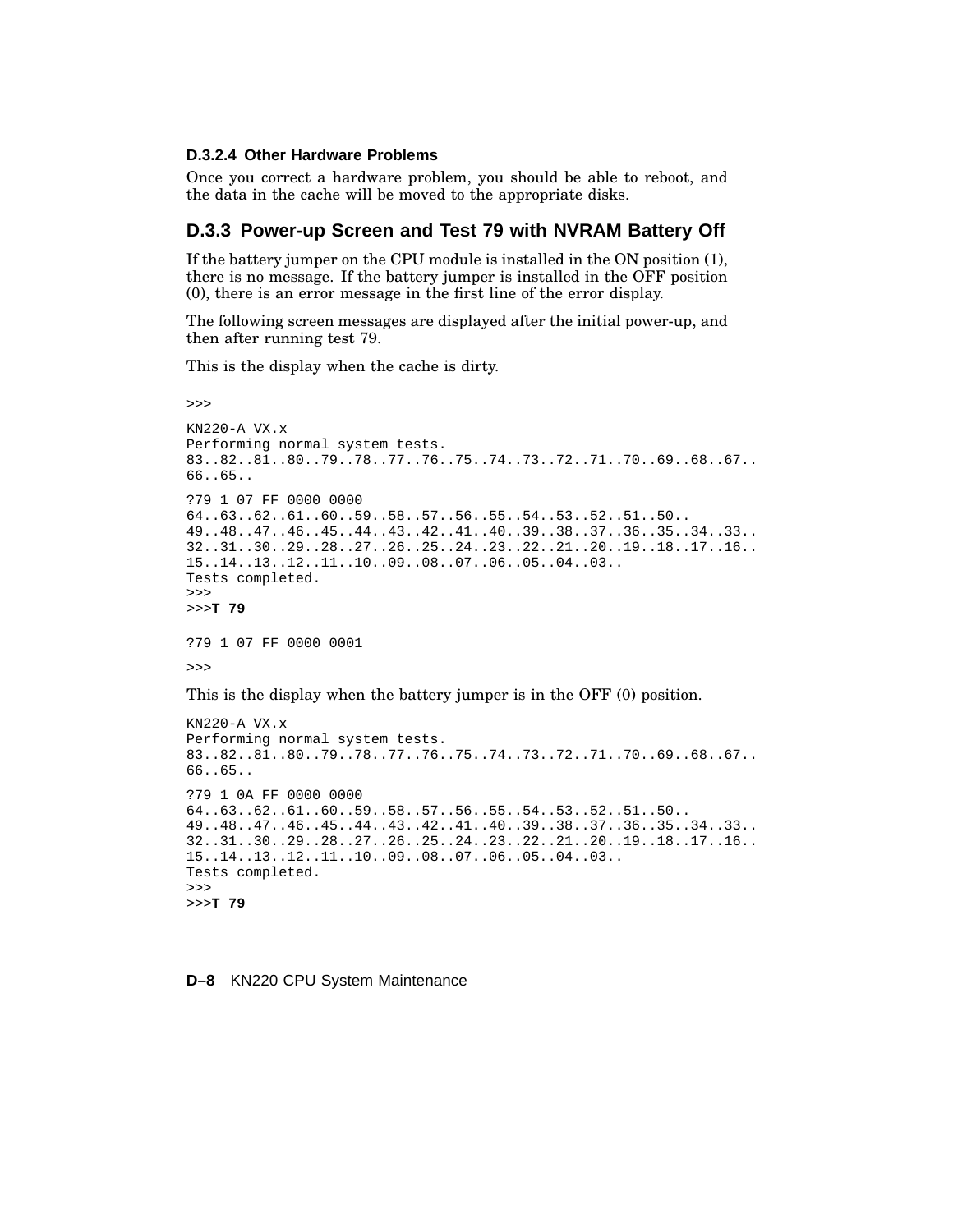#### D.3.2.4 Other Hardware Problems

Once you correct a hardware problem, you should be able to reboot, and the data in the cache will be moved to the appropriate disks.

### D.3.3 Power-up Screen and Test 79 with NVRAM Battery Off

If the battery jumper on the CPU module is installed in the ON position (1), there is no message. If the battery jumper is installed in the OFF position (0), there is an error message in the first line of the error display.

The following screen messages are displayed after the initial power-up, and then after running test 79.

This is the display when the cache is dirty.

```
>>>

KN220-A VX.x
Performing normal system tests.
83..82..81..80..79..78..77..76..75..74..73..72..71..70..69..68..67..
66..65..

?79 1 07 FF 0000 0000
64..63..62..61..60..59..58..57..56..55..54..53..52..51..50..
49..48..47..46..45..44..43..42..41..40..39..38..37..36..35..34..33..
32..31..30..29..28..27..26..25..24..23..22..21..20..19..18..17..16..
15..14..13..12..11..10..09..08..07..06..05..04..03..
Tests completed.
>>>
>>>T 79

?79 1 07 FF 0000 0001

>>>
```

This is the display when the battery jumper is in the OFF (0) position.

```
KN220-A VX.x
Performing normal system tests.
83..82..81..80..79..78..77..76..75..74..73..72..71..70..69..68..67..
66..65..

?79 1 0A FF 0000 0000
64..63..62..61..60..59..58..57..56..55..54..53..52..51..50..
49..48..47..46..45..44..43..42..41..40..39..38..37..36..35..34..33..
32..31..30..29..28..27..26..25..24..23..22..21..20..19..18..17..16..
15..14..13..12..11..10..09..08..07..06..05..04..03..
Tests completed.
>>>
>>>T 79
```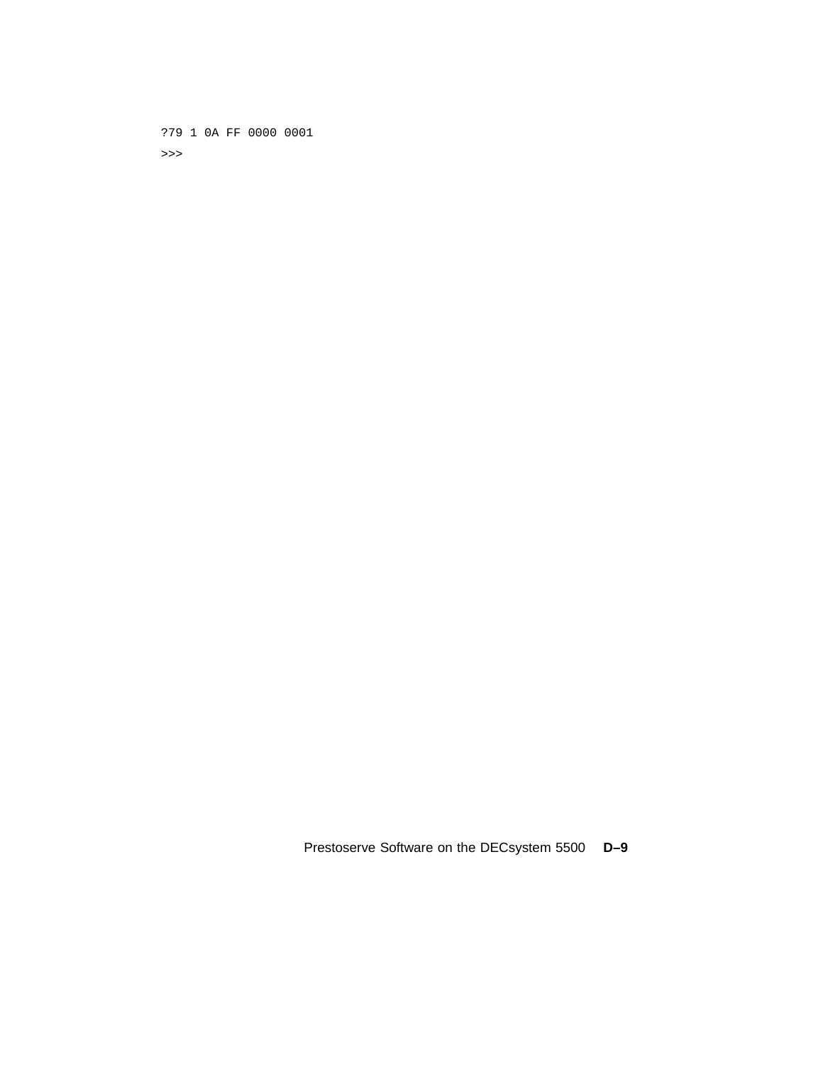```
?79 1 0A FF 0000 0001
>>>
```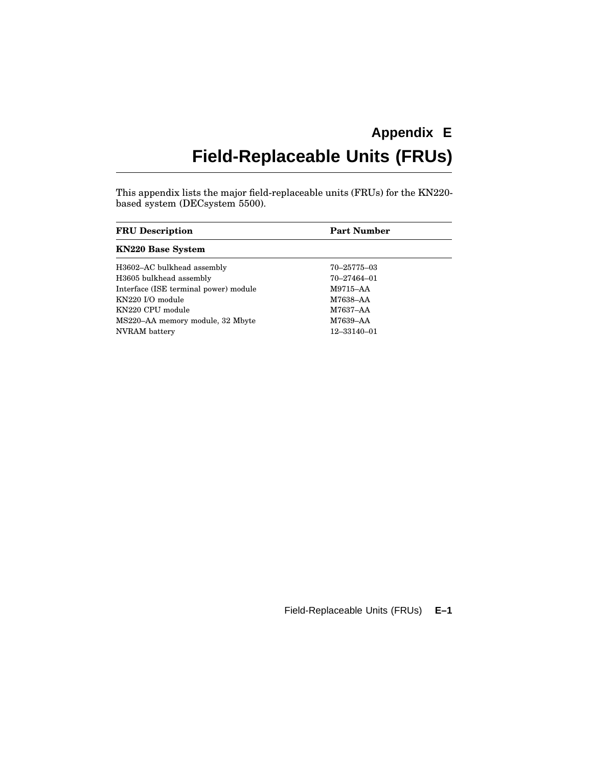# Appendix E
# Field-Replaceable Units (FRUs)

This appendix lists the major field-replaceable units (FRUs) for the KN220-based system (DECsystem 5500).

| FRU Description | Part Number |
|---|---|
| **KN220 Base System** | |
| H3602–AC bulkhead assembly | 70–25775–03 |
| H3605 bulkhead assembly | 70–27464–01 |
| Interface (ISE terminal power) module | M9715–AA |
| KN220 I/O module | M7638–AA |
| KN220 CPU module | M7637–AA |
| MS220–AA memory module, 32 Mbyte | M7639–AA |
| NVRAM battery | 12–33140–01 |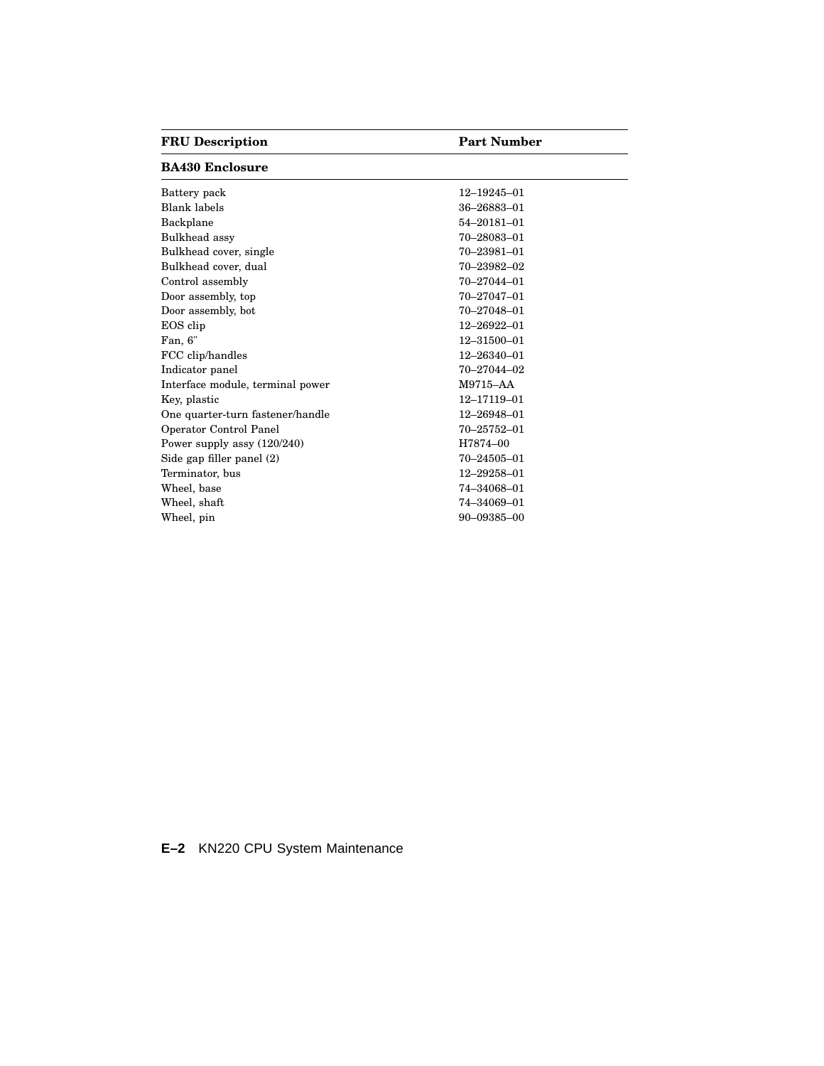| FRU Description | Part Number |
|---|---|
| **BA430 Enclosure** | |
| Battery pack | 12–19245–01 |
| Blank labels | 36–26883–01 |
| Backplane | 54–20181–01 |
| Bulkhead assy | 70–28083–01 |
| Bulkhead cover, single | 70–23981–01 |
| Bulkhead cover, dual | 70–23982–02 |
| Control assembly | 70–27044–01 |
| Door assembly, top | 70–27047–01 |
| Door assembly, bot | 70–27048–01 |
| EOS clip | 12–26922–01 |
| Fan, 6" | 12–31500–01 |
| FCC clip/handles | 12–26340–01 |
| Indicator panel | 70–27044–02 |
| Interface module, terminal power | M9715–AA |
| Key, plastic | 12–17119–01 |
| One quarter-turn fastener/handle | 12–26948–01 |
| Operator Control Panel | 70–25752–01 |
| Power supply assy (120/240) | H7874–00 |
| Side gap filler panel (2) | 70–24505–01 |
| Terminator, bus | 12–29258–01 |
| Wheel, base | 74–34068–01 |
| Wheel, shaft | 74–34069–01 |
| Wheel, pin | 90–09385–00 |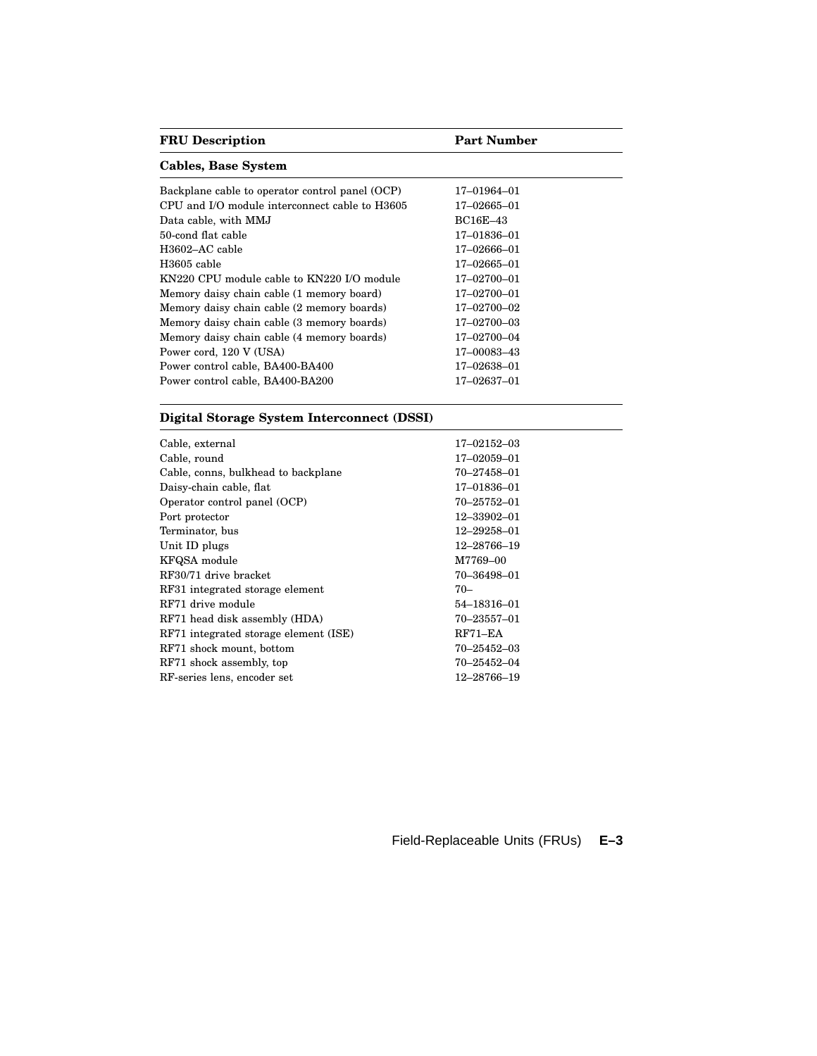| FRU Description | Part Number |
|---|---|
| **Cables, Base System** | |
| Backplane cable to operator control panel (OCP) | 17–01964–01 |
| CPU and I/O module interconnect cable to H3605 | 17–02665–01 |
| Data cable, with MMJ | BC16E–43 |
| 50-cond flat cable | 17–01836–01 |
| H3602–AC cable | 17–02666–01 |
| H3605 cable | 17–02665–01 |
| KN220 CPU module cable to KN220 I/O module | 17–02700–01 |
| Memory daisy chain cable (1 memory board) | 17–02700–01 |
| Memory daisy chain cable (2 memory boards) | 17–02700–02 |
| Memory daisy chain cable (3 memory boards) | 17–02700–03 |
| Memory daisy chain cable (4 memory boards) | 17–02700–04 |
| Power cord, 120 V (USA) | 17–00083–43 |
| Power control cable, BA400-BA400 | 17–02638–01 |
| Power control cable, BA400-BA200 | 17–02637–01 |
| **Digital Storage System Interconnect (DSSI)** | |
| Cable, external | 17–02152–03 |
| Cable, round | 17–02059–01 |
| Cable, conns, bulkhead to backplane | 70–27458–01 |
| Daisy-chain cable, flat | 17–01836–01 |
| Operator control panel (OCP) | 70–25752–01 |
| Port protector | 12–33902–01 |
| Terminator, bus | 12–29258–01 |
| Unit ID plugs | 12–28766–19 |
| KFQSA module | M7769–00 |
| RF30/71 drive bracket | 70–36498–01 |
| RF31 integrated storage element | 70– |
| RF71 drive module | 54–18316–01 |
| RF71 head disk assembly (HDA) | 70–23557–01 |
| RF71 integrated storage element (ISE) | RF71–EA |
| RF71 shock mount, bottom | 70–25452–03 |
| RF71 shock assembly, top | 70–25452–04 |
| RF-series lens, encoder set | 12–28766–19 |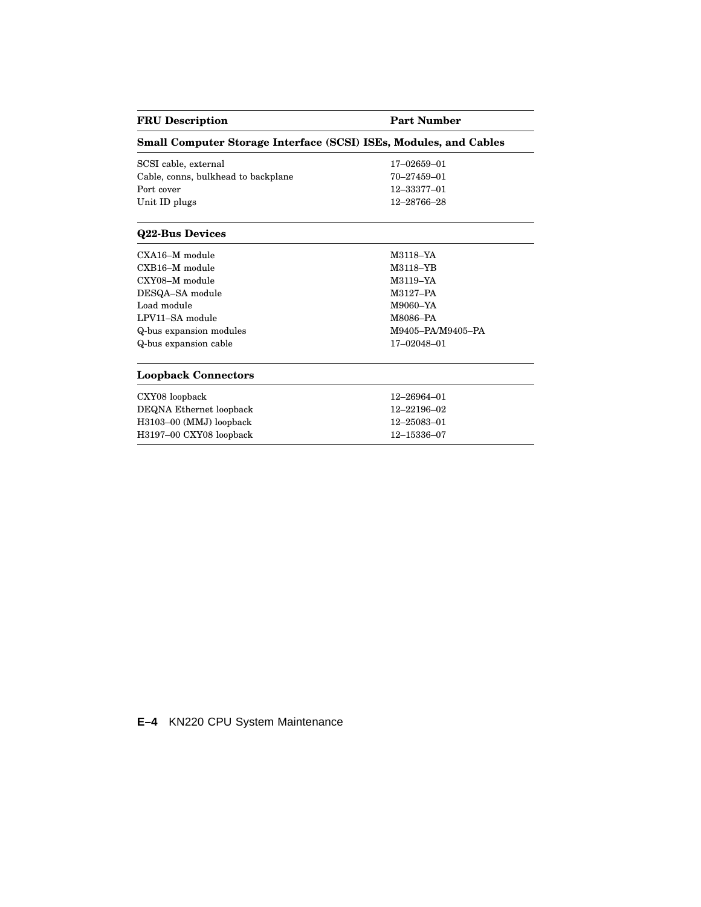| FRU Description | Part Number |
| --- | --- |
| **Small Computer Storage Interface (SCSI) ISEs, Modules, and Cables** | |
| SCSI cable, external | 17–02659–01 |
| Cable, conns, bulkhead to backplane | 70–27459–01 |
| Port cover | 12–33377–01 |
| Unit ID plugs | 12–28766–28 |
| **Q22-Bus Devices** | |
| CXA16–M module | M3118–YA |
| CXB16–M module | M3118–YB |
| CXY08–M module | M3119–YA |
| DESQA–SA module | M3127–PA |
| Load module | M9060–YA |
| LPV11–SA module | M8086–PA |
| Q-bus expansion modules | M9405–PA/M9405–PA |
| Q-bus expansion cable | 17–02048–01 |
| **Loopback Connectors** | |
| CXY08 loopback | 12–26964–01 |
| DEQNA Ethernet loopback | 12–22196–02 |
| H3103–00 (MMJ) loopback | 12–25083–01 |
| H3197–00 CXY08 loopback | 12–15336–07 |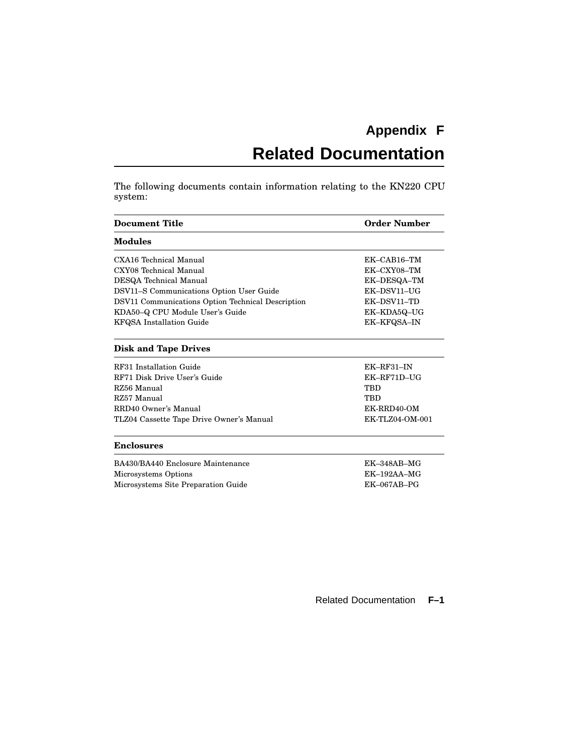# Appendix F
# Related Documentation

The following documents contain information relating to the KN220 CPU system:

| Document Title | Order Number |
|---|---|
| **Modules** | |
| CXA16 Technical Manual | EK–CAB16–TM |
| CXY08 Technical Manual | EK–CXY08–TM |
| DESQA Technical Manual | EK–DESQA–TM |
| DSV11–S Communications Option User Guide | EK–DSV11–UG |
| DSV11 Communications Option Technical Description | EK–DSV11–TD |
| KDA50–Q CPU Module User's Guide | EK–KDA5Q–UG |
| KFQSA Installation Guide | EK–KFQSA–IN |
| **Disk and Tape Drives** | |
| RF31 Installation Guide | EK–RF31–IN |
| RF71 Disk Drive User's Guide | EK–RF71D–UG |
| RZ56 Manual | TBD |
| RZ57 Manual | TBD |
| RRD40 Owner's Manual | EK-RRD40-OM |
| TLZ04 Cassette Tape Drive Owner's Manual | EK-TLZ04-OM-001 |
| **Enclosures** | |
| BA430/BA440 Enclosure Maintenance | EK–348AB–MG |
| Microsystems Options | EK–192AA–MG |
| Microsystems Site Preparation Guide | EK–067AB–PG |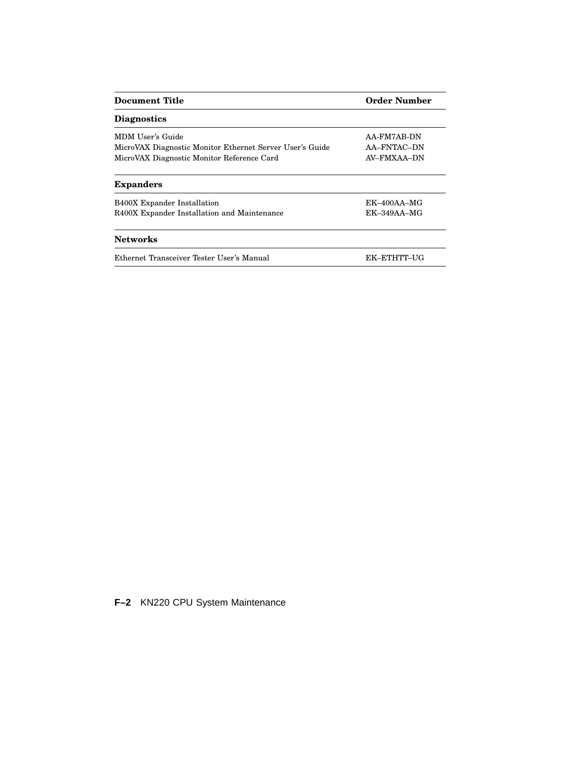| Document Title | Order Number |
| --- | --- |
| **Diagnostics** | |
| MDM User's Guide | AA-FM7AB-DN |
| MicroVAX Diagnostic Monitor Ethernet Server User's Guide | AA–FNTAC–DN |
| MicroVAX Diagnostic Monitor Reference Card | AV–FMXAA–DN |
| **Expanders** | |
| B400X Expander Installation | EK–400AA–MG |
| R400X Expander Installation and Maintenance | EK–349AA–MG |
| **Networks** | |
| Ethernet Transceiver Tester User's Manual | EK–ETHTT–UG |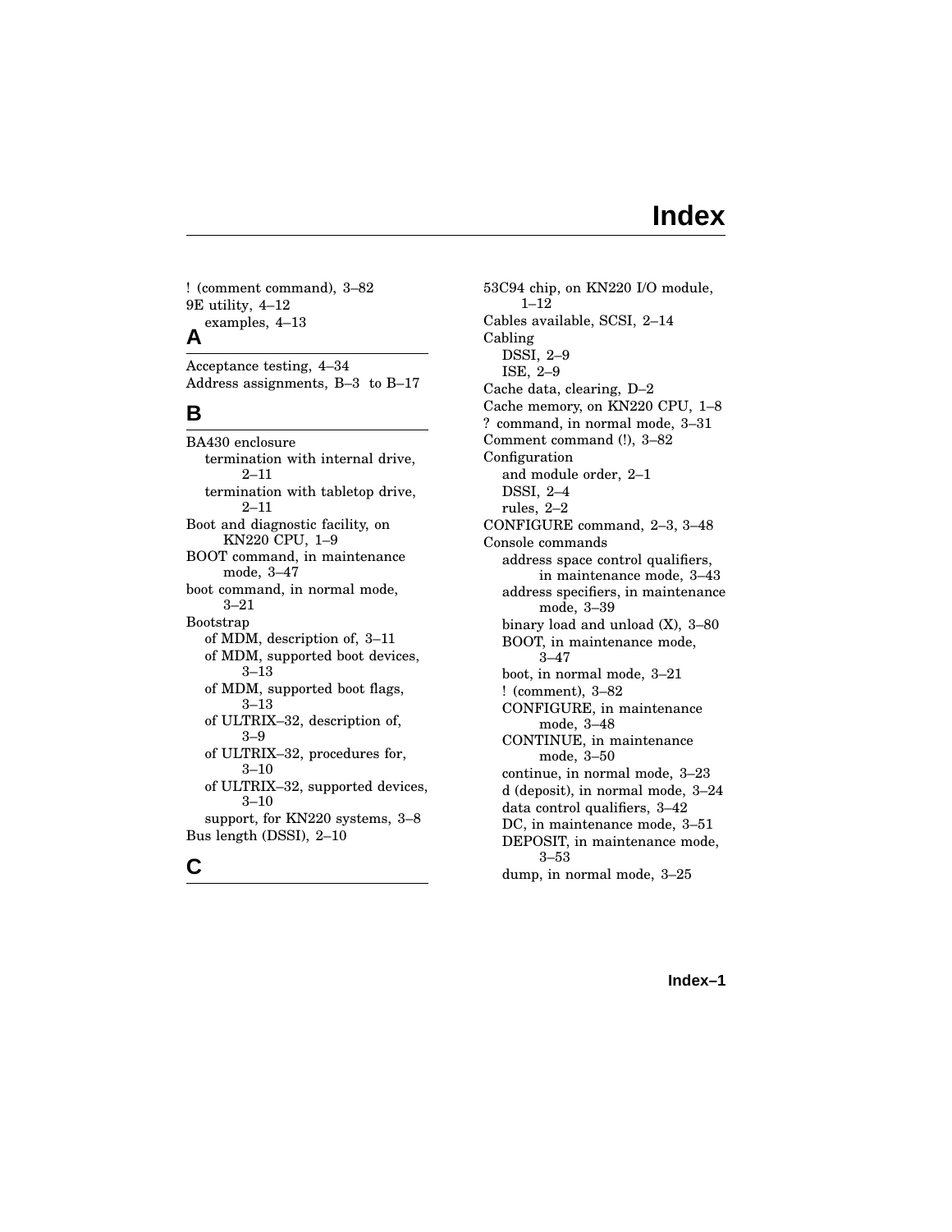# Index

! (comment command), 3–82
9E utility, 4–12
  examples, 4–13

## A

Acceptance testing, 4–34
Address assignments, B–3 to B–17

## B

BA430 enclosure
  termination with internal drive, 2–11
  termination with tabletop drive, 2–11
Boot and diagnostic facility, on KN220 CPU, 1–9
BOOT command, in maintenance mode, 3–47
boot command, in normal mode, 3–21
Bootstrap
  of MDM, description of, 3–11
  of MDM, supported boot devices, 3–13
  of MDM, supported boot flags, 3–13
  of ULTRIX–32, description of, 3–9
  of ULTRIX–32, procedures for, 3–10
  of ULTRIX–32, supported devices, 3–10
  support, for KN220 systems, 3–8
Bus length (DSSI), 2–10

## C

53C94 chip, on KN220 I/O module, 1–12
Cables available, SCSI, 2–14
Cabling
  DSSI, 2–9
  ISE, 2–9
Cache data, clearing, D–2
Cache memory, on KN220 CPU, 1–8
? command, in normal mode, 3–31
Comment command (!), 3–82
Configuration
  and module order, 2–1
  DSSI, 2–4
  rules, 2–2
CONFIGURE command, 2–3, 3–48
Console commands
  address space control qualifiers, in maintenance mode, 3–43
  address specifiers, in maintenance mode, 3–39
  binary load and unload (X), 3–80
  BOOT, in maintenance mode, 3–47
  boot, in normal mode, 3–21
  ! (comment), 3–82
  CONFIGURE, in maintenance mode, 3–48
  CONTINUE, in maintenance mode, 3–50
  continue, in normal mode, 3–23
  d (deposit), in normal mode, 3–24
  data control qualifiers, 3–42
  DC, in maintenance mode, 3–51
  DEPOSIT, in maintenance mode, 3–53
  dump, in normal mode, 3–25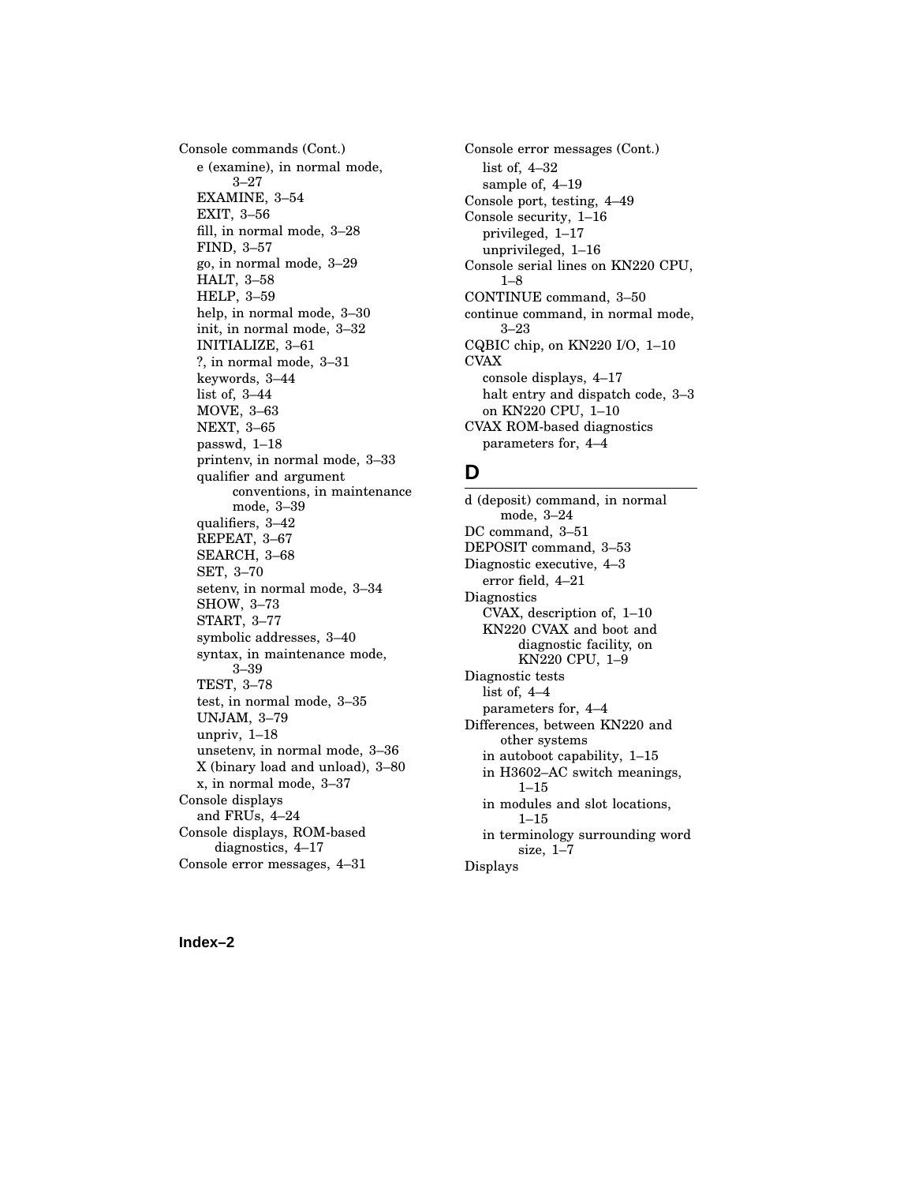Console commands (Cont.)
- e (examine), in normal mode, 3–27
- EXAMINE, 3–54
- EXIT, 3–56
- fill, in normal mode, 3–28
- FIND, 3–57
- go, in normal mode, 3–29
- HALT, 3–58
- HELP, 3–59
- help, in normal mode, 3–30
- init, in normal mode, 3–32
- INITIALIZE, 3–61
- ?, in normal mode, 3–31
- keywords, 3–44
- list of, 3–44
- MOVE, 3–63
- NEXT, 3–65
- passwd, 1–18
- printenv, in normal mode, 3–33
- qualifier and argument conventions, in maintenance mode, 3–39
- qualifiers, 3–42
- REPEAT, 3–67
- SEARCH, 3–68
- SET, 3–70
- setenv, in normal mode, 3–34
- SHOW, 3–73
- START, 3–77
- symbolic addresses, 3–40
- syntax, in maintenance mode, 3–39
- TEST, 3–78
- test, in normal mode, 3–35
- UNJAM, 3–79
- unpriv, 1–18
- unsetenv, in normal mode, 3–36
- X (binary load and unload), 3–80
- x, in normal mode, 3–37

Console displays
- and FRUs, 4–24

Console displays, ROM-based diagnostics, 4–17

Console error messages, 4–31

Console error messages (Cont.)
- list of, 4–32
- sample of, 4–19

Console port, testing, 4–49

Console security, 1–16
- privileged, 1–17
- unprivileged, 1–16

Console serial lines on KN220 CPU, 1–8

CONTINUE command, 3–50

continue command, in normal mode, 3–23

CQBIC chip, on KN220 I/O, 1–10

CVAX
- console displays, 4–17
- halt entry and dispatch code, 3–3
- on KN220 CPU, 1–10

CVAX ROM-based diagnostics
- parameters for, 4–4

## D

d (deposit) command, in normal mode, 3–24

DC command, 3–51

DEPOSIT command, 3–53

Diagnostic executive, 4–3
- error field, 4–21

Diagnostics
- CVAX, description of, 1–10
- KN220 CVAX and boot and diagnostic facility, on KN220 CPU, 1–9

Diagnostic tests
- list of, 4–4
- parameters for, 4–4

Differences, between KN220 and other systems
- in autoboot capability, 1–15
- in H3602–AC switch meanings, 1–15
- in modules and slot locations, 1–15
- in terminology surrounding word size, 1–7

Displays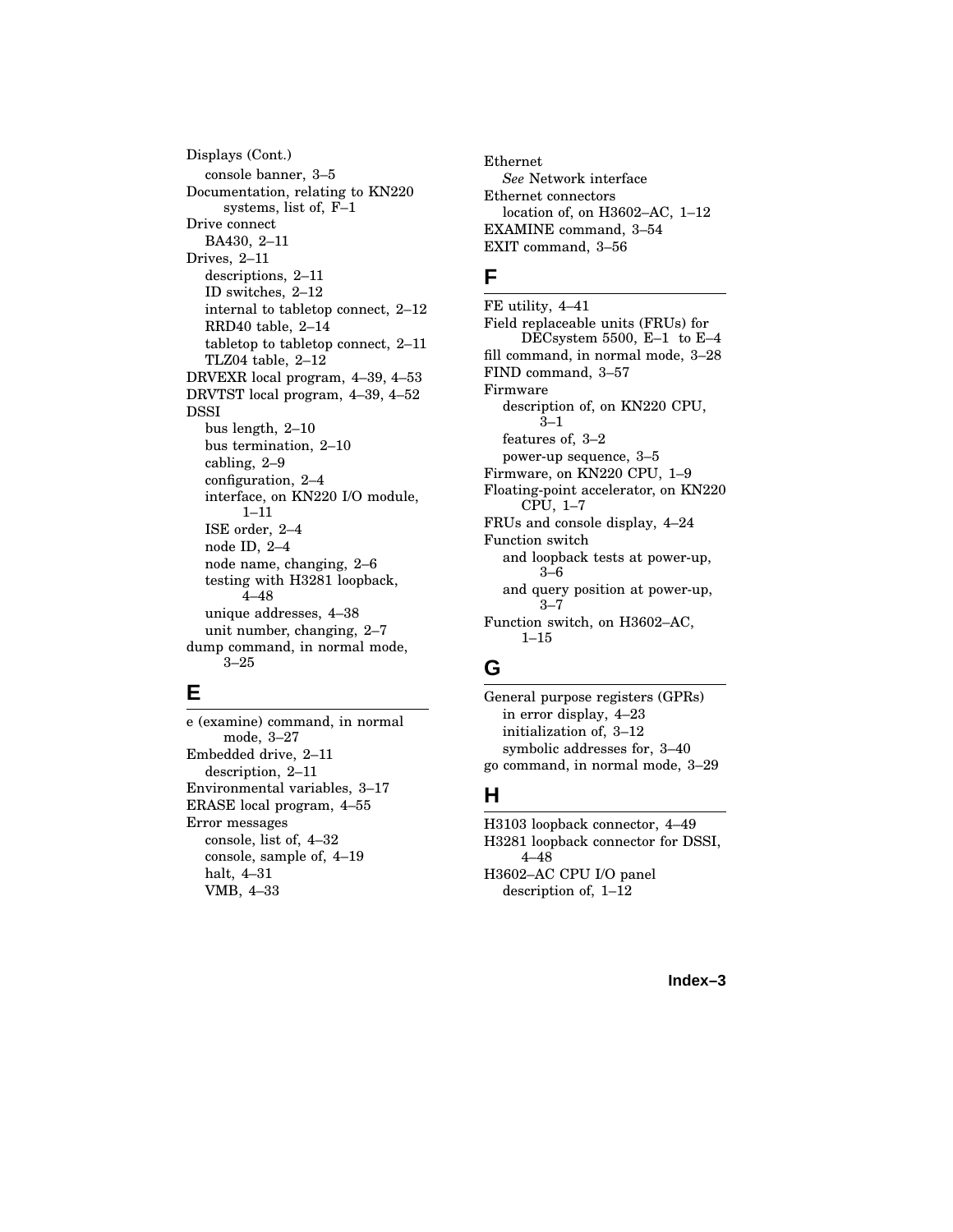Displays (Cont.)
  console banner, 3–5
Documentation, relating to KN220 systems, list of, F–1
Drive connect
  BA430, 2–11
Drives, 2–11
  descriptions, 2–11
  ID switches, 2–12
  internal to tabletop connect, 2–12
  RRD40 table, 2–14
  tabletop to tabletop connect, 2–11
  TLZ04 table, 2–12
DRVEXR local program, 4–39, 4–53
DRVTST local program, 4–39, 4–52
DSSI
  bus length, 2–10
  bus termination, 2–10
  cabling, 2–9
  configuration, 2–4
  interface, on KN220 I/O module, 1–11
  ISE order, 2–4
  node ID, 2–4
  node name, changing, 2–6
  testing with H3281 loopback, 4–48
  unique addresses, 4–38
  unit number, changing, 2–7
dump command, in normal mode, 3–25

## E

e (examine) command, in normal mode, 3–27
Embedded drive, 2–11
  description, 2–11
Environmental variables, 3–17
ERASE local program, 4–55
Error messages
  console, list of, 4–32
  console, sample of, 4–19
  halt, 4–31
  VMB, 4–33

Ethernet
  *See* Network interface
Ethernet connectors
  location of, on H3602–AC, 1–12
EXAMINE command, 3–54
EXIT command, 3–56

## F

FE utility, 4–41
Field replaceable units (FRUs) for DECsystem 5500, E–1 to E–4
fill command, in normal mode, 3–28
FIND command, 3–57
Firmware
  description of, on KN220 CPU, 3–1
  features of, 3–2
  power-up sequence, 3–5
Firmware, on KN220 CPU, 1–9
Floating-point accelerator, on KN220 CPU, 1–7
FRUs and console display, 4–24
Function switch
  and loopback tests at power-up, 3–6
  and query position at power-up, 3–7
Function switch, on H3602–AC, 1–15

## G

General purpose registers (GPRs)
  in error display, 4–23
  initialization of, 3–12
  symbolic addresses for, 3–40
go command, in normal mode, 3–29

## H

H3103 loopback connector, 4–49
H3281 loopback connector for DSSI, 4–48
H3602–AC CPU I/O panel
  description of, 1–12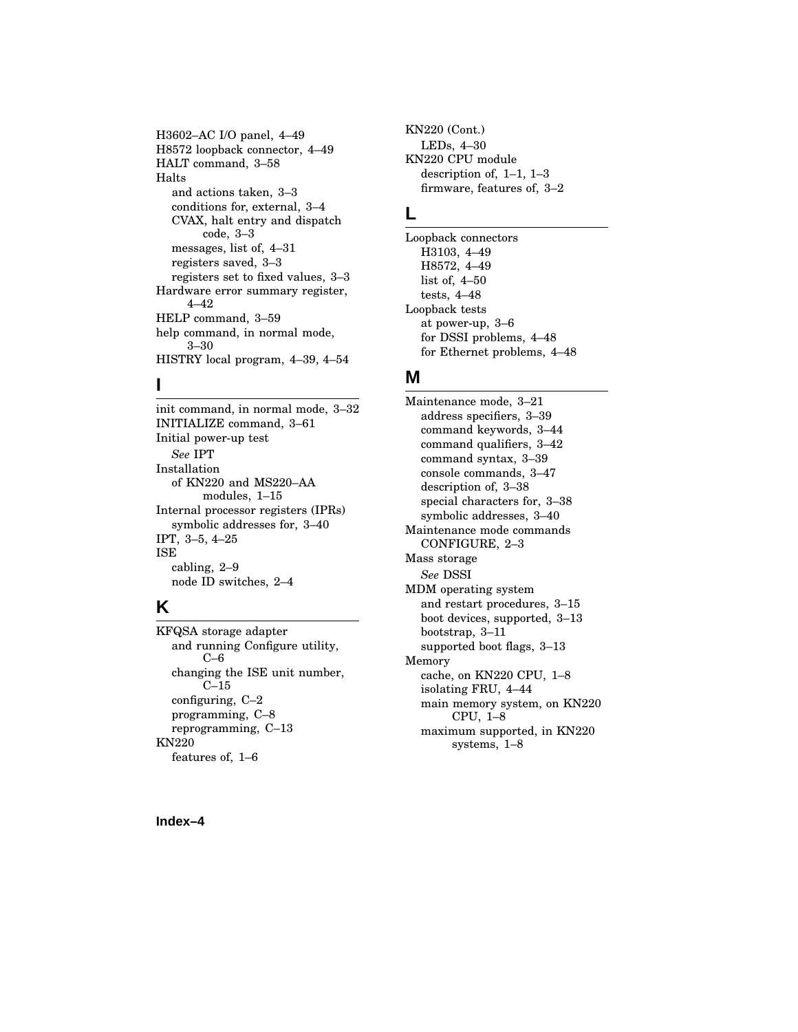H3602–AC I/O panel, 4–49
H8572 loopback connector, 4–49
HALT command, 3–58
Halts
  and actions taken, 3–3
  conditions for, external, 3–4
  CVAX, halt entry and dispatch code, 3–3
  messages, list of, 4–31
  registers saved, 3–3
  registers set to fixed values, 3–3
Hardware error summary register, 4–42
HELP command, 3–59
help command, in normal mode, 3–30
HISTRY local program, 4–39, 4–54

## I

init command, in normal mode, 3–32
INITIALIZE command, 3–61
Initial power-up test
  *See* IPT
Installation
  of KN220 and MS220–AA modules, 1–15
Internal processor registers (IPRs)
  symbolic addresses for, 3–40
IPT, 3–5, 4–25
ISE
  cabling, 2–9
  node ID switches, 2–4

## K

KFQSA storage adapter
  and running Configure utility, C–6
  changing the ISE unit number, C–15
  configuring, C–2
  programming, C–8
  reprogramming, C–13
KN220
  features of, 1–6
KN220 (Cont.)
  LEDs, 4–30
KN220 CPU module
  description of, 1–1, 1–3
  firmware, features of, 3–2

## L

Loopback connectors
  H3103, 4–49
  H8572, 4–49
  list of, 4–50
  tests, 4–48
Loopback tests
  at power-up, 3–6
  for DSSI problems, 4–48
  for Ethernet problems, 4–48

## M

Maintenance mode, 3–21
  address specifiers, 3–39
  command keywords, 3–44
  command qualifiers, 3–42
  command syntax, 3–39
  console commands, 3–47
  description of, 3–38
  special characters for, 3–38
  symbolic addresses, 3–40
Maintenance mode commands
  CONFIGURE, 2–3
Mass storage
  *See* DSSI
MDM operating system
  and restart procedures, 3–15
  boot devices, supported, 3–13
  bootstrap, 3–11
  supported boot flags, 3–13
Memory
  cache, on KN220 CPU, 1–8
  isolating FRU, 4–44
  main memory system, on KN220 CPU, 1–8
  maximum supported, in KN220 systems, 1–8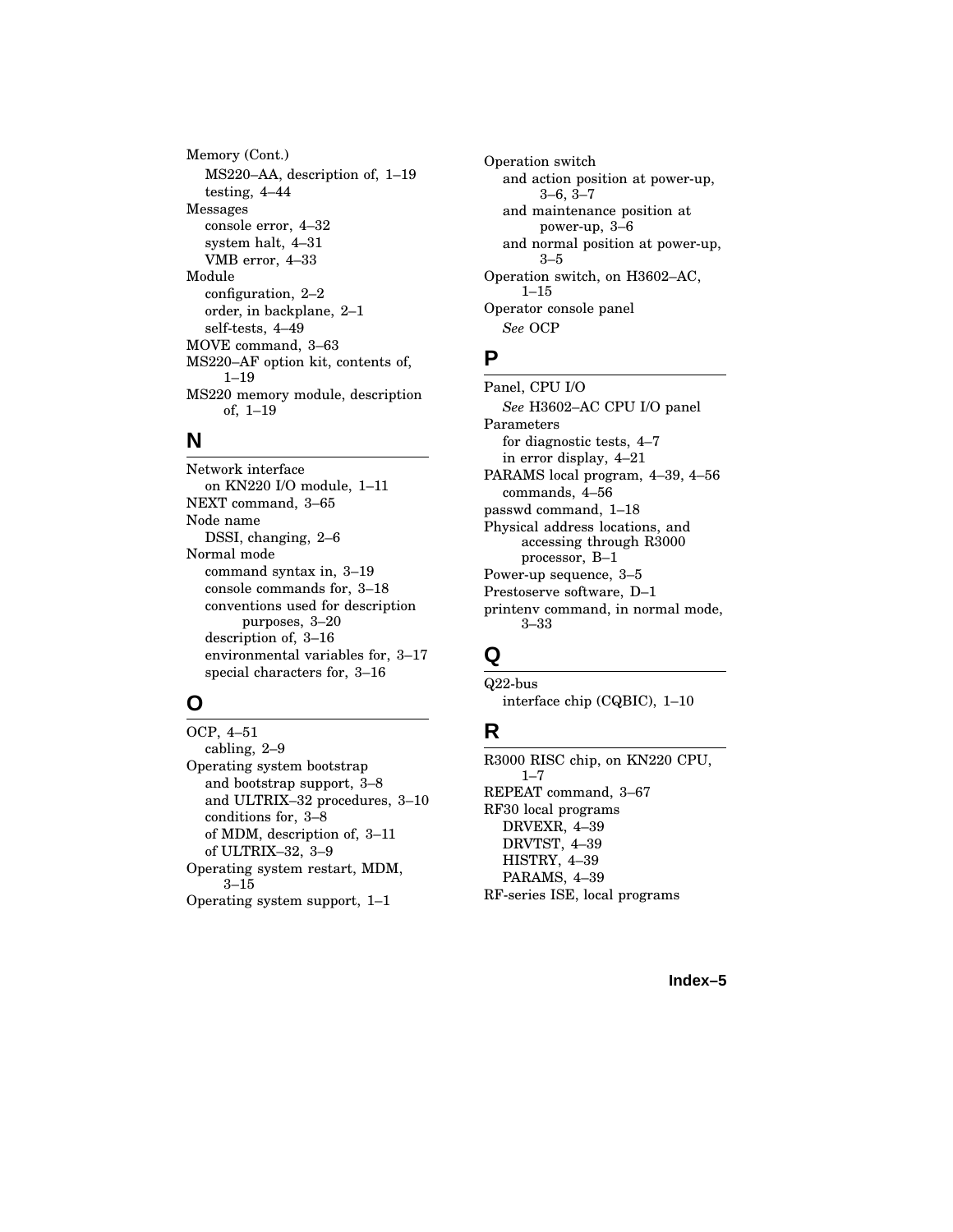Memory (Cont.)
- MS220–AA, description of, 1–19
- testing, 4–44

Messages
- console error, 4–32
- system halt, 4–31
- VMB error, 4–33

Module
- configuration, 2–2
- order, in backplane, 2–1
- self-tests, 4–49

MOVE command, 3–63

MS220–AF option kit, contents of, 1–19

MS220 memory module, description of, 1–19

## N

Network interface
- on KN220 I/O module, 1–11

NEXT command, 3–65

Node name
- DSSI, changing, 2–6

Normal mode
- command syntax in, 3–19
- console commands for, 3–18
- conventions used for description purposes, 3–20
- description of, 3–16
- environmental variables for, 3–17
- special characters for, 3–16

## O

OCP, 4–51
- cabling, 2–9

Operating system bootstrap
- and bootstrap support, 3–8
- and ULTRIX–32 procedures, 3–10
- conditions for, 3–8
- of MDM, description of, 3–11
- of ULTRIX–32, 3–9

Operating system restart, MDM, 3–15

Operating system support, 1–1

Operation switch
- and action position at power-up, 3–6, 3–7
- and maintenance position at power-up, 3–6
- and normal position at power-up, 3–5

Operation switch, on H3602–AC, 1–15

Operator console panel
- *See* OCP

## P

Panel, CPU I/O
- *See* H3602–AC CPU I/O panel

Parameters
- for diagnostic tests, 4–7
- in error display, 4–21

PARAMS local program, 4–39, 4–56
- commands, 4–56

passwd command, 1–18

Physical address locations, and accessing through R3000 processor, B–1

Power-up sequence, 3–5

Prestoserve software, D–1

printenv command, in normal mode, 3–33

## Q

Q22-bus
- interface chip (CQBIC), 1–10

## R

R3000 RISC chip, on KN220 CPU, 1–7

REPEAT command, 3–67

RF30 local programs
- DRVEXR, 4–39
- DRVTST, 4–39
- HISTRY, 4–39
- PARAMS, 4–39

RF-series ISE, local programs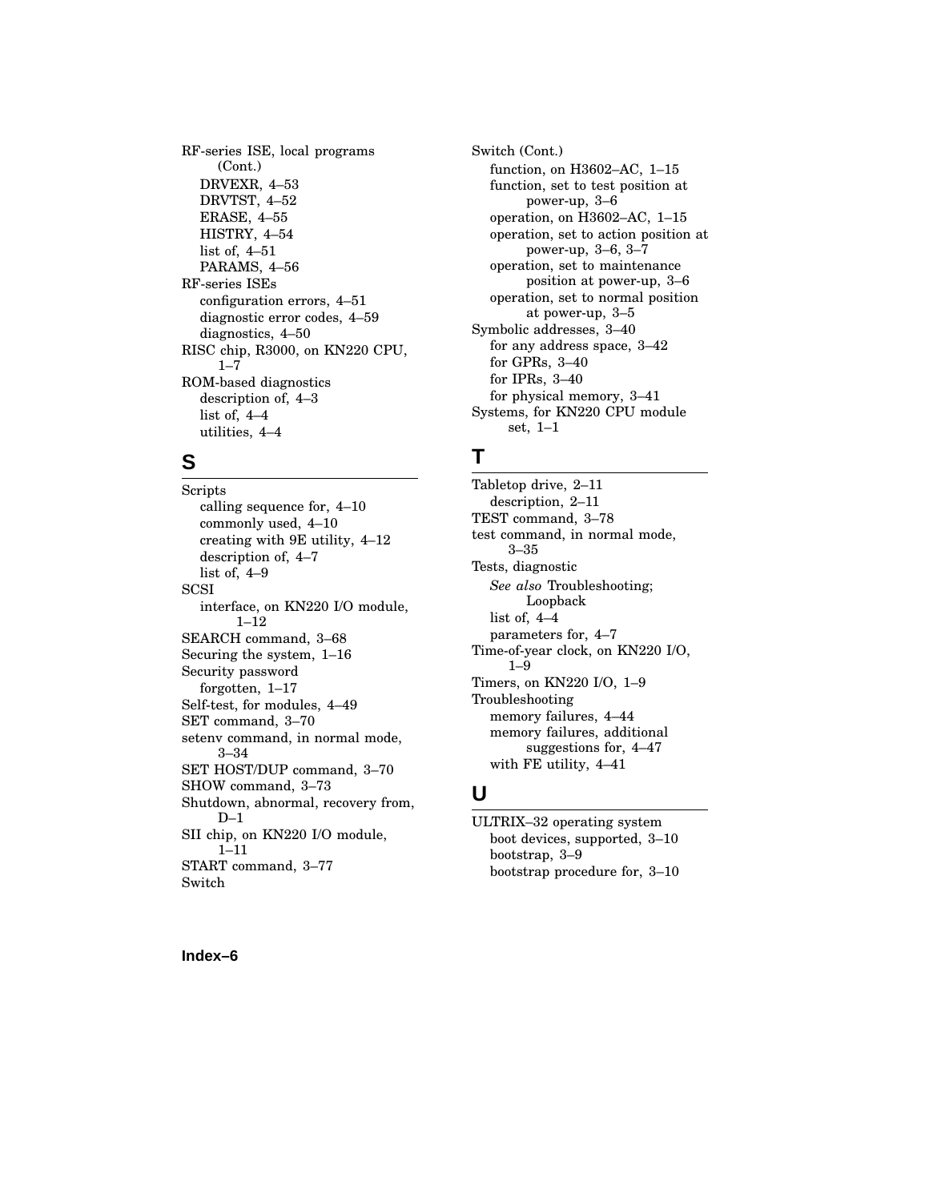RF-series ISE, local programs (Cont.)
- DRVEXR, 4–53
- DRVTST, 4–52
- ERASE, 4–55
- HISTRY, 4–54
- list of, 4–51
- PARAMS, 4–56

RF-series ISEs
- configuration errors, 4–51
- diagnostic error codes, 4–59
- diagnostics, 4–50

RISC chip, R3000, on KN220 CPU, 1–7

ROM-based diagnostics
- description of, 4–3
- list of, 4–4
- utilities, 4–4

## S

Scripts
- calling sequence for, 4–10
- commonly used, 4–10
- creating with 9E utility, 4–12
- description of, 4–7
- list of, 4–9

SCSI
- interface, on KN220 I/O module, 1–12

SEARCH command, 3–68

Securing the system, 1–16

Security password
- forgotten, 1–17

Self-test, for modules, 4–49

SET command, 3–70

setenv command, in normal mode, 3–34

SET HOST/DUP command, 3–70

SHOW command, 3–73

Shutdown, abnormal, recovery from, D–1

SII chip, on KN220 I/O module, 1–11

START command, 3–77

Switch

Switch (Cont.)
- function, on H3602–AC, 1–15
- function, set to test position at power-up, 3–6
- operation, on H3602–AC, 1–15
- operation, set to action position at power-up, 3–6, 3–7
- operation, set to maintenance position at power-up, 3–6
- operation, set to normal position at power-up, 3–5

Symbolic addresses, 3–40
- for any address space, 3–42
- for GPRs, 3–40
- for IPRs, 3–40
- for physical memory, 3–41

Systems, for KN220 CPU module set, 1–1

## T

Tabletop drive, 2–11
- description, 2–11

TEST command, 3–78

test command, in normal mode, 3–35

Tests, diagnostic
- *See also* Troubleshooting; Loopback
- list of, 4–4
- parameters for, 4–7

Time-of-year clock, on KN220 I/O, 1–9

Timers, on KN220 I/O, 1–9

Troubleshooting
- memory failures, 4–44
- memory failures, additional suggestions for, 4–47
- with FE utility, 4–41

## U

ULTRIX–32 operating system
- boot devices, supported, 3–10
- bootstrap, 3–9
- bootstrap procedure for, 3–10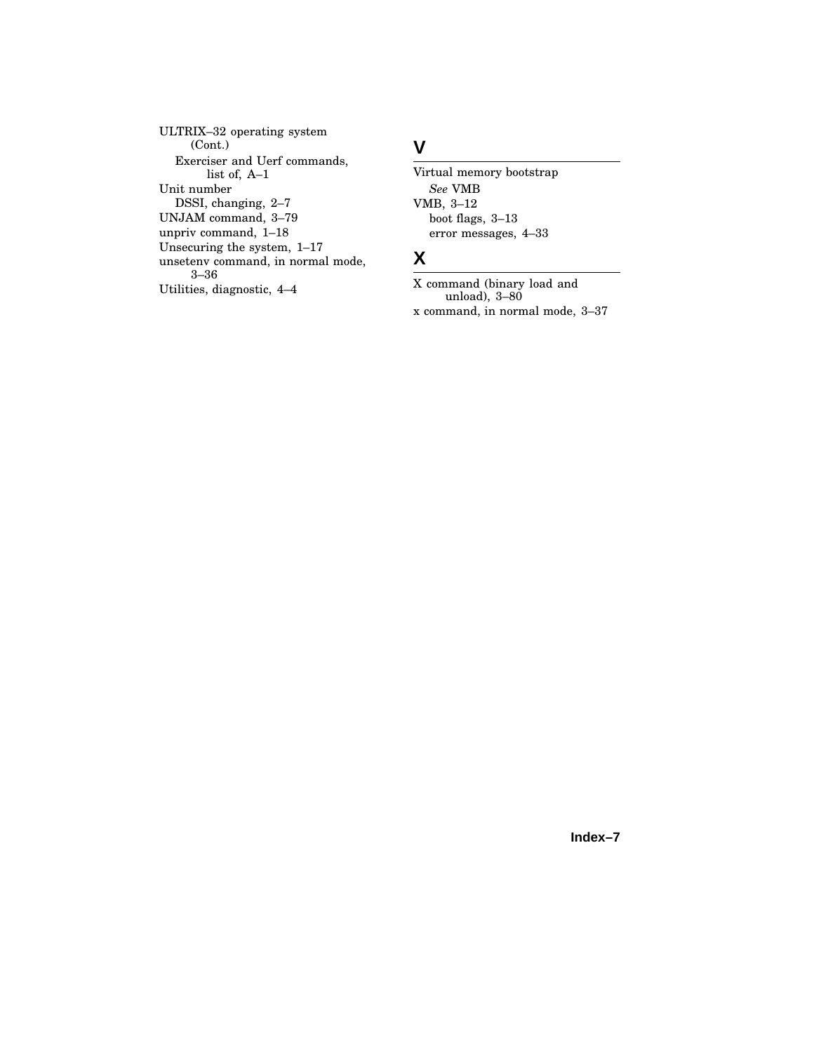ULTRIX–32 operating system (Cont.)
- Exerciser and Uerf commands, list of, A–1

Unit number
- DSSI, changing, 2–7

UNJAM command, 3–79

unpriv command, 1–18

Unsecuring the system, 1–17

unsetenv command, in normal mode, 3–36

Utilities, diagnostic, 4–4

## V

Virtual memory bootstrap
- *See* VMB

VMB, 3–12
- boot flags, 3–13
- error messages, 4–33

## X

X command (binary load and unload), 3–80

x command, in normal mode, 3–37